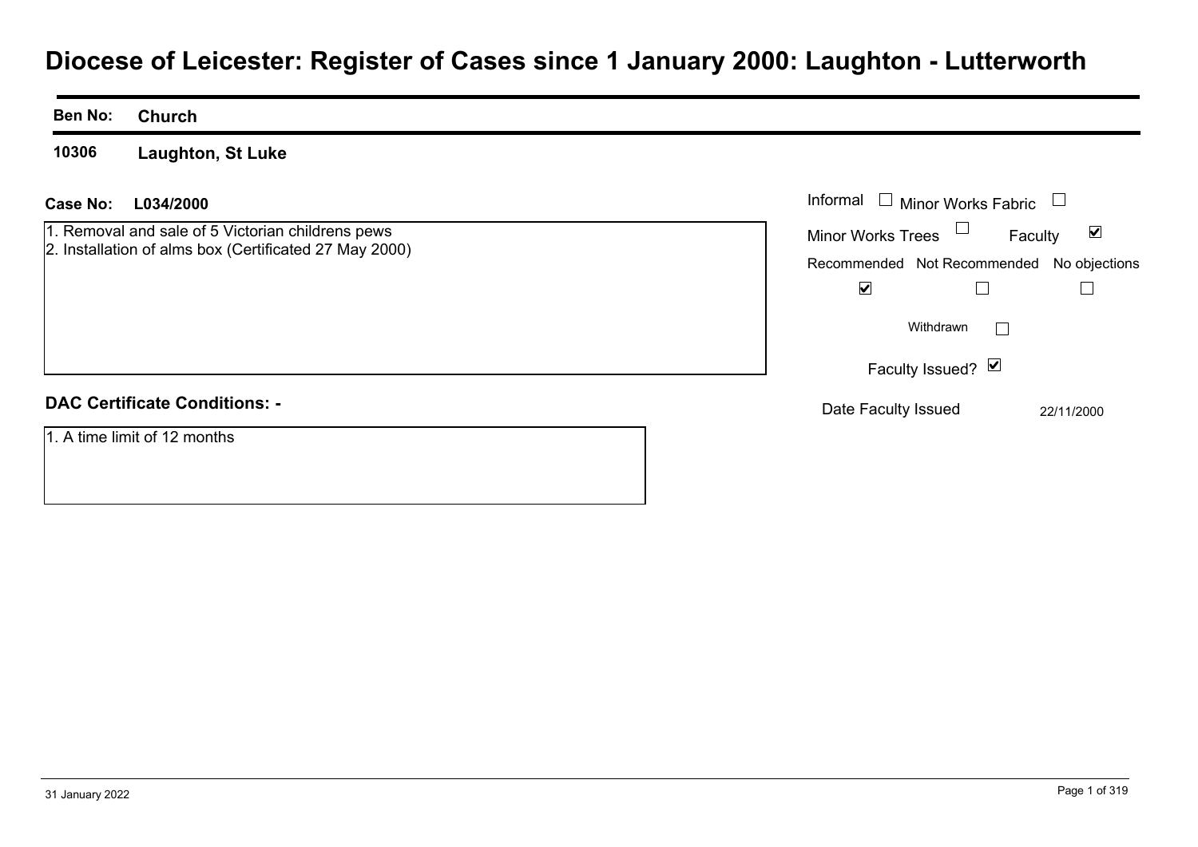# Diocese of Leicester: Register of Cases since 1 January 2000: Laughton - Lutterworth

**Ben No:** **Church**

**10306** **Laughton, St Luke**

**Case No:** **L034/2000**

1. Removal and sale of 5 Victorian childrens pews
2. Installation of alms box (Certificated 27 May 2000)

Informal ☐ Minor Works Fabric ☐

Minor Works Trees ☐ Faculty ☑

Recommended ☑ Not Recommended ☐ No objections ☐

Withdrawn ☐

Faculty Issued? ☑

Date Faculty Issued 22/11/2000

**DAC Certificate Conditions: -**

1. A time limit of 12 months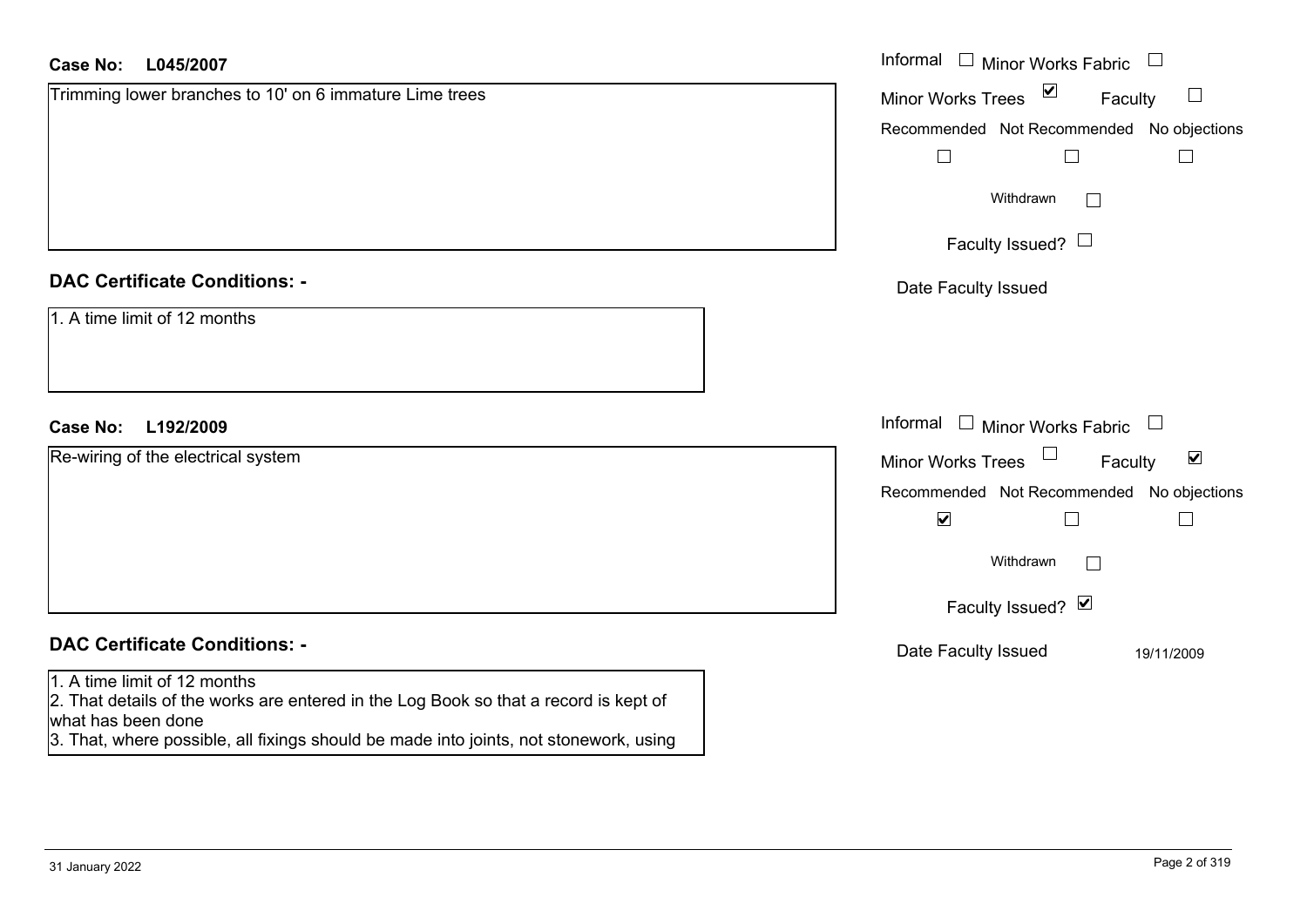**Case No:** **L045/2007**

Trimming lower branches to 10' on 6 immature Lime trees

Informal ☐ Minor Works Fabric ☐
Minor Works Trees ☑ Faculty ☐

| Recommended | Not Recommended | No objections |
|---|---|---|
| ☐ | ☐ | ☐ |

Withdrawn ☐

Faculty Issued? ☐

Date Faculty Issued

**DAC Certificate Conditions: -**

1. A time limit of 12 months

**Case No:** **L192/2009**

Re-wiring of the electrical system

Informal ☐ Minor Works Fabric ☐
Minor Works Trees ☐ Faculty ☑

| Recommended | Not Recommended | No objections |
|---|---|---|
| ☑ | ☐ | ☐ |

Withdrawn ☐

Faculty Issued? ☑

Date Faculty Issued 19/11/2009

**DAC Certificate Conditions: -**

1. A time limit of 12 months
2. That details of the works are entered in the Log Book so that a record is kept of what has been done
3. That, where possible, all fixings should be made into joints, not stonework, using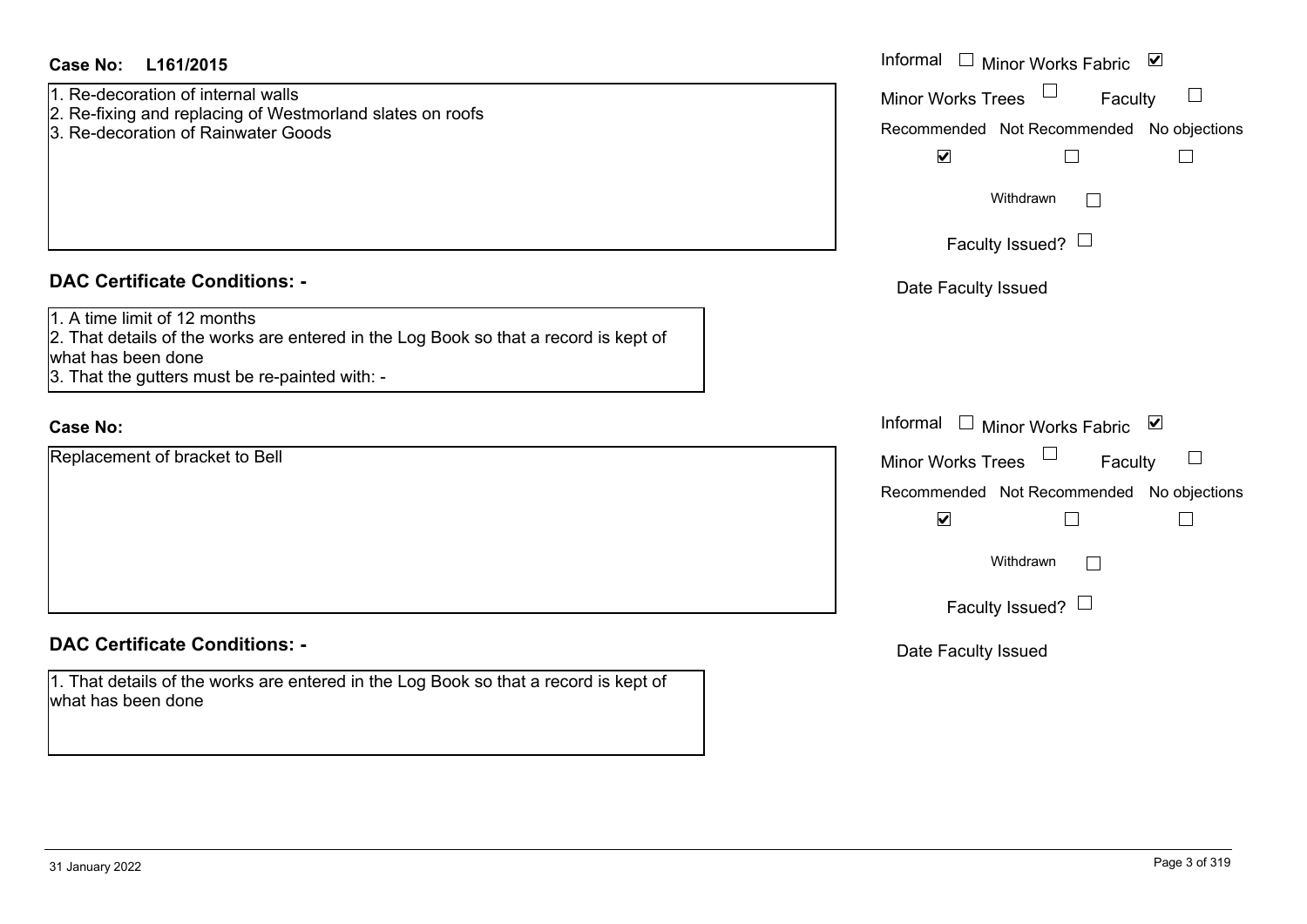**Case No:** **L161/2015**

1. Re-decoration of internal walls
2. Re-fixing and replacing of Westmorland slates on roofs
3. Re-decoration of Rainwater Goods

Informal ☐ Minor Works Fabric ☑

Minor Works Trees ☐ Faculty ☐

Recommended ☑ Not Recommended ☐ No objections ☐

Withdrawn ☐

Faculty Issued? ☐

Date Faculty Issued

### DAC Certificate Conditions: -

1. A time limit of 12 months
2. That details of the works are entered in the Log Book so that a record is kept of what has been done
3. That the gutters must be re-painted with: -

**Case No:**

Replacement of bracket to Bell

Informal ☐ Minor Works Fabric ☑

Minor Works Trees ☐ Faculty ☐

Recommended ☑ Not Recommended ☐ No objections ☐

Withdrawn ☐

Faculty Issued? ☐

Date Faculty Issued

### DAC Certificate Conditions: -

1. That details of the works are entered in the Log Book so that a record is kept of what has been done

31 January 2022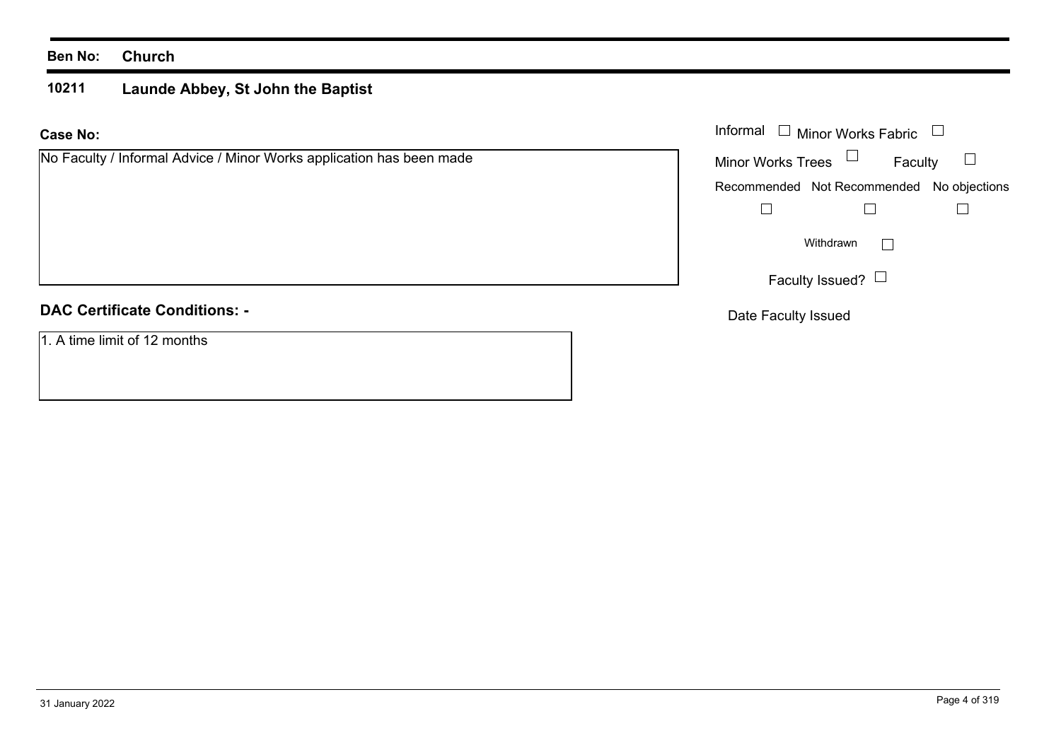**Ben No:** **Church**

## 10211 Launde Abbey, St John the Baptist

**Case No:**

No Faculty / Informal Advice / Minor Works application has been made

Informal ☐ Minor Works Fabric ☐

Minor Works Trees ☐ Faculty ☐

Recommended ☐ Not Recommended ☐ No objections ☐

Withdrawn ☐

Faculty Issued? ☐

Date Faculty Issued

**DAC Certificate Conditions: -**

1. A time limit of 12 months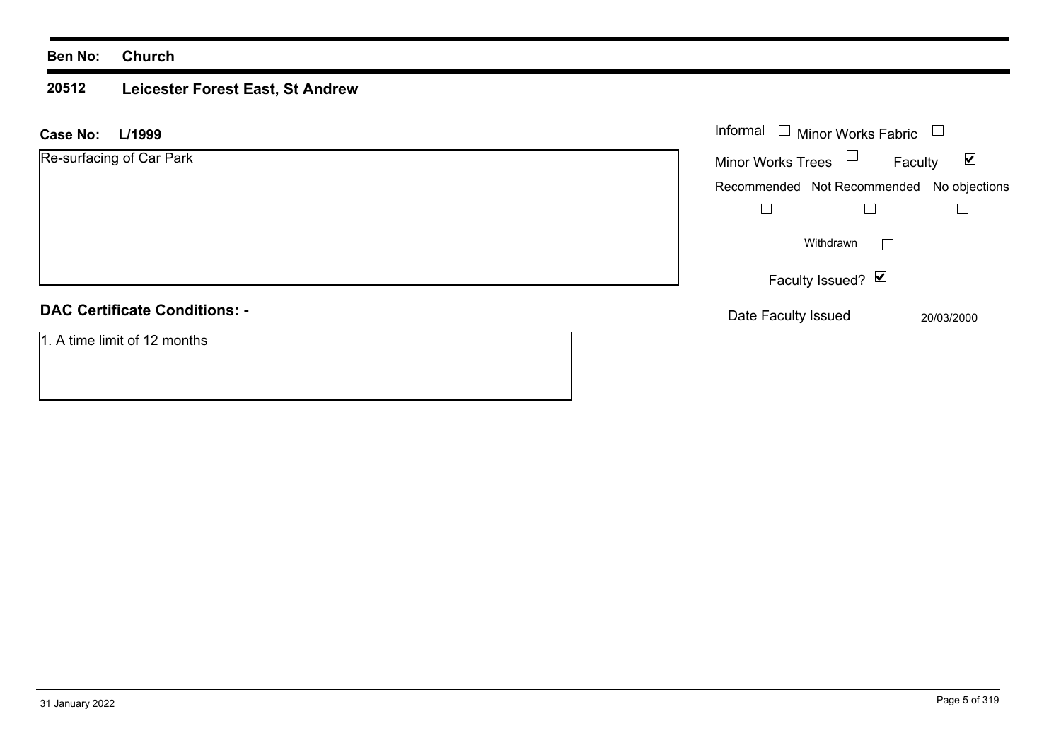**Ben No:** **Church**

## 20512 Leicester Forest East, St Andrew

**Case No:** **L/1999**

Re-surfacing of Car Park

Informal ☐ Minor Works Fabric ☐

Minor Works Trees ☐ Faculty ☑

Recommended ☐ Not Recommended ☐ No objections ☐

Withdrawn ☐

Faculty Issued? ☑

Date Faculty Issued 20/03/2000

**DAC Certificate Conditions: -**

1. A time limit of 12 months

31 January 2022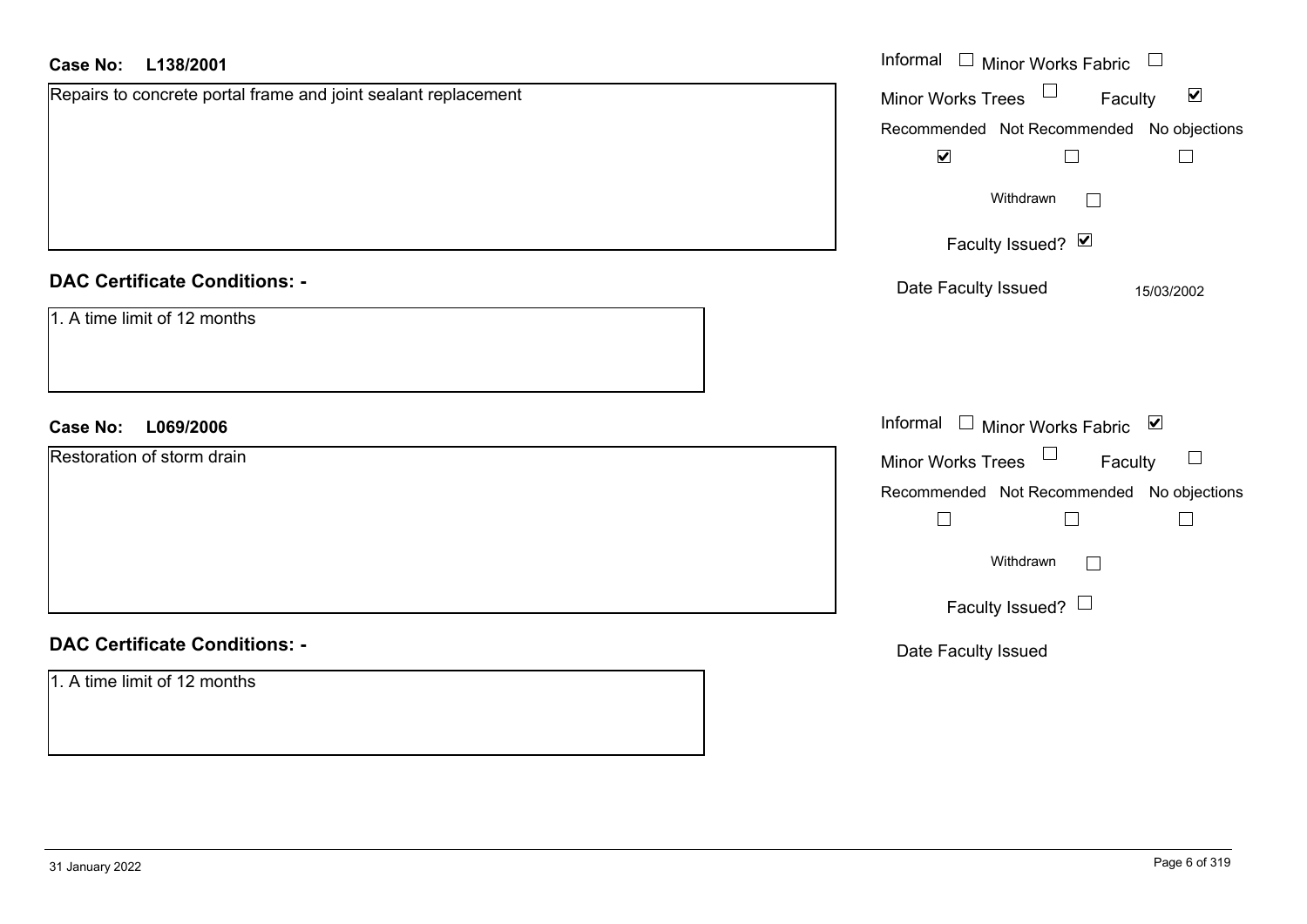**Case No: L138/2001**

Repairs to concrete portal frame and joint sealant replacement

Informal ☐ Minor Works Fabric ☐

Minor Works Trees ☐ Faculty ☑

Recommended ☑ Not Recommended ☐ No objections ☐

Withdrawn ☐

Faculty Issued? ☑

Date Faculty Issued 15/03/2002

**DAC Certificate Conditions: -**

1. A time limit of 12 months

**Case No: L069/2006**

Restoration of storm drain

Informal ☐ Minor Works Fabric ☑

Minor Works Trees ☐ Faculty ☐

Recommended ☐ Not Recommended ☐ No objections ☐

Withdrawn ☐

Faculty Issued? ☐

Date Faculty Issued

**DAC Certificate Conditions: -**

1. A time limit of 12 months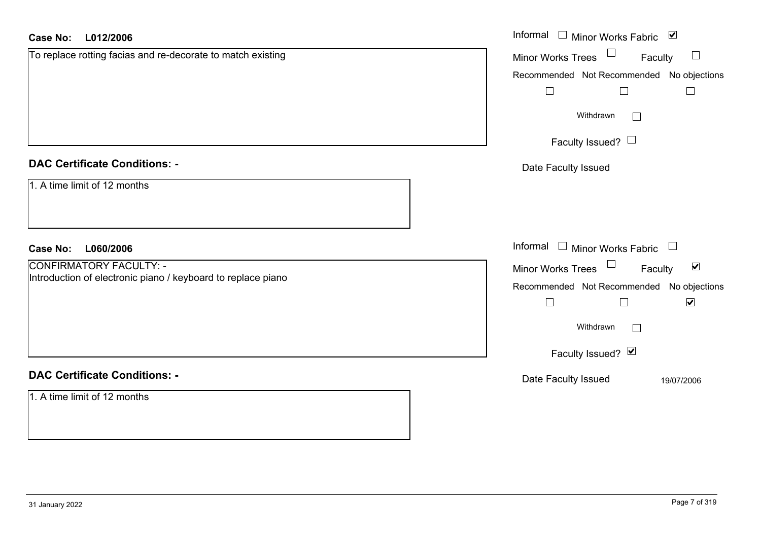**Case No: L012/2006**

To replace rotting facias and re-decorate to match existing

Informal ☐ Minor Works Fabric ☑

Minor Works Trees ☐ Faculty ☐

Recommended ☐ Not Recommended ☐ No objections ☐

Withdrawn ☐

Faculty Issued? ☐

Date Faculty Issued

**DAC Certificate Conditions: -**

1. A time limit of 12 months

**Case No: L060/2006**

CONFIRMATORY FACULTY: -
Introduction of electronic piano / keyboard to replace piano

Informal ☐ Minor Works Fabric ☐

Minor Works Trees ☐ Faculty ☑

Recommended ☐ Not Recommended ☐ No objections ☑

Withdrawn ☐

Faculty Issued? ☑

Date Faculty Issued 19/07/2006

**DAC Certificate Conditions: -**

1. A time limit of 12 months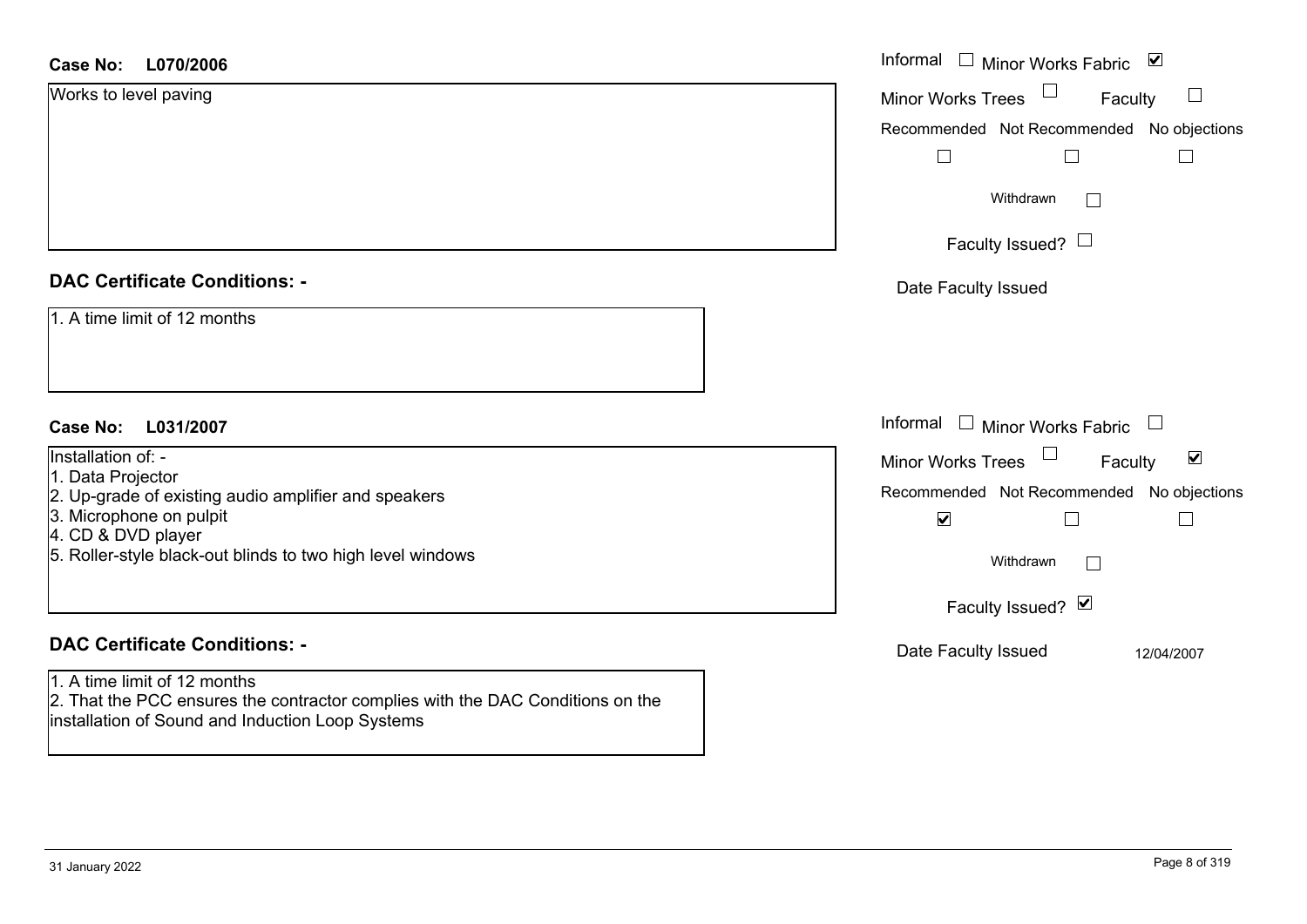**Case No: L070/2006**

Works to level paving

Informal ☐ Minor Works Fabric ☑

Minor Works Trees ☐ Faculty ☐

Recommended ☐ Not Recommended ☐ No objections ☐

Withdrawn ☐

Faculty Issued? ☐

Date Faculty Issued

## DAC Certificate Conditions: -

1. A time limit of 12 months

**Case No: L031/2007**

Installation of: -

1. Data Projector
2. Up-grade of existing audio amplifier and speakers
3. Microphone on pulpit
4. CD & DVD player
5. Roller-style black-out blinds to two high level windows

Informal ☐ Minor Works Fabric ☐

Minor Works Trees ☐ Faculty ☑

Recommended ☑ Not Recommended ☐ No objections ☐

Withdrawn ☐

Faculty Issued? ☑

Date Faculty Issued 12/04/2007

## DAC Certificate Conditions: -

1. A time limit of 12 months
2. That the PCC ensures the contractor complies with the DAC Conditions on the installation of Sound and Induction Loop Systems

31 January 2022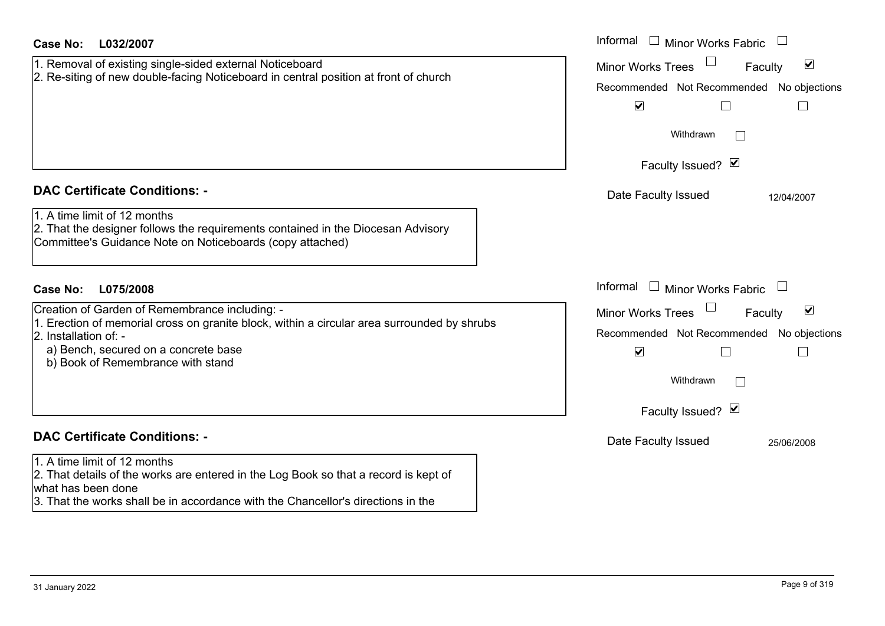**Case No: L032/2007**

1. Removal of existing single-sided external Noticeboard
2. Re-siting of new double-facing Noticeboard in central position at front of church

Informal ☐ Minor Works Fabric ☐
Minor Works Trees ☐ Faculty ☑

| Recommended | Not Recommended | No objections |
|---|---|---|
| ☑ | ☐ | ☐ |

Withdrawn ☐

Faculty Issued? ☑

Date Faculty Issued 12/04/2007

**DAC Certificate Conditions: -**

1. A time limit of 12 months
2. That the designer follows the requirements contained in the Diocesan Advisory Committee's Guidance Note on Noticeboards (copy attached)

**Case No: L075/2008**

Creation of Garden of Remembrance including: -

1. Erection of memorial cross on granite block, within a circular area surrounded by shrubs
2. Installation of: -
   a) Bench, secured on a concrete base
   b) Book of Remembrance with stand

Informal ☐ Minor Works Fabric ☐
Minor Works Trees ☐ Faculty ☑

| Recommended | Not Recommended | No objections |
|---|---|---|
| ☑ | ☐ | ☐ |

Withdrawn ☐

Faculty Issued? ☑

Date Faculty Issued 25/06/2008

**DAC Certificate Conditions: -**

1. A time limit of 12 months
2. That details of the works are entered in the Log Book so that a record is kept of what has been done
3. That the works shall be in accordance with the Chancellor's directions in the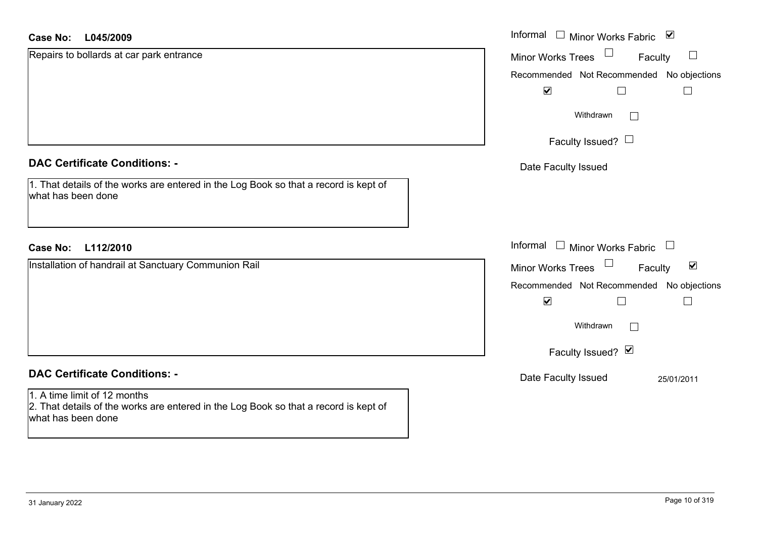**Case No:** **L045/2009**

Repairs to bollards at car park entrance

Informal ☐ Minor Works Fabric ☑

Minor Works Trees ☐ Faculty ☐

Recommended ☑ Not Recommended ☐ No objections ☐

Withdrawn ☐

Faculty Issued? ☐

Date Faculty Issued

**DAC Certificate Conditions: -**

1. That details of the works are entered in the Log Book so that a record is kept of what has been done

**Case No:** **L112/2010**

Installation of handrail at Sanctuary Communion Rail

Informal ☐ Minor Works Fabric ☐

Minor Works Trees ☐ Faculty ☑

Recommended ☑ Not Recommended ☐ No objections ☐

Withdrawn ☐

Faculty Issued? ☑

Date Faculty Issued 25/01/2011

**DAC Certificate Conditions: -**

1. A time limit of 12 months
2. That details of the works are entered in the Log Book so that a record is kept of what has been done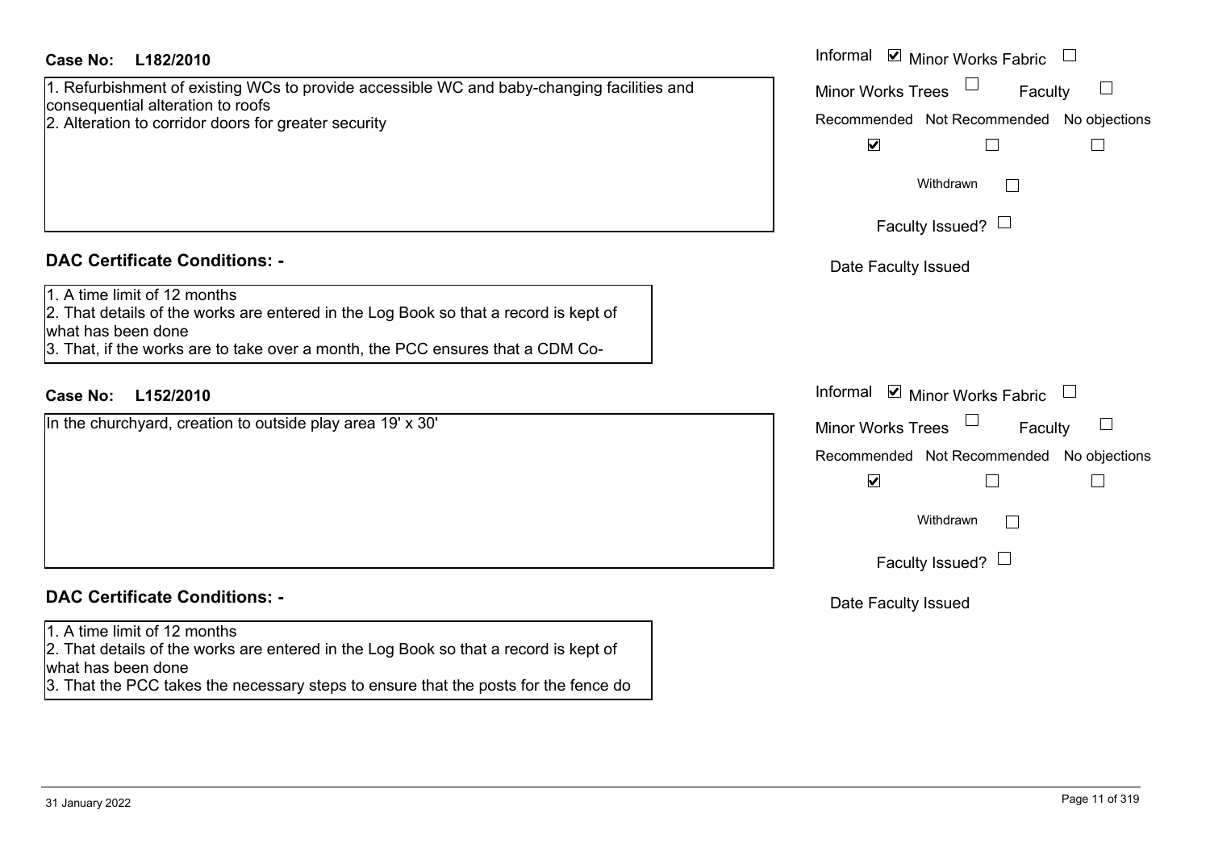**Case No: L182/2010**

1. Refurbishment of existing WCs to provide accessible WC and baby-changing facilities and consequential alteration to roofs
2. Alteration to corridor doors for greater security

Informal ☑ Minor Works Fabric ☐
Minor Works Trees ☐ Faculty ☐

| Recommended | Not Recommended | No objections |
| --- | --- | --- |
| ☑ | ☐ | ☐ |

Withdrawn ☐

Faculty Issued? ☐

Date Faculty Issued

## DAC Certificate Conditions: -

1. A time limit of 12 months
2. That details of the works are entered in the Log Book so that a record is kept of what has been done
3. That, if the works are to take over a month, the PCC ensures that a CDM Co-

**Case No: L152/2010**

In the churchyard, creation to outside play area 19' x 30'

Informal ☑ Minor Works Fabric ☐
Minor Works Trees ☐ Faculty ☐

| Recommended | Not Recommended | No objections |
| --- | --- | --- |
| ☑ | ☐ | ☐ |

Withdrawn ☐

Faculty Issued? ☐

Date Faculty Issued

## DAC Certificate Conditions: -

1. A time limit of 12 months
2. That details of the works are entered in the Log Book so that a record is kept of what has been done
3. That the PCC takes the necessary steps to ensure that the posts for the fence do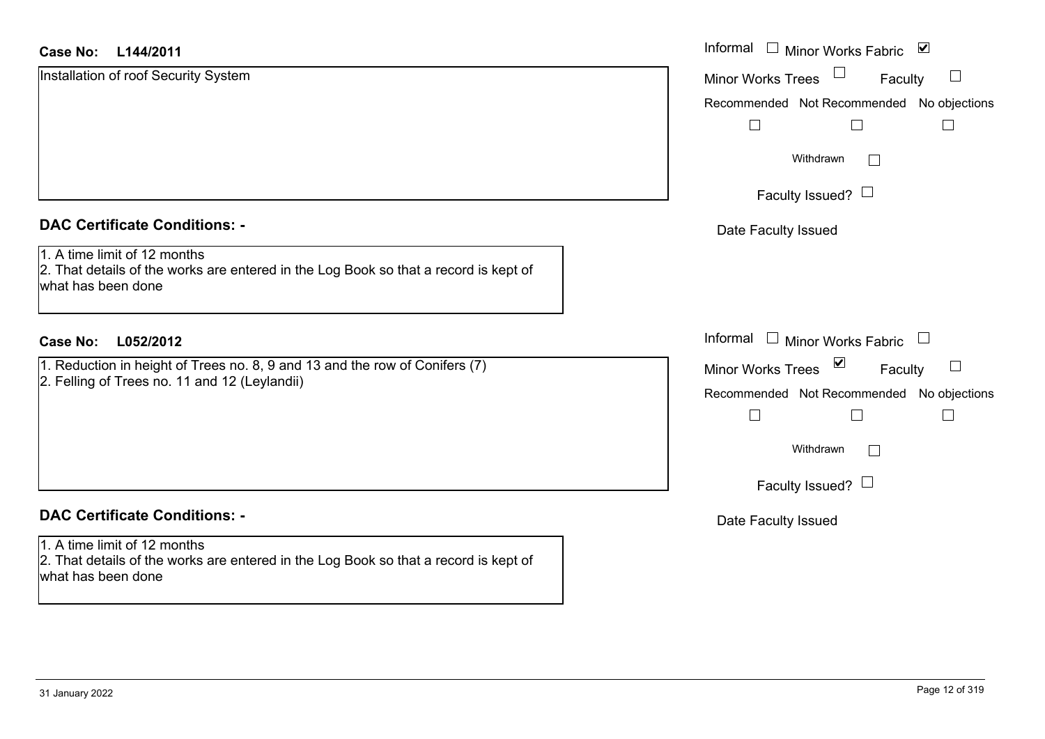**Case No: L144/2011**

Installation of roof Security System

Informal ☐ Minor Works Fabric ☑

Minor Works Trees ☐ Faculty ☐

Recommended ☐ Not Recommended ☐ No objections ☐

Withdrawn ☐

Faculty Issued? ☐

Date Faculty Issued

## DAC Certificate Conditions: -

1. A time limit of 12 months
2. That details of the works are entered in the Log Book so that a record is kept of what has been done

**Case No: L052/2012**

1. Reduction in height of Trees no. 8, 9 and 13 and the row of Conifers (7)
2. Felling of Trees no. 11 and 12 (Leylandii)

Informal ☐ Minor Works Fabric ☐

Minor Works Trees ☑ Faculty ☐

Recommended ☐ Not Recommended ☐ No objections ☐

Withdrawn ☐

Faculty Issued? ☐

Date Faculty Issued

## DAC Certificate Conditions: -

1. A time limit of 12 months
2. That details of the works are entered in the Log Book so that a record is kept of what has been done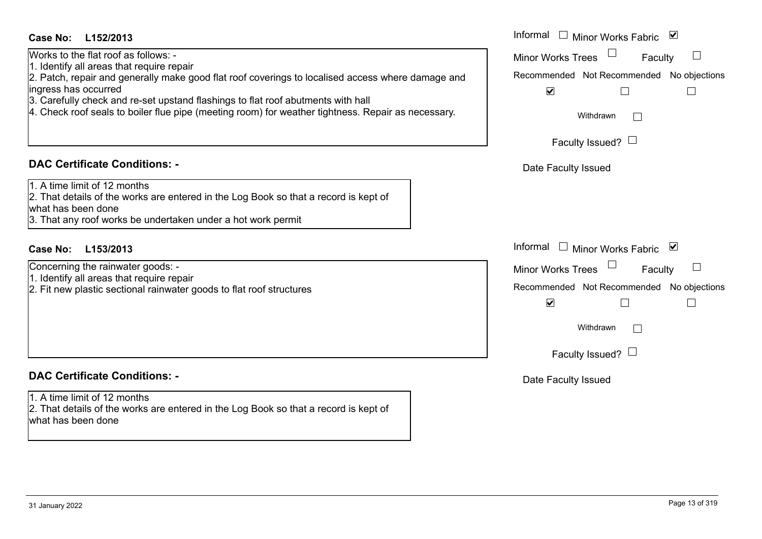**Case No: L152/2013**

Informal ☐ Minor Works Fabric ☑
Minor Works Trees ☐ Faculty ☐
Recommended ☑ Not Recommended ☐ No objections ☐
Withdrawn ☐
Faculty Issued? ☐
Date Faculty Issued

Works to the flat roof as follows: -
1. Identify all areas that require repair
2. Patch, repair and generally make good flat roof coverings to localised access where damage and ingress has occurred
3. Carefully check and re-set upstand flashings to flat roof abutments with hall
4. Check roof seals to boiler flue pipe (meeting room) for weather tightness. Repair as necessary.

**DAC Certificate Conditions: -**

1. A time limit of 12 months
2. That details of the works are entered in the Log Book so that a record is kept of what has been done
3. That any roof works be undertaken under a hot work permit

**Case No: L153/2013**

Informal ☐ Minor Works Fabric ☑
Minor Works Trees ☐ Faculty ☐
Recommended ☑ Not Recommended ☐ No objections ☐
Withdrawn ☐
Faculty Issued? ☐
Date Faculty Issued

Concerning the rainwater goods: -
1. Identify all areas that require repair
2. Fit new plastic sectional rainwater goods to flat roof structures

**DAC Certificate Conditions: -**

1. A time limit of 12 months
2. That details of the works are entered in the Log Book so that a record is kept of what has been done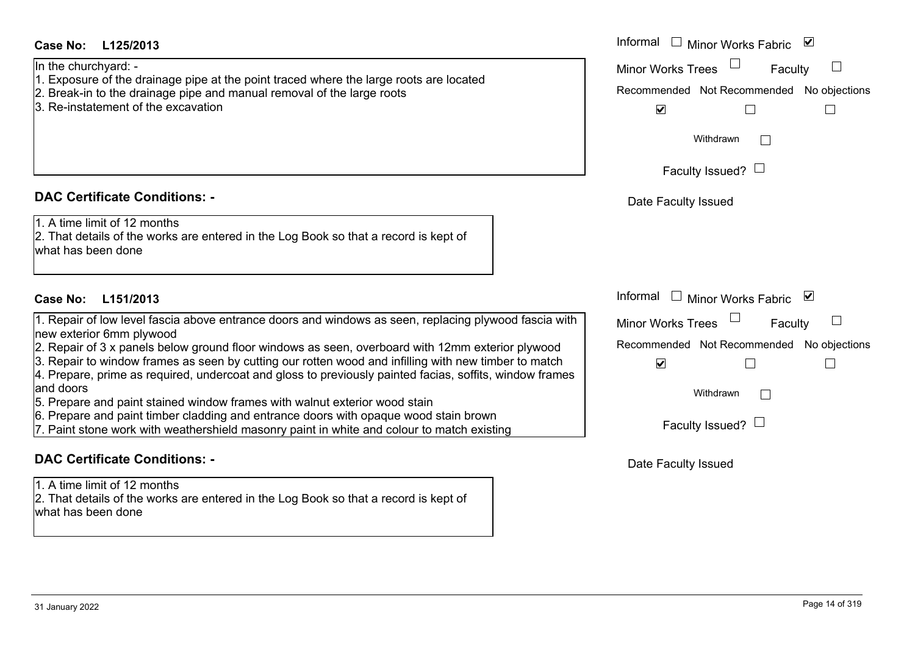**Case No: L125/2013**

Informal ☐ Minor Works Fabric ☑

Minor Works Trees ☐ Faculty ☐

Recommended ☑ Not Recommended ☐ No objections ☐

Withdrawn ☐

Faculty Issued? ☐

Date Faculty Issued

In the churchyard: -

1. Exposure of the drainage pipe at the point traced where the large roots are located
2. Break-in to the drainage pipe and manual removal of the large roots
3. Re-instatement of the excavation

## DAC Certificate Conditions: -

1. A time limit of 12 months
2. That details of the works are entered in the Log Book so that a record is kept of what has been done

**Case No: L151/2013**

Informal ☐ Minor Works Fabric ☑

Minor Works Trees ☐ Faculty ☐

Recommended ☑ Not Recommended ☐ No objections ☐

Withdrawn ☐

Faculty Issued? ☐

Date Faculty Issued

1. Repair of low level fascia above entrance doors and windows as seen, replacing plywood fascia with new exterior 6mm plywood
2. Repair of 3 x panels below ground floor windows as seen, overboard with 12mm exterior plywood
3. Repair to window frames as seen by cutting our rotten wood and infilling with new timber to match
4. Prepare, prime as required, undercoat and gloss to previously painted facias, soffits, window frames and doors
5. Prepare and paint stained window frames with walnut exterior wood stain
6. Prepare and paint timber cladding and entrance doors with opaque wood stain brown
7. Paint stone work with weathershield masonry paint in white and colour to match existing

## DAC Certificate Conditions: -

1. A time limit of 12 months
2. That details of the works are entered in the Log Book so that a record is kept of what has been done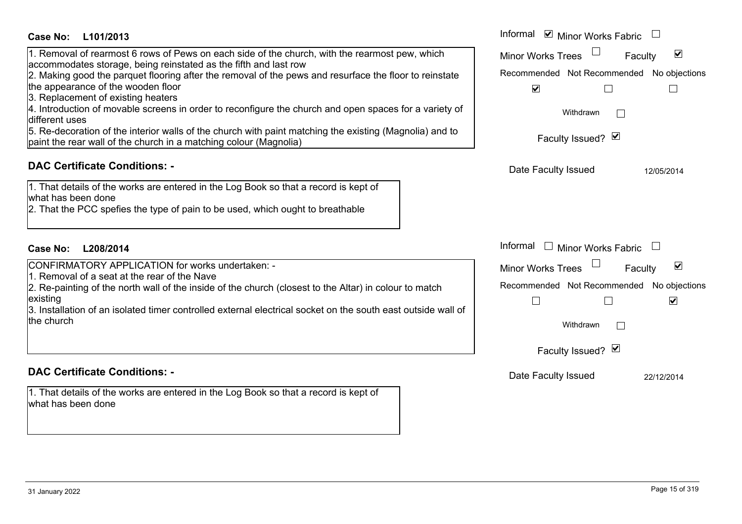**Case No: L101/2013**

1. Removal of rearmost 6 rows of Pews on each side of the church, with the rearmost pew, which accommodates storage, being reinstated as the fifth and last row
2. Making good the parquet flooring after the removal of the pews and resurface the floor to reinstate the appearance of the wooden floor
3. Replacement of existing heaters
4. Introduction of movable screens in order to reconfigure the church and open spaces for a variety of different uses
5. Re-decoration of the interior walls of the church with paint matching the existing (Magnolia) and to paint the rear wall of the church in a matching colour (Magnolia)

Informal ☑ Minor Works Fabric ☐
Minor Works Trees ☐ Faculty ☑
Recommended ☑ Not Recommended ☐ No objections ☐
Withdrawn ☐
Faculty Issued? ☑
Date Faculty Issued 12/05/2014

### DAC Certificate Conditions: -

1. That details of the works are entered in the Log Book so that a record is kept of what has been done
2. That the PCC spefies the type of pain to be used, which ought to breathable

**Case No: L208/2014**

CONFIRMATORY APPLICATION for works undertaken: -
1. Removal of a seat at the rear of the Nave
2. Re-painting of the north wall of the inside of the church (closest to the Altar) in colour to match existing
3. Installation of an isolated timer controlled external electrical socket on the south east outside wall of the church

Informal ☐ Minor Works Fabric ☐
Minor Works Trees ☐ Faculty ☑
Recommended ☐ Not Recommended ☐ No objections ☑
Withdrawn ☐
Faculty Issued? ☑
Date Faculty Issued 22/12/2014

### DAC Certificate Conditions: -

1. That details of the works are entered in the Log Book so that a record is kept of what has been done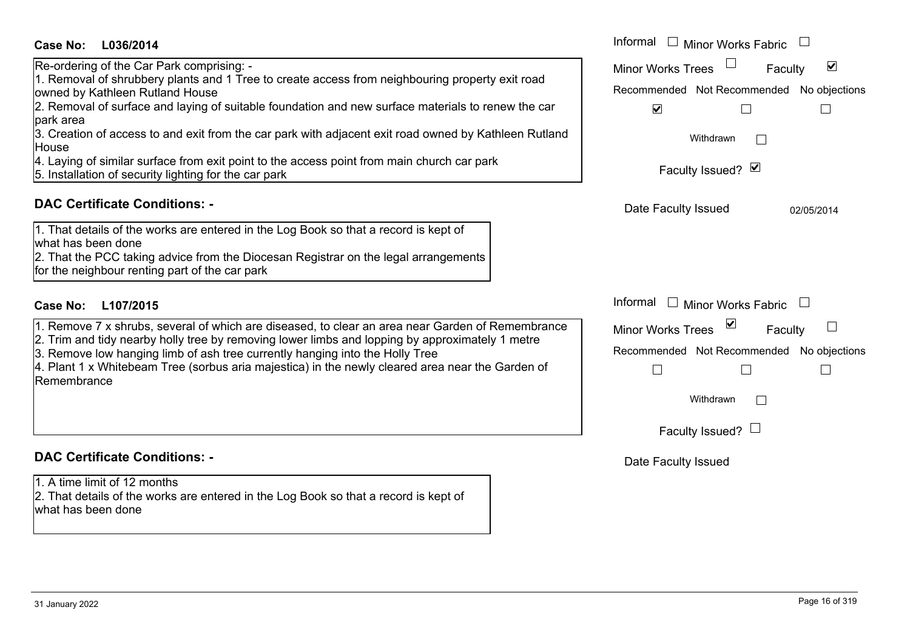**Case No: L036/2014**

Re-ordering of the Car Park comprising: -
1. Removal of shrubbery plants and 1 Tree to create access from neighbouring property exit road owned by Kathleen Rutland House
2. Removal of surface and laying of suitable foundation and new surface materials to renew the car park area
3. Creation of access to and exit from the car park with adjacent exit road owned by Kathleen Rutland House
4. Laying of similar surface from exit point to the access point from main church car park
5. Installation of security lighting for the car park

Informal ☐ Minor Works Fabric ☐
Minor Works Trees ☐ Faculty ☑
Recommended ☑ Not Recommended ☐ No objections ☐
Withdrawn ☐
Faculty Issued? ☑
Date Faculty Issued 02/05/2014

**DAC Certificate Conditions: -**

1. That details of the works are entered in the Log Book so that a record is kept of what has been done
2. That the PCC taking advice from the Diocesan Registrar on the legal arrangements for the neighbour renting part of the car park

**Case No: L107/2015**

1. Remove 7 x shrubs, several of which are diseased, to clear an area near Garden of Remembrance
2. Trim and tidy nearby holly tree by removing lower limbs and lopping by approximately 1 metre
3. Remove low hanging limb of ash tree currently hanging into the Holly Tree
4. Plant 1 x Whitebeam Tree (sorbus aria majestica) in the newly cleared area near the Garden of Remembrance

Informal ☐ Minor Works Fabric ☐
Minor Works Trees ☑ Faculty ☐
Recommended ☐ Not Recommended ☐ No objections ☐
Withdrawn ☐
Faculty Issued? ☐
Date Faculty Issued

**DAC Certificate Conditions: -**

1. A time limit of 12 months
2. That details of the works are entered in the Log Book so that a record is kept of what has been done

31 January 2022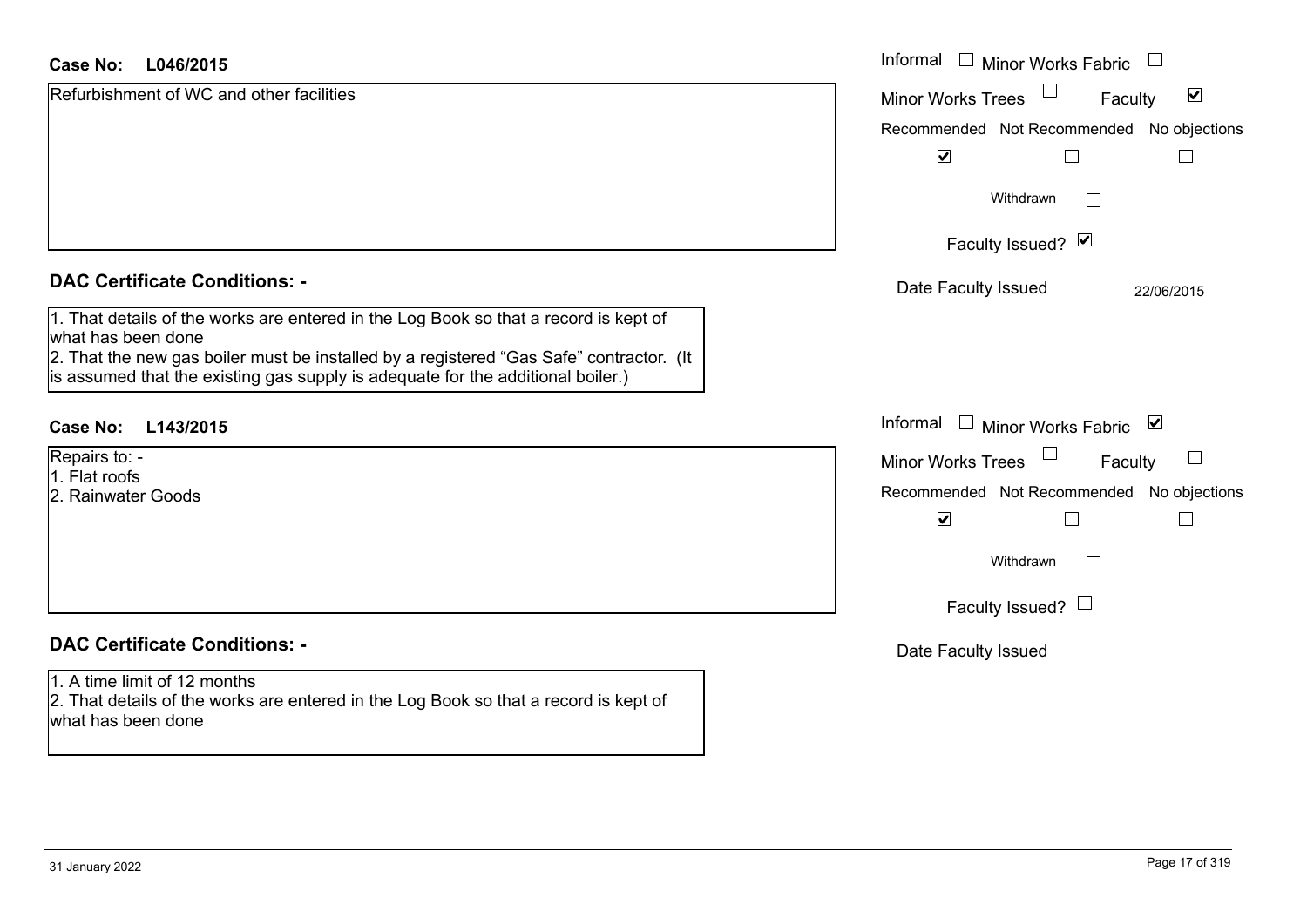**Case No: L046/2015**

Refurbishment of WC and other facilities

Informal ☐ Minor Works Fabric ☐

Minor Works Trees ☐ Faculty ☑

Recommended ☑ Not Recommended ☐ No objections ☐

Withdrawn ☐

Faculty Issued? ☑

Date Faculty Issued 22/06/2015

**DAC Certificate Conditions: -**

1. That details of the works are entered in the Log Book so that a record is kept of what has been done
2. That the new gas boiler must be installed by a registered "Gas Safe" contractor. (It is assumed that the existing gas supply is adequate for the additional boiler.)

**Case No: L143/2015**

Repairs to: -
1. Flat roofs
2. Rainwater Goods

Informal ☐ Minor Works Fabric ☑

Minor Works Trees ☐ Faculty ☐

Recommended ☑ Not Recommended ☐ No objections ☐

Withdrawn ☐

Faculty Issued? ☐

Date Faculty Issued

**DAC Certificate Conditions: -**

1. A time limit of 12 months
2. That details of the works are entered in the Log Book so that a record is kept of what has been done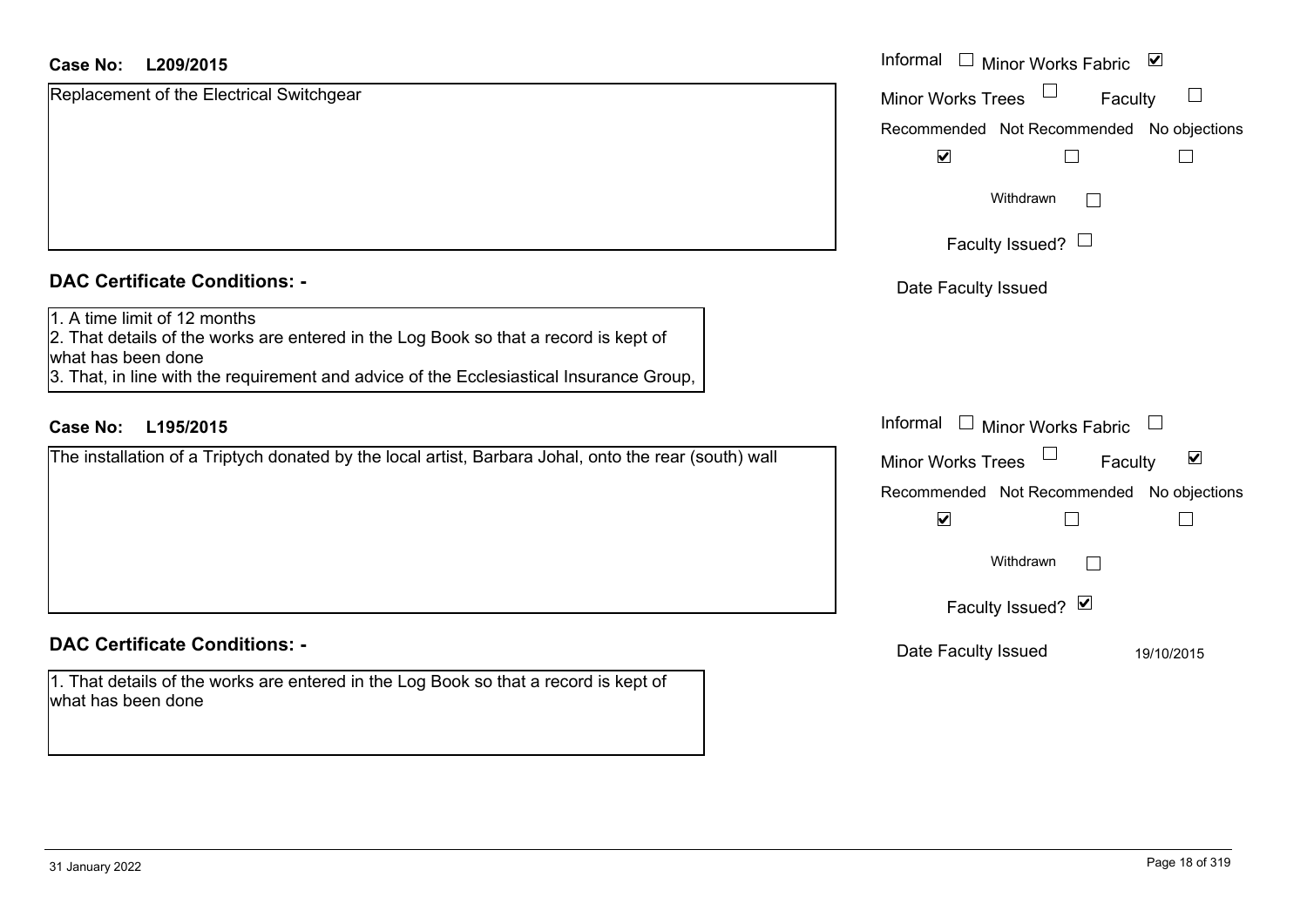**Case No: L209/2015**

Replacement of the Electrical Switchgear

Informal ☐ Minor Works Fabric ☑

Minor Works Trees ☐ Faculty ☐

Recommended ☑ Not Recommended ☐ No objections ☐

Withdrawn ☐

Faculty Issued? ☐

Date Faculty Issued

## DAC Certificate Conditions: -

1. A time limit of 12 months
2. That details of the works are entered in the Log Book so that a record is kept of what has been done
3. That, in line with the requirement and advice of the Ecclesiastical Insurance Group,

**Case No: L195/2015**

The installation of a Triptych donated by the local artist, Barbara Johal, onto the rear (south) wall

Informal ☐ Minor Works Fabric ☐

Minor Works Trees ☐ Faculty ☑

Recommended ☑ Not Recommended ☐ No objections ☐

Withdrawn ☐

Faculty Issued? ☑

Date Faculty Issued 19/10/2015

## DAC Certificate Conditions: -

1. That details of the works are entered in the Log Book so that a record is kept of what has been done

31 January 2022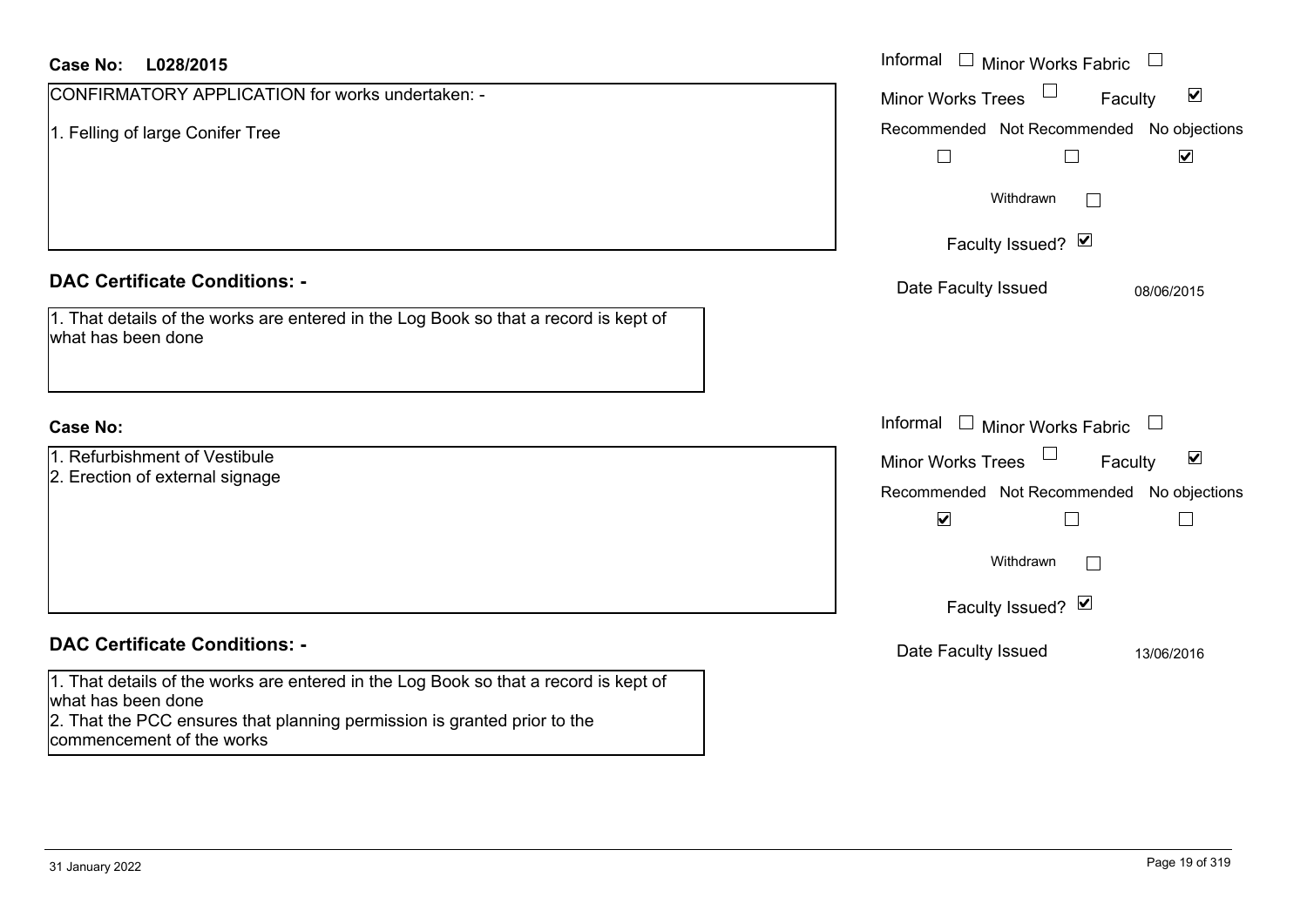**Case No:** L028/2015

CONFIRMATORY APPLICATION for works undertaken: -

1. Felling of large Conifer Tree

Informal ☐ Minor Works Fabric ☐

Minor Works Trees ☐ Faculty ☑

Recommended ☐ Not Recommended ☐ No objections ☑

Withdrawn ☐

Faculty Issued? ☑

Date Faculty Issued 08/06/2015

**DAC Certificate Conditions: -**

1. That details of the works are entered in the Log Book so that a record is kept of what has been done

**Case No:**

1. Refurbishment of Vestibule
2. Erection of external signage

Informal ☐ Minor Works Fabric ☐

Minor Works Trees ☐ Faculty ☑

Recommended ☑ Not Recommended ☐ No objections ☐

Withdrawn ☐

Faculty Issued? ☑

Date Faculty Issued 13/06/2016

**DAC Certificate Conditions: -**

1. That details of the works are entered in the Log Book so that a record is kept of what has been done
2. That the PCC ensures that planning permission is granted prior to the commencement of the works

31 January 2022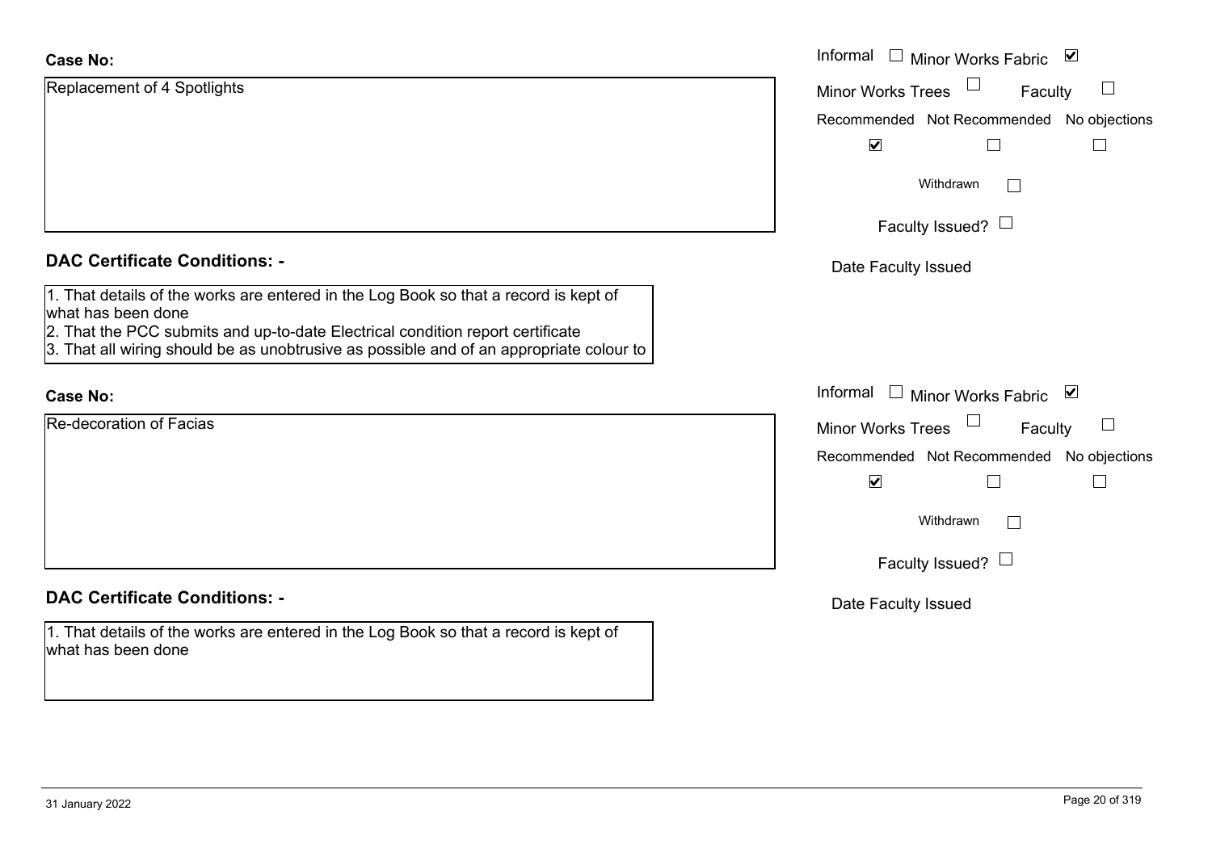**Case No:**

Replacement of 4 Spotlights

Informal ☐ Minor Works Fabric ☑

Minor Works Trees ☐ Faculty ☐

Recommended ☑ Not Recommended ☐ No objections ☐

Withdrawn ☐

Faculty Issued? ☐

Date Faculty Issued

**DAC Certificate Conditions: -**

1. That details of the works are entered in the Log Book so that a record is kept of what has been done
2. That the PCC submits and up-to-date Electrical condition report certificate
3. That all wiring should be as unobtrusive as possible and of an appropriate colour to

**Case No:**

Re-decoration of Facias

Informal ☐ Minor Works Fabric ☑

Minor Works Trees ☐ Faculty ☐

Recommended ☑ Not Recommended ☐ No objections ☐

Withdrawn ☐

Faculty Issued? ☐

Date Faculty Issued

**DAC Certificate Conditions: -**

1. That details of the works are entered in the Log Book so that a record is kept of what has been done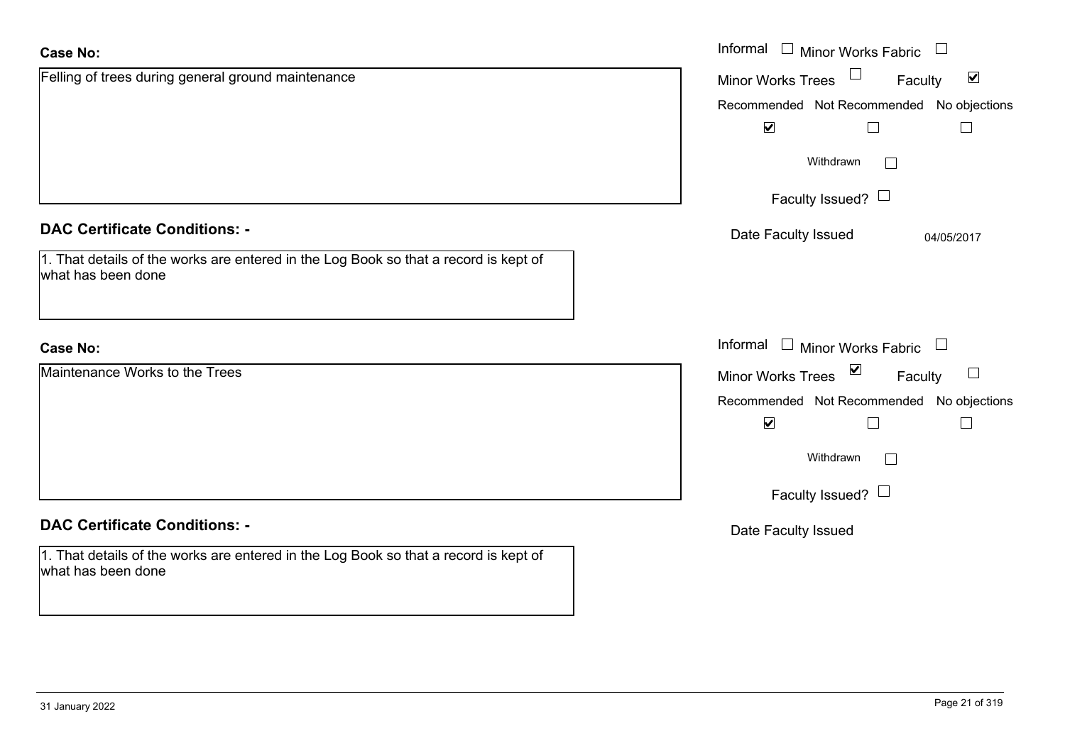**Case No:**

Felling of trees during general ground maintenance

Informal ☐ Minor Works Fabric ☐

Minor Works Trees ☐ Faculty ☑

| Recommended | Not Recommended | No objections |
| --- | --- | --- |
| ☑ | ☐ | ☐ |

Withdrawn ☐

Faculty Issued? ☐

Date Faculty Issued 04/05/2017

**DAC Certificate Conditions: -**

1. That details of the works are entered in the Log Book so that a record is kept of what has been done

**Case No:**

Maintenance Works to the Trees

Informal ☐ Minor Works Fabric ☐

Minor Works Trees ☑ Faculty ☐

| Recommended | Not Recommended | No objections |
| --- | --- | --- |
| ☑ | ☐ | ☐ |

Withdrawn ☐

Faculty Issued? ☐

Date Faculty Issued

**DAC Certificate Conditions: -**

1. That details of the works are entered in the Log Book so that a record is kept of what has been done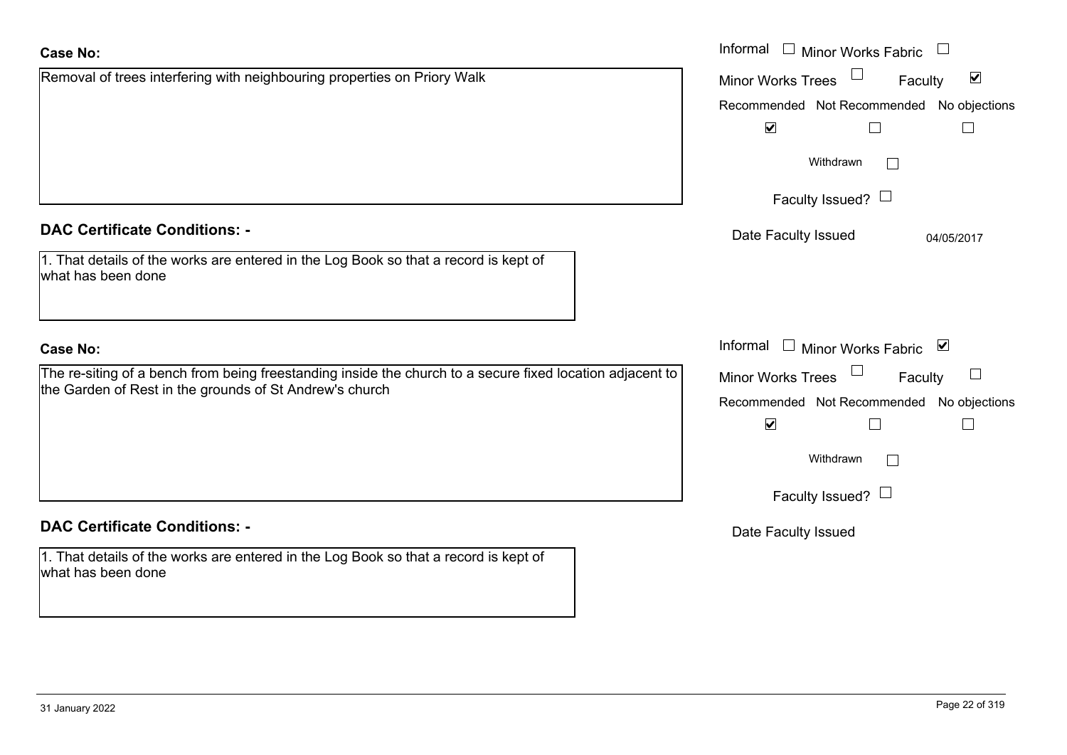**Case No:**

Removal of trees interfering with neighbouring properties on Priory Walk

Informal ☐ Minor Works Fabric ☐
Minor Works Trees ☐ Faculty ☑

| Recommended | Not Recommended | No objections |
| --- | --- | --- |
| ☑ | ☐ | ☐ |

Withdrawn ☐

Faculty Issued? ☐

Date Faculty Issued 04/05/2017

**DAC Certificate Conditions: -**

1. That details of the works are entered in the Log Book so that a record is kept of what has been done

**Case No:**

The re-siting of a bench from being freestanding inside the church to a secure fixed location adjacent to the Garden of Rest in the grounds of St Andrew's church

Informal ☐ Minor Works Fabric ☑
Minor Works Trees ☐ Faculty ☐

| Recommended | Not Recommended | No objections |
| --- | --- | --- |
| ☑ | ☐ | ☐ |

Withdrawn ☐

Faculty Issued? ☐

Date Faculty Issued

**DAC Certificate Conditions: -**

1. That details of the works are entered in the Log Book so that a record is kept of what has been done

31 January 2022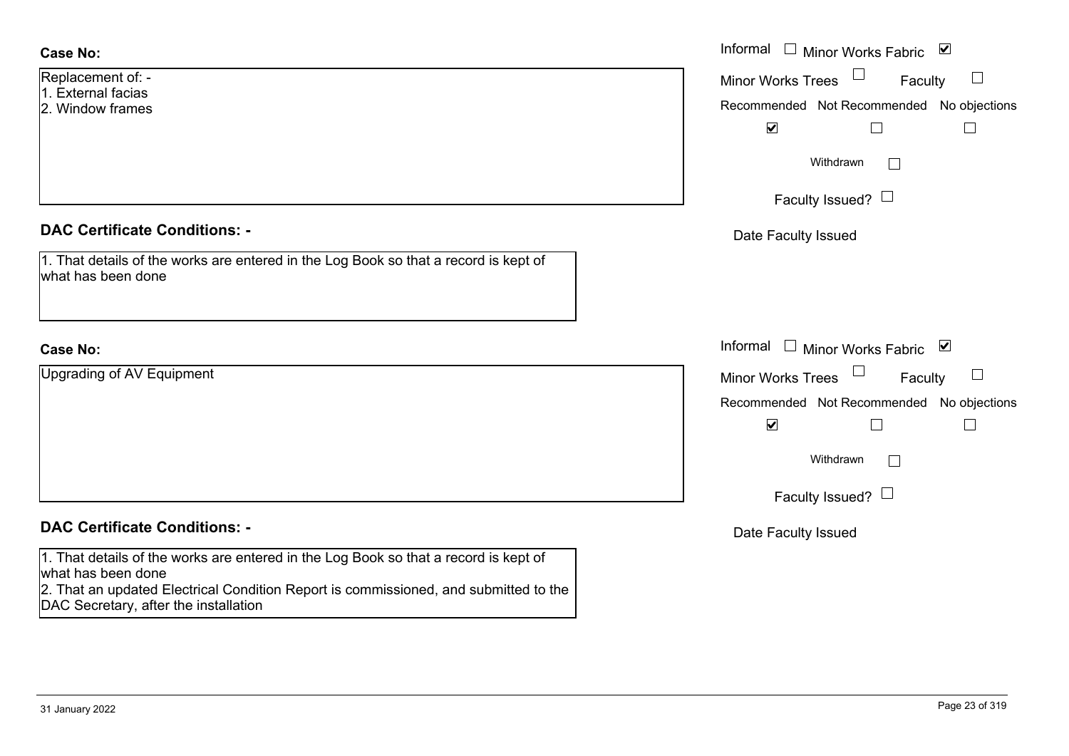**Case No:**

Replacement of: -
1. External facias
2. Window frames

Informal ☐ Minor Works Fabric ☑

Minor Works Trees ☐ Faculty ☐

Recommended ☑ Not Recommended ☐ No objections ☐

Withdrawn ☐

Faculty Issued? ☐

Date Faculty Issued

**DAC Certificate Conditions: -**

1. That details of the works are entered in the Log Book so that a record is kept of what has been done

**Case No:**

Upgrading of AV Equipment

Informal ☐ Minor Works Fabric ☑

Minor Works Trees ☐ Faculty ☐

Recommended ☑ Not Recommended ☐ No objections ☐

Withdrawn ☐

Faculty Issued? ☐

Date Faculty Issued

**DAC Certificate Conditions: -**

1. That details of the works are entered in the Log Book so that a record is kept of what has been done
2. That an updated Electrical Condition Report is commissioned, and submitted to the DAC Secretary, after the installation

31 January 2022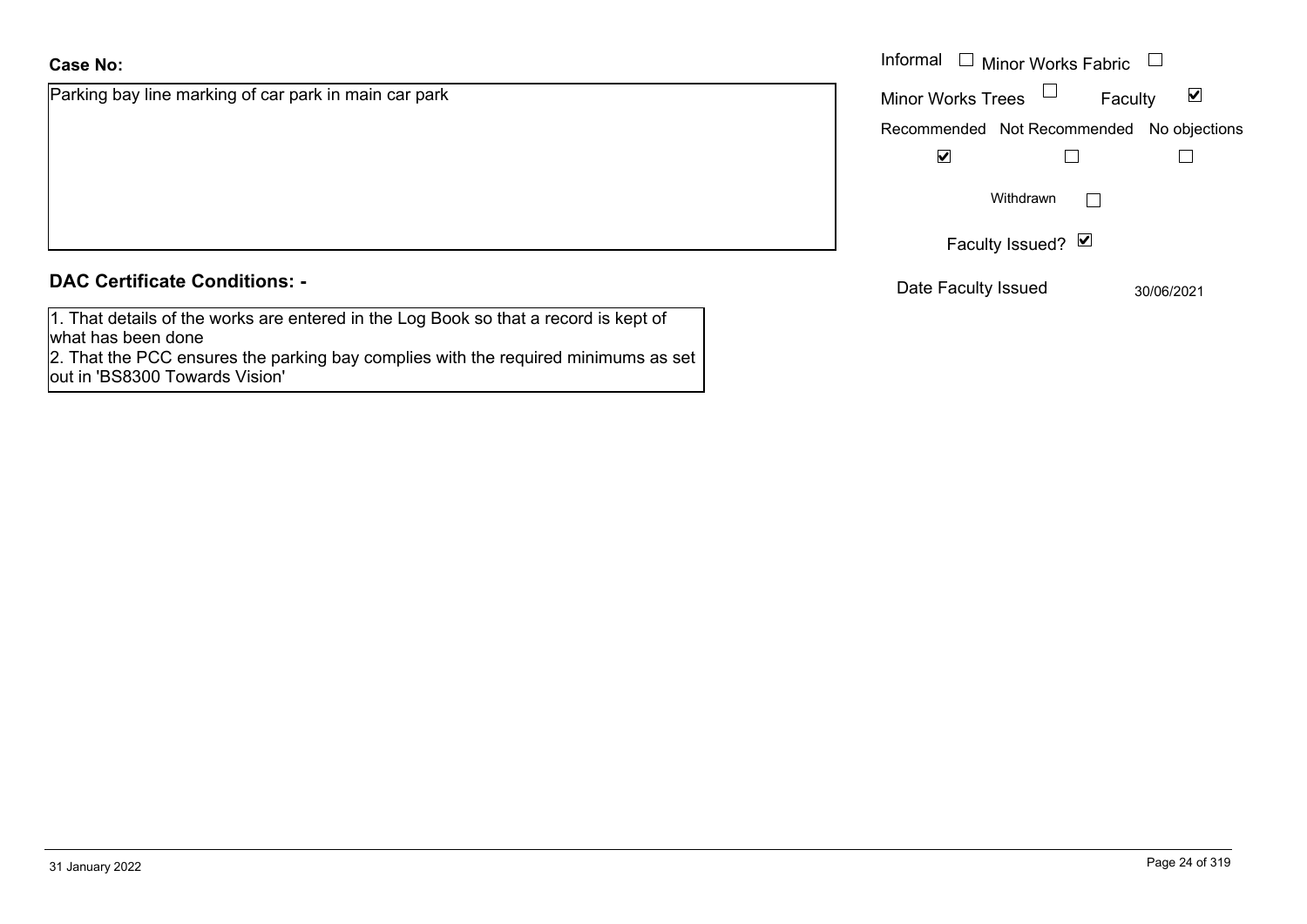**Case No:**

Parking bay line marking of car park in main car park

Informal ☐ Minor Works Fabric ☐

Minor Works Trees ☐ Faculty ☑

| Recommended | Not Recommended | No objections |
| --- | --- | --- |
| ☑ | ☐ | ☐ |

Withdrawn ☐

Faculty Issued? ☑

Date Faculty Issued 30/06/2021

**DAC Certificate Conditions: -**

1. That details of the works are entered in the Log Book so that a record is kept of what has been done
2. That the PCC ensures the parking bay complies with the required minimums as set out in 'BS8300 Towards Vision'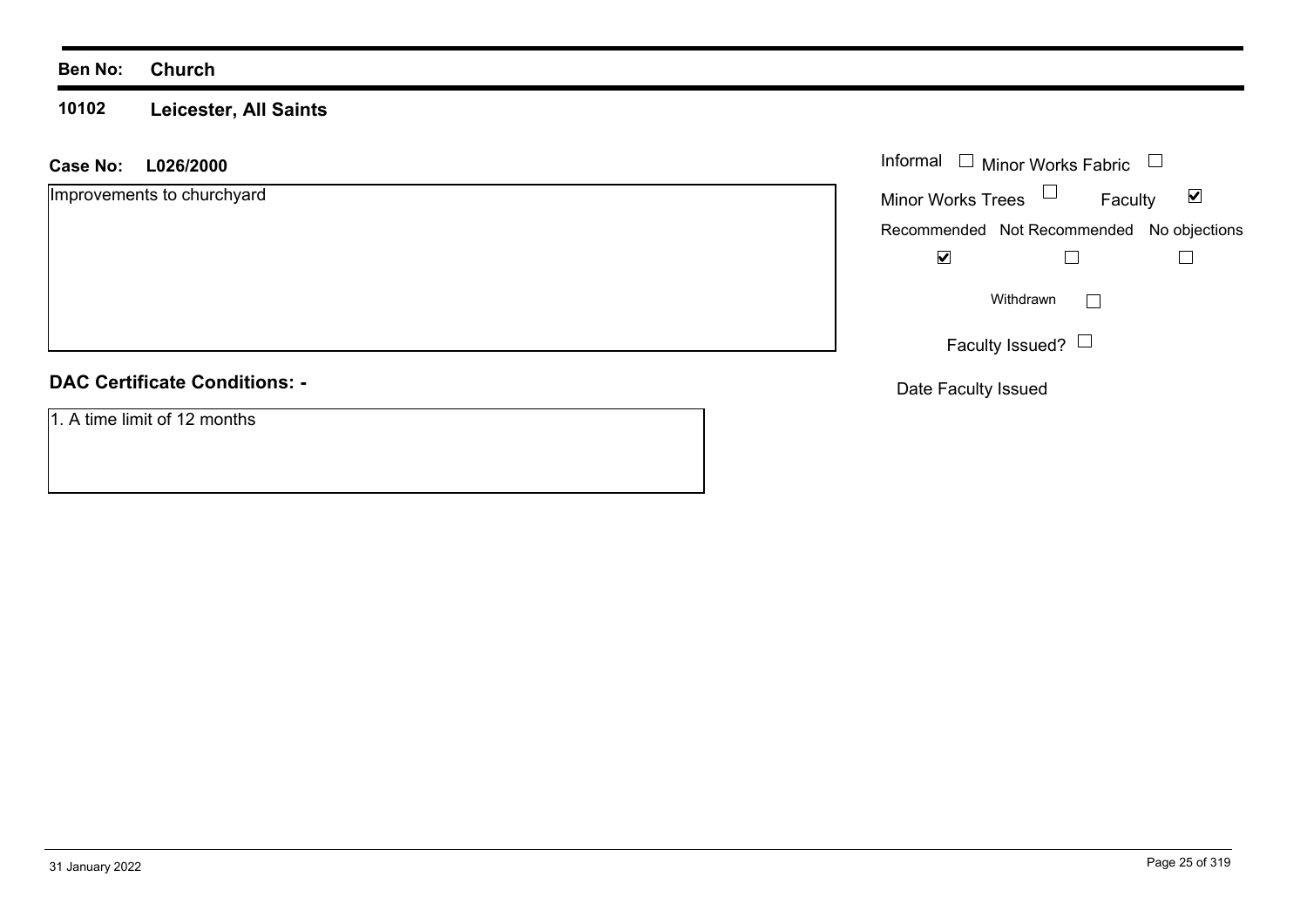**Ben No:** **Church**

**10102** **Leicester, All Saints**

**Case No:** **L026/2000**

Improvements to churchyard

Informal ☐ Minor Works Fabric ☐

Minor Works Trees ☐ Faculty ☑

Recommended ☑ Not Recommended ☐ No objections ☐

Withdrawn ☐

Faculty Issued? ☐

Date Faculty Issued

## DAC Certificate Conditions: -

1. A time limit of 12 months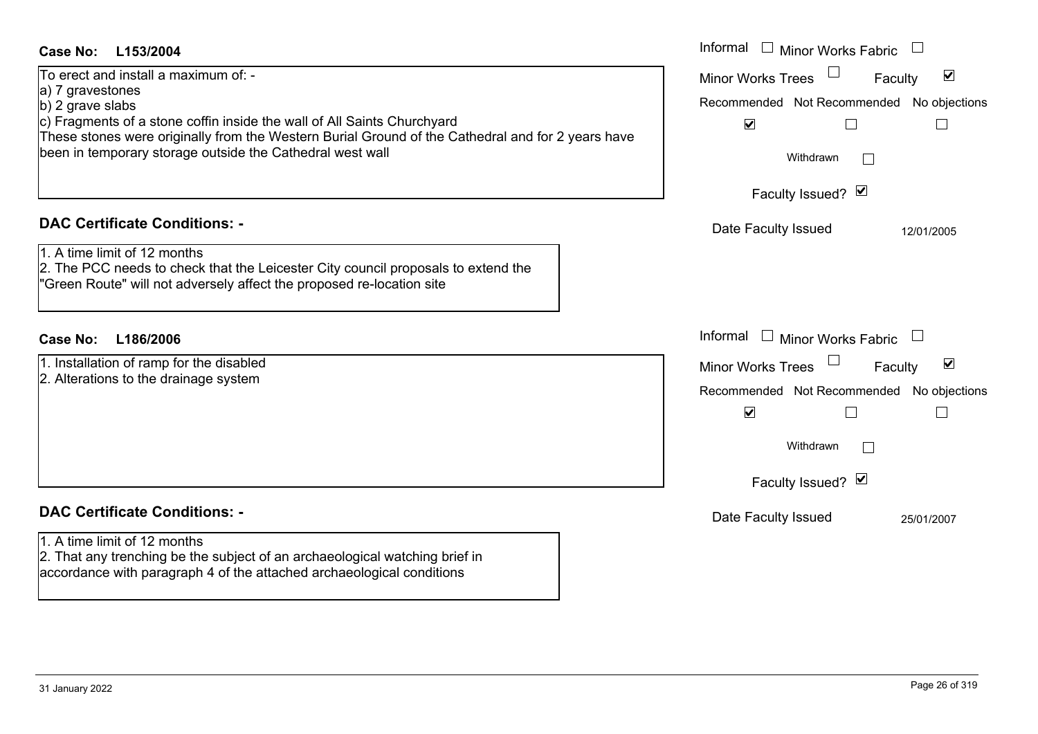**Case No: L153/2004**

To erect and install a maximum of: -
a) 7 gravestones
b) 2 grave slabs
c) Fragments of a stone coffin inside the wall of All Saints Churchyard
These stones were originally from the Western Burial Ground of the Cathedral and for 2 years have been in temporary storage outside the Cathedral west wall

Informal ☐ Minor Works Fabric ☐
Minor Works Trees ☐ Faculty ☑
Recommended ☑ Not Recommended ☐ No objections ☐
Withdrawn ☐
Faculty Issued? ☑
Date Faculty Issued 12/01/2005

**DAC Certificate Conditions: -**

1. A time limit of 12 months
2. The PCC needs to check that the Leicester City council proposals to extend the "Green Route" will not adversely affect the proposed re-location site

**Case No: L186/2006**

1. Installation of ramp for the disabled
2. Alterations to the drainage system

Informal ☐ Minor Works Fabric ☐
Minor Works Trees ☐ Faculty ☑
Recommended ☑ Not Recommended ☐ No objections ☐
Withdrawn ☐
Faculty Issued? ☑
Date Faculty Issued 25/01/2007

**DAC Certificate Conditions: -**

1. A time limit of 12 months
2. That any trenching be the subject of an archaeological watching brief in accordance with paragraph 4 of the attached archaeological conditions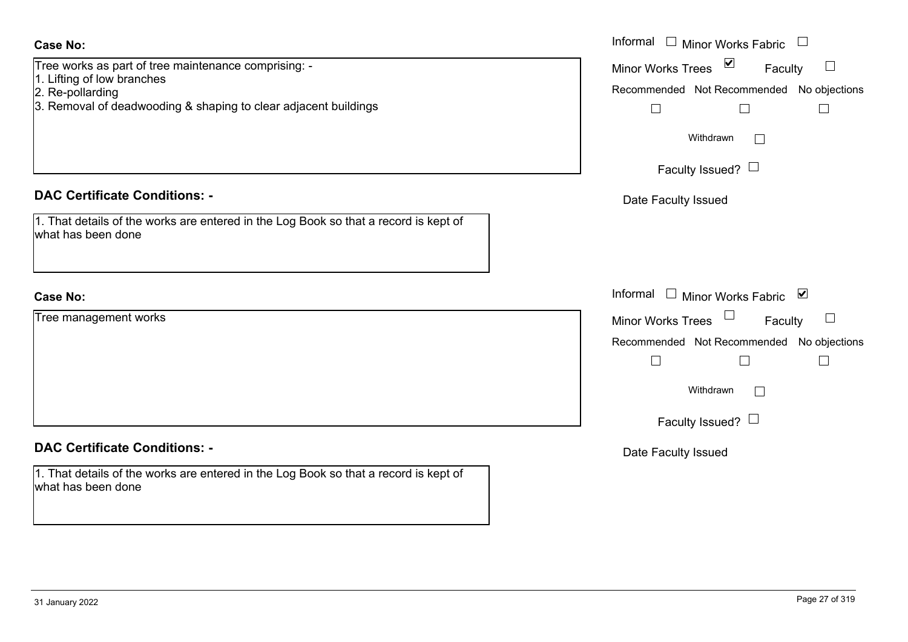**Case No:**

Tree works as part of tree maintenance comprising: -
1. Lifting of low branches
2. Re-pollarding
3. Removal of deadwooding & shaping to clear adjacent buildings

Informal ☐ Minor Works Fabric ☐
Minor Works Trees ☑ Faculty ☐
Recommended ☐ Not Recommended ☐ No objections ☐
Withdrawn ☐
Faculty Issued? ☐
Date Faculty Issued

**DAC Certificate Conditions: -**

1. That details of the works are entered in the Log Book so that a record is kept of what has been done

**Case No:**

Tree management works

Informal ☐ Minor Works Fabric ☑
Minor Works Trees ☐ Faculty ☐
Recommended ☐ Not Recommended ☐ No objections ☐
Withdrawn ☐
Faculty Issued? ☐
Date Faculty Issued

**DAC Certificate Conditions: -**

1. That details of the works are entered in the Log Book so that a record is kept of what has been done

31 January 2022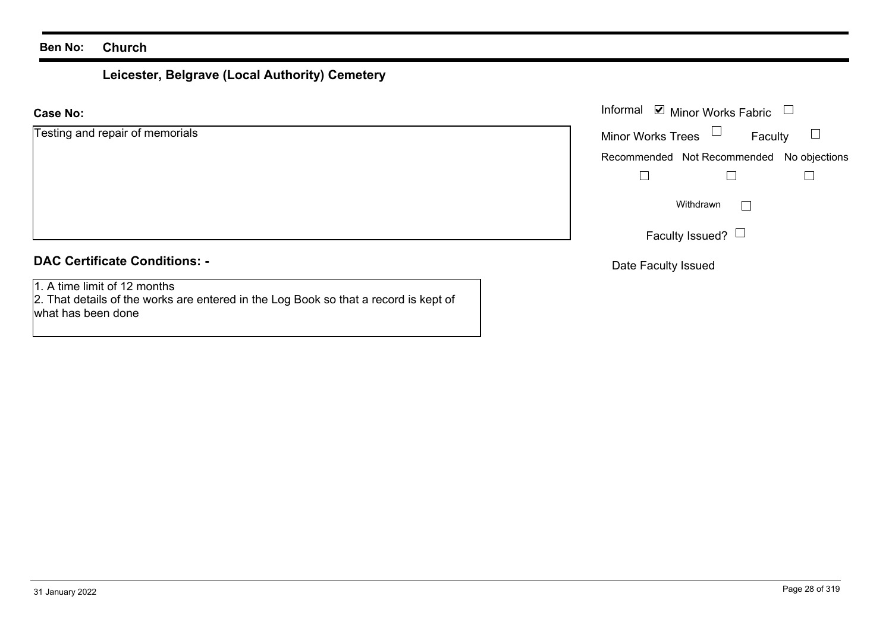**Ben No:** **Church**

## Leicester, Belgrave (Local Authority) Cemetery

**Case No:**

Testing and repair of memorials

Informal ☑ Minor Works Fabric ☐

Minor Works Trees ☐ Faculty ☐

Recommended ☐ Not Recommended ☐ No objections ☐

Withdrawn ☐

Faculty Issued? ☐

Date Faculty Issued

**DAC Certificate Conditions: -**

1. A time limit of 12 months
2. That details of the works are entered in the Log Book so that a record is kept of what has been done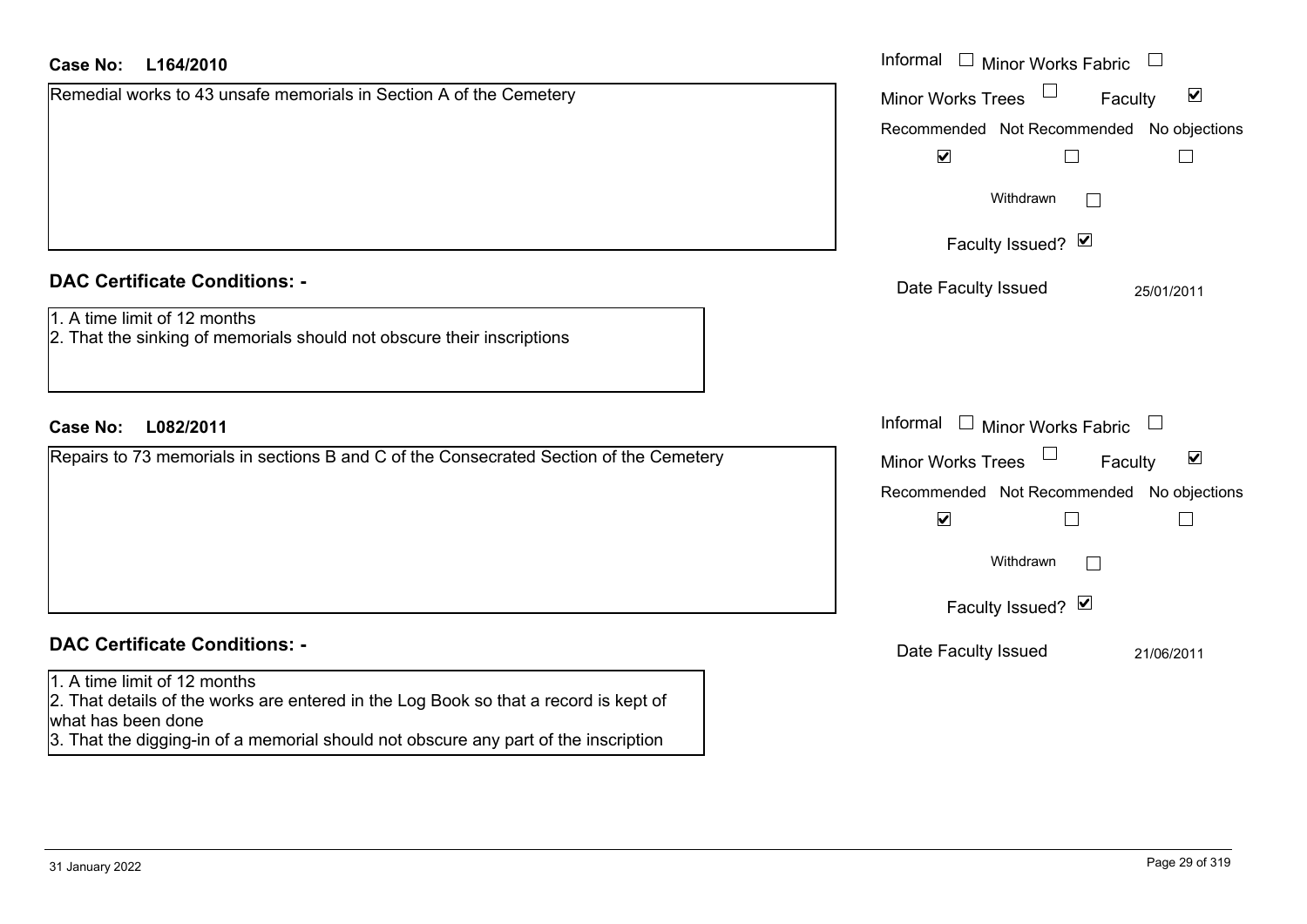**Case No: L164/2010**

Remedial works to 43 unsafe memorials in Section A of the Cemetery

Informal ☐ Minor Works Fabric ☐
Minor Works Trees ☐ Faculty ☑
Recommended ☑ Not Recommended ☐ No objections ☐
Withdrawn ☐
Faculty Issued? ☑
Date Faculty Issued 25/01/2011

**DAC Certificate Conditions: -**

1. A time limit of 12 months
2. That the sinking of memorials should not obscure their inscriptions

**Case No: L082/2011**

Repairs to 73 memorials in sections B and C of the Consecrated Section of the Cemetery

Informal ☐ Minor Works Fabric ☐
Minor Works Trees ☐ Faculty ☑
Recommended ☑ Not Recommended ☐ No objections ☐
Withdrawn ☐
Faculty Issued? ☑
Date Faculty Issued 21/06/2011

**DAC Certificate Conditions: -**

1. A time limit of 12 months
2. That details of the works are entered in the Log Book so that a record is kept of what has been done
3. That the digging-in of a memorial should not obscure any part of the inscription

31 January 2022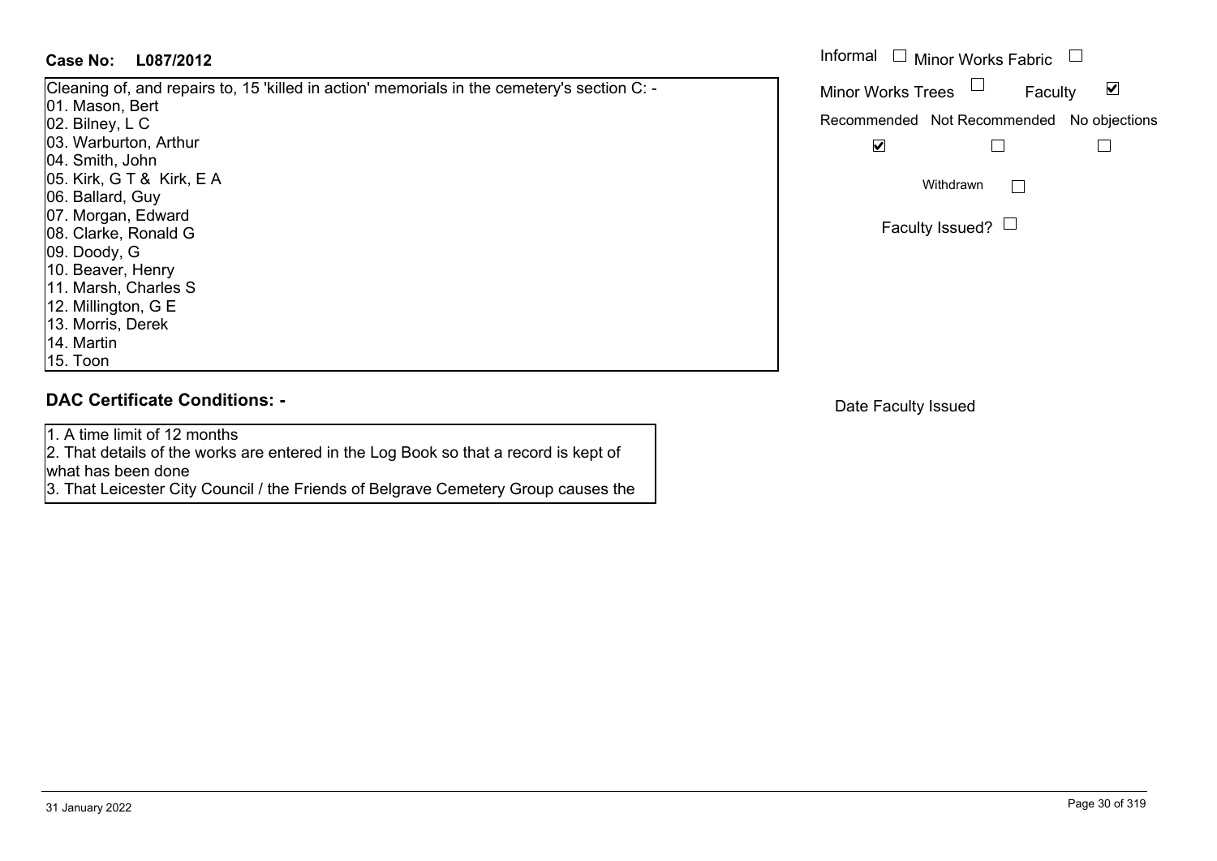**Case No: L087/2012**

Cleaning of, and repairs to, 15 'killed in action' memorials in the cemetery's section C: -

01. Mason, Bert
02. Bilney, L C
03. Warburton, Arthur
04. Smith, John
05. Kirk, G T & Kirk, E A
06. Ballard, Guy
07. Morgan, Edward
08. Clarke, Ronald G
09. Doody, G
10. Beaver, Henry
11. Marsh, Charles S
12. Millington, G E
13. Morris, Derek
14. Martin
15. Toon

Informal ☐ Minor Works Fabric ☐

Minor Works Trees ☐ Faculty ☑

Recommended ☑ Not Recommended ☐ No objections ☐

Withdrawn ☐

Faculty Issued? ☐

## DAC Certificate Conditions: -

1. A time limit of 12 months
2. That details of the works are entered in the Log Book so that a record is kept of what has been done
3. That Leicester City Council / the Friends of Belgrave Cemetery Group causes the

Date Faculty Issued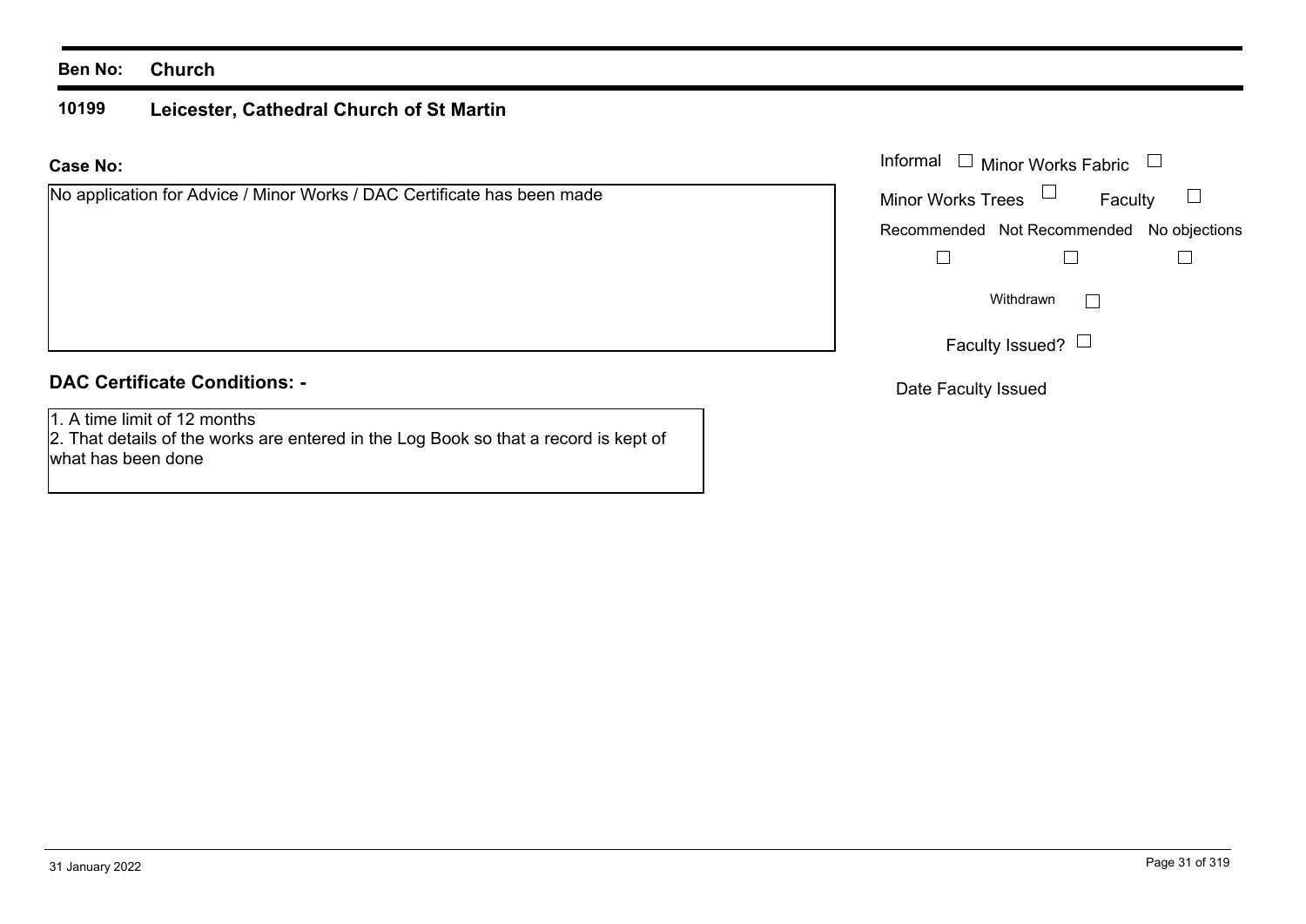**Ben No:** **Church**

## 10199 Leicester, Cathedral Church of St Martin

**Case No:**

No application for Advice / Minor Works / DAC Certificate has been made

Informal ☐ Minor Works Fabric ☐

Minor Works Trees ☐ Faculty ☐

Recommended ☐ Not Recommended ☐ No objections ☐

Withdrawn ☐

Faculty Issued? ☐

Date Faculty Issued

### DAC Certificate Conditions: -

1. A time limit of 12 months
2. That details of the works are entered in the Log Book so that a record is kept of what has been done

31 January 2022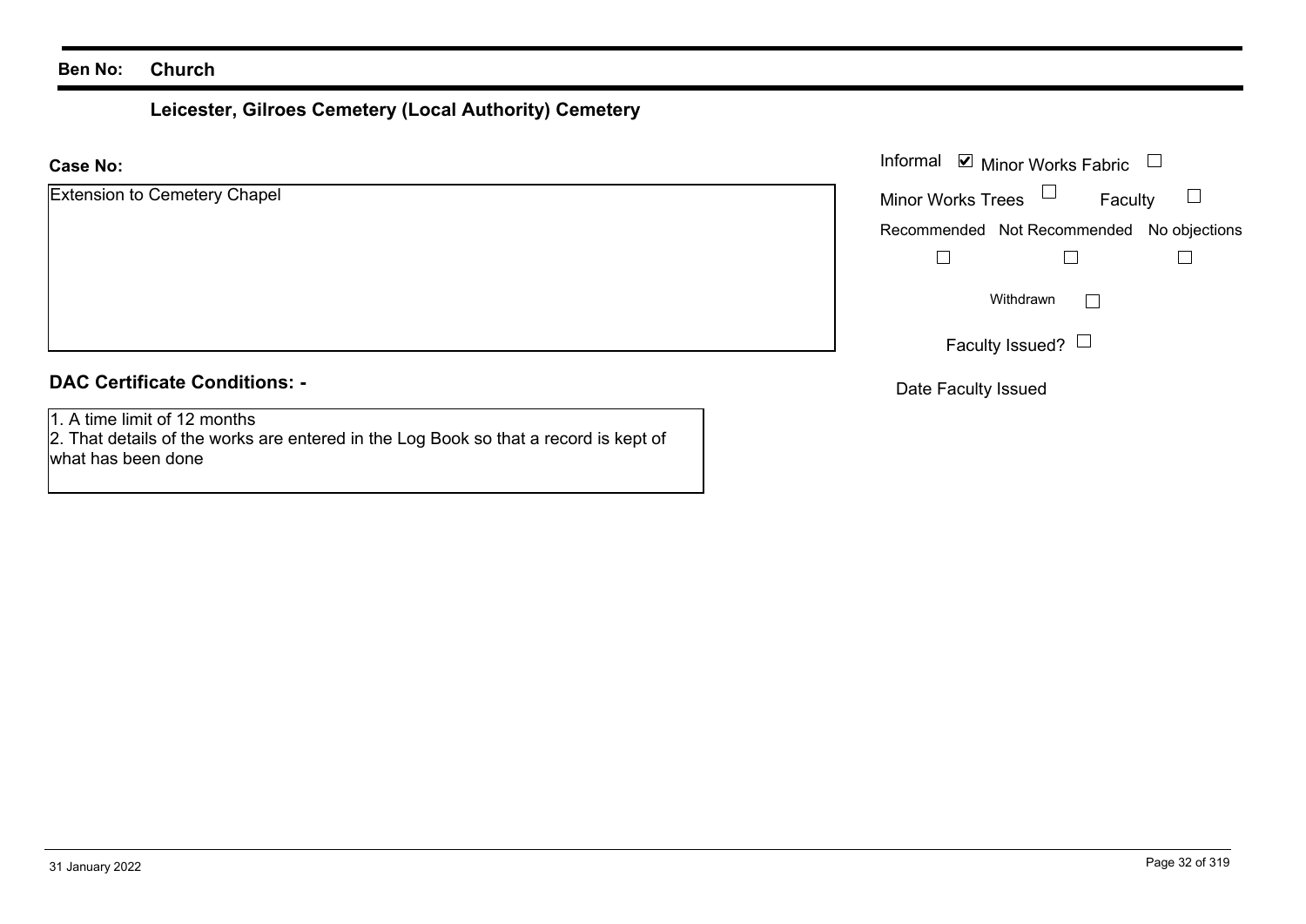**Ben No:** **Church**

## Leicester, Gilroes Cemetery (Local Authority) Cemetery

**Case No:**

Extension to Cemetery Chapel

Informal ☑ Minor Works Fabric ☐

Minor Works Trees ☐ Faculty ☐

Recommended ☐ Not Recommended ☐ No objections ☐

Withdrawn ☐

Faculty Issued? ☐

Date Faculty Issued

### DAC Certificate Conditions: -

1. A time limit of 12 months
2. That details of the works are entered in the Log Book so that a record is kept of what has been done

31 January 2022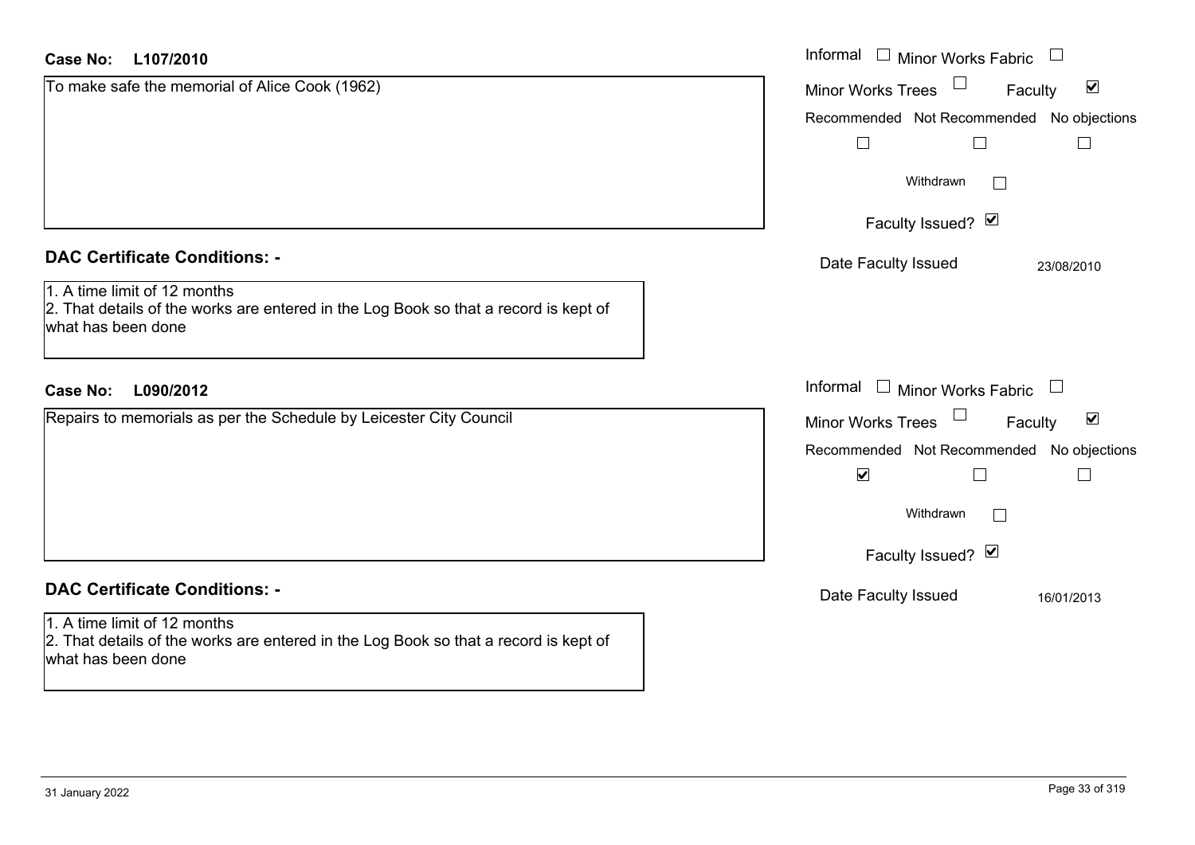**Case No:** L107/2010

To make safe the memorial of Alice Cook (1962)

Informal ☐ Minor Works Fabric ☐
Minor Works Trees ☐ Faculty ☑
Recommended ☐ Not Recommended ☐ No objections ☐
Withdrawn ☐
Faculty Issued? ☑
Date Faculty Issued 23/08/2010

## DAC Certificate Conditions: -

1. A time limit of 12 months
2. That details of the works are entered in the Log Book so that a record is kept of what has been done

**Case No:** L090/2012

Repairs to memorials as per the Schedule by Leicester City Council

Informal ☐ Minor Works Fabric ☐
Minor Works Trees ☐ Faculty ☑
Recommended ☑ Not Recommended ☐ No objections ☐
Withdrawn ☐
Faculty Issued? ☑
Date Faculty Issued 16/01/2013

## DAC Certificate Conditions: -

1. A time limit of 12 months
2. That details of the works are entered in the Log Book so that a record is kept of what has been done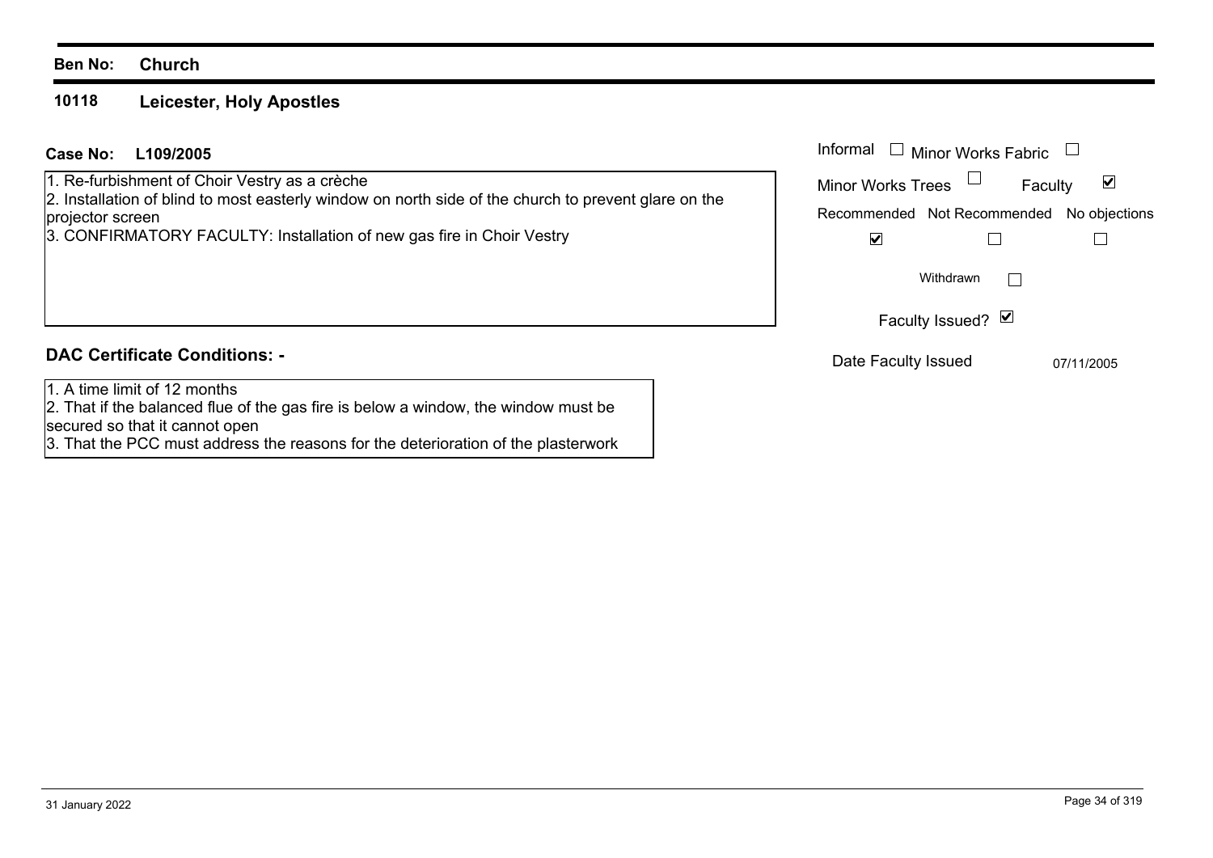**Ben No:** **Church**

## 10118 Leicester, Holy Apostles

**Case No:** **L109/2005**

1. Re-furbishment of Choir Vestry as a crèche
2. Installation of blind to most easterly window on north side of the church to prevent glare on the projector screen
3. CONFIRMATORY FACULTY: Installation of new gas fire in Choir Vestry

Informal ☐ Minor Works Fabric ☐

Minor Works Trees ☐ Faculty ☑

Recommended ☑ Not Recommended ☐ No objections ☐

Withdrawn ☐

Faculty Issued? ☑

Date Faculty Issued 07/11/2005

### DAC Certificate Conditions: -

1. A time limit of 12 months
2. That if the balanced flue of the gas fire is below a window, the window must be secured so that it cannot open
3. That the PCC must address the reasons for the deterioration of the plasterwork

31 January 2022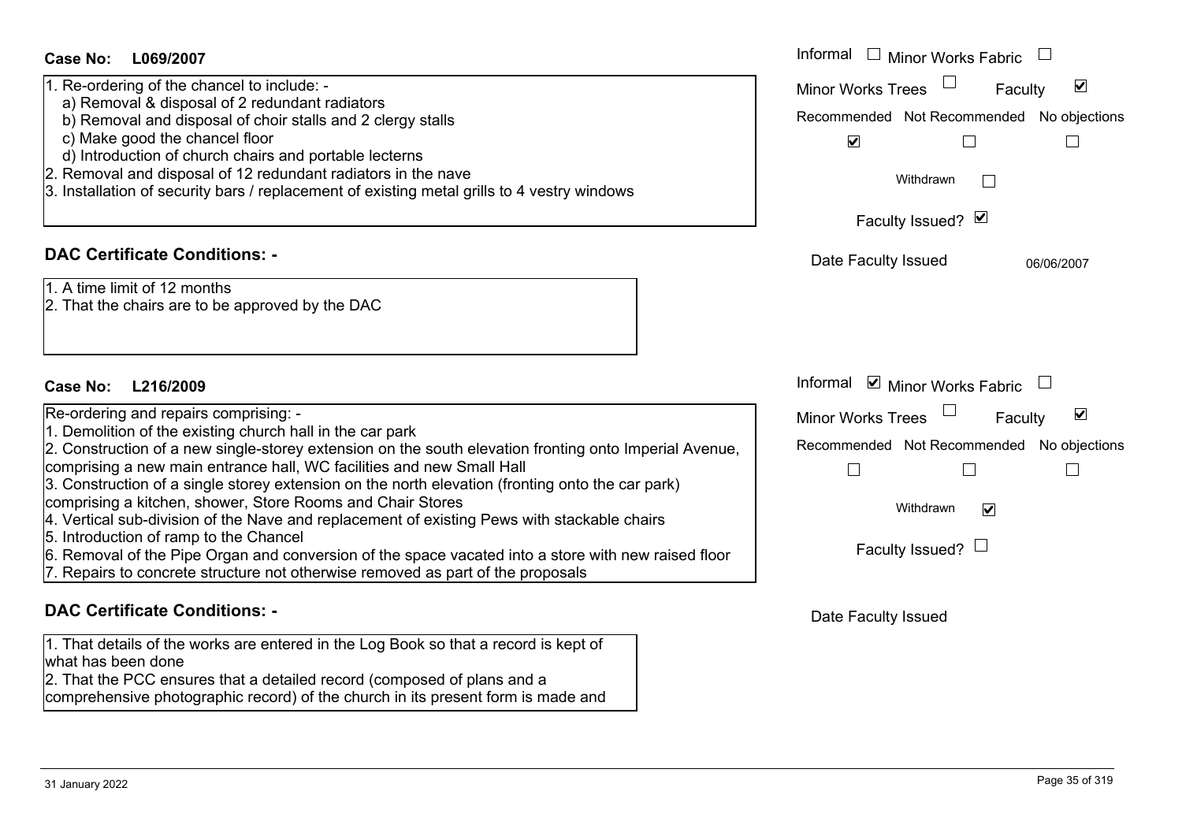**Case No: L069/2007**

1. Re-ordering of the chancel to include: -
   a) Removal & disposal of 2 redundant radiators
   b) Removal and disposal of choir stalls and 2 clergy stalls
   c) Make good the chancel floor
   d) Introduction of church chairs and portable lecterns
2. Removal and disposal of 12 redundant radiators in the nave
3. Installation of security bars / replacement of existing metal grills to 4 vestry windows

Informal ☐ Minor Works Fabric ☐

Minor Works Trees ☐ Faculty ☑

Recommended ☑ Not Recommended ☐ No objections ☐

Withdrawn ☐

Faculty Issued? ☑

Date Faculty Issued 06/06/2007

## DAC Certificate Conditions: -

1. A time limit of 12 months
2. That the chairs are to be approved by the DAC

**Case No: L216/2009**

Re-ordering and repairs comprising: -

1. Demolition of the existing church hall in the car park
2. Construction of a new single-storey extension on the south elevation fronting onto Imperial Avenue, comprising a new main entrance hall, WC facilities and new Small Hall
3. Construction of a single storey extension on the north elevation (fronting onto the car park) comprising a kitchen, shower, Store Rooms and Chair Stores
4. Vertical sub-division of the Nave and replacement of existing Pews with stackable chairs
5. Introduction of ramp to the Chancel
6. Removal of the Pipe Organ and conversion of the space vacated into a store with new raised floor
7. Repairs to concrete structure not otherwise removed as part of the proposals

Informal ☑ Minor Works Fabric ☐

Minor Works Trees ☐ Faculty ☑

Recommended ☐ Not Recommended ☐ No objections ☐

Withdrawn ☑

Faculty Issued? ☐

Date Faculty Issued

## DAC Certificate Conditions: -

1. That details of the works are entered in the Log Book so that a record is kept of what has been done
2. That the PCC ensures that a detailed record (composed of plans and a comprehensive photographic record) of the church in its present form is made and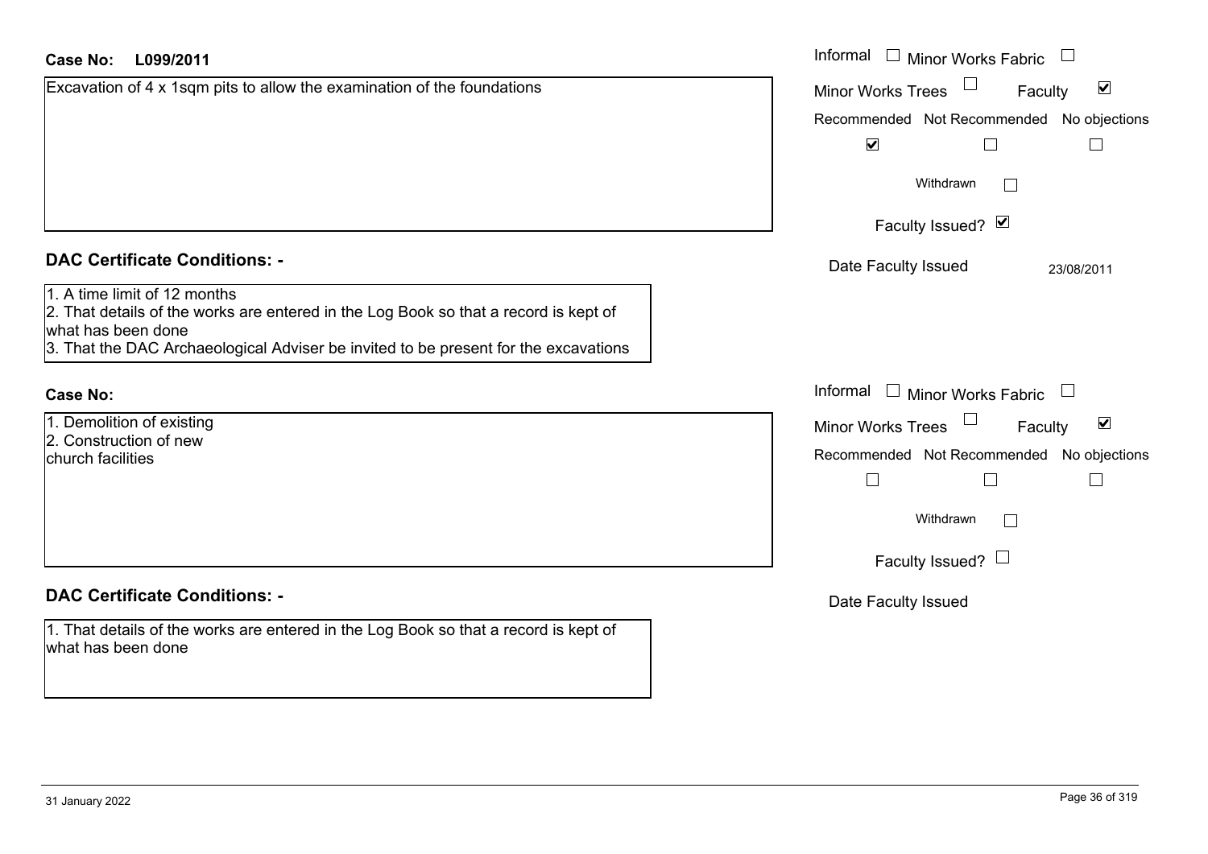**Case No:** L099/2011

Excavation of 4 x 1sqm pits to allow the examination of the foundations

Informal ☐ Minor Works Fabric ☐
Minor Works Trees ☐ Faculty ☑

Recommended ☑ Not Recommended ☐ No objections ☐

Withdrawn ☐

Faculty Issued? ☑

Date Faculty Issued 23/08/2011

## DAC Certificate Conditions: -

1. A time limit of 12 months
2. That details of the works are entered in the Log Book so that a record is kept of what has been done
3. That the DAC Archaeological Adviser be invited to be present for the excavations

**Case No:**

1. Demolition of existing
2. Construction of new church facilities

Informal ☐ Minor Works Fabric ☐
Minor Works Trees ☐ Faculty ☑

Recommended ☐ Not Recommended ☐ No objections ☐

Withdrawn ☐

Faculty Issued? ☐

Date Faculty Issued

## DAC Certificate Conditions: -

1. That details of the works are entered in the Log Book so that a record is kept of what has been done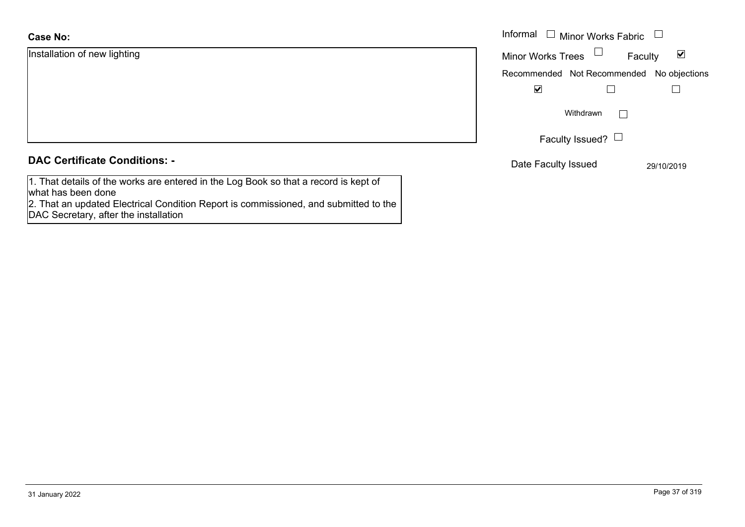**Case No:**

Installation of new lighting

Informal ☐ Minor Works Fabric ☐

Minor Works Trees ☐ Faculty ☑

Recommended ☑ Not Recommended ☐ No objections ☐

Withdrawn ☐

Faculty Issued? ☐

Date Faculty Issued 29/10/2019

**DAC Certificate Conditions: -**

1. That details of the works are entered in the Log Book so that a record is kept of what has been done
2. That an updated Electrical Condition Report is commissioned, and submitted to the DAC Secretary, after the installation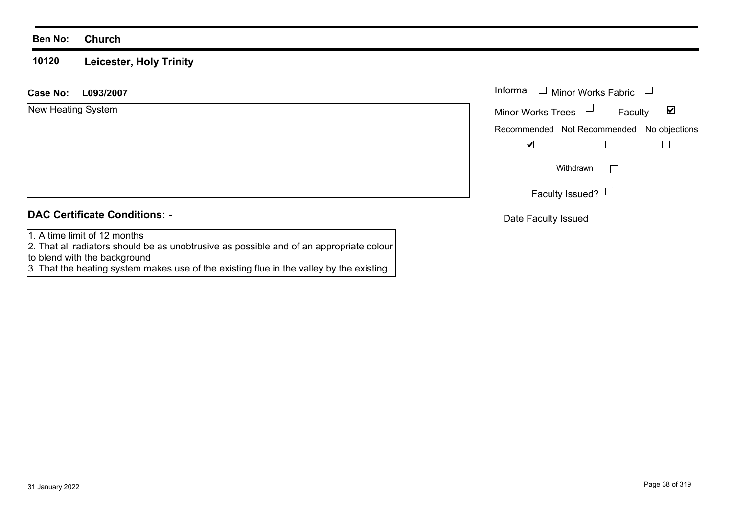**Ben No:** **Church**

**10120** **Leicester, Holy Trinity**

**Case No:** **L093/2007**

New Heating System

Informal ☐ Minor Works Fabric ☐

Minor Works Trees ☐ Faculty ☑

Recommended ☑ Not Recommended ☐ No objections ☐

Withdrawn ☐

Faculty Issued? ☐

Date Faculty Issued

**DAC Certificate Conditions: -**

1. A time limit of 12 months
2. That all radiators should be as unobtrusive as possible and of an appropriate colour to blend with the background
3. That the heating system makes use of the existing flue in the valley by the existing

31 January 2022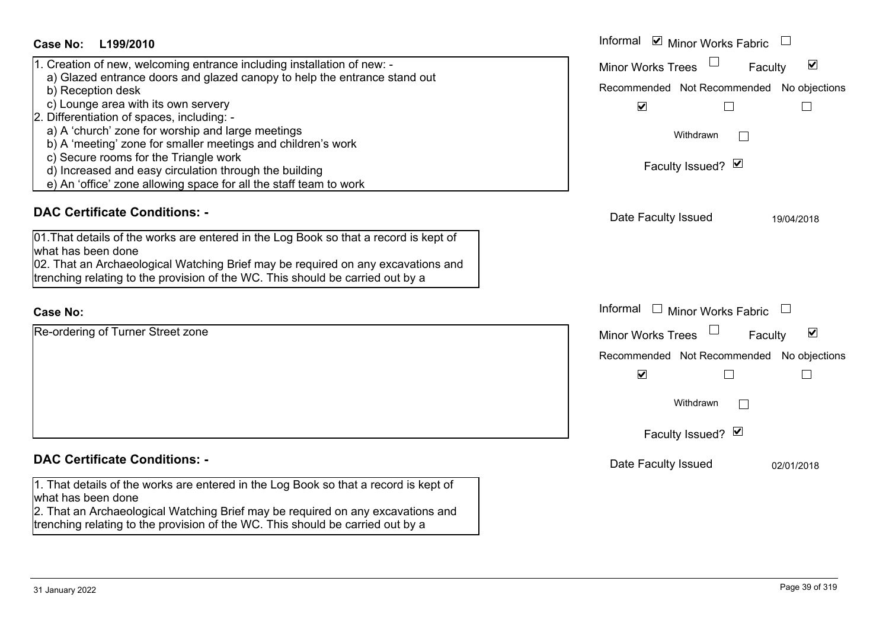**Case No: L199/2010**

1. Creation of new, welcoming entrance including installation of new: -
   a) Glazed entrance doors and glazed canopy to help the entrance stand out
   b) Reception desk
   c) Lounge area with its own servery
2. Differentiation of spaces, including: -
   a) A 'church' zone for worship and large meetings
   b) A 'meeting' zone for smaller meetings and children's work
   c) Secure rooms for the Triangle work
   d) Increased and easy circulation through the building
   e) An 'office' zone allowing space for all the staff team to work

Informal ☑ Minor Works Fabric ☐
Minor Works Trees ☐ Faculty ☑
Recommended ☑ Not Recommended ☐ No objections ☐
Withdrawn ☐
Faculty Issued? ☑
Date Faculty Issued 19/04/2018

## DAC Certificate Conditions: -

01.That details of the works are entered in the Log Book so that a record is kept of what has been done
02. That an Archaeological Watching Brief may be required on any excavations and trenching relating to the provision of the WC. This should be carried out by a

**Case No:**

Re-ordering of Turner Street zone

Informal ☐ Minor Works Fabric ☐
Minor Works Trees ☐ Faculty ☑
Recommended ☑ Not Recommended ☐ No objections ☐
Withdrawn ☐
Faculty Issued? ☑
Date Faculty Issued 02/01/2018

## DAC Certificate Conditions: -

1. That details of the works are entered in the Log Book so that a record is kept of what has been done
2. That an Archaeological Watching Brief may be required on any excavations and trenching relating to the provision of the WC. This should be carried out by a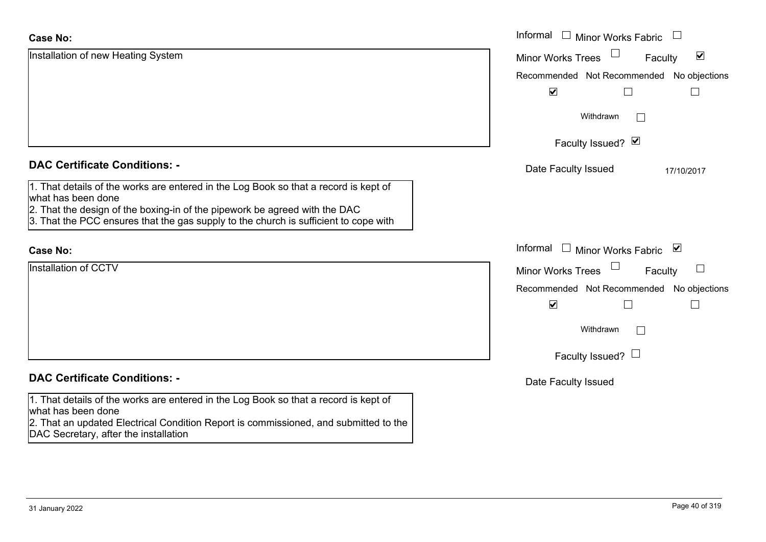**Case No:**

Installation of new Heating System

Informal ☐ Minor Works Fabric ☐
Minor Works Trees ☐ Faculty ☑

| Recommended | Not Recommended | No objections |
| --- | --- | --- |
| ☑ | ☐ | ☐ |

Withdrawn ☐

Faculty Issued? ☑

Date Faculty Issued 17/10/2017

## DAC Certificate Conditions: -

1. That details of the works are entered in the Log Book so that a record is kept of what has been done
2. That the design of the boxing-in of the pipework be agreed with the DAC
3. That the PCC ensures that the gas supply to the church is sufficient to cope with

**Case No:**

Installation of CCTV

Informal ☐ Minor Works Fabric ☑
Minor Works Trees ☐ Faculty ☐

| Recommended | Not Recommended | No objections |
| --- | --- | --- |
| ☑ | ☐ | ☐ |

Withdrawn ☐

Faculty Issued? ☐

Date Faculty Issued

## DAC Certificate Conditions: -

1. That details of the works are entered in the Log Book so that a record is kept of what has been done
2. That an updated Electrical Condition Report is commissioned, and submitted to the DAC Secretary, after the installation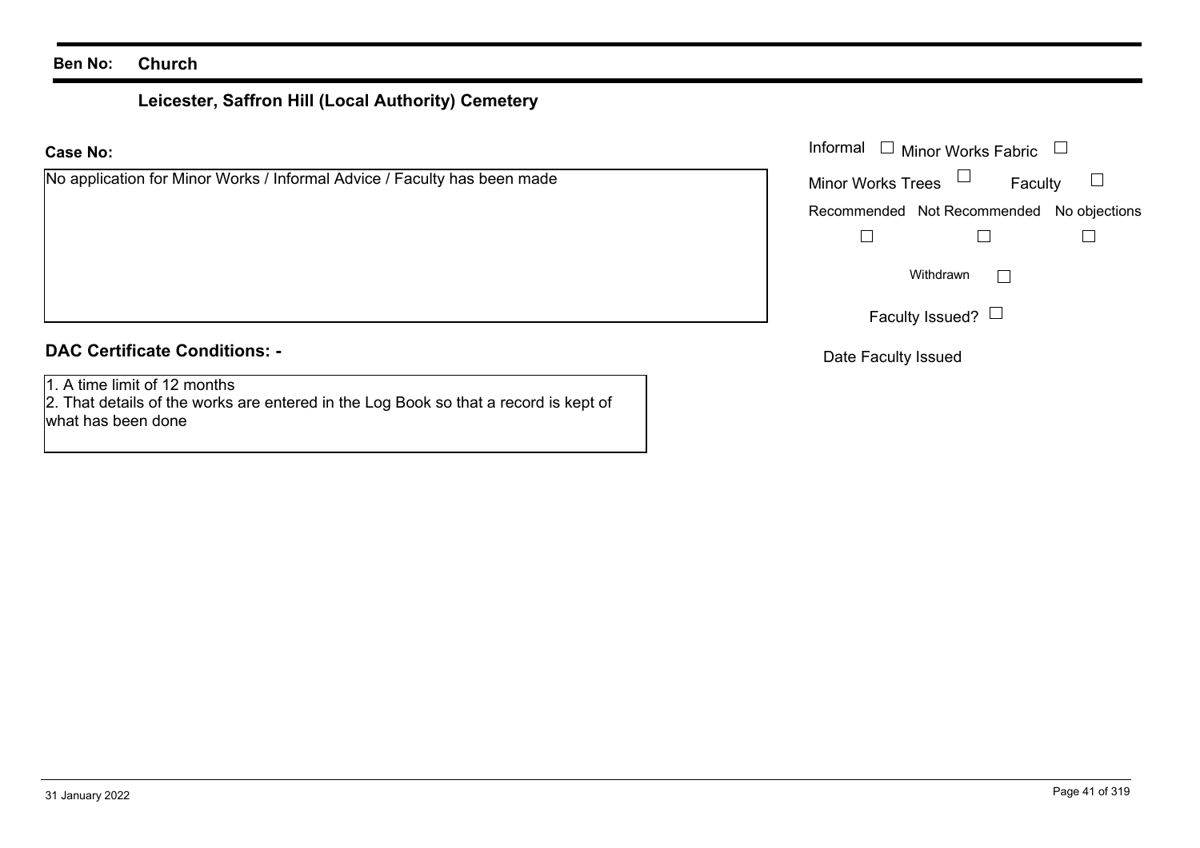**Ben No:** **Church**

## Leicester, Saffron Hill (Local Authority) Cemetery

**Case No:**

No application for Minor Works / Informal Advice / Faculty has been made

Informal ☐ Minor Works Fabric ☐

Minor Works Trees ☐ Faculty ☐

Recommended ☐ Not Recommended ☐ No objections ☐

Withdrawn ☐

Faculty Issued? ☐

Date Faculty Issued

**DAC Certificate Conditions: -**

1. A time limit of 12 months
2. That details of the works are entered in the Log Book so that a record is kept of what has been done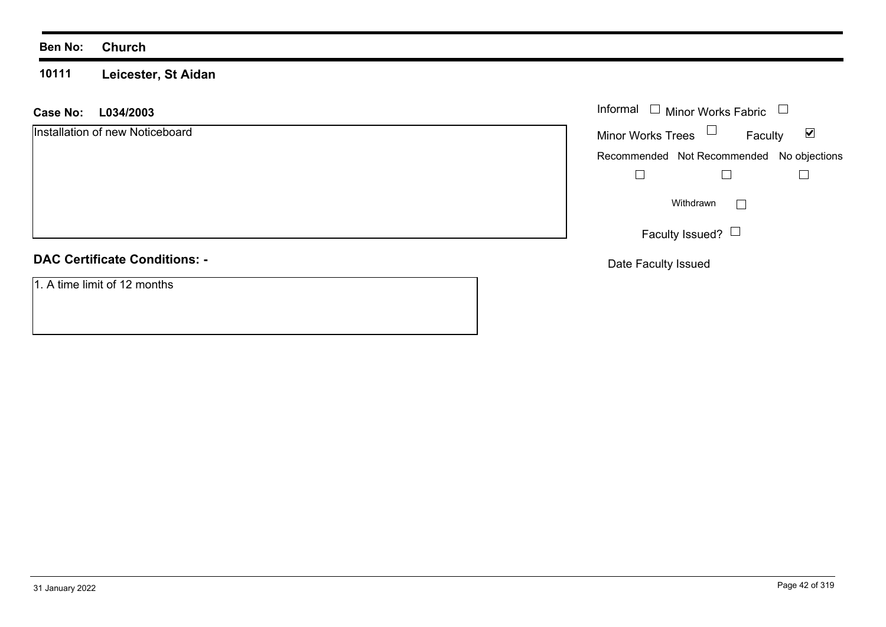**Ben No:** **Church**

## 10111 Leicester, St Aidan

**Case No:** **L034/2003**

Installation of new Noticeboard

Informal ☐ Minor Works Fabric ☐

Minor Works Trees ☐ Faculty ☑

| Recommended | Not Recommended | No objections |
|---|---|---|
| ☐ | ☐ | ☐ |

Withdrawn ☐

Faculty Issued? ☐

Date Faculty Issued

**DAC Certificate Conditions: -**

1. A time limit of 12 months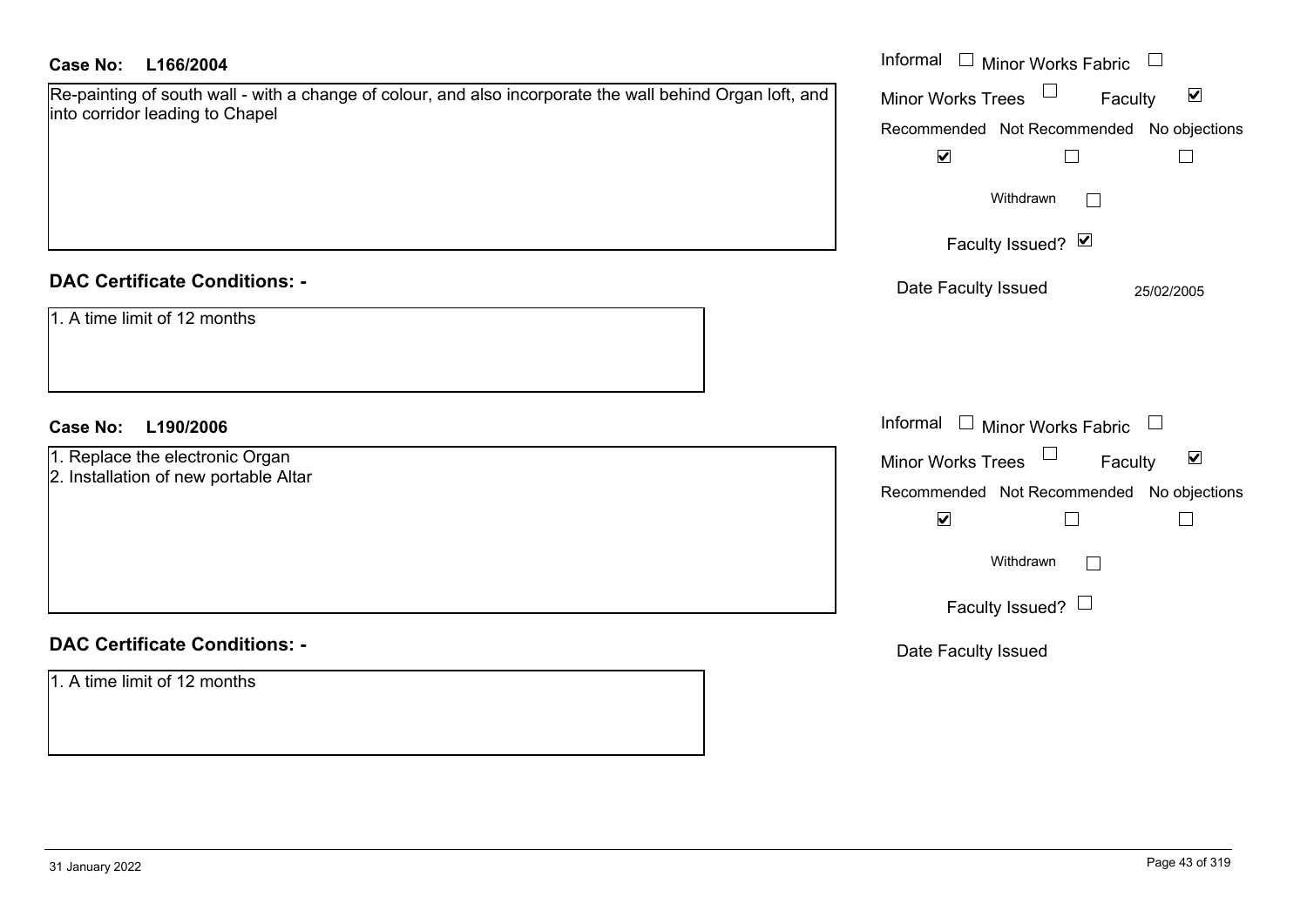**Case No: L166/2004**

Re-painting of south wall - with a change of colour, and also incorporate the wall behind Organ loft, and into corridor leading to Chapel

Informal ☐ Minor Works Fabric ☐
Minor Works Trees ☐ Faculty ☑
Recommended ☑ Not Recommended ☐ No objections ☐
Withdrawn ☐
Faculty Issued? ☑
Date Faculty Issued 25/02/2005

## DAC Certificate Conditions: -

1. A time limit of 12 months

**Case No: L190/2006**

1. Replace the electronic Organ
2. Installation of new portable Altar

Informal ☐ Minor Works Fabric ☐
Minor Works Trees ☐ Faculty ☑
Recommended ☑ Not Recommended ☐ No objections ☐
Withdrawn ☐
Faculty Issued? ☐
Date Faculty Issued

## DAC Certificate Conditions: -

1. A time limit of 12 months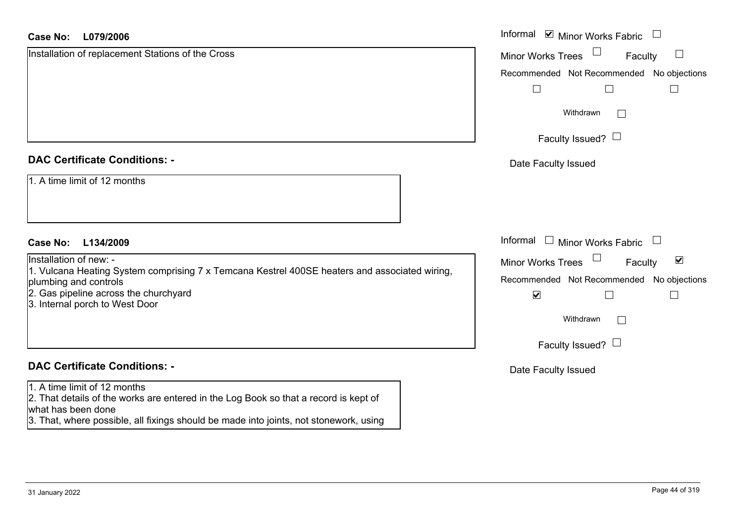**Case No: L079/2006**

Informal ☑ Minor Works Fabric ☐
Minor Works Trees ☐ Faculty ☐
Recommended ☐ Not Recommended ☐ No objections ☐
Withdrawn ☐
Faculty Issued? ☐
Date Faculty Issued

Installation of replacement Stations of the Cross

**DAC Certificate Conditions: -**

1. A time limit of 12 months

**Case No: L134/2009**

Informal ☐ Minor Works Fabric ☐
Minor Works Trees ☐ Faculty ☑
Recommended ☑ Not Recommended ☐ No objections ☐
Withdrawn ☐
Faculty Issued? ☐
Date Faculty Issued

Installation of new: -
1. Vulcana Heating System comprising 7 x Temcana Kestrel 400SE heaters and associated wiring, plumbing and controls
2. Gas pipeline across the churchyard
3. Internal porch to West Door

**DAC Certificate Conditions: -**

1. A time limit of 12 months
2. That details of the works are entered in the Log Book so that a record is kept of what has been done
3. That, where possible, all fixings should be made into joints, not stonework, using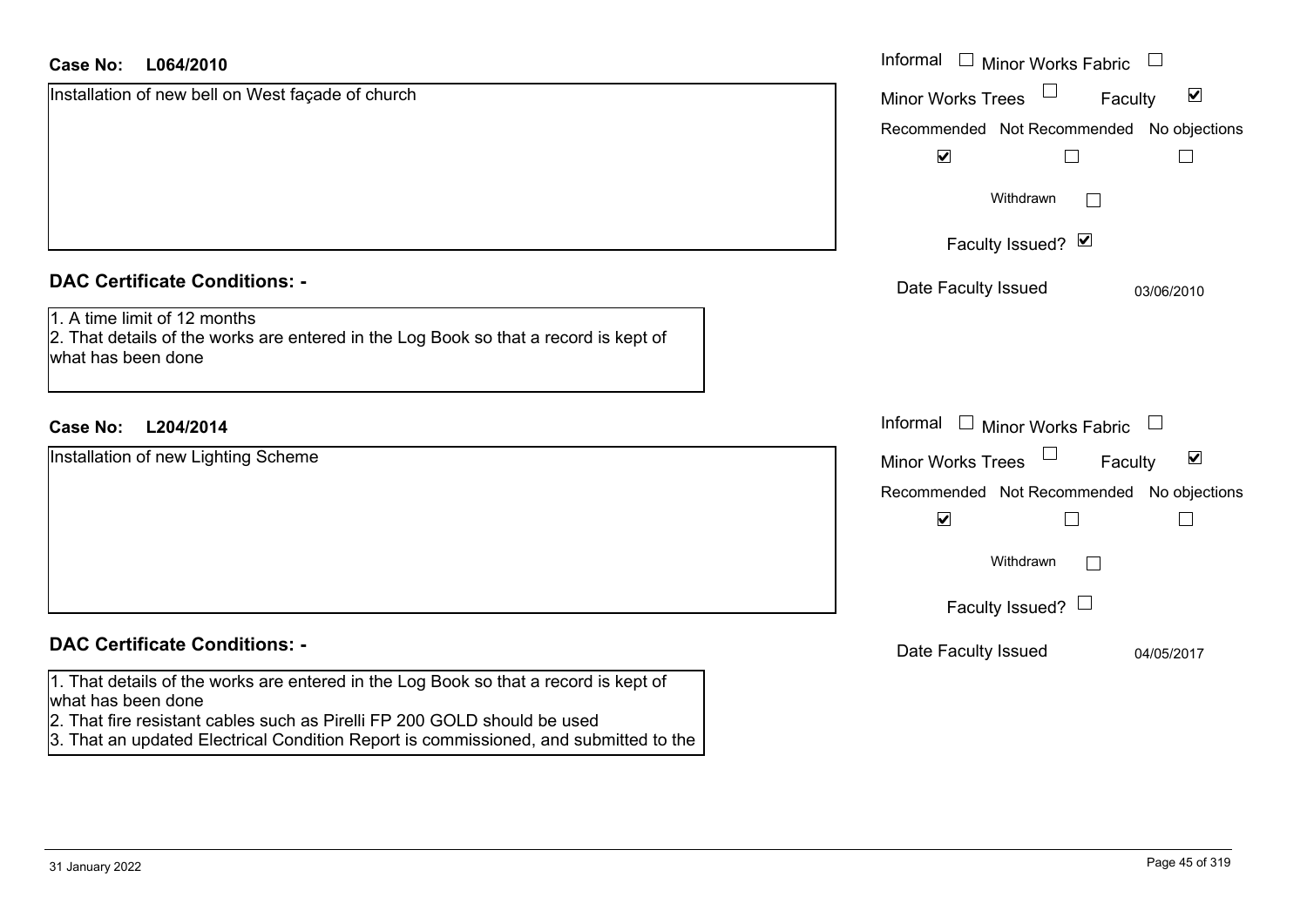**Case No:** **L064/2010**

Installation of new bell on West façade of church

Informal ☐ Minor Works Fabric ☐

Minor Works Trees ☐ Faculty ☑

Recommended ☑ Not Recommended ☐ No objections ☐

Withdrawn ☐

Faculty Issued? ☑

Date Faculty Issued 03/06/2010

## DAC Certificate Conditions: -

1. A time limit of 12 months
2. That details of the works are entered in the Log Book so that a record is kept of what has been done

**Case No:** **L204/2014**

Installation of new Lighting Scheme

Informal ☐ Minor Works Fabric ☐

Minor Works Trees ☐ Faculty ☑

Recommended ☑ Not Recommended ☐ No objections ☐

Withdrawn ☐

Faculty Issued? ☐

Date Faculty Issued 04/05/2017

## DAC Certificate Conditions: -

1. That details of the works are entered in the Log Book so that a record is kept of what has been done
2. That fire resistant cables such as Pirelli FP 200 GOLD should be used
3. That an updated Electrical Condition Report is commissioned, and submitted to the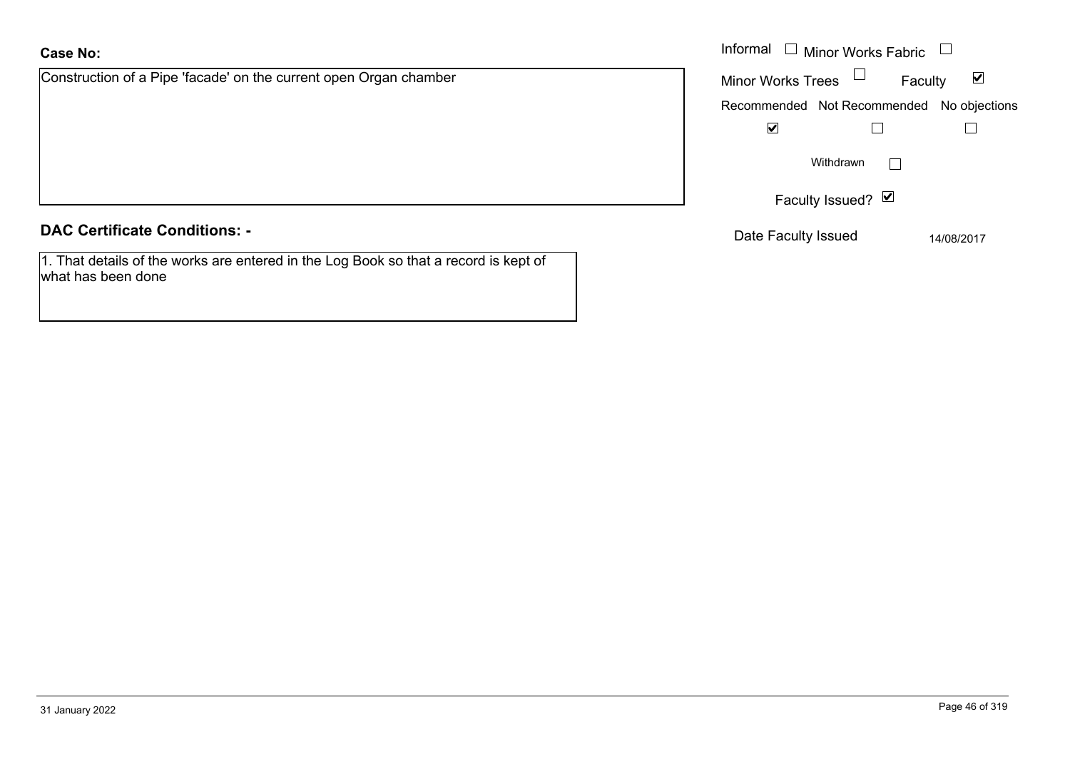**Case No:**

Construction of a Pipe 'facade' on the current open Organ chamber

Informal ☐ Minor Works Fabric ☐

Minor Works Trees ☐ Faculty ☑

Recommended ☑ Not Recommended ☐ No objections ☐

Withdrawn ☐

Faculty Issued? ☑

Date Faculty Issued 14/08/2017

**DAC Certificate Conditions: -**

1. That details of the works are entered in the Log Book so that a record is kept of what has been done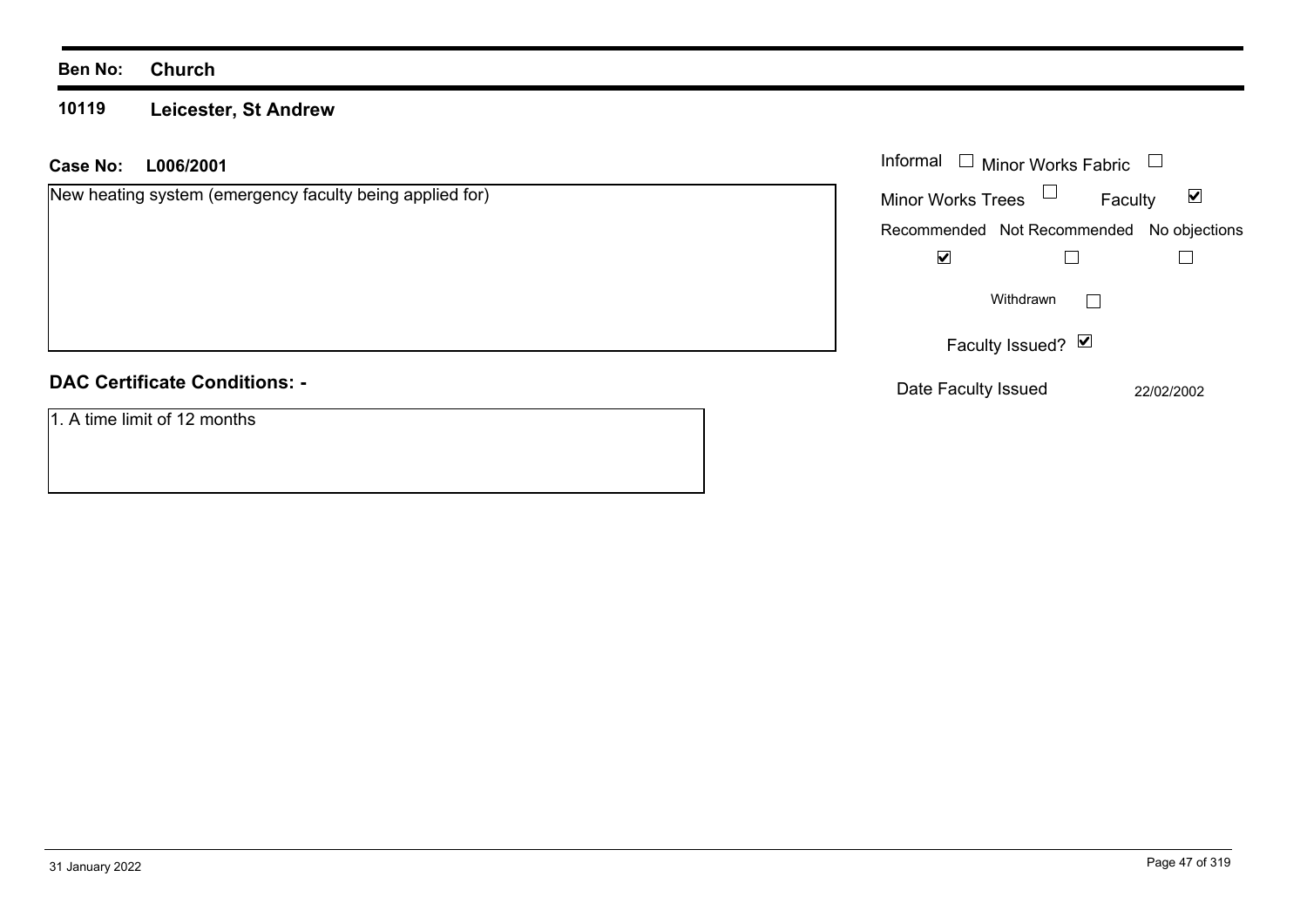**Ben No:** **Church**

**10119** **Leicester, St Andrew**

**Case No:** **L006/2001**

New heating system (emergency faculty being applied for)

Informal ☐ Minor Works Fabric ☐

Minor Works Trees ☐ Faculty ☑

| Recommended | Not Recommended | No objections |
| --- | --- | --- |
| ☑ | ☐ | ☐ |

Withdrawn ☐

Faculty Issued? ☑

Date Faculty Issued 22/02/2002

**DAC Certificate Conditions: -**

1. A time limit of 12 months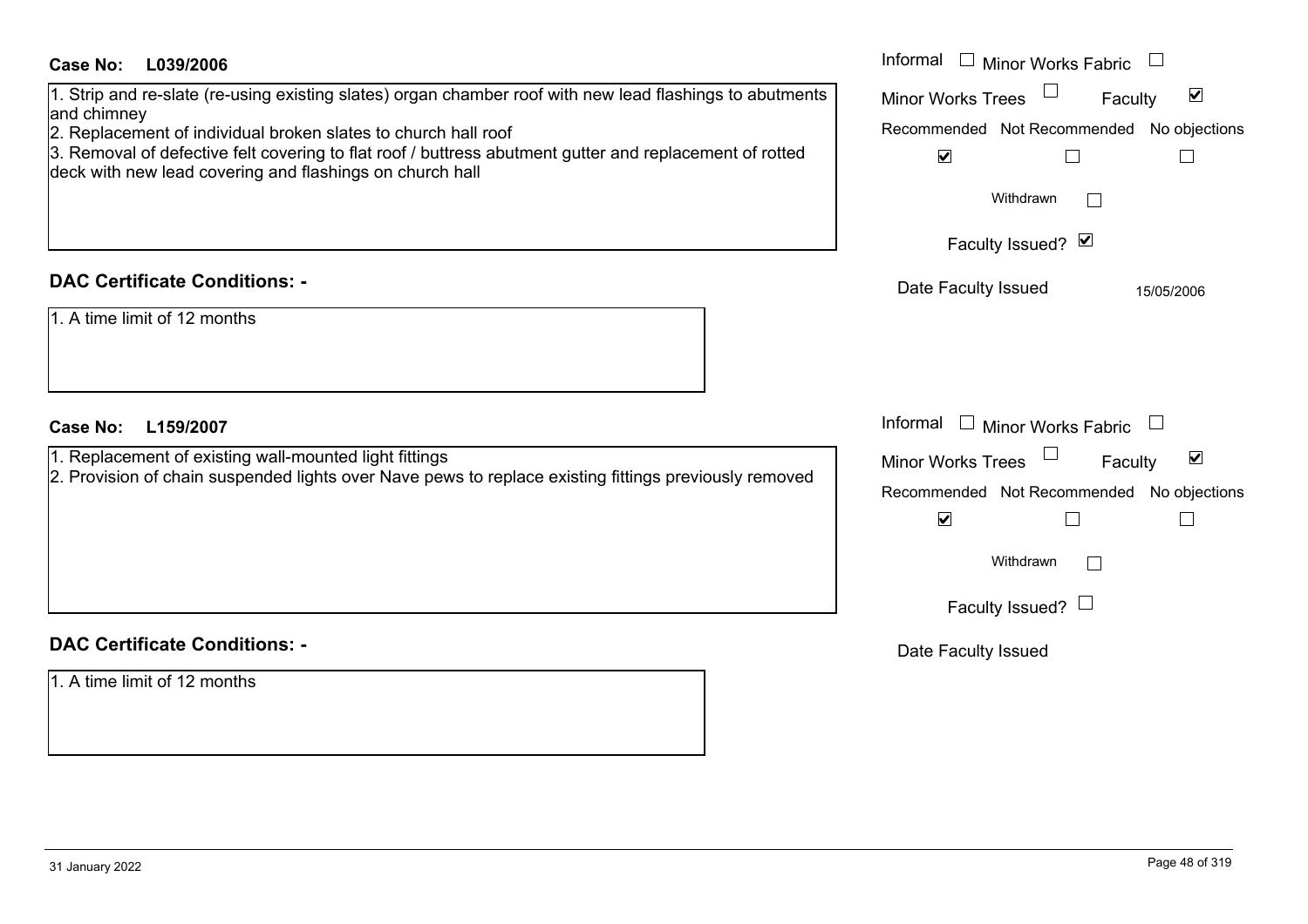**Case No: L039/2006**

1. Strip and re-slate (re-using existing slates) organ chamber roof with new lead flashings to abutments and chimney
2. Replacement of individual broken slates to church hall roof
3. Removal of defective felt covering to flat roof / buttress abutment gutter and replacement of rotted deck with new lead covering and flashings on church hall

Informal ☐ Minor Works Fabric ☐
Minor Works Trees ☐ Faculty ☑

| Recommended | Not Recommended | No objections |
|---|---|---|
| ☑ | ☐ | ☐ |

Withdrawn ☐

Faculty Issued? ☑

Date Faculty Issued 15/05/2006

## DAC Certificate Conditions: -

1. A time limit of 12 months

**Case No: L159/2007**

1. Replacement of existing wall-mounted light fittings
2. Provision of chain suspended lights over Nave pews to replace existing fittings previously removed

Informal ☐ Minor Works Fabric ☐
Minor Works Trees ☐ Faculty ☑

| Recommended | Not Recommended | No objections |
|---|---|---|
| ☑ | ☐ | ☐ |

Withdrawn ☐

Faculty Issued? ☐

Date Faculty Issued

## DAC Certificate Conditions: -

1. A time limit of 12 months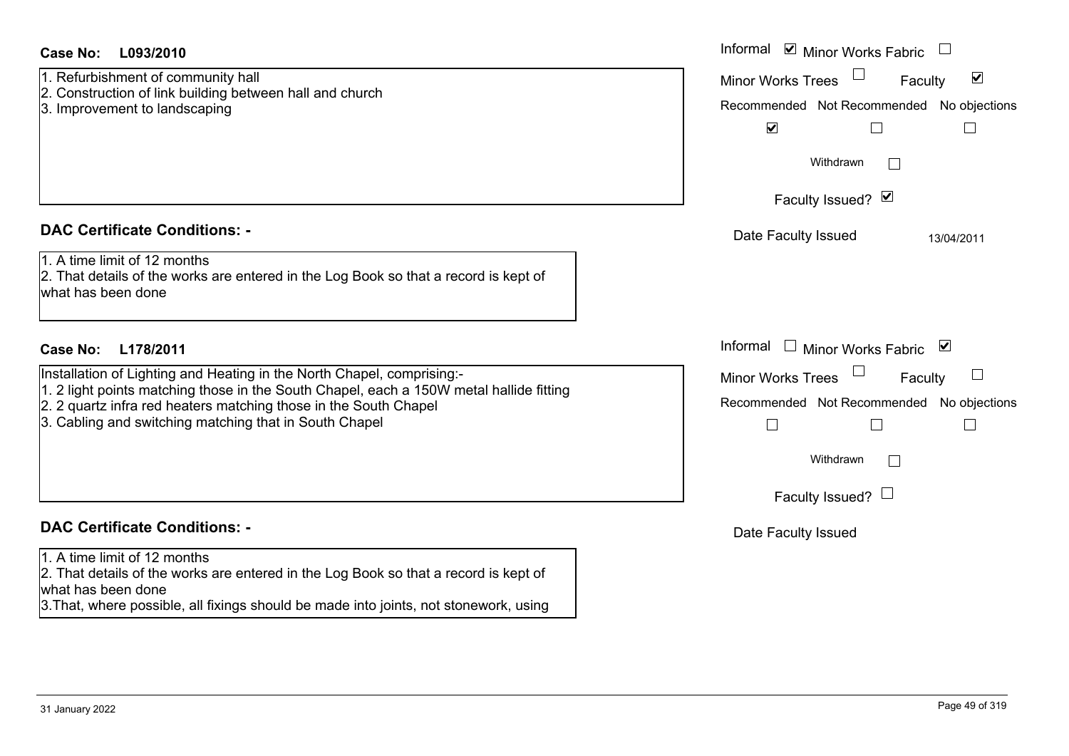**Case No: L093/2010**

1. Refurbishment of community hall
2. Construction of link building between hall and church
3. Improvement to landscaping

Informal ☑ Minor Works Fabric ☐
Minor Works Trees ☐ Faculty ☑

| Recommended | Not Recommended | No objections |
| --- | --- | --- |
| ☑ | ☐ | ☐ |

Withdrawn ☐

Faculty Issued? ☑

Date Faculty Issued 13/04/2011

## DAC Certificate Conditions: -

1. A time limit of 12 months
2. That details of the works are entered in the Log Book so that a record is kept of what has been done

**Case No: L178/2011**

Installation of Lighting and Heating in the North Chapel, comprising:-
1. 2 light points matching those in the South Chapel, each a 150W metal hallide fitting
2. 2 quartz infra red heaters matching those in the South Chapel
3. Cabling and switching matching that in South Chapel

Informal ☐ Minor Works Fabric ☑
Minor Works Trees ☐ Faculty ☐

| Recommended | Not Recommended | No objections |
| --- | --- | --- |
| ☐ | ☐ | ☐ |

Withdrawn ☐

Faculty Issued? ☐

Date Faculty Issued

## DAC Certificate Conditions: -

1. A time limit of 12 months
2. That details of the works are entered in the Log Book so that a record is kept of what has been done
3.That, where possible, all fixings should be made into joints, not stonework, using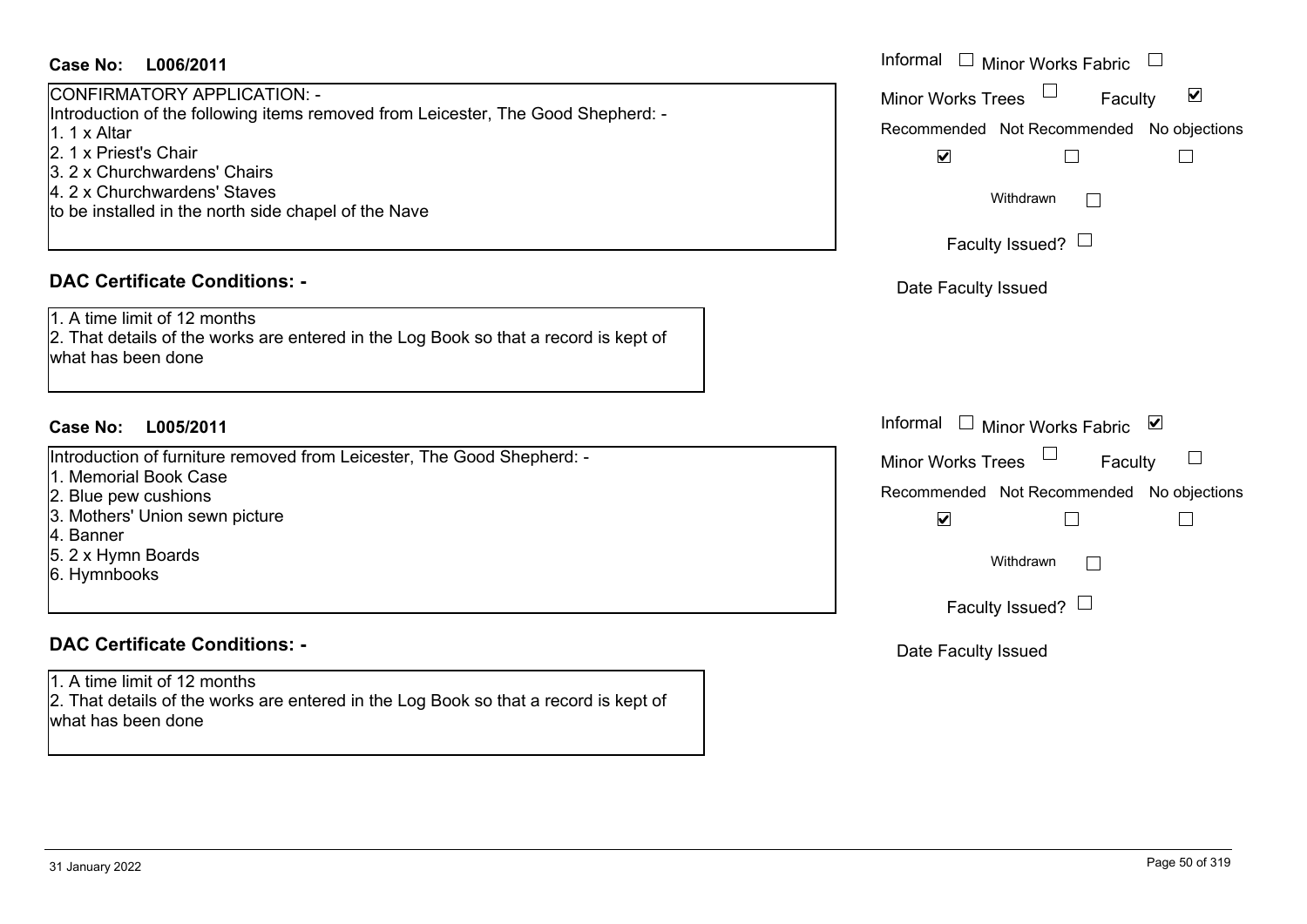**Case No: L006/2011**

CONFIRMATORY APPLICATION: -
Introduction of the following items removed from Leicester, The Good Shepherd: -
1. 1 x Altar
2. 1 x Priest's Chair
3. 2 x Churchwardens' Chairs
4. 2 x Churchwardens' Staves
to be installed in the north side chapel of the Nave

Informal ☐ Minor Works Fabric ☐
Minor Works Trees ☐ Faculty ☑
Recommended ☑ Not Recommended ☐ No objections ☐
Withdrawn ☐
Faculty Issued? ☐
Date Faculty Issued

**DAC Certificate Conditions: -**

1. A time limit of 12 months
2. That details of the works are entered in the Log Book so that a record is kept of what has been done

**Case No: L005/2011**

Introduction of furniture removed from Leicester, The Good Shepherd: -
1. Memorial Book Case
2. Blue pew cushions
3. Mothers' Union sewn picture
4. Banner
5. 2 x Hymn Boards
6. Hymnbooks

Informal ☐ Minor Works Fabric ☑
Minor Works Trees ☐ Faculty ☐
Recommended ☑ Not Recommended ☐ No objections ☐
Withdrawn ☐
Faculty Issued? ☐
Date Faculty Issued

**DAC Certificate Conditions: -**

1. A time limit of 12 months
2. That details of the works are entered in the Log Book so that a record is kept of what has been done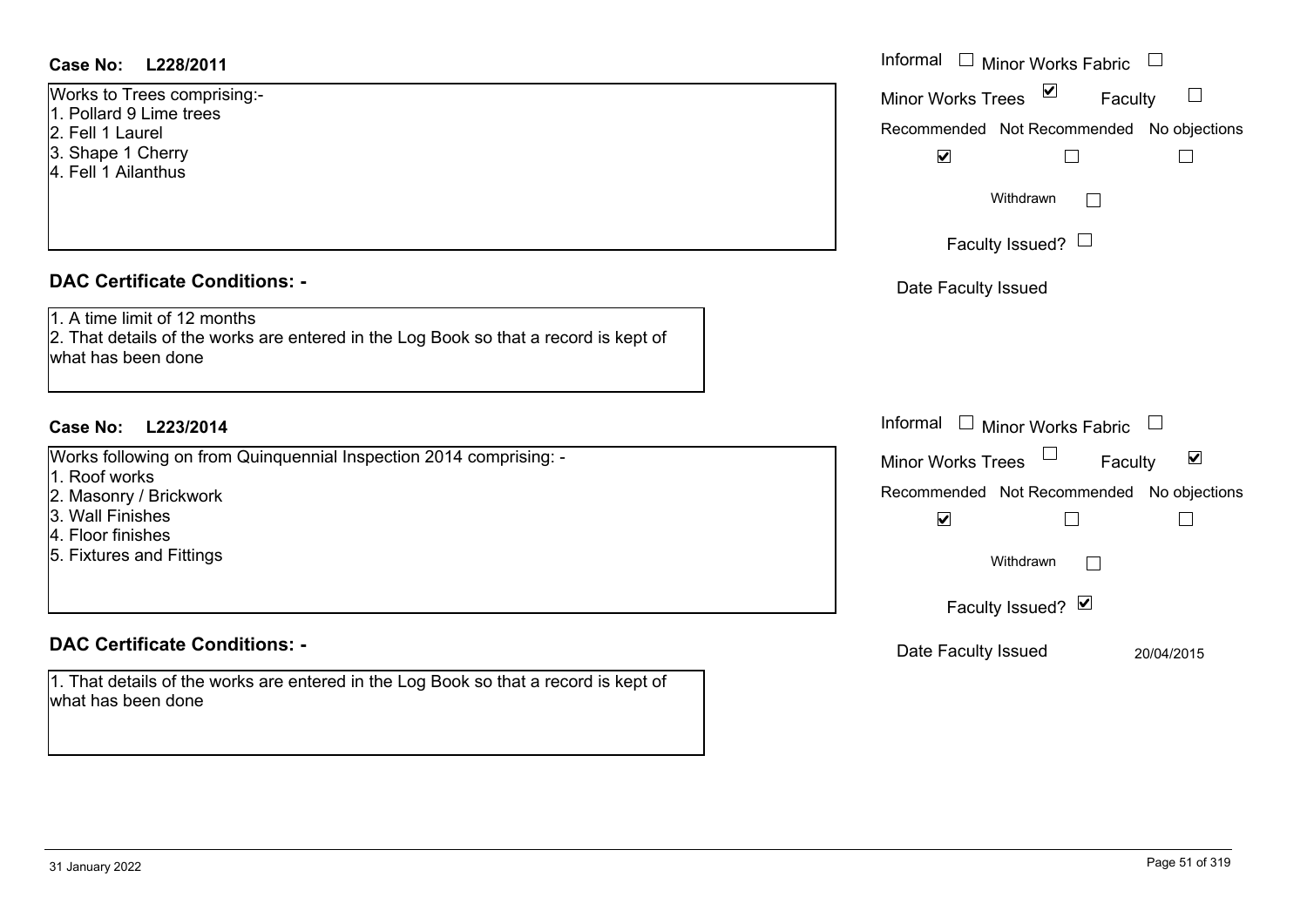**Case No: L228/2011**

Works to Trees comprising:-
1. Pollard 9 Lime trees
2. Fell 1 Laurel
3. Shape 1 Cherry
4. Fell 1 Ailanthus

Informal ☐ Minor Works Fabric ☐
Minor Works Trees ☑ Faculty ☐
Recommended ☑ Not Recommended ☐ No objections ☐
Withdrawn ☐
Faculty Issued? ☐
Date Faculty Issued

**DAC Certificate Conditions: -**

1. A time limit of 12 months
2. That details of the works are entered in the Log Book so that a record is kept of what has been done

**Case No: L223/2014**

Works following on from Quinquennial Inspection 2014 comprising: -
1. Roof works
2. Masonry / Brickwork
3. Wall Finishes
4. Floor finishes
5. Fixtures and Fittings

Informal ☐ Minor Works Fabric ☐
Minor Works Trees ☐ Faculty ☑
Recommended ☑ Not Recommended ☐ No objections ☐
Withdrawn ☐
Faculty Issued? ☑
Date Faculty Issued 20/04/2015

**DAC Certificate Conditions: -**

1. That details of the works are entered in the Log Book so that a record is kept of what has been done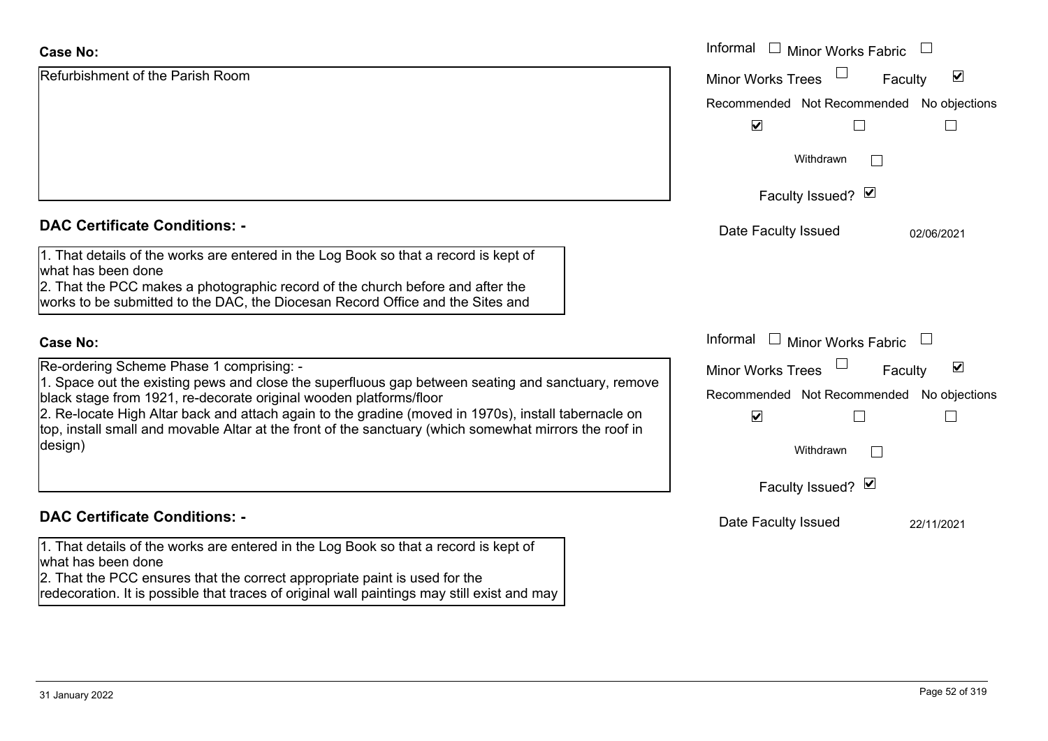**Case No:**

Refurbishment of the Parish Room

Informal ☐ Minor Works Fabric ☐

Minor Works Trees ☐ Faculty ☑

Recommended ☑ Not Recommended ☐ No objections ☐

Withdrawn ☐

Faculty Issued? ☑

Date Faculty Issued 02/06/2021

## DAC Certificate Conditions: -

1. That details of the works are entered in the Log Book so that a record is kept of what has been done
2. That the PCC makes a photographic record of the church before and after the works to be submitted to the DAC, the Diocesan Record Office and the Sites and

**Case No:**

Re-ordering Scheme Phase 1 comprising: -

1. Space out the existing pews and close the superfluous gap between seating and sanctuary, remove black stage from 1921, re-decorate original wooden platforms/floor
2. Re-locate High Altar back and attach again to the gradine (moved in 1970s), install tabernacle on top, install small and movable Altar at the front of the sanctuary (which somewhat mirrors the roof in design)

Informal ☐ Minor Works Fabric ☐

Minor Works Trees ☐ Faculty ☑

Recommended ☑ Not Recommended ☐ No objections ☐

Withdrawn ☐

Faculty Issued? ☑

Date Faculty Issued 22/11/2021

## DAC Certificate Conditions: -

1. That details of the works are entered in the Log Book so that a record is kept of what has been done
2. That the PCC ensures that the correct appropriate paint is used for the redecoration. It is possible that traces of original wall paintings may still exist and may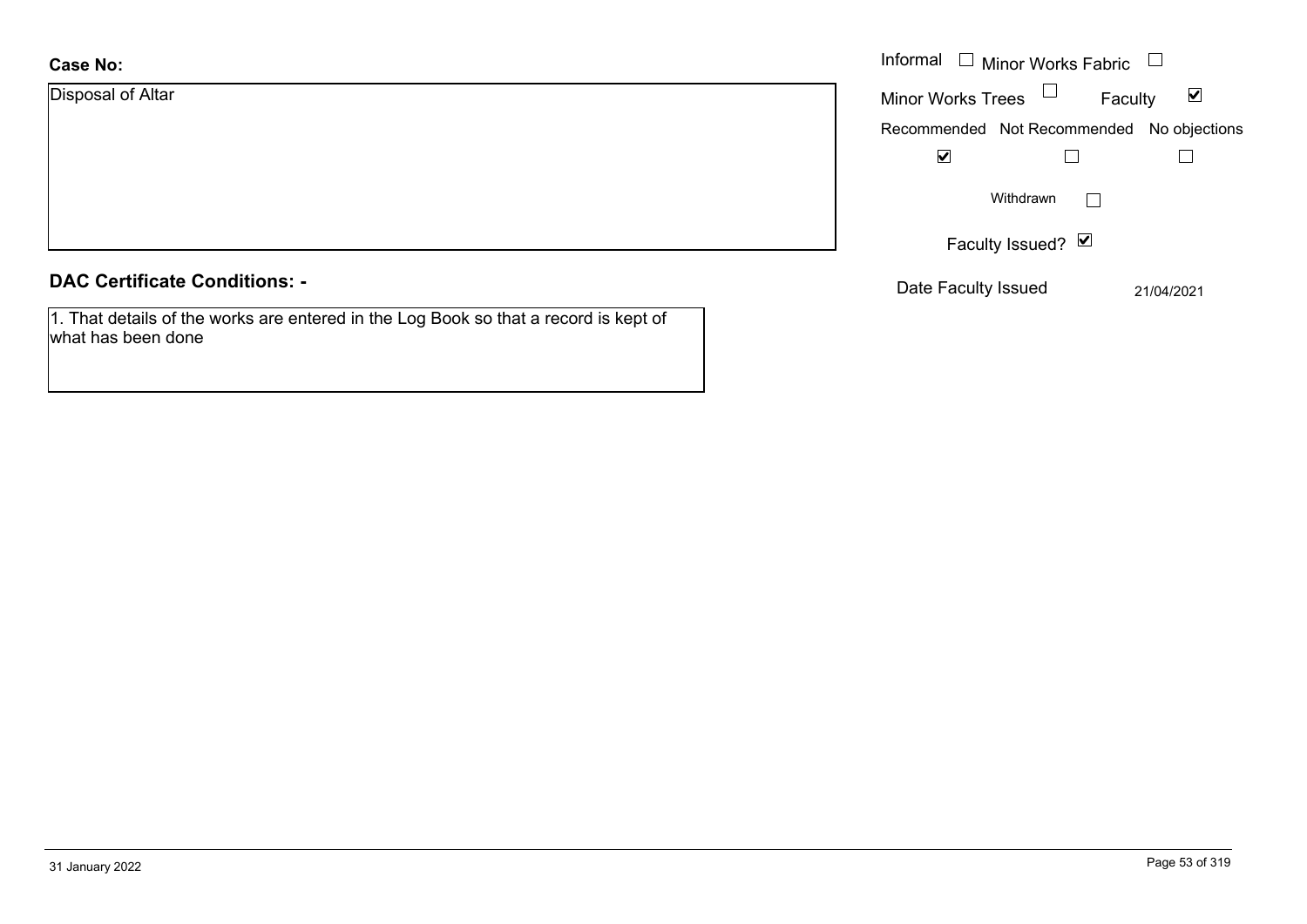**Case No:**

Disposal of Altar

Informal ☐ Minor Works Fabric ☐

Minor Works Trees ☐ Faculty ☑

| Recommended | Not Recommended | No objections |
|---|---|---|
| ☑ | ☐ | ☐ |

Withdrawn ☐

Faculty Issued? ☑

Date Faculty Issued 21/04/2021

## DAC Certificate Conditions: -

1. That details of the works are entered in the Log Book so that a record is kept of what has been done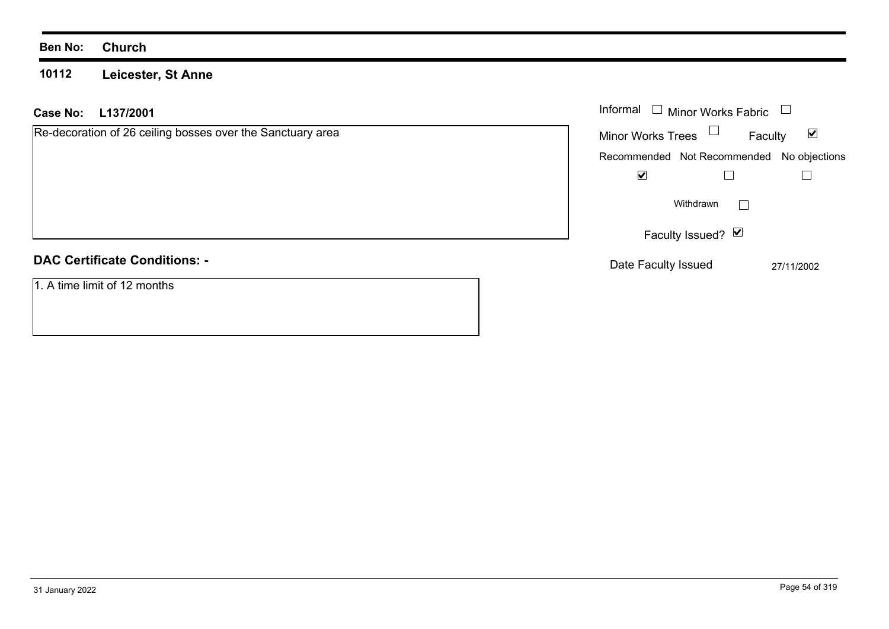**Ben No:** **Church**

**10112** **Leicester, St Anne**

**Case No:** **L137/2001**

Re-decoration of 26 ceiling bosses over the Sanctuary area

Informal ☐ Minor Works Fabric ☐

Minor Works Trees ☐ Faculty ☑

| Recommended | Not Recommended | No objections |
|---|---|---|
| ☑ | ☐ | ☐ |

Withdrawn ☐

Faculty Issued? ☑

Date Faculty Issued 27/11/2002

## DAC Certificate Conditions: -

1. A time limit of 12 months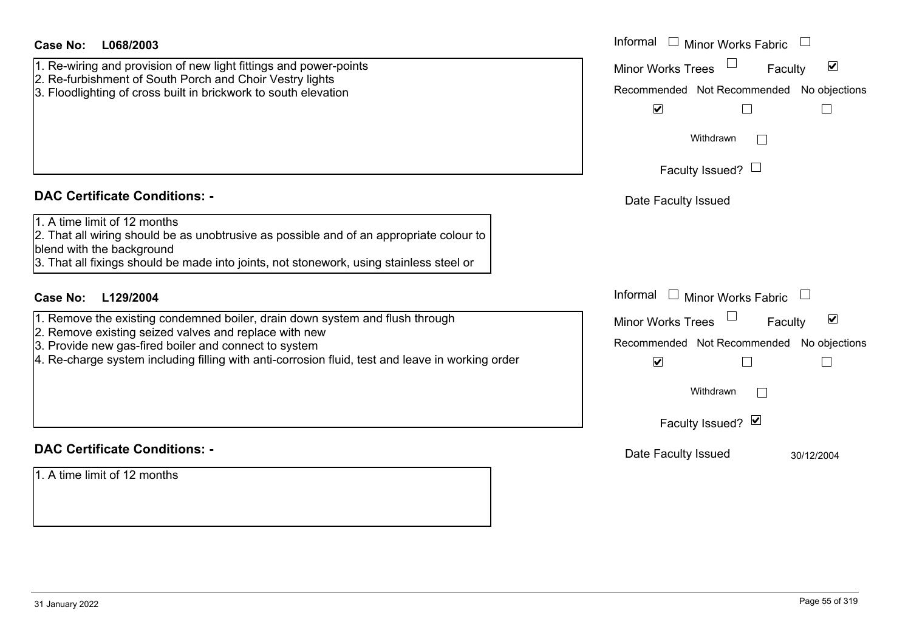**Case No: L068/2003**

Informal ☐ Minor Works Fabric ☐
Minor Works Trees ☐ Faculty ☑

1. Re-wiring and provision of new light fittings and power-points
2. Re-furbishment of South Porch and Choir Vestry lights
3. Floodlighting of cross built in brickwork to south elevation

| Recommended | Not Recommended | No objections |
|---|---|---|
| ☑ | ☐ | ☐ |

Withdrawn ☐

Faculty Issued? ☐

Date Faculty Issued

**DAC Certificate Conditions: -**

1. A time limit of 12 months
2. That all wiring should be as unobtrusive as possible and of an appropriate colour to blend with the background
3. That all fixings should be made into joints, not stonework, using stainless steel or

**Case No: L129/2004**

Informal ☐ Minor Works Fabric ☐
Minor Works Trees ☐ Faculty ☑

1. Remove the existing condemned boiler, drain down system and flush through
2. Remove existing seized valves and replace with new
3. Provide new gas-fired boiler and connect to system
4. Re-charge system including filling with anti-corrosion fluid, test and leave in working order

| Recommended | Not Recommended | No objections |
|---|---|---|
| ☑ | ☐ | ☐ |

Withdrawn ☐

Faculty Issued? ☑

Date Faculty Issued 30/12/2004

**DAC Certificate Conditions: -**

1. A time limit of 12 months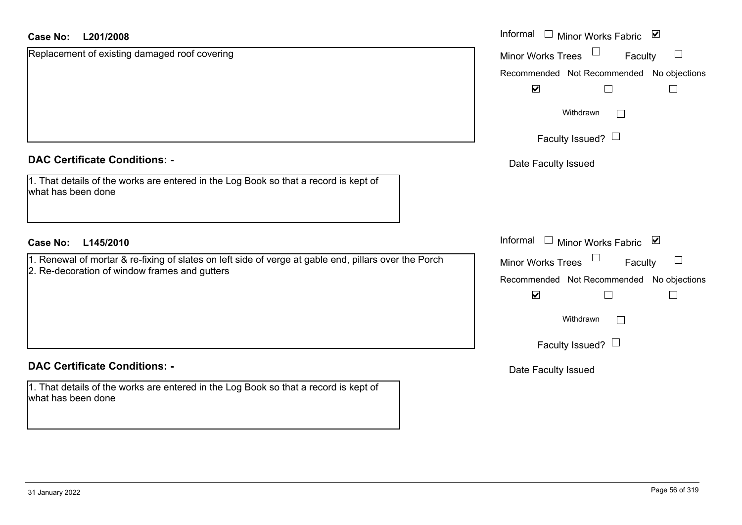**Case No: L201/2008**

Replacement of existing damaged roof covering

Informal ☐ Minor Works Fabric ☑

Minor Works Trees ☐ Faculty ☐

Recommended ☑ Not Recommended ☐ No objections ☐

Withdrawn ☐

Faculty Issued? ☐

Date Faculty Issued

**DAC Certificate Conditions: -**

1. That details of the works are entered in the Log Book so that a record is kept of what has been done

**Case No: L145/2010**

1. Renewal of mortar & re-fixing of slates on left side of verge at gable end, pillars over the Porch
2. Re-decoration of window frames and gutters

Informal ☐ Minor Works Fabric ☑

Minor Works Trees ☐ Faculty ☐

Recommended ☑ Not Recommended ☐ No objections ☐

Withdrawn ☐

Faculty Issued? ☐

Date Faculty Issued

**DAC Certificate Conditions: -**

1. That details of the works are entered in the Log Book so that a record is kept of what has been done

31 January 2022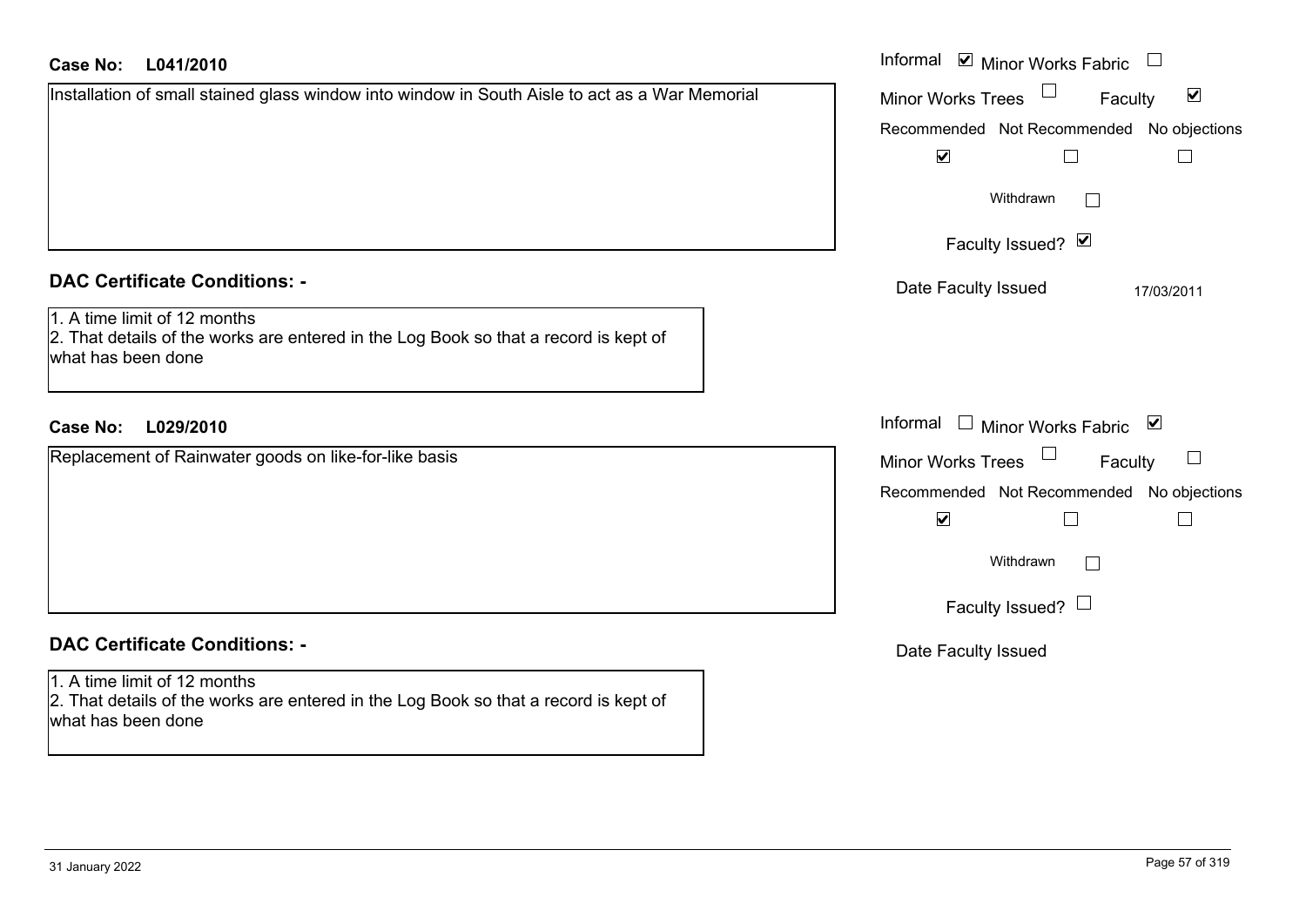**Case No: L041/2010**

Installation of small stained glass window into window in South Aisle to act as a War Memorial

Informal ☑ Minor Works Fabric ☐

Minor Works Trees ☐ Faculty ☑

Recommended ☑ Not Recommended ☐ No objections ☐

Withdrawn ☐

Faculty Issued? ☑

Date Faculty Issued 17/03/2011

## DAC Certificate Conditions: -

1. A time limit of 12 months
2. That details of the works are entered in the Log Book so that a record is kept of what has been done

**Case No: L029/2010**

Replacement of Rainwater goods on like-for-like basis

Informal ☐ Minor Works Fabric ☑

Minor Works Trees ☐ Faculty ☐

Recommended ☑ Not Recommended ☐ No objections ☐

Withdrawn ☐

Faculty Issued? ☐

Date Faculty Issued

## DAC Certificate Conditions: -

1. A time limit of 12 months
2. That details of the works are entered in the Log Book so that a record is kept of what has been done

31 January 2022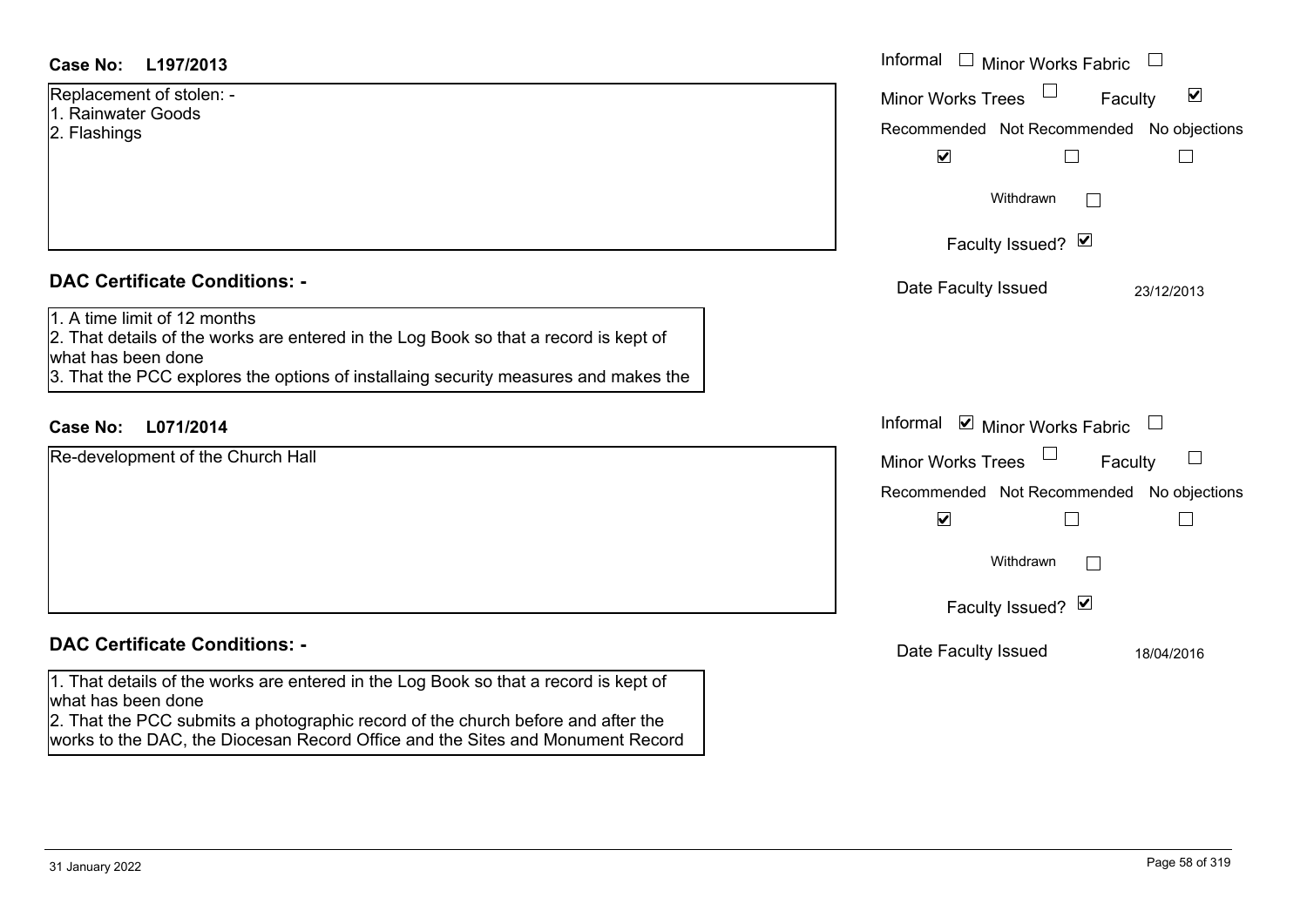**Case No: L197/2013**

Replacement of stolen: -
1. Rainwater Goods
2. Flashings

Informal ☐ Minor Works Fabric ☐
Minor Works Trees ☐ Faculty ☑

| Recommended | Not Recommended | No objections |
|---|---|---|
| ☑ | ☐ | ☐ |

Withdrawn ☐

Faculty Issued? ☑

Date Faculty Issued 23/12/2013

**DAC Certificate Conditions: -**

1. A time limit of 12 months
2. That details of the works are entered in the Log Book so that a record is kept of what has been done
3. That the PCC explores the options of installaing security measures and makes the

**Case No: L071/2014**

Re-development of the Church Hall

Informal ☑ Minor Works Fabric ☐
Minor Works Trees ☐ Faculty ☐

| Recommended | Not Recommended | No objections |
|---|---|---|
| ☑ | ☐ | ☐ |

Withdrawn ☐

Faculty Issued? ☑

Date Faculty Issued 18/04/2016

**DAC Certificate Conditions: -**

1. That details of the works are entered in the Log Book so that a record is kept of what has been done
2. That the PCC submits a photographic record of the church before and after the works to the DAC, the Diocesan Record Office and the Sites and Monument Record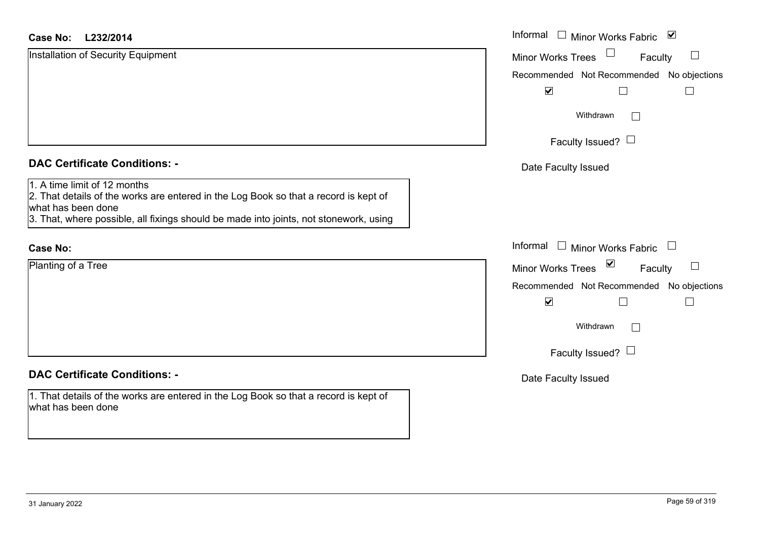**Case No: L232/2014**

Installation of Security Equipment

Informal ☐ Minor Works Fabric ☑

Minor Works Trees ☐ Faculty ☐

Recommended ☑ Not Recommended ☐ No objections ☐

Withdrawn ☐

Faculty Issued? ☐

Date Faculty Issued

## DAC Certificate Conditions: -

1. A time limit of 12 months
2. That details of the works are entered in the Log Book so that a record is kept of what has been done
3. That, where possible, all fixings should be made into joints, not stonework, using

**Case No:**

Planting of a Tree

Informal ☐ Minor Works Fabric ☐

Minor Works Trees ☑ Faculty ☐

Recommended ☑ Not Recommended ☐ No objections ☐

Withdrawn ☐

Faculty Issued? ☐

Date Faculty Issued

## DAC Certificate Conditions: -

1. That details of the works are entered in the Log Book so that a record is kept of what has been done

31 January 2022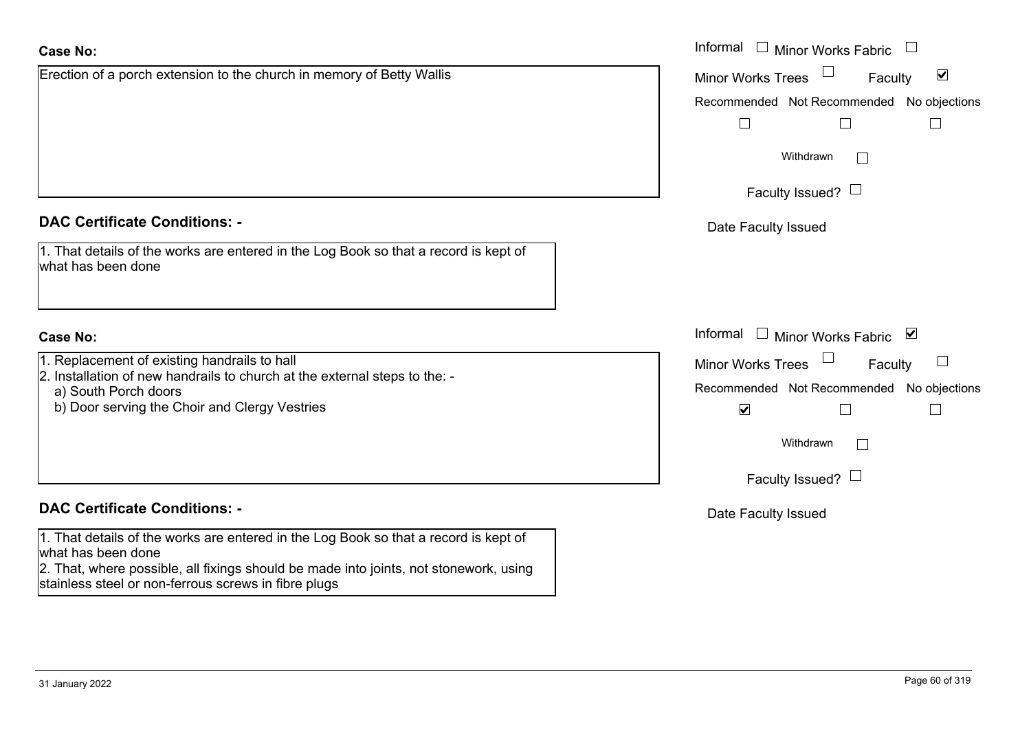**Case No:**

Erection of a porch extension to the church in memory of Betty Wallis

Informal ☐ Minor Works Fabric ☐
Minor Works Trees ☐ Faculty ☑
Recommended ☐ Not Recommended ☐ No objections ☐
Withdrawn ☐
Faculty Issued? ☐
Date Faculty Issued

**DAC Certificate Conditions: -**

1. That details of the works are entered in the Log Book so that a record is kept of what has been done

**Case No:**

1. Replacement of existing handrails to hall
2. Installation of new handrails to church at the external steps to the: -
   a) South Porch doors
   b) Door serving the Choir and Clergy Vestries

Informal ☐ Minor Works Fabric ☑
Minor Works Trees ☐ Faculty ☐
Recommended ☑ Not Recommended ☐ No objections ☐
Withdrawn ☐
Faculty Issued? ☐
Date Faculty Issued

**DAC Certificate Conditions: -**

1. That details of the works are entered in the Log Book so that a record is kept of what has been done
2. That, where possible, all fixings should be made into joints, not stonework, using stainless steel or non-ferrous screws in fibre plugs

31 January 2022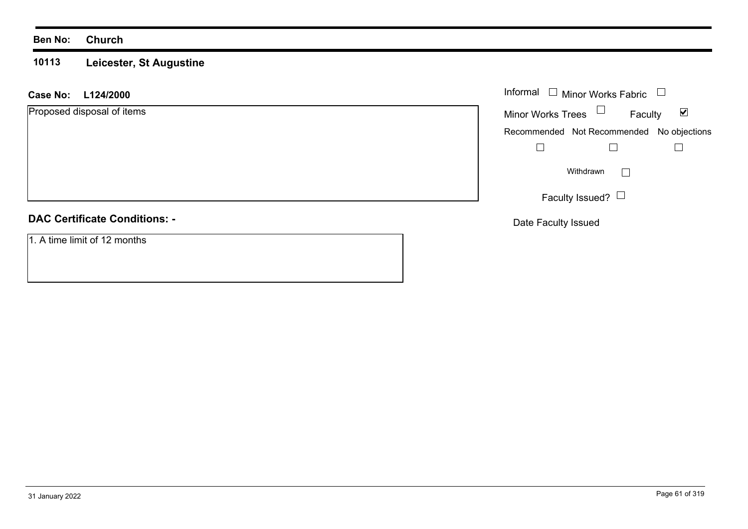**Ben No:** **Church**

**10113** **Leicester, St Augustine**

**Case No:** **L124/2000**

Proposed disposal of items

Informal ☐ Minor Works Fabric ☐

Minor Works Trees ☐ Faculty ☑

Recommended ☐ Not Recommended ☐ No objections ☐

Withdrawn ☐

Faculty Issued? ☐

Date Faculty Issued

**DAC Certificate Conditions: -**

1. A time limit of 12 months

31 January 2022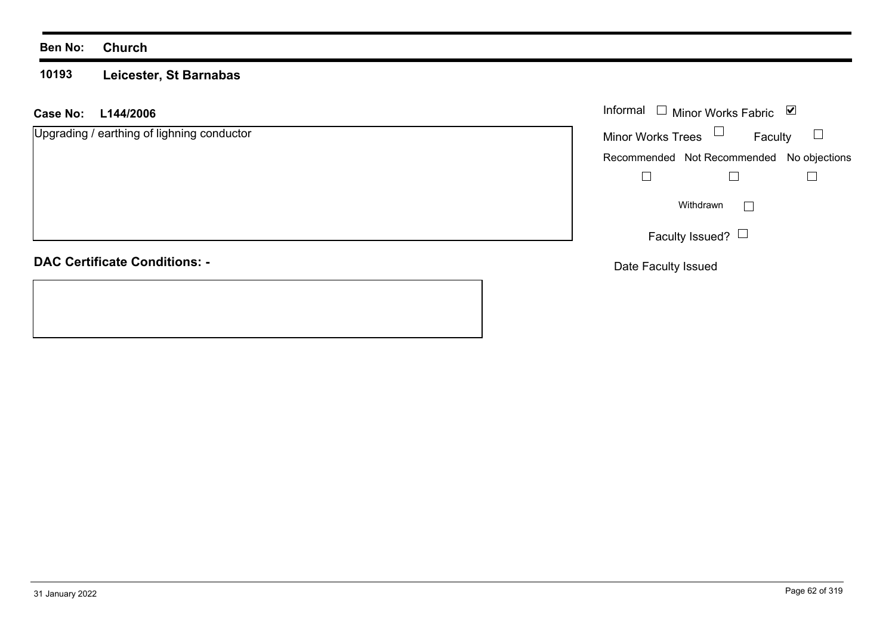**Ben No: Church**

**10193 Leicester, St Barnabas**

**Case No: L144/2006**

Upgrading / earthing of lighning conductor

Informal ☐ Minor Works Fabric ☑

Minor Works Trees ☐ Faculty ☐

Recommended ☐ Not Recommended ☐ No objections ☐

Withdrawn ☐

Faculty Issued? ☐

Date Faculty Issued

**DAC Certificate Conditions: -**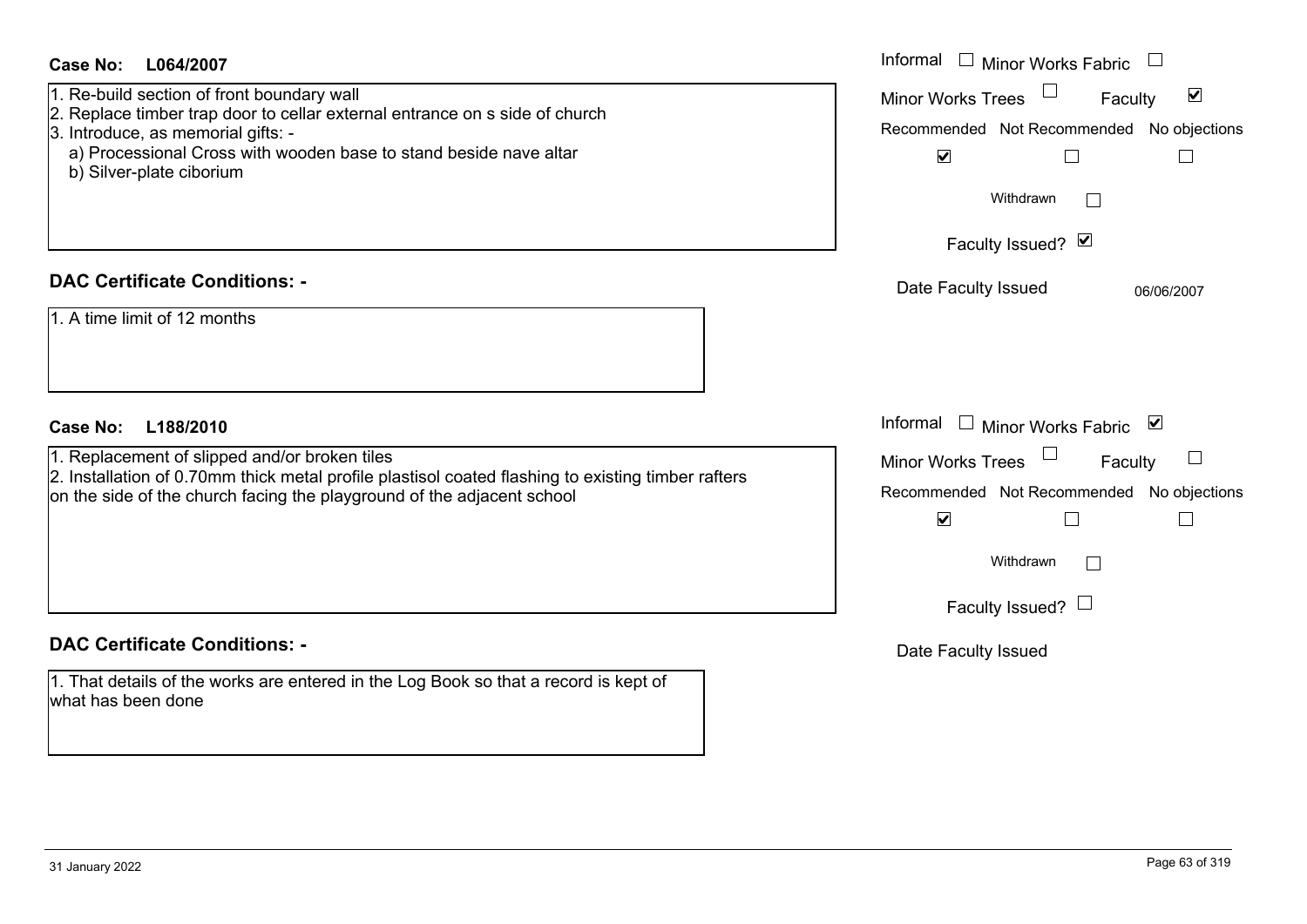**Case No: L064/2007**

1. Re-build section of front boundary wall
2. Replace timber trap door to cellar external entrance on s side of church
3. Introduce, as memorial gifts: -
   a) Processional Cross with wooden base to stand beside nave altar
   b) Silver-plate ciborium

Informal ☐ Minor Works Fabric ☐
Minor Works Trees ☐ Faculty ☑
Recommended ☑ Not Recommended ☐ No objections ☐
Withdrawn ☐
Faculty Issued? ☑
Date Faculty Issued 06/06/2007

## DAC Certificate Conditions: -

1. A time limit of 12 months

**Case No: L188/2010**

1. Replacement of slipped and/or broken tiles
2. Installation of 0.70mm thick metal profile plastisol coated flashing to existing timber rafters on the side of the church facing the playground of the adjacent school

Informal ☐ Minor Works Fabric ☑
Minor Works Trees ☐ Faculty ☐
Recommended ☑ Not Recommended ☐ No objections ☐
Withdrawn ☐
Faculty Issued? ☐
Date Faculty Issued

## DAC Certificate Conditions: -

1. That details of the works are entered in the Log Book so that a record is kept of what has been done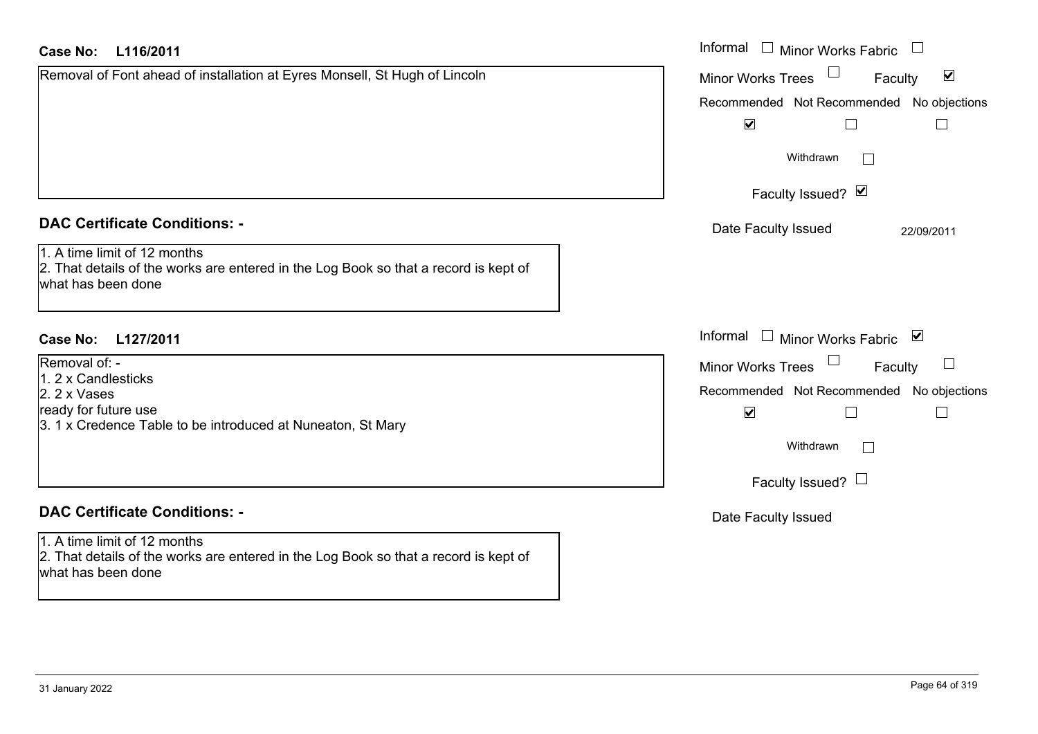**Case No: L116/2011**

Removal of Font ahead of installation at Eyres Monsell, St Hugh of Lincoln

Informal ☐ Minor Works Fabric ☐

Minor Works Trees ☐ Faculty ☑

Recommended ☑ Not Recommended ☐ No objections ☐

Withdrawn ☐

Faculty Issued? ☑

Date Faculty Issued 22/09/2011

## DAC Certificate Conditions: -

1. A time limit of 12 months
2. That details of the works are entered in the Log Book so that a record is kept of what has been done

**Case No: L127/2011**

Removal of: -
1. 2 x Candlesticks
2. 2 x Vases
ready for future use
3. 1 x Credence Table to be introduced at Nuneaton, St Mary

Informal ☐ Minor Works Fabric ☑

Minor Works Trees ☐ Faculty ☐

Recommended ☑ Not Recommended ☐ No objections ☐

Withdrawn ☐

Faculty Issued? ☐

Date Faculty Issued

## DAC Certificate Conditions: -

1. A time limit of 12 months
2. That details of the works are entered in the Log Book so that a record is kept of what has been done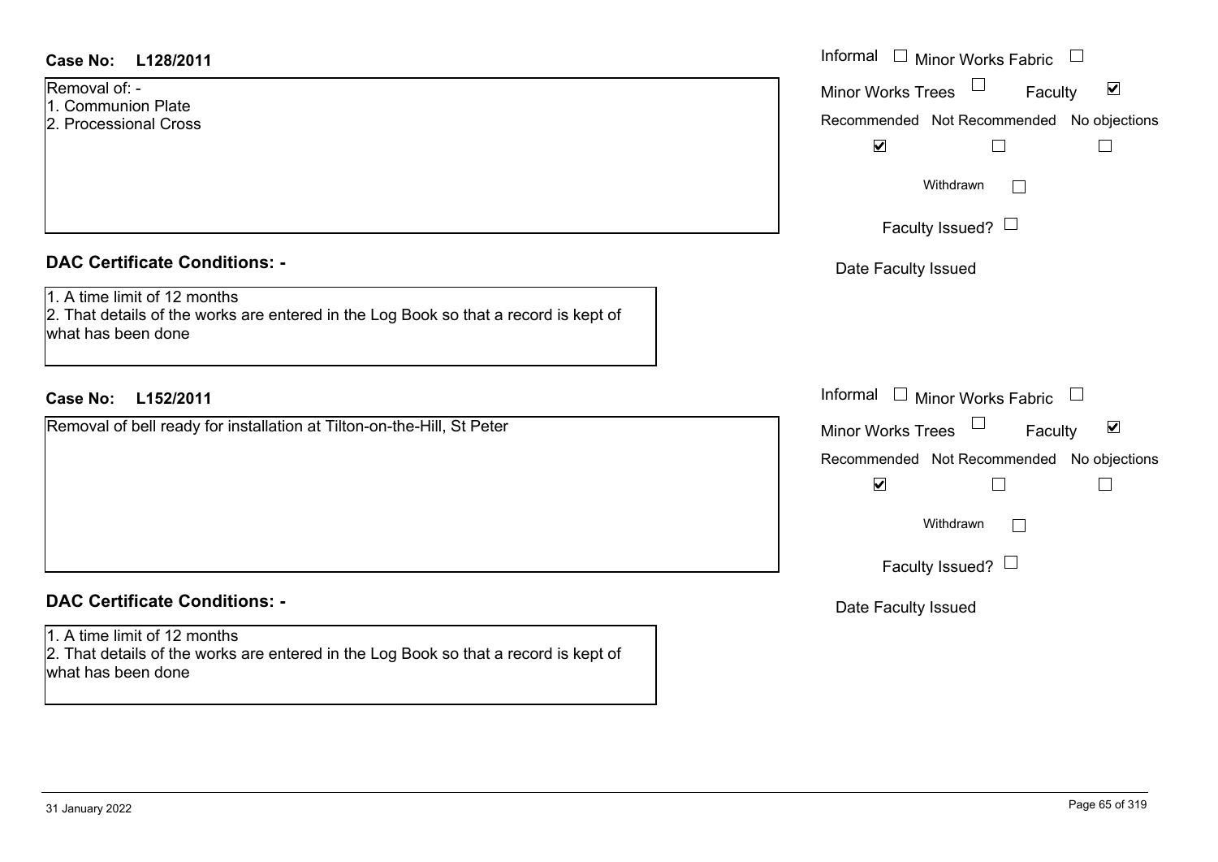**Case No: L128/2011**

Removal of: -
1. Communion Plate
2. Processional Cross

Informal ☐ Minor Works Fabric ☐
Minor Works Trees ☐ Faculty ☑
Recommended ☑ Not Recommended ☐ No objections ☐
Withdrawn ☐
Faculty Issued? ☐
Date Faculty Issued

## DAC Certificate Conditions: -

1. A time limit of 12 months
2. That details of the works are entered in the Log Book so that a record is kept of what has been done

**Case No: L152/2011**

Removal of bell ready for installation at Tilton-on-the-Hill, St Peter

Informal ☐ Minor Works Fabric ☐
Minor Works Trees ☐ Faculty ☑
Recommended ☑ Not Recommended ☐ No objections ☐
Withdrawn ☐
Faculty Issued? ☐
Date Faculty Issued

## DAC Certificate Conditions: -

1. A time limit of 12 months
2. That details of the works are entered in the Log Book so that a record is kept of what has been done

31 January 2022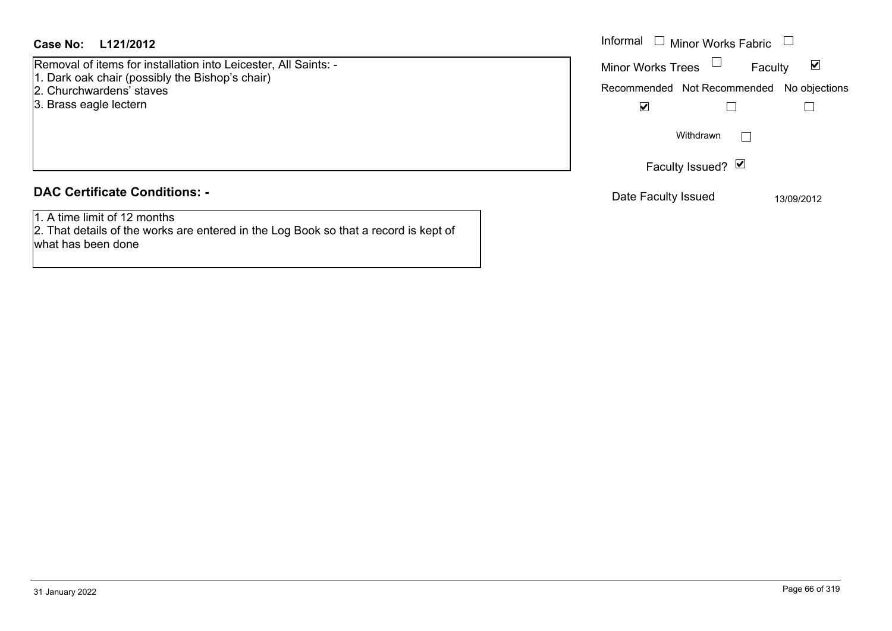**Case No: L121/2012**

Removal of items for installation into Leicester, All Saints: -
1. Dark oak chair (possibly the Bishop's chair)
2. Churchwardens' staves
3. Brass eagle lectern

Informal ☐ Minor Works Fabric ☐

Minor Works Trees ☐ Faculty ☑

Recommended ☑ Not Recommended ☐ No objections ☐

Withdrawn ☐

Faculty Issued? ☑

Date Faculty Issued 13/09/2012

## DAC Certificate Conditions: -

1. A time limit of 12 months
2. That details of the works are entered in the Log Book so that a record is kept of what has been done

31 January 2022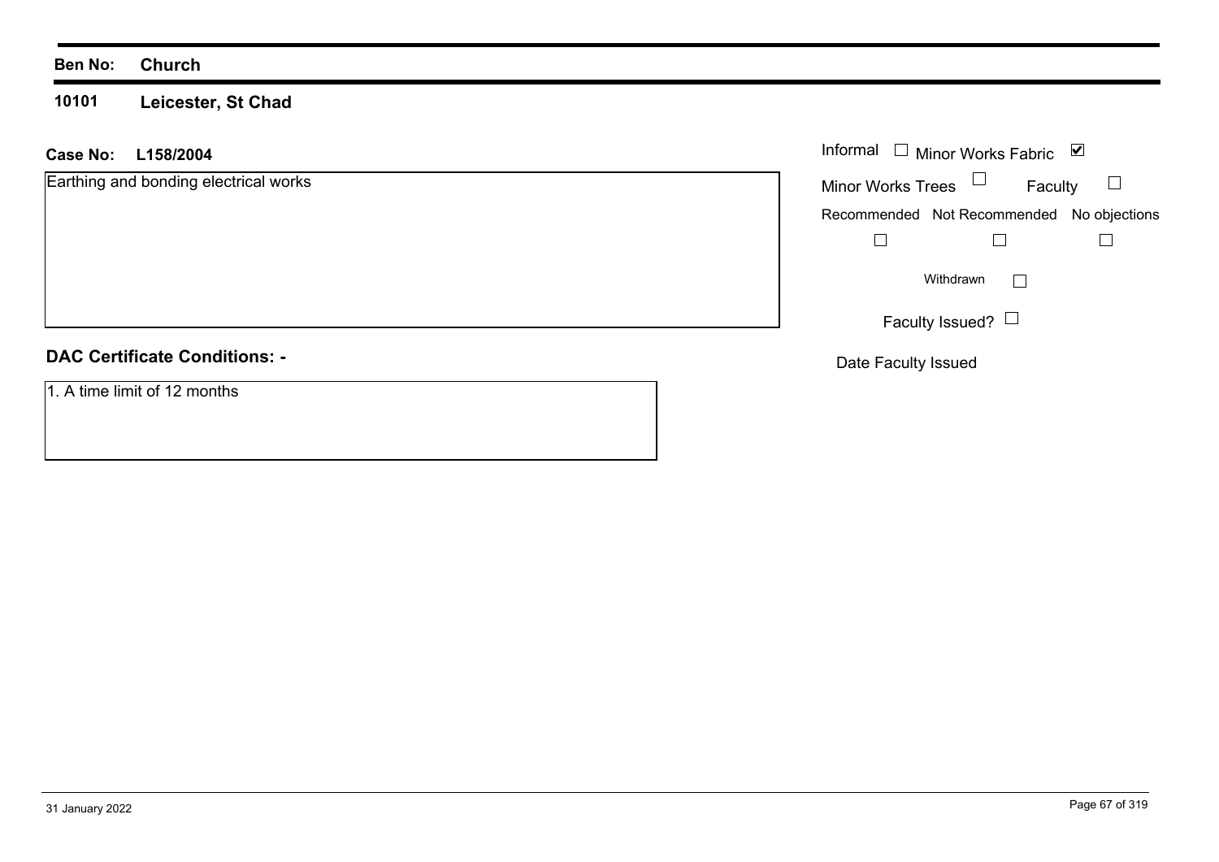**Ben No:** **Church**

**10101** **Leicester, St Chad**

**Case No:** **L158/2004**

Earthing and bonding electrical works

Informal ☐ Minor Works Fabric ☑

Minor Works Trees ☐ Faculty ☐

Recommended ☐ Not Recommended ☐ No objections ☐

Withdrawn ☐

Faculty Issued? ☐

Date Faculty Issued

**DAC Certificate Conditions: -**

1. A time limit of 12 months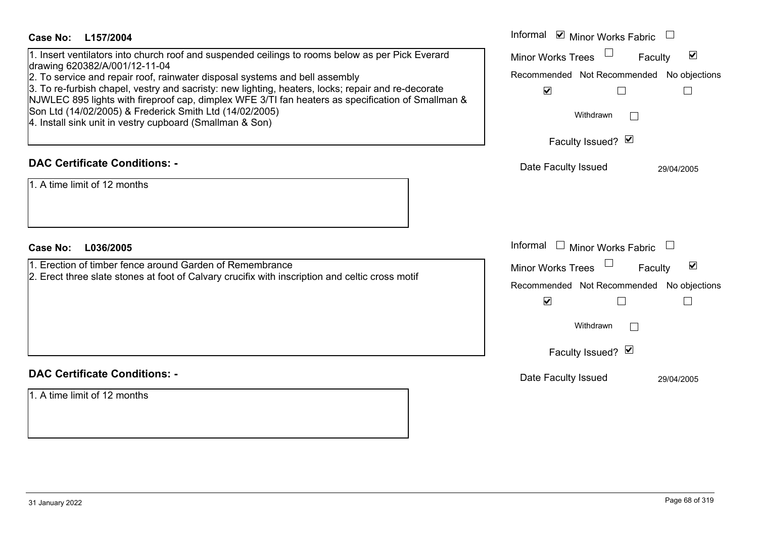**Case No: L157/2004**

Informal ☑ Minor Works Fabric ☐

Minor Works Trees ☐ Faculty ☑

Recommended ☑ Not Recommended ☐ No objections ☐

Withdrawn ☐

Faculty Issued? ☑

Date Faculty Issued 29/04/2005

1. Insert ventilators into church roof and suspended ceilings to rooms below as per Pick Everard drawing 620382/A/001/12-11-04
2. To service and repair roof, rainwater disposal systems and bell assembly
3. To re-furbish chapel, vestry and sacristy: new lighting, heaters, locks; repair and re-decorate NJWLEC 895 lights with fireproof cap, dimplex WFE 3/TI fan heaters as specification of Smallman & Son Ltd (14/02/2005) & Frederick Smith Ltd (14/02/2005)
4. Install sink unit in vestry cupboard (Smallman & Son)

**DAC Certificate Conditions: -**

1. A time limit of 12 months

**Case No: L036/2005**

Informal ☐ Minor Works Fabric ☐

Minor Works Trees ☐ Faculty ☑

Recommended ☑ Not Recommended ☐ No objections ☐

Withdrawn ☐

Faculty Issued? ☑

Date Faculty Issued 29/04/2005

1. Erection of timber fence around Garden of Remembrance
2. Erect three slate stones at foot of Calvary crucifix with inscription and celtic cross motif

**DAC Certificate Conditions: -**

1. A time limit of 12 months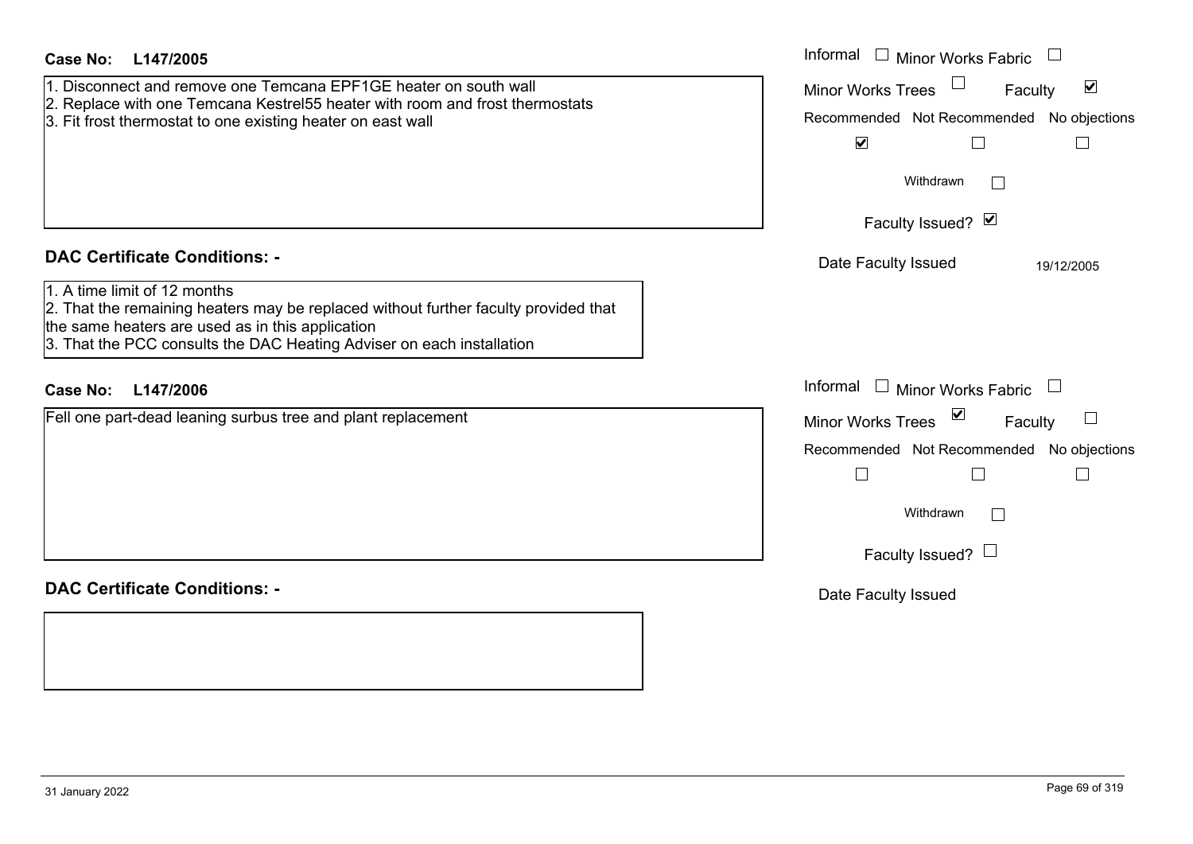**Case No: L147/2005**

1. Disconnect and remove one Temcana EPF1GE heater on south wall
2. Replace with one Temcana Kestrel55 heater with room and frost thermostats
3. Fit frost thermostat to one existing heater on east wall

Informal ☐ Minor Works Fabric ☐

Minor Works Trees ☐ Faculty ☑

Recommended ☑ Not Recommended ☐ No objections ☐

Withdrawn ☐

Faculty Issued? ☑

Date Faculty Issued 19/12/2005

**DAC Certificate Conditions: -**

1. A time limit of 12 months
2. That the remaining heaters may be replaced without further faculty provided that the same heaters are used as in this application
3. That the PCC consults the DAC Heating Adviser on each installation

**Case No: L147/2006**

Fell one part-dead leaning surbus tree and plant replacement

Informal ☐ Minor Works Fabric ☐

Minor Works Trees ☑ Faculty ☐

Recommended ☐ Not Recommended ☐ No objections ☐

Withdrawn ☐

Faculty Issued? ☐

Date Faculty Issued

**DAC Certificate Conditions: -**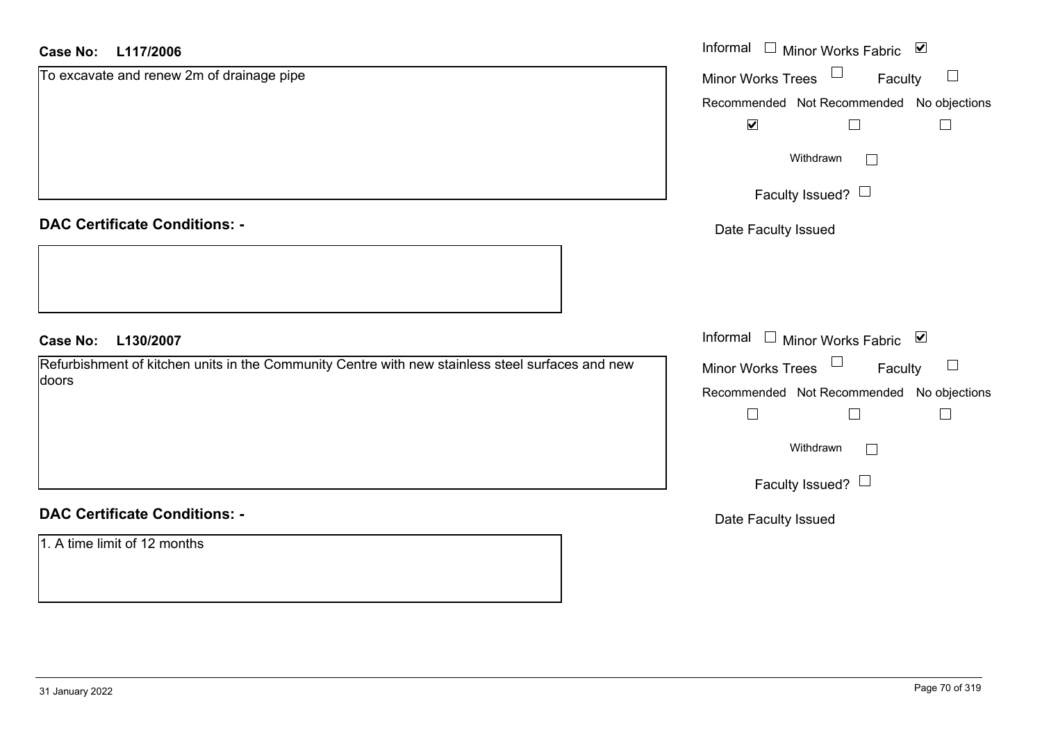**Case No:** **L117/2006**

To excavate and renew 2m of drainage pipe

Informal ☐ Minor Works Fabric ☑
Minor Works Trees ☐ Faculty ☐
Recommended ☑ Not Recommended ☐ No objections ☐
Withdrawn ☐
Faculty Issued? ☐
Date Faculty Issued

**DAC Certificate Conditions: -**

**Case No:** **L130/2007**

Refurbishment of kitchen units in the Community Centre with new stainless steel surfaces and new doors

Informal ☐ Minor Works Fabric ☑
Minor Works Trees ☐ Faculty ☐
Recommended ☐ Not Recommended ☐ No objections ☐
Withdrawn ☐
Faculty Issued? ☐
Date Faculty Issued

**DAC Certificate Conditions: -**

1. A time limit of 12 months

31 January 2022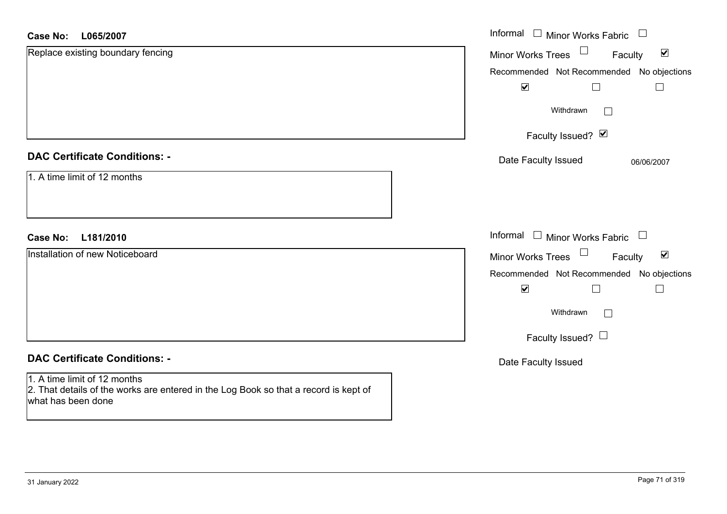**Case No:** **L065/2007**

Replace existing boundary fencing

Informal ☐ Minor Works Fabric ☐

Minor Works Trees ☐ Faculty ☑

| Recommended | Not Recommended | No objections |
|---|---|---|
| ☑ | ☐ | ☐ |

Withdrawn ☐

Faculty Issued? ☑

Date Faculty Issued 06/06/2007

## DAC Certificate Conditions: -

1. A time limit of 12 months

**Case No:** **L181/2010**

Installation of new Noticeboard

Informal ☐ Minor Works Fabric ☐

Minor Works Trees ☐ Faculty ☑

| Recommended | Not Recommended | No objections |
|---|---|---|
| ☑ | ☐ | ☐ |

Withdrawn ☐

Faculty Issued? ☐

Date Faculty Issued

## DAC Certificate Conditions: -

1. A time limit of 12 months
2. That details of the works are entered in the Log Book so that a record is kept of what has been done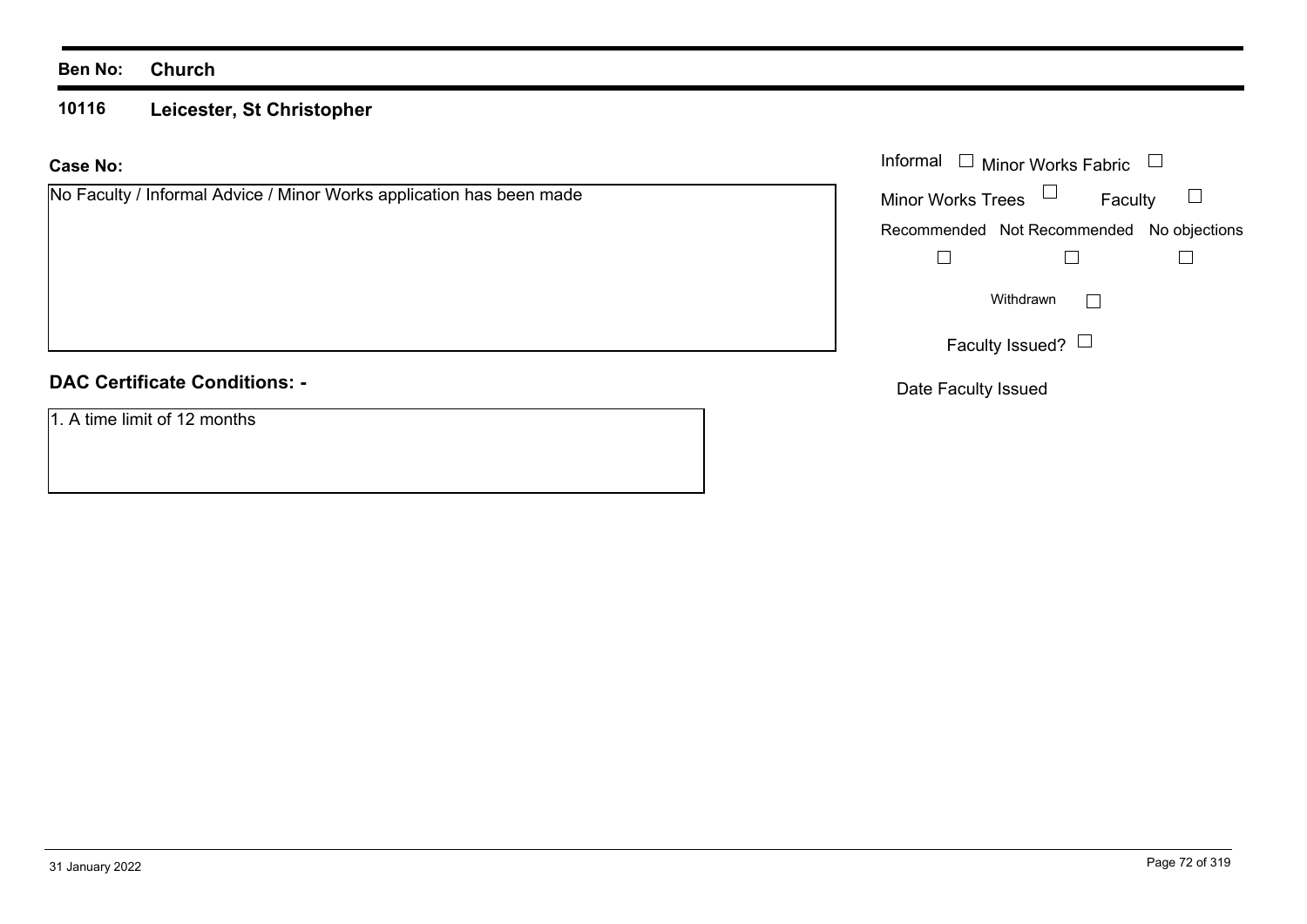**Ben No:** **Church**

## 10116 Leicester, St Christopher

**Case No:**

No Faculty / Informal Advice / Minor Works application has been made

Informal ☐ Minor Works Fabric ☐

Minor Works Trees ☐ Faculty ☐

Recommended ☐ Not Recommended ☐ No objections ☐

Withdrawn ☐

Faculty Issued? ☐

Date Faculty Issued

**DAC Certificate Conditions: -**

1. A time limit of 12 months

31 January 2022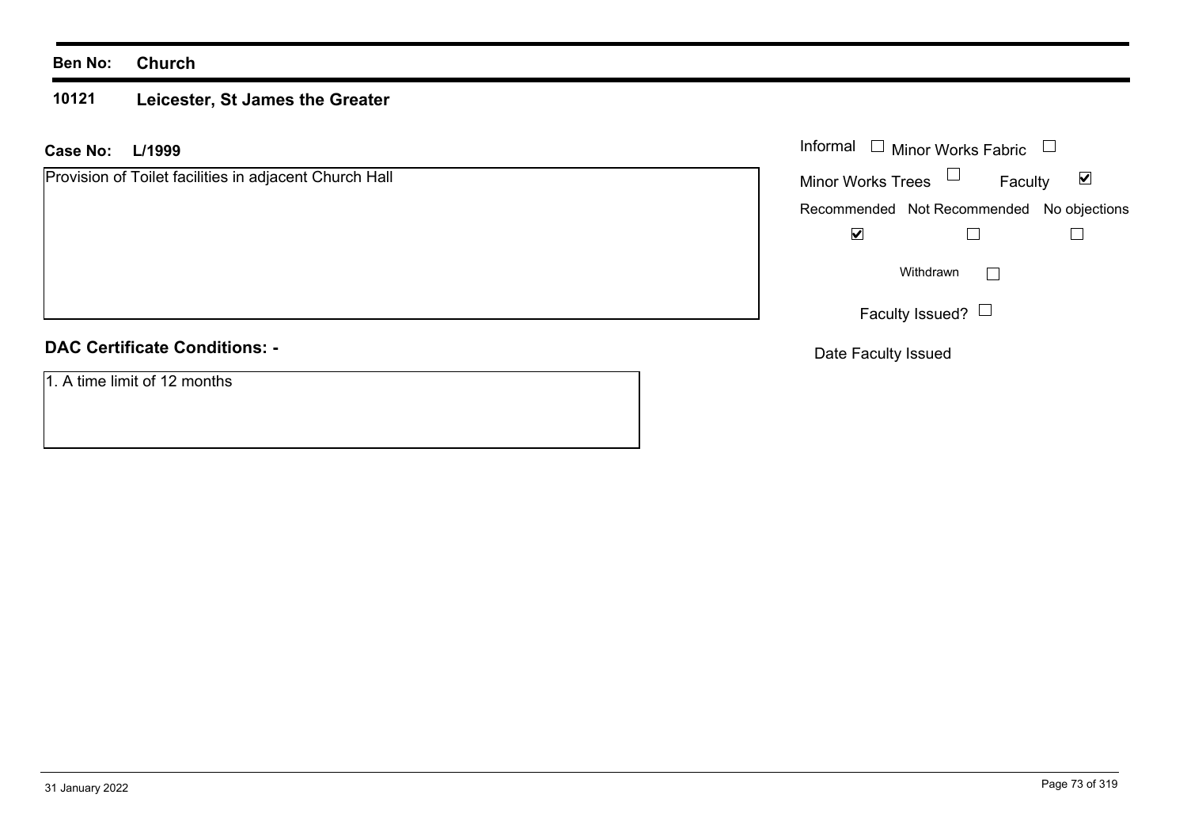**Ben No:** **Church**

## 10121 Leicester, St James the Greater

**Case No:** **L/1999**

Provision of Toilet facilities in adjacent Church Hall

Informal ☐ Minor Works Fabric ☐

Minor Works Trees ☐ Faculty ☑

| Recommended | Not Recommended | No objections |
|---|---|---|
| ☑ | ☐ | ☐ |

Withdrawn ☐

Faculty Issued? ☐

Date Faculty Issued

### DAC Certificate Conditions: -

1. A time limit of 12 months

31 January 2022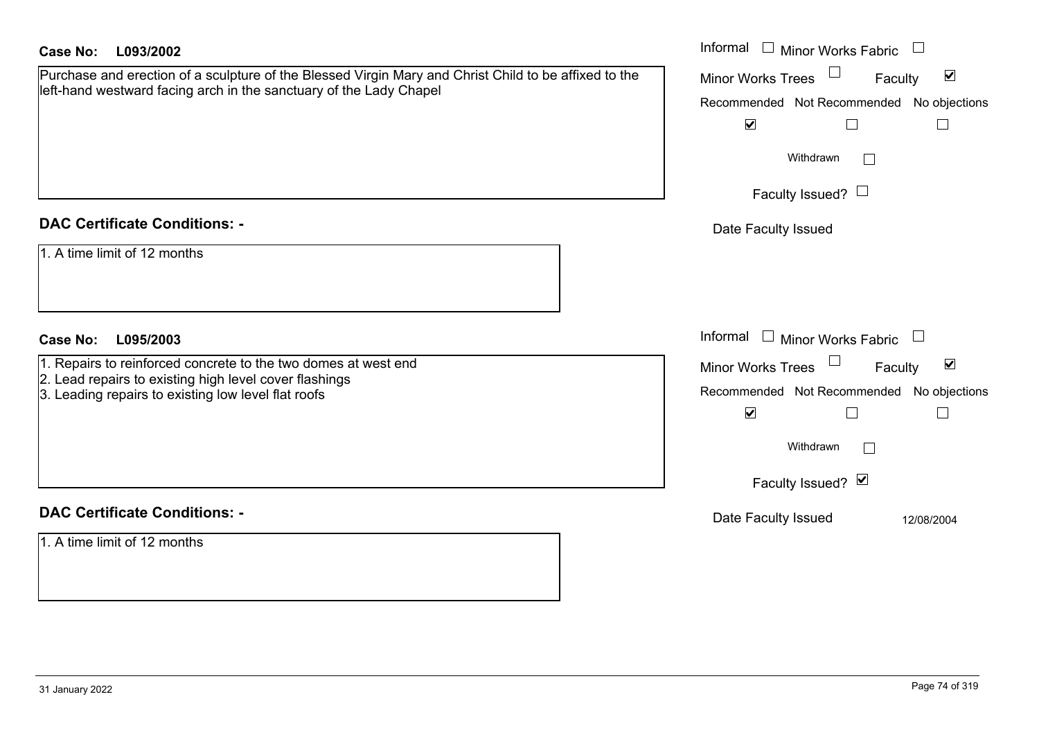**Case No: L093/2002**

Purchase and erection of a sculpture of the Blessed Virgin Mary and Christ Child to be affixed to the left-hand westward facing arch in the sanctuary of the Lady Chapel

Informal ☐ Minor Works Fabric ☐
Minor Works Trees ☐ Faculty ☑
Recommended ☑ Not Recommended ☐ No objections ☐
Withdrawn ☐
Faculty Issued? ☐
Date Faculty Issued

## DAC Certificate Conditions: -

1. A time limit of 12 months

**Case No: L095/2003**

1. Repairs to reinforced concrete to the two domes at west end
2. Lead repairs to existing high level cover flashings
3. Leading repairs to existing low level flat roofs

Informal ☐ Minor Works Fabric ☐
Minor Works Trees ☐ Faculty ☑
Recommended ☑ Not Recommended ☐ No objections ☐
Withdrawn ☐
Faculty Issued? ☑
Date Faculty Issued 12/08/2004

## DAC Certificate Conditions: -

1. A time limit of 12 months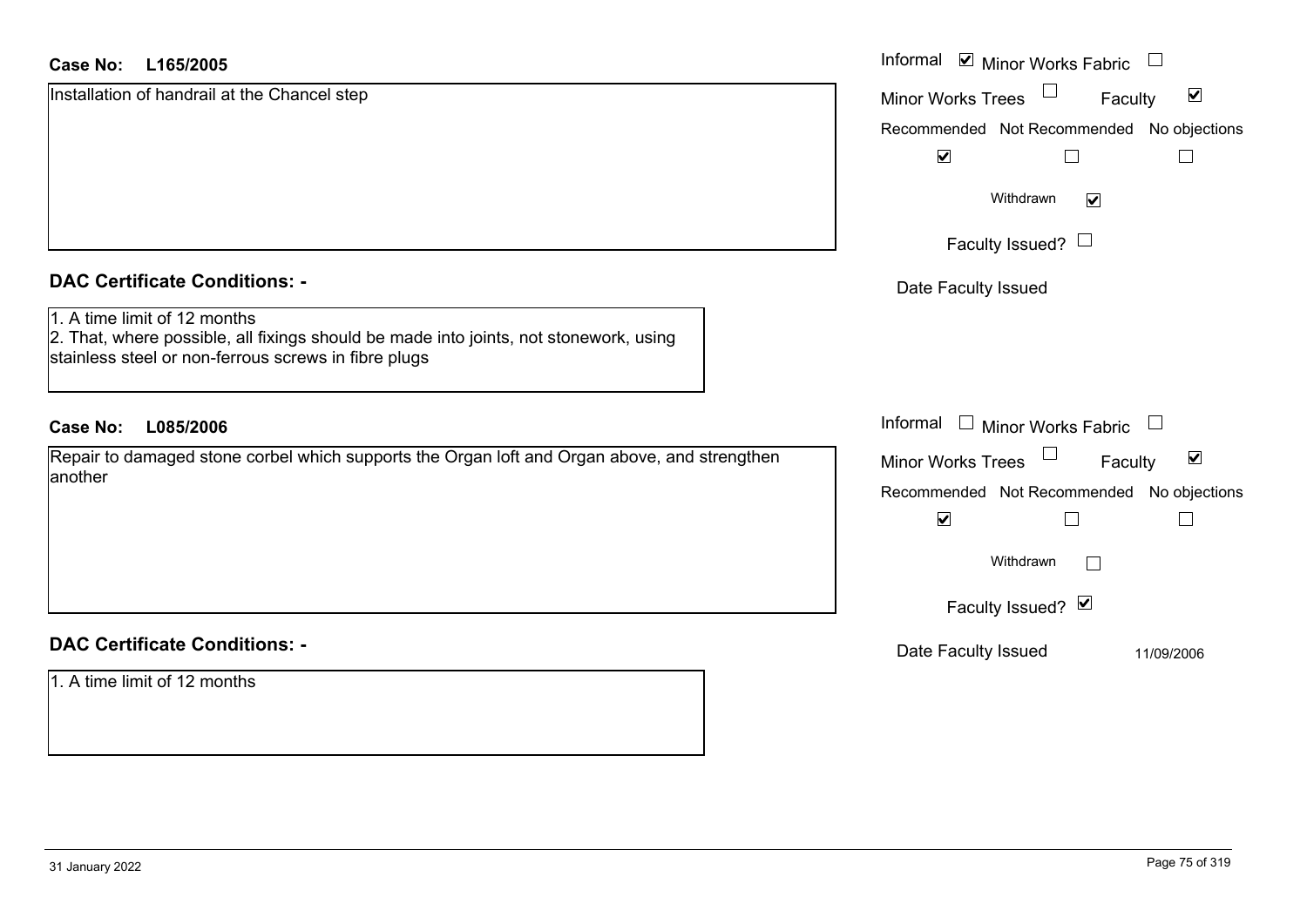**Case No:** **L165/2005**

Installation of handrail at the Chancel step

Informal ☑ Minor Works Fabric ☐

Minor Works Trees ☐ Faculty ☑

| Recommended | Not Recommended | No objections |
| --- | --- | --- |
| ☑ | ☐ | ☐ |

Withdrawn ☑

Faculty Issued? ☐

Date Faculty Issued

## DAC Certificate Conditions: -

1. A time limit of 12 months
2. That, where possible, all fixings should be made into joints, not stonework, using stainless steel or non-ferrous screws in fibre plugs

**Case No:** **L085/2006**

Repair to damaged stone corbel which supports the Organ loft and Organ above, and strengthen another

Informal ☐ Minor Works Fabric ☐

Minor Works Trees ☐ Faculty ☑

| Recommended | Not Recommended | No objections |
| --- | --- | --- |
| ☑ | ☐ | ☐ |

Withdrawn ☐

Faculty Issued? ☑

Date Faculty Issued 11/09/2006

## DAC Certificate Conditions: -

1. A time limit of 12 months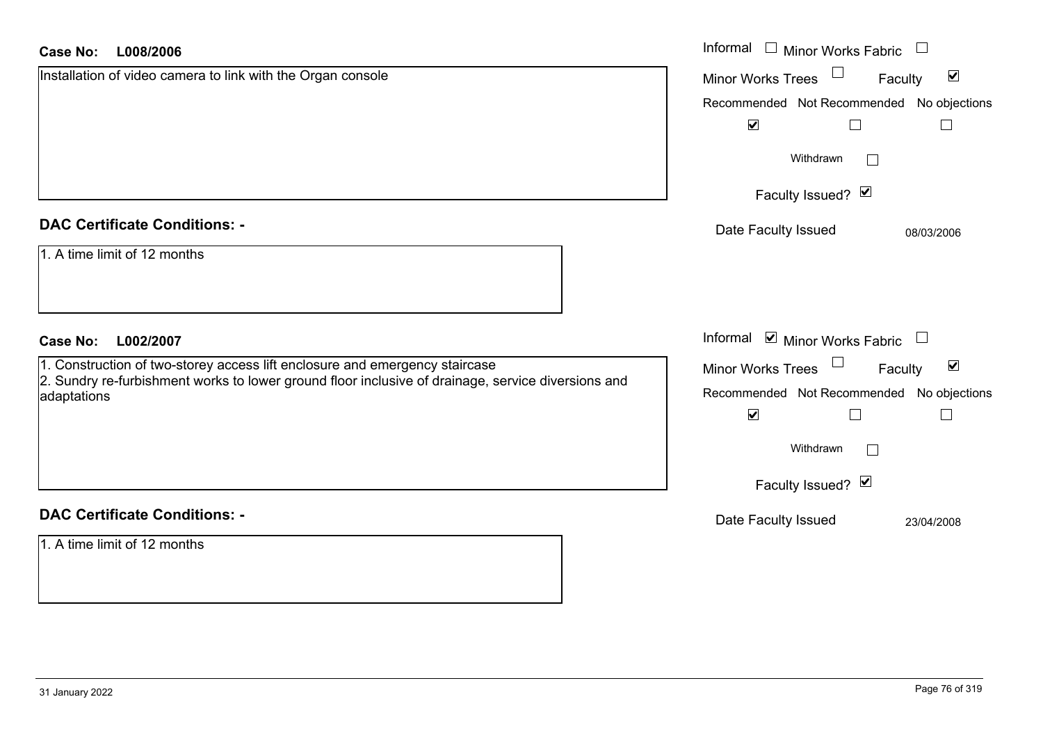**Case No: L008/2006**

Installation of video camera to link with the Organ console

Informal ☐ Minor Works Fabric ☐
Minor Works Trees ☐ Faculty ☑
Recommended ☑ Not Recommended ☐ No objections ☐
Withdrawn ☐
Faculty Issued? ☑
Date Faculty Issued 08/03/2006

## DAC Certificate Conditions: -

1. A time limit of 12 months

**Case No: L002/2007**

1. Construction of two-storey access lift enclosure and emergency staircase
2. Sundry re-furbishment works to lower ground floor inclusive of drainage, service diversions and adaptations

Informal ☑ Minor Works Fabric ☐
Minor Works Trees ☐ Faculty ☑
Recommended ☑ Not Recommended ☐ No objections ☐
Withdrawn ☐
Faculty Issued? ☑
Date Faculty Issued 23/04/2008

## DAC Certificate Conditions: -

1. A time limit of 12 months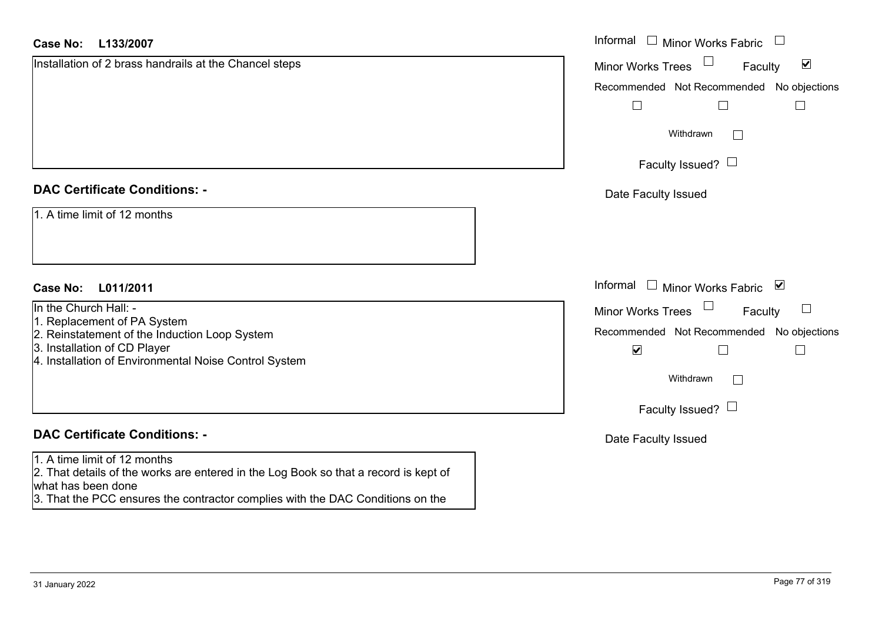**Case No: L133/2007**

Installation of 2 brass handrails at the Chancel steps

Informal ☐ Minor Works Fabric ☐
Minor Works Trees ☐ Faculty ☑
Recommended ☐ Not Recommended ☐ No objections ☐
Withdrawn ☐
Faculty Issued? ☐
Date Faculty Issued

## DAC Certificate Conditions: -

1. A time limit of 12 months

**Case No: L011/2011**

In the Church Hall: -
1. Replacement of PA System
2. Reinstatement of the Induction Loop System
3. Installation of CD Player
4. Installation of Environmental Noise Control System

Informal ☐ Minor Works Fabric ☑
Minor Works Trees ☐ Faculty ☐
Recommended ☑ Not Recommended ☐ No objections ☐
Withdrawn ☐
Faculty Issued? ☐
Date Faculty Issued

## DAC Certificate Conditions: -

1. A time limit of 12 months
2. That details of the works are entered in the Log Book so that a record is kept of what has been done
3. That the PCC ensures the contractor complies with the DAC Conditions on the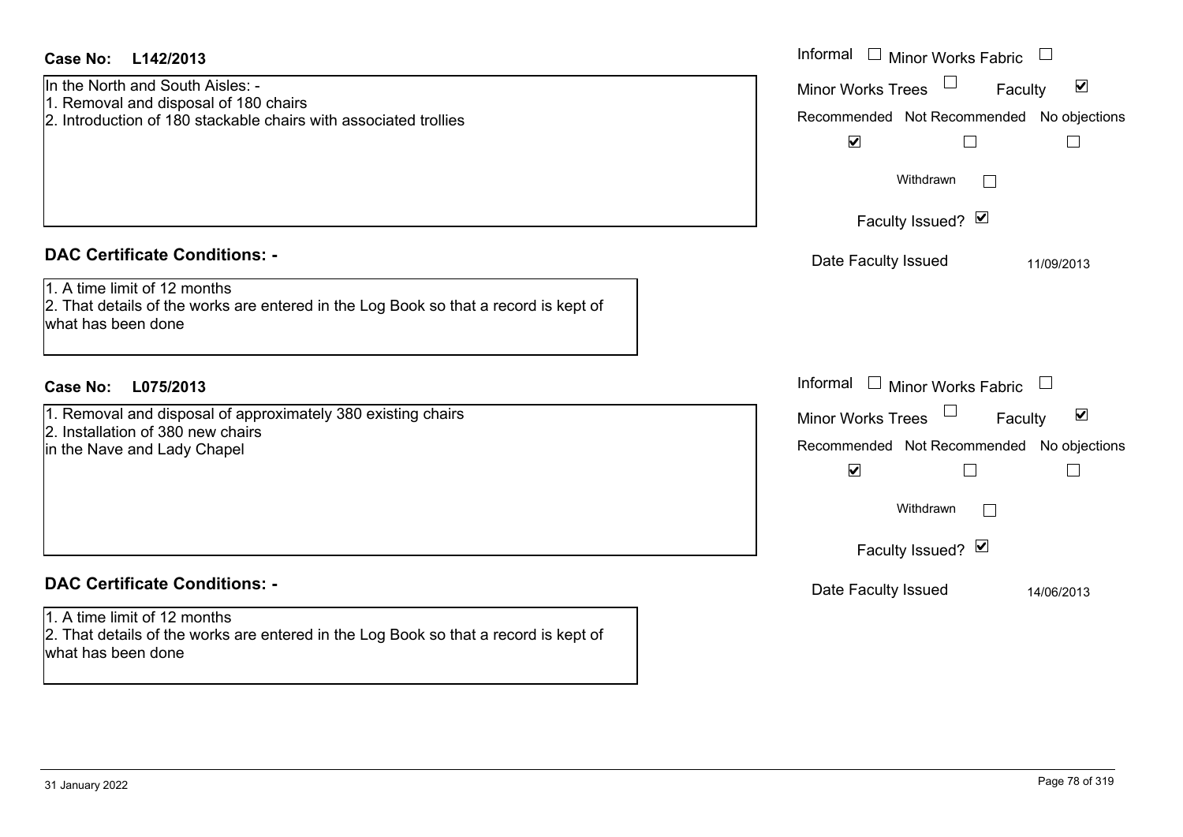**Case No:** **L142/2013**

In the North and South Aisles: -
1. Removal and disposal of 180 chairs
2. Introduction of 180 stackable chairs with associated trollies

Informal ☐ Minor Works Fabric ☐
Minor Works Trees ☐ Faculty ☑
Recommended ☑ Not Recommended ☐ No objections ☐
Withdrawn ☐
Faculty Issued? ☑
Date Faculty Issued 11/09/2013

## DAC Certificate Conditions: -

1. A time limit of 12 months
2. That details of the works are entered in the Log Book so that a record is kept of what has been done

**Case No:** **L075/2013**

1. Removal and disposal of approximately 380 existing chairs
2. Installation of 380 new chairs
in the Nave and Lady Chapel

Informal ☐ Minor Works Fabric ☐
Minor Works Trees ☐ Faculty ☑
Recommended ☑ Not Recommended ☐ No objections ☐
Withdrawn ☐
Faculty Issued? ☑
Date Faculty Issued 14/06/2013

## DAC Certificate Conditions: -

1. A time limit of 12 months
2. That details of the works are entered in the Log Book so that a record is kept of what has been done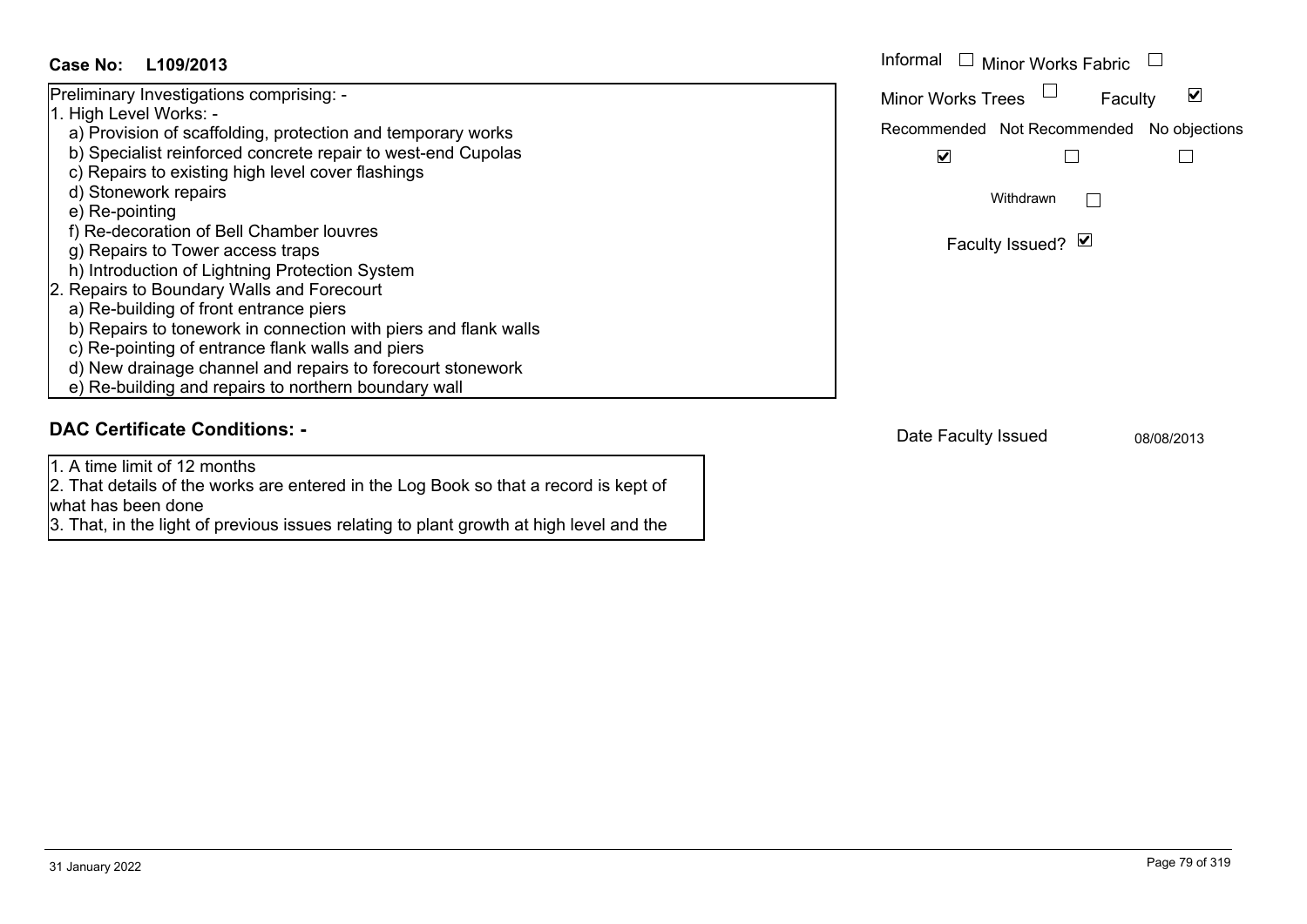**Case No: L109/2013**

Preliminary Investigations comprising: -

1. High Level Works: -
   a) Provision of scaffolding, protection and temporary works
   b) Specialist reinforced concrete repair to west-end Cupolas
   c) Repairs to existing high level cover flashings
   d) Stonework repairs
   e) Re-pointing
   f) Re-decoration of Bell Chamber louvres
   g) Repairs to Tower access traps
   h) Introduction of Lightning Protection System
2. Repairs to Boundary Walls and Forecourt
   a) Re-building of front entrance piers
   b) Repairs to tonework in connection with piers and flank walls
   c) Re-pointing of entrance flank walls and piers
   d) New drainage channel and repairs to forecourt stonework
   e) Re-building and repairs to northern boundary wall

Informal ☐ Minor Works Fabric ☐

Minor Works Trees ☐ Faculty ☑

Recommended ☑ Not Recommended ☐ No objections ☐

Withdrawn ☐

Faculty Issued? ☑

## DAC Certificate Conditions: -

1. A time limit of 12 months
2. That details of the works are entered in the Log Book so that a record is kept of what has been done
3. That, in the light of previous issues relating to plant growth at high level and the

Date Faculty Issued 08/08/2013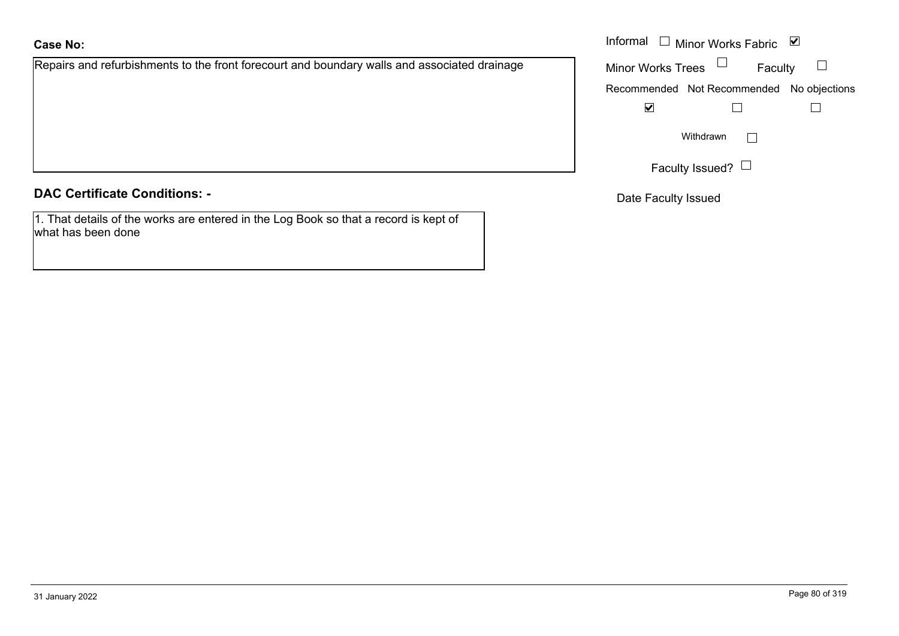**Case No:**

Repairs and refurbishments to the front forecourt and boundary walls and associated drainage

Informal ☐ Minor Works Fabric ☑

Minor Works Trees ☐ Faculty ☐

Recommended ☑ Not Recommended ☐ No objections ☐

Withdrawn ☐

Faculty Issued? ☐

Date Faculty Issued

## DAC Certificate Conditions: -

1. That details of the works are entered in the Log Book so that a record is kept of what has been done

31 January 2022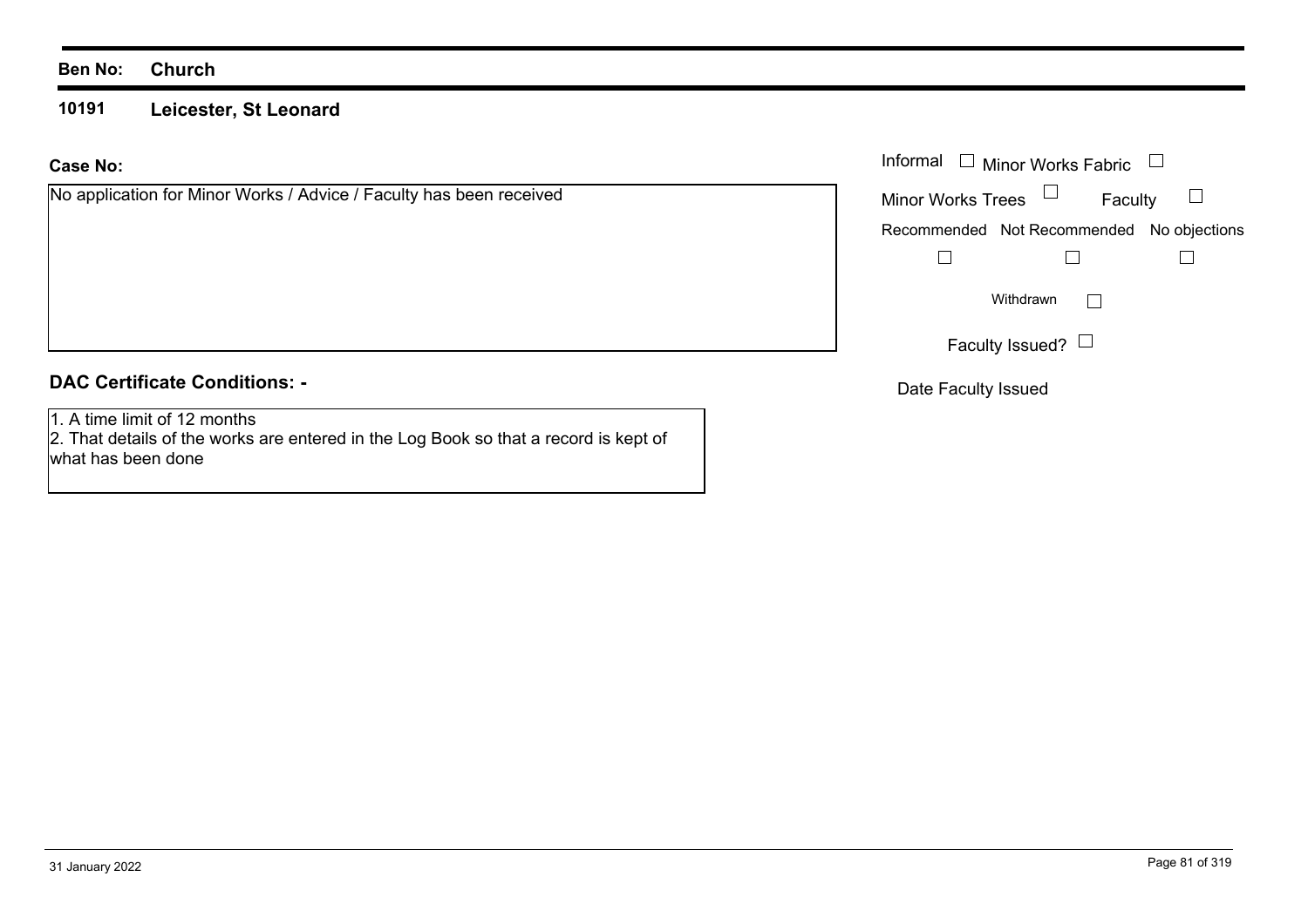**Ben No:** **Church**

## 10191 Leicester, St Leonard

**Case No:**

No application for Minor Works / Advice / Faculty has been received

Informal ☐ Minor Works Fabric ☐

Minor Works Trees ☐ Faculty ☐

Recommended ☐ Not Recommended ☐ No objections ☐

Withdrawn ☐

Faculty Issued? ☐

Date Faculty Issued

### DAC Certificate Conditions: -

1. A time limit of 12 months
2. That details of the works are entered in the Log Book so that a record is kept of what has been done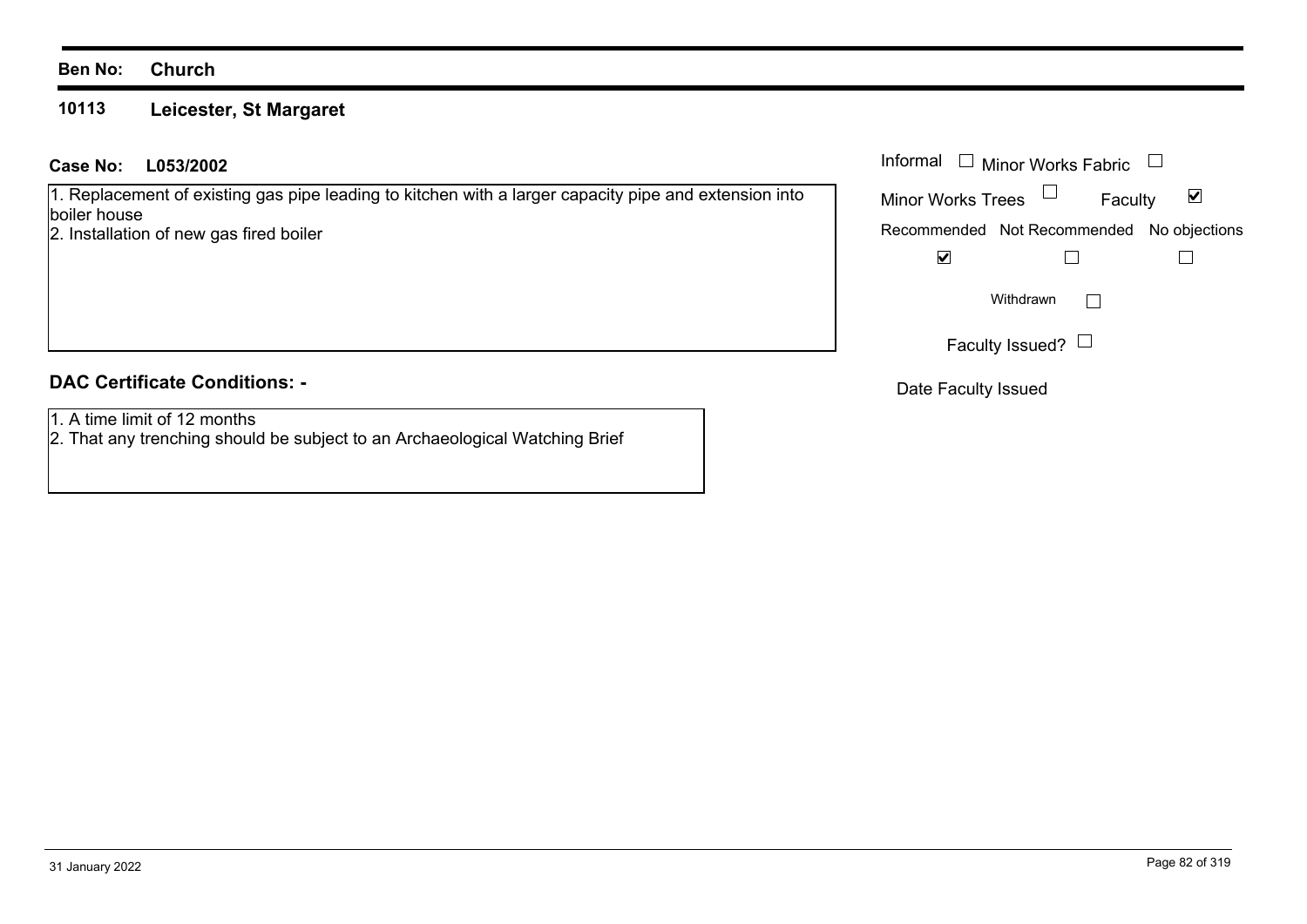**Ben No: Church**

## 10113 Leicester, St Margaret

**Case No: L053/2002**

1. Replacement of existing gas pipe leading to kitchen with a larger capacity pipe and extension into boiler house
2. Installation of new gas fired boiler

Informal ☐ Minor Works Fabric ☐

Minor Works Trees ☐ Faculty ☑

Recommended ☑ Not Recommended ☐ No objections ☐

Withdrawn ☐

Faculty Issued? ☐

Date Faculty Issued

### DAC Certificate Conditions: -

1. A time limit of 12 months
2. That any trenching should be subject to an Archaeological Watching Brief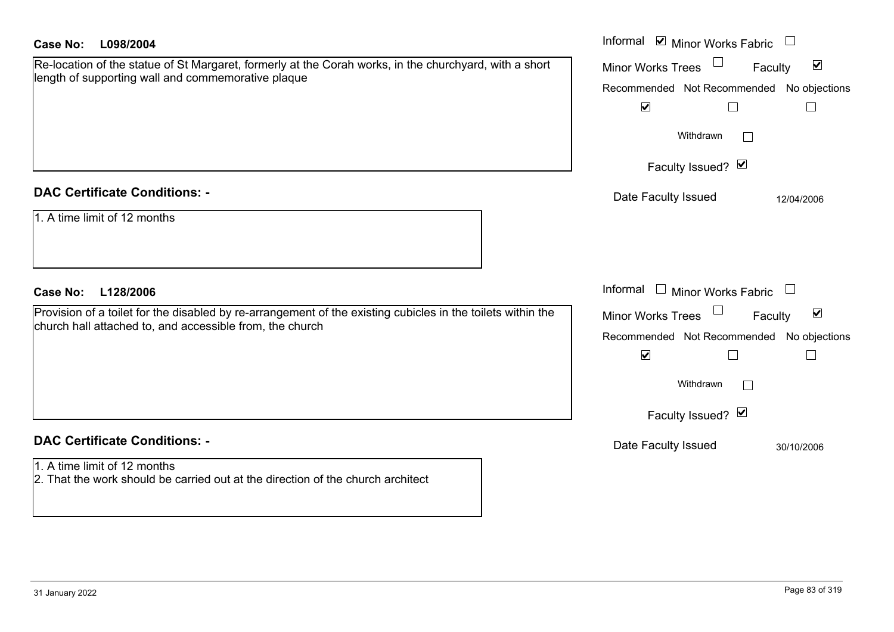**Case No:** **L098/2004**

Re-location of the statue of St Margaret, formerly at the Corah works, in the churchyard, with a short length of supporting wall and commemorative plaque

Informal ☑ Minor Works Fabric ☐

Minor Works Trees ☐ Faculty ☑

| Recommended | Not Recommended | No objections |
| --- | --- | --- |
| ☑ | ☐ | ☐ |

Withdrawn ☐

Faculty Issued? ☑

Date Faculty Issued 12/04/2006

## DAC Certificate Conditions: -

1. A time limit of 12 months

**Case No:** **L128/2006**

Provision of a toilet for the disabled by re-arrangement of the existing cubicles in the toilets within the church hall attached to, and accessible from, the church

Informal ☐ Minor Works Fabric ☐

Minor Works Trees ☐ Faculty ☑

| Recommended | Not Recommended | No objections |
| --- | --- | --- |
| ☑ | ☐ | ☐ |

Withdrawn ☐

Faculty Issued? ☑

Date Faculty Issued 30/10/2006

## DAC Certificate Conditions: -

1. A time limit of 12 months
2. That the work should be carried out at the direction of the church architect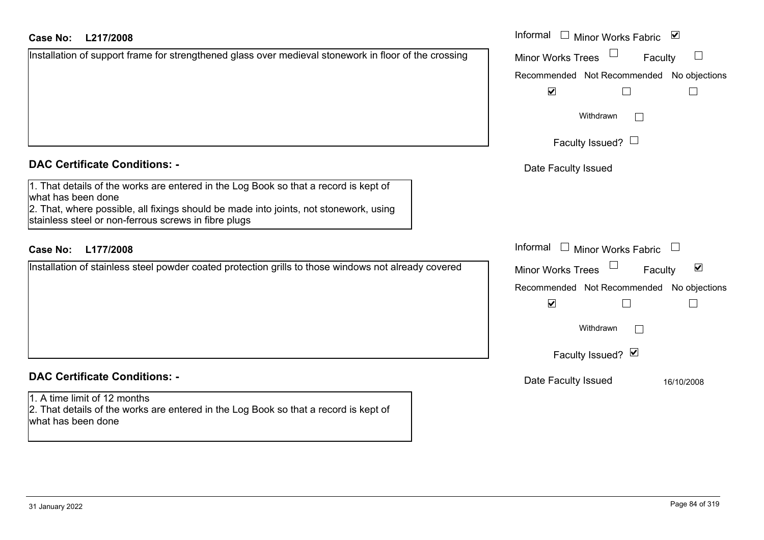**Case No:** L217/2008

Installation of support frame for strengthened glass over medieval stonework in floor of the crossing

Informal ☐ Minor Works Fabric ☑
Minor Works Trees ☐ Faculty ☐
Recommended ☑ Not Recommended ☐ No objections ☐
Withdrawn ☐
Faculty Issued? ☐
Date Faculty Issued

## DAC Certificate Conditions: -

1. That details of the works are entered in the Log Book so that a record is kept of what has been done
2. That, where possible, all fixings should be made into joints, not stonework, using stainless steel or non-ferrous screws in fibre plugs

**Case No:** L177/2008

Installation of stainless steel powder coated protection grills to those windows not already covered

Informal ☐ Minor Works Fabric ☐
Minor Works Trees ☐ Faculty ☑
Recommended ☑ Not Recommended ☐ No objections ☐
Withdrawn ☐
Faculty Issued? ☑
Date Faculty Issued 16/10/2008

## DAC Certificate Conditions: -

1. A time limit of 12 months
2. That details of the works are entered in the Log Book so that a record is kept of what has been done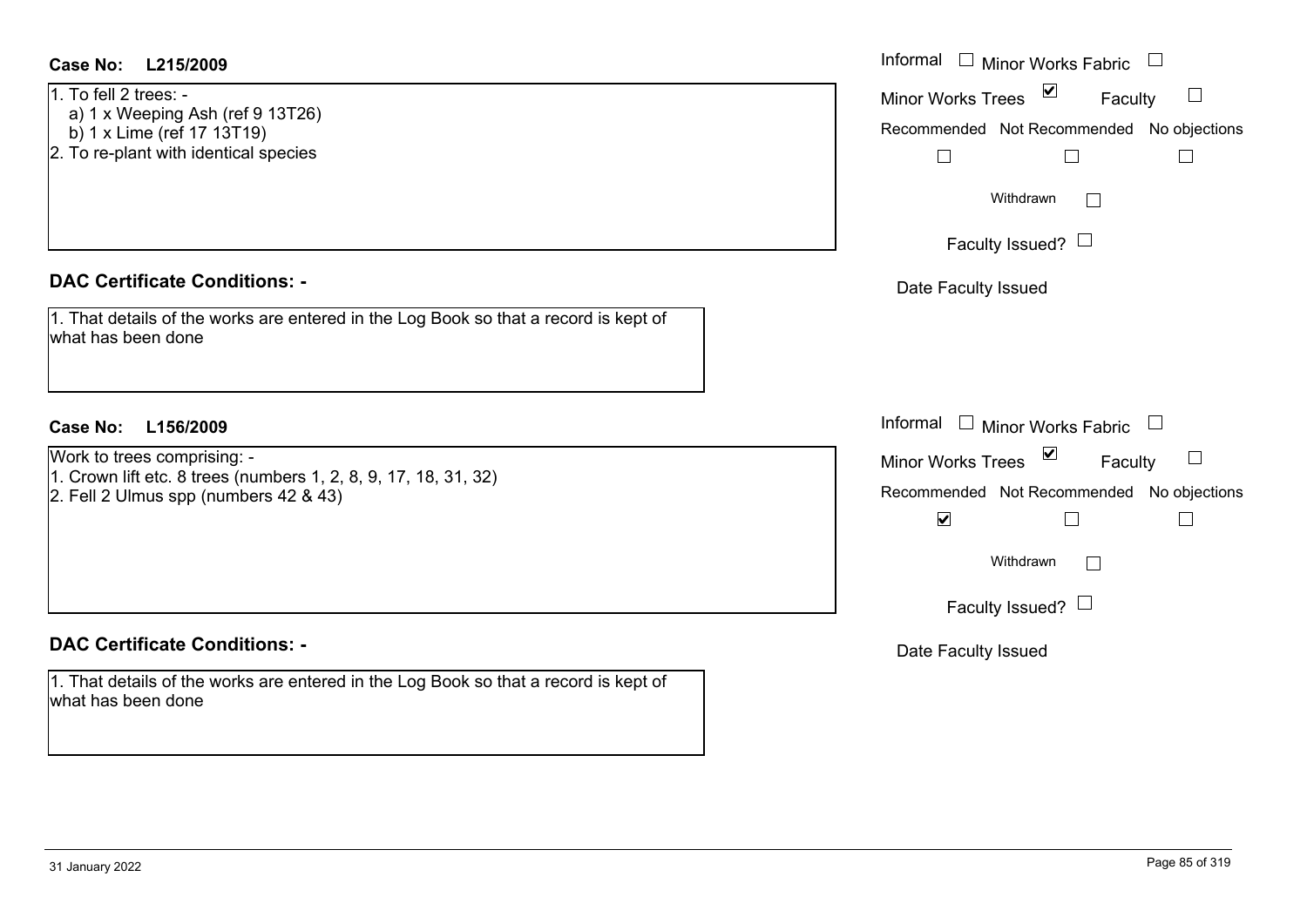**Case No: L215/2009**

1. To fell 2 trees: -
   a) 1 x Weeping Ash (ref 9 13T26)
   b) 1 x Lime (ref 17 13T19)
2. To re-plant with identical species

Informal ☐ Minor Works Fabric ☐

Minor Works Trees ☑ Faculty ☐

Recommended ☐ Not Recommended ☐ No objections ☐

Withdrawn ☐

Faculty Issued? ☐

Date Faculty Issued

**DAC Certificate Conditions: -**

1. That details of the works are entered in the Log Book so that a record is kept of what has been done

**Case No: L156/2009**

Work to trees comprising: -
1. Crown lift etc. 8 trees (numbers 1, 2, 8, 9, 17, 18, 31, 32)
2. Fell 2 Ulmus spp (numbers 42 & 43)

Informal ☐ Minor Works Fabric ☐

Minor Works Trees ☑ Faculty ☐

Recommended ☑ Not Recommended ☐ No objections ☐

Withdrawn ☐

Faculty Issued? ☐

Date Faculty Issued

**DAC Certificate Conditions: -**

1. That details of the works are entered in the Log Book so that a record is kept of what has been done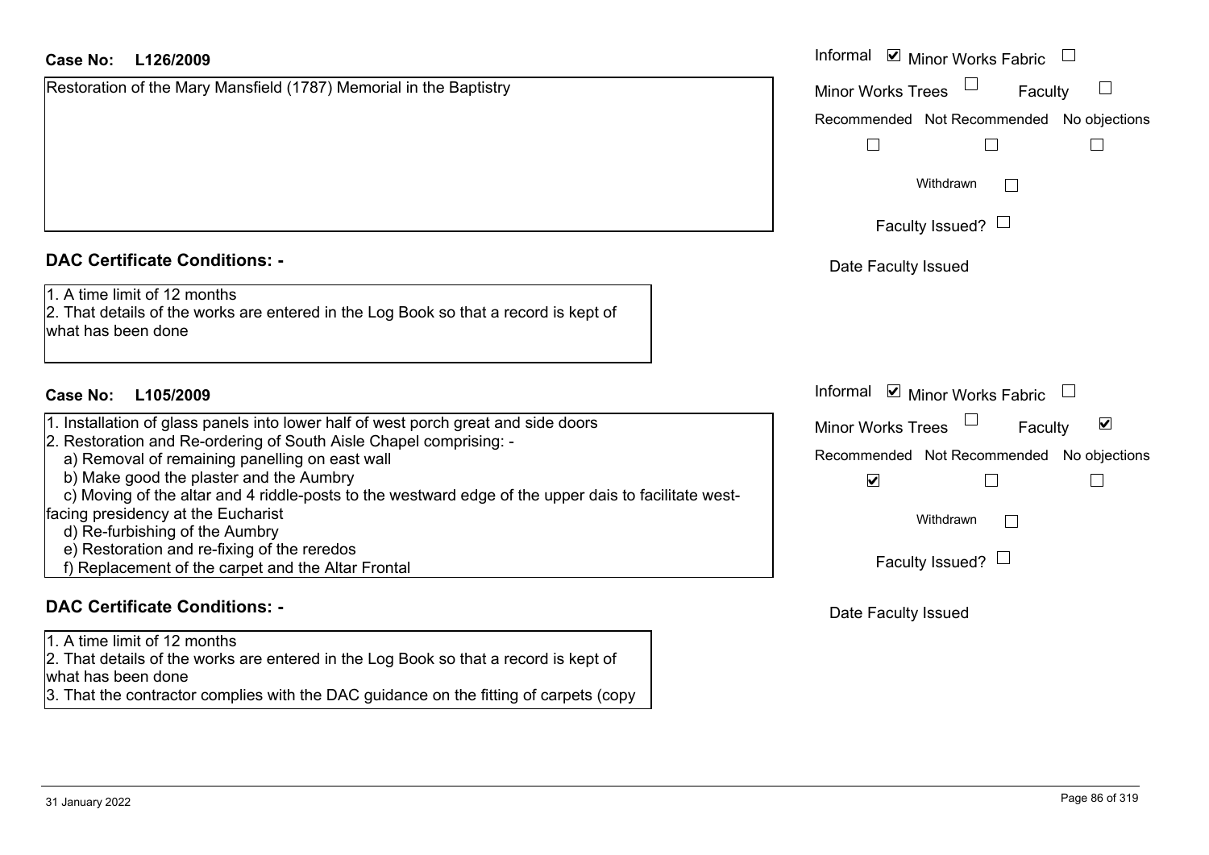**Case No: L126/2009**

Restoration of the Mary Mansfield (1787) Memorial in the Baptistry

Informal ☑ Minor Works Fabric ☐
Minor Works Trees ☐ Faculty ☐
Recommended ☐ Not Recommended ☐ No objections ☐
Withdrawn ☐
Faculty Issued? ☐
Date Faculty Issued

## DAC Certificate Conditions: -

1. A time limit of 12 months
2. That details of the works are entered in the Log Book so that a record is kept of what has been done

**Case No: L105/2009**

1. Installation of glass panels into lower half of west porch great and side doors
2. Restoration and Re-ordering of South Aisle Chapel comprising: -
   a) Removal of remaining panelling on east wall
   b) Make good the plaster and the Aumbry
   c) Moving of the altar and 4 riddle-posts to the westward edge of the upper dais to facilitate west-facing presidency at the Eucharist
   d) Re-furbishing of the Aumbry
   e) Restoration and re-fixing of the reredos
   f) Replacement of the carpet and the Altar Frontal

Informal ☑ Minor Works Fabric ☐
Minor Works Trees ☐ Faculty ☑
Recommended ☑ Not Recommended ☐ No objections ☐
Withdrawn ☐
Faculty Issued? ☐
Date Faculty Issued

## DAC Certificate Conditions: -

1. A time limit of 12 months
2. That details of the works are entered in the Log Book so that a record is kept of what has been done
3. That the contractor complies with the DAC guidance on the fitting of carpets (copy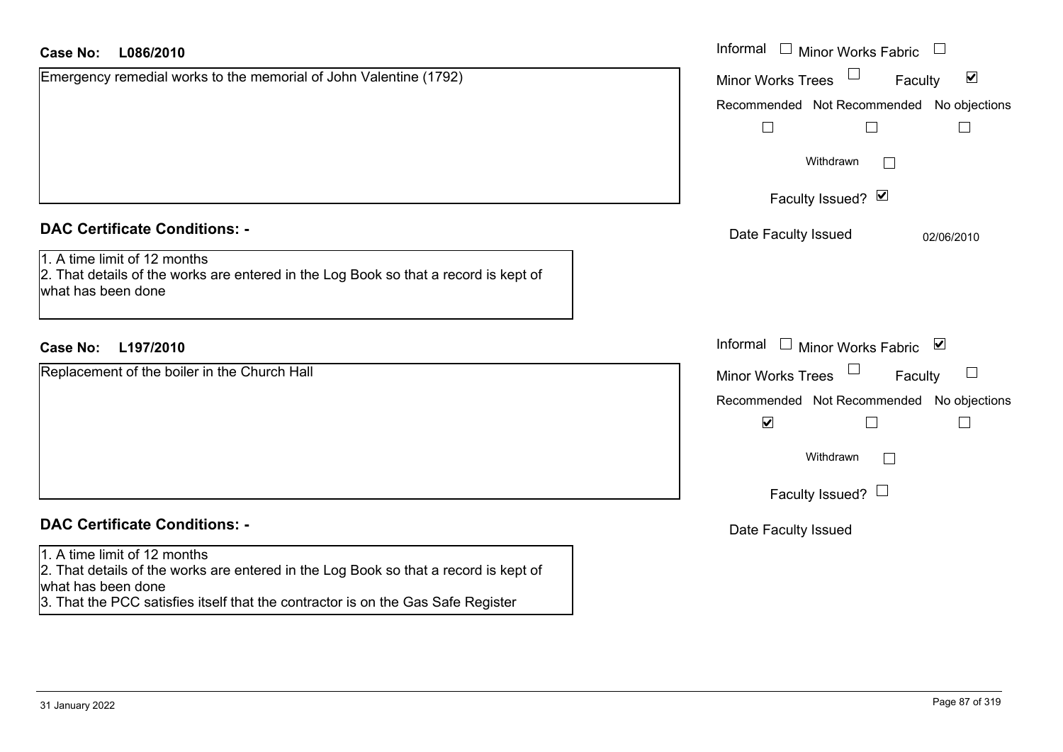**Case No:** **L086/2010**

Emergency remedial works to the memorial of John Valentine (1792)

Informal ☐ Minor Works Fabric ☐

Minor Works Trees ☐ Faculty ☑

Recommended ☐ Not Recommended ☐ No objections ☐

Withdrawn ☐

Faculty Issued? ☑

Date Faculty Issued 02/06/2010

## DAC Certificate Conditions: -

1. A time limit of 12 months
2. That details of the works are entered in the Log Book so that a record is kept of what has been done

**Case No:** **L197/2010**

Replacement of the boiler in the Church Hall

Informal ☐ Minor Works Fabric ☑

Minor Works Trees ☐ Faculty ☐

Recommended ☑ Not Recommended ☐ No objections ☐

Withdrawn ☐

Faculty Issued? ☐

Date Faculty Issued

## DAC Certificate Conditions: -

1. A time limit of 12 months
2. That details of the works are entered in the Log Book so that a record is kept of what has been done
3. That the PCC satisfies itself that the contractor is on the Gas Safe Register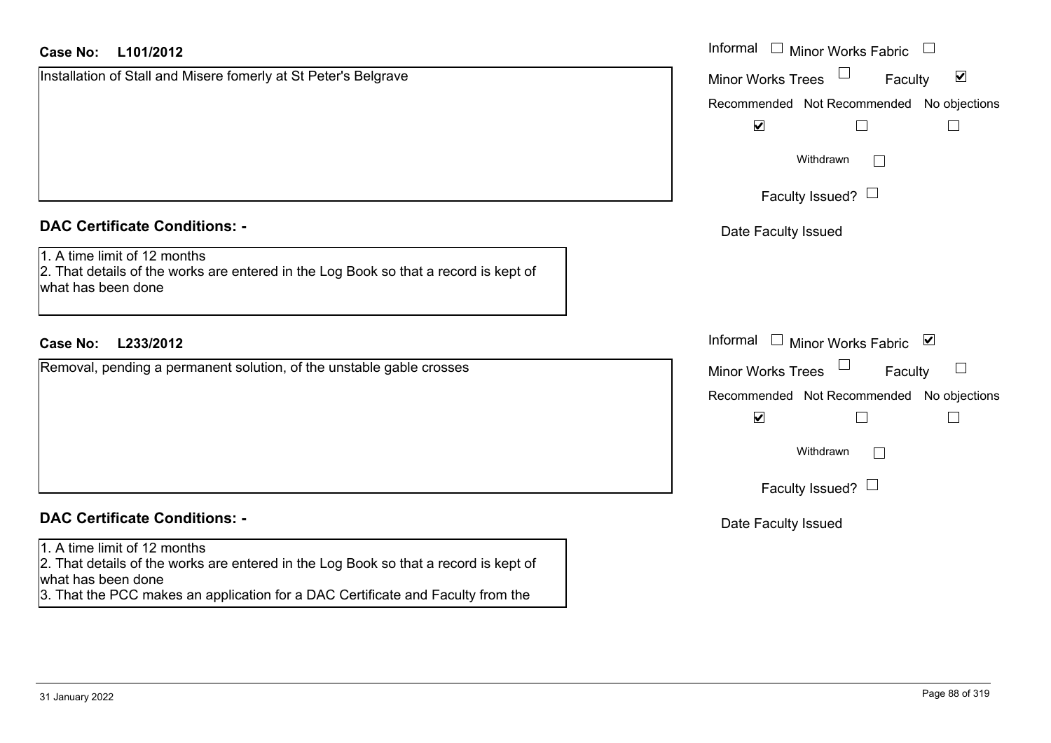**Case No: L101/2012**

Installation of Stall and Misere fomerly at St Peter's Belgrave

Informal ☐ Minor Works Fabric ☐

Minor Works Trees ☐ Faculty ☑

Recommended ☑ Not Recommended ☐ No objections ☐

Withdrawn ☐

Faculty Issued? ☐

Date Faculty Issued

## DAC Certificate Conditions: -

1. A time limit of 12 months
2. That details of the works are entered in the Log Book so that a record is kept of what has been done

**Case No: L233/2012**

Removal, pending a permanent solution, of the unstable gable crosses

Informal ☐ Minor Works Fabric ☑

Minor Works Trees ☐ Faculty ☐

Recommended ☑ Not Recommended ☐ No objections ☐

Withdrawn ☐

Faculty Issued? ☐

Date Faculty Issued

## DAC Certificate Conditions: -

1. A time limit of 12 months
2. That details of the works are entered in the Log Book so that a record is kept of what has been done
3. That the PCC makes an application for a DAC Certificate and Faculty from the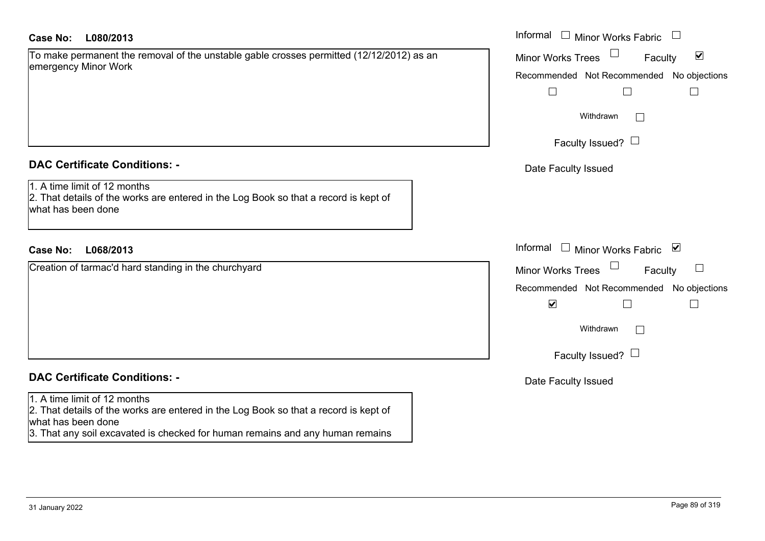**Case No:** **L080/2013**

To make permanent the removal of the unstable gable crosses permitted (12/12/2012) as an emergency Minor Work

Informal ☐ Minor Works Fabric ☐
Minor Works Trees ☐ Faculty ☑
Recommended ☐ Not Recommended ☐ No objections ☐
Withdrawn ☐
Faculty Issued? ☐
Date Faculty Issued

**DAC Certificate Conditions: -**

1. A time limit of 12 months
2. That details of the works are entered in the Log Book so that a record is kept of what has been done

**Case No:** **L068/2013**

Creation of tarmac'd hard standing in the churchyard

Informal ☐ Minor Works Fabric ☑
Minor Works Trees ☐ Faculty ☐
Recommended ☑ Not Recommended ☐ No objections ☐
Withdrawn ☐
Faculty Issued? ☐
Date Faculty Issued

**DAC Certificate Conditions: -**

1. A time limit of 12 months
2. That details of the works are entered in the Log Book so that a record is kept of what has been done
3. That any soil excavated is checked for human remains and any human remains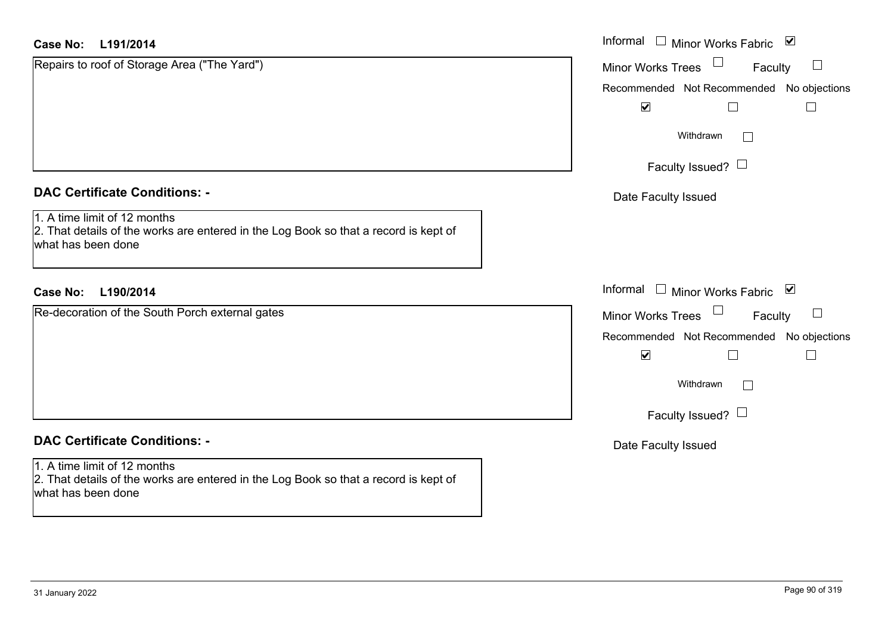**Case No: L191/2014**

Repairs to roof of Storage Area ("The Yard")

Informal ☐ Minor Works Fabric ☑

Minor Works Trees ☐ Faculty ☐

Recommended ☑ Not Recommended ☐ No objections ☐

Withdrawn ☐

Faculty Issued? ☐

Date Faculty Issued

**DAC Certificate Conditions: -**

1. A time limit of 12 months
2. That details of the works are entered in the Log Book so that a record is kept of what has been done

**Case No: L190/2014**

Re-decoration of the South Porch external gates

Informal ☐ Minor Works Fabric ☑

Minor Works Trees ☐ Faculty ☐

Recommended ☑ Not Recommended ☐ No objections ☐

Withdrawn ☐

Faculty Issued? ☐

Date Faculty Issued

**DAC Certificate Conditions: -**

1. A time limit of 12 months
2. That details of the works are entered in the Log Book so that a record is kept of what has been done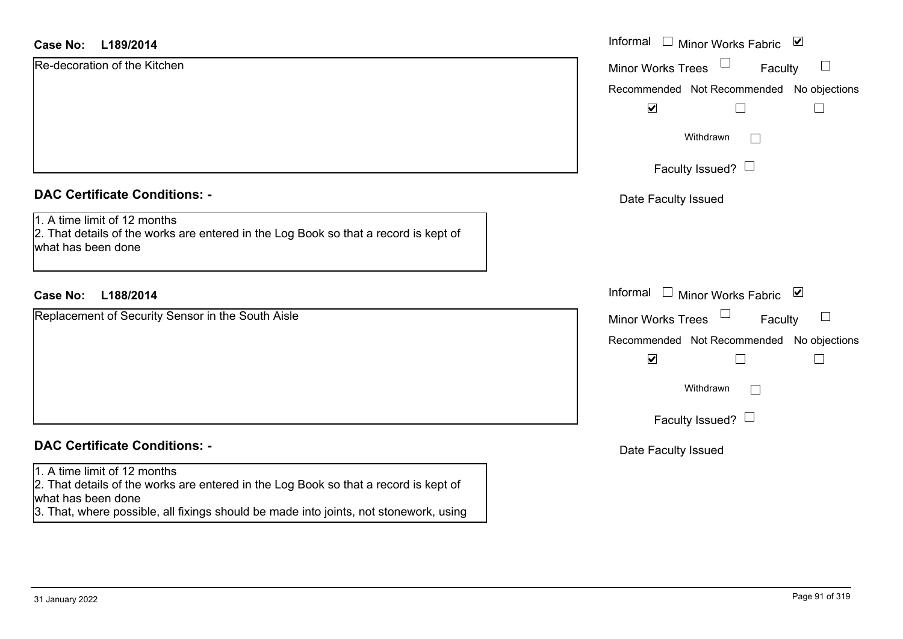**Case No: L189/2014**

Re-decoration of the Kitchen

Informal ☐ Minor Works Fabric ☑

Minor Works Trees ☐ Faculty ☐

Recommended ☑ Not Recommended ☐ No objections ☐

Withdrawn ☐

Faculty Issued? ☐

Date Faculty Issued

## DAC Certificate Conditions: -

1. A time limit of 12 months
2. That details of the works are entered in the Log Book so that a record is kept of what has been done

**Case No: L188/2014**

Replacement of Security Sensor in the South Aisle

Informal ☐ Minor Works Fabric ☑

Minor Works Trees ☐ Faculty ☐

Recommended ☑ Not Recommended ☐ No objections ☐

Withdrawn ☐

Faculty Issued? ☐

Date Faculty Issued

## DAC Certificate Conditions: -

1. A time limit of 12 months
2. That details of the works are entered in the Log Book so that a record is kept of what has been done
3. That, where possible, all fixings should be made into joints, not stonework, using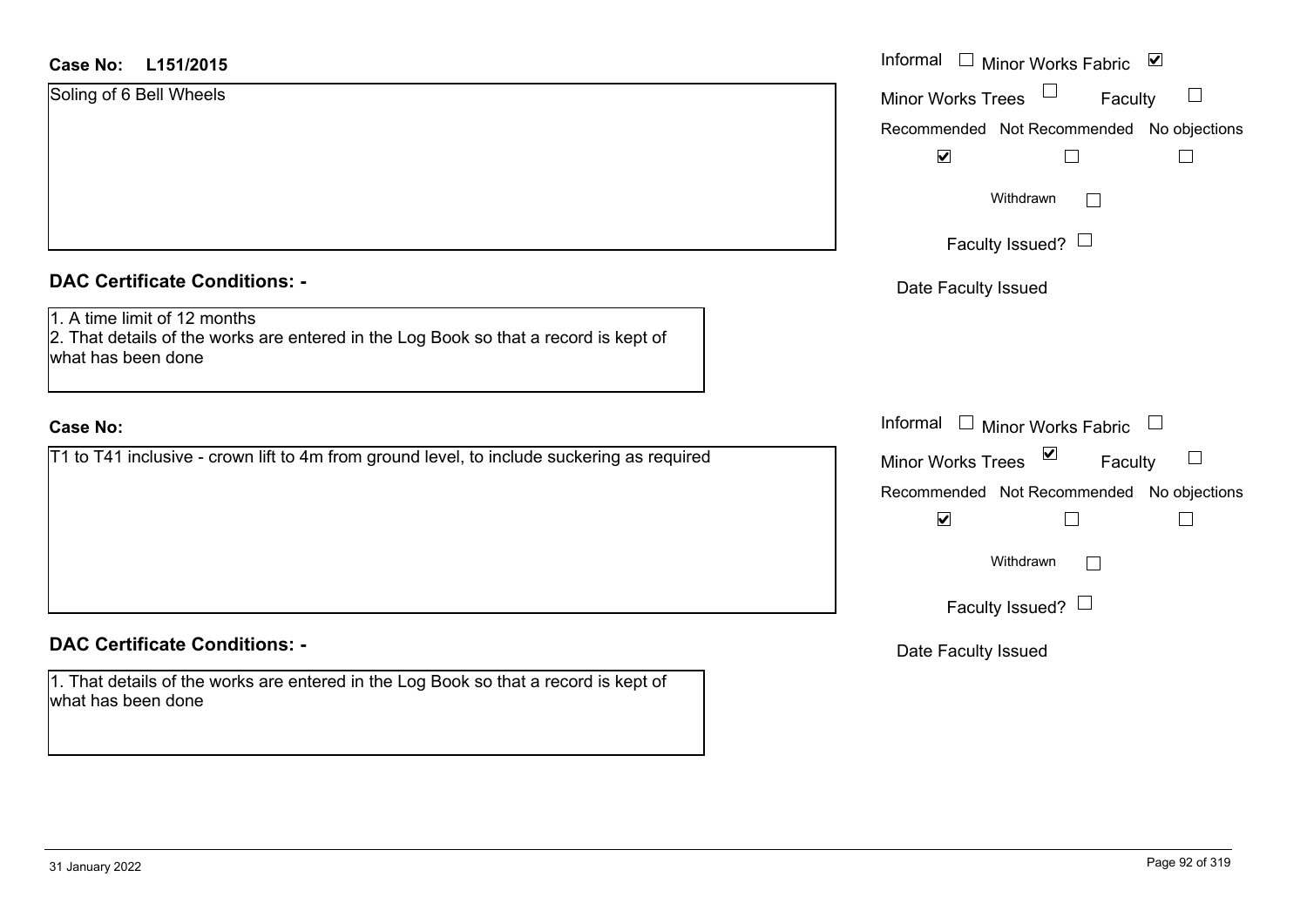**Case No: L151/2015**

Soling of 6 Bell Wheels

Informal ☐ Minor Works Fabric ☑

Minor Works Trees ☐ Faculty ☐

Recommended ☑ Not Recommended ☐ No objections ☐

Withdrawn ☐

Faculty Issued? ☐

Date Faculty Issued

**DAC Certificate Conditions: -**

1. A time limit of 12 months
2. That details of the works are entered in the Log Book so that a record is kept of what has been done

**Case No:**

T1 to T41 inclusive - crown lift to 4m from ground level, to include suckering as required

Informal ☐ Minor Works Fabric ☐

Minor Works Trees ☑ Faculty ☐

Recommended ☑ Not Recommended ☐ No objections ☐

Withdrawn ☐

Faculty Issued? ☐

Date Faculty Issued

**DAC Certificate Conditions: -**

1. That details of the works are entered in the Log Book so that a record is kept of what has been done

31 January 2022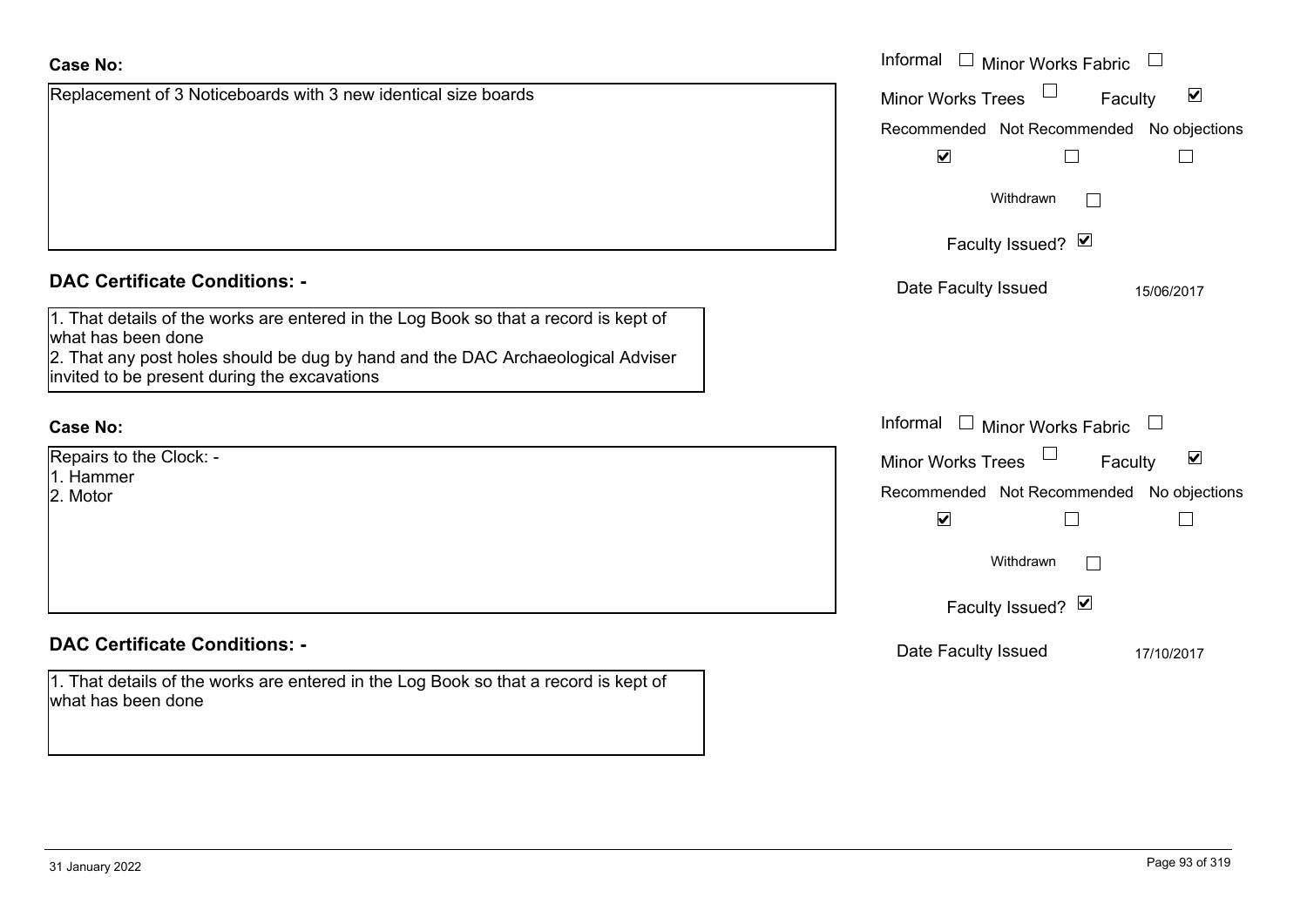**Case No:**

Replacement of 3 Noticeboards with 3 new identical size boards

Informal ☐ Minor Works Fabric ☐

Minor Works Trees ☐ Faculty ☑

Recommended ☑ Not Recommended ☐ No objections ☐

Withdrawn ☐

Faculty Issued? ☑

Date Faculty Issued 15/06/2017

**DAC Certificate Conditions: -**

1. That details of the works are entered in the Log Book so that a record is kept of what has been done
2. That any post holes should be dug by hand and the DAC Archaeological Adviser invited to be present during the excavations

**Case No:**

Repairs to the Clock: -
1. Hammer
2. Motor

Informal ☐ Minor Works Fabric ☐

Minor Works Trees ☐ Faculty ☑

Recommended ☑ Not Recommended ☐ No objections ☐

Withdrawn ☐

Faculty Issued? ☑

Date Faculty Issued 17/10/2017

**DAC Certificate Conditions: -**

1. That details of the works are entered in the Log Book so that a record is kept of what has been done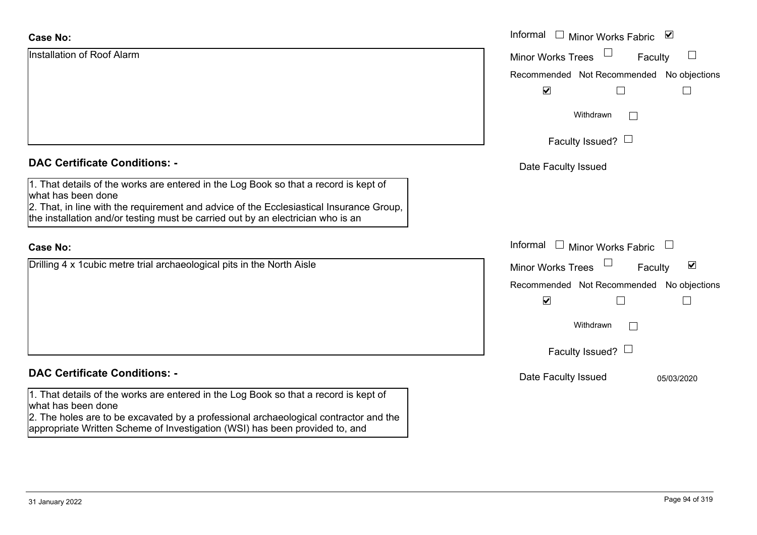**Case No:**

Installation of Roof Alarm

Informal ☐ Minor Works Fabric ☑

Minor Works Trees ☐ Faculty ☐

Recommended ☑ Not Recommended ☐ No objections ☐

Withdrawn ☐

Faculty Issued? ☐

Date Faculty Issued

**DAC Certificate Conditions: -**

1. That details of the works are entered in the Log Book so that a record is kept of what has been done
2. That, in line with the requirement and advice of the Ecclesiastical Insurance Group, the installation and/or testing must be carried out by an electrician who is an

**Case No:**

Drilling 4 x 1cubic metre trial archaeological pits in the North Aisle

Informal ☐ Minor Works Fabric ☐

Minor Works Trees ☐ Faculty ☑

Recommended ☑ Not Recommended ☐ No objections ☐

Withdrawn ☐

Faculty Issued? ☐

Date Faculty Issued 05/03/2020

**DAC Certificate Conditions: -**

1. That details of the works are entered in the Log Book so that a record is kept of what has been done
2. The holes are to be excavated by a professional archaeological contractor and the appropriate Written Scheme of Investigation (WSI) has been provided to, and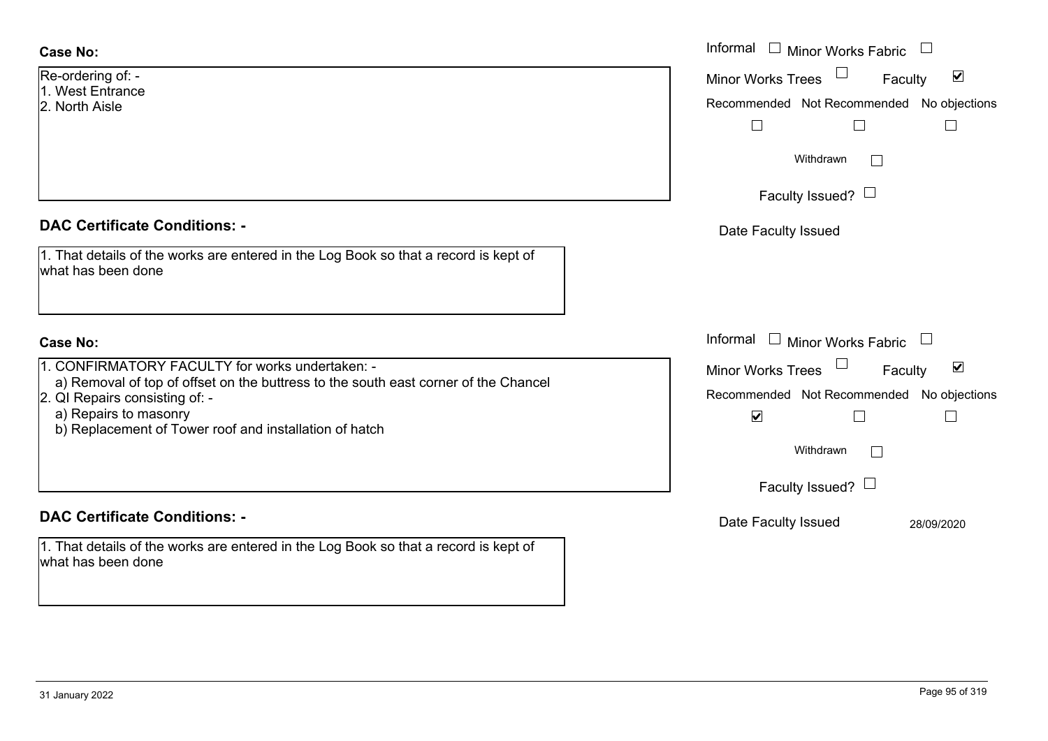**Case No:**

Re-ordering of: -
1. West Entrance
2. North Aisle

Informal ☐ Minor Works Fabric ☐
Minor Works Trees ☐ Faculty ☑
Recommended ☐ Not Recommended ☐ No objections ☐
Withdrawn ☐
Faculty Issued? ☐
Date Faculty Issued

**DAC Certificate Conditions: -**

1. That details of the works are entered in the Log Book so that a record is kept of what has been done

**Case No:**

1. CONFIRMATORY FACULTY for works undertaken: -
   a) Removal of top of offset on the buttress to the south east corner of the Chancel
2. QI Repairs consisting of: -
   a) Repairs to masonry
   b) Replacement of Tower roof and installation of hatch

Informal ☐ Minor Works Fabric ☐
Minor Works Trees ☐ Faculty ☑
Recommended ☑ Not Recommended ☐ No objections ☐
Withdrawn ☐
Faculty Issued? ☐
Date Faculty Issued 28/09/2020

**DAC Certificate Conditions: -**

1. That details of the works are entered in the Log Book so that a record is kept of what has been done

31 January 2022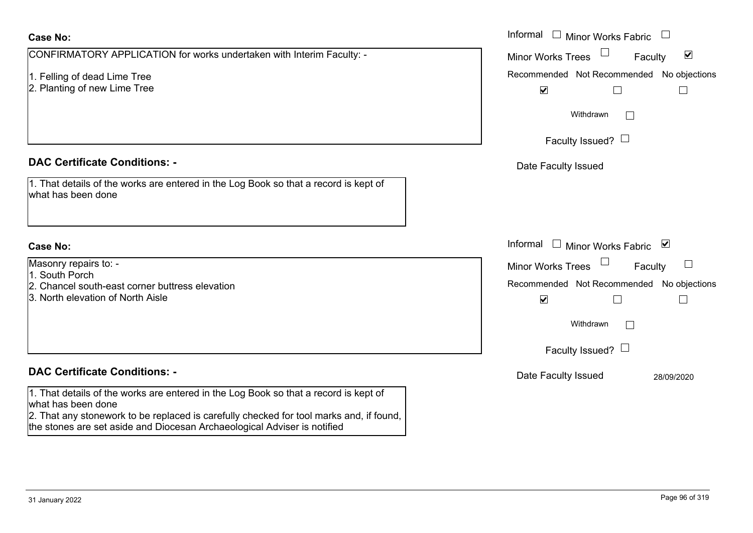**Case No:**

CONFIRMATORY APPLICATION for works undertaken with Interim Faculty: -

1. Felling of dead Lime Tree
2. Planting of new Lime Tree

Informal ☐ Minor Works Fabric ☐

Minor Works Trees ☐ Faculty ☑

Recommended ☑ Not Recommended ☐ No objections ☐

Withdrawn ☐

Faculty Issued? ☐

Date Faculty Issued

**DAC Certificate Conditions: -**

1. That details of the works are entered in the Log Book so that a record is kept of what has been done

**Case No:**

Masonry repairs to: -

1. South Porch
2. Chancel south-east corner buttress elevation
3. North elevation of North Aisle

Informal ☐ Minor Works Fabric ☑

Minor Works Trees ☐ Faculty ☐

Recommended ☑ Not Recommended ☐ No objections ☐

Withdrawn ☐

Faculty Issued? ☐

Date Faculty Issued 28/09/2020

**DAC Certificate Conditions: -**

1. That details of the works are entered in the Log Book so that a record is kept of what has been done
2. That any stonework to be replaced is carefully checked for tool marks and, if found, the stones are set aside and Diocesan Archaeological Adviser is notified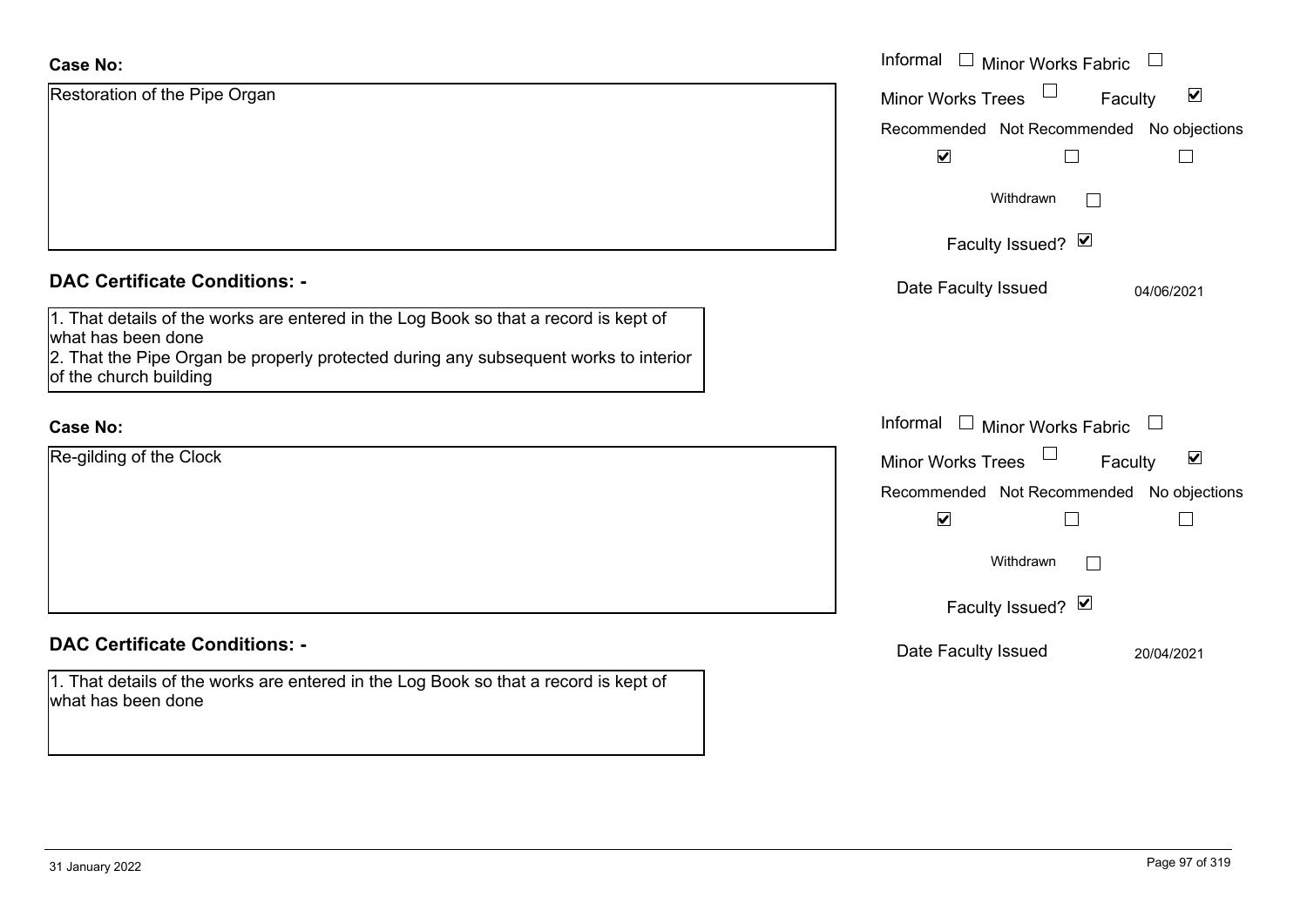**Case No:**

Restoration of the Pipe Organ

Informal ☐ Minor Works Fabric ☐

Minor Works Trees ☐ Faculty ☑

Recommended ☑ Not Recommended ☐ No objections ☐

Withdrawn ☐

Faculty Issued? ☑

Date Faculty Issued 04/06/2021

**DAC Certificate Conditions: -**

1. That details of the works are entered in the Log Book so that a record is kept of what has been done
2. That the Pipe Organ be properly protected during any subsequent works to interior of the church building

**Case No:**

Re-gilding of the Clock

Informal ☐ Minor Works Fabric ☐

Minor Works Trees ☐ Faculty ☑

Recommended ☑ Not Recommended ☐ No objections ☐

Withdrawn ☐

Faculty Issued? ☑

Date Faculty Issued 20/04/2021

**DAC Certificate Conditions: -**

1. That details of the works are entered in the Log Book so that a record is kept of what has been done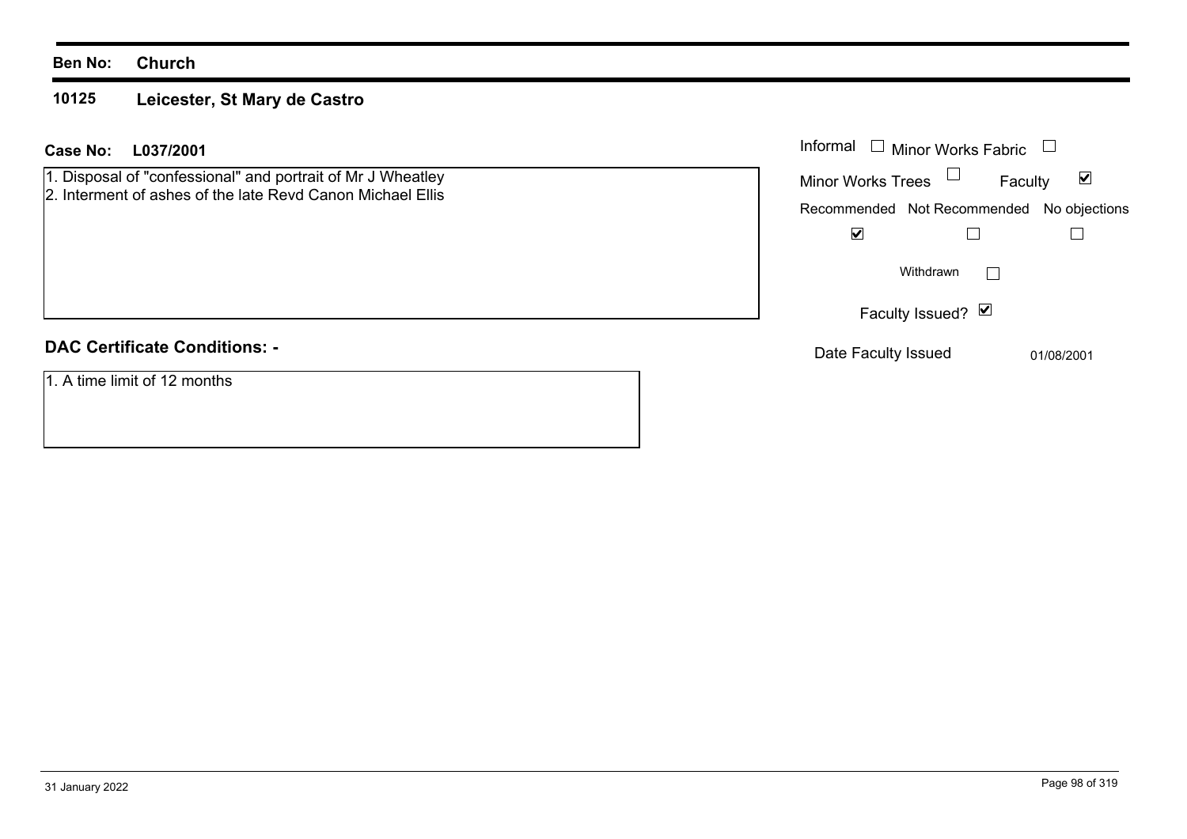**Ben No:** **Church**

## 10125 Leicester, St Mary de Castro

**Case No:** **L037/2001**

1. Disposal of "confessional" and portrait of Mr J Wheatley
2. Interment of ashes of the late Revd Canon Michael Ellis

Informal ☐ Minor Works Fabric ☐

Minor Works Trees ☐ Faculty ☑

Recommended ☑ Not Recommended ☐ No objections ☐

Withdrawn ☐

Faculty Issued? ☑

Date Faculty Issued 01/08/2001

**DAC Certificate Conditions: -**

1. A time limit of 12 months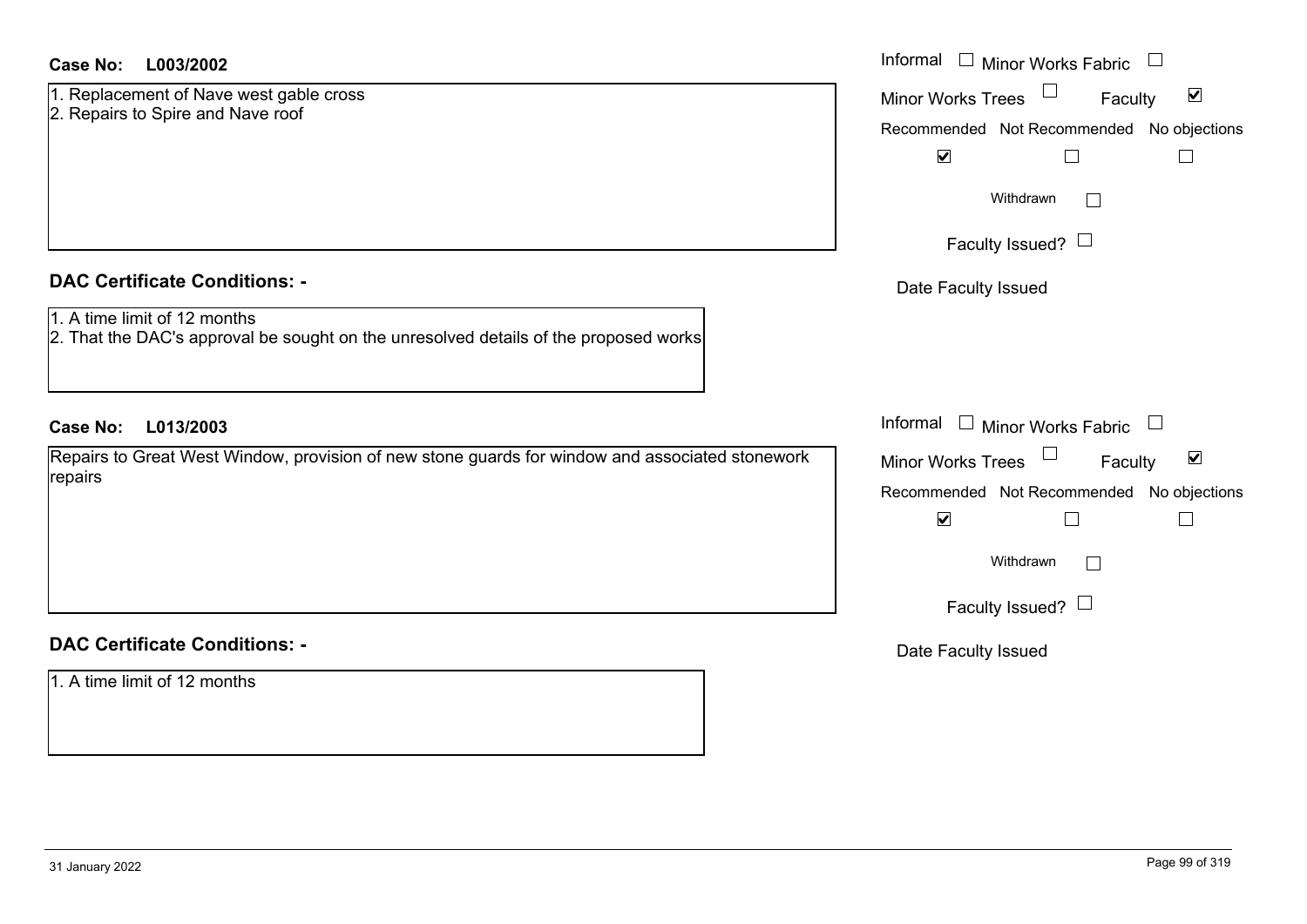**Case No: L003/2002**

1. Replacement of Nave west gable cross
2. Repairs to Spire and Nave roof

Informal ☐ Minor Works Fabric ☐

Minor Works Trees ☐ Faculty ☑

Recommended ☑ Not Recommended ☐ No objections ☐

Withdrawn ☐

Faculty Issued? ☐

Date Faculty Issued

**DAC Certificate Conditions: -**

1. A time limit of 12 months
2. That the DAC's approval be sought on the unresolved details of the proposed works

**Case No: L013/2003**

Repairs to Great West Window, provision of new stone guards for window and associated stonework repairs

Informal ☐ Minor Works Fabric ☐

Minor Works Trees ☐ Faculty ☑

Recommended ☑ Not Recommended ☐ No objections ☐

Withdrawn ☐

Faculty Issued? ☐

Date Faculty Issued

**DAC Certificate Conditions: -**

1. A time limit of 12 months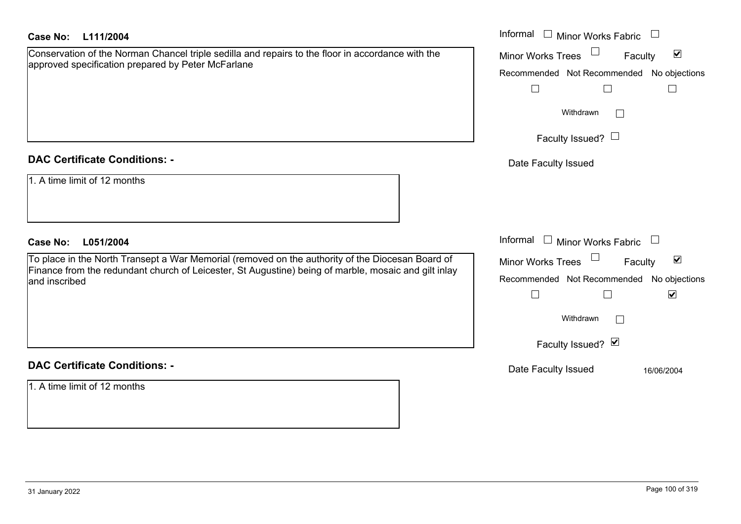**Case No: L111/2004**

Conservation of the Norman Chancel triple sedilla and repairs to the floor in accordance with the approved specification prepared by Peter McFarlane

Informal ☐ Minor Works Fabric ☐

Minor Works Trees ☐ Faculty ☑

Recommended ☐ Not Recommended ☐ No objections ☐

Withdrawn ☐

Faculty Issued? ☐

Date Faculty Issued

## DAC Certificate Conditions: -

1. A time limit of 12 months

**Case No: L051/2004**

To place in the North Transept a War Memorial (removed on the authority of the Diocesan Board of Finance from the redundant church of Leicester, St Augustine) being of marble, mosaic and gilt inlay and inscribed

Informal ☐ Minor Works Fabric ☐

Minor Works Trees ☐ Faculty ☑

Recommended ☐ Not Recommended ☐ No objections ☑

Withdrawn ☐

Faculty Issued? ☑

Date Faculty Issued 16/06/2004

## DAC Certificate Conditions: -

1. A time limit of 12 months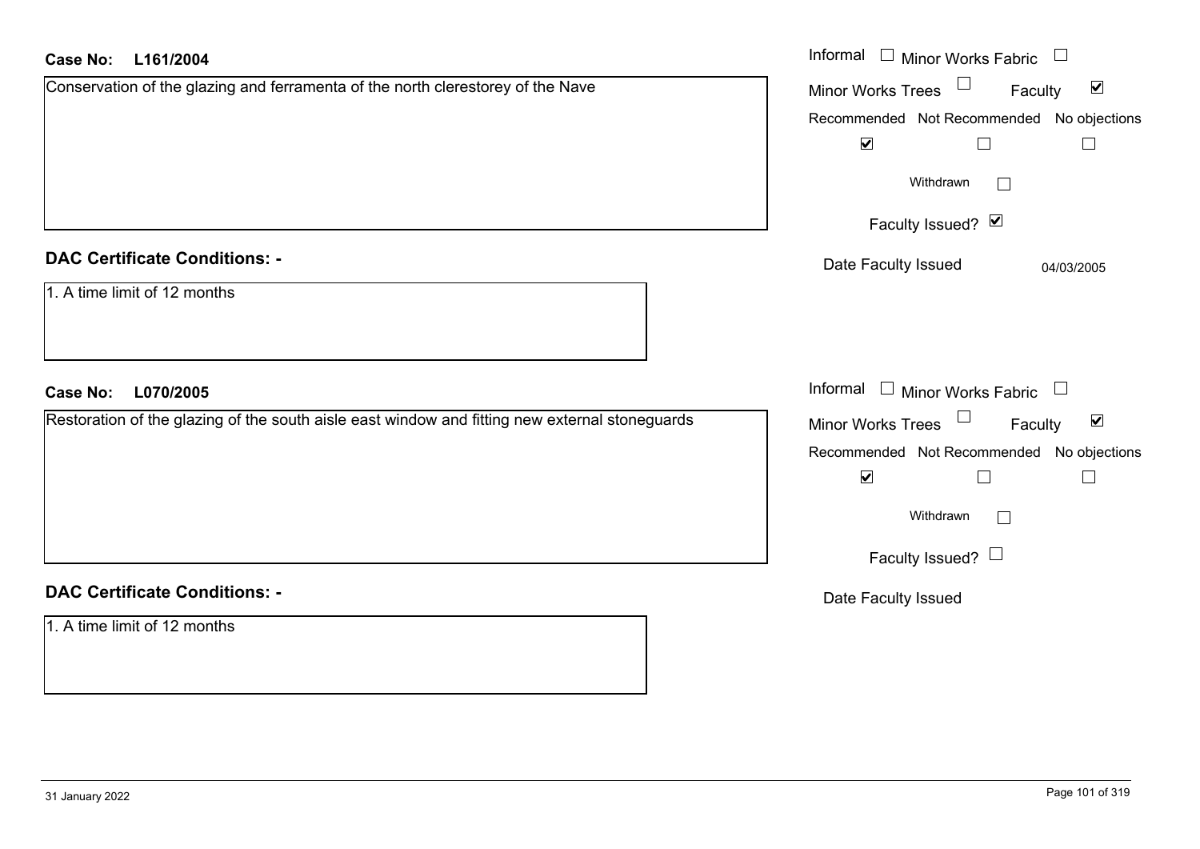**Case No: L161/2004**

Conservation of the glazing and ferramenta of the north clerestorey of the Nave

Informal ☐ Minor Works Fabric ☐
Minor Works Trees ☐ Faculty ☑
Recommended ☑ Not Recommended ☐ No objections ☐
Withdrawn ☐
Faculty Issued? ☑
Date Faculty Issued 04/03/2005

**DAC Certificate Conditions: -**

1. A time limit of 12 months

**Case No: L070/2005**

Restoration of the glazing of the south aisle east window and fitting new external stoneguards

Informal ☐ Minor Works Fabric ☐
Minor Works Trees ☐ Faculty ☑
Recommended ☑ Not Recommended ☐ No objections ☐
Withdrawn ☐
Faculty Issued? ☐
Date Faculty Issued

**DAC Certificate Conditions: -**

1. A time limit of 12 months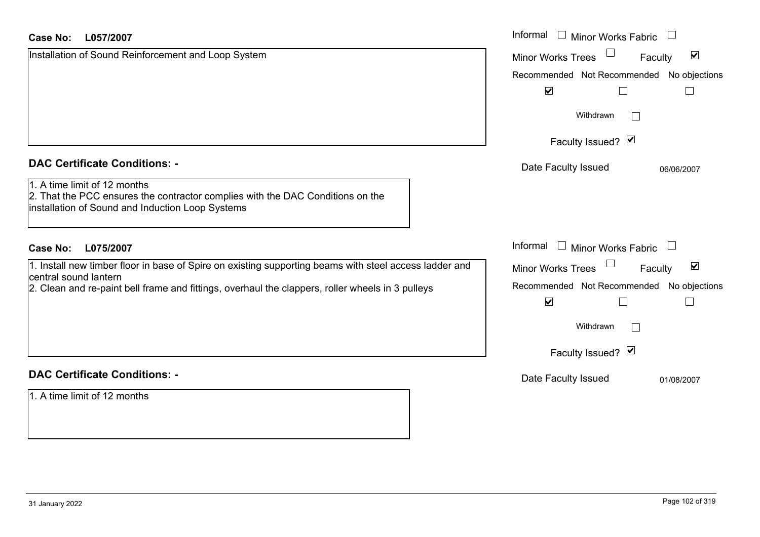**Case No: L057/2007**

Installation of Sound Reinforcement and Loop System

Informal ☐ Minor Works Fabric ☐

Minor Works Trees ☐ Faculty ☑

Recommended ☑ Not Recommended ☐ No objections ☐

Withdrawn ☐

Faculty Issued? ☑

Date Faculty Issued 06/06/2007

**DAC Certificate Conditions: -**

1. A time limit of 12 months
2. That the PCC ensures the contractor complies with the DAC Conditions on the installation of Sound and Induction Loop Systems

**Case No: L075/2007**

1. Install new timber floor in base of Spire on existing supporting beams with steel access ladder and central sound lantern
2. Clean and re-paint bell frame and fittings, overhaul the clappers, roller wheels in 3 pulleys

Informal ☐ Minor Works Fabric ☐

Minor Works Trees ☐ Faculty ☑

Recommended ☑ Not Recommended ☐ No objections ☐

Withdrawn ☐

Faculty Issued? ☑

Date Faculty Issued 01/08/2007

**DAC Certificate Conditions: -**

1. A time limit of 12 months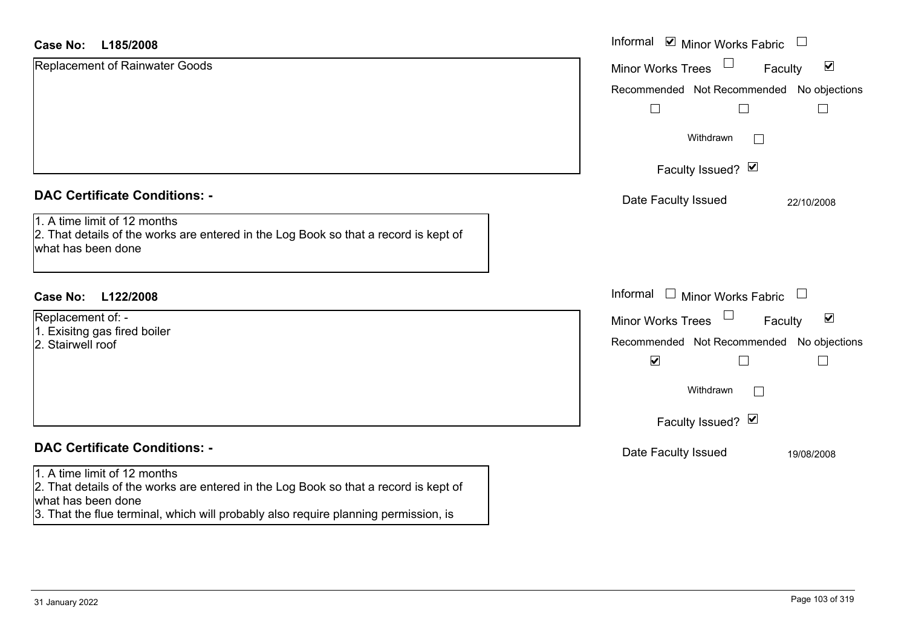**Case No: L185/2008**

Replacement of Rainwater Goods

Informal ☑ Minor Works Fabric ☐
Minor Works Trees ☐ Faculty ☑

| Recommended | Not Recommended | No objections |
|---|---|---|
| ☐ | ☐ | ☐ |

Withdrawn ☐

Faculty Issued? ☑

Date Faculty Issued 22/10/2008

## DAC Certificate Conditions: -

1. A time limit of 12 months
2. That details of the works are entered in the Log Book so that a record is kept of what has been done

**Case No: L122/2008**

Replacement of: -
1. Exisitng gas fired boiler
2. Stairwell roof

Informal ☐ Minor Works Fabric ☐
Minor Works Trees ☐ Faculty ☑

| Recommended | Not Recommended | No objections |
|---|---|---|
| ☑ | ☐ | ☐ |

Withdrawn ☐

Faculty Issued? ☑

Date Faculty Issued 19/08/2008

## DAC Certificate Conditions: -

1. A time limit of 12 months
2. That details of the works are entered in the Log Book so that a record is kept of what has been done
3. That the flue terminal, which will probably also require planning permission, is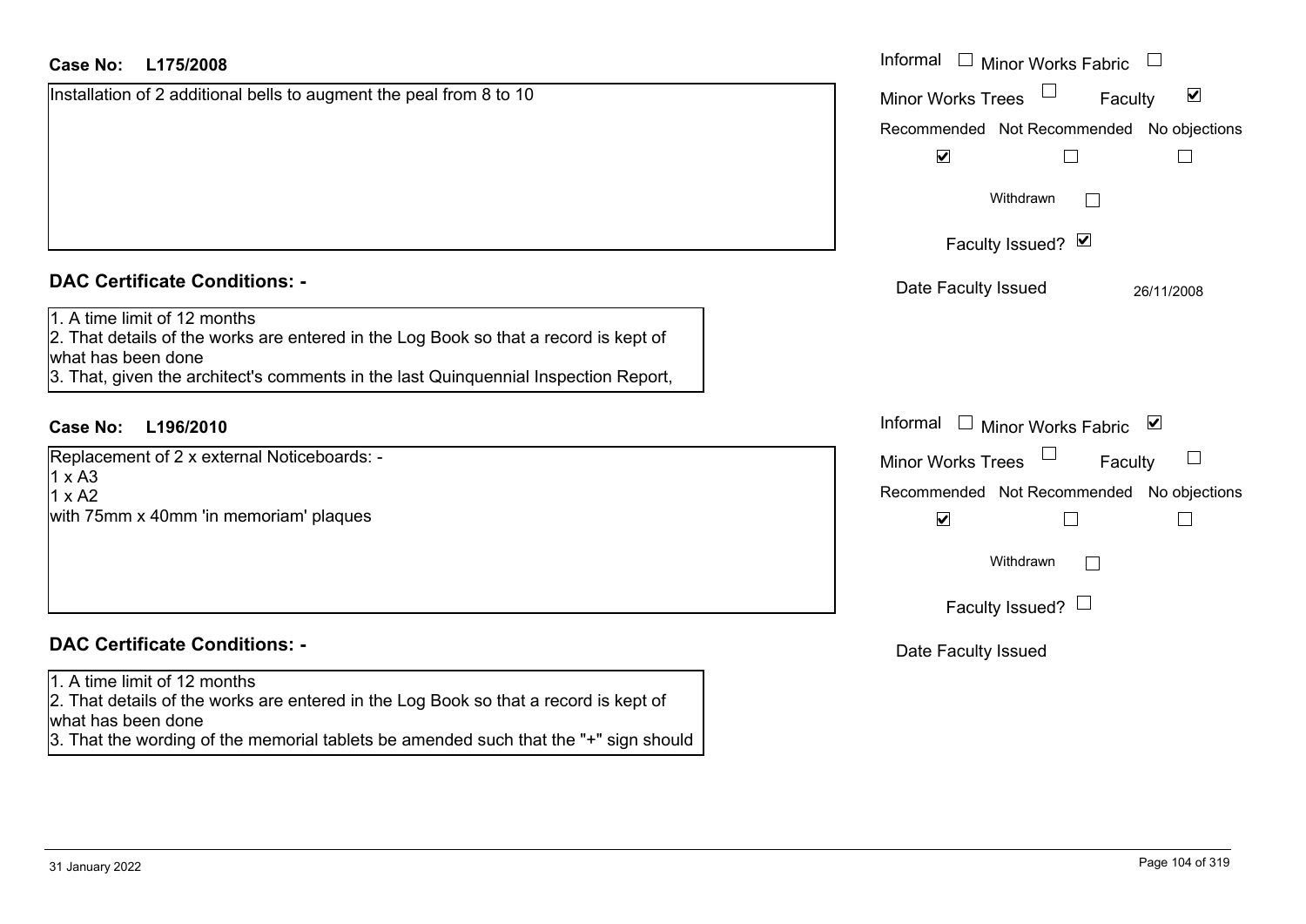**Case No: L175/2008**

Installation of 2 additional bells to augment the peal from 8 to 10

Informal ☐ Minor Works Fabric ☐
Minor Works Trees ☐ Faculty ☑

Recommended ☑ Not Recommended ☐ No objections ☐

Withdrawn ☐

Faculty Issued? ☑

Date Faculty Issued 26/11/2008

### DAC Certificate Conditions: -

1. A time limit of 12 months
2. That details of the works are entered in the Log Book so that a record is kept of what has been done
3. That, given the architect's comments in the last Quinquennial Inspection Report,

**Case No: L196/2010**

Replacement of 2 x external Noticeboards: -
1 x A3
1 x A2
with 75mm x 40mm 'in memoriam' plaques

Informal ☐ Minor Works Fabric ☑
Minor Works Trees ☐ Faculty ☐

Recommended ☑ Not Recommended ☐ No objections ☐

Withdrawn ☐

Faculty Issued? ☐

Date Faculty Issued

### DAC Certificate Conditions: -

1. A time limit of 12 months
2. That details of the works are entered in the Log Book so that a record is kept of what has been done
3. That the wording of the memorial tablets be amended such that the "+" sign should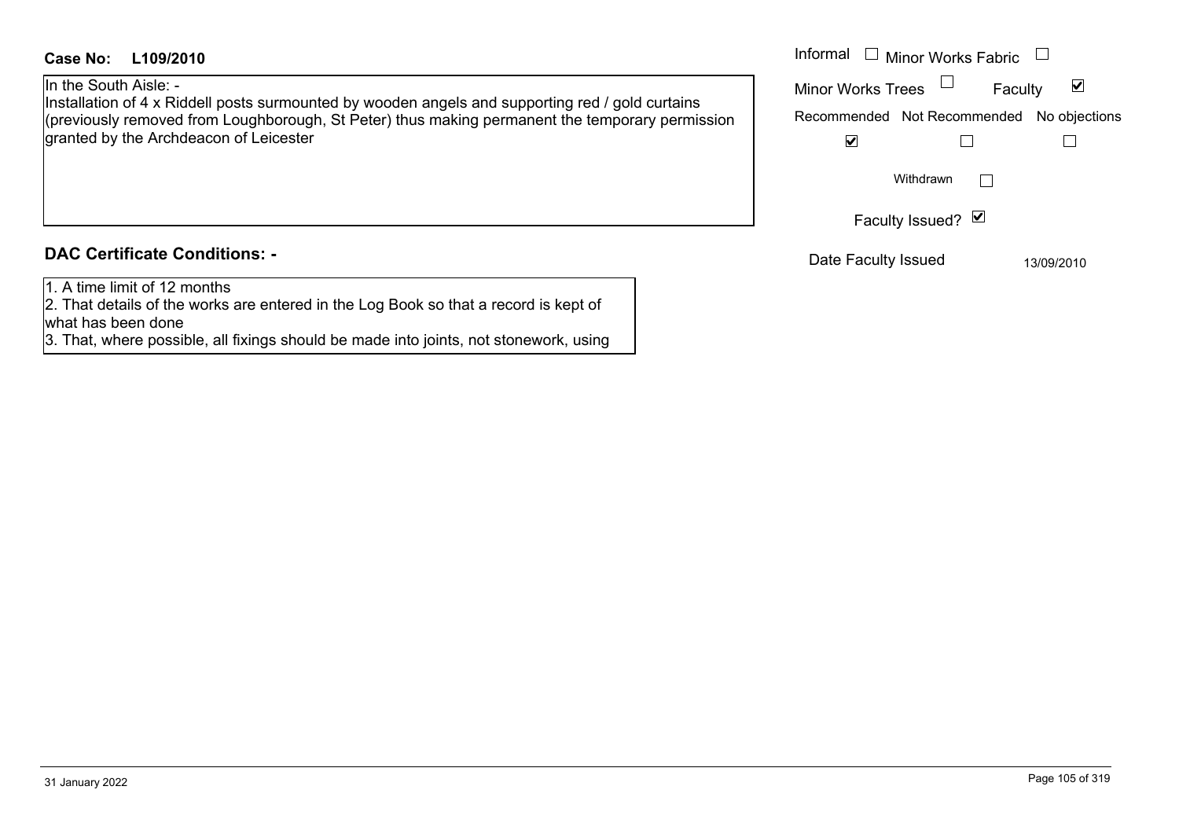**Case No: L109/2010**

In the South Aisle: -
Installation of 4 x Riddell posts surmounted by wooden angels and supporting red / gold curtains (previously removed from Loughborough, St Peter) thus making permanent the temporary permission granted by the Archdeacon of Leicester

Informal ☐ Minor Works Fabric ☐
Minor Works Trees ☐ Faculty ☑

| Recommended | Not Recommended | No objections |
|---|---|---|
| ☑ | ☐ | ☐ |

Withdrawn ☐

Faculty Issued? ☑

Date Faculty Issued 13/09/2010

## DAC Certificate Conditions: -

1. A time limit of 12 months
2. That details of the works are entered in the Log Book so that a record is kept of what has been done
3. That, where possible, all fixings should be made into joints, not stonework, using

31 January 2022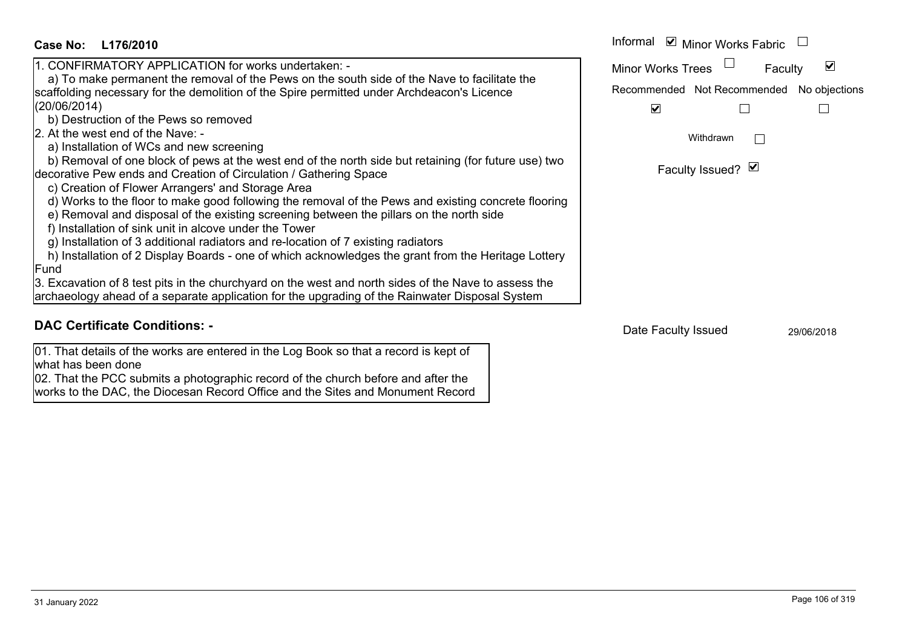**Case No: L176/2010**

1. CONFIRMATORY APPLICATION for works undertaken: -
   a) To make permanent the removal of the Pews on the south side of the Nave to facilitate the scaffolding necessary for the demolition of the Spire permitted under Archdeacon's Licence (20/06/2014)
   b) Destruction of the Pews so removed
2. At the west end of the Nave: -
   a) Installation of WCs and new screening
   b) Removal of one block of pews at the west end of the north side but retaining (for future use) two decorative Pew ends and Creation of Circulation / Gathering Space
   c) Creation of Flower Arrangers' and Storage Area
   d) Works to the floor to make good following the removal of the Pews and existing concrete flooring
   e) Removal and disposal of the existing screening between the pillars on the north side
   f) Installation of sink unit in alcove under the Tower
   g) Installation of 3 additional radiators and re-location of 7 existing radiators
   h) Installation of 2 Display Boards - one of which acknowledges the grant from the Heritage Lottery Fund
3. Excavation of 8 test pits in the churchyard on the west and north sides of the Nave to assess the archaeology ahead of a separate application for the upgrading of the Rainwater Disposal System

Informal ☑ Minor Works Fabric ☐

Minor Works Trees ☐ Faculty ☑

| Recommended | Not Recommended | No objections |
|---|---|---|
| ☑ | ☐ | ☐ |

Withdrawn ☐

Faculty Issued? ☑

## DAC Certificate Conditions: -

01. That details of the works are entered in the Log Book so that a record is kept of what has been done
02. That the PCC submits a photographic record of the church before and after the works to the DAC, the Diocesan Record Office and the Sites and Monument Record

Date Faculty Issued 29/06/2018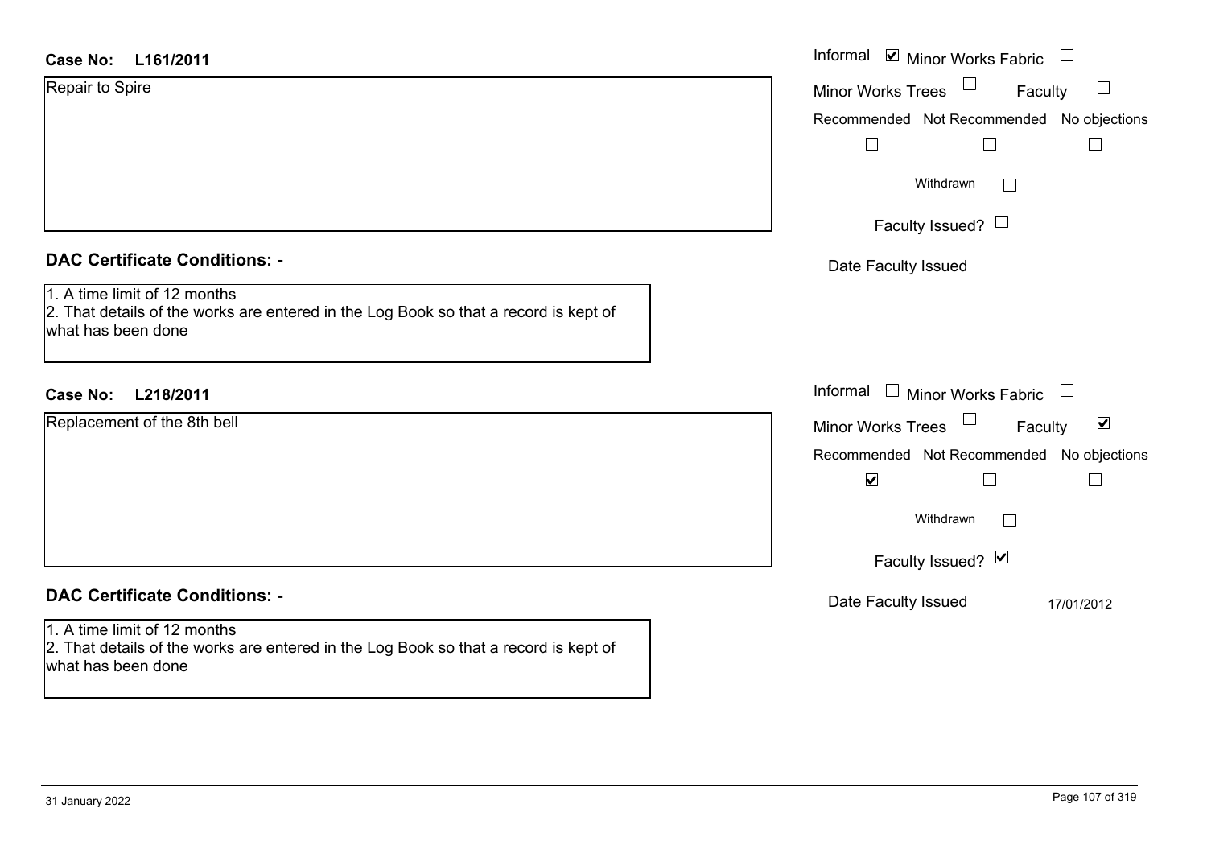**Case No:** **L161/2011**

Repair to Spire

Informal ☑ Minor Works Fabric ☐

Minor Works Trees ☐ Faculty ☐

Recommended ☐ Not Recommended ☐ No objections ☐

Withdrawn ☐

Faculty Issued? ☐

Date Faculty Issued

## DAC Certificate Conditions: -

1. A time limit of 12 months
2. That details of the works are entered in the Log Book so that a record is kept of what has been done

**Case No:** **L218/2011**

Replacement of the 8th bell

Informal ☐ Minor Works Fabric ☐

Minor Works Trees ☐ Faculty ☑

Recommended ☑ Not Recommended ☐ No objections ☐

Withdrawn ☐

Faculty Issued? ☑

Date Faculty Issued 17/01/2012

## DAC Certificate Conditions: -

1. A time limit of 12 months
2. That details of the works are entered in the Log Book so that a record is kept of what has been done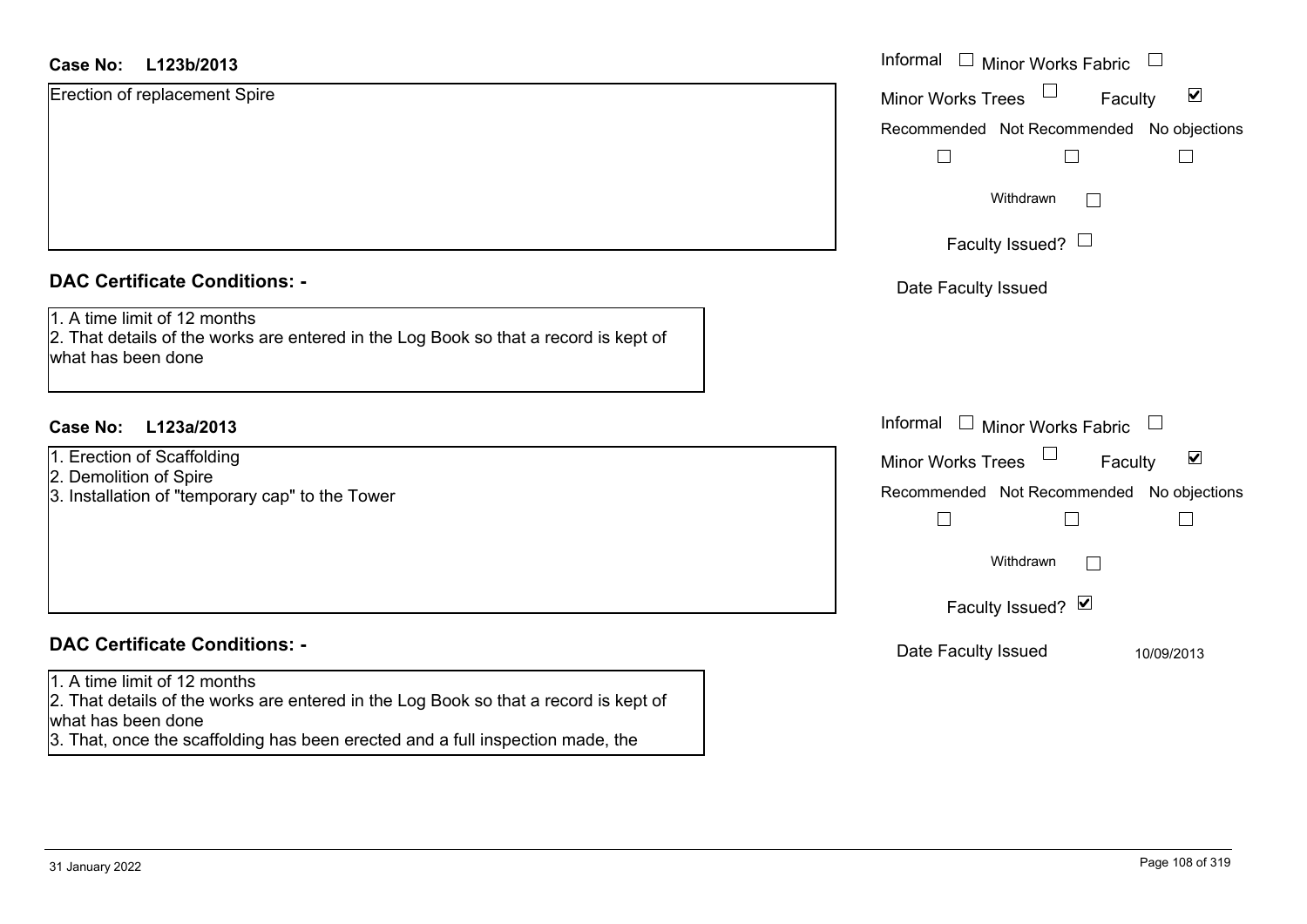**Case No: L123b/2013**

Erection of replacement Spire

Informal ☐ Minor Works Fabric ☐
Minor Works Trees ☐ Faculty ☑
Recommended ☐ Not Recommended ☐ No objections ☐
Withdrawn ☐
Faculty Issued? ☐
Date Faculty Issued

**DAC Certificate Conditions: -**

1. A time limit of 12 months
2. That details of the works are entered in the Log Book so that a record is kept of what has been done

**Case No: L123a/2013**

1. Erection of Scaffolding
2. Demolition of Spire
3. Installation of "temporary cap" to the Tower

Informal ☐ Minor Works Fabric ☐
Minor Works Trees ☐ Faculty ☑
Recommended ☐ Not Recommended ☐ No objections ☐
Withdrawn ☐
Faculty Issued? ☑
Date Faculty Issued 10/09/2013

**DAC Certificate Conditions: -**

1. A time limit of 12 months
2. That details of the works are entered in the Log Book so that a record is kept of what has been done
3. That, once the scaffolding has been erected and a full inspection made, the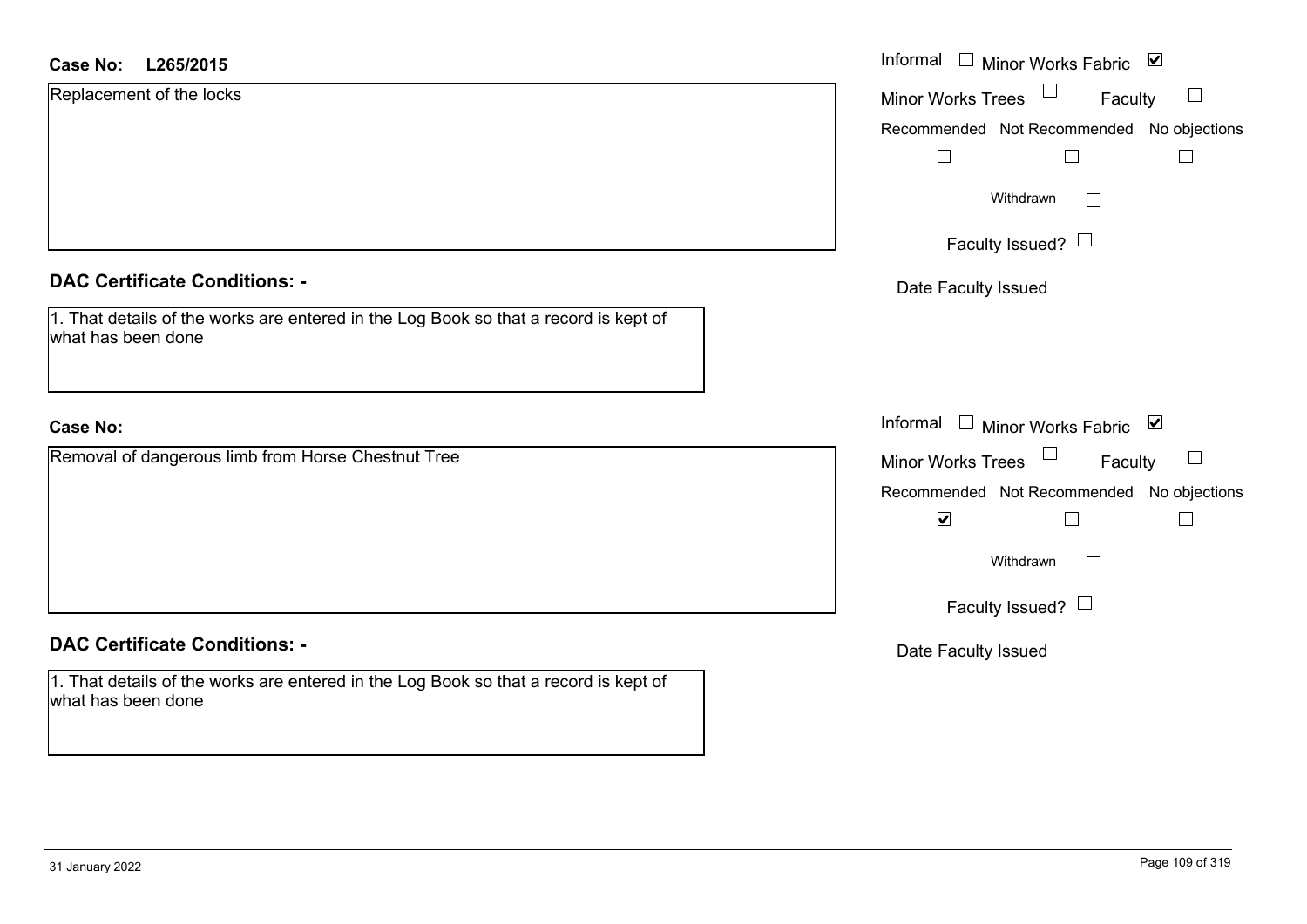**Case No:** **L265/2015**

Replacement of the locks

Informal ☐ Minor Works Fabric ☑

Minor Works Trees ☐ Faculty ☐

Recommended ☐ Not Recommended ☐ No objections ☐

Withdrawn ☐

Faculty Issued? ☐

Date Faculty Issued

## DAC Certificate Conditions: -

1. That details of the works are entered in the Log Book so that a record is kept of what has been done

**Case No:**

Removal of dangerous limb from Horse Chestnut Tree

Informal ☐ Minor Works Fabric ☑

Minor Works Trees ☐ Faculty ☐

Recommended ☑ Not Recommended ☐ No objections ☐

Withdrawn ☐

Faculty Issued? ☐

Date Faculty Issued

## DAC Certificate Conditions: -

1. That details of the works are entered in the Log Book so that a record is kept of what has been done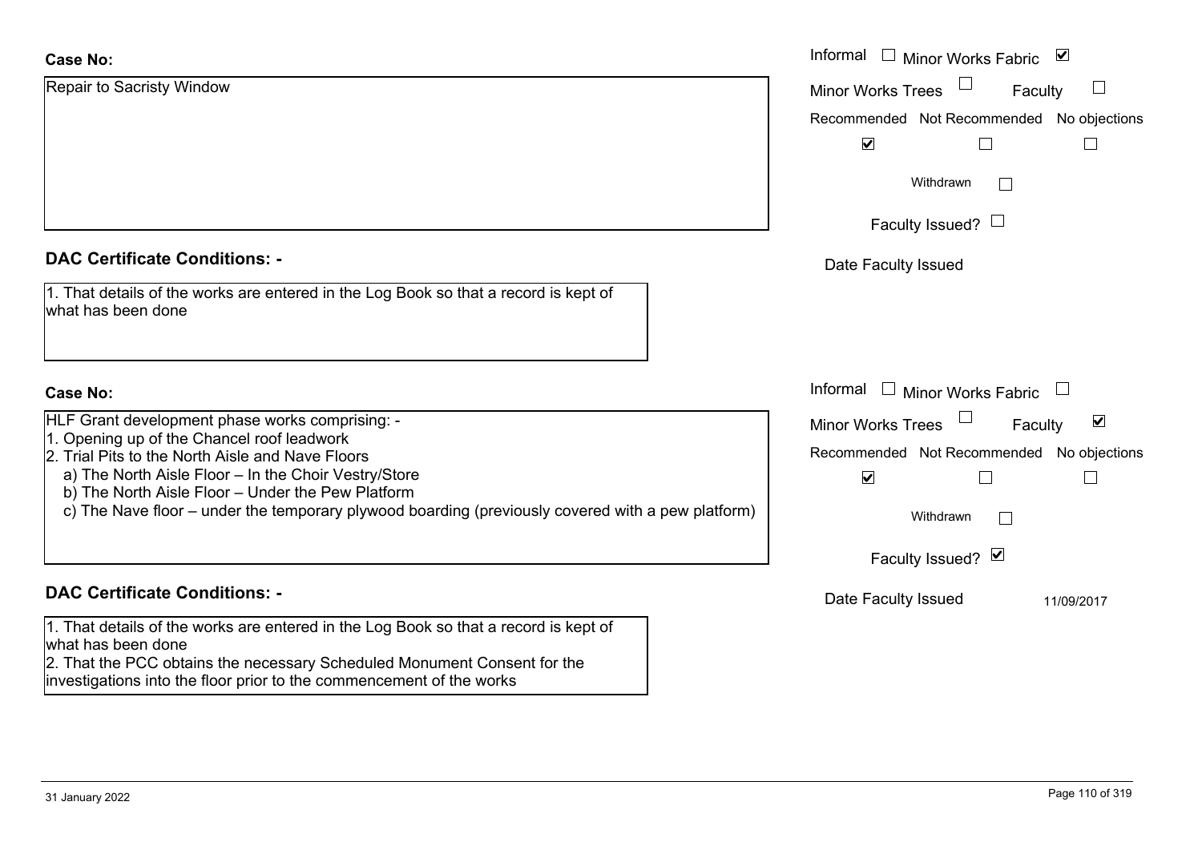**Case No:**

Repair to Sacristy Window

Informal ☐ Minor Works Fabric ☑

Minor Works Trees ☐ Faculty ☐

Recommended ☑ Not Recommended ☐ No objections ☐

Withdrawn ☐

Faculty Issued? ☐

Date Faculty Issued

**DAC Certificate Conditions: -**

1. That details of the works are entered in the Log Book so that a record is kept of what has been done

**Case No:**

HLF Grant development phase works comprising: -

1. Opening up of the Chancel roof leadwork
2. Trial Pits to the North Aisle and Nave Floors
   a) The North Aisle Floor – In the Choir Vestry/Store
   b) The North Aisle Floor – Under the Pew Platform
   c) The Nave floor – under the temporary plywood boarding (previously covered with a pew platform)

Informal ☐ Minor Works Fabric ☐

Minor Works Trees ☐ Faculty ☑

Recommended ☑ Not Recommended ☐ No objections ☐

Withdrawn ☐

Faculty Issued? ☑

Date Faculty Issued 11/09/2017

**DAC Certificate Conditions: -**

1. That details of the works are entered in the Log Book so that a record is kept of what has been done
2. That the PCC obtains the necessary Scheduled Monument Consent for the investigations into the floor prior to the commencement of the works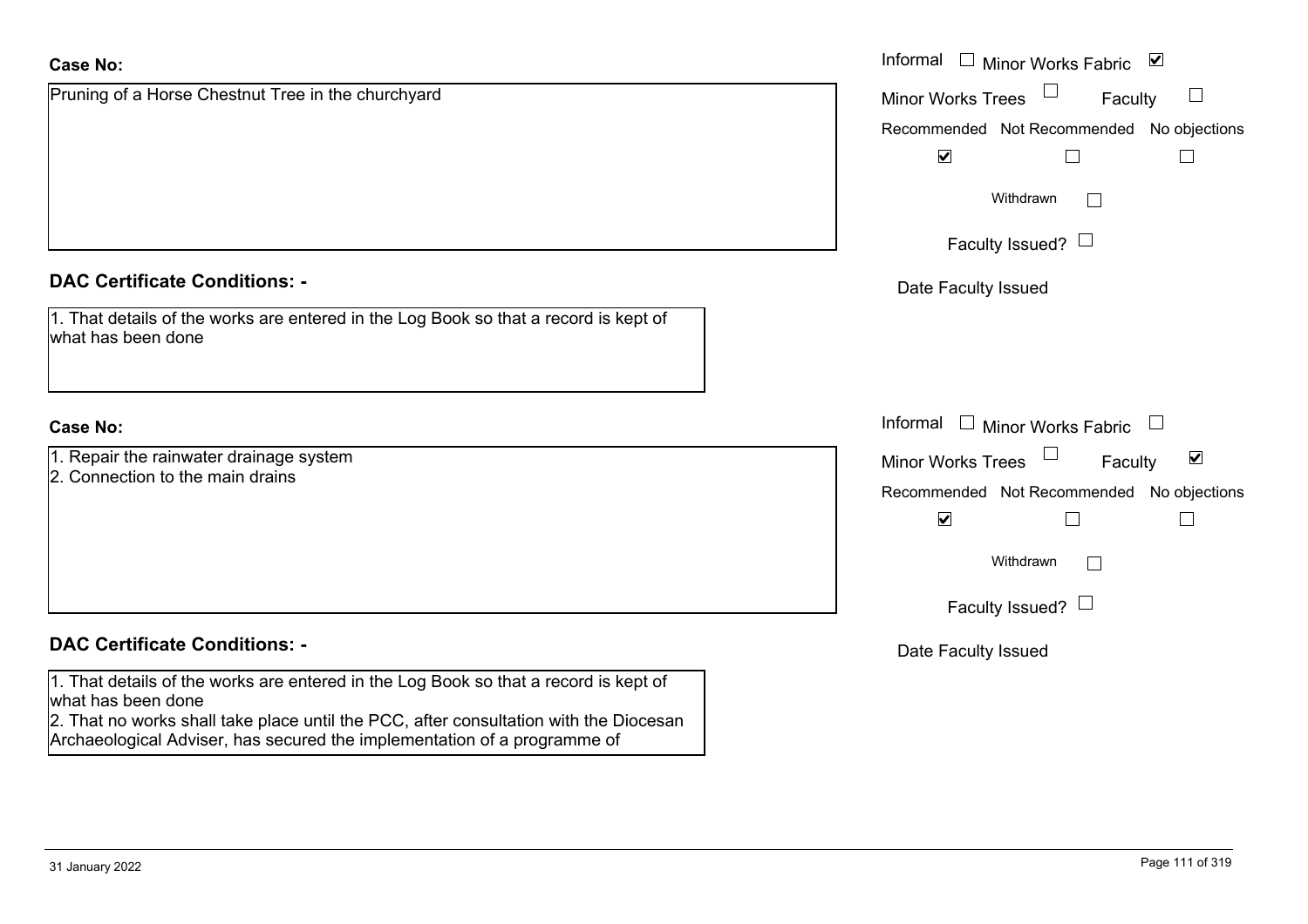**Case No:**

Pruning of a Horse Chestnut Tree in the churchyard

Informal ☐ Minor Works Fabric ☑

Minor Works Trees ☐ Faculty ☐

Recommended ☑ Not Recommended ☐ No objections ☐

Withdrawn ☐

Faculty Issued? ☐

Date Faculty Issued

**DAC Certificate Conditions: -**

1. That details of the works are entered in the Log Book so that a record is kept of what has been done

**Case No:**

1. Repair the rainwater drainage system
2. Connection to the main drains

Informal ☐ Minor Works Fabric ☐

Minor Works Trees ☐ Faculty ☑

Recommended ☑ Not Recommended ☐ No objections ☐

Withdrawn ☐

Faculty Issued? ☐

Date Faculty Issued

**DAC Certificate Conditions: -**

1. That details of the works are entered in the Log Book so that a record is kept of what has been done
2. That no works shall take place until the PCC, after consultation with the Diocesan Archaeological Adviser, has secured the implementation of a programme of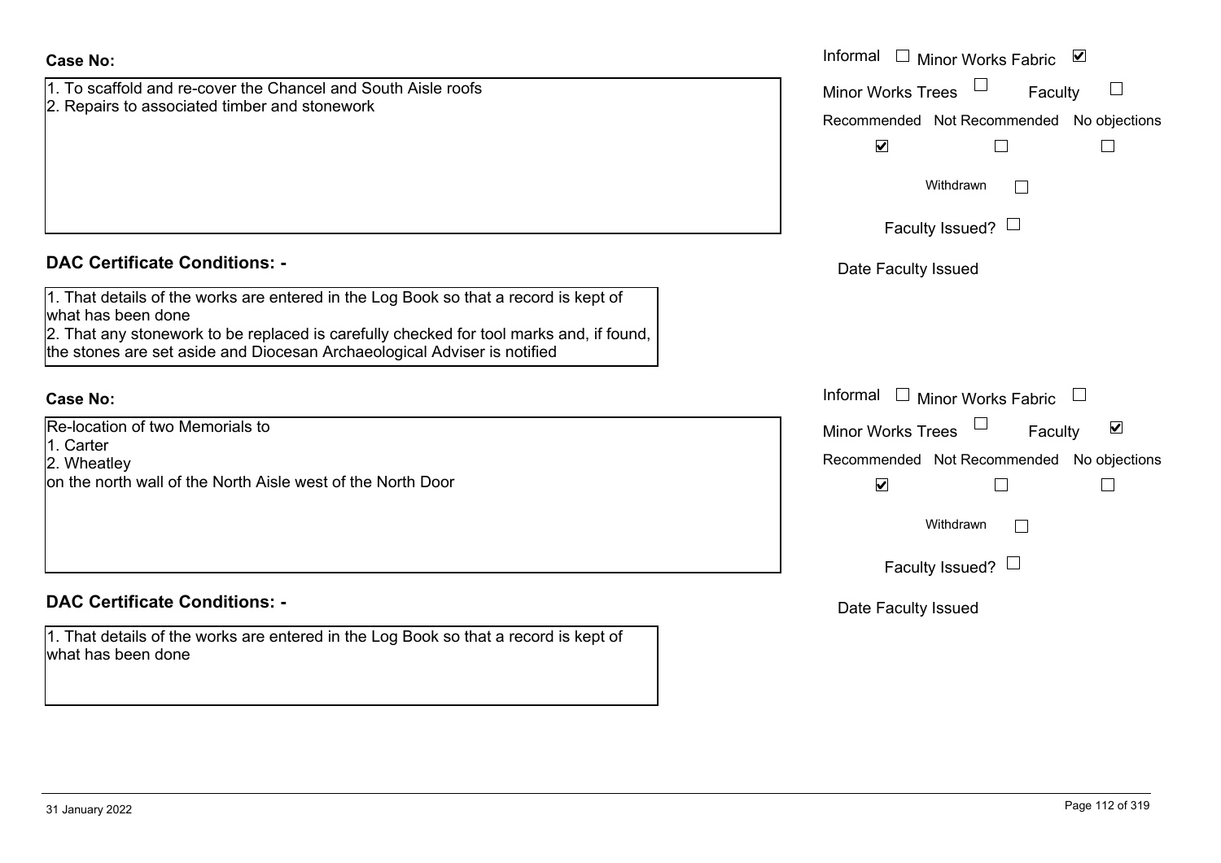**Case No:**

1. To scaffold and re-cover the Chancel and South Aisle roofs
2. Repairs to associated timber and stonework

Informal ☐ Minor Works Fabric ☑

Minor Works Trees ☐ Faculty ☐

Recommended ☑ Not Recommended ☐ No objections ☐

Withdrawn ☐

Faculty Issued? ☐

Date Faculty Issued

**DAC Certificate Conditions: -**

1. That details of the works are entered in the Log Book so that a record is kept of what has been done
2. That any stonework to be replaced is carefully checked for tool marks and, if found, the stones are set aside and Diocesan Archaeological Adviser is notified

**Case No:**

Re-location of two Memorials to
1. Carter
2. Wheatley
on the north wall of the North Aisle west of the North Door

Informal ☐ Minor Works Fabric ☐

Minor Works Trees ☐ Faculty ☑

Recommended ☑ Not Recommended ☐ No objections ☐

Withdrawn ☐

Faculty Issued? ☐

Date Faculty Issued

**DAC Certificate Conditions: -**

1. That details of the works are entered in the Log Book so that a record is kept of what has been done

31 January 2022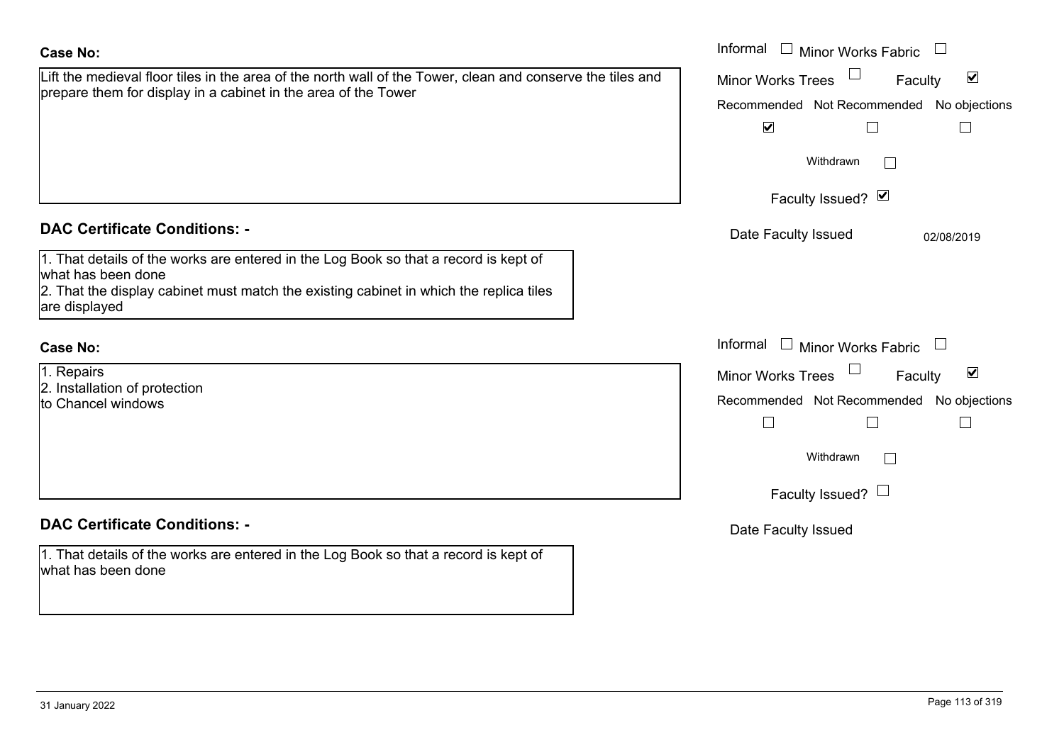**Case No:**

Lift the medieval floor tiles in the area of the north wall of the Tower, clean and conserve the tiles and prepare them for display in a cabinet in the area of the Tower

Informal ☐ Minor Works Fabric ☐

Minor Works Trees ☐ Faculty ☑

Recommended ☑ Not Recommended ☐ No objections ☐

Withdrawn ☐

Faculty Issued? ☑

Date Faculty Issued 02/08/2019

**DAC Certificate Conditions: -**

1. That details of the works are entered in the Log Book so that a record is kept of what has been done
2. That the display cabinet must match the existing cabinet in which the replica tiles are displayed

**Case No:**

1. Repairs
2. Installation of protection
to Chancel windows

Informal ☐ Minor Works Fabric ☐

Minor Works Trees ☐ Faculty ☑

Recommended ☐ Not Recommended ☐ No objections ☐

Withdrawn ☐

Faculty Issued? ☐

Date Faculty Issued

**DAC Certificate Conditions: -**

1. That details of the works are entered in the Log Book so that a record is kept of what has been done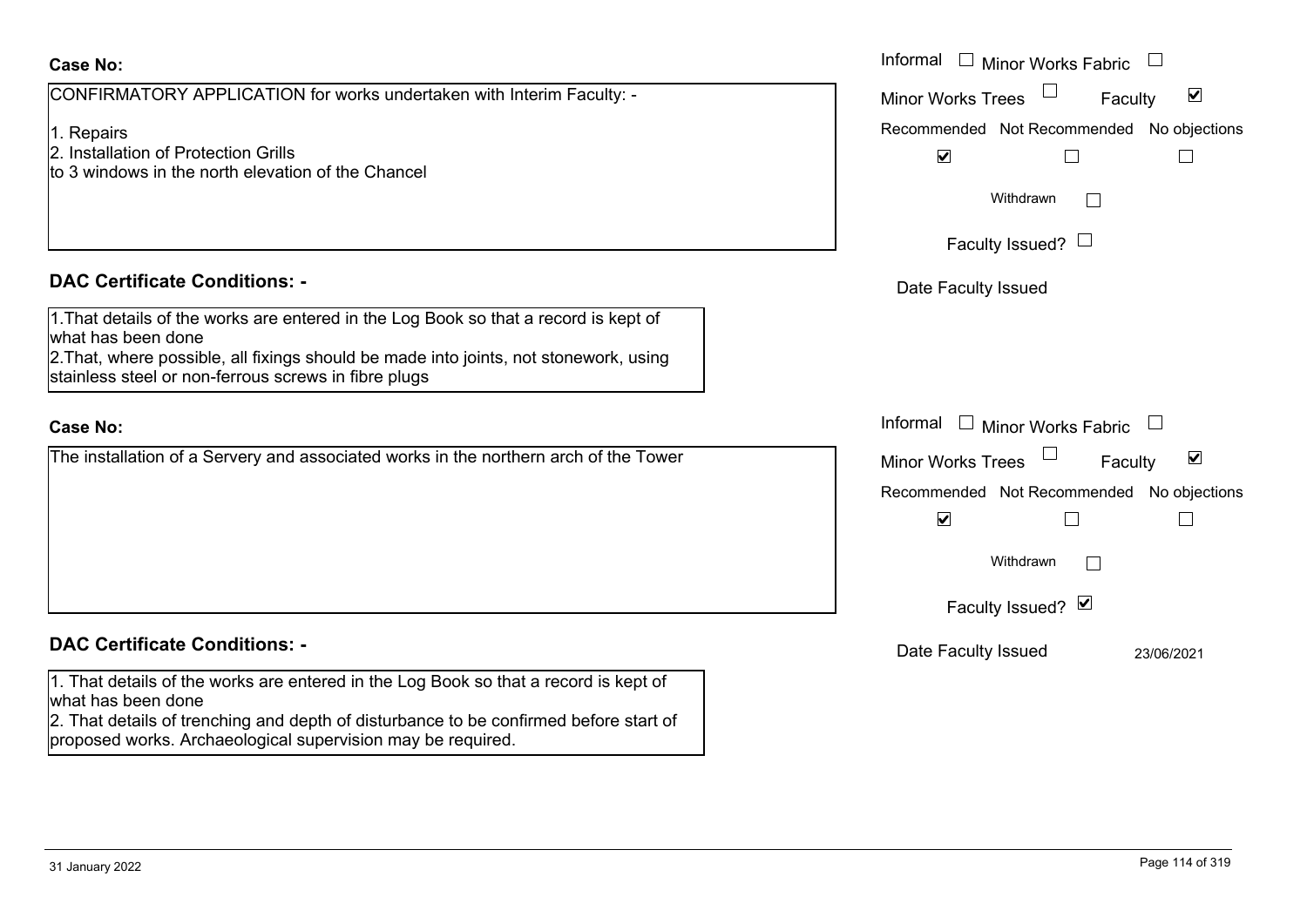**Case No:**

CONFIRMATORY APPLICATION for works undertaken with Interim Faculty: -

1. Repairs
2. Installation of Protection Grills

to 3 windows in the north elevation of the Chancel

Informal ☐ Minor Works Fabric ☐

Minor Works Trees ☐ Faculty ☑

Recommended ☑ Not Recommended ☐ No objections ☐

Withdrawn ☐

Faculty Issued? ☐

Date Faculty Issued

**DAC Certificate Conditions: -**

1.That details of the works are entered in the Log Book so that a record is kept of what has been done
2.That, where possible, all fixings should be made into joints, not stonework, using stainless steel or non-ferrous screws in fibre plugs

**Case No:**

The installation of a Servery and associated works in the northern arch of the Tower

Informal ☐ Minor Works Fabric ☐

Minor Works Trees ☐ Faculty ☑

Recommended ☑ Not Recommended ☐ No objections ☐

Withdrawn ☐

Faculty Issued? ☑

Date Faculty Issued 23/06/2021

**DAC Certificate Conditions: -**

1. That details of the works are entered in the Log Book so that a record is kept of what has been done
2. That details of trenching and depth of disturbance to be confirmed before start of proposed works. Archaeological supervision may be required.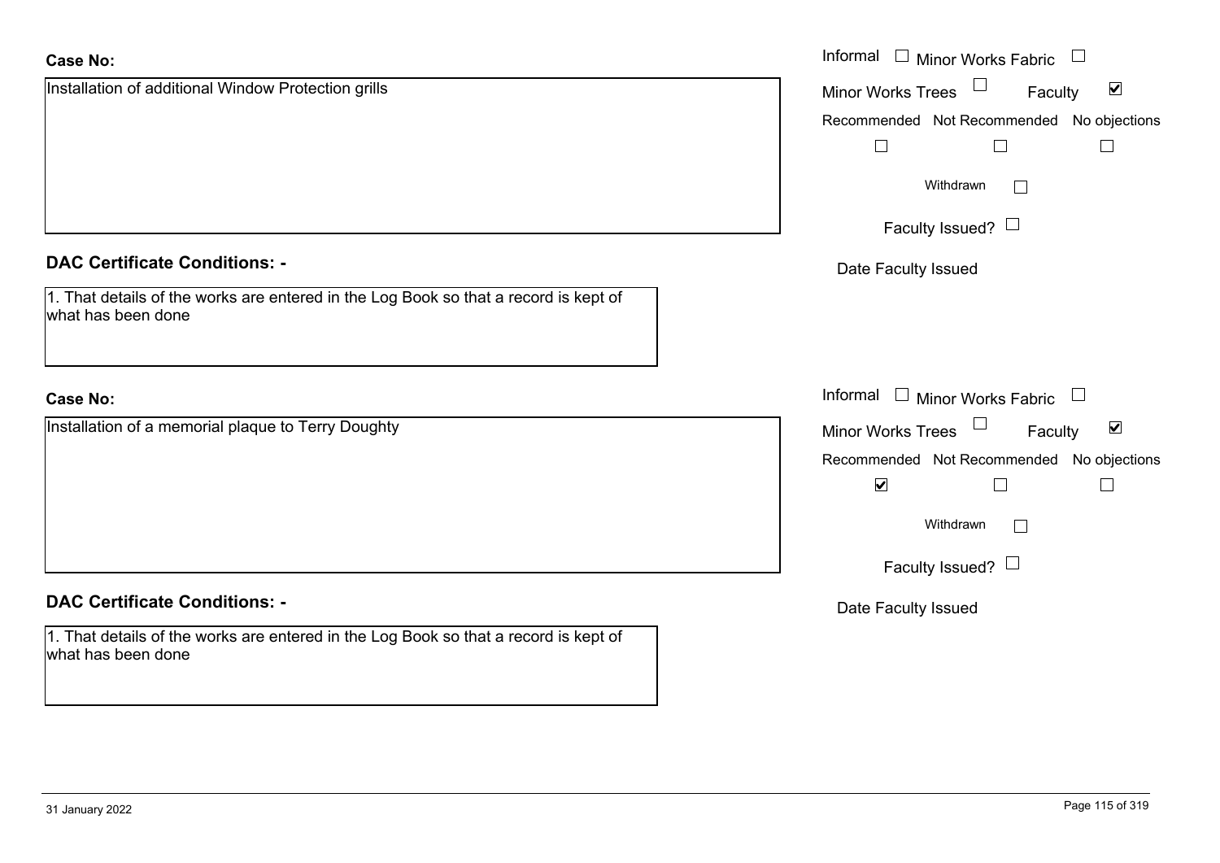**Case No:**

Installation of additional Window Protection grills

Informal ☐ Minor Works Fabric ☐

Minor Works Trees ☐ Faculty ☑

Recommended ☐ Not Recommended ☐ No objections ☐

Withdrawn ☐

Faculty Issued? ☐

Date Faculty Issued

**DAC Certificate Conditions: -**

1. That details of the works are entered in the Log Book so that a record is kept of what has been done

**Case No:**

Installation of a memorial plaque to Terry Doughty

Informal ☐ Minor Works Fabric ☐

Minor Works Trees ☐ Faculty ☑

Recommended ☑ Not Recommended ☐ No objections ☐

Withdrawn ☐

Faculty Issued? ☐

Date Faculty Issued

**DAC Certificate Conditions: -**

1. That details of the works are entered in the Log Book so that a record is kept of what has been done

31 January 2022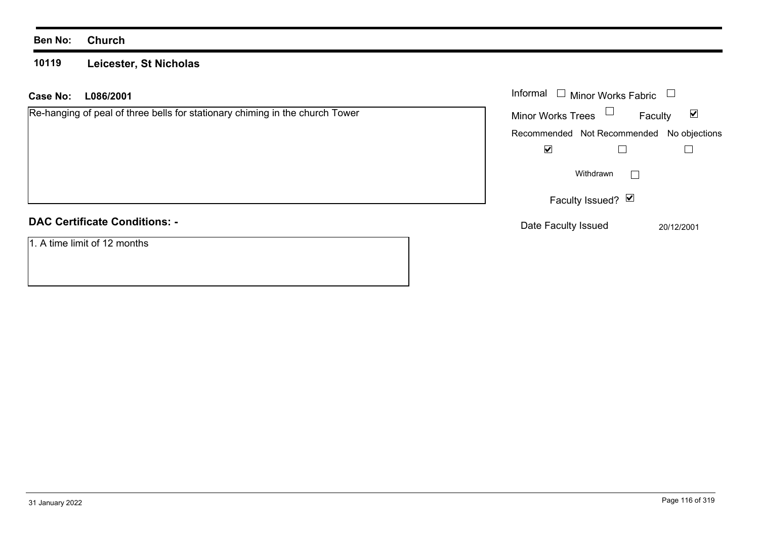**Ben No: Church**

**10119 Leicester, St Nicholas**

**Case No: L086/2001**

Re-hanging of peal of three bells for stationary chiming in the church Tower

Informal ☐ Minor Works Fabric ☐

Minor Works Trees ☐ Faculty ☑

| Recommended | Not Recommended | No objections |
|---|---|---|
| ☑ | ☐ | ☐ |

Withdrawn ☐

Faculty Issued? ☑

Date Faculty Issued 20/12/2001

**DAC Certificate Conditions: -**

1. A time limit of 12 months

31 January 2022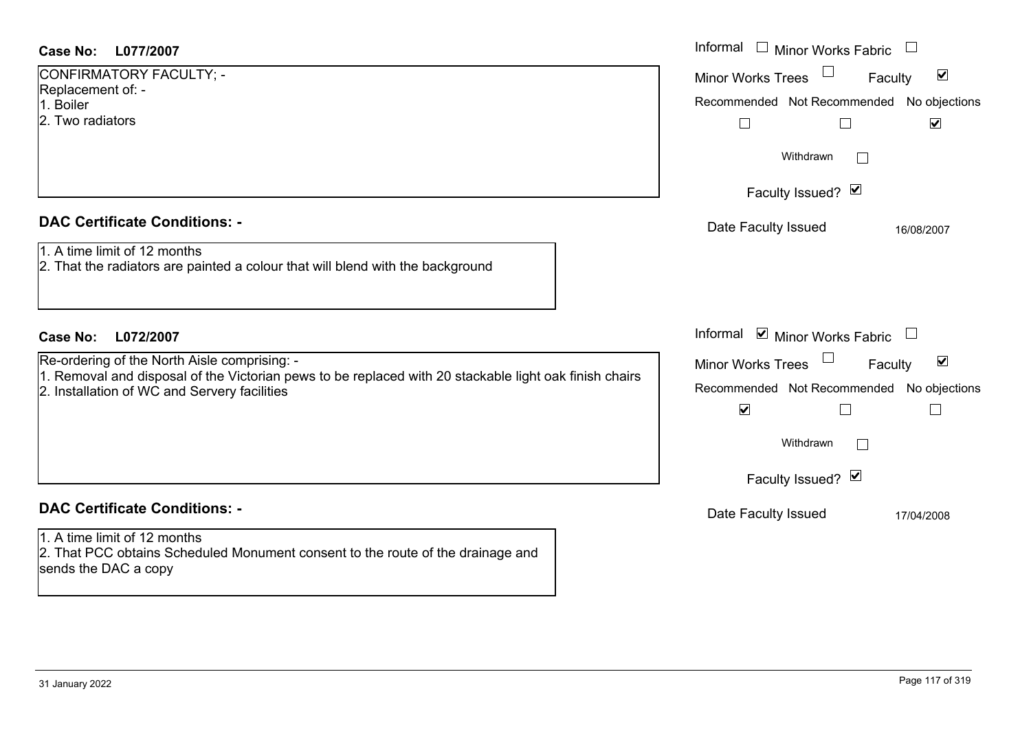**Case No: L077/2007**

CONFIRMATORY FACULTY; -
Replacement of: -
1. Boiler
2. Two radiators

Informal ☐ Minor Works Fabric ☐
Minor Works Trees ☐ Faculty ☑
Recommended ☐ Not Recommended ☐ No objections ☑
Withdrawn ☐
Faculty Issued? ☑
Date Faculty Issued 16/08/2007

## DAC Certificate Conditions: -

1. A time limit of 12 months
2. That the radiators are painted a colour that will blend with the background

**Case No: L072/2007**

Re-ordering of the North Aisle comprising: -
1. Removal and disposal of the Victorian pews to be replaced with 20 stackable light oak finish chairs
2. Installation of WC and Servery facilities

Informal ☑ Minor Works Fabric ☐
Minor Works Trees ☐ Faculty ☑
Recommended ☑ Not Recommended ☐ No objections ☐
Withdrawn ☐
Faculty Issued? ☑
Date Faculty Issued 17/04/2008

## DAC Certificate Conditions: -

1. A time limit of 12 months
2. That PCC obtains Scheduled Monument consent to the route of the drainage and sends the DAC a copy

31 January 2022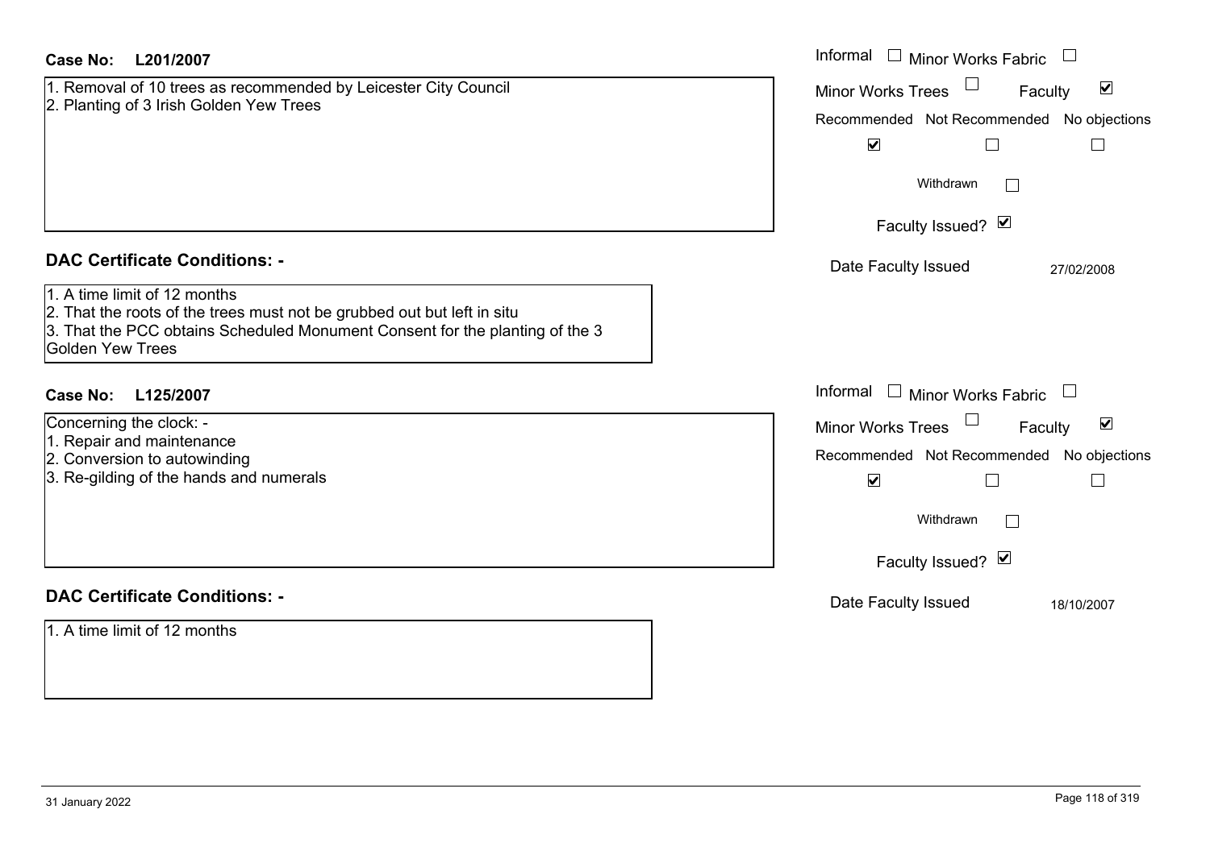**Case No: L201/2007**

1. Removal of 10 trees as recommended by Leicester City Council
2. Planting of 3 Irish Golden Yew Trees

Informal ☐ Minor Works Fabric ☐
Minor Works Trees ☐ Faculty ☑

| Recommended | Not Recommended | No objections |
|---|---|---|
| ☑ | ☐ | ☐ |

Withdrawn ☐

Faculty Issued? ☑

Date Faculty Issued 27/02/2008

**DAC Certificate Conditions: -**

1. A time limit of 12 months
2. That the roots of the trees must not be grubbed out but left in situ
3. That the PCC obtains Scheduled Monument Consent for the planting of the 3 Golden Yew Trees

**Case No: L125/2007**

Concerning the clock: -
1. Repair and maintenance
2. Conversion to autowinding
3. Re-gilding of the hands and numerals

Informal ☐ Minor Works Fabric ☐
Minor Works Trees ☐ Faculty ☑

| Recommended | Not Recommended | No objections |
|---|---|---|
| ☑ | ☐ | ☐ |

Withdrawn ☐

Faculty Issued? ☑

Date Faculty Issued 18/10/2007

**DAC Certificate Conditions: -**

1. A time limit of 12 months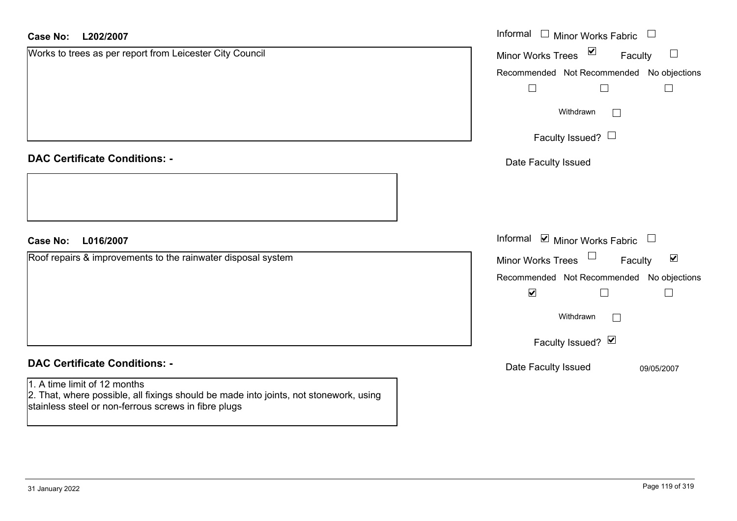**Case No: L202/2007**

Works to trees as per report from Leicester City Council

Informal ☐ Minor Works Fabric ☐

Minor Works Trees ☑ Faculty ☐

Recommended ☐ Not Recommended ☐ No objections ☐

Withdrawn ☐

Faculty Issued? ☐

Date Faculty Issued

**DAC Certificate Conditions: -**

**Case No: L016/2007**

Roof repairs & improvements to the rainwater disposal system

Informal ☑ Minor Works Fabric ☐

Minor Works Trees ☐ Faculty ☑

Recommended ☑ Not Recommended ☐ No objections ☐

Withdrawn ☐

Faculty Issued? ☑

Date Faculty Issued 09/05/2007

**DAC Certificate Conditions: -**

1. A time limit of 12 months
2. That, where possible, all fixings should be made into joints, not stonework, using stainless steel or non-ferrous screws in fibre plugs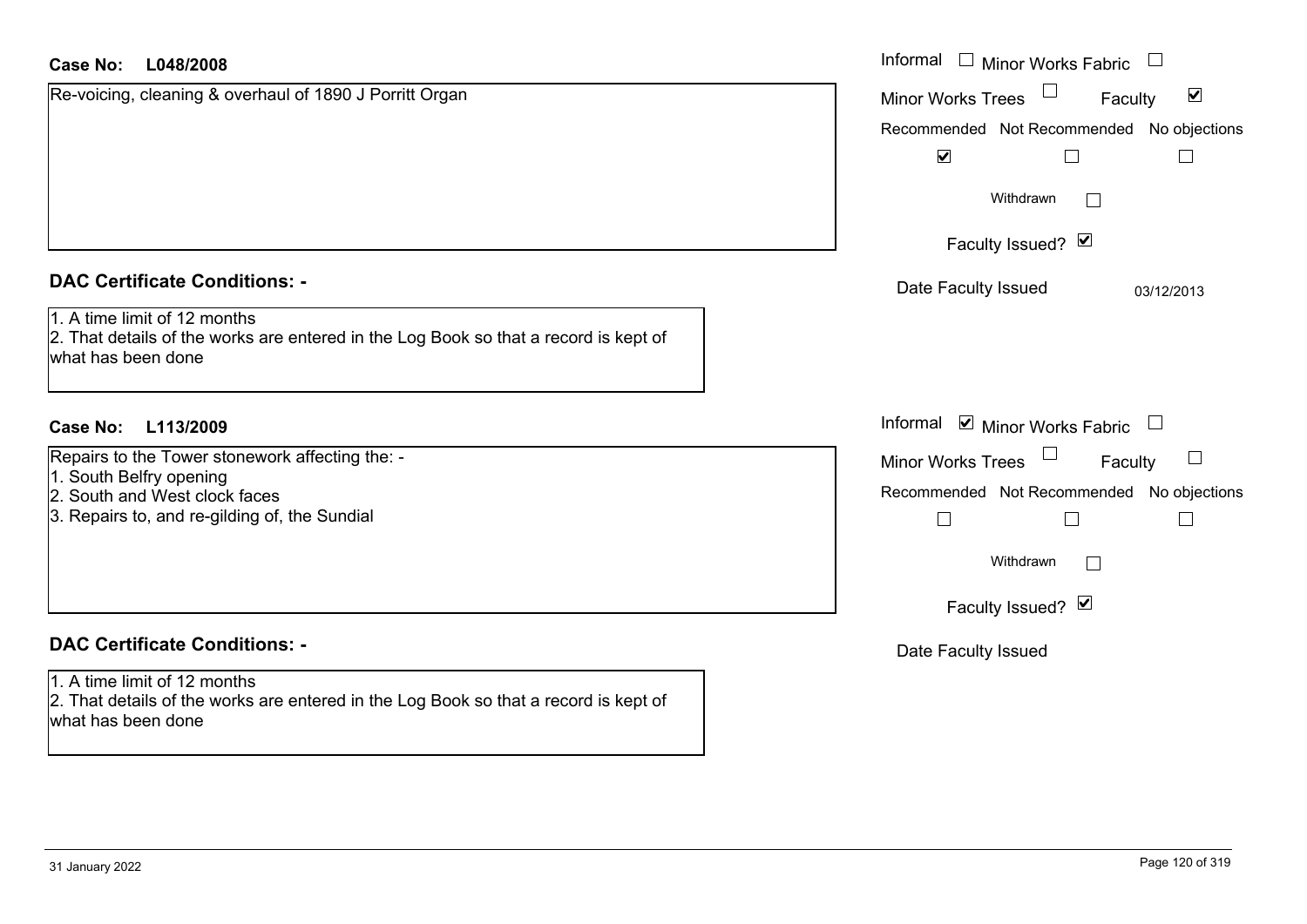**Case No: L048/2008**

Re-voicing, cleaning & overhaul of 1890 J Porritt Organ

Informal ☐ Minor Works Fabric ☐
Minor Works Trees ☐ Faculty ☑
Recommended ☑ Not Recommended ☐ No objections ☐
Withdrawn ☐
Faculty Issued? ☑
Date Faculty Issued 03/12/2013

## DAC Certificate Conditions: -

1. A time limit of 12 months
2. That details of the works are entered in the Log Book so that a record is kept of what has been done

**Case No: L113/2009**

Repairs to the Tower stonework affecting the: -
1. South Belfry opening
2. South and West clock faces
3. Repairs to, and re-gilding of, the Sundial

Informal ☑ Minor Works Fabric ☐
Minor Works Trees ☐ Faculty ☐
Recommended ☐ Not Recommended ☐ No objections ☐
Withdrawn ☐
Faculty Issued? ☑
Date Faculty Issued

## DAC Certificate Conditions: -

1. A time limit of 12 months
2. That details of the works are entered in the Log Book so that a record is kept of what has been done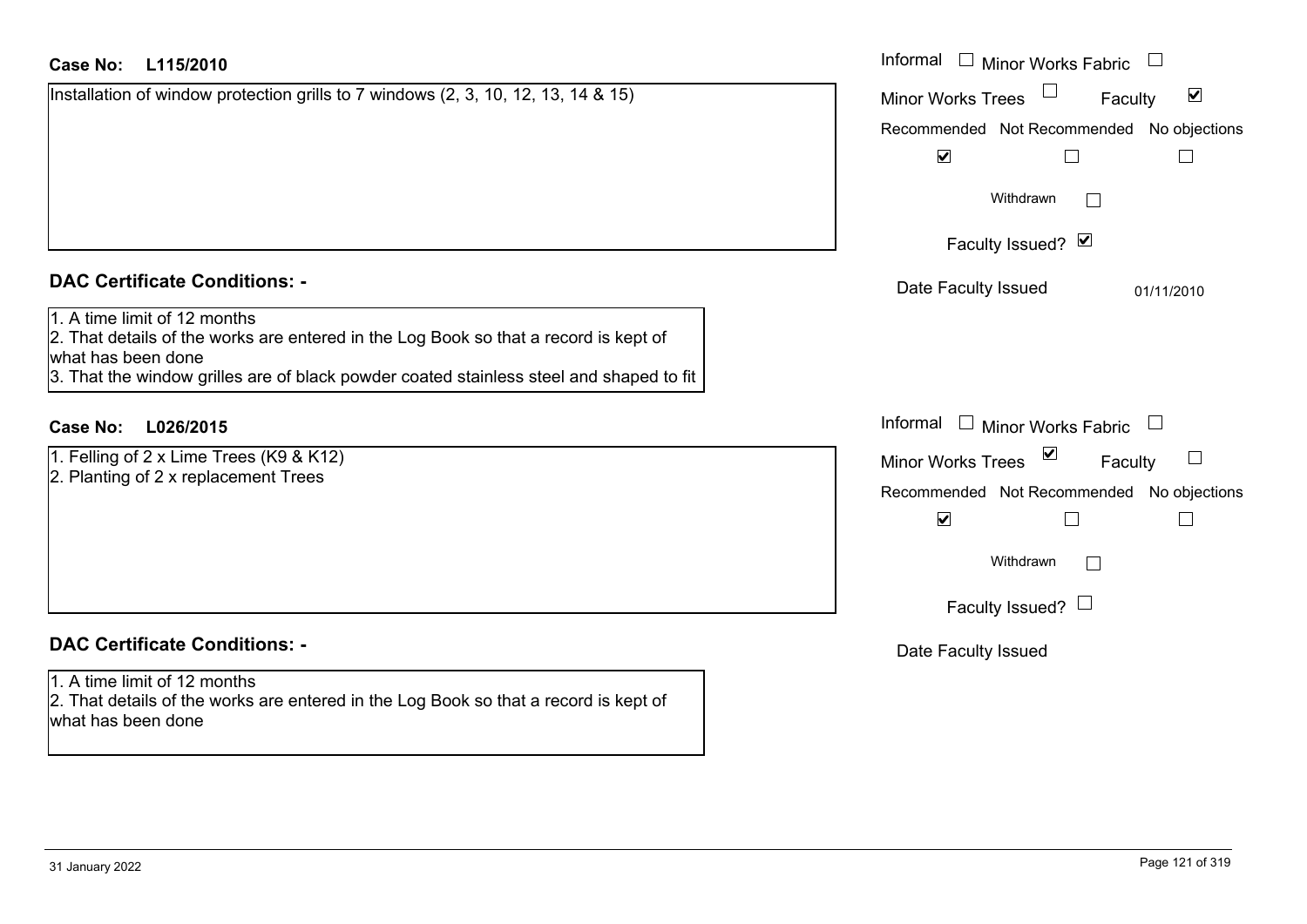**Case No: L115/2010**

Installation of window protection grills to 7 windows (2, 3, 10, 12, 13, 14 & 15)

Informal ☐ Minor Works Fabric ☐
Minor Works Trees ☐ Faculty ☑
Recommended ☑ Not Recommended ☐ No objections ☐
Withdrawn ☐
Faculty Issued? ☑
Date Faculty Issued 01/11/2010

**DAC Certificate Conditions: -**

1. A time limit of 12 months
2. That details of the works are entered in the Log Book so that a record is kept of what has been done
3. That the window grilles are of black powder coated stainless steel and shaped to fit

**Case No: L026/2015**

1. Felling of 2 x Lime Trees (K9 & K12)
2. Planting of 2 x replacement Trees

Informal ☐ Minor Works Fabric ☐
Minor Works Trees ☑ Faculty ☐
Recommended ☑ Not Recommended ☐ No objections ☐
Withdrawn ☐
Faculty Issued? ☐
Date Faculty Issued

**DAC Certificate Conditions: -**

1. A time limit of 12 months
2. That details of the works are entered in the Log Book so that a record is kept of what has been done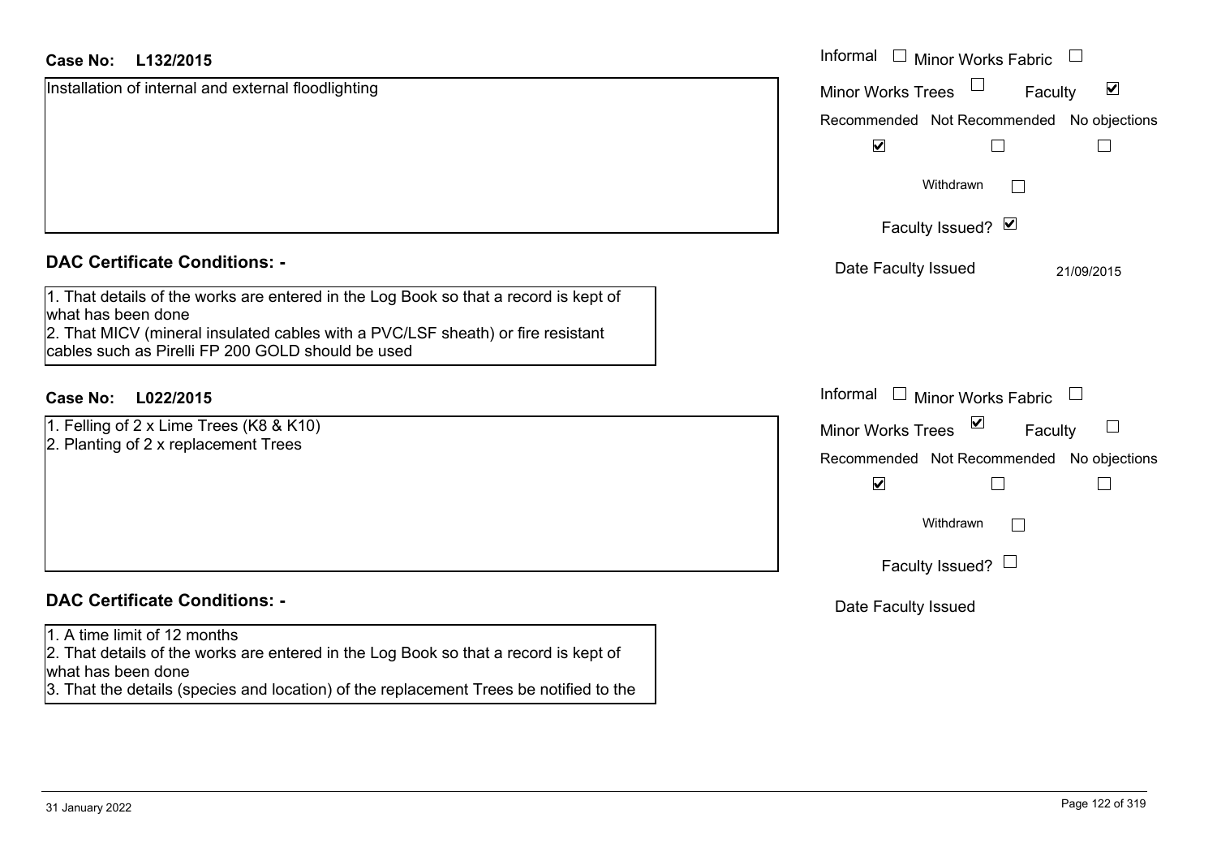**Case No:** **L132/2015**

Installation of internal and external floodlighting

Informal ☐ Minor Works Fabric ☐

Minor Works Trees ☐ Faculty ☑

Recommended ☑ Not Recommended ☐ No objections ☐

Withdrawn ☐

Faculty Issued? ☑

Date Faculty Issued 21/09/2015

## DAC Certificate Conditions: -

1. That details of the works are entered in the Log Book so that a record is kept of what has been done
2. That MICV (mineral insulated cables with a PVC/LSF sheath) or fire resistant cables such as Pirelli FP 200 GOLD should be used

**Case No:** **L022/2015**

1. Felling of 2 x Lime Trees (K8 & K10)
2. Planting of 2 x replacement Trees

Informal ☐ Minor Works Fabric ☐

Minor Works Trees ☑ Faculty ☐

Recommended ☑ Not Recommended ☐ No objections ☐

Withdrawn ☐

Faculty Issued? ☐

Date Faculty Issued

## DAC Certificate Conditions: -

1. A time limit of 12 months
2. That details of the works are entered in the Log Book so that a record is kept of what has been done
3. That the details (species and location) of the replacement Trees be notified to the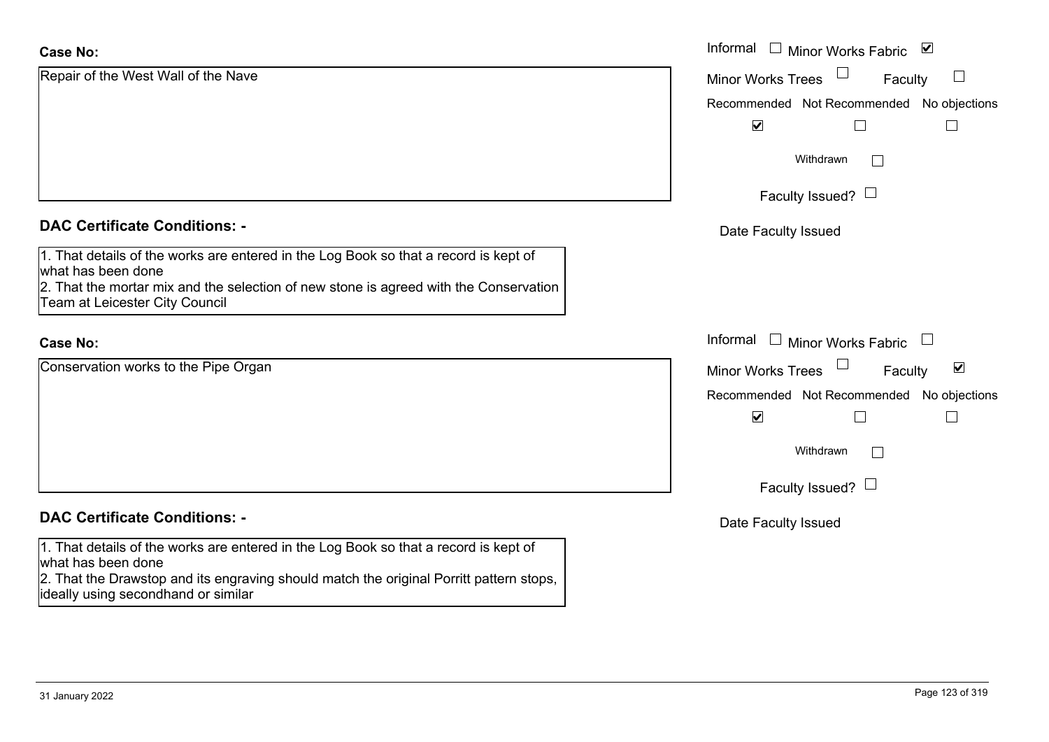**Case No:**

Repair of the West Wall of the Nave

Informal ☐ Minor Works Fabric ☑

Minor Works Trees ☐ Faculty ☐

Recommended ☑ Not Recommended ☐ No objections ☐

Withdrawn ☐

Faculty Issued? ☐

Date Faculty Issued

**DAC Certificate Conditions: -**

1. That details of the works are entered in the Log Book so that a record is kept of what has been done
2. That the mortar mix and the selection of new stone is agreed with the Conservation Team at Leicester City Council

**Case No:**

Conservation works to the Pipe Organ

Informal ☐ Minor Works Fabric ☐

Minor Works Trees ☐ Faculty ☑

Recommended ☑ Not Recommended ☐ No objections ☐

Withdrawn ☐

Faculty Issued? ☐

Date Faculty Issued

**DAC Certificate Conditions: -**

1. That details of the works are entered in the Log Book so that a record is kept of what has been done
2. That the Drawstop and its engraving should match the original Porritt pattern stops, ideally using secondhand or similar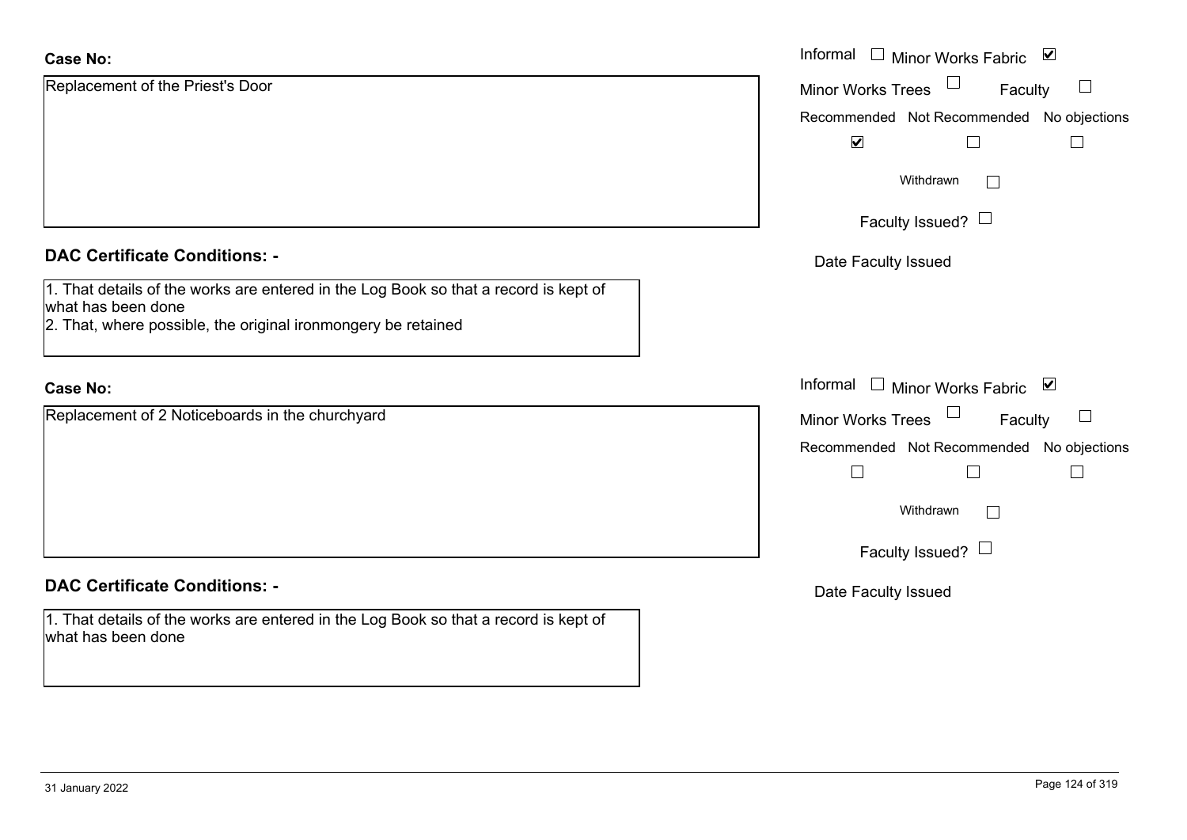**Case No:**

Replacement of the Priest's Door

Informal ☐ Minor Works Fabric ☑

Minor Works Trees ☐ Faculty ☐

Recommended ☑ Not Recommended ☐ No objections ☐

Withdrawn ☐

Faculty Issued? ☐

Date Faculty Issued

**DAC Certificate Conditions: -**

1. That details of the works are entered in the Log Book so that a record is kept of what has been done
2. That, where possible, the original ironmongery be retained

**Case No:**

Replacement of 2 Noticeboards in the churchyard

Informal ☐ Minor Works Fabric ☑

Minor Works Trees ☐ Faculty ☐

Recommended ☐ Not Recommended ☐ No objections ☐

Withdrawn ☐

Faculty Issued? ☐

Date Faculty Issued

**DAC Certificate Conditions: -**

1. That details of the works are entered in the Log Book so that a record is kept of what has been done

31 January 2022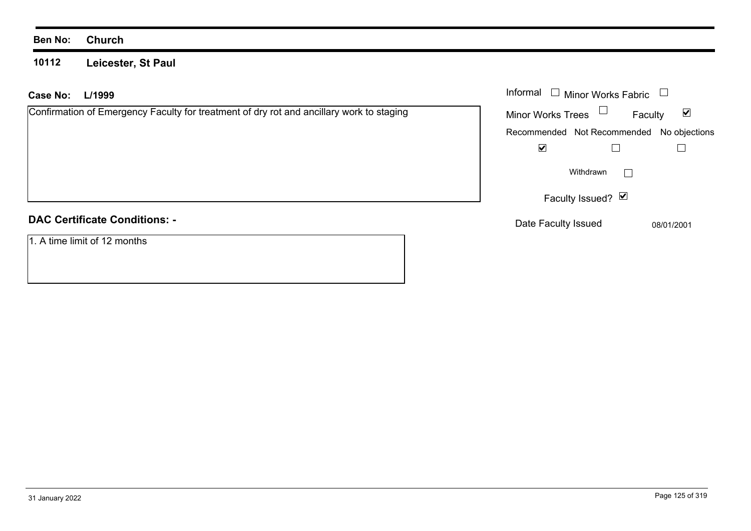**Ben No:** **Church**

## 10112 Leicester, St Paul

**Case No:** **L/1999**

Confirmation of Emergency Faculty for treatment of dry rot and ancillary work to staging

Informal ☐ Minor Works Fabric ☐

Minor Works Trees ☐ Faculty ☑

| Recommended | Not Recommended | No objections |
|---|---|---|
| ☑ | ☐ | ☐ |

Withdrawn ☐

Faculty Issued? ☑

Date Faculty Issued 08/01/2001

### DAC Certificate Conditions: -

1. A time limit of 12 months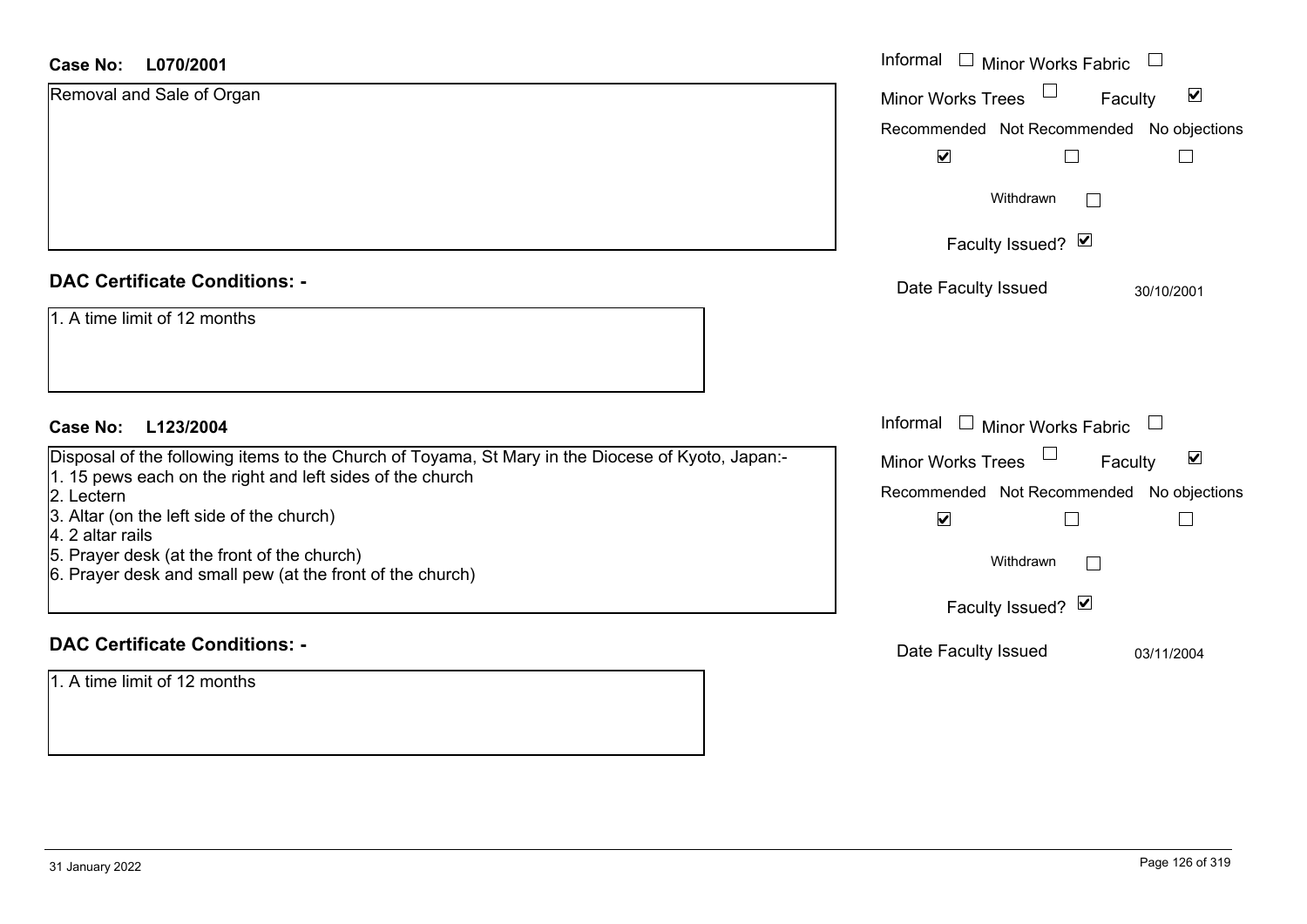**Case No: L070/2001**

Removal and Sale of Organ

Informal ☐ Minor Works Fabric ☐
Minor Works Trees ☐ Faculty ☑

Recommended ☑ Not Recommended ☐ No objections ☐

Withdrawn ☐

Faculty Issued? ☑

Date Faculty Issued 30/10/2001

**DAC Certificate Conditions: -**

1. A time limit of 12 months

**Case No: L123/2004**

Disposal of the following items to the Church of Toyama, St Mary in the Diocese of Kyoto, Japan:-

1. 15 pews each on the right and left sides of the church
2. Lectern
3. Altar (on the left side of the church)
4. 2 altar rails
5. Prayer desk (at the front of the church)
6. Prayer desk and small pew (at the front of the church)

Informal ☐ Minor Works Fabric ☐
Minor Works Trees ☐ Faculty ☑

Recommended ☑ Not Recommended ☐ No objections ☐

Withdrawn ☐

Faculty Issued? ☑

Date Faculty Issued 03/11/2004

**DAC Certificate Conditions: -**

1. A time limit of 12 months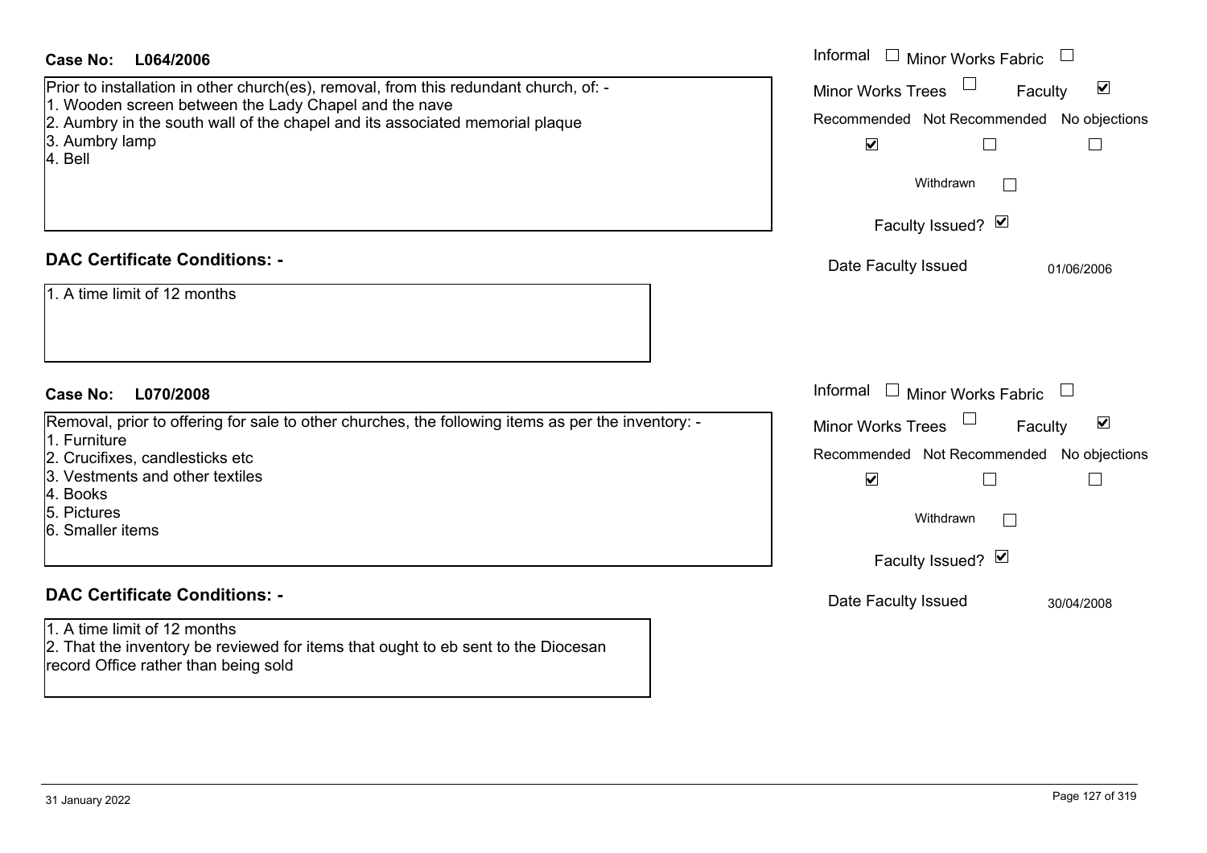**Case No: L064/2006**

Prior to installation in other church(es), removal, from this redundant church, of: -
1. Wooden screen between the Lady Chapel and the nave
2. Aumbry in the south wall of the chapel and its associated memorial plaque
3. Aumbry lamp
4. Bell

Informal ☐ Minor Works Fabric ☐
Minor Works Trees ☐ Faculty ☑
Recommended ☑ Not Recommended ☐ No objections ☐
Withdrawn ☐
Faculty Issued? ☑
Date Faculty Issued 01/06/2006

### DAC Certificate Conditions: -

1. A time limit of 12 months

**Case No: L070/2008**

Removal, prior to offering for sale to other churches, the following items as per the inventory: -
1. Furniture
2. Crucifixes, candlesticks etc
3. Vestments and other textiles
4. Books
5. Pictures
6. Smaller items

Informal ☐ Minor Works Fabric ☐
Minor Works Trees ☐ Faculty ☑
Recommended ☑ Not Recommended ☐ No objections ☐
Withdrawn ☐
Faculty Issued? ☑
Date Faculty Issued 30/04/2008

### DAC Certificate Conditions: -

1. A time limit of 12 months
2. That the inventory be reviewed for items that ought to eb sent to the Diocesan record Office rather than being sold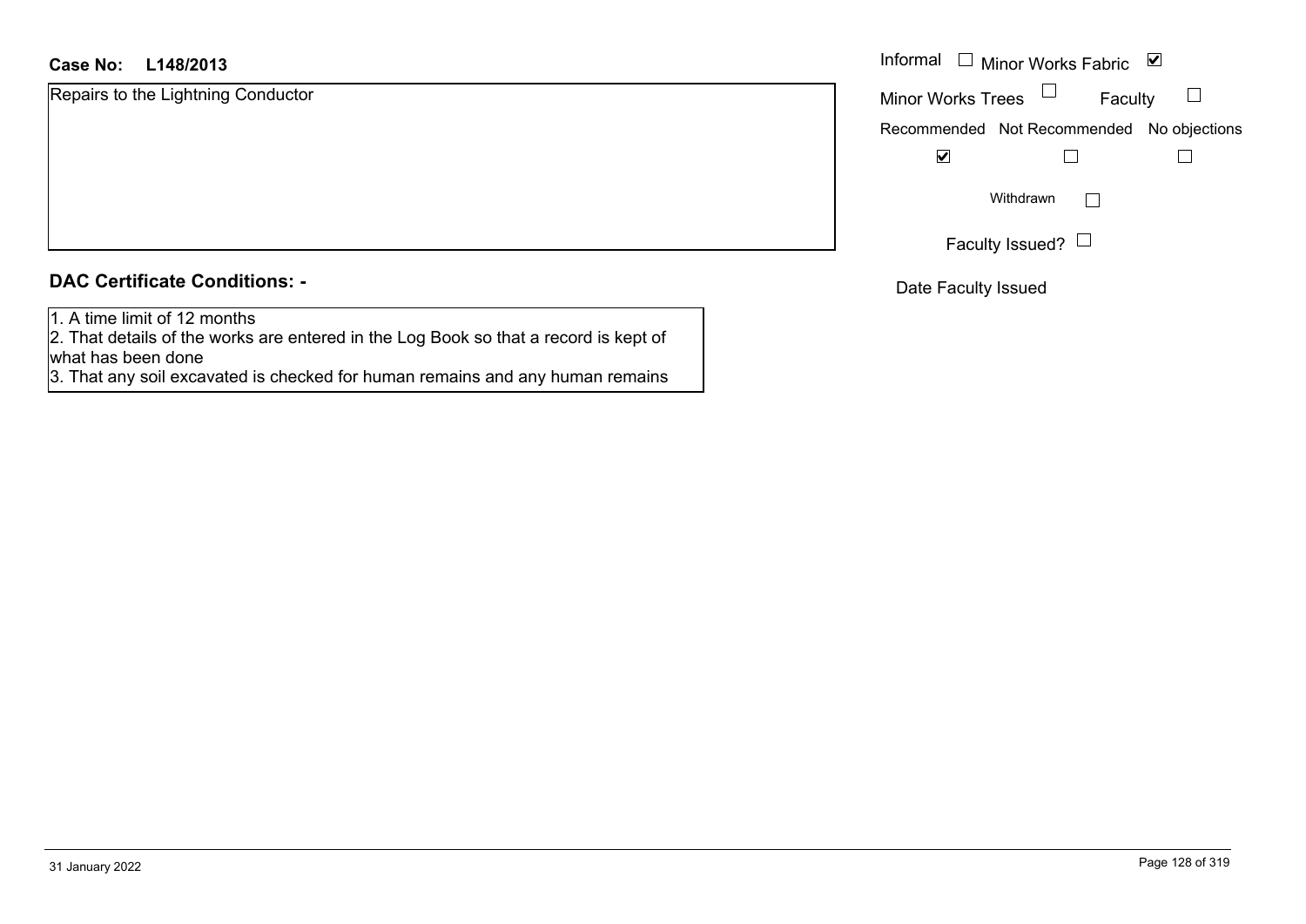**Case No: L148/2013**

Repairs to the Lightning Conductor

Informal ☐ Minor Works Fabric ☑

Minor Works Trees ☐ Faculty ☐

| Recommended | Not Recommended | No objections |
| --- | --- | --- |
| ☑ | ☐ | ☐ |

Withdrawn ☐

Faculty Issued? ☐

Date Faculty Issued

## DAC Certificate Conditions: -

1. A time limit of 12 months
2. That details of the works are entered in the Log Book so that a record is kept of what has been done
3. That any soil excavated is checked for human remains and any human remains

31 January 2022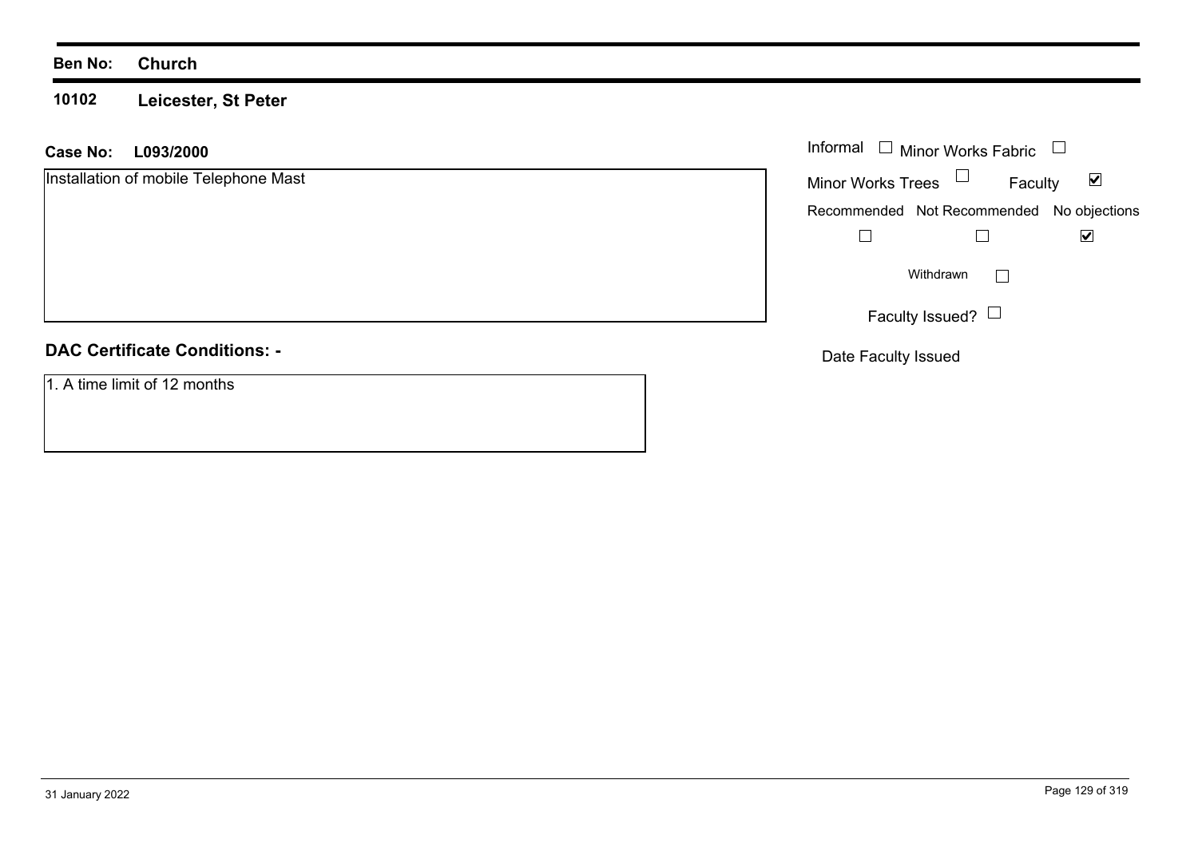**Ben No:** **Church**

**10102** **Leicester, St Peter**

**Case No:** **L093/2000**

Installation of mobile Telephone Mast

Informal ☐ Minor Works Fabric ☐

Minor Works Trees ☐ Faculty ☑

Recommended ☐ Not Recommended ☐ No objections ☑

Withdrawn ☐

Faculty Issued? ☐

Date Faculty Issued

**DAC Certificate Conditions: -**

1. A time limit of 12 months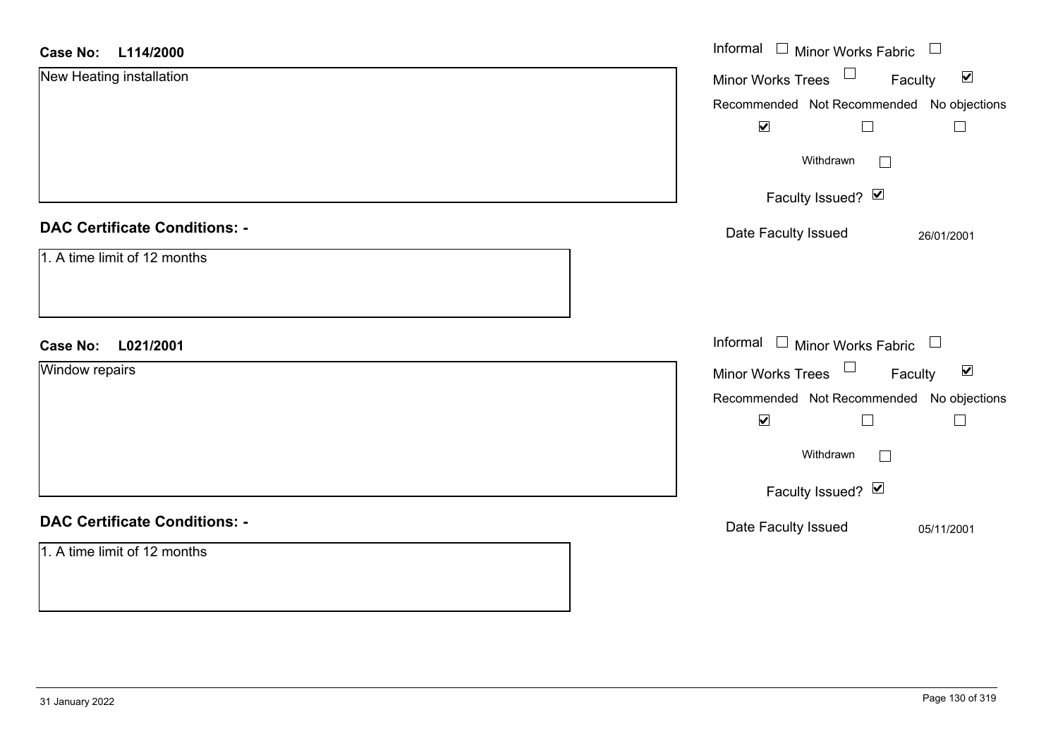**Case No: L114/2000**

New Heating installation

Informal ☐ Minor Works Fabric ☐

Minor Works Trees ☐ Faculty ☑

Recommended ☑ Not Recommended ☐ No objections ☐

Withdrawn ☐

Faculty Issued? ☑

Date Faculty Issued 26/01/2001

**DAC Certificate Conditions: -**

1. A time limit of 12 months

**Case No: L021/2001**

Window repairs

Informal ☐ Minor Works Fabric ☐

Minor Works Trees ☐ Faculty ☑

Recommended ☑ Not Recommended ☐ No objections ☐

Withdrawn ☐

Faculty Issued? ☑

Date Faculty Issued 05/11/2001

**DAC Certificate Conditions: -**

1. A time limit of 12 months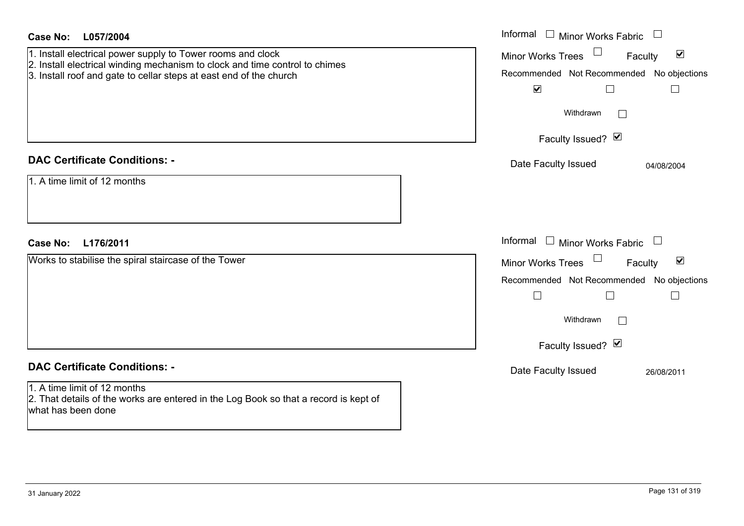**Case No:** **L057/2004**

1. Install electrical power supply to Tower rooms and clock
2. Install electrical winding mechanism to clock and time control to chimes
3. Install roof and gate to cellar steps at east end of the church

Informal ☐ Minor Works Fabric ☐

Minor Works Trees ☐ Faculty ☑

Recommended ☑ Not Recommended ☐ No objections ☐

Withdrawn ☐

Faculty Issued? ☑

Date Faculty Issued 04/08/2004

## DAC Certificate Conditions: -

1. A time limit of 12 months

**Case No:** **L176/2011**

Works to stabilise the spiral staircase of the Tower

Informal ☐ Minor Works Fabric ☐

Minor Works Trees ☐ Faculty ☑

Recommended ☐ Not Recommended ☐ No objections ☐

Withdrawn ☐

Faculty Issued? ☑

Date Faculty Issued 26/08/2011

## DAC Certificate Conditions: -

1. A time limit of 12 months
2. That details of the works are entered in the Log Book so that a record is kept of what has been done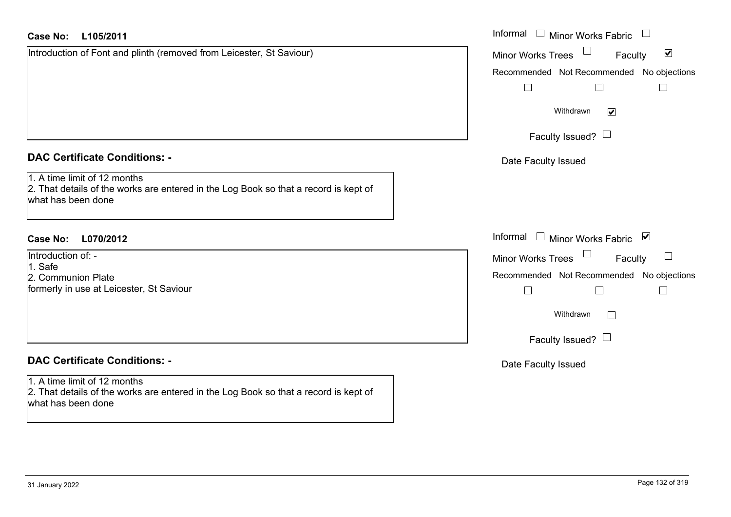**Case No: L105/2011**

Introduction of Font and plinth (removed from Leicester, St Saviour)

Informal ☐ Minor Works Fabric ☐
Minor Works Trees ☐ Faculty ☑
Recommended ☐ Not Recommended ☐ No objections ☐
Withdrawn ☑
Faculty Issued? ☐
Date Faculty Issued

**DAC Certificate Conditions: -**

1. A time limit of 12 months
2. That details of the works are entered in the Log Book so that a record is kept of what has been done

**Case No: L070/2012**

Introduction of: -
1. Safe
2. Communion Plate
formerly in use at Leicester, St Saviour

Informal ☐ Minor Works Fabric ☑
Minor Works Trees ☐ Faculty ☐
Recommended ☐ Not Recommended ☐ No objections ☐
Withdrawn ☐
Faculty Issued? ☐
Date Faculty Issued

**DAC Certificate Conditions: -**

1. A time limit of 12 months
2. That details of the works are entered in the Log Book so that a record is kept of what has been done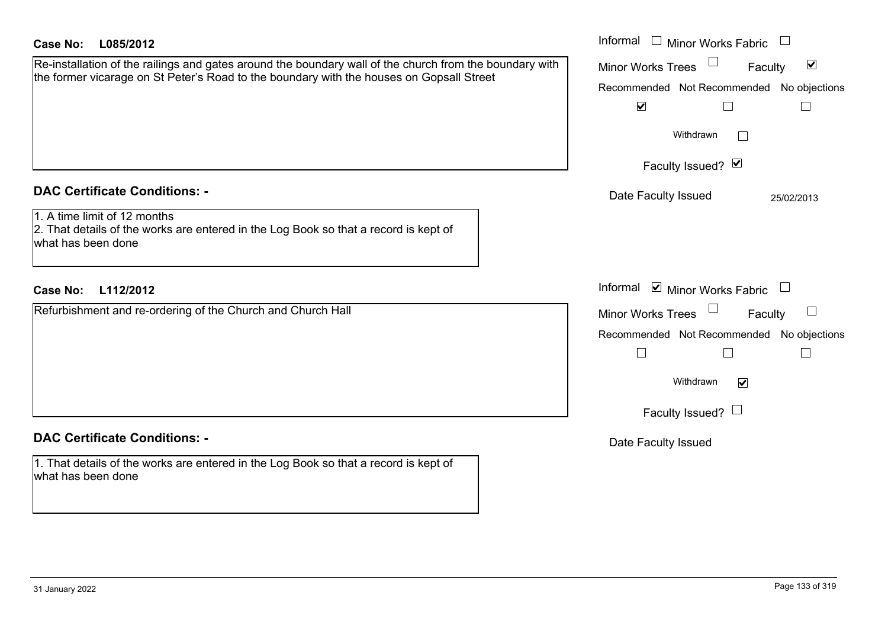**Case No: L085/2012**

Re-installation of the railings and gates around the boundary wall of the church from the boundary with the former vicarage on St Peter's Road to the boundary with the houses on Gopsall Street

Informal ☐ Minor Works Fabric ☐
Minor Works Trees ☐ Faculty ☑
Recommended ☑ Not Recommended ☐ No objections ☐
Withdrawn ☐
Faculty Issued? ☑
Date Faculty Issued 25/02/2013

## DAC Certificate Conditions: -

1. A time limit of 12 months
2. That details of the works are entered in the Log Book so that a record is kept of what has been done

**Case No: L112/2012**

Refurbishment and re-ordering of the Church and Church Hall

Informal ☑ Minor Works Fabric ☐
Minor Works Trees ☐ Faculty ☐
Recommended ☐ Not Recommended ☐ No objections ☐
Withdrawn ☑
Faculty Issued? ☐
Date Faculty Issued

## DAC Certificate Conditions: -

1. That details of the works are entered in the Log Book so that a record is kept of what has been done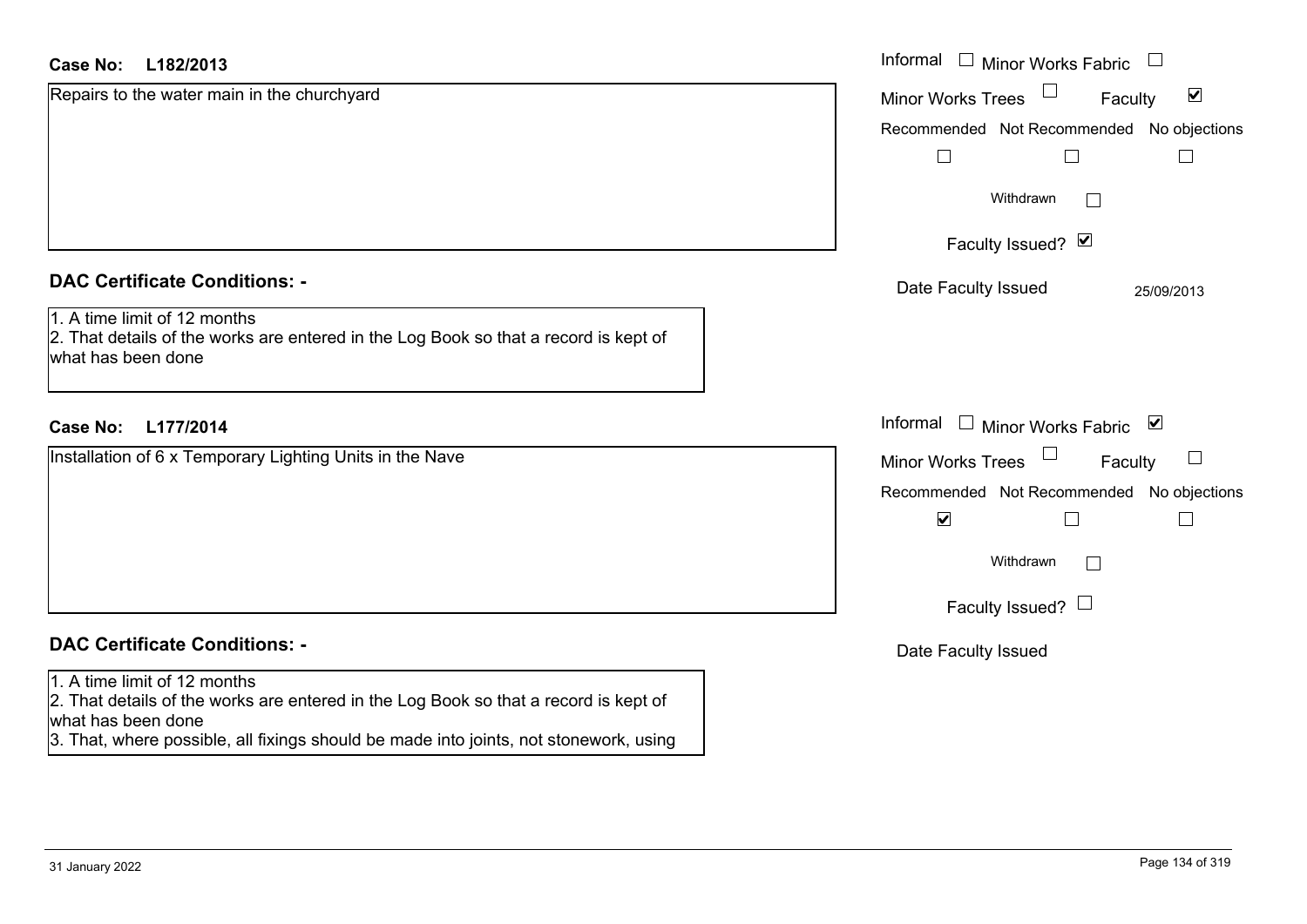**Case No: L182/2013**

Repairs to the water main in the churchyard

Informal ☐ Minor Works Fabric ☐
Minor Works Trees ☐ Faculty ☑
Recommended ☐ Not Recommended ☐ No objections ☐
Withdrawn ☐
Faculty Issued? ☑
Date Faculty Issued 25/09/2013

## DAC Certificate Conditions: -

1. A time limit of 12 months
2. That details of the works are entered in the Log Book so that a record is kept of what has been done

**Case No: L177/2014**

Installation of 6 x Temporary Lighting Units in the Nave

Informal ☐ Minor Works Fabric ☑
Minor Works Trees ☐ Faculty ☐
Recommended ☑ Not Recommended ☐ No objections ☐
Withdrawn ☐
Faculty Issued? ☐
Date Faculty Issued

## DAC Certificate Conditions: -

1. A time limit of 12 months
2. That details of the works are entered in the Log Book so that a record is kept of what has been done
3. That, where possible, all fixings should be made into joints, not stonework, using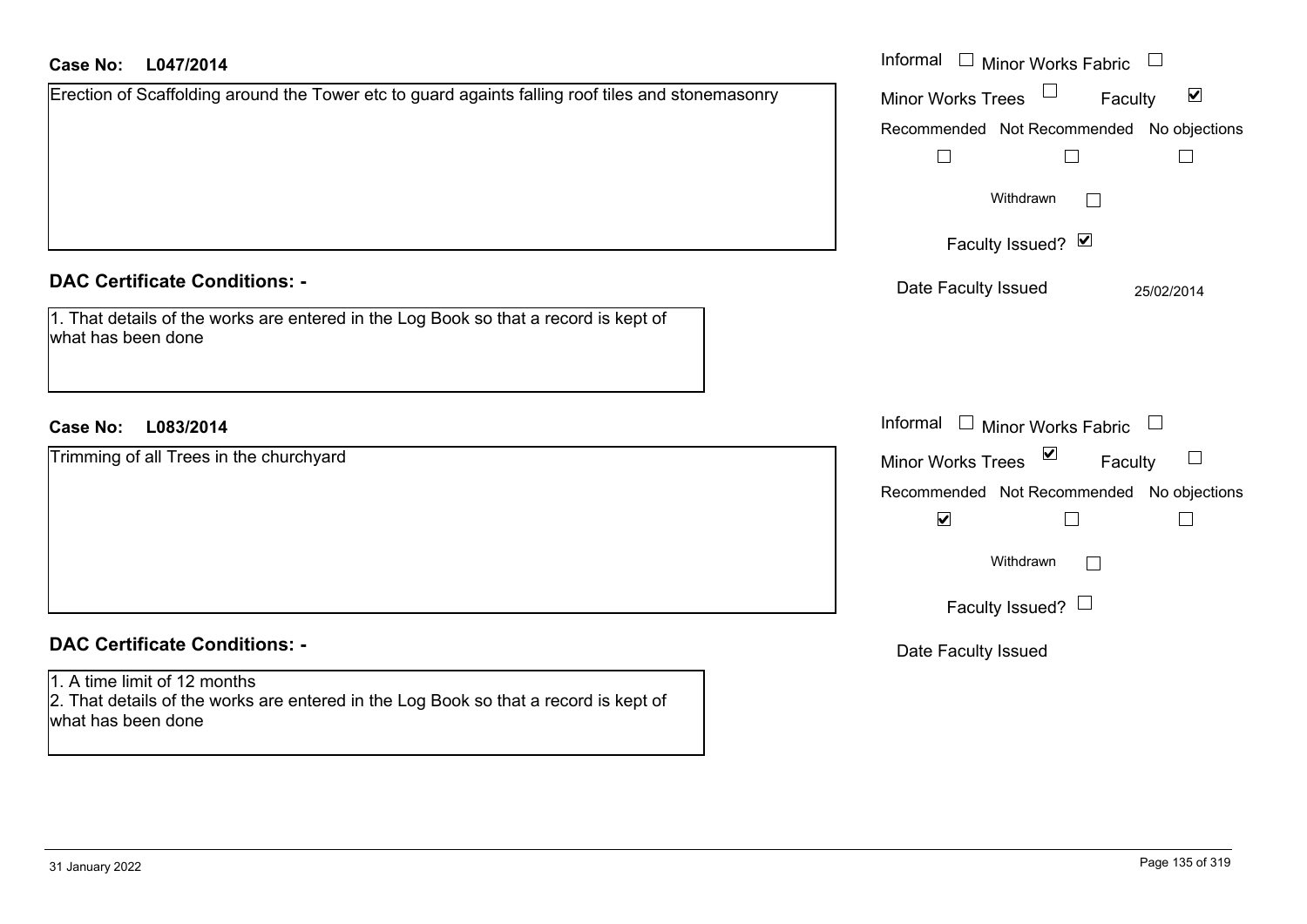**Case No: L047/2014**

Erection of Scaffolding around the Tower etc to guard againts falling roof tiles and stonemasonry

Informal ☐ Minor Works Fabric ☐

Minor Works Trees ☐ Faculty ☑

Recommended ☐ Not Recommended ☐ No objections ☐

Withdrawn ☐

Faculty Issued? ☑

Date Faculty Issued 25/02/2014

**DAC Certificate Conditions: -**

1. That details of the works are entered in the Log Book so that a record is kept of what has been done

**Case No: L083/2014**

Trimming of all Trees in the churchyard

Informal ☐ Minor Works Fabric ☐

Minor Works Trees ☑ Faculty ☐

Recommended ☑ Not Recommended ☐ No objections ☐

Withdrawn ☐

Faculty Issued? ☐

Date Faculty Issued

**DAC Certificate Conditions: -**

1. A time limit of 12 months
2. That details of the works are entered in the Log Book so that a record is kept of what has been done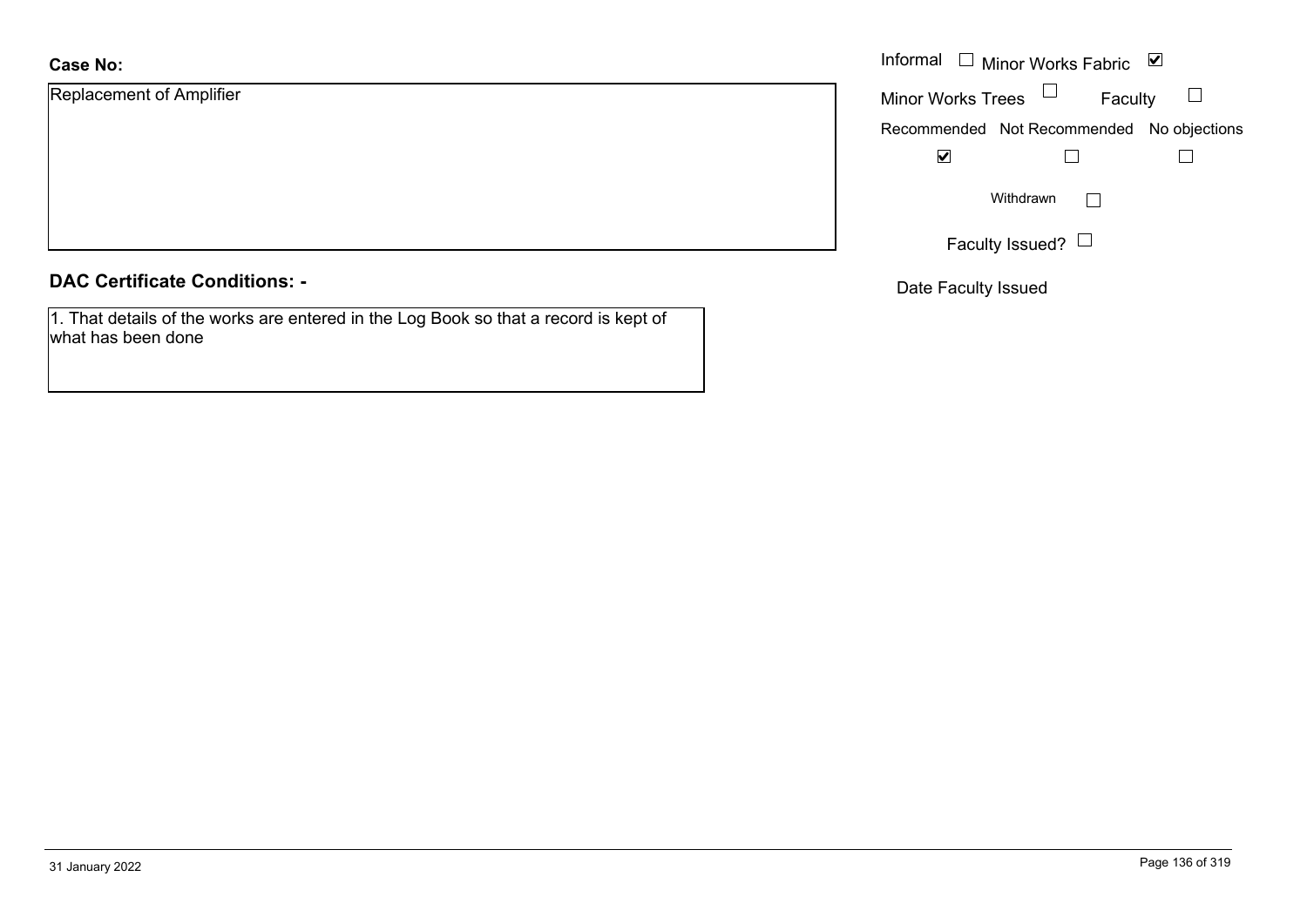**Case No:**

Replacement of Amplifier

Informal ☐ Minor Works Fabric ☑

Minor Works Trees ☐ Faculty ☐

Recommended ☑ Not Recommended ☐ No objections ☐

Withdrawn ☐

Faculty Issued? ☐

Date Faculty Issued

**DAC Certificate Conditions: -**

1. That details of the works are entered in the Log Book so that a record is kept of what has been done

31 January 2022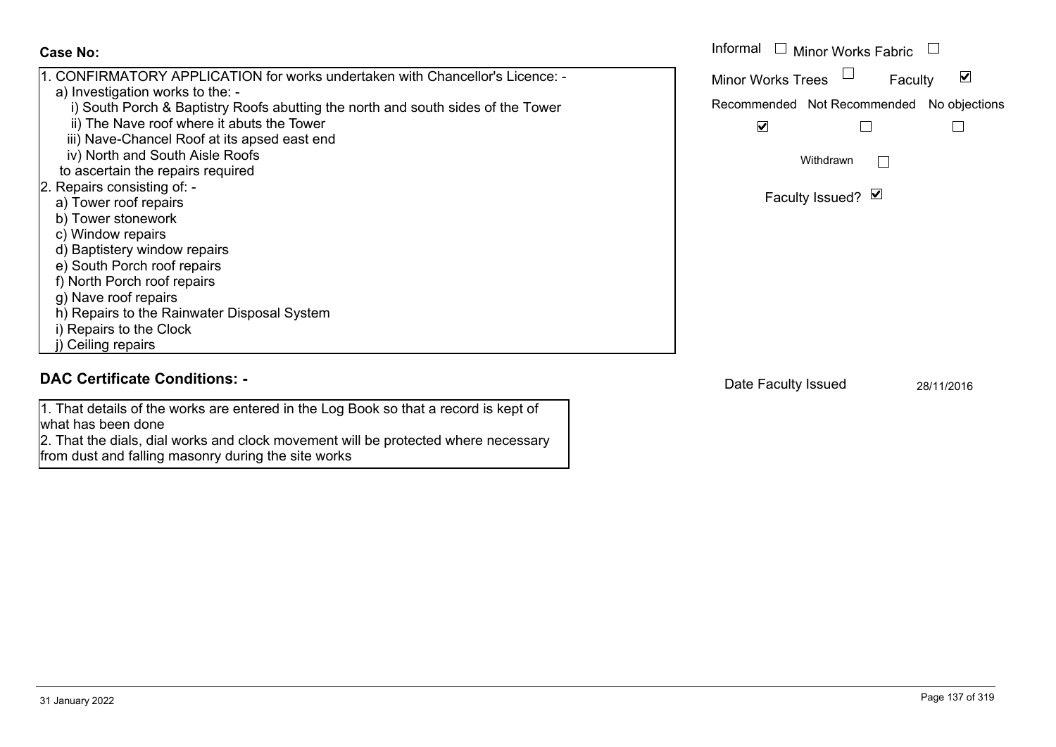**Case No:**

1. CONFIRMATORY APPLICATION for works undertaken with Chancellor's Licence: -
   a) Investigation works to the: -
      i) South Porch & Baptistry Roofs abutting the north and south sides of the Tower
      ii) The Nave roof where it abuts the Tower
      iii) Nave-Chancel Roof at its apsed east end
      iv) North and South Aisle Roofs
   to ascertain the repairs required
2. Repairs consisting of: -
   a) Tower roof repairs
   b) Tower stonework
   c) Window repairs
   d) Baptistery window repairs
   e) South Porch roof repairs
   f) North Porch roof repairs
   g) Nave roof repairs
   h) Repairs to the Rainwater Disposal System
   i) Repairs to the Clock
   j) Ceiling repairs

Informal ☐ Minor Works Fabric ☐

Minor Works Trees ☐ Faculty ☑

Recommended ☑ Not Recommended ☐ No objections ☐

Withdrawn ☐

Faculty Issued? ☑

## DAC Certificate Conditions: -

1. That details of the works are entered in the Log Book so that a record is kept of what has been done
2. That the dials, dial works and clock movement will be protected where necessary from dust and falling masonry during the site works

Date Faculty Issued 28/11/2016

31 January 2022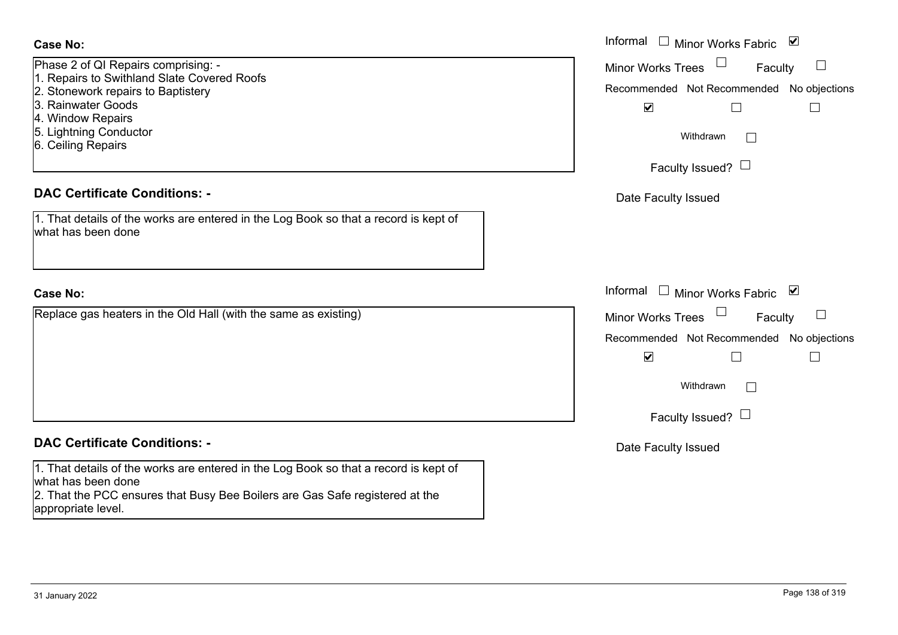**Case No:**

Phase 2 of QI Repairs comprising: -
1. Repairs to Swithland Slate Covered Roofs
2. Stonework repairs to Baptistery
3. Rainwater Goods
4. Window Repairs
5. Lightning Conductor
6. Ceiling Repairs

Informal ☐ Minor Works Fabric ☑
Minor Works Trees ☐ Faculty ☐
Recommended ☑ Not Recommended ☐ No objections ☐
Withdrawn ☐
Faculty Issued? ☐
Date Faculty Issued

**DAC Certificate Conditions: -**

1. That details of the works are entered in the Log Book so that a record is kept of what has been done

**Case No:**

Replace gas heaters in the Old Hall (with the same as existing)

Informal ☐ Minor Works Fabric ☑
Minor Works Trees ☐ Faculty ☐
Recommended ☑ Not Recommended ☐ No objections ☐
Withdrawn ☐
Faculty Issued? ☐
Date Faculty Issued

**DAC Certificate Conditions: -**

1. That details of the works are entered in the Log Book so that a record is kept of what has been done
2. That the PCC ensures that Busy Bee Boilers are Gas Safe registered at the appropriate level.

31 January 2022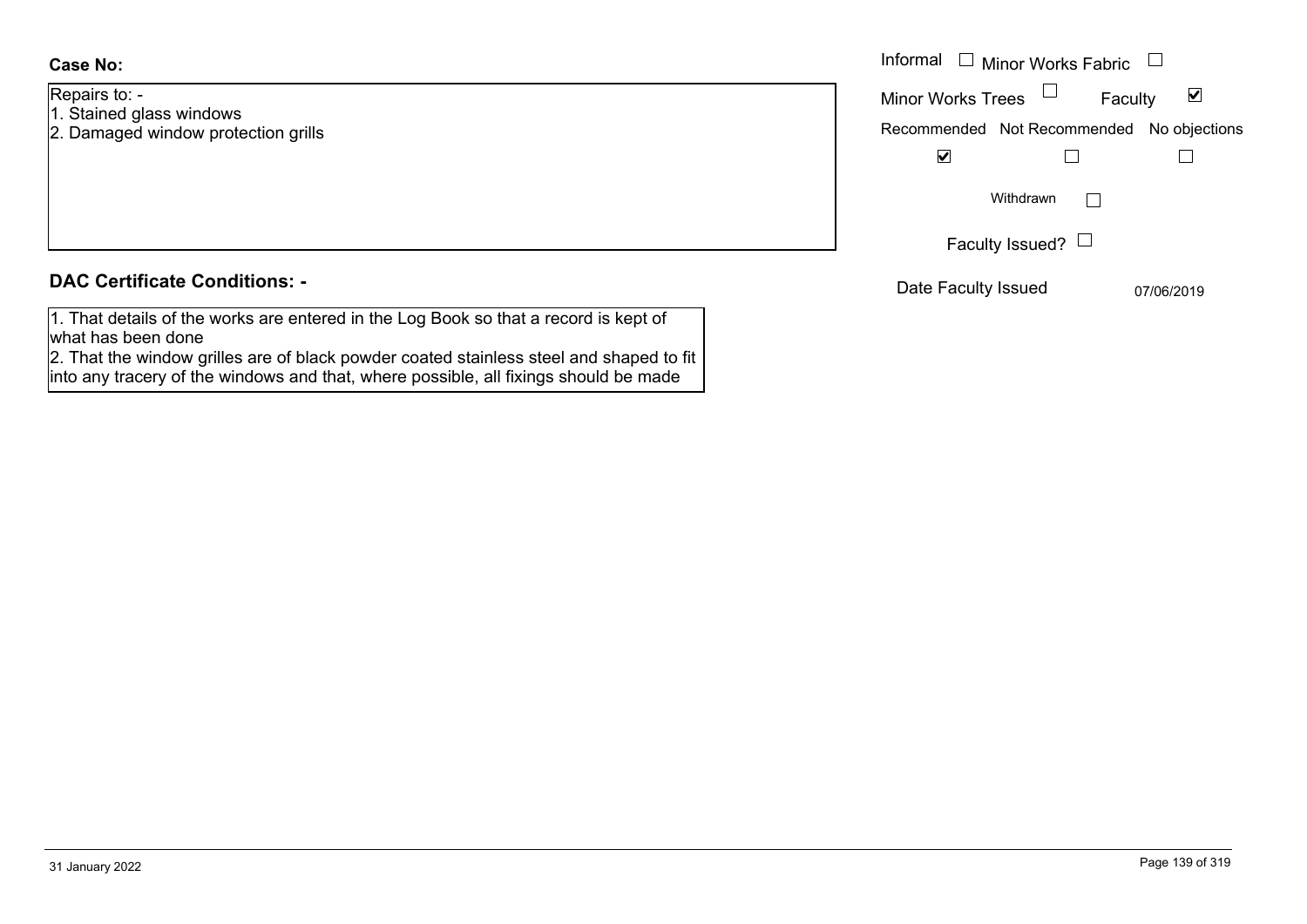**Case No:**

Repairs to: -
1. Stained glass windows
2. Damaged window protection grills

Informal ☐ Minor Works Fabric ☐

Minor Works Trees ☐ Faculty ☑

| Recommended | Not Recommended | No objections |
| --- | --- | --- |
| ☑ | ☐ | ☐ |

Withdrawn ☐

Faculty Issued? ☐

Date Faculty Issued 07/06/2019

## DAC Certificate Conditions: -

1. That details of the works are entered in the Log Book so that a record is kept of what has been done
2. That the window grilles are of black powder coated stainless steel and shaped to fit into any tracery of the windows and that, where possible, all fixings should be made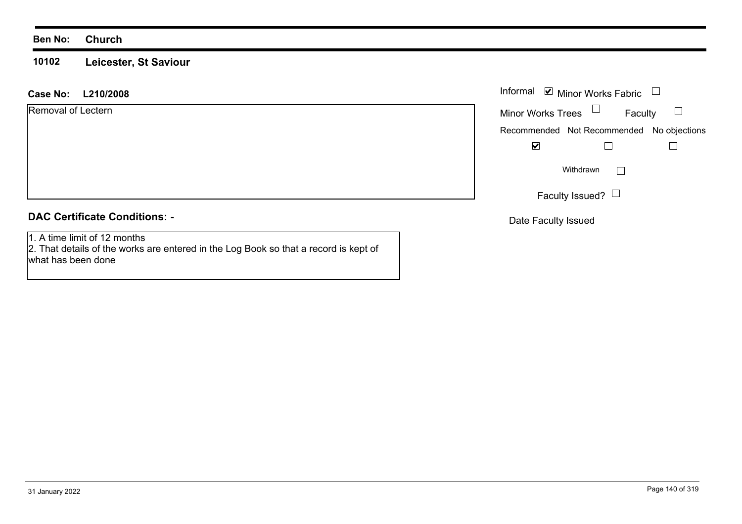**Ben No: Church**

**10102 Leicester, St Saviour**

**Case No: L210/2008**

Removal of Lectern

Informal ☑ Minor Works Fabric ☐

Minor Works Trees ☐ Faculty ☐

| Recommended | Not Recommended | No objections |
|---|---|---|
| ☑ | ☐ | ☐ |

Withdrawn ☐

Faculty Issued? ☐

Date Faculty Issued

**DAC Certificate Conditions: -**

1. A time limit of 12 months
2. That details of the works are entered in the Log Book so that a record is kept of what has been done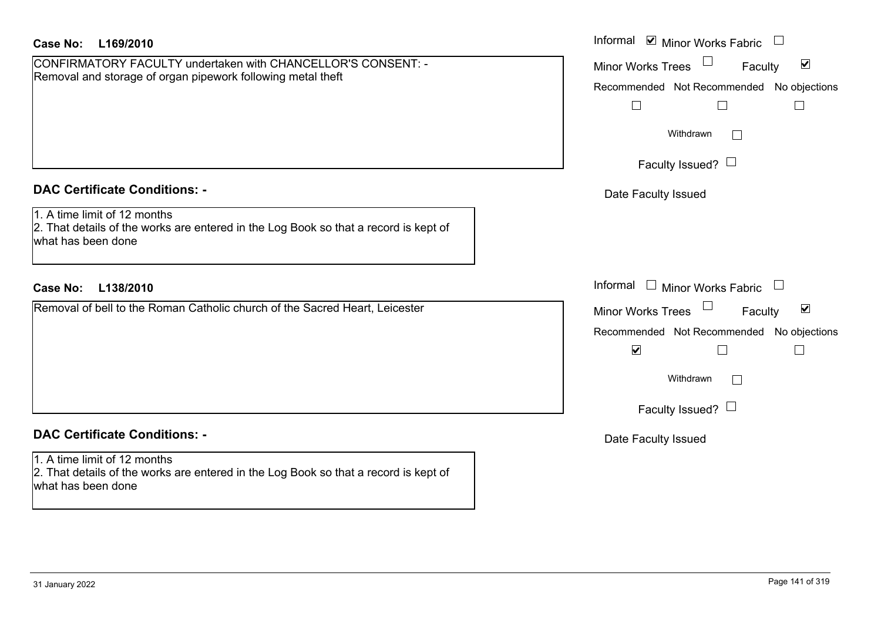**Case No: L169/2010**

CONFIRMATORY FACULTY undertaken with CHANCELLOR'S CONSENT: - Removal and storage of organ pipework following metal theft

Informal ☑ Minor Works Fabric ☐

Minor Works Trees ☐ Faculty ☑

Recommended ☐ Not Recommended ☐ No objections ☐

Withdrawn ☐

Faculty Issued? ☐

Date Faculty Issued

**DAC Certificate Conditions: -**

1. A time limit of 12 months
2. That details of the works are entered in the Log Book so that a record is kept of what has been done

**Case No: L138/2010**

Removal of bell to the Roman Catholic church of the Sacred Heart, Leicester

Informal ☐ Minor Works Fabric ☐

Minor Works Trees ☐ Faculty ☑

Recommended ☑ Not Recommended ☐ No objections ☐

Withdrawn ☐

Faculty Issued? ☐

Date Faculty Issued

**DAC Certificate Conditions: -**

1. A time limit of 12 months
2. That details of the works are entered in the Log Book so that a record is kept of what has been done

31 January 2022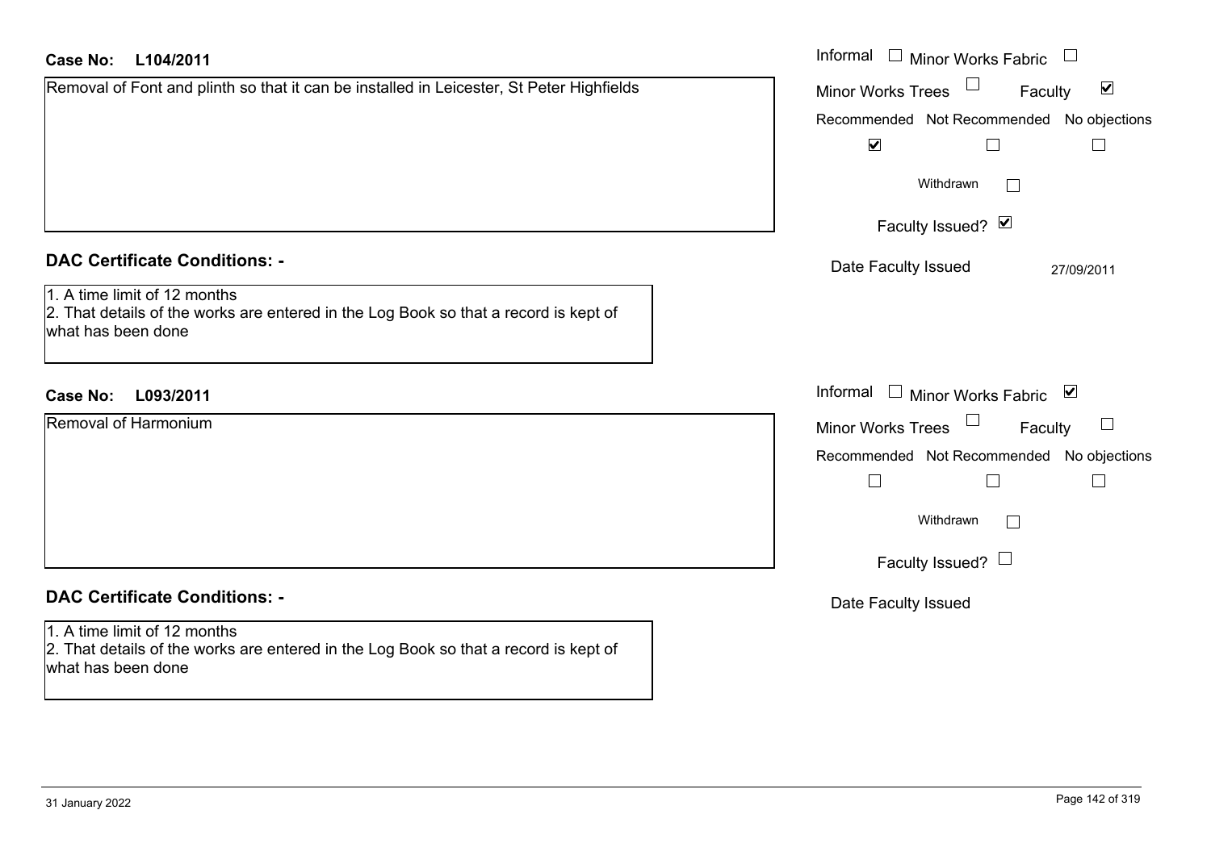**Case No: L104/2011**

Removal of Font and plinth so that it can be installed in Leicester, St Peter Highfields

Informal ☐ Minor Works Fabric ☐
Minor Works Trees ☐ Faculty ☑
Recommended ☑ Not Recommended ☐ No objections ☐
Withdrawn ☐
Faculty Issued? ☑
Date Faculty Issued 27/09/2011

**DAC Certificate Conditions: -**

1. A time limit of 12 months
2. That details of the works are entered in the Log Book so that a record is kept of what has been done

**Case No: L093/2011**

Removal of Harmonium

Informal ☐ Minor Works Fabric ☑
Minor Works Trees ☐ Faculty ☐
Recommended ☐ Not Recommended ☐ No objections ☐
Withdrawn ☐
Faculty Issued? ☐
Date Faculty Issued

**DAC Certificate Conditions: -**

1. A time limit of 12 months
2. That details of the works are entered in the Log Book so that a record is kept of what has been done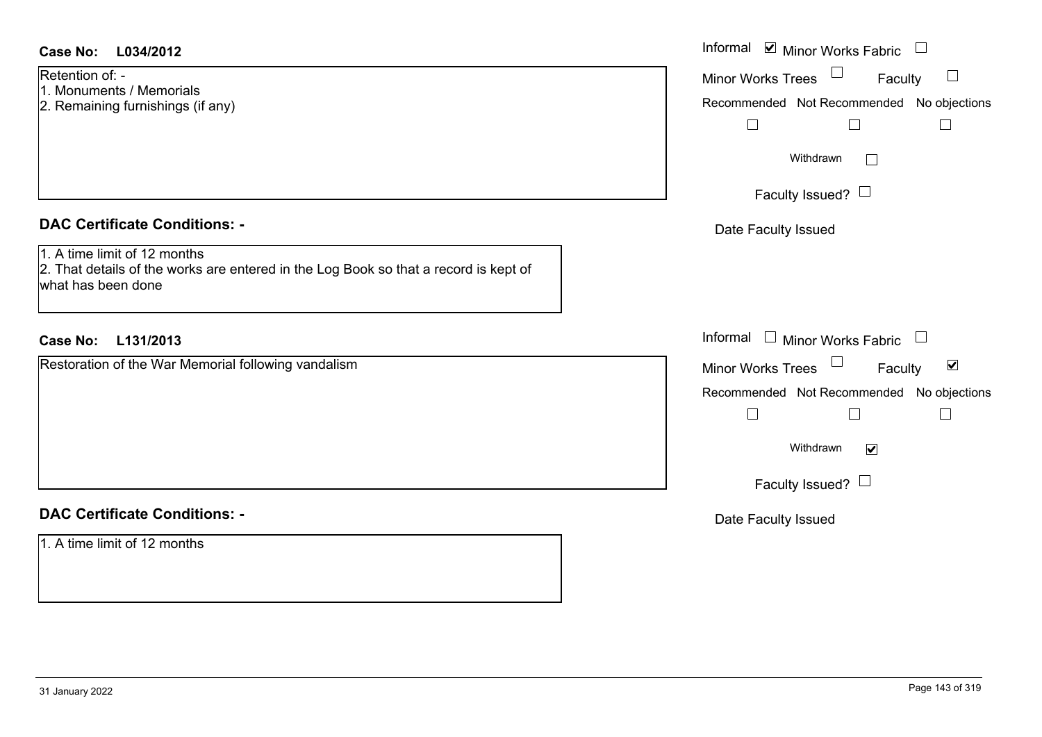**Case No: L034/2012**

Retention of: -
1. Monuments / Memorials
2. Remaining furnishings (if any)

Informal ☑ Minor Works Fabric ☐
Minor Works Trees ☐ Faculty ☐
Recommended ☐ Not Recommended ☐ No objections ☐
Withdrawn ☐
Faculty Issued? ☐
Date Faculty Issued

**DAC Certificate Conditions: -**

1. A time limit of 12 months
2. That details of the works are entered in the Log Book so that a record is kept of what has been done

**Case No: L131/2013**

Restoration of the War Memorial following vandalism

Informal ☐ Minor Works Fabric ☐
Minor Works Trees ☐ Faculty ☑
Recommended ☐ Not Recommended ☐ No objections ☐
Withdrawn ☑
Faculty Issued? ☐
Date Faculty Issued

**DAC Certificate Conditions: -**

1. A time limit of 12 months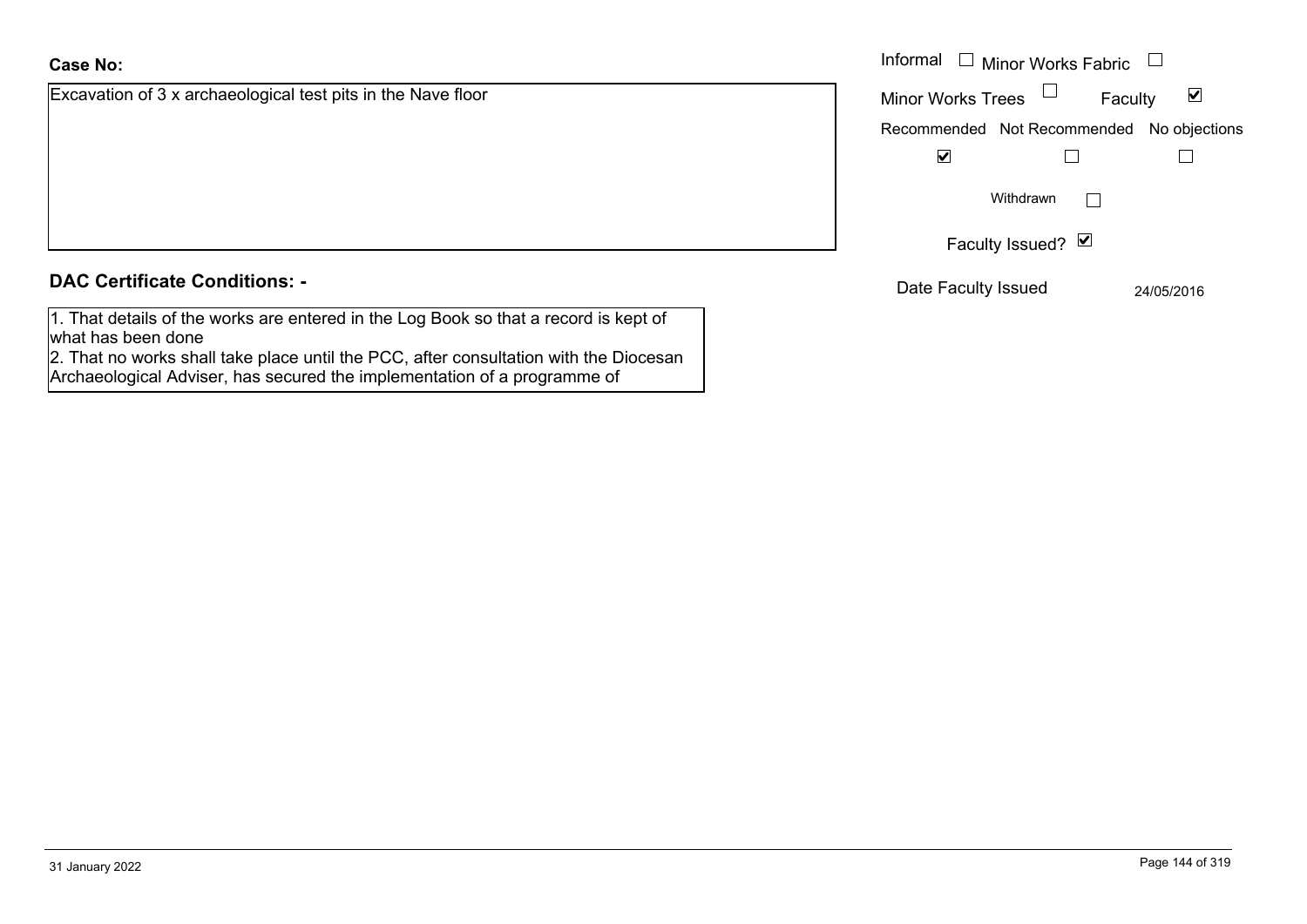**Case No:**

Excavation of 3 x archaeological test pits in the Nave floor

Informal ☐ Minor Works Fabric ☐

Minor Works Trees ☐ Faculty ☑

Recommended ☑ Not Recommended ☐ No objections ☐

Withdrawn ☐

Faculty Issued? ☑

Date Faculty Issued 24/05/2016

**DAC Certificate Conditions: -**

1. That details of the works are entered in the Log Book so that a record is kept of what has been done
2. That no works shall take place until the PCC, after consultation with the Diocesan Archaeological Adviser, has secured the implementation of a programme of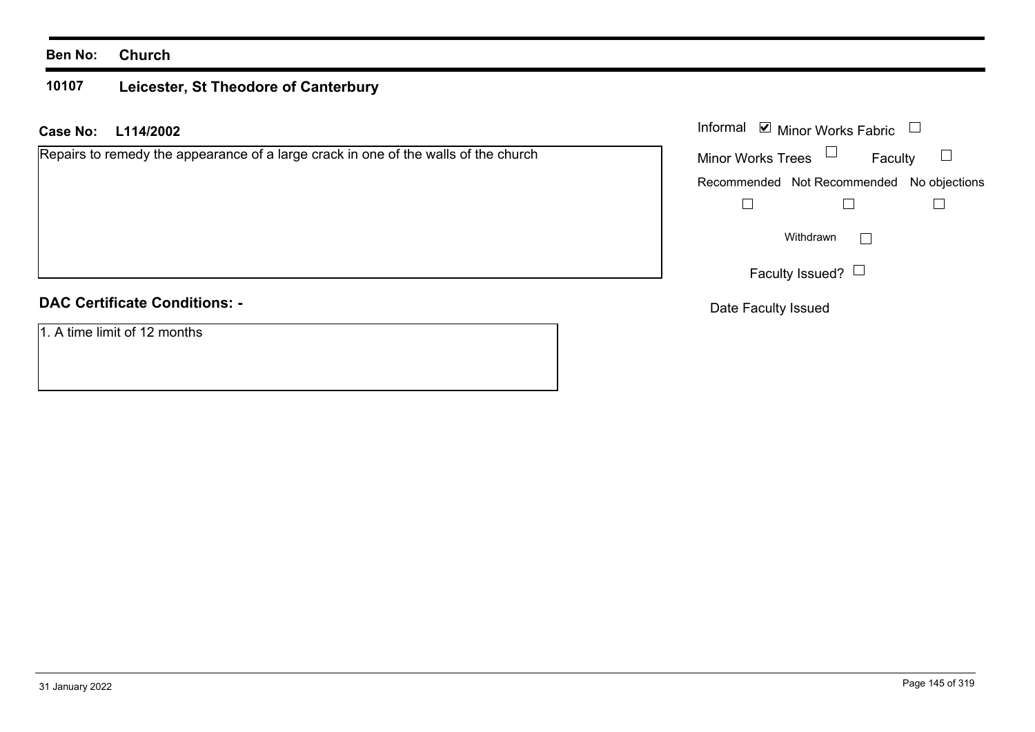**Ben No:** **Church**

## 10107 Leicester, St Theodore of Canterbury

**Case No:** **L114/2002**

Repairs to remedy the appearance of a large crack in one of the walls of the church

Informal ☑ Minor Works Fabric ☐

Minor Works Trees ☐ Faculty ☐

| Recommended | Not Recommended | No objections |
|---|---|---|
| ☐ | ☐ | ☐ |

Withdrawn ☐

Faculty Issued? ☐

Date Faculty Issued

### DAC Certificate Conditions: -

1. A time limit of 12 months

31 January 2022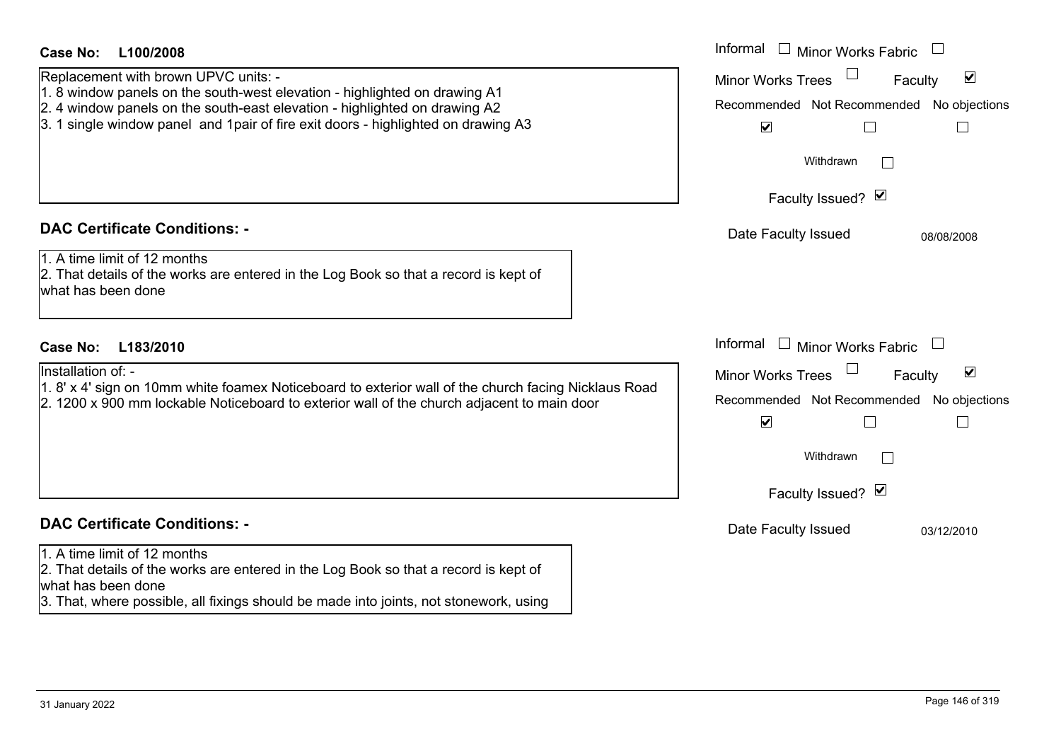**Case No: L100/2008**

Replacement with brown UPVC units: -
1. 8 window panels on the south-west elevation - highlighted on drawing A1
2. 4 window panels on the south-east elevation - highlighted on drawing A2
3. 1 single window panel and 1pair of fire exit doors - highlighted on drawing A3

Informal ☐ Minor Works Fabric ☐
Minor Works Trees ☐ Faculty ☑
Recommended ☑ Not Recommended ☐ No objections ☐
Withdrawn ☐
Faculty Issued? ☑
Date Faculty Issued 08/08/2008

**DAC Certificate Conditions: -**

1. A time limit of 12 months
2. That details of the works are entered in the Log Book so that a record is kept of what has been done

**Case No: L183/2010**

Installation of: -
1. 8' x 4' sign on 10mm white foamex Noticeboard to exterior wall of the church facing Nicklaus Road
2. 1200 x 900 mm lockable Noticeboard to exterior wall of the church adjacent to main door

Informal ☐ Minor Works Fabric ☐
Minor Works Trees ☐ Faculty ☑
Recommended ☑ Not Recommended ☐ No objections ☐
Withdrawn ☐
Faculty Issued? ☑
Date Faculty Issued 03/12/2010

**DAC Certificate Conditions: -**

1. A time limit of 12 months
2. That details of the works are entered in the Log Book so that a record is kept of what has been done
3. That, where possible, all fixings should be made into joints, not stonework, using

31 January 2022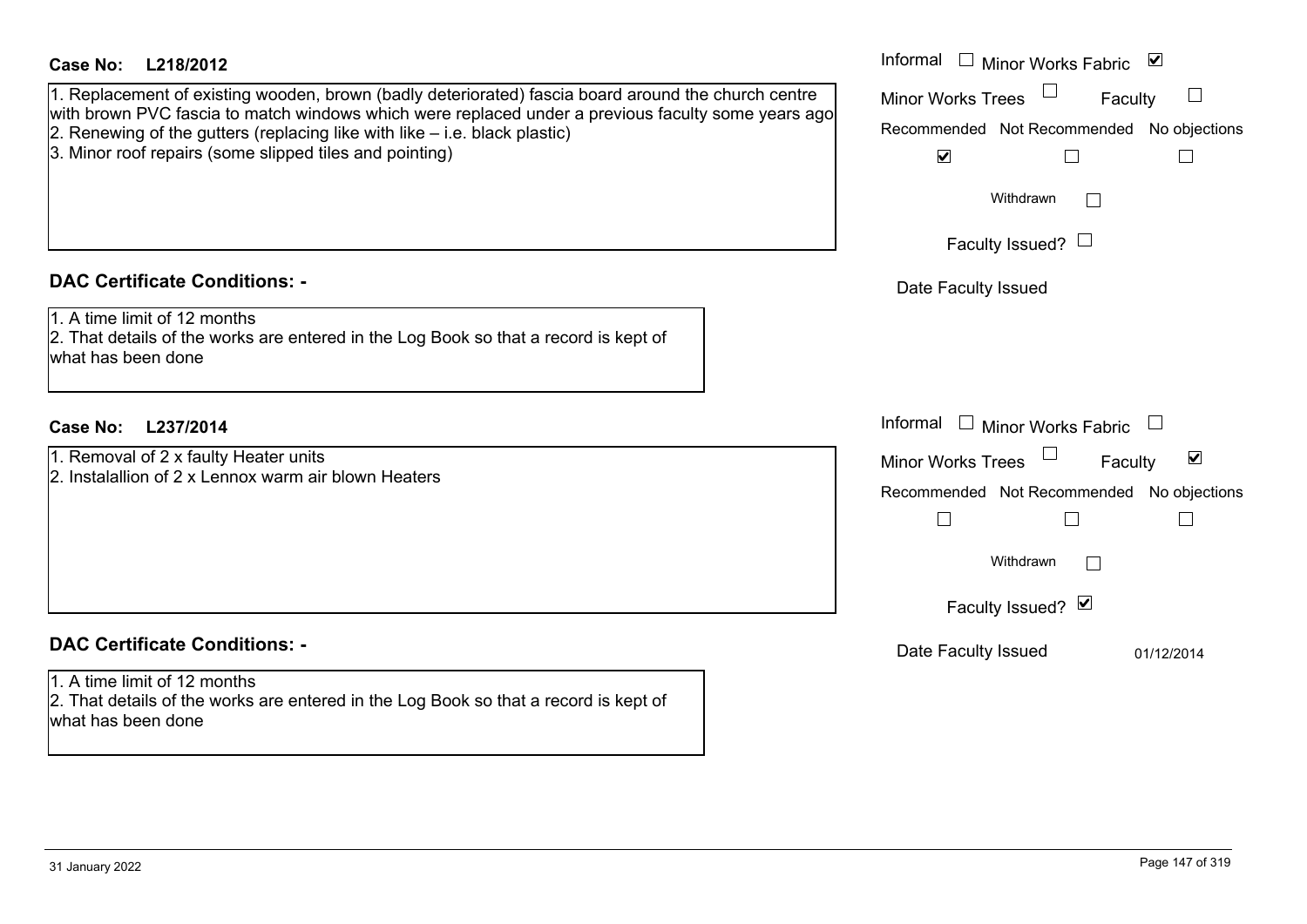**Case No: L218/2012**

1. Replacement of existing wooden, brown (badly deteriorated) fascia board around the church centre with brown PVC fascia to match windows which were replaced under a previous faculty some years ago
2. Renewing of the gutters (replacing like with like – i.e. black plastic)
3. Minor roof repairs (some slipped tiles and pointing)

Informal ☐ Minor Works Fabric ☑
Minor Works Trees ☐ Faculty ☐
Recommended ☑ Not Recommended ☐ No objections ☐
Withdrawn ☐
Faculty Issued? ☐
Date Faculty Issued

## DAC Certificate Conditions: -

1. A time limit of 12 months
2. That details of the works are entered in the Log Book so that a record is kept of what has been done

**Case No: L237/2014**

1. Removal of 2 x faulty Heater units
2. Instalallion of 2 x Lennox warm air blown Heaters

Informal ☐ Minor Works Fabric ☐
Minor Works Trees ☐ Faculty ☑
Recommended ☐ Not Recommended ☐ No objections ☐
Withdrawn ☐
Faculty Issued? ☑
Date Faculty Issued 01/12/2014

## DAC Certificate Conditions: -

1. A time limit of 12 months
2. That details of the works are entered in the Log Book so that a record is kept of what has been done

31 January 2022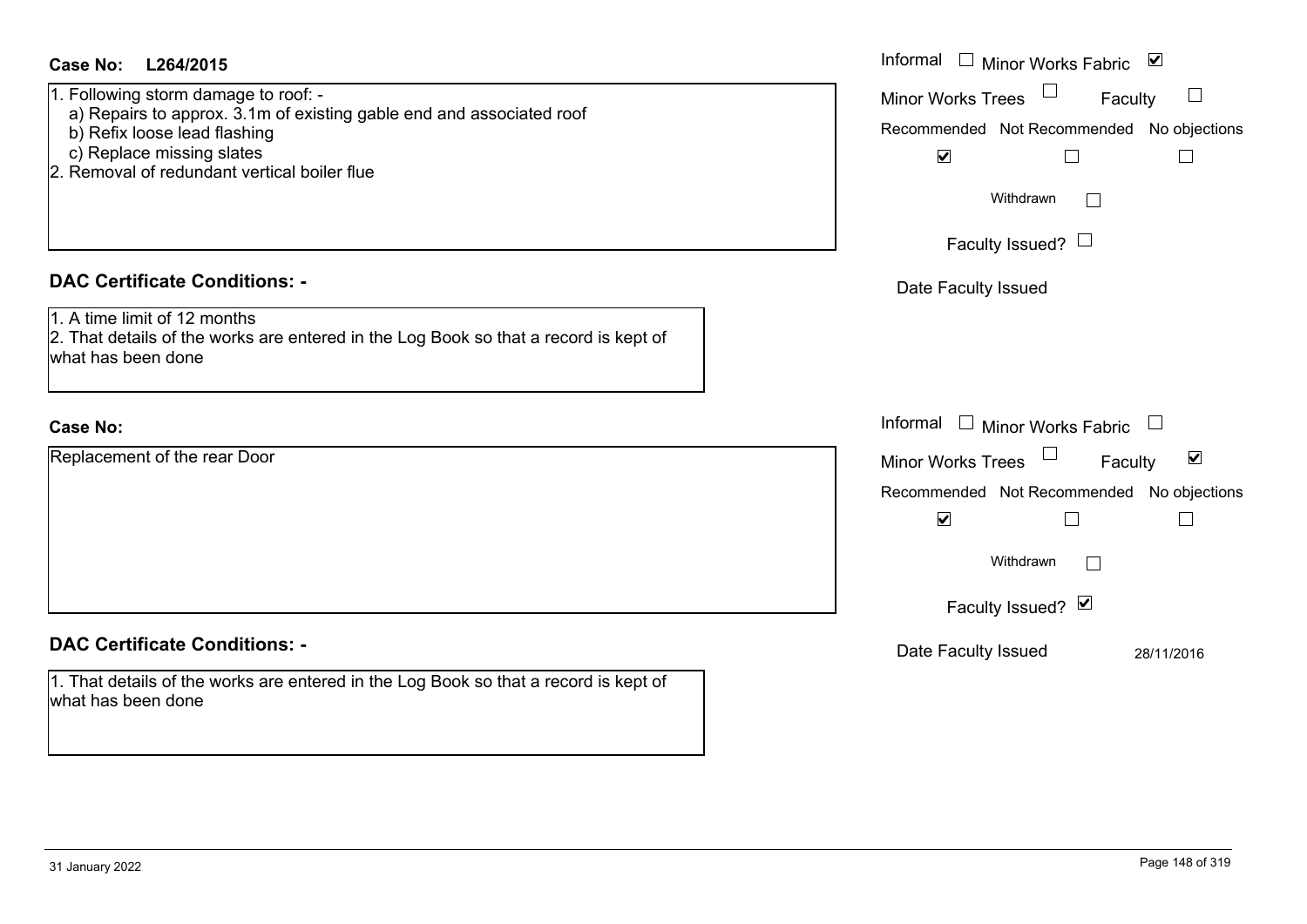**Case No: L264/2015**

1. Following storm damage to roof: -
   a) Repairs to approx. 3.1m of existing gable end and associated roof
   b) Refix loose lead flashing
   c) Replace missing slates
2. Removal of redundant vertical boiler flue

Informal ☐ Minor Works Fabric ☑
Minor Works Trees ☐ Faculty ☐
Recommended ☑ Not Recommended ☐ No objections ☐
Withdrawn ☐
Faculty Issued? ☐
Date Faculty Issued

**DAC Certificate Conditions: -**

1. A time limit of 12 months
2. That details of the works are entered in the Log Book so that a record is kept of what has been done

**Case No:**

Replacement of the rear Door

Informal ☐ Minor Works Fabric ☐
Minor Works Trees ☐ Faculty ☑
Recommended ☑ Not Recommended ☐ No objections ☐
Withdrawn ☐
Faculty Issued? ☑
Date Faculty Issued 28/11/2016

**DAC Certificate Conditions: -**

1. That details of the works are entered in the Log Book so that a record is kept of what has been done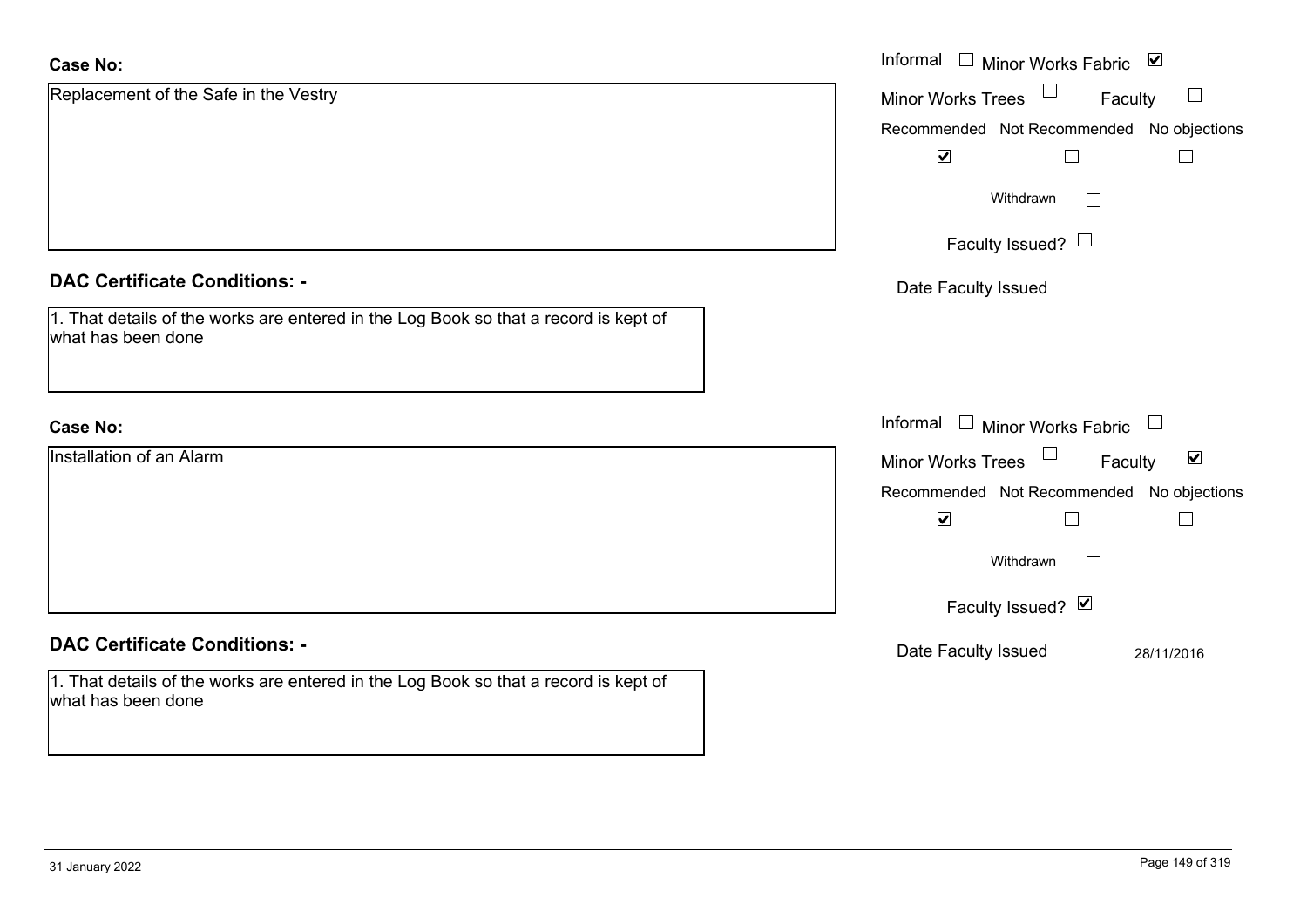**Case No:**

Replacement of the Safe in the Vestry

Informal ☐ Minor Works Fabric ☑

Minor Works Trees ☐ Faculty ☐

Recommended ☑ Not Recommended ☐ No objections ☐

Withdrawn ☐

Faculty Issued? ☐

Date Faculty Issued

**DAC Certificate Conditions: -**

1. That details of the works are entered in the Log Book so that a record is kept of what has been done

**Case No:**

Installation of an Alarm

Informal ☐ Minor Works Fabric ☐

Minor Works Trees ☐ Faculty ☑

Recommended ☑ Not Recommended ☐ No objections ☐

Withdrawn ☐

Faculty Issued? ☑

Date Faculty Issued 28/11/2016

**DAC Certificate Conditions: -**

1. That details of the works are entered in the Log Book so that a record is kept of what has been done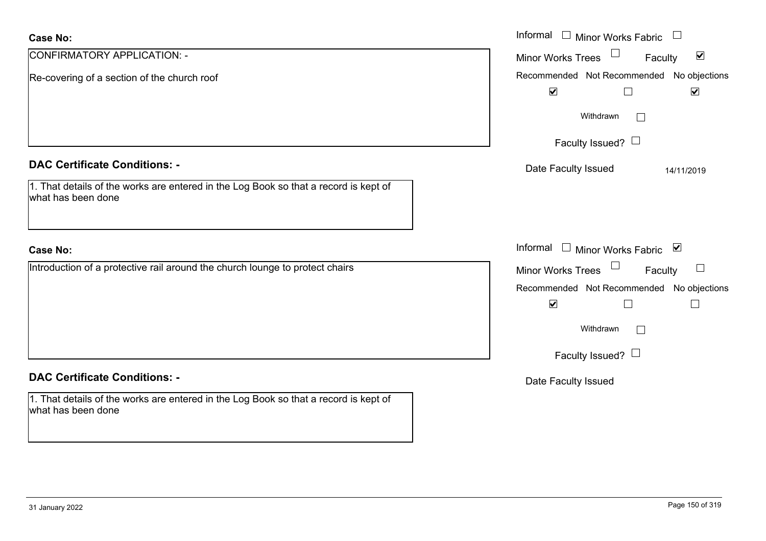**Case No:**

CONFIRMATORY APPLICATION: -

Re-covering of a section of the church roof

Informal ☐ Minor Works Fabric ☐

Minor Works Trees ☐ Faculty ☑

Recommended ☑ Not Recommended ☐ No objections ☑

Withdrawn ☐

Faculty Issued? ☐

Date Faculty Issued 14/11/2019

**DAC Certificate Conditions: -**

1. That details of the works are entered in the Log Book so that a record is kept of what has been done

**Case No:**

Introduction of a protective rail around the church lounge to protect chairs

Informal ☐ Minor Works Fabric ☑

Minor Works Trees ☐ Faculty ☐

Recommended ☑ Not Recommended ☐ No objections ☐

Withdrawn ☐

Faculty Issued? ☐

Date Faculty Issued

**DAC Certificate Conditions: -**

1. That details of the works are entered in the Log Book so that a record is kept of what has been done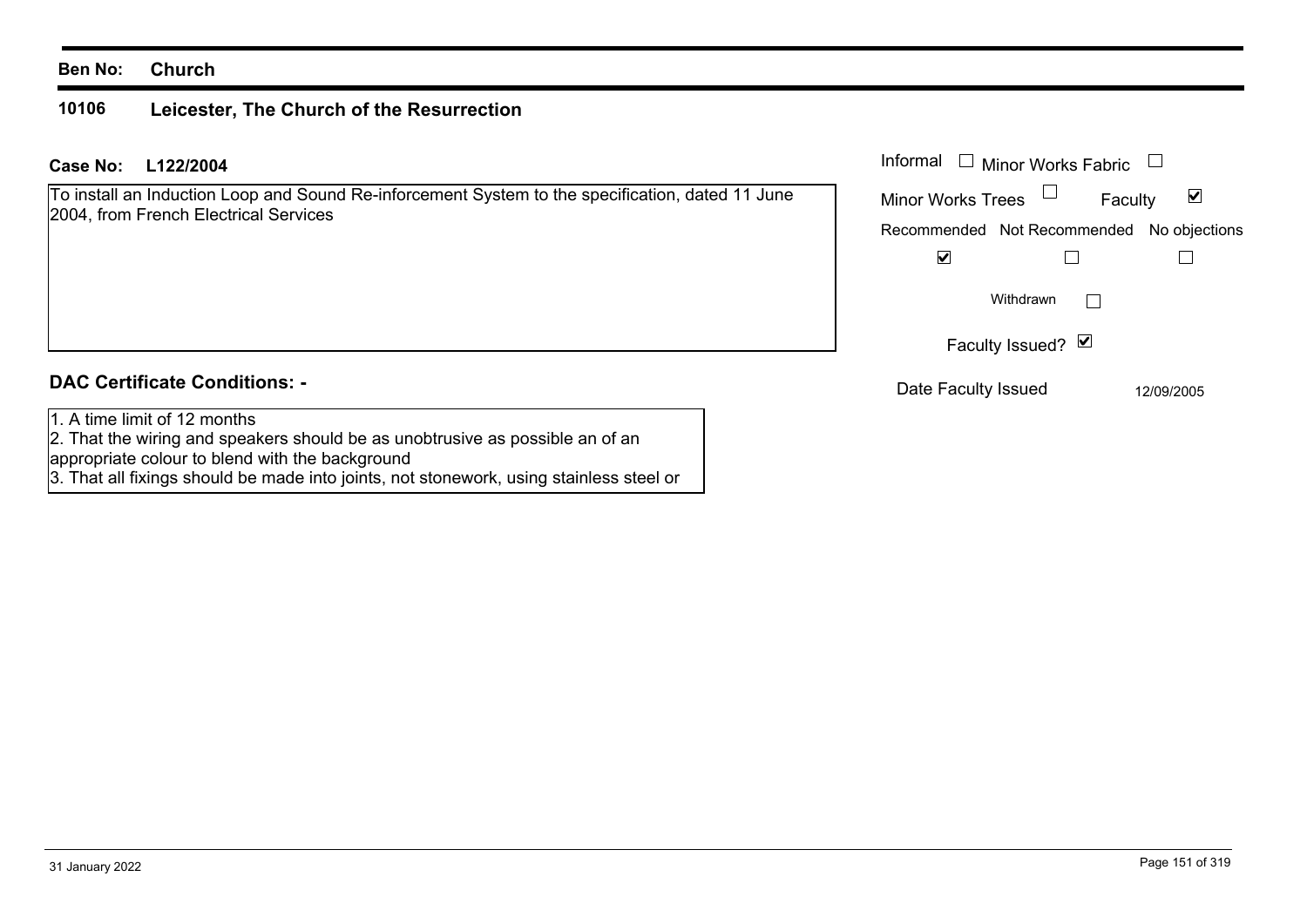**Ben No:** **Church**

## 10106 Leicester, The Church of the Resurrection

**Case No:** **L122/2004**

To install an Induction Loop and Sound Re-inforcement System to the specification, dated 11 June 2004, from French Electrical Services

| | | | |
|---|---|---|---|
| Informal ☐ | Minor Works Fabric ☐ | Minor Works Trees ☐ | Faculty ☑ |

| Recommended | Not Recommended | No objections |
|---|---|---|
| ☑ | ☐ | ☐ |

Withdrawn ☐

Faculty Issued? ☑

Date Faculty Issued 12/09/2005

### DAC Certificate Conditions: -

1. A time limit of 12 months
2. That the wiring and speakers should be as unobtrusive as possible an of an appropriate colour to blend with the background
3. That all fixings should be made into joints, not stonework, using stainless steel or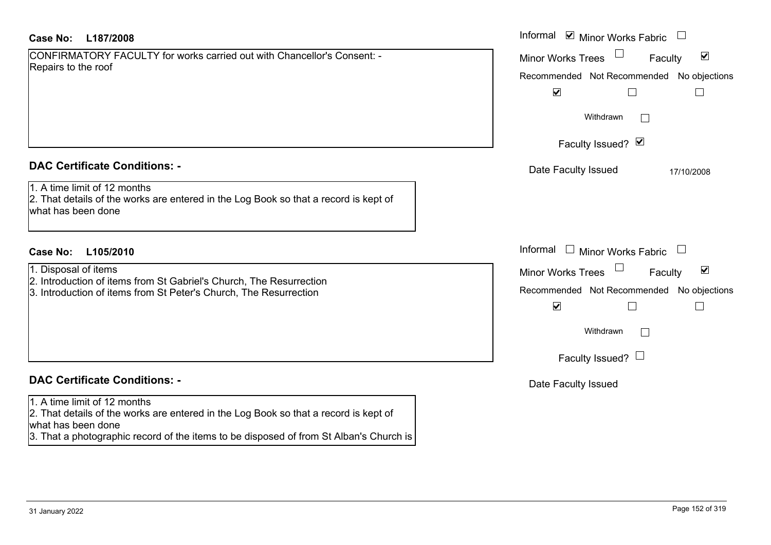**Case No: L187/2008**

CONFIRMATORY FACULTY for works carried out with Chancellor's Consent: -
Repairs to the roof

Informal ☑ Minor Works Fabric ☐
Minor Works Trees ☐ Faculty ☑

Recommended ☑ Not Recommended ☐ No objections ☐

Withdrawn ☐

Faculty Issued? ☑

Date Faculty Issued 17/10/2008

## DAC Certificate Conditions: -

1. A time limit of 12 months
2. That details of the works are entered in the Log Book so that a record is kept of what has been done

**Case No: L105/2010**

1. Disposal of items
2. Introduction of items from St Gabriel's Church, The Resurrection
3. Introduction of items from St Peter's Church, The Resurrection

Informal ☐ Minor Works Fabric ☐
Minor Works Trees ☐ Faculty ☑

Recommended ☑ Not Recommended ☐ No objections ☐

Withdrawn ☐

Faculty Issued? ☐

Date Faculty Issued

## DAC Certificate Conditions: -

1. A time limit of 12 months
2. That details of the works are entered in the Log Book so that a record is kept of what has been done
3. That a photographic record of the items to be disposed of from St Alban's Church is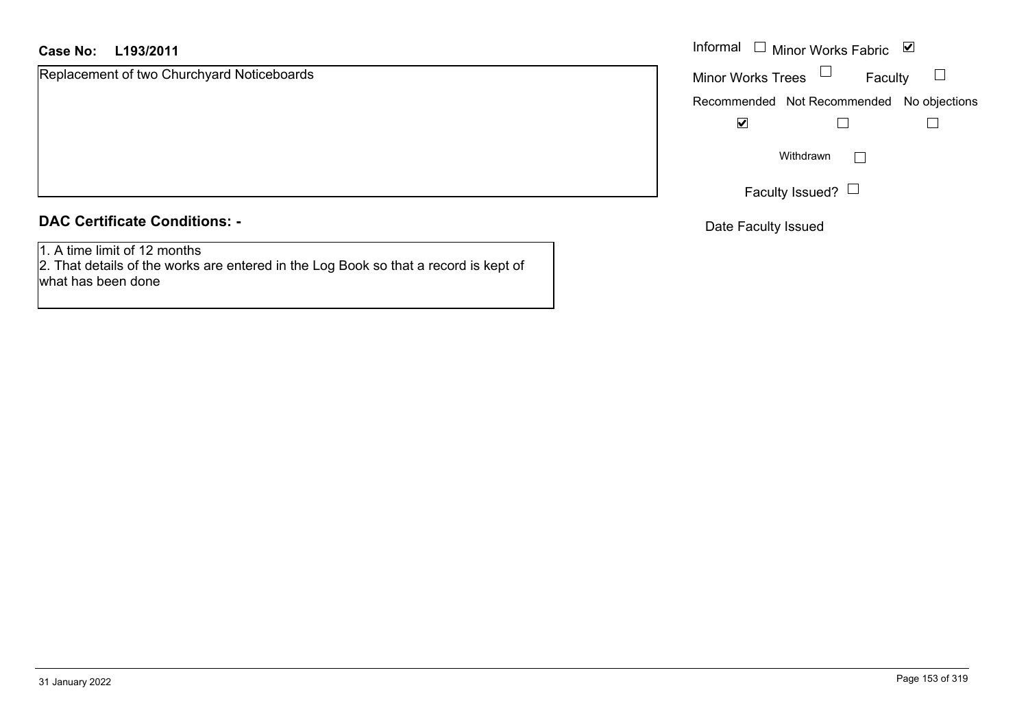**Case No: L193/2011**

Replacement of two Churchyard Noticeboards

Informal ☐ Minor Works Fabric ☑

Minor Works Trees ☐ Faculty ☐

| Recommended | Not Recommended | No objections |
| --- | --- | --- |
| ☑ | ☐ | ☐ |

Withdrawn ☐

Faculty Issued? ☐

Date Faculty Issued

## DAC Certificate Conditions: -

1. A time limit of 12 months
2. That details of the works are entered in the Log Book so that a record is kept of what has been done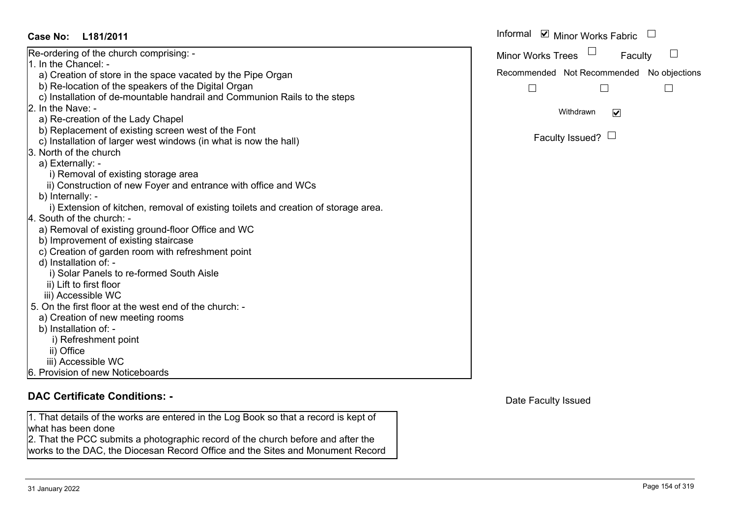**Case No: L181/2011**

Informal ☑ Minor Works Fabric ☐

Minor Works Trees ☐ Faculty ☐

Recommended ☐ Not Recommended ☐ No objections ☐

Withdrawn ☑

Faculty Issued? ☐

Re-ordering of the church comprising: -

1. In the Chancel: -
   a) Creation of store in the space vacated by the Pipe Organ
   b) Re-location of the speakers of the Digital Organ
   c) Installation of de-mountable handrail and Communion Rails to the steps
2. In the Nave: -
   a) Re-creation of the Lady Chapel
   b) Replacement of existing screen west of the Font
   c) Installation of larger west windows (in what is now the hall)
3. North of the church
   a) Externally: -
      i) Removal of existing storage area
      ii) Construction of new Foyer and entrance with office and WCs
   b) Internally: -
      i) Extension of kitchen, removal of existing toilets and creation of storage area.
4. South of the church: -
   a) Removal of existing ground-floor Office and WC
   b) Improvement of existing staircase
   c) Creation of garden room with refreshment point
   d) Installation of: -
      i) Solar Panels to re-formed South Aisle
      ii) Lift to first floor
      iii) Accessible WC
5. On the first floor at the west end of the church: -
   a) Creation of new meeting rooms
   b) Installation of: -
      i) Refreshment point
      ii) Office
      iii) Accessible WC
6. Provision of new Noticeboards

## DAC Certificate Conditions: -

1. That details of the works are entered in the Log Book so that a record is kept of what has been done
2. That the PCC submits a photographic record of the church before and after the works to the DAC, the Diocesan Record Office and the Sites and Monument Record

Date Faculty Issued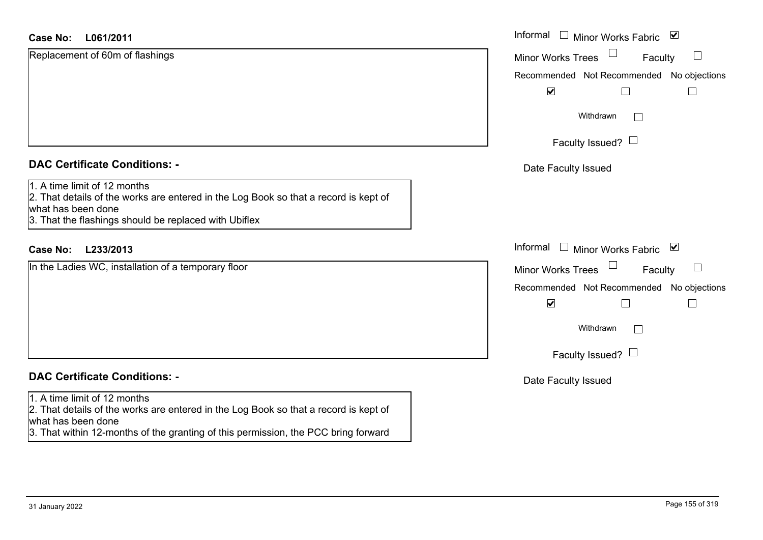**Case No: L061/2011**

Replacement of 60m of flashings

Informal ☐ Minor Works Fabric ☑

Minor Works Trees ☐ Faculty ☐

Recommended ☑ Not Recommended ☐ No objections ☐

Withdrawn ☐

Faculty Issued? ☐

Date Faculty Issued

## DAC Certificate Conditions: -

1. A time limit of 12 months
2. That details of the works are entered in the Log Book so that a record is kept of what has been done
3. That the flashings should be replaced with Ubiflex

**Case No: L233/2013**

In the Ladies WC, installation of a temporary floor

Informal ☐ Minor Works Fabric ☑

Minor Works Trees ☐ Faculty ☐

Recommended ☑ Not Recommended ☐ No objections ☐

Withdrawn ☐

Faculty Issued? ☐

Date Faculty Issued

## DAC Certificate Conditions: -

1. A time limit of 12 months
2. That details of the works are entered in the Log Book so that a record is kept of what has been done
3. That within 12-months of the granting of this permission, the PCC bring forward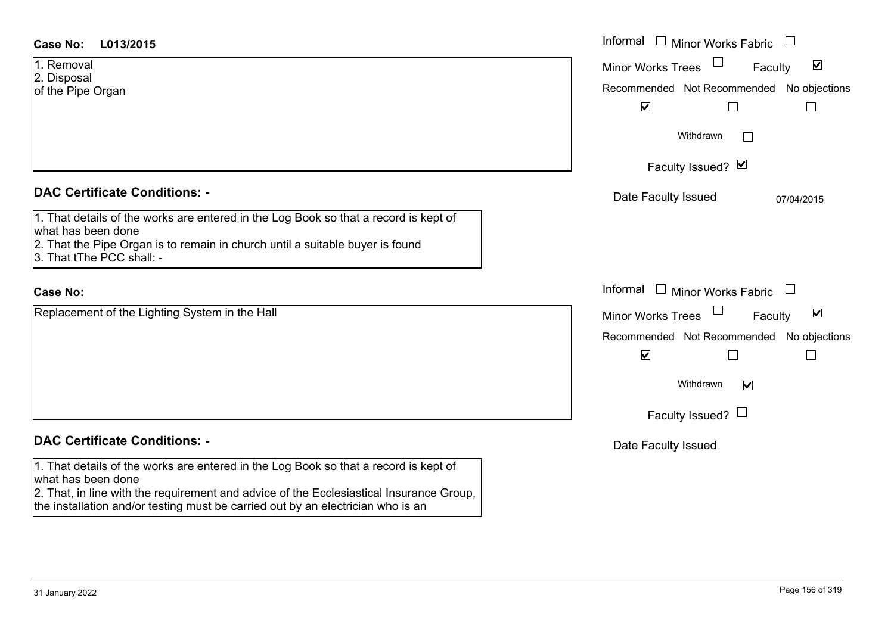**Case No:** L013/2015

1. Removal
2. Disposal
of the Pipe Organ

Informal ☐ Minor Works Fabric ☐
Minor Works Trees ☐ Faculty ☑
Recommended ☑ Not Recommended ☐ No objections ☐
Withdrawn ☐
Faculty Issued? ☑
Date Faculty Issued 07/04/2015

## DAC Certificate Conditions: -

1. That details of the works are entered in the Log Book so that a record is kept of what has been done
2. That the Pipe Organ is to remain in church until a suitable buyer is found
3. That tThe PCC shall: -

**Case No:**

Replacement of the Lighting System in the Hall

Informal ☐ Minor Works Fabric ☐
Minor Works Trees ☐ Faculty ☑
Recommended ☑ Not Recommended ☐ No objections ☐
Withdrawn ☑
Faculty Issued? ☐
Date Faculty Issued

## DAC Certificate Conditions: -

1. That details of the works are entered in the Log Book so that a record is kept of what has been done
2. That, in line with the requirement and advice of the Ecclesiastical Insurance Group, the installation and/or testing must be carried out by an electrician who is an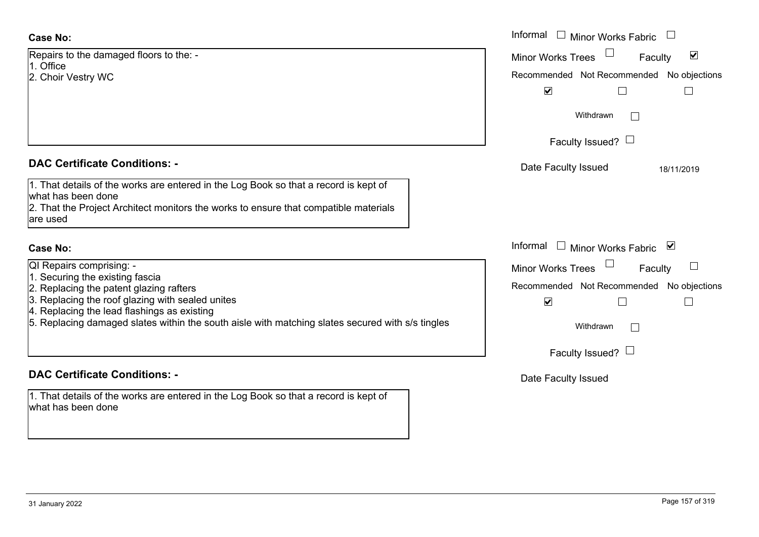**Case No:**

Repairs to the damaged floors to the: -
1. Office
2. Choir Vestry WC

Informal ☐ Minor Works Fabric ☐
Minor Works Trees ☐ Faculty ☑
Recommended ☑ Not Recommended ☐ No objections ☐
Withdrawn ☐
Faculty Issued? ☐
Date Faculty Issued 18/11/2019

**DAC Certificate Conditions: -**

1. That details of the works are entered in the Log Book so that a record is kept of what has been done
2. That the Project Architect monitors the works to ensure that compatible materials are used

**Case No:**

QI Repairs comprising: -
1. Securing the existing fascia
2. Replacing the patent glazing rafters
3. Replacing the roof glazing with sealed unites
4. Replacing the lead flashings as existing
5. Replacing damaged slates within the south aisle with matching slates secured with s/s tingles

Informal ☐ Minor Works Fabric ☑
Minor Works Trees ☐ Faculty ☐
Recommended ☑ Not Recommended ☐ No objections ☐
Withdrawn ☐
Faculty Issued? ☐
Date Faculty Issued

**DAC Certificate Conditions: -**

1. That details of the works are entered in the Log Book so that a record is kept of what has been done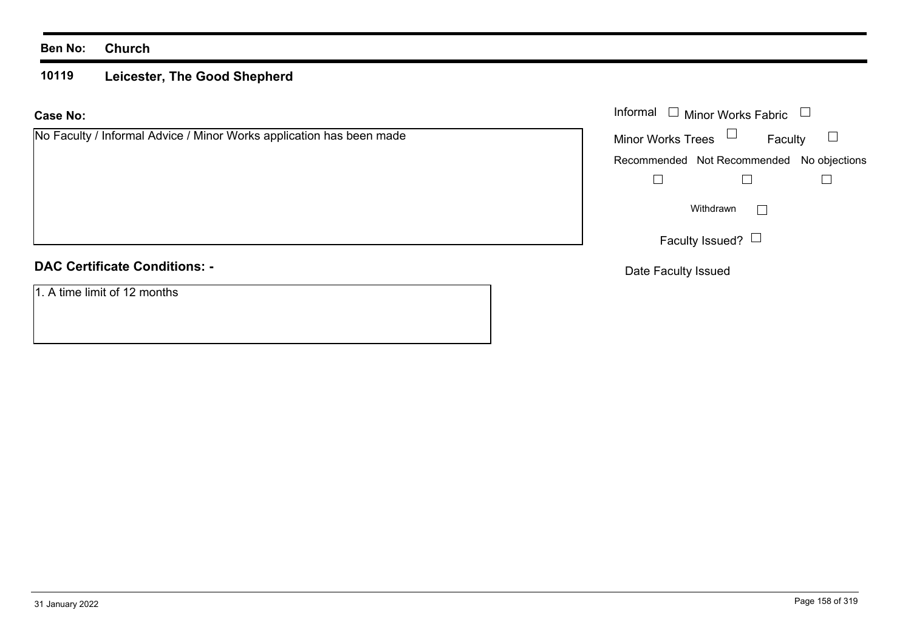**Ben No:** **Church**

## 10119 Leicester, The Good Shepherd

**Case No:**

No Faculty / Informal Advice / Minor Works application has been made

Informal ☐ Minor Works Fabric ☐

Minor Works Trees ☐ Faculty ☐

| Recommended | Not Recommended | No objections |
|---|---|---|
| ☐ | ☐ | ☐ |

Withdrawn ☐

Faculty Issued? ☐

Date Faculty Issued

**DAC Certificate Conditions: -**

1. A time limit of 12 months

31 January 2022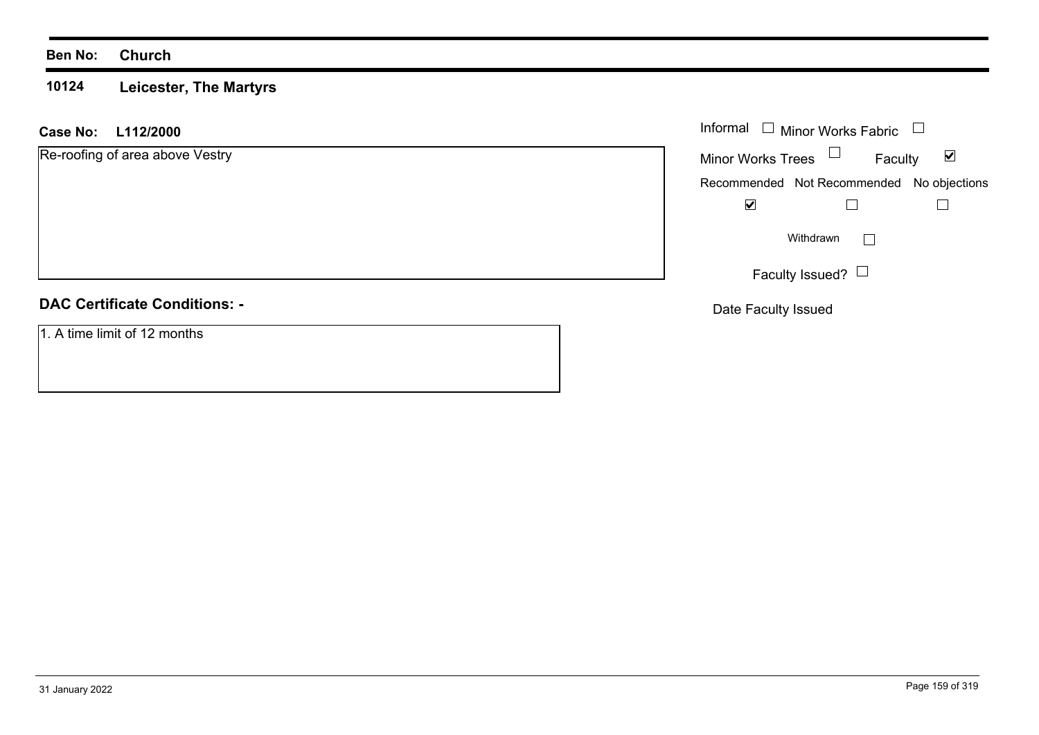**Ben No:** **Church**

**10124** **Leicester, The Martyrs**

**Case No:** **L112/2000**

Re-roofing of area above Vestry

Informal ☐ Minor Works Fabric ☐

Minor Works Trees ☐ Faculty ☑

| Recommended | Not Recommended | No objections |
|---|---|---|
| ☑ | ☐ | ☐ |

Withdrawn ☐

Faculty Issued? ☐

Date Faculty Issued

**DAC Certificate Conditions: -**

1. A time limit of 12 months

31 January 2022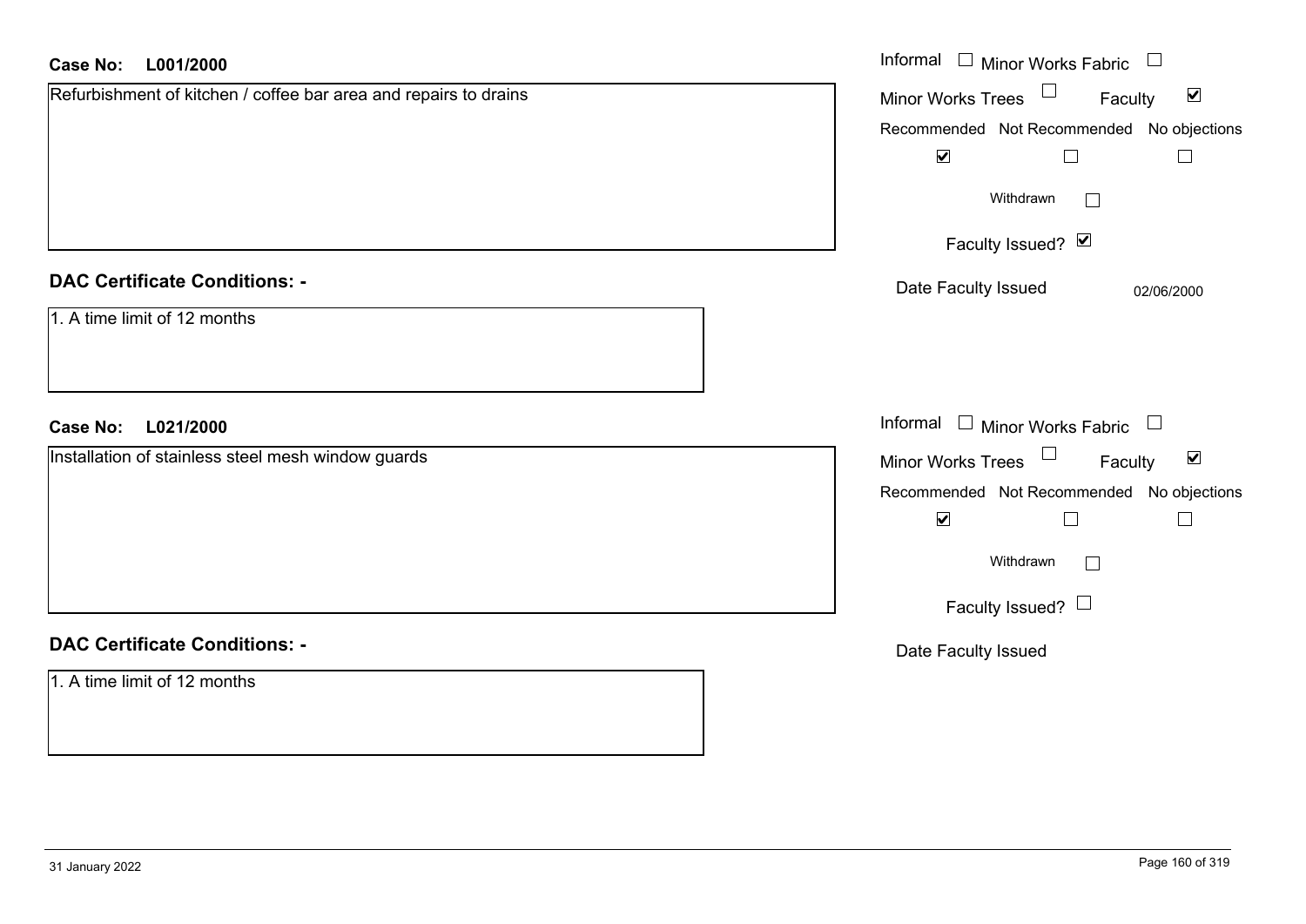**Case No:** **L001/2000**

Refurbishment of kitchen / coffee bar area and repairs to drains

Informal ☐ Minor Works Fabric ☐

Minor Works Trees ☐ Faculty ☑

Recommended ☑ Not Recommended ☐ No objections ☐

Withdrawn ☐

Faculty Issued? ☑

Date Faculty Issued 02/06/2000

## DAC Certificate Conditions: -

1. A time limit of 12 months

**Case No:** **L021/2000**

Installation of stainless steel mesh window guards

Informal ☐ Minor Works Fabric ☐

Minor Works Trees ☐ Faculty ☑

Recommended ☑ Not Recommended ☐ No objections ☐

Withdrawn ☐

Faculty Issued? ☐

Date Faculty Issued

## DAC Certificate Conditions: -

1. A time limit of 12 months

31 January 2022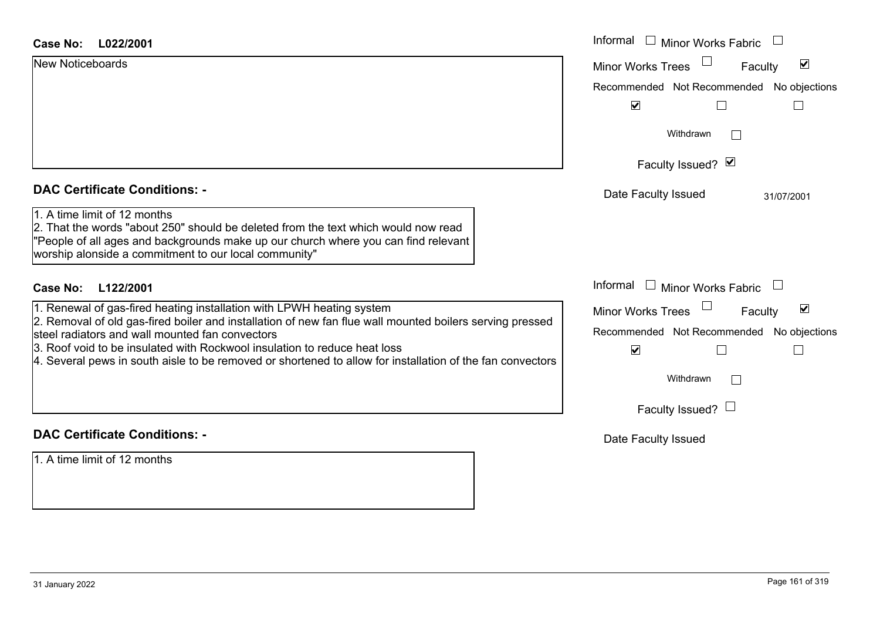**Case No: L022/2001**

New Noticeboards

Informal ☐ Minor Works Fabric ☐
Minor Works Trees ☐ Faculty ☑

| Recommended | Not Recommended | No objections |
|---|---|---|
| ☑ | ☐ | ☐ |

Withdrawn ☐

Faculty Issued? ☑

Date Faculty Issued 31/07/2001

**DAC Certificate Conditions: -**

1. A time limit of 12 months
2. That the words "about 250" should be deleted from the text which would now read "People of all ages and backgrounds make up our church where you can find relevant worship alonside a commitment to our local community"

**Case No: L122/2001**

1. Renewal of gas-fired heating installation with LPWH heating system
2. Removal of old gas-fired boiler and installation of new fan flue wall mounted boilers serving pressed steel radiators and wall mounted fan convectors
3. Roof void to be insulated with Rockwool insulation to reduce heat loss
4. Several pews in south aisle to be removed or shortened to allow for installation of the fan convectors

Informal ☐ Minor Works Fabric ☐
Minor Works Trees ☐ Faculty ☑

| Recommended | Not Recommended | No objections |
|---|---|---|
| ☑ | ☐ | ☐ |

Withdrawn ☐

Faculty Issued? ☐

Date Faculty Issued

**DAC Certificate Conditions: -**

1. A time limit of 12 months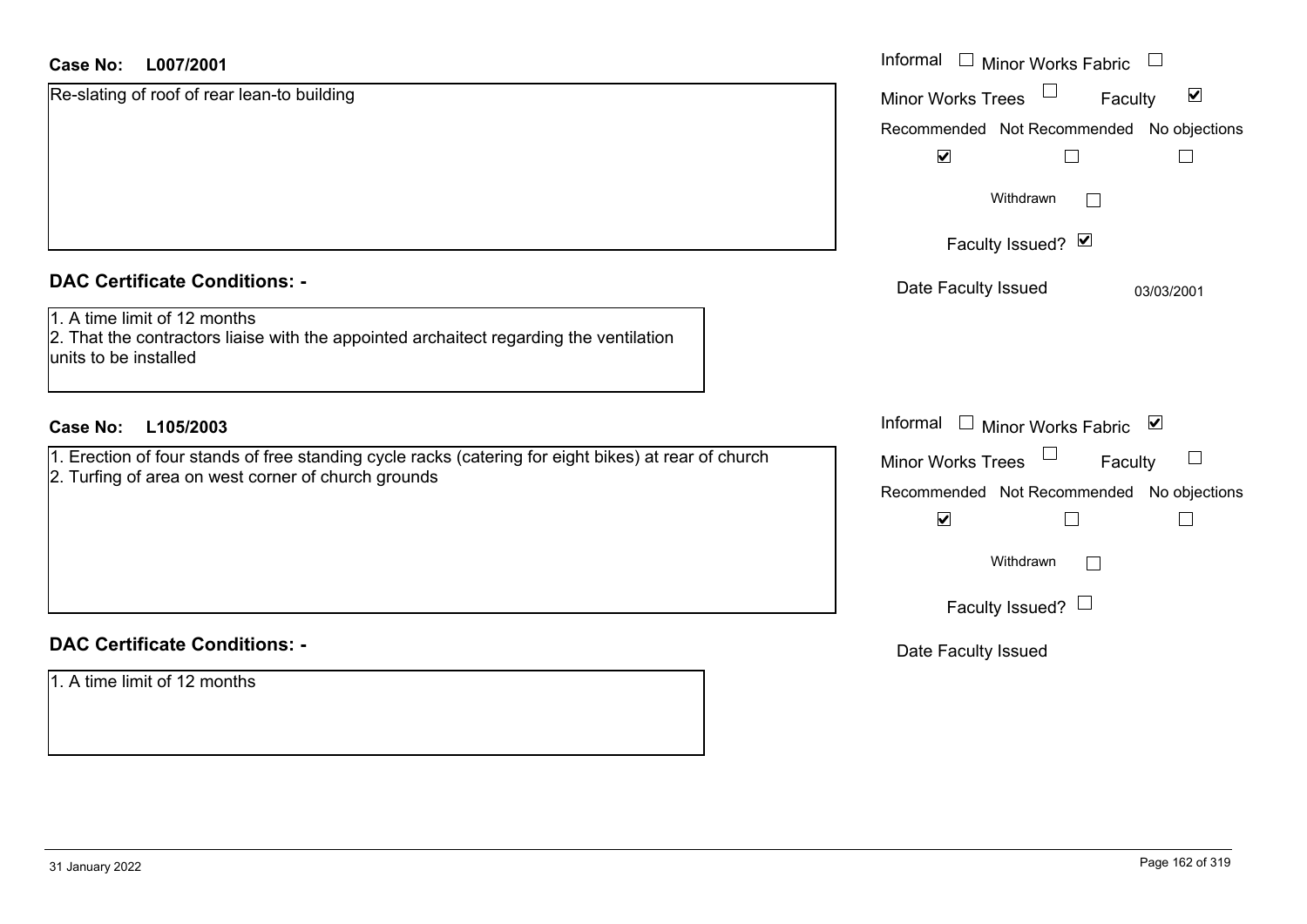**Case No: L007/2001**

Re-slating of roof of rear lean-to building

Informal ☐ Minor Works Fabric ☐

Minor Works Trees ☐ Faculty ☑

Recommended ☑ Not Recommended ☐ No objections ☐

Withdrawn ☐

Faculty Issued? ☑

Date Faculty Issued 03/03/2001

## DAC Certificate Conditions: -

1. A time limit of 12 months
2. That the contractors liaise with the appointed archaitect regarding the ventilation units to be installed

**Case No: L105/2003**

1. Erection of four stands of free standing cycle racks (catering for eight bikes) at rear of church
2. Turfing of area on west corner of church grounds

Informal ☐ Minor Works Fabric ☑

Minor Works Trees ☐ Faculty ☐

Recommended ☑ Not Recommended ☐ No objections ☐

Withdrawn ☐

Faculty Issued? ☐

Date Faculty Issued

## DAC Certificate Conditions: -

1. A time limit of 12 months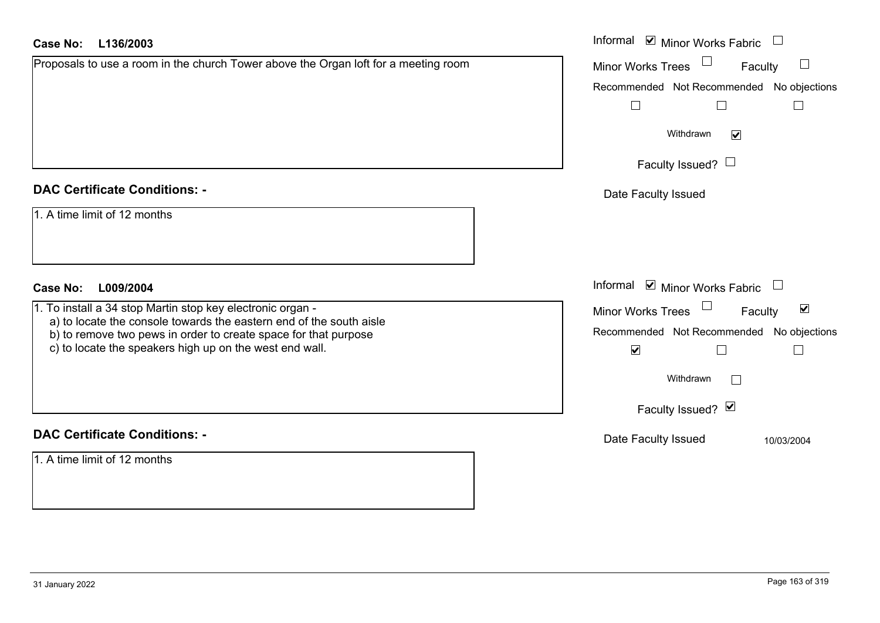**Case No:** **L136/2003**

Proposals to use a room in the church Tower above the Organ loft for a meeting room

Informal ☑ Minor Works Fabric ☐

Minor Works Trees ☐ Faculty ☐

Recommended ☐ Not Recommended ☐ No objections ☐

Withdrawn ☑

Faculty Issued? ☐

Date Faculty Issued

**DAC Certificate Conditions: -**

1. A time limit of 12 months

**Case No:** **L009/2004**

1. To install a 34 stop Martin stop key electronic organ -
   a) to locate the console towards the eastern end of the south aisle
   b) to remove two pews in order to create space for that purpose
   c) to locate the speakers high up on the west end wall.

Informal ☑ Minor Works Fabric ☐

Minor Works Trees ☐ Faculty ☑

Recommended ☑ Not Recommended ☐ No objections ☐

Withdrawn ☐

Faculty Issued? ☑

Date Faculty Issued 10/03/2004

**DAC Certificate Conditions: -**

1. A time limit of 12 months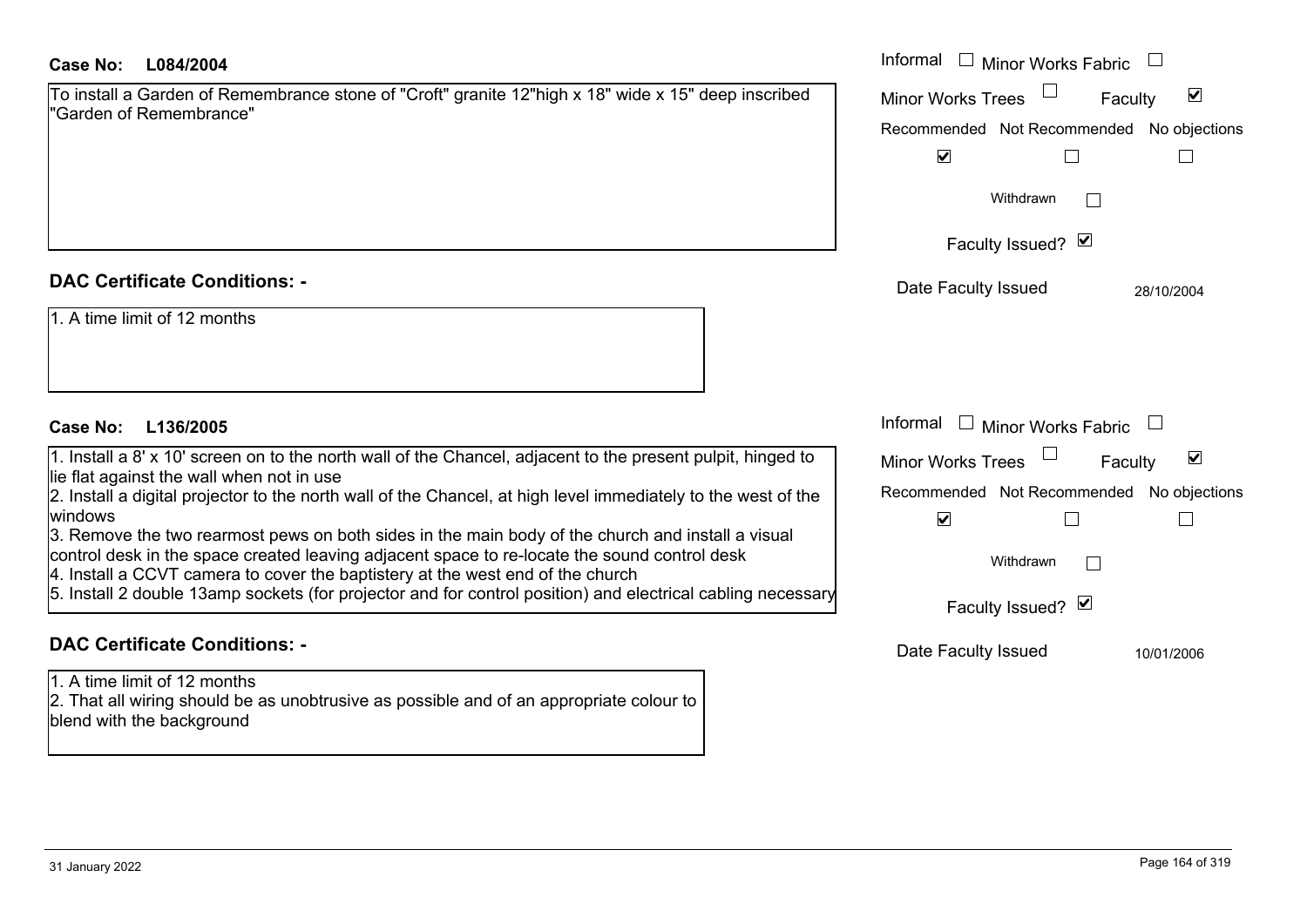**Case No:** L084/2004

To install a Garden of Remembrance stone of "Croft" granite 12"high x 18" wide x 15" deep inscribed "Garden of Remembrance"

Informal ☐ Minor Works Fabric ☐
Minor Works Trees ☐ Faculty ☑

Recommended ☑ Not Recommended ☐ No objections ☐

Withdrawn ☐

Faculty Issued? ☑

Date Faculty Issued 28/10/2004

**DAC Certificate Conditions: -**

1. A time limit of 12 months

**Case No:** L136/2005

1. Install a 8' x 10' screen on to the north wall of the Chancel, adjacent to the present pulpit, hinged to lie flat against the wall when not in use
2. Install a digital projector to the north wall of the Chancel, at high level immediately to the west of the windows
3. Remove the two rearmost pews on both sides in the main body of the church and install a visual control desk in the space created leaving adjacent space to re-locate the sound control desk
4. Install a CCVT camera to cover the baptistery at the west end of the church
5. Install 2 double 13amp sockets (for projector and for control position) and electrical cabling necessary

Informal ☐ Minor Works Fabric ☐
Minor Works Trees ☐ Faculty ☑

Recommended ☑ Not Recommended ☐ No objections ☐

Withdrawn ☐

Faculty Issued? ☑

Date Faculty Issued 10/01/2006

**DAC Certificate Conditions: -**

1. A time limit of 12 months
2. That all wiring should be as unobtrusive as possible and of an appropriate colour to blend with the background

31 January 2022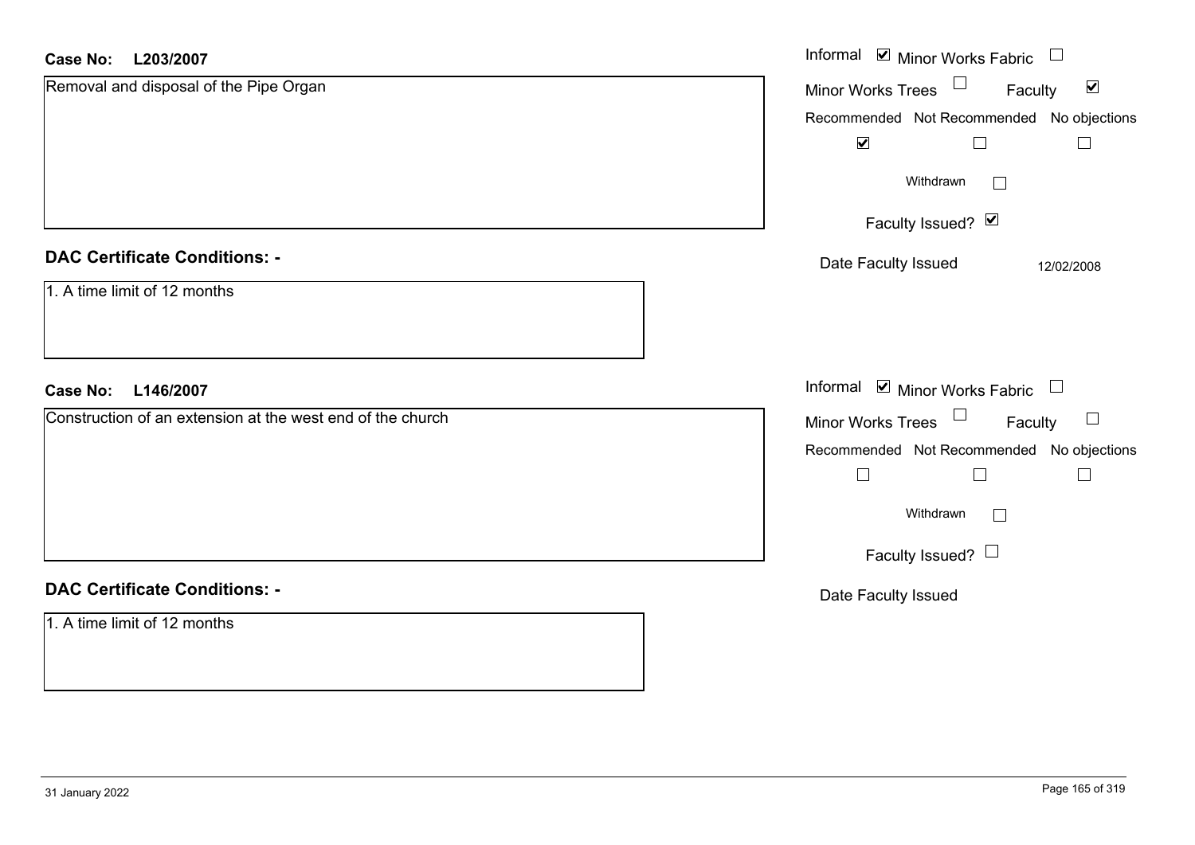**Case No:** **L203/2007**

Removal and disposal of the Pipe Organ

Informal ☑ Minor Works Fabric ☐

Minor Works Trees ☐ Faculty ☑

Recommended ☑ Not Recommended ☐ No objections ☐

Withdrawn ☐

Faculty Issued? ☑

Date Faculty Issued 12/02/2008

## DAC Certificate Conditions: -

1. A time limit of 12 months

**Case No:** **L146/2007**

Construction of an extension at the west end of the church

Informal ☑ Minor Works Fabric ☐

Minor Works Trees ☐ Faculty ☐

Recommended ☐ Not Recommended ☐ No objections ☐

Withdrawn ☐

Faculty Issued? ☐

Date Faculty Issued

## DAC Certificate Conditions: -

1. A time limit of 12 months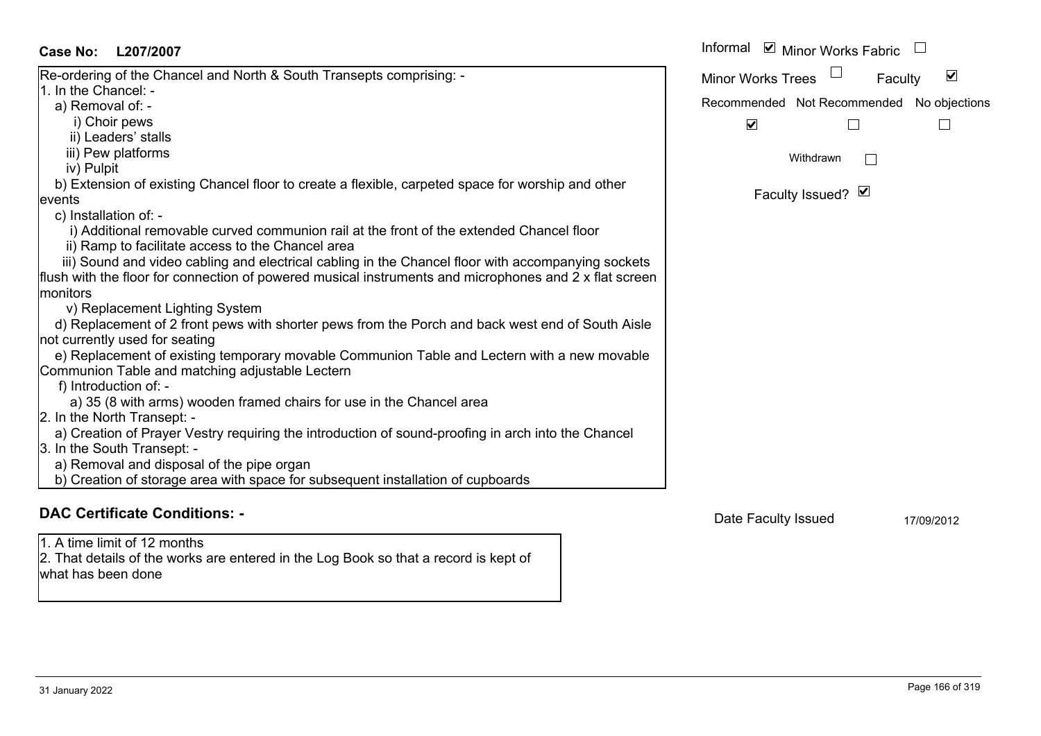**Case No: L207/2007**

Informal ☑ Minor Works Fabric ☐

Minor Works Trees ☐ Faculty ☑

Recommended ☑ Not Recommended ☐ No objections ☐

Withdrawn ☐

Faculty Issued? ☑

Re-ordering of the Chancel and North & South Transepts comprising: -

1. In the Chancel: -
   a) Removal of: -
      i) Choir pews
      ii) Leaders' stalls
      iii) Pew platforms
      iv) Pulpit
   b) Extension of existing Chancel floor to create a flexible, carpeted space for worship and other events
   c) Installation of: -
      i) Additional removable curved communion rail at the front of the extended Chancel floor
      ii) Ramp to facilitate access to the Chancel area
      iii) Sound and video cabling and electrical cabling in the Chancel floor with accompanying sockets flush with the floor for connection of powered musical instruments and microphones and 2 x flat screen monitors
      v) Replacement Lighting System
   d) Replacement of 2 front pews with shorter pews from the Porch and back west end of South Aisle not currently used for seating
   e) Replacement of existing temporary movable Communion Table and Lectern with a new movable Communion Table and matching adjustable Lectern
   f) Introduction of: -
      a) 35 (8 with arms) wooden framed chairs for use in the Chancel area
2. In the North Transept: -
   a) Creation of Prayer Vestry requiring the introduction of sound-proofing in arch into the Chancel
3. In the South Transept: -
   a) Removal and disposal of the pipe organ
   b) Creation of storage area with space for subsequent installation of cupboards

## DAC Certificate Conditions: -

1. A time limit of 12 months
2. That details of the works are entered in the Log Book so that a record is kept of what has been done

Date Faculty Issued 17/09/2012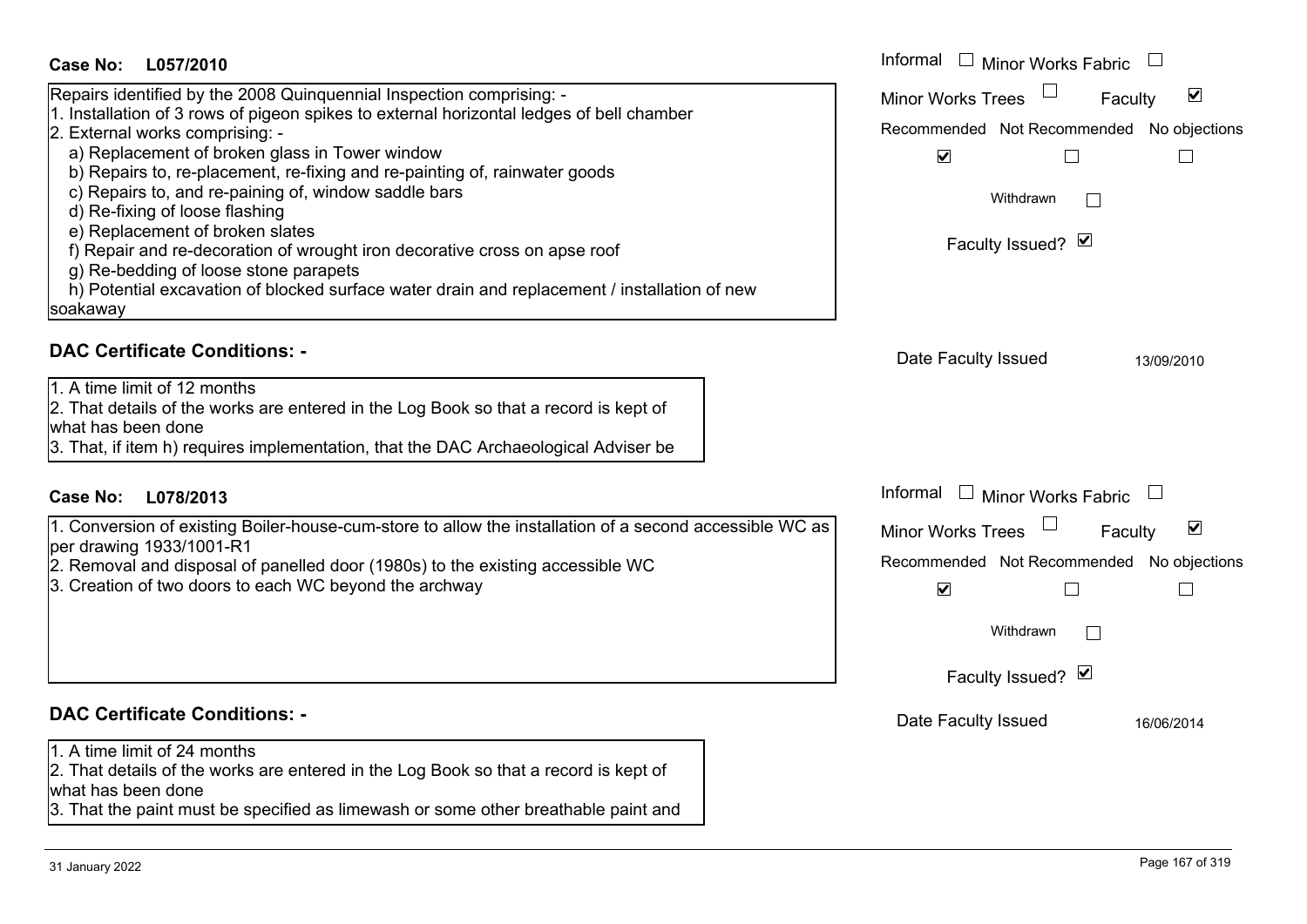**Case No: L057/2010**

Informal ☐ Minor Works Fabric ☐

Minor Works Trees ☐ Faculty ☑

Recommended ☑ Not Recommended ☐ No objections ☐

Withdrawn ☐

Faculty Issued? ☑

Date Faculty Issued 13/09/2010

Repairs identified by the 2008 Quinquennial Inspection comprising: -
1. Installation of 3 rows of pigeon spikes to external horizontal ledges of bell chamber
2. External works comprising: -
   a) Replacement of broken glass in Tower window
   b) Repairs to, re-placement, re-fixing and re-painting of, rainwater goods
   c) Repairs to, and re-paining of, window saddle bars
   d) Re-fixing of loose flashing
   e) Replacement of broken slates
   f) Repair and re-decoration of wrought iron decorative cross on apse roof
   g) Re-bedding of loose stone parapets
   h) Potential excavation of blocked surface water drain and replacement / installation of new soakaway

**DAC Certificate Conditions: -**

1. A time limit of 12 months
2. That details of the works are entered in the Log Book so that a record is kept of what has been done
3. That, if item h) requires implementation, that the DAC Archaeological Adviser be

**Case No: L078/2013**

Informal ☐ Minor Works Fabric ☐

Minor Works Trees ☐ Faculty ☑

Recommended ☑ Not Recommended ☐ No objections ☐

Withdrawn ☐

Faculty Issued? ☑

Date Faculty Issued 16/06/2014

1. Conversion of existing Boiler-house-cum-store to allow the installation of a second accessible WC as per drawing 1933/1001-R1
2. Removal and disposal of panelled door (1980s) to the existing accessible WC
3. Creation of two doors to each WC beyond the archway

**DAC Certificate Conditions: -**

1. A time limit of 24 months
2. That details of the works are entered in the Log Book so that a record is kept of what has been done
3. That the paint must be specified as limewash or some other breathable paint and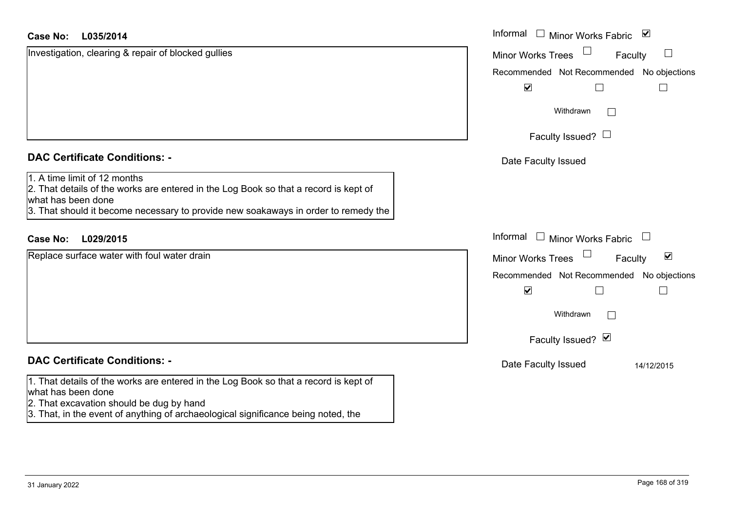**Case No:** **L035/2014**

Investigation, clearing & repair of blocked gullies

Informal ☐ Minor Works Fabric ☑

Minor Works Trees ☐ Faculty ☐

Recommended ☑ Not Recommended ☐ No objections ☐

Withdrawn ☐

Faculty Issued? ☐

Date Faculty Issued

## DAC Certificate Conditions: -

1. A time limit of 12 months
2. That details of the works are entered in the Log Book so that a record is kept of what has been done
3. That should it become necessary to provide new soakaways in order to remedy the

**Case No:** **L029/2015**

Replace surface water with foul water drain

Informal ☐ Minor Works Fabric ☐

Minor Works Trees ☐ Faculty ☑

Recommended ☑ Not Recommended ☐ No objections ☐

Withdrawn ☐

Faculty Issued? ☑

Date Faculty Issued 14/12/2015

## DAC Certificate Conditions: -

1. That details of the works are entered in the Log Book so that a record is kept of what has been done
2. That excavation should be dug by hand
3. That, in the event of anything of archaeological significance being noted, the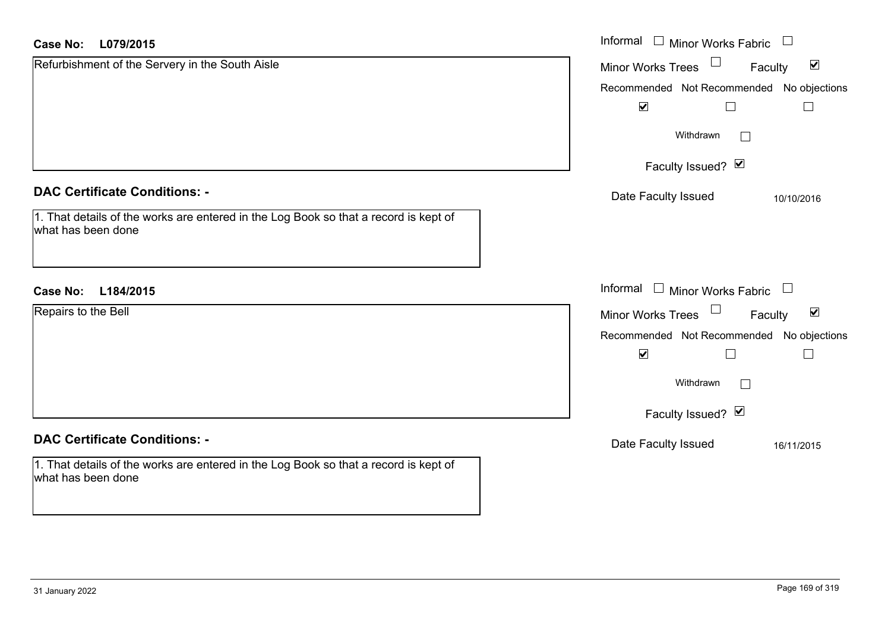**Case No: L079/2015**

Refurbishment of the Servery in the South Aisle

Informal ☐ Minor Works Fabric ☐

Minor Works Trees ☐ Faculty ☑

Recommended ☑ Not Recommended ☐ No objections ☐

Withdrawn ☐

Faculty Issued? ☑

Date Faculty Issued 10/10/2016

**DAC Certificate Conditions: -**

1. That details of the works are entered in the Log Book so that a record is kept of what has been done

**Case No: L184/2015**

Repairs to the Bell

Informal ☐ Minor Works Fabric ☐

Minor Works Trees ☐ Faculty ☑

Recommended ☑ Not Recommended ☐ No objections ☐

Withdrawn ☐

Faculty Issued? ☑

Date Faculty Issued 16/11/2015

**DAC Certificate Conditions: -**

1. That details of the works are entered in the Log Book so that a record is kept of what has been done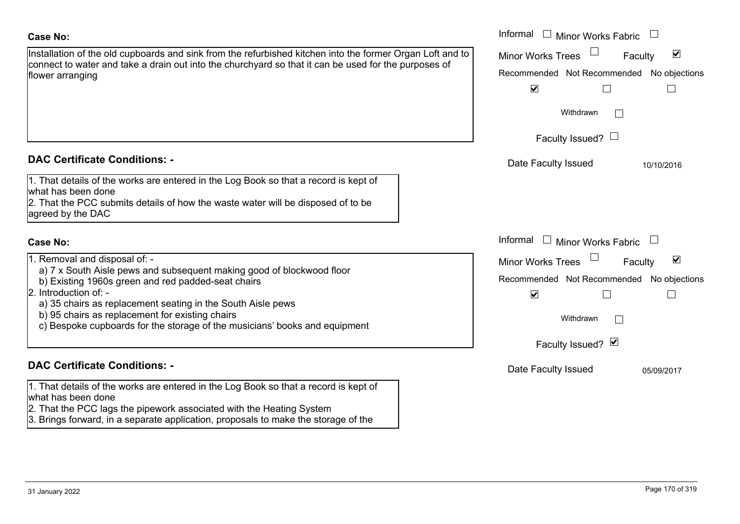**Case No:**

Installation of the old cupboards and sink from the refurbished kitchen into the former Organ Loft and to connect to water and take a drain out into the churchyard so that it can be used for the purposes of flower arranging

Informal ☐ Minor Works Fabric ☐
Minor Works Trees ☐ Faculty ☑
Recommended ☑ Not Recommended ☐ No objections ☐
Withdrawn ☐
Faculty Issued? ☐
Date Faculty Issued 10/10/2016

**DAC Certificate Conditions: -**

1. That details of the works are entered in the Log Book so that a record is kept of what has been done
2. That the PCC submits details of how the waste water will be disposed of to be agreed by the DAC

**Case No:**

1. Removal and disposal of: -
   a) 7 x South Aisle pews and subsequent making good of blockwood floor
   b) Existing 1960s green and red padded-seat chairs
2. Introduction of: -
   a) 35 chairs as replacement seating in the South Aisle pews
   b) 95 chairs as replacement for existing chairs
   c) Bespoke cupboards for the storage of the musicians' books and equipment

Informal ☐ Minor Works Fabric ☐
Minor Works Trees ☐ Faculty ☑
Recommended ☑ Not Recommended ☐ No objections ☐
Withdrawn ☐
Faculty Issued? ☑
Date Faculty Issued 05/09/2017

**DAC Certificate Conditions: -**

1. That details of the works are entered in the Log Book so that a record is kept of what has been done
2. That the PCC lags the pipework associated with the Heating System
3. Brings forward, in a separate application, proposals to make the storage of the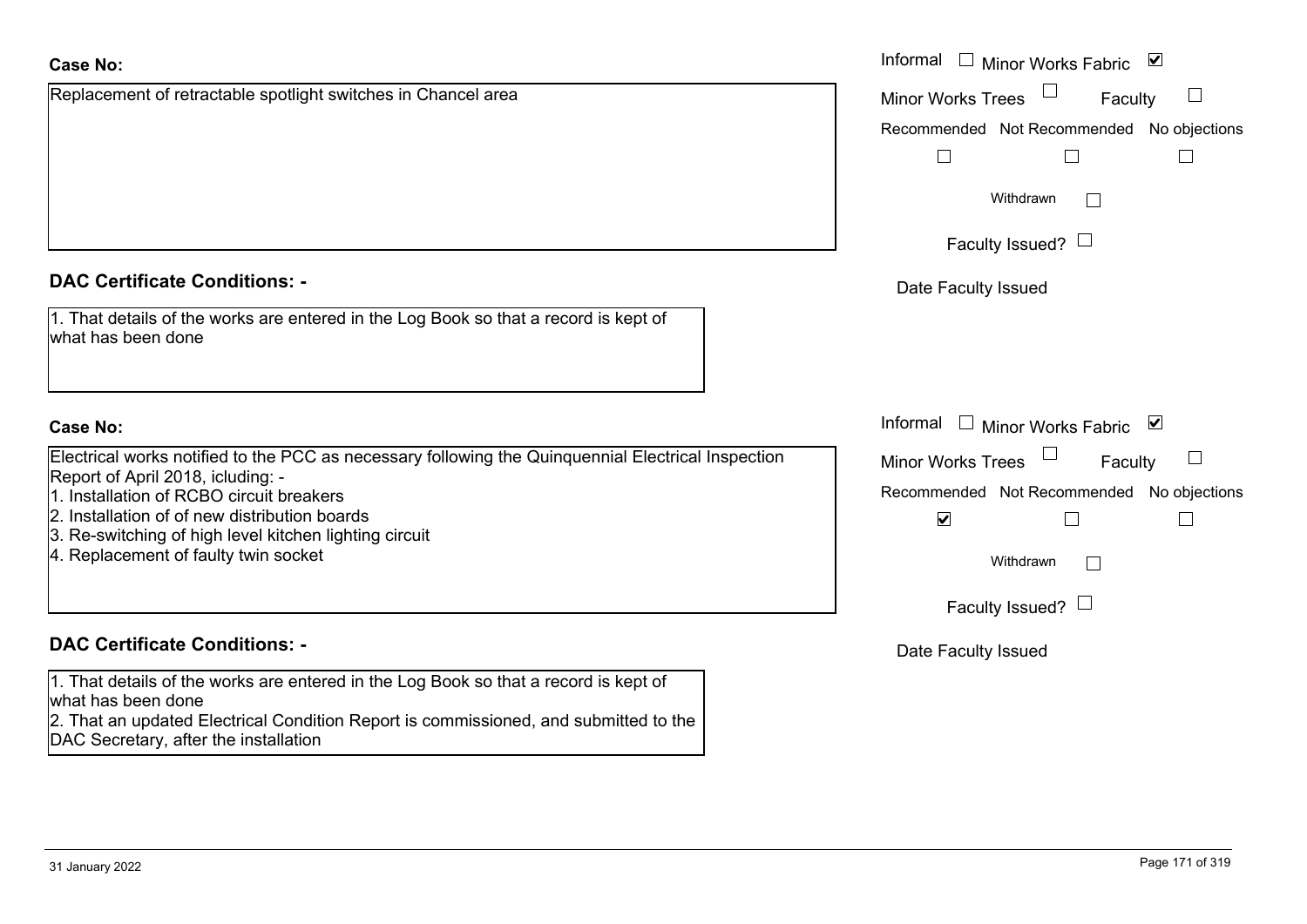**Case No:**

Replacement of retractable spotlight switches in Chancel area

Informal ☐ Minor Works Fabric ☑

Minor Works Trees ☐ Faculty ☐

Recommended ☐ Not Recommended ☐ No objections ☐

Withdrawn ☐

Faculty Issued? ☐

Date Faculty Issued

**DAC Certificate Conditions: -**

1. That details of the works are entered in the Log Book so that a record is kept of what has been done

**Case No:**

Electrical works notified to the PCC as necessary following the Quinquennial Electrical Inspection Report of April 2018, icluding: -

1. Installation of RCBO circuit breakers
2. Installation of of new distribution boards
3. Re-switching of high level kitchen lighting circuit
4. Replacement of faulty twin socket

Informal ☐ Minor Works Fabric ☑

Minor Works Trees ☐ Faculty ☐

Recommended ☑ Not Recommended ☐ No objections ☐

Withdrawn ☐

Faculty Issued? ☐

Date Faculty Issued

**DAC Certificate Conditions: -**

1. That details of the works are entered in the Log Book so that a record is kept of what has been done
2. That an updated Electrical Condition Report is commissioned, and submitted to the DAC Secretary, after the installation

31 January 2022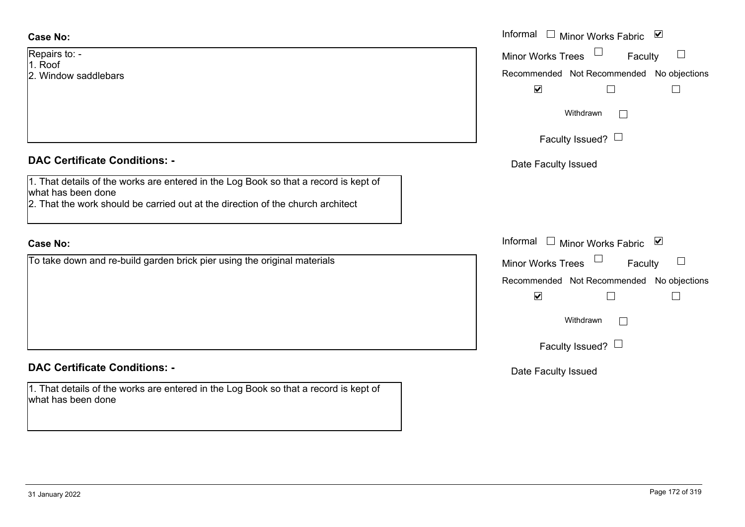**Case No:**

Repairs to: -
1. Roof
2. Window saddlebars

Informal ☐ Minor Works Fabric ☑

Minor Works Trees ☐ Faculty ☐

Recommended ☑ Not Recommended ☐ No objections ☐

Withdrawn ☐

Faculty Issued? ☐

Date Faculty Issued

**DAC Certificate Conditions: -**

1. That details of the works are entered in the Log Book so that a record is kept of what has been done
2. That the work should be carried out at the direction of the church architect

**Case No:**

To take down and re-build garden brick pier using the original materials

Informal ☐ Minor Works Fabric ☑

Minor Works Trees ☐ Faculty ☐

Recommended ☑ Not Recommended ☐ No objections ☐

Withdrawn ☐

Faculty Issued? ☐

Date Faculty Issued

**DAC Certificate Conditions: -**

1. That details of the works are entered in the Log Book so that a record is kept of what has been done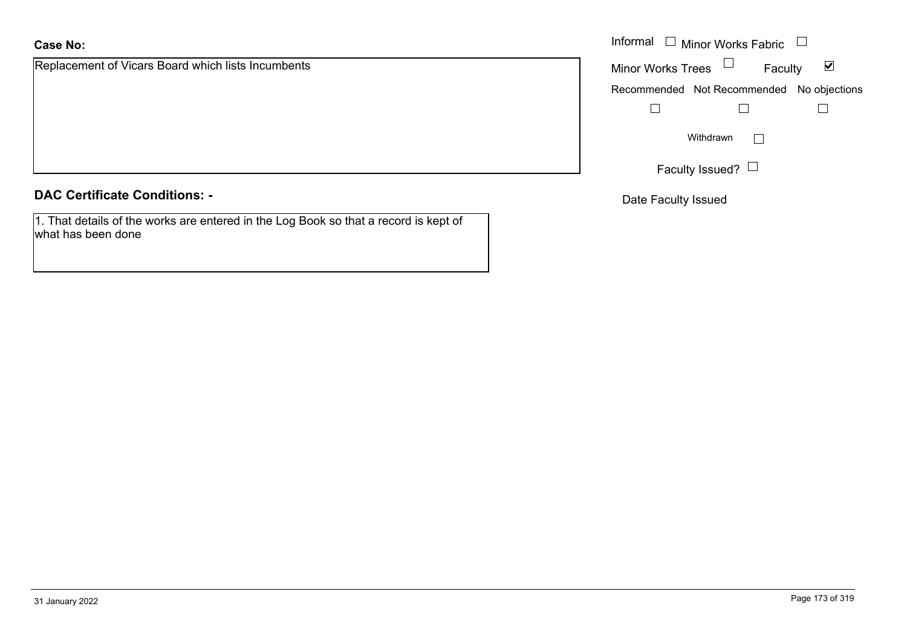**Case No:**

Replacement of Vicars Board which lists Incumbents

Informal ☐ Minor Works Fabric ☐

Minor Works Trees ☐ Faculty ☑

Recommended ☐ Not Recommended ☐ No objections ☐

Withdrawn ☐

Faculty Issued? ☐

Date Faculty Issued

**DAC Certificate Conditions: -**

1. That details of the works are entered in the Log Book so that a record is kept of what has been done

31 January 2022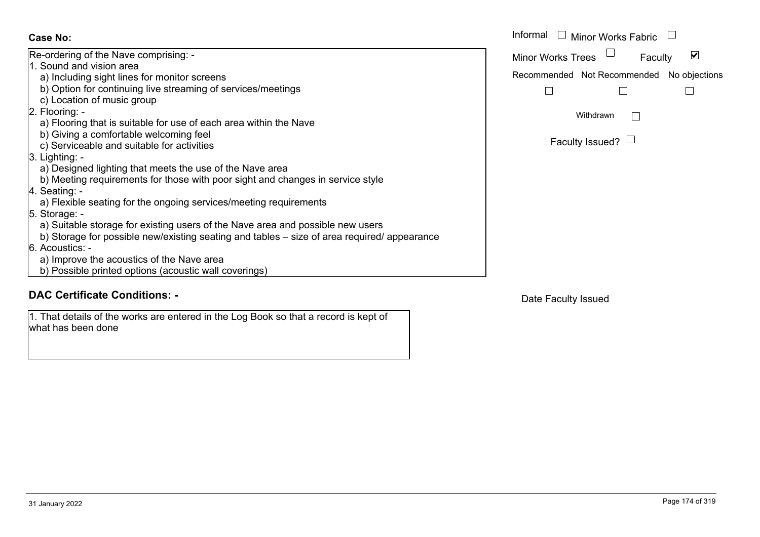**Case No:**

Re-ordering of the Nave comprising: -

1. Sound and vision area
   - a) Including sight lines for monitor screens
   - b) Option for continuing live streaming of services/meetings
   - c) Location of music group
2. Flooring: -
   - a) Flooring that is suitable for use of each area within the Nave
   - b) Giving a comfortable welcoming feel
   - c) Serviceable and suitable for activities
3. Lighting: -
   - a) Designed lighting that meets the use of the Nave area
   - b) Meeting requirements for those with poor sight and changes in service style
4. Seating: -
   - a) Flexible seating for the ongoing services/meeting requirements
5. Storage: -
   - a) Suitable storage for existing users of the Nave area and possible new users
   - b) Storage for possible new/existing seating and tables – size of area required/ appearance
6. Acoustics: -
   - a) Improve the acoustics of the Nave area
   - b) Possible printed options (acoustic wall coverings)

Informal ☐ Minor Works Fabric ☐

Minor Works Trees ☐ Faculty ☑

Recommended ☐ Not Recommended ☐ No objections ☐

Withdrawn ☐

Faculty Issued? ☐

## DAC Certificate Conditions: -

1. That details of the works are entered in the Log Book so that a record is kept of what has been done

Date Faculty Issued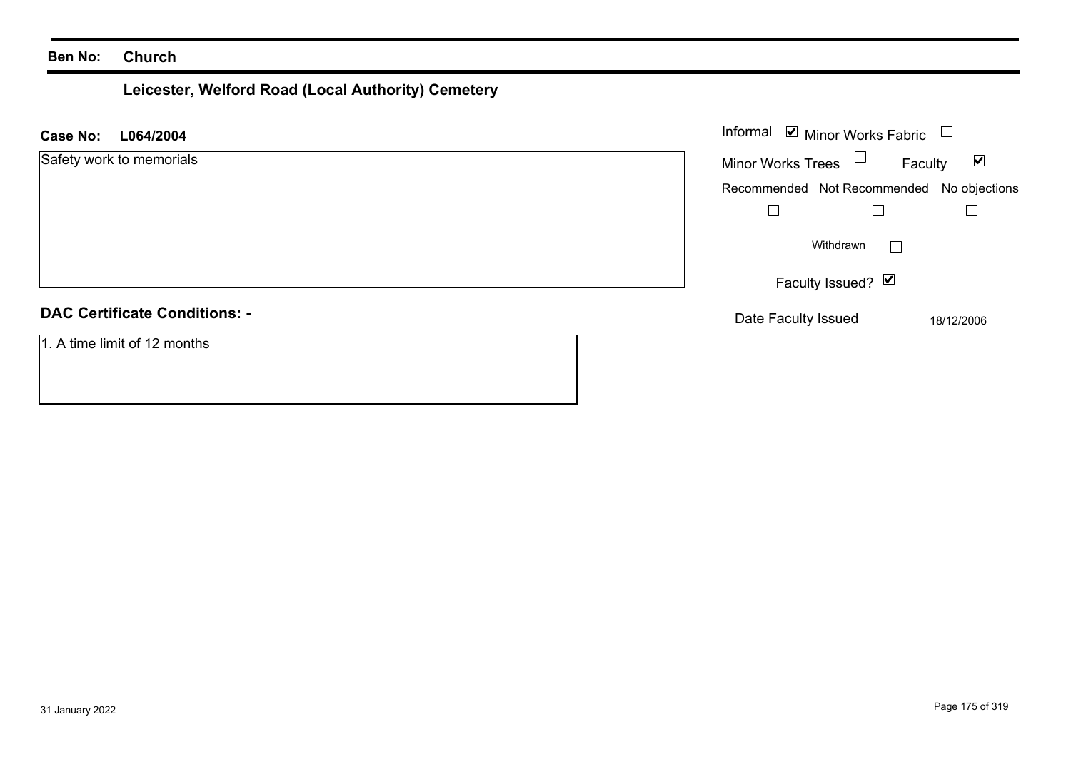**Ben No:** **Church**

## Leicester, Welford Road (Local Authority) Cemetery

**Case No:** **L064/2004**

Safety work to memorials

Informal ☑ Minor Works Fabric ☐

Minor Works Trees ☐ Faculty ☑

| Recommended | Not Recommended | No objections |
|---|---|---|
| ☐ | ☐ | ☐ |

Withdrawn ☐

Faculty Issued? ☑

Date Faculty Issued 18/12/2006

**DAC Certificate Conditions: -**

1. A time limit of 12 months

31 January 2022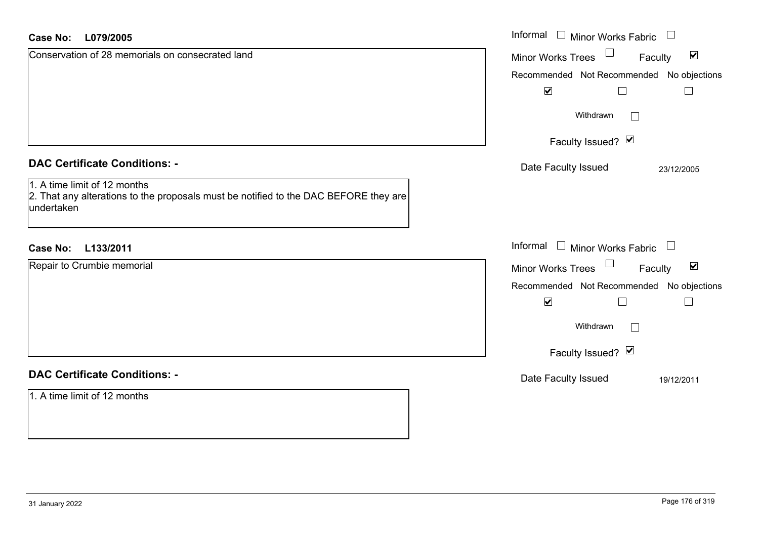**Case No:** **L079/2005**

Conservation of 28 memorials on consecrated land

Informal ☐ Minor Works Fabric ☐

Minor Works Trees ☐ Faculty ☑

Recommended ☑ Not Recommended ☐ No objections ☐

Withdrawn ☐

Faculty Issued? ☑

Date Faculty Issued 23/12/2005

## DAC Certificate Conditions: -

1. A time limit of 12 months
2. That any alterations to the proposals must be notified to the DAC BEFORE they are undertaken

**Case No:** **L133/2011**

Repair to Crumbie memorial

Informal ☐ Minor Works Fabric ☐

Minor Works Trees ☐ Faculty ☑

Recommended ☑ Not Recommended ☐ No objections ☐

Withdrawn ☐

Faculty Issued? ☑

Date Faculty Issued 19/12/2011

## DAC Certificate Conditions: -

1. A time limit of 12 months

31 January 2022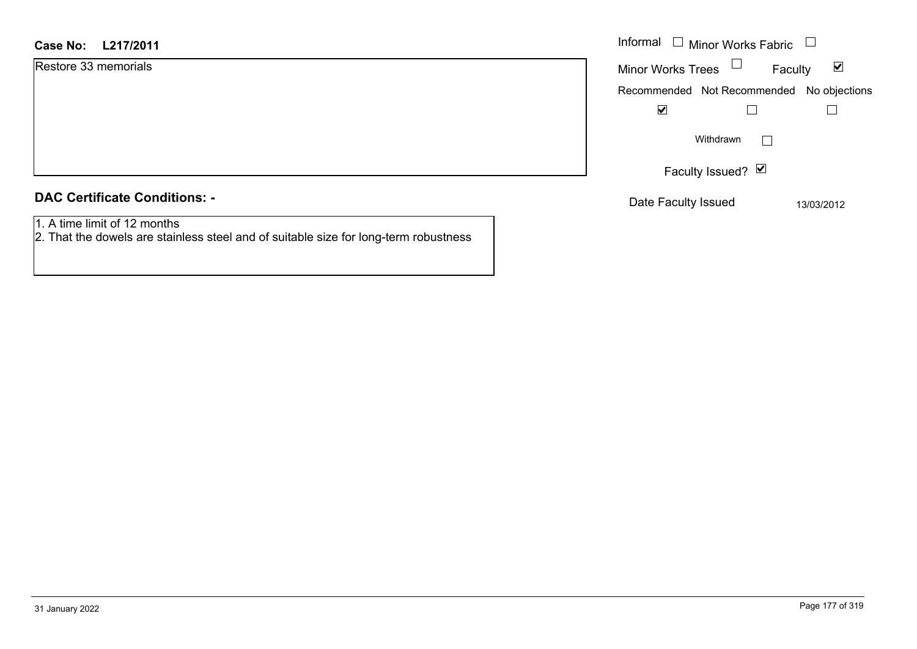**Case No: L217/2011**

Restore 33 memorials

Informal ☐ Minor Works Fabric ☐

Minor Works Trees ☐ Faculty ☑

Recommended ☑ Not Recommended ☐ No objections ☐

Withdrawn ☐

Faculty Issued? ☑

Date Faculty Issued 13/03/2012

## DAC Certificate Conditions: -

1. A time limit of 12 months
2. That the dowels are stainless steel and of suitable size for long-term robustness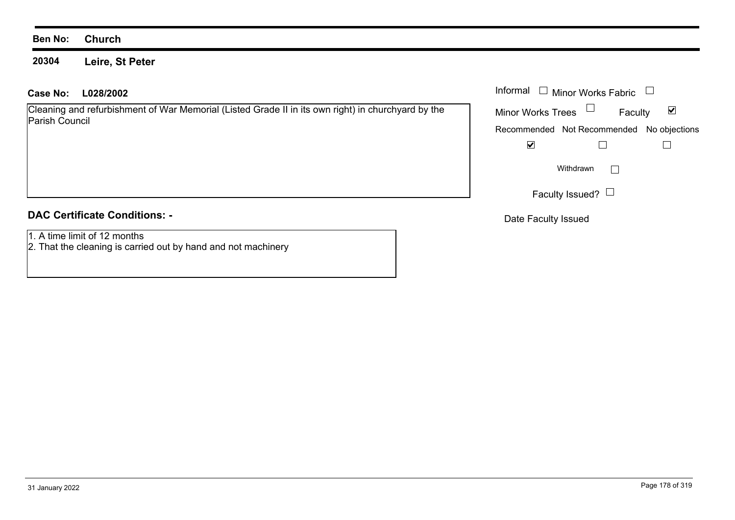**Ben No:** **Church**

**20304** **Leire, St Peter**

**Case No:** **L028/2002**

Cleaning and refurbishment of War Memorial (Listed Grade II in its own right) in churchyard by the Parish Council

Informal ☐ Minor Works Fabric ☐

Minor Works Trees ☐ Faculty ☑

| Recommended | Not Recommended | No objections |
| --- | --- | --- |
| ☑ | ☐ | ☐ |

Withdrawn ☐

Faculty Issued? ☐

Date Faculty Issued

## DAC Certificate Conditions: -

1. A time limit of 12 months
2. That the cleaning is carried out by hand and not machinery

31 January 2022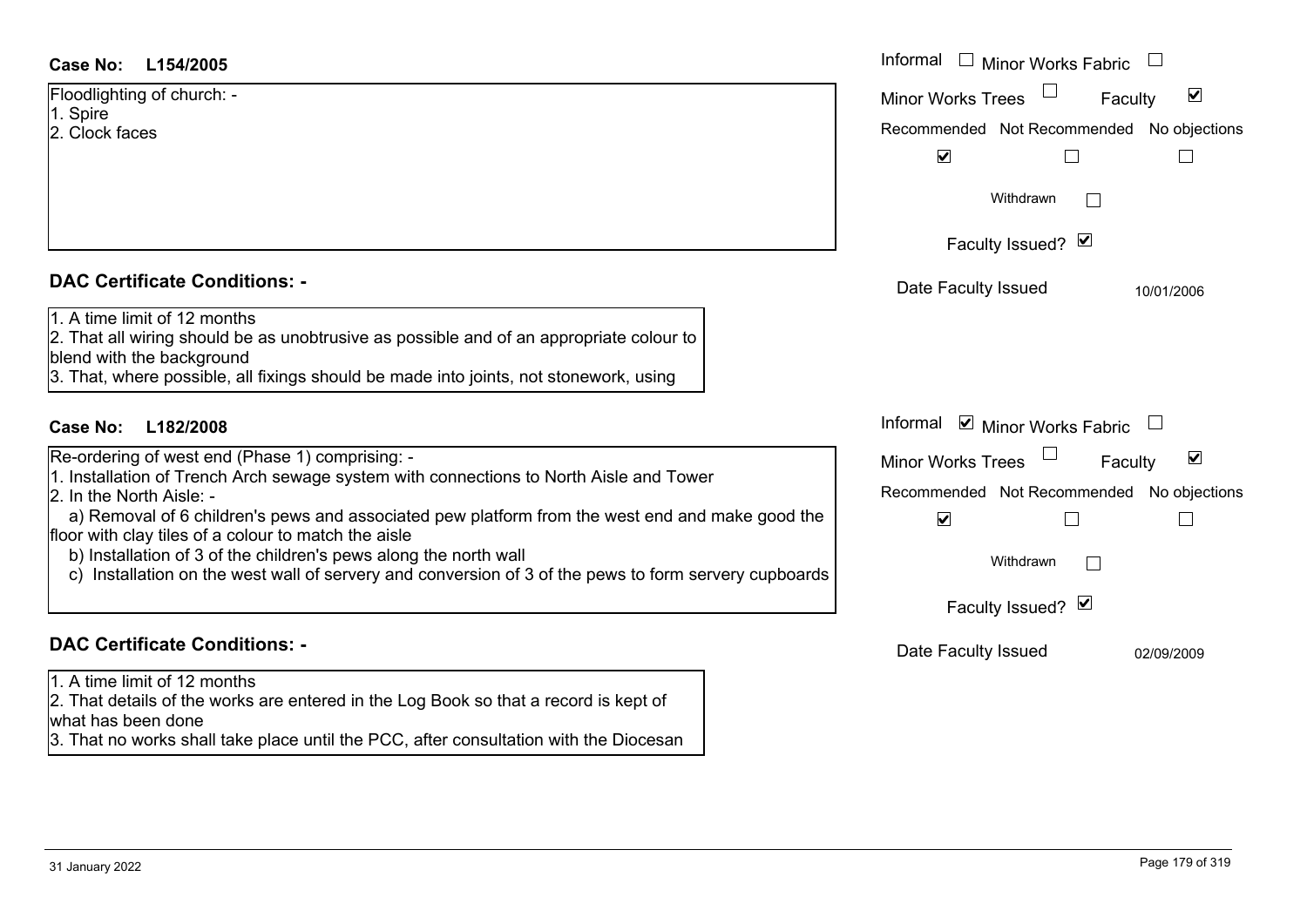**Case No: L154/2005**

Floodlighting of church: -
1. Spire
2. Clock faces

Informal ☐ Minor Works Fabric ☐
Minor Works Trees ☐ Faculty ☑

| Recommended | Not Recommended | No objections |
| --- | --- | --- |
| ☑ | ☐ | ☐ |

Withdrawn ☐

Faculty Issued? ☑

Date Faculty Issued 10/01/2006

## DAC Certificate Conditions: -

1. A time limit of 12 months
2. That all wiring should be as unobtrusive as possible and of an appropriate colour to blend with the background
3. That, where possible, all fixings should be made into joints, not stonework, using

**Case No: L182/2008**

Re-ordering of west end (Phase 1) comprising: -
1. Installation of Trench Arch sewage system with connections to North Aisle and Tower
2. In the North Aisle: -
   a) Removal of 6 children's pews and associated pew platform from the west end and make good the floor with clay tiles of a colour to match the aisle
   b) Installation of 3 of the children's pews along the north wall
   c) Installation on the west wall of servery and conversion of 3 of the pews to form servery cupboards

Informal ☑ Minor Works Fabric ☐
Minor Works Trees ☐ Faculty ☑

| Recommended | Not Recommended | No objections |
| --- | --- | --- |
| ☑ | ☐ | ☐ |

Withdrawn ☐

Faculty Issued? ☑

Date Faculty Issued 02/09/2009

## DAC Certificate Conditions: -

1. A time limit of 12 months
2. That details of the works are entered in the Log Book so that a record is kept of what has been done
3. That no works shall take place until the PCC, after consultation with the Diocesan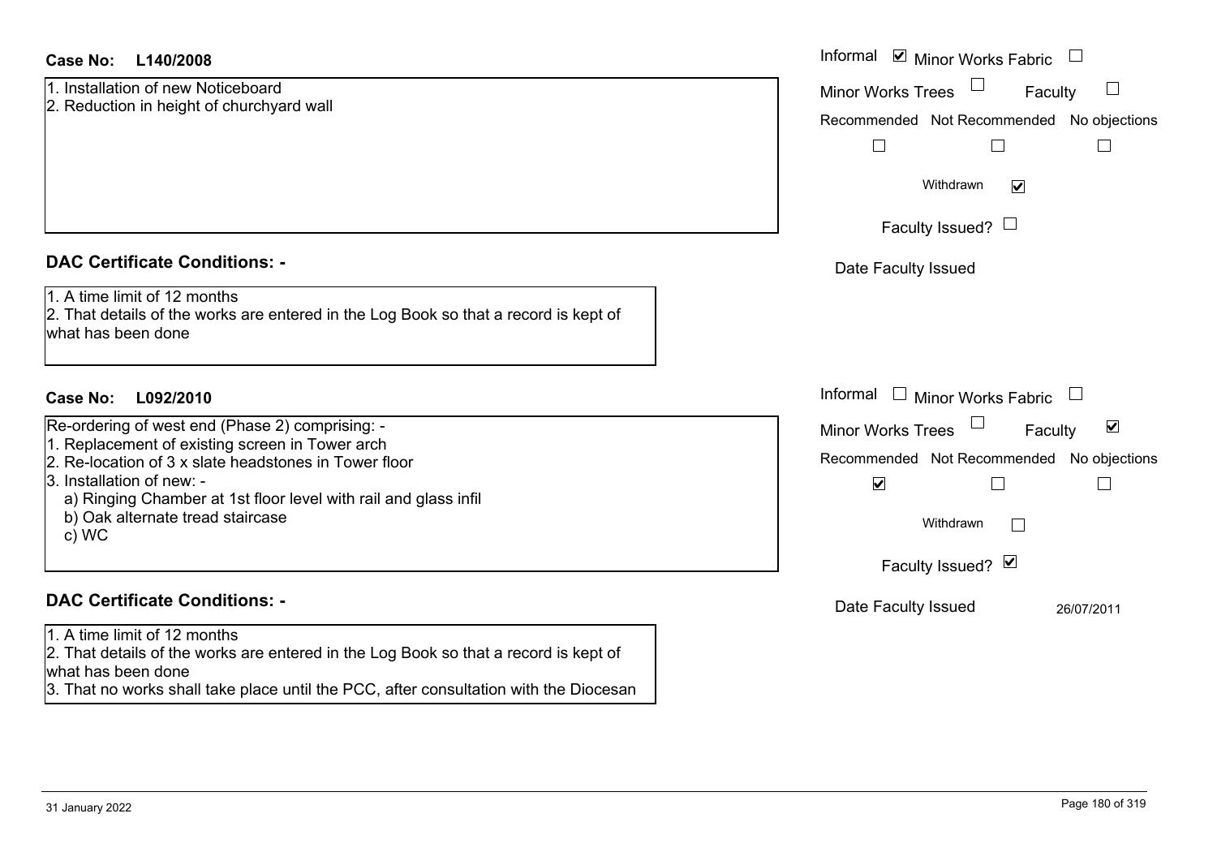**Case No: L140/2008**

1. Installation of new Noticeboard
2. Reduction in height of churchyard wall

Informal ☑ Minor Works Fabric ☐
Minor Works Trees ☐ Faculty ☐
Recommended ☐ Not Recommended ☐ No objections ☐
Withdrawn ☑
Faculty Issued? ☐
Date Faculty Issued

**DAC Certificate Conditions: -**

1. A time limit of 12 months
2. That details of the works are entered in the Log Book so that a record is kept of what has been done

**Case No: L092/2010**

Re-ordering of west end (Phase 2) comprising: -
1. Replacement of existing screen in Tower arch
2. Re-location of 3 x slate headstones in Tower floor
3. Installation of new: -
   a) Ringing Chamber at 1st floor level with rail and glass infil
   b) Oak alternate tread staircase
   c) WC

Informal ☐ Minor Works Fabric ☐
Minor Works Trees ☐ Faculty ☑
Recommended ☑ Not Recommended ☐ No objections ☐
Withdrawn ☐
Faculty Issued? ☑
Date Faculty Issued 26/07/2011

**DAC Certificate Conditions: -**

1. A time limit of 12 months
2. That details of the works are entered in the Log Book so that a record is kept of what has been done
3. That no works shall take place until the PCC, after consultation with the Diocesan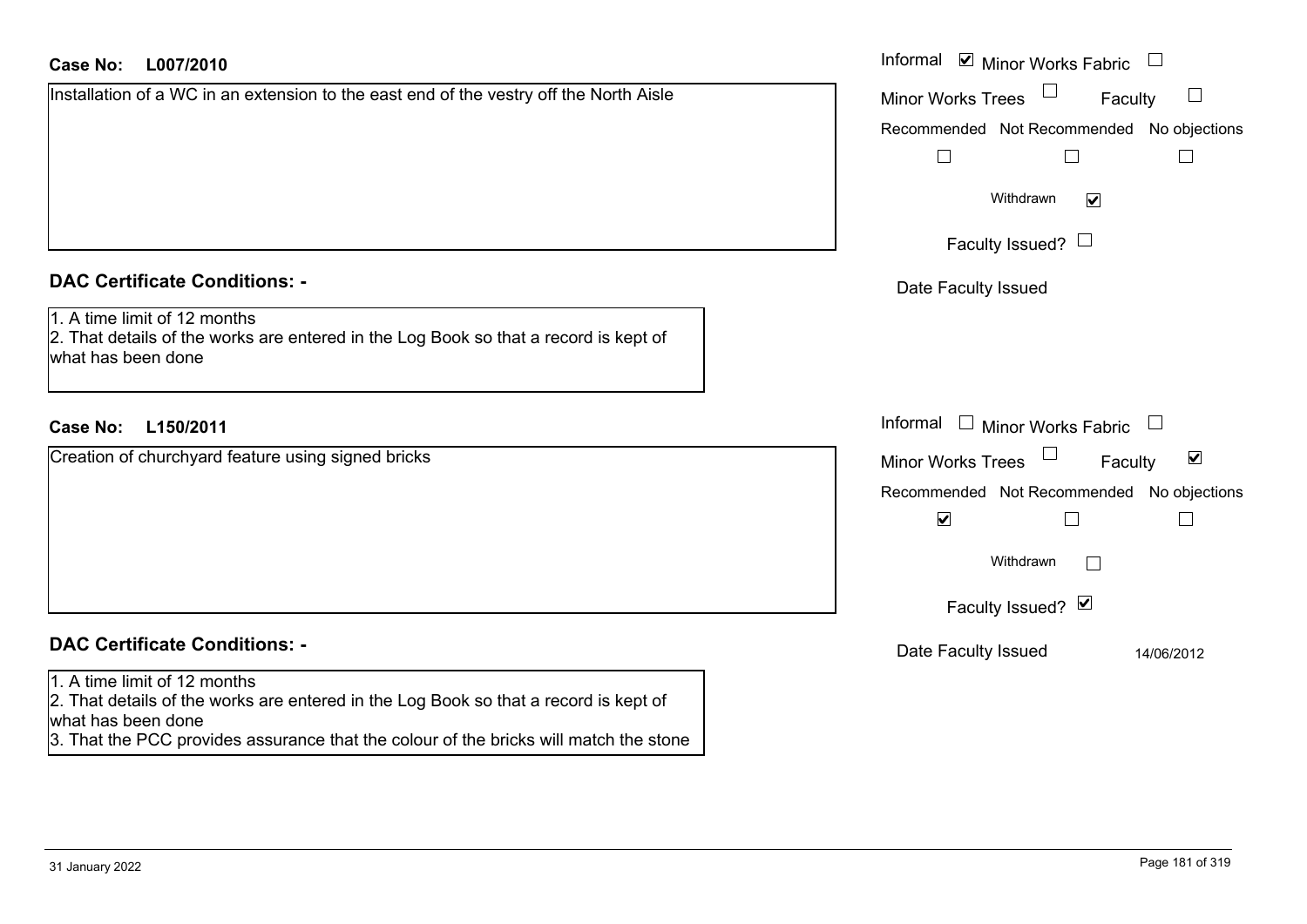**Case No: L007/2010**

Installation of a WC in an extension to the east end of the vestry off the North Aisle

Informal ☑ Minor Works Fabric ☐
Minor Works Trees ☐ Faculty ☐
Recommended ☐ Not Recommended ☐ No objections ☐
Withdrawn ☑
Faculty Issued? ☐
Date Faculty Issued

**DAC Certificate Conditions: -**

1. A time limit of 12 months
2. That details of the works are entered in the Log Book so that a record is kept of what has been done

**Case No: L150/2011**

Creation of churchyard feature using signed bricks

Informal ☐ Minor Works Fabric ☐
Minor Works Trees ☐ Faculty ☑
Recommended ☑ Not Recommended ☐ No objections ☐
Withdrawn ☐
Faculty Issued? ☑
Date Faculty Issued 14/06/2012

**DAC Certificate Conditions: -**

1. A time limit of 12 months
2. That details of the works are entered in the Log Book so that a record is kept of what has been done
3. That the PCC provides assurance that the colour of the bricks will match the stone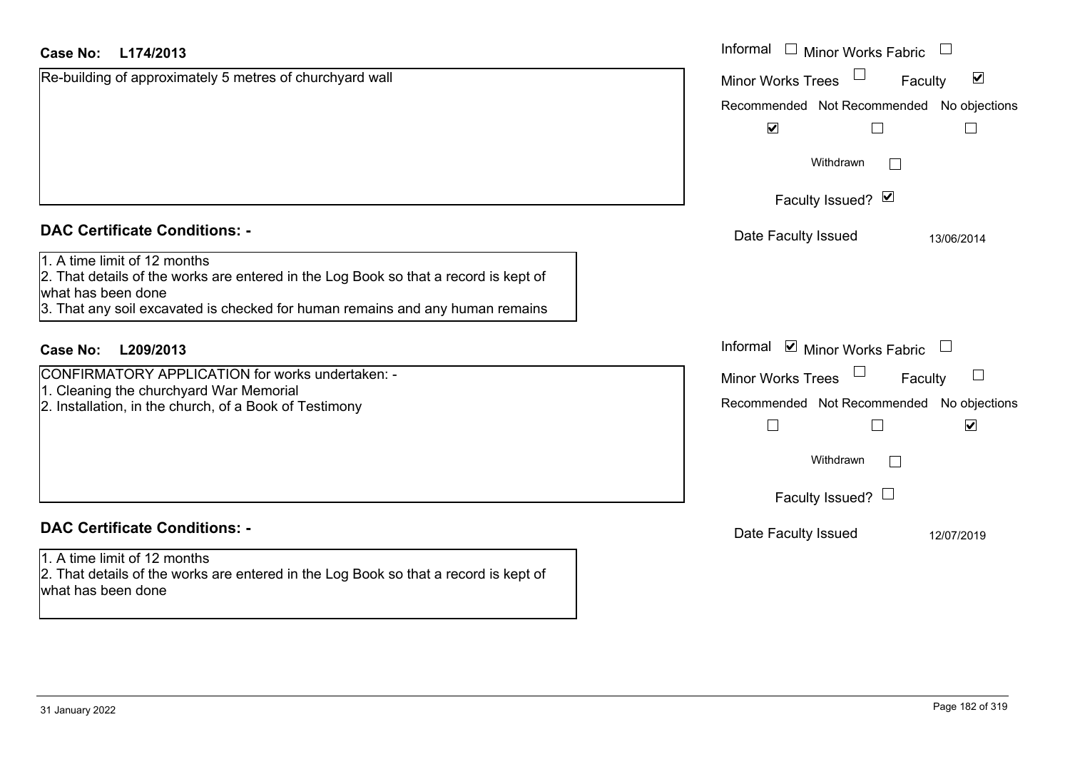**Case No: L174/2013**

Re-building of approximately 5 metres of churchyard wall

Informal ☐ Minor Works Fabric ☐
Minor Works Trees ☐ Faculty ☑

| Recommended | Not Recommended | No objections |
| --- | --- | --- |
| ☑ | ☐ | ☐ |

Withdrawn ☐

Faculty Issued? ☑

Date Faculty Issued 13/06/2014

## DAC Certificate Conditions: -

1. A time limit of 12 months
2. That details of the works are entered in the Log Book so that a record is kept of what has been done
3. That any soil excavated is checked for human remains and any human remains

**Case No: L209/2013**

CONFIRMATORY APPLICATION for works undertaken: -
1. Cleaning the churchyard War Memorial
2. Installation, in the church, of a Book of Testimony

Informal ☑ Minor Works Fabric ☐
Minor Works Trees ☐ Faculty ☐

| Recommended | Not Recommended | No objections |
| --- | --- | --- |
| ☐ | ☐ | ☑ |

Withdrawn ☐

Faculty Issued? ☐

Date Faculty Issued 12/07/2019

## DAC Certificate Conditions: -

1. A time limit of 12 months
2. That details of the works are entered in the Log Book so that a record is kept of what has been done

31 January 2022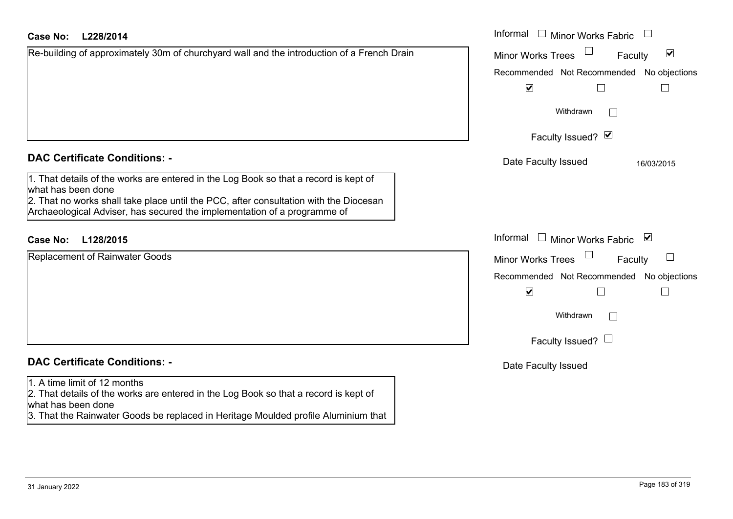**Case No:** **L228/2014**

Re-building of approximately 30m of churchyard wall and the introduction of a French Drain

Informal ☐ Minor Works Fabric ☐

Minor Works Trees ☐ Faculty ☑

Recommended ☑ Not Recommended ☐ No objections ☐

Withdrawn ☐

Faculty Issued? ☑

Date Faculty Issued 16/03/2015

## DAC Certificate Conditions: -

1. That details of the works are entered in the Log Book so that a record is kept of what has been done
2. That no works shall take place until the PCC, after consultation with the Diocesan Archaeological Adviser, has secured the implementation of a programme of

**Case No:** **L128/2015**

Replacement of Rainwater Goods

Informal ☐ Minor Works Fabric ☑

Minor Works Trees ☐ Faculty ☐

Recommended ☑ Not Recommended ☐ No objections ☐

Withdrawn ☐

Faculty Issued? ☐

Date Faculty Issued

## DAC Certificate Conditions: -

1. A time limit of 12 months
2. That details of the works are entered in the Log Book so that a record is kept of what has been done
3. That the Rainwater Goods be replaced in Heritage Moulded profile Aluminium that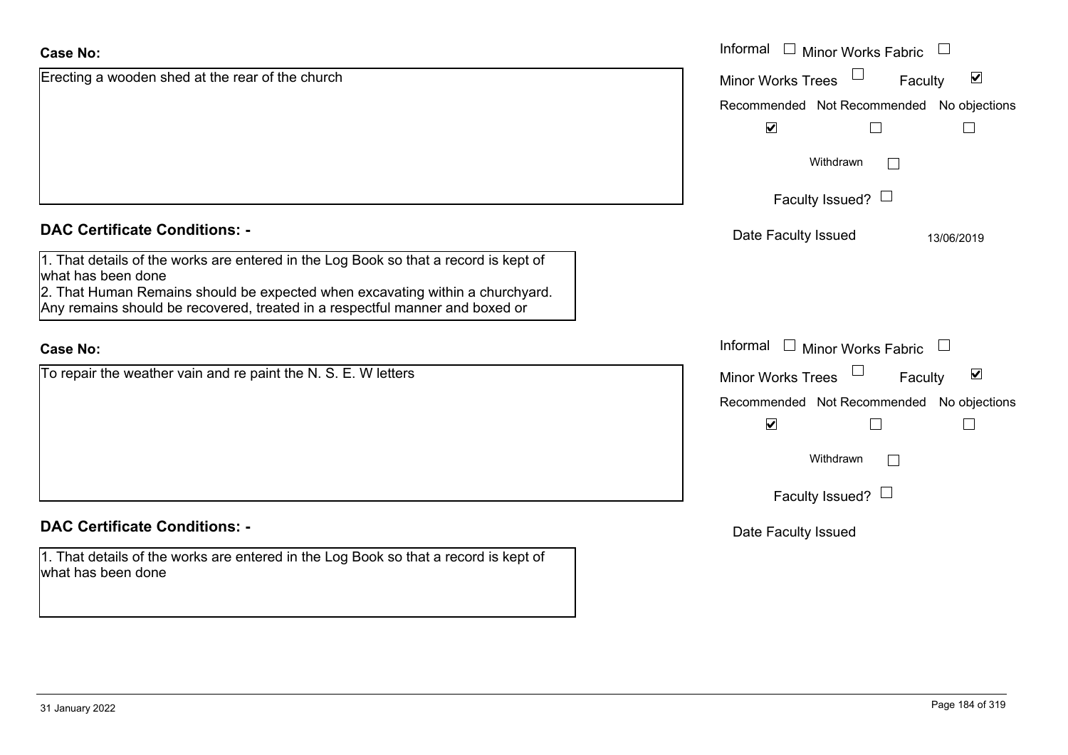**Case No:**

Erecting a wooden shed at the rear of the church

Informal ☐ Minor Works Fabric ☐

Minor Works Trees ☐ Faculty ☑

Recommended ☑ Not Recommended ☐ No objections ☐

Withdrawn ☐

Faculty Issued? ☐

Date Faculty Issued 13/06/2019

**DAC Certificate Conditions: -**

1. That details of the works are entered in the Log Book so that a record is kept of what has been done
2. That Human Remains should be expected when excavating within a churchyard. Any remains should be recovered, treated in a respectful manner and boxed or

**Case No:**

To repair the weather vain and re paint the N. S. E. W letters

Informal ☐ Minor Works Fabric ☐

Minor Works Trees ☐ Faculty ☑

Recommended ☑ Not Recommended ☐ No objections ☐

Withdrawn ☐

Faculty Issued? ☐

Date Faculty Issued

**DAC Certificate Conditions: -**

1. That details of the works are entered in the Log Book so that a record is kept of what has been done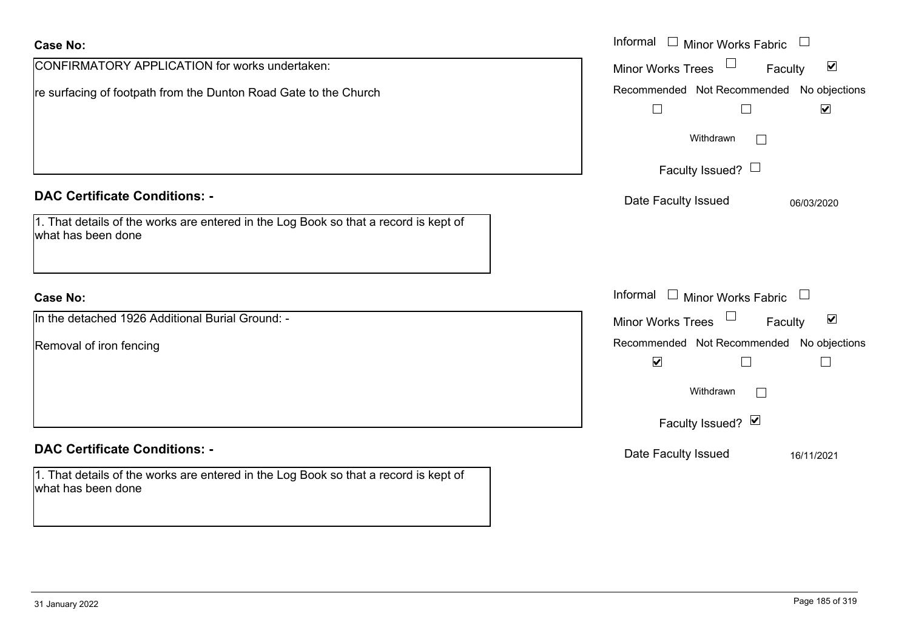**Case No:**

CONFIRMATORY APPLICATION for works undertaken:

re surfacing of footpath from the Dunton Road Gate to the Church

Informal ☐ Minor Works Fabric ☐

Minor Works Trees ☐ Faculty ☑

Recommended ☐ Not Recommended ☐ No objections ☑

Withdrawn ☐

Faculty Issued? ☐

Date Faculty Issued 06/03/2020

**DAC Certificate Conditions: -**

1. That details of the works are entered in the Log Book so that a record is kept of what has been done

**Case No:**

In the detached 1926 Additional Burial Ground: -

Removal of iron fencing

Informal ☐ Minor Works Fabric ☐

Minor Works Trees ☐ Faculty ☑

Recommended ☑ Not Recommended ☐ No objections ☐

Withdrawn ☐

Faculty Issued? ☑

Date Faculty Issued 16/11/2021

**DAC Certificate Conditions: -**

1. That details of the works are entered in the Log Book so that a record is kept of what has been done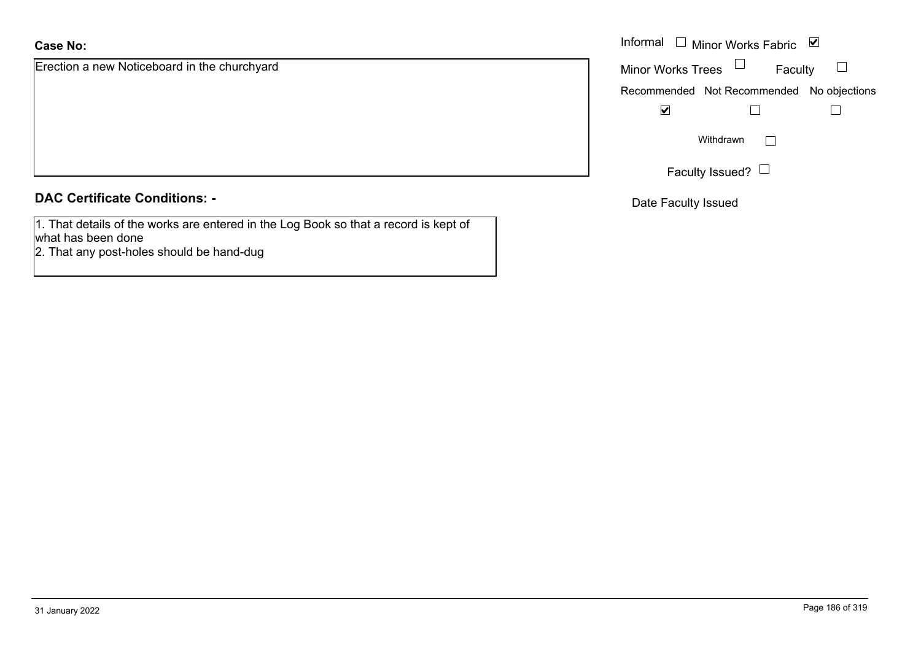**Case No:**

Erection a new Noticeboard in the churchyard

Informal ☐ Minor Works Fabric ☑

Minor Works Trees ☐ Faculty ☐

Recommended ☑ Not Recommended ☐ No objections ☐

Withdrawn ☐

Faculty Issued? ☐

Date Faculty Issued

**DAC Certificate Conditions: -**

1. That details of the works are entered in the Log Book so that a record is kept of what has been done
2. That any post-holes should be hand-dug

31 January 2022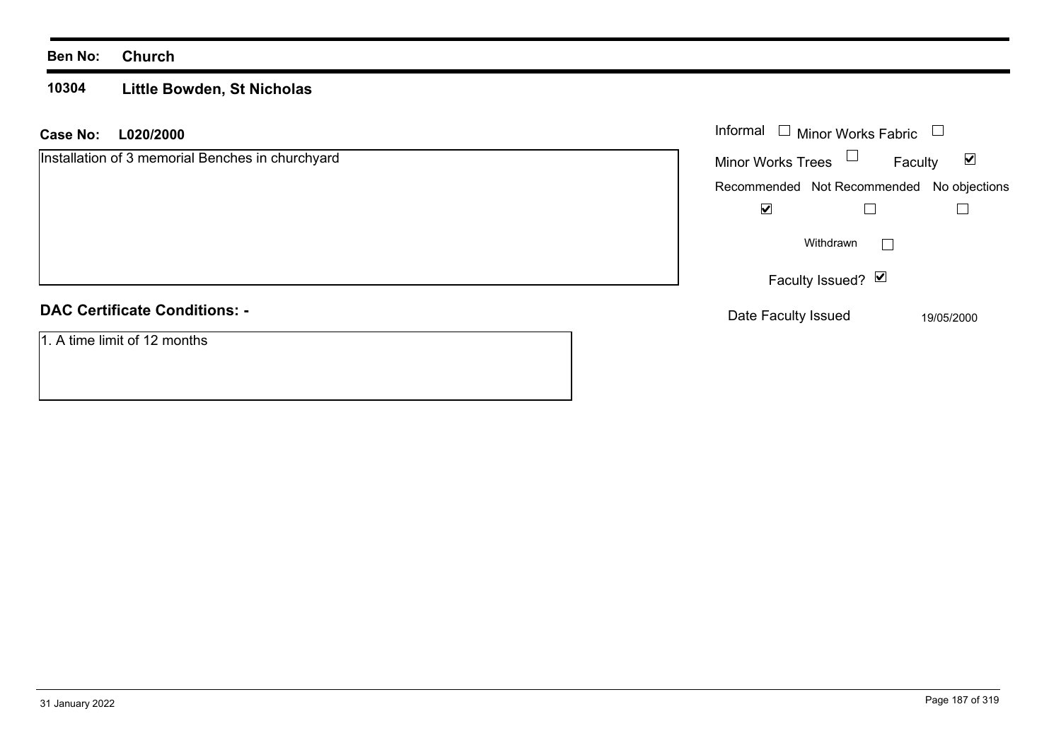**Ben No:** **Church**

**10304** **Little Bowden, St Nicholas**

**Case No:** **L020/2000**

Installation of 3 memorial Benches in churchyard

| Informal ☐ | Minor Works Fabric ☐ | |
|---|---|---|
| Minor Works Trees ☐ | Faculty ☑ | |
| Recommended | Not Recommended | No objections |
| ☑ | ☐ | ☐ |

Withdrawn ☐

Faculty Issued? ☑

Date Faculty Issued 19/05/2000

## DAC Certificate Conditions: -

1. A time limit of 12 months

31 January 2022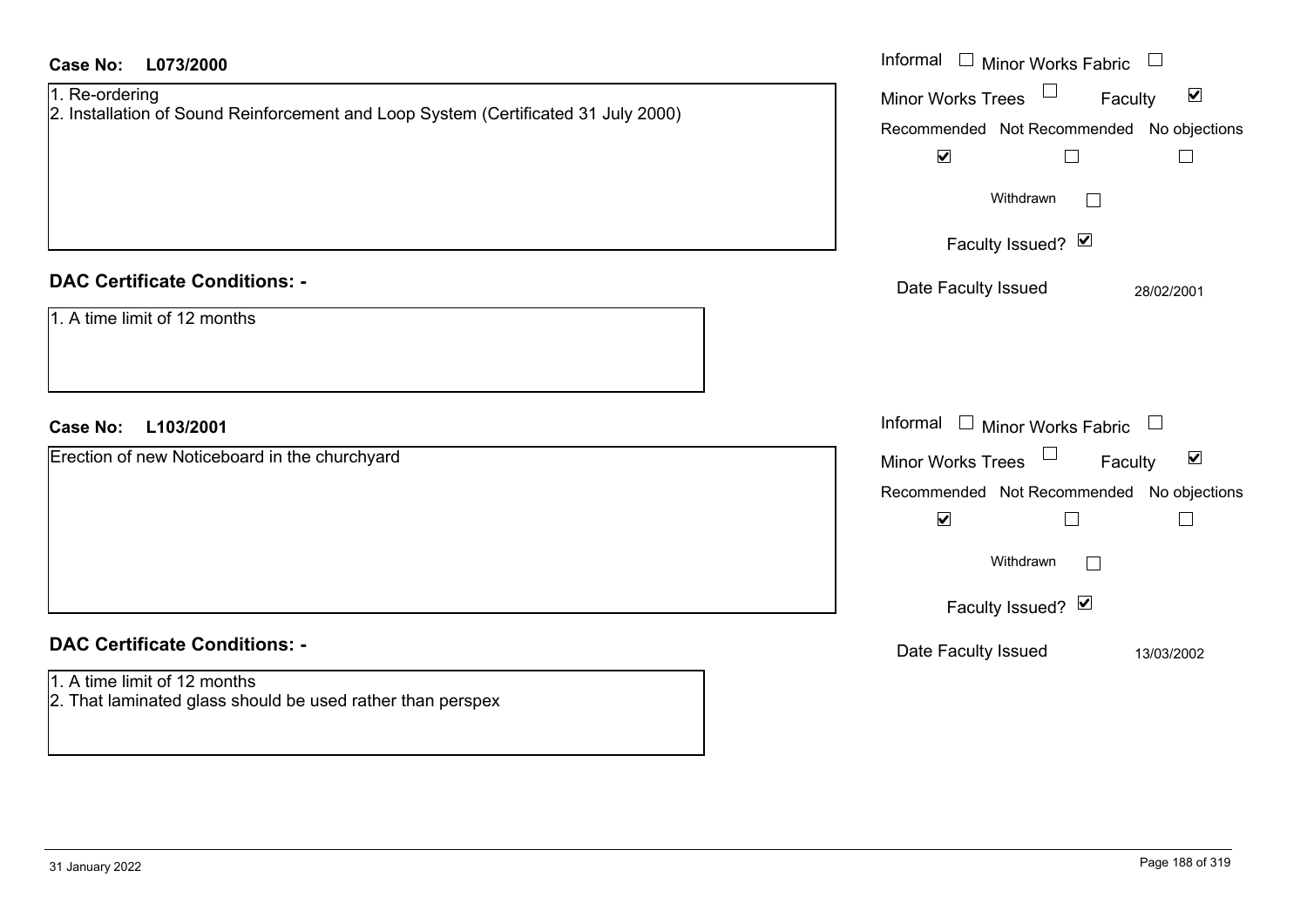**Case No:** **L073/2000**

1. Re-ordering
2. Installation of Sound Reinforcement and Loop System (Certificated 31 July 2000)

Informal ☐ Minor Works Fabric ☐
Minor Works Trees ☐ Faculty ☑

Recommended ☑ Not Recommended ☐ No objections ☐

Withdrawn ☐

Faculty Issued? ☑

Date Faculty Issued 28/02/2001

## DAC Certificate Conditions: -

1. A time limit of 12 months

**Case No:** **L103/2001**

Erection of new Noticeboard in the churchyard

Informal ☐ Minor Works Fabric ☐
Minor Works Trees ☐ Faculty ☑

Recommended ☑ Not Recommended ☐ No objections ☐

Withdrawn ☐

Faculty Issued? ☑

Date Faculty Issued 13/03/2002

## DAC Certificate Conditions: -

1. A time limit of 12 months
2. That laminated glass should be used rather than perspex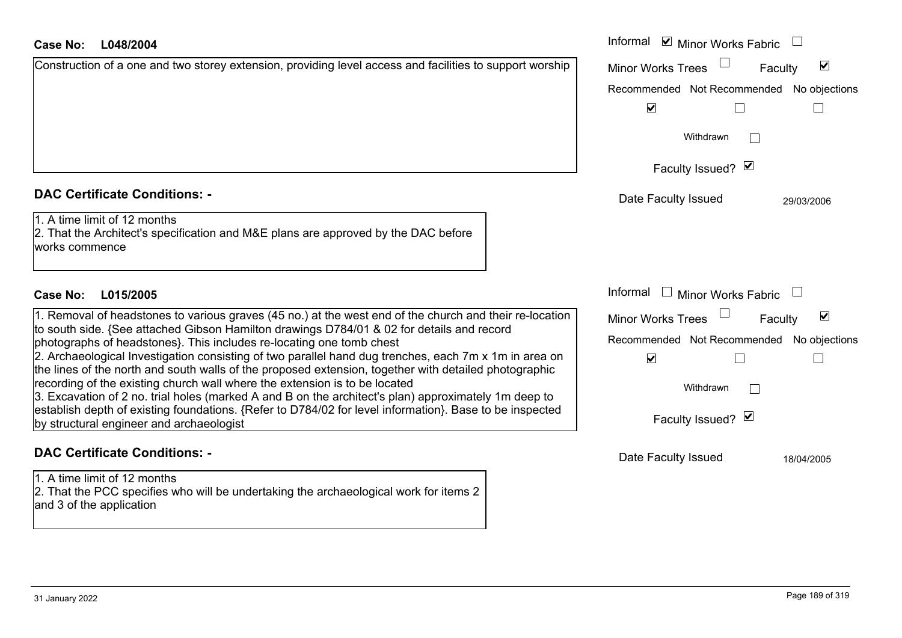**Case No:** **L048/2004**

Construction of a one and two storey extension, providing level access and facilities to support worship

Informal ☑ Minor Works Fabric ☐

Minor Works Trees ☐ Faculty ☑

Recommended ☑ Not Recommended ☐ No objections ☐

Withdrawn ☐

Faculty Issued? ☑

Date Faculty Issued 29/03/2006

## DAC Certificate Conditions: -

1. A time limit of 12 months
2. That the Architect's specification and M&E plans are approved by the DAC before works commence

**Case No:** **L015/2005**

1. Removal of headstones to various graves (45 no.) at the west end of the church and their re-location to south side. {See attached Gibson Hamilton drawings D784/01 & 02 for details and record photographs of headstones}. This includes re-locating one tomb chest
2. Archaeological Investigation consisting of two parallel hand dug trenches, each 7m x 1m in area on the lines of the north and south walls of the proposed extension, together with detailed photographic recording of the existing church wall where the extension is to be located
3. Excavation of 2 no. trial holes (marked A and B on the architect's plan) approximately 1m deep to establish depth of existing foundations. {Refer to D784/02 for level information}. Base to be inspected by structural engineer and archaeologist

Informal ☐ Minor Works Fabric ☐

Minor Works Trees ☐ Faculty ☑

Recommended ☑ Not Recommended ☐ No objections ☐

Withdrawn ☐

Faculty Issued? ☑

Date Faculty Issued 18/04/2005

## DAC Certificate Conditions: -

1. A time limit of 12 months
2. That the PCC specifies who will be undertaking the archaeological work for items 2 and 3 of the application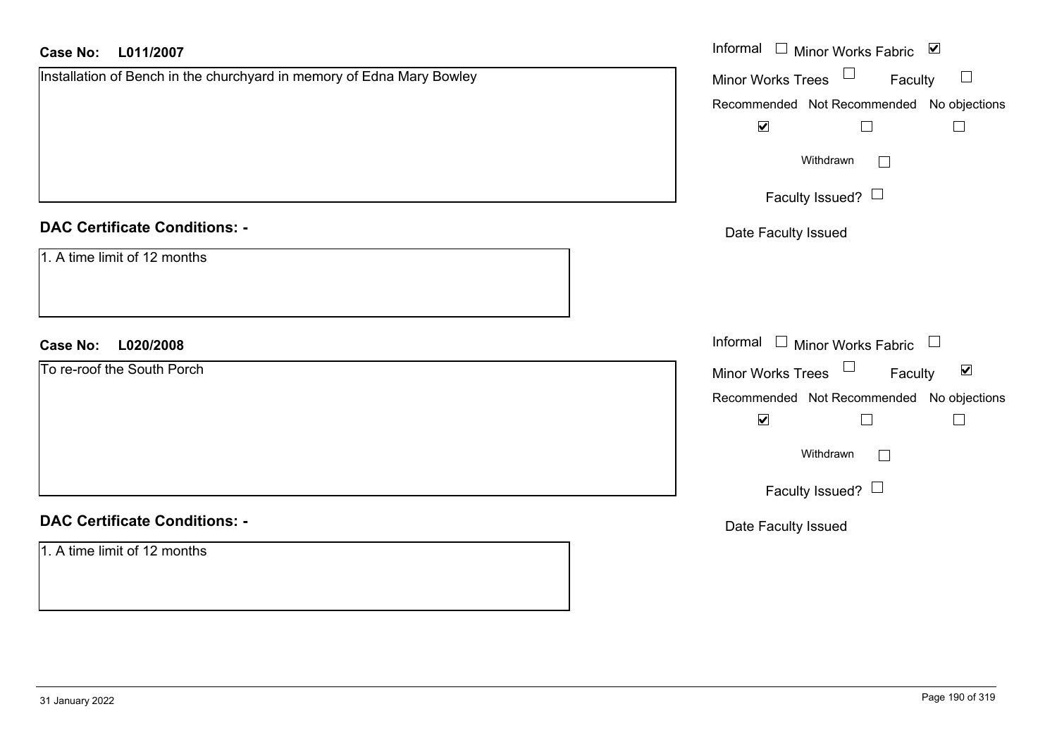**Case No: L011/2007**

Installation of Bench in the churchyard in memory of Edna Mary Bowley

Informal ☐ Minor Works Fabric ☑

Minor Works Trees ☐ Faculty ☐

Recommended ☑ Not Recommended ☐ No objections ☐

Withdrawn ☐

Faculty Issued? ☐

Date Faculty Issued

**DAC Certificate Conditions: -**

1. A time limit of 12 months

**Case No: L020/2008**

To re-roof the South Porch

Informal ☐ Minor Works Fabric ☐

Minor Works Trees ☐ Faculty ☑

Recommended ☑ Not Recommended ☐ No objections ☐

Withdrawn ☐

Faculty Issued? ☐

Date Faculty Issued

**DAC Certificate Conditions: -**

1. A time limit of 12 months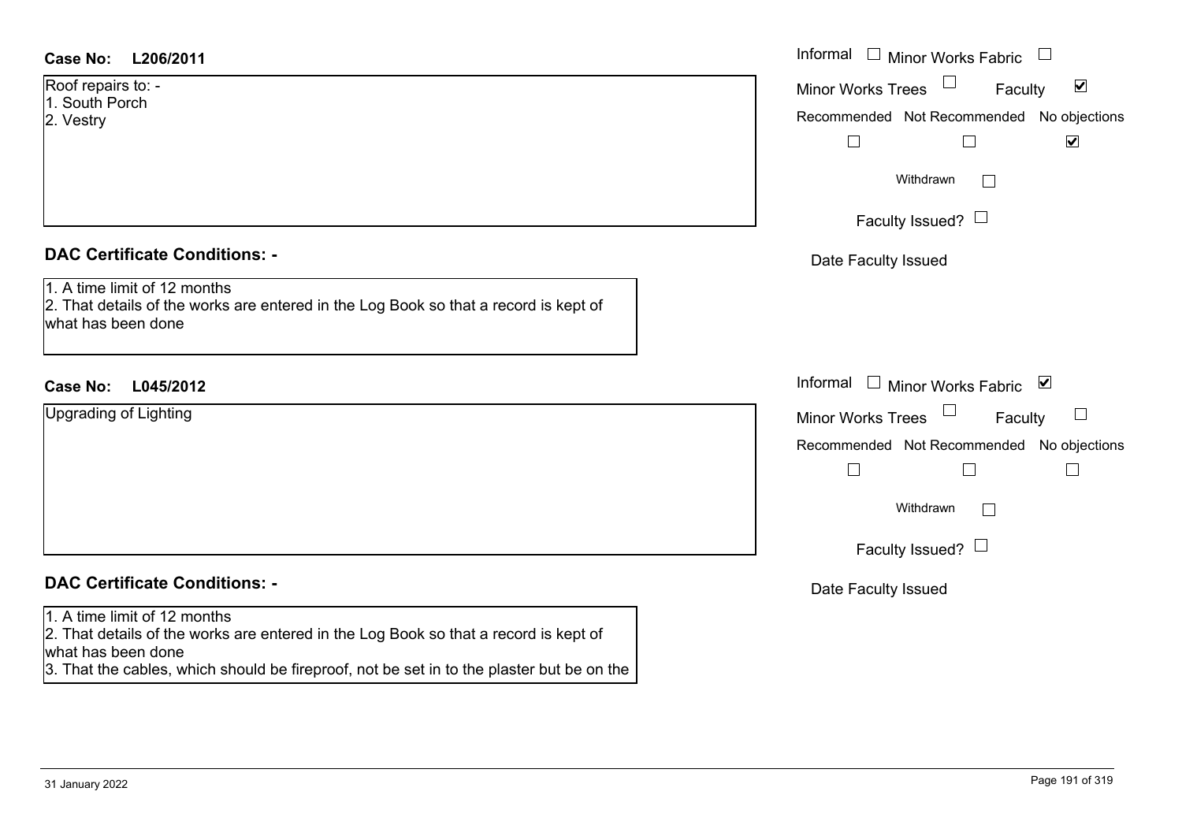**Case No: L206/2011**

Roof repairs to: -
1. South Porch
2. Vestry

Informal ☐ Minor Works Fabric ☐
Minor Works Trees ☐ Faculty ☑
Recommended ☐ Not Recommended ☐ No objections ☑
Withdrawn ☐
Faculty Issued? ☐
Date Faculty Issued

**DAC Certificate Conditions: -**

1. A time limit of 12 months
2. That details of the works are entered in the Log Book so that a record is kept of what has been done

**Case No: L045/2012**

Upgrading of Lighting

Informal ☐ Minor Works Fabric ☑
Minor Works Trees ☐ Faculty ☐
Recommended ☐ Not Recommended ☐ No objections ☐
Withdrawn ☐
Faculty Issued? ☐
Date Faculty Issued

**DAC Certificate Conditions: -**

1. A time limit of 12 months
2. That details of the works are entered in the Log Book so that a record is kept of what has been done
3. That the cables, which should be fireproof, not be set in to the plaster but be on the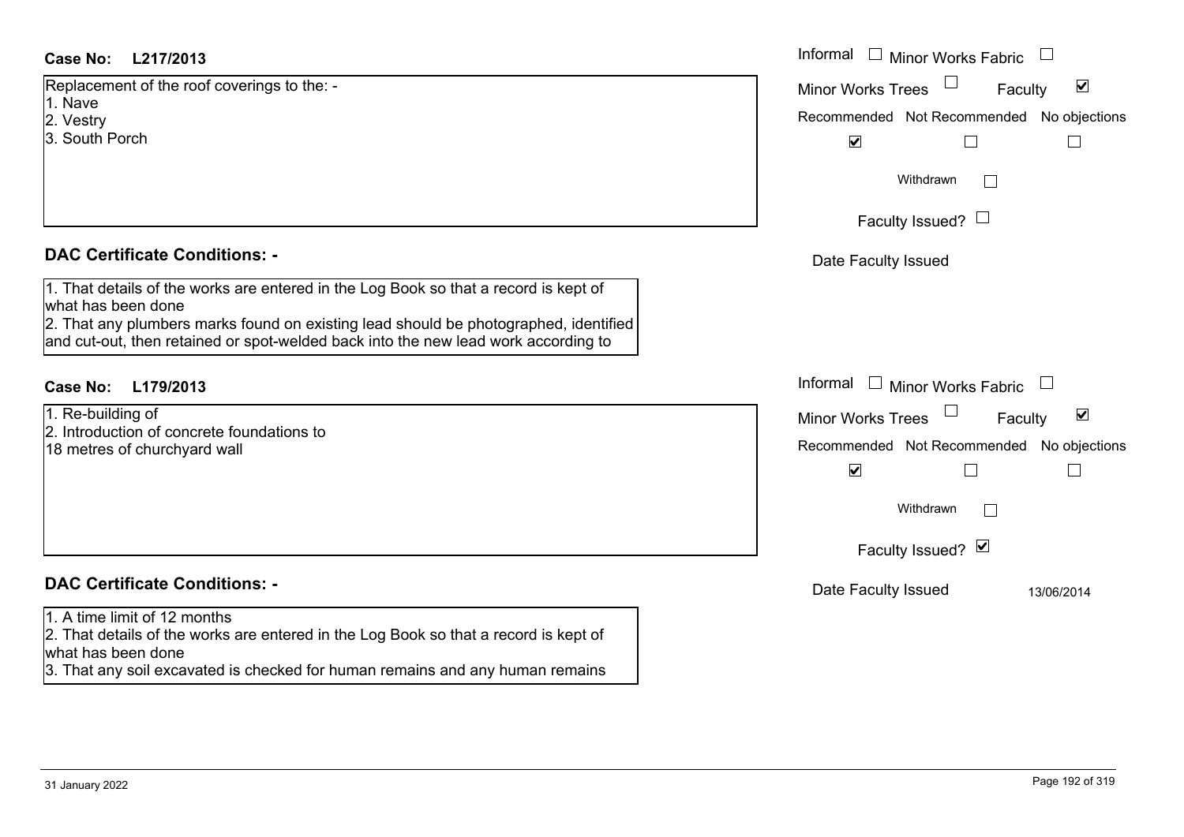**Case No: L217/2013**

Replacement of the roof coverings to the: -
1. Nave
2. Vestry
3. South Porch

Informal ☐ Minor Works Fabric ☐

Minor Works Trees ☐ Faculty ☑

Recommended ☑ Not Recommended ☐ No objections ☐

Withdrawn ☐

Faculty Issued? ☐

Date Faculty Issued

**DAC Certificate Conditions: -**

1. That details of the works are entered in the Log Book so that a record is kept of what has been done
2. That any plumbers marks found on existing lead should be photographed, identified and cut-out, then retained or spot-welded back into the new lead work according to

**Case No: L179/2013**

1. Re-building of
2. Introduction of concrete foundations to
18 metres of churchyard wall

Informal ☐ Minor Works Fabric ☐

Minor Works Trees ☐ Faculty ☑

Recommended ☑ Not Recommended ☐ No objections ☐

Withdrawn ☐

Faculty Issued? ☑

Date Faculty Issued 13/06/2014

**DAC Certificate Conditions: -**

1. A time limit of 12 months
2. That details of the works are entered in the Log Book so that a record is kept of what has been done
3. That any soil excavated is checked for human remains and any human remains

31 January 2022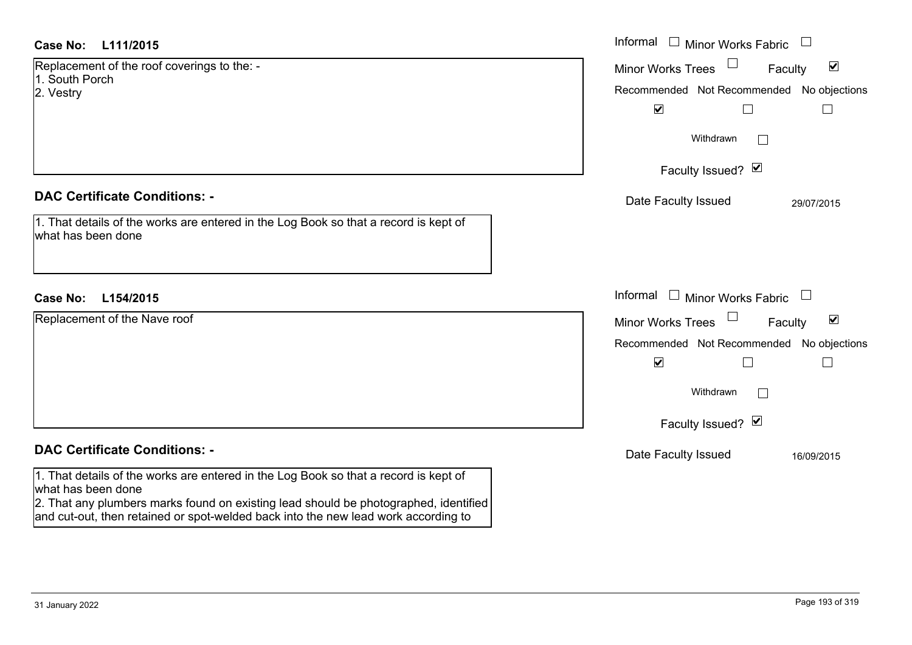**Case No: L111/2015**

Replacement of the roof coverings to the: -
1. South Porch
2. Vestry

Informal ☐ Minor Works Fabric ☐
Minor Works Trees ☐ Faculty ☑

| Recommended | Not Recommended | No objections |
|---|---|---|
| ☑ | ☐ | ☐ |

Withdrawn ☐

Faculty Issued? ☑

Date Faculty Issued 29/07/2015

## DAC Certificate Conditions: -

1. That details of the works are entered in the Log Book so that a record is kept of what has been done

**Case No: L154/2015**

Replacement of the Nave roof

Informal ☐ Minor Works Fabric ☐
Minor Works Trees ☐ Faculty ☑

| Recommended | Not Recommended | No objections |
|---|---|---|
| ☑ | ☐ | ☐ |

Withdrawn ☐

Faculty Issued? ☑

Date Faculty Issued 16/09/2015

## DAC Certificate Conditions: -

1. That details of the works are entered in the Log Book so that a record is kept of what has been done
2. That any plumbers marks found on existing lead should be photographed, identified and cut-out, then retained or spot-welded back into the new lead work according to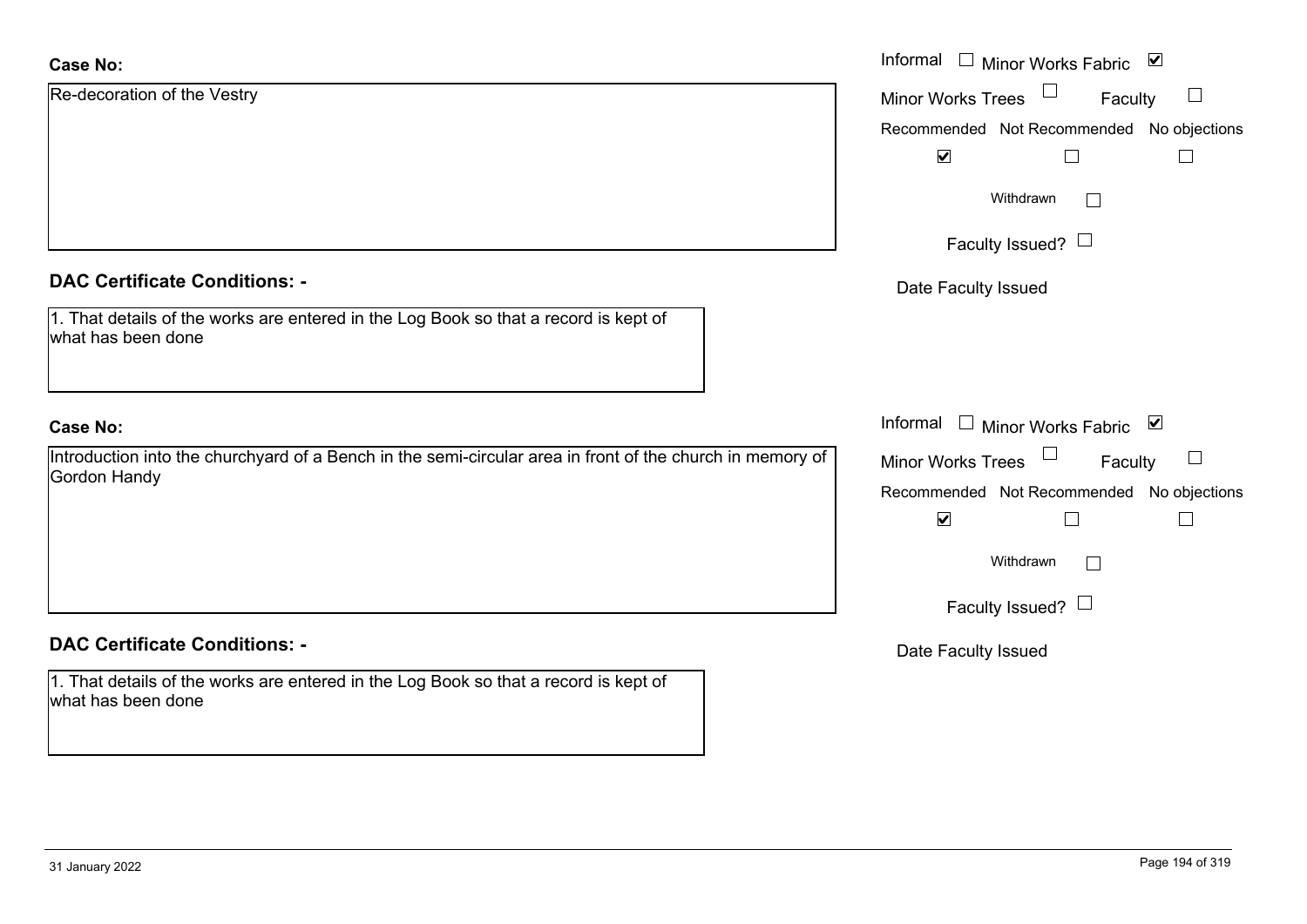**Case No:**

Re-decoration of the Vestry

Informal ☐ Minor Works Fabric ☑

Minor Works Trees ☐ Faculty ☐

Recommended ☑ Not Recommended ☐ No objections ☐

Withdrawn ☐

Faculty Issued? ☐

Date Faculty Issued

**DAC Certificate Conditions: -**

1. That details of the works are entered in the Log Book so that a record is kept of what has been done

**Case No:**

Introduction into the churchyard of a Bench in the semi-circular area in front of the church in memory of Gordon Handy

Informal ☐ Minor Works Fabric ☑

Minor Works Trees ☐ Faculty ☐

Recommended ☑ Not Recommended ☐ No objections ☐

Withdrawn ☐

Faculty Issued? ☐

Date Faculty Issued

**DAC Certificate Conditions: -**

1. That details of the works are entered in the Log Book so that a record is kept of what has been done

31 January 2022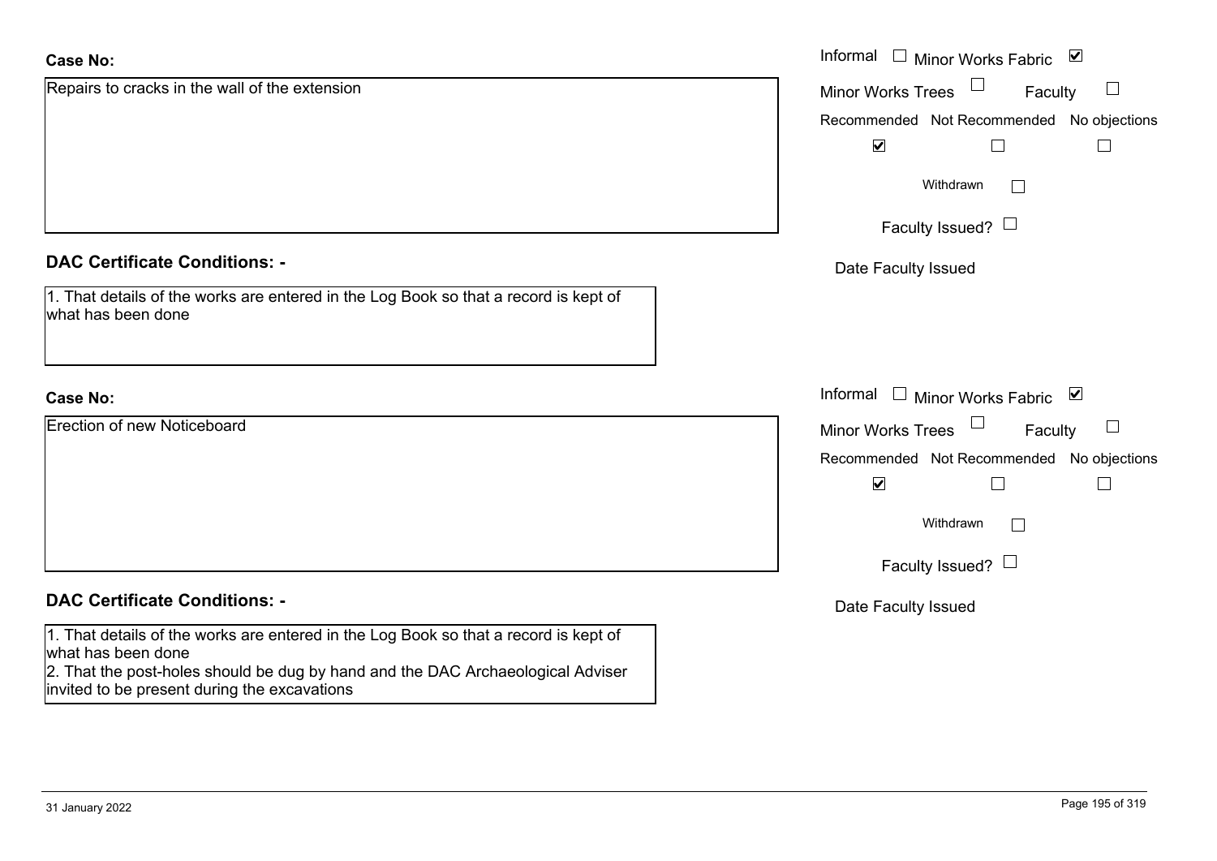**Case No:**

Repairs to cracks in the wall of the extension

Informal ☐ Minor Works Fabric ☑

Minor Works Trees ☐ Faculty ☐

Recommended ☑ Not Recommended ☐ No objections ☐

Withdrawn ☐

Faculty Issued? ☐

Date Faculty Issued

## DAC Certificate Conditions: -

1. That details of the works are entered in the Log Book so that a record is kept of what has been done

**Case No:**

Erection of new Noticeboard

Informal ☐ Minor Works Fabric ☑

Minor Works Trees ☐ Faculty ☐

Recommended ☑ Not Recommended ☐ No objections ☐

Withdrawn ☐

Faculty Issued? ☐

Date Faculty Issued

## DAC Certificate Conditions: -

1. That details of the works are entered in the Log Book so that a record is kept of what has been done
2. That the post-holes should be dug by hand and the DAC Archaeological Adviser invited to be present during the excavations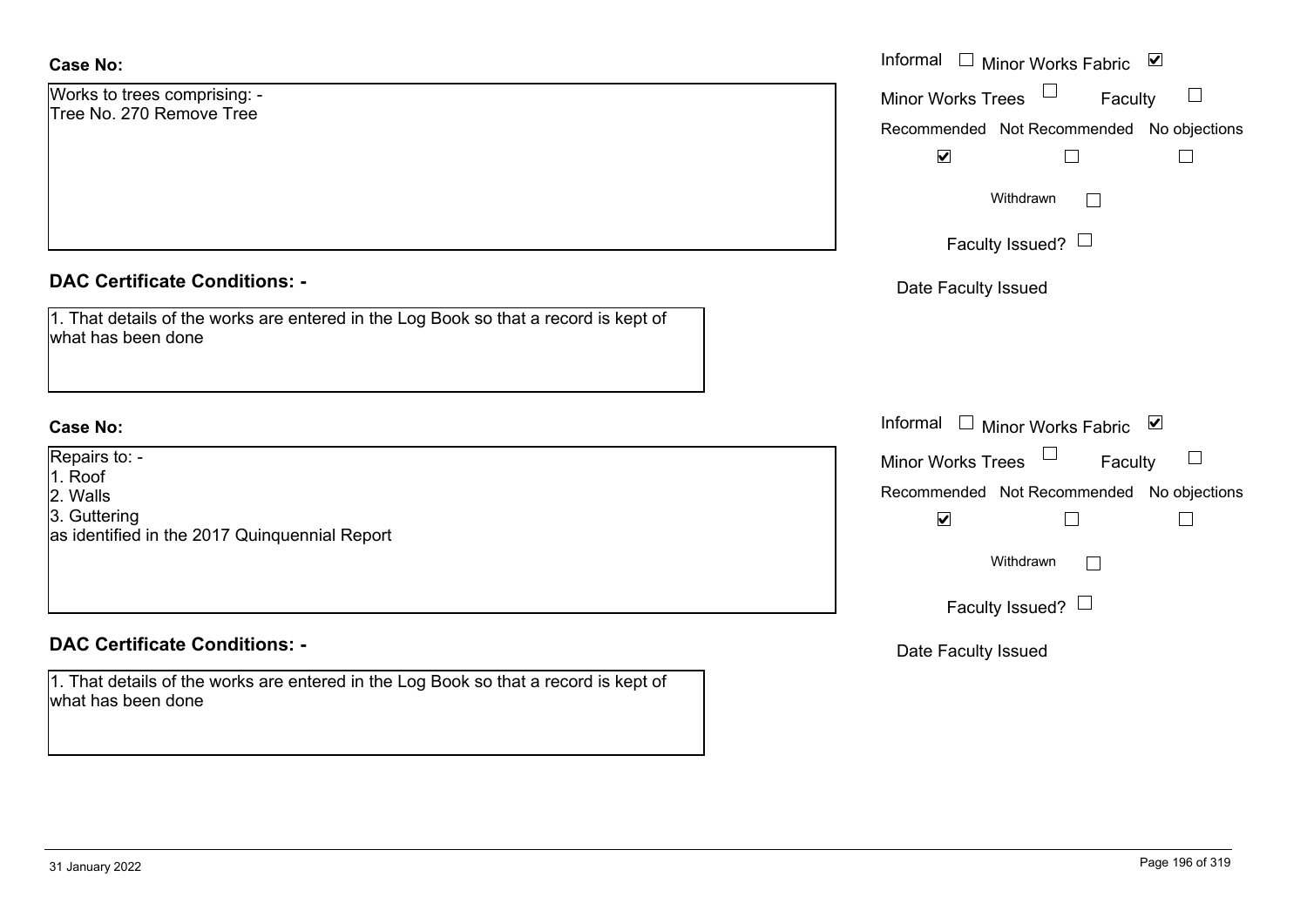**Case No:**

Works to trees comprising: -
Tree No. 270 Remove Tree

Informal ☐ Minor Works Fabric ☑
Minor Works Trees ☐ Faculty ☐

| Recommended | Not Recommended | No objections |
| --- | --- | --- |
| ☑ | ☐ | ☐ |

Withdrawn ☐

Faculty Issued? ☐

Date Faculty Issued

**DAC Certificate Conditions: -**

1. That details of the works are entered in the Log Book so that a record is kept of what has been done

**Case No:**

Repairs to: -
1. Roof
2. Walls
3. Guttering
as identified in the 2017 Quinquennial Report

Informal ☐ Minor Works Fabric ☑
Minor Works Trees ☐ Faculty ☐

| Recommended | Not Recommended | No objections |
| --- | --- | --- |
| ☑ | ☐ | ☐ |

Withdrawn ☐

Faculty Issued? ☐

Date Faculty Issued

**DAC Certificate Conditions: -**

1. That details of the works are entered in the Log Book so that a record is kept of what has been done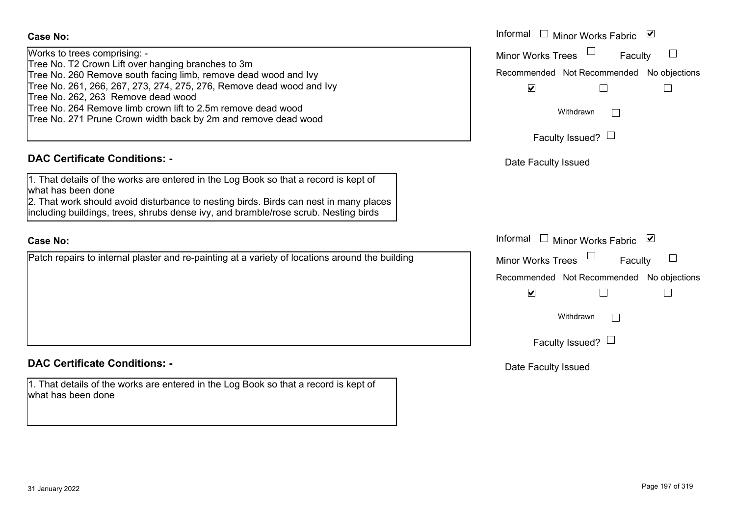**Case No:**

Works to trees comprising: -
Tree No. T2 Crown Lift over hanging branches to 3m
Tree No. 260 Remove south facing limb, remove dead wood and Ivy
Tree No. 261, 266, 267, 273, 274, 275, 276, Remove dead wood and Ivy
Tree No. 262, 263 Remove dead wood
Tree No. 264 Remove limb crown lift to 2.5m remove dead wood
Tree No. 271 Prune Crown width back by 2m and remove dead wood

Informal ☐ Minor Works Fabric ☑
Minor Works Trees ☐ Faculty ☐

| Recommended | Not Recommended | No objections |
|---|---|---|
| ☑ | ☐ | ☐ |

Withdrawn ☐

Faculty Issued? ☐

Date Faculty Issued

**DAC Certificate Conditions: -**

1. That details of the works are entered in the Log Book so that a record is kept of what has been done
2. That work should avoid disturbance to nesting birds. Birds can nest in many places including buildings, trees, shrubs dense ivy, and bramble/rose scrub. Nesting birds

**Case No:**

Patch repairs to internal plaster and re-painting at a variety of locations around the building

Informal ☐ Minor Works Fabric ☑
Minor Works Trees ☐ Faculty ☐

| Recommended | Not Recommended | No objections |
|---|---|---|
| ☑ | ☐ | ☐ |

Withdrawn ☐

Faculty Issued? ☐

Date Faculty Issued

**DAC Certificate Conditions: -**

1. That details of the works are entered in the Log Book so that a record is kept of what has been done

31 January 2022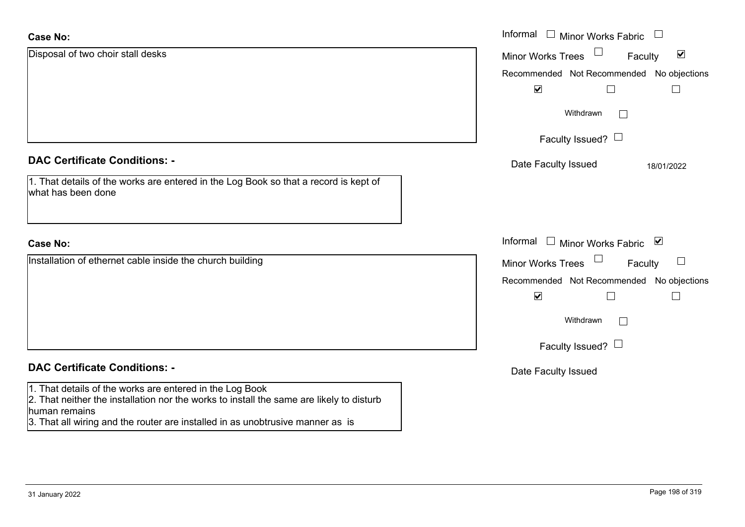**Case No:**

Disposal of two choir stall desks

Informal ☐ Minor Works Fabric ☐

Minor Works Trees ☐ Faculty ☑

Recommended ☑ Not Recommended ☐ No objections ☐

Withdrawn ☐

Faculty Issued? ☐

Date Faculty Issued 18/01/2022

**DAC Certificate Conditions: -**

1. That details of the works are entered in the Log Book so that a record is kept of what has been done

**Case No:**

Installation of ethernet cable inside the church building

Informal ☐ Minor Works Fabric ☑

Minor Works Trees ☐ Faculty ☐

Recommended ☑ Not Recommended ☐ No objections ☐

Withdrawn ☐

Faculty Issued? ☐

Date Faculty Issued

**DAC Certificate Conditions: -**

1. That details of the works are entered in the Log Book
2. That neither the installation nor the works to install the same are likely to disturb human remains
3. That all wiring and the router are installed in as unobtrusive manner as is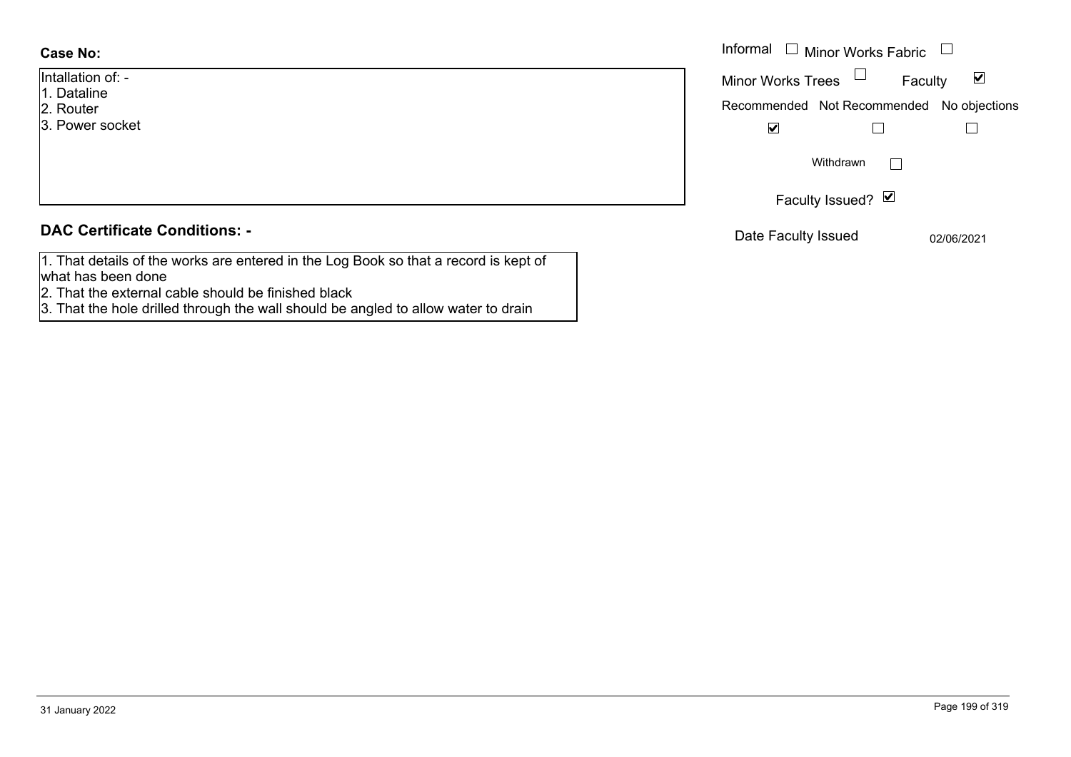**Case No:**

Intallation of: -
1. Dataline
2. Router
3. Power socket

Informal ☐ Minor Works Fabric ☐

Minor Works Trees ☐ Faculty ☑

| Recommended | Not Recommended | No objections |
|---|---|---|
| ☑ | ☐ | ☐ |

Withdrawn ☐

Faculty Issued? ☑

Date Faculty Issued 02/06/2021

## DAC Certificate Conditions: -

1. That details of the works are entered in the Log Book so that a record is kept of what has been done
2. That the external cable should be finished black
3. That the hole drilled through the wall should be angled to allow water to drain

31 January 2022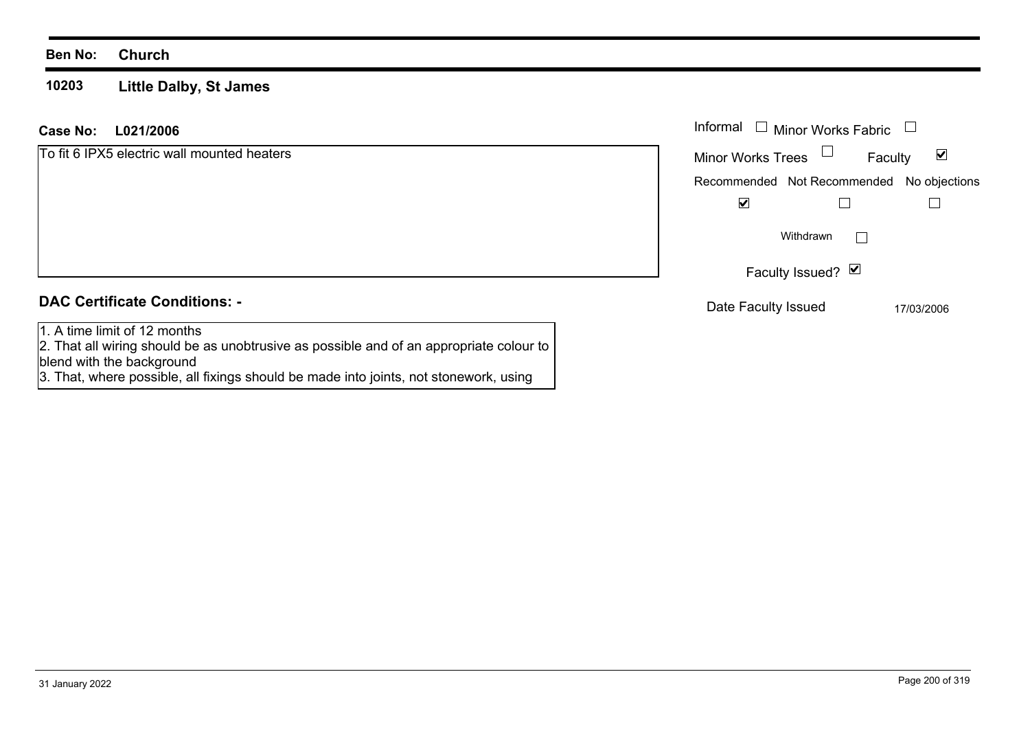**Ben No:** **Church**

**10203** **Little Dalby, St James**

**Case No:** **L021/2006**

To fit 6 IPX5 electric wall mounted heaters

Informal ☐ Minor Works Fabric ☐

Minor Works Trees ☐ Faculty ☑

| Recommended | Not Recommended | No objections |
| --- | --- | --- |
| ☑ | ☐ | ☐ |

Withdrawn ☐

Faculty Issued? ☑

Date Faculty Issued 17/03/2006

## DAC Certificate Conditions: -

1. A time limit of 12 months
2. That all wiring should be as unobtrusive as possible and of an appropriate colour to blend with the background
3. That, where possible, all fixings should be made into joints, not stonework, using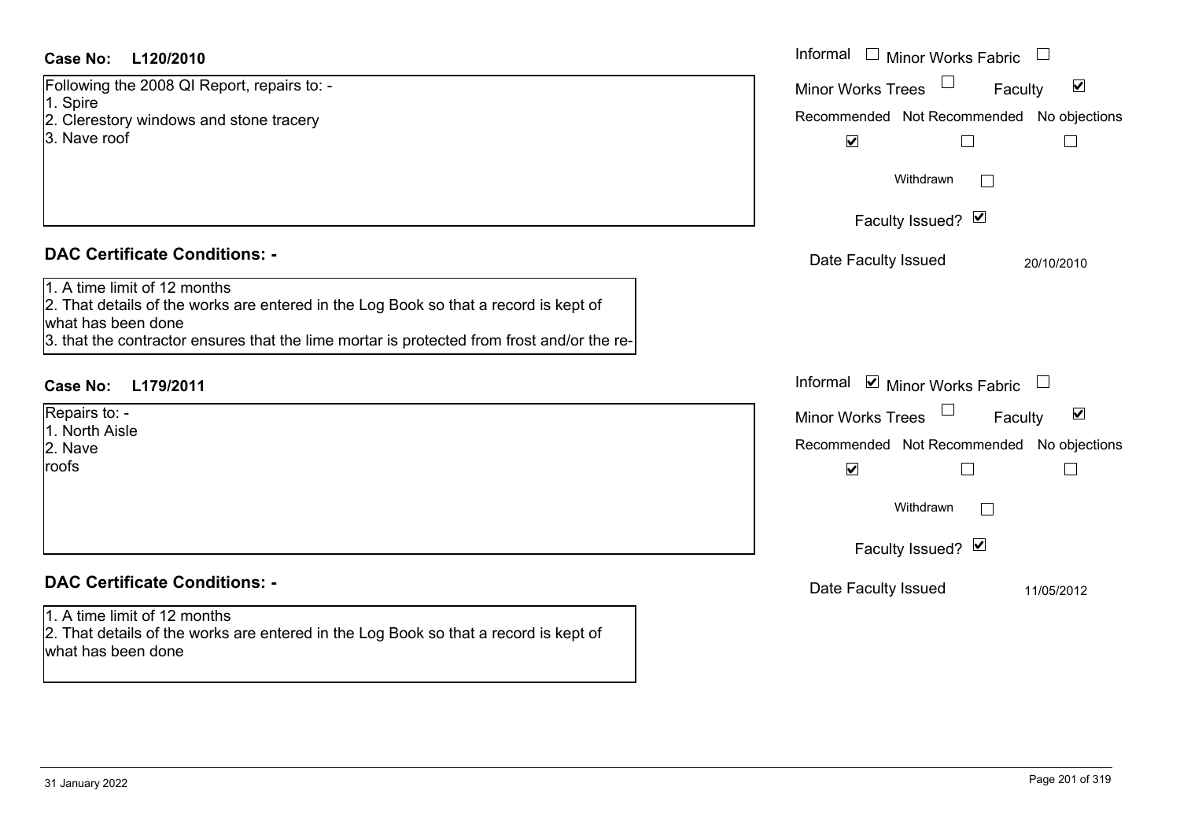**Case No:** **L120/2010**

Following the 2008 QI Report, repairs to: -
1. Spire
2. Clerestory windows and stone tracery
3. Nave roof

Informal ☐ Minor Works Fabric ☐
Minor Works Trees ☐ Faculty ☑

| Recommended | Not Recommended | No objections |
|---|---|---|
| ☑ | ☐ | ☐ |

Withdrawn ☐

Faculty Issued? ☑

Date Faculty Issued 20/10/2010

## DAC Certificate Conditions: -

1. A time limit of 12 months
2. That details of the works are entered in the Log Book so that a record is kept of what has been done
3. that the contractor ensures that the lime mortar is protected from frost and/or the re-

**Case No:** **L179/2011**

Repairs to: -
1. North Aisle
2. Nave
roofs

Informal ☑ Minor Works Fabric ☐
Minor Works Trees ☐ Faculty ☑

| Recommended | Not Recommended | No objections |
|---|---|---|
| ☑ | ☐ | ☐ |

Withdrawn ☐

Faculty Issued? ☑

Date Faculty Issued 11/05/2012

## DAC Certificate Conditions: -

1. A time limit of 12 months
2. That details of the works are entered in the Log Book so that a record is kept of what has been done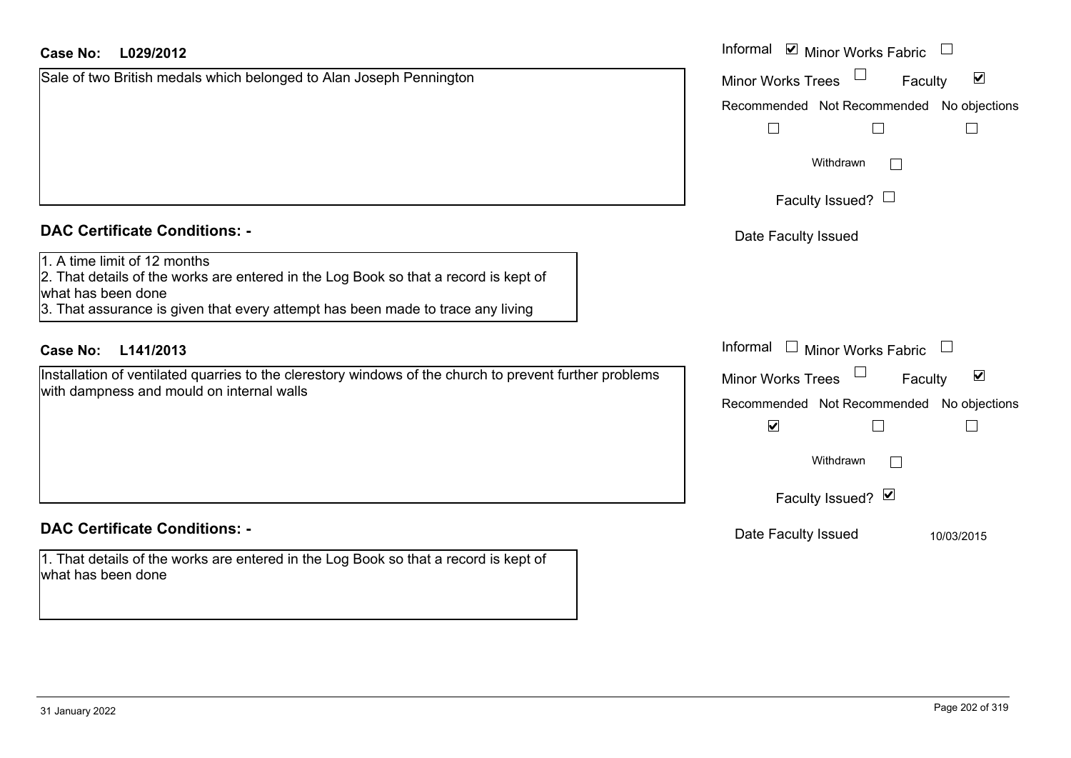**Case No: L029/2012**

Sale of two British medals which belonged to Alan Joseph Pennington

Informal ☑ Minor Works Fabric ☐
Minor Works Trees ☐ Faculty ☑
Recommended ☐ Not Recommended ☐ No objections ☐
Withdrawn ☐
Faculty Issued? ☐
Date Faculty Issued

## DAC Certificate Conditions: -

1. A time limit of 12 months
2. That details of the works are entered in the Log Book so that a record is kept of what has been done
3. That assurance is given that every attempt has been made to trace any living

**Case No: L141/2013**

Installation of ventilated quarries to the clerestory windows of the church to prevent further problems with dampness and mould on internal walls

Informal ☐ Minor Works Fabric ☐
Minor Works Trees ☐ Faculty ☑
Recommended ☑ Not Recommended ☐ No objections ☐
Withdrawn ☐
Faculty Issued? ☑
Date Faculty Issued 10/03/2015

## DAC Certificate Conditions: -

1. That details of the works are entered in the Log Book so that a record is kept of what has been done

31 January 2022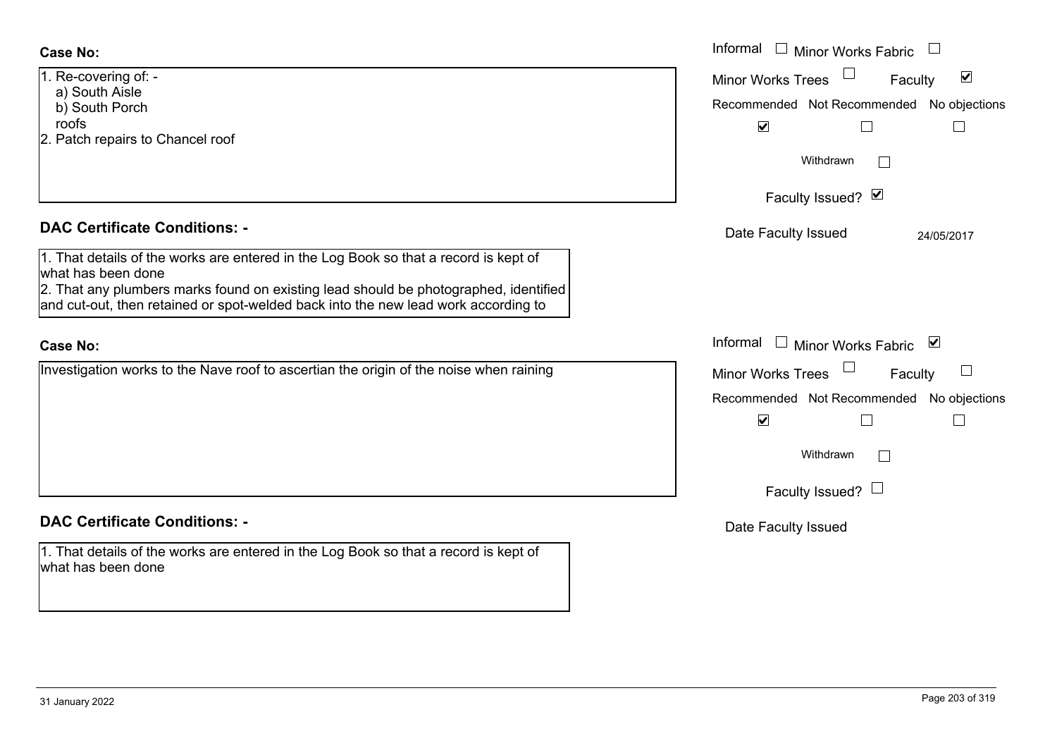**Case No:**

1. Re-covering of: -
   a) South Aisle
   b) South Porch
   roofs
2. Patch repairs to Chancel roof

Informal ☐ Minor Works Fabric ☐
Minor Works Trees ☐ Faculty ☑
Recommended ☑ Not Recommended ☐ No objections ☐
Withdrawn ☐
Faculty Issued? ☑
Date Faculty Issued 24/05/2017

**DAC Certificate Conditions: -**

1. That details of the works are entered in the Log Book so that a record is kept of what has been done
2. That any plumbers marks found on existing lead should be photographed, identified and cut-out, then retained or spot-welded back into the new lead work according to

**Case No:**

Investigation works to the Nave roof to ascertian the origin of the noise when raining

Informal ☐ Minor Works Fabric ☑
Minor Works Trees ☐ Faculty ☐
Recommended ☑ Not Recommended ☐ No objections ☐
Withdrawn ☐
Faculty Issued? ☐
Date Faculty Issued

**DAC Certificate Conditions: -**

1. That details of the works are entered in the Log Book so that a record is kept of what has been done

31 January 2022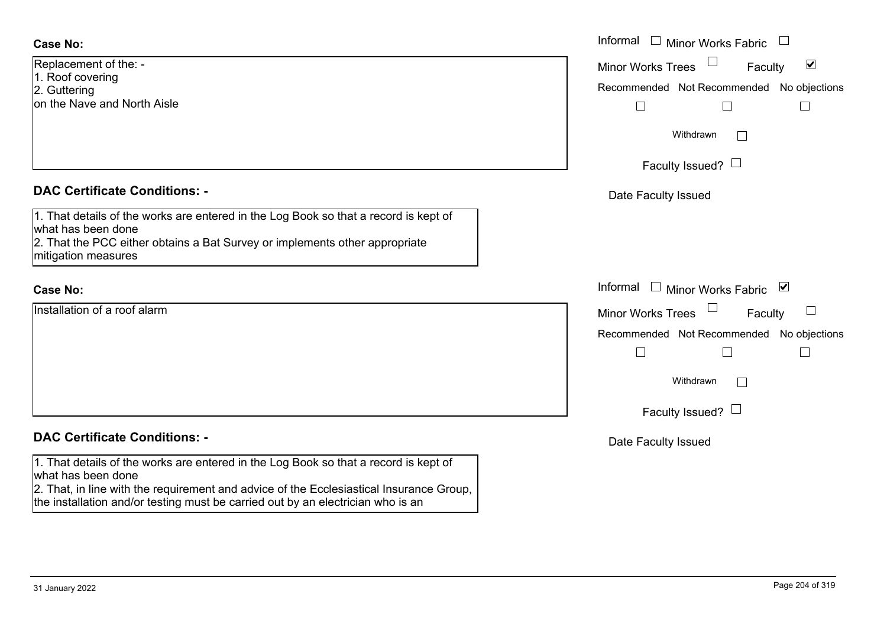**Case No:**

Replacement of the: -
1. Roof covering
2. Guttering
on the Nave and North Aisle

Informal ☐ Minor Works Fabric ☐
Minor Works Trees ☐ Faculty ☑
Recommended ☐ Not Recommended ☐ No objections ☐
Withdrawn ☐
Faculty Issued? ☐
Date Faculty Issued

**DAC Certificate Conditions: -**

1. That details of the works are entered in the Log Book so that a record is kept of what has been done
2. That the PCC either obtains a Bat Survey or implements other appropriate mitigation measures

**Case No:**

Installation of a roof alarm

Informal ☐ Minor Works Fabric ☑
Minor Works Trees ☐ Faculty ☐
Recommended ☐ Not Recommended ☐ No objections ☐
Withdrawn ☐
Faculty Issued? ☐
Date Faculty Issued

**DAC Certificate Conditions: -**

1. That details of the works are entered in the Log Book so that a record is kept of what has been done
2. That, in line with the requirement and advice of the Ecclesiastical Insurance Group, the installation and/or testing must be carried out by an electrician who is an

31 January 2022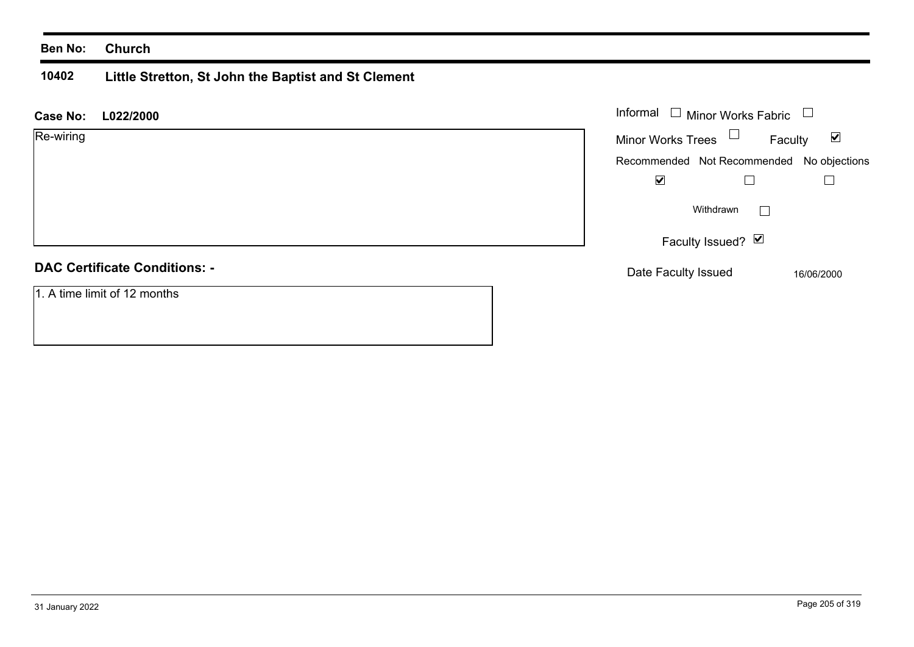**Ben No:** **Church**

**10402** **Little Stretton, St John the Baptist and St Clement**

**Case No:** **L022/2000**

Re-wiring

Informal ☐ Minor Works Fabric ☐

Minor Works Trees ☐ Faculty ☑

| Recommended | Not Recommended | No objections |
| --- | --- | --- |
| ☑ | ☐ | ☐ |

Withdrawn ☐

Faculty Issued? ☑

Date Faculty Issued 16/06/2000

**DAC Certificate Conditions: -**

1. A time limit of 12 months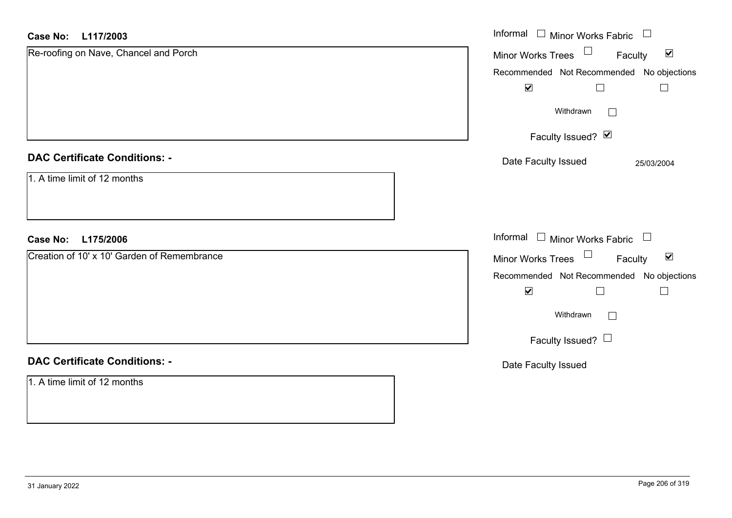**Case No: L117/2003**

Re-roofing on Nave, Chancel and Porch

Informal ☐ Minor Works Fabric ☐

Minor Works Trees ☐ Faculty ☑

Recommended ☑ Not Recommended ☐ No objections ☐

Withdrawn ☐

Faculty Issued? ☑

Date Faculty Issued 25/03/2004

**DAC Certificate Conditions: -**

1. A time limit of 12 months

**Case No: L175/2006**

Creation of 10' x 10' Garden of Remembrance

Informal ☐ Minor Works Fabric ☐

Minor Works Trees ☐ Faculty ☑

Recommended ☑ Not Recommended ☐ No objections ☐

Withdrawn ☐

Faculty Issued? ☐

Date Faculty Issued

**DAC Certificate Conditions: -**

1. A time limit of 12 months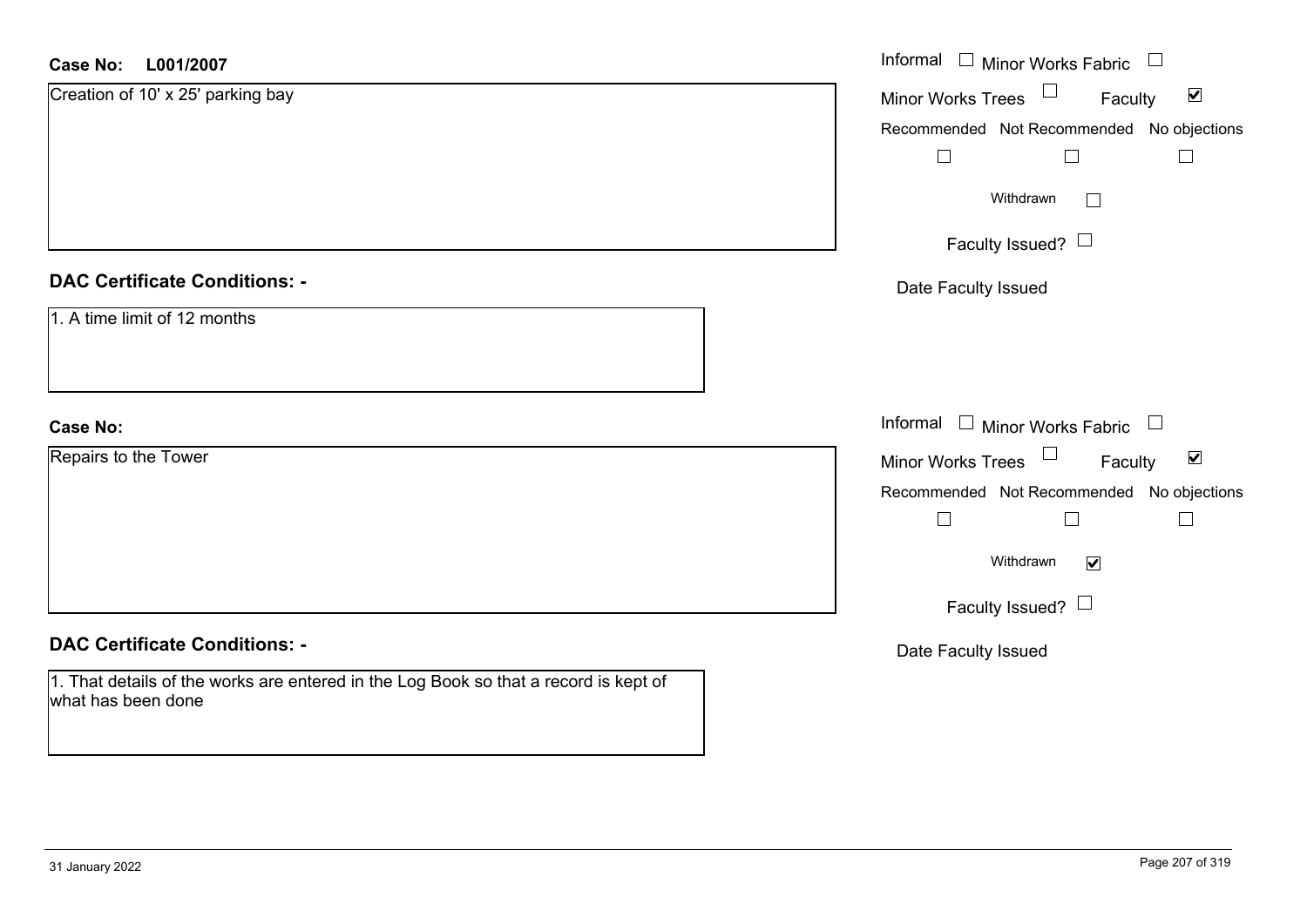**Case No:** L001/2007

Creation of 10' x 25' parking bay

- Informal ☐
- Minor Works Fabric ☐
- Minor Works Trees ☐
- Faculty ☑
- Recommended ☐
- Not Recommended ☐
- No objections ☐
- Withdrawn ☐
- Faculty Issued? ☐

Date Faculty Issued

### DAC Certificate Conditions: -

1. A time limit of 12 months

**Case No:**

Repairs to the Tower

- Informal ☐
- Minor Works Fabric ☐
- Minor Works Trees ☐
- Faculty ☑
- Recommended ☐
- Not Recommended ☐
- No objections ☐
- Withdrawn ☑
- Faculty Issued? ☐

Date Faculty Issued

### DAC Certificate Conditions: -

1. That details of the works are entered in the Log Book so that a record is kept of what has been done

31 January 2022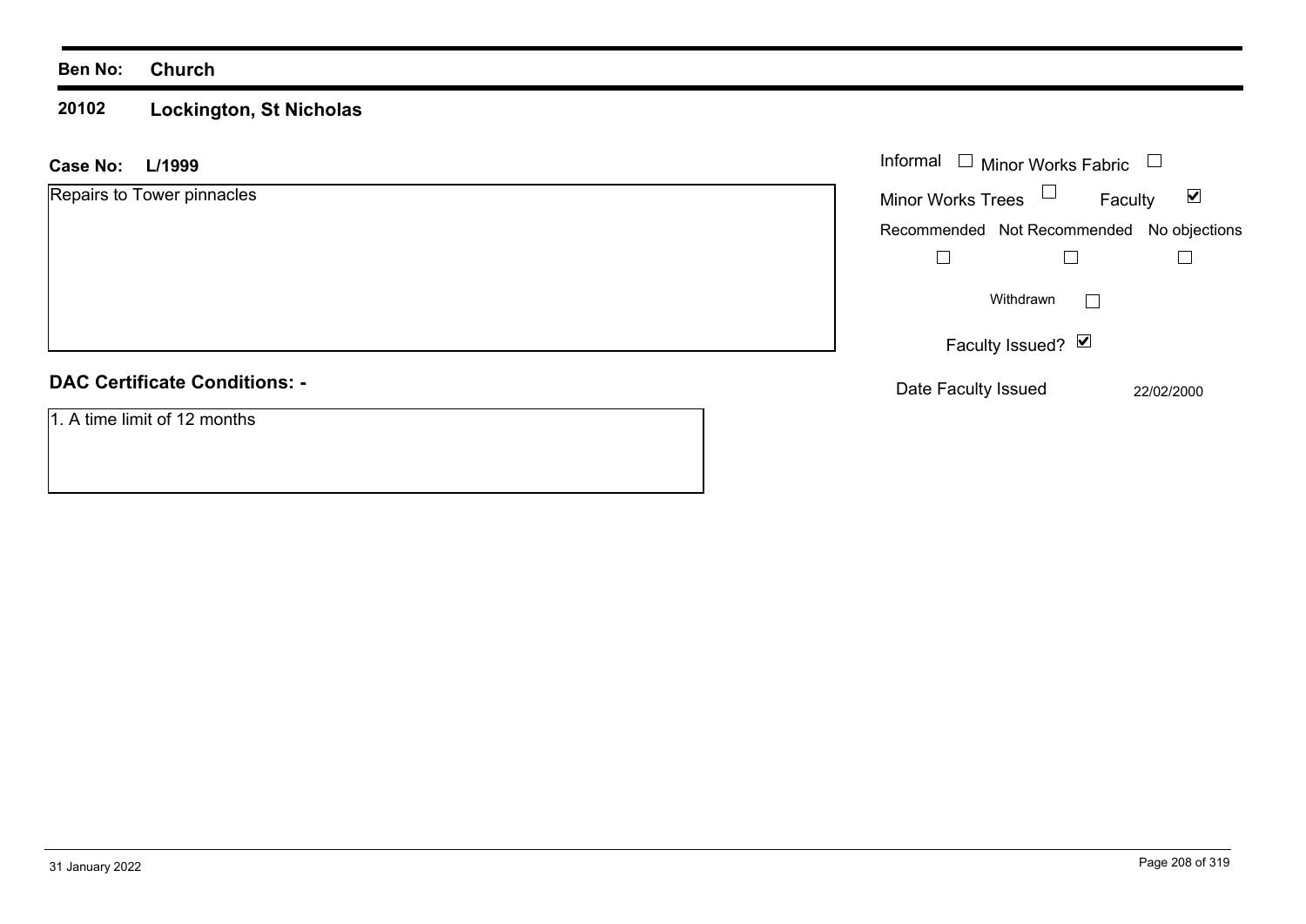**Ben No: Church**

**20102 Lockington, St Nicholas**

**Case No: L/1999**

Repairs to Tower pinnacles

Informal ☐ Minor Works Fabric ☐

Minor Works Trees ☐ Faculty ☑

Recommended ☐ Not Recommended ☐ No objections ☐

Withdrawn ☐

Faculty Issued? ☑

Date Faculty Issued 22/02/2000

**DAC Certificate Conditions: -**

1. A time limit of 12 months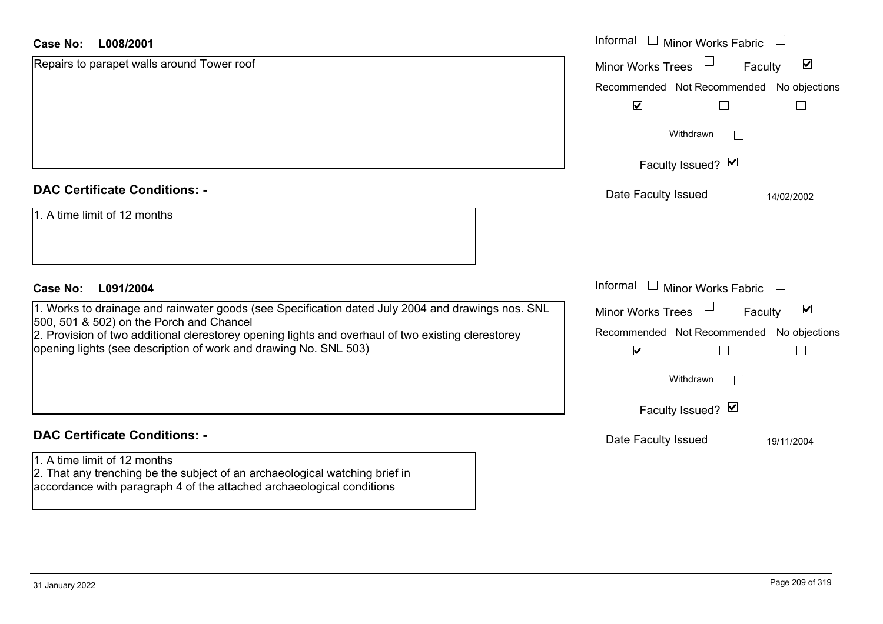**Case No:** **L008/2001**

Repairs to parapet walls around Tower roof

Informal ☐ Minor Works Fabric ☐

Minor Works Trees ☐ Faculty ☑

| Recommended | Not Recommended | No objections |
| --- | --- | --- |
| ☑ | ☐ | ☐ |

Withdrawn ☐

Faculty Issued? ☑

Date Faculty Issued 14/02/2002

## DAC Certificate Conditions: -

1. A time limit of 12 months

**Case No:** **L091/2004**

1. Works to drainage and rainwater goods (see Specification dated July 2004 and drawings nos. SNL 500, 501 & 502) on the Porch and Chancel
2. Provision of two additional clerestorey opening lights and overhaul of two existing clerestorey opening lights (see description of work and drawing No. SNL 503)

Informal ☐ Minor Works Fabric ☐

Minor Works Trees ☐ Faculty ☑

| Recommended | Not Recommended | No objections |
| --- | --- | --- |
| ☑ | ☐ | ☐ |

Withdrawn ☐

Faculty Issued? ☑

Date Faculty Issued 19/11/2004

## DAC Certificate Conditions: -

1. A time limit of 12 months
2. That any trenching be the subject of an archaeological watching brief in accordance with paragraph 4 of the attached archaeological conditions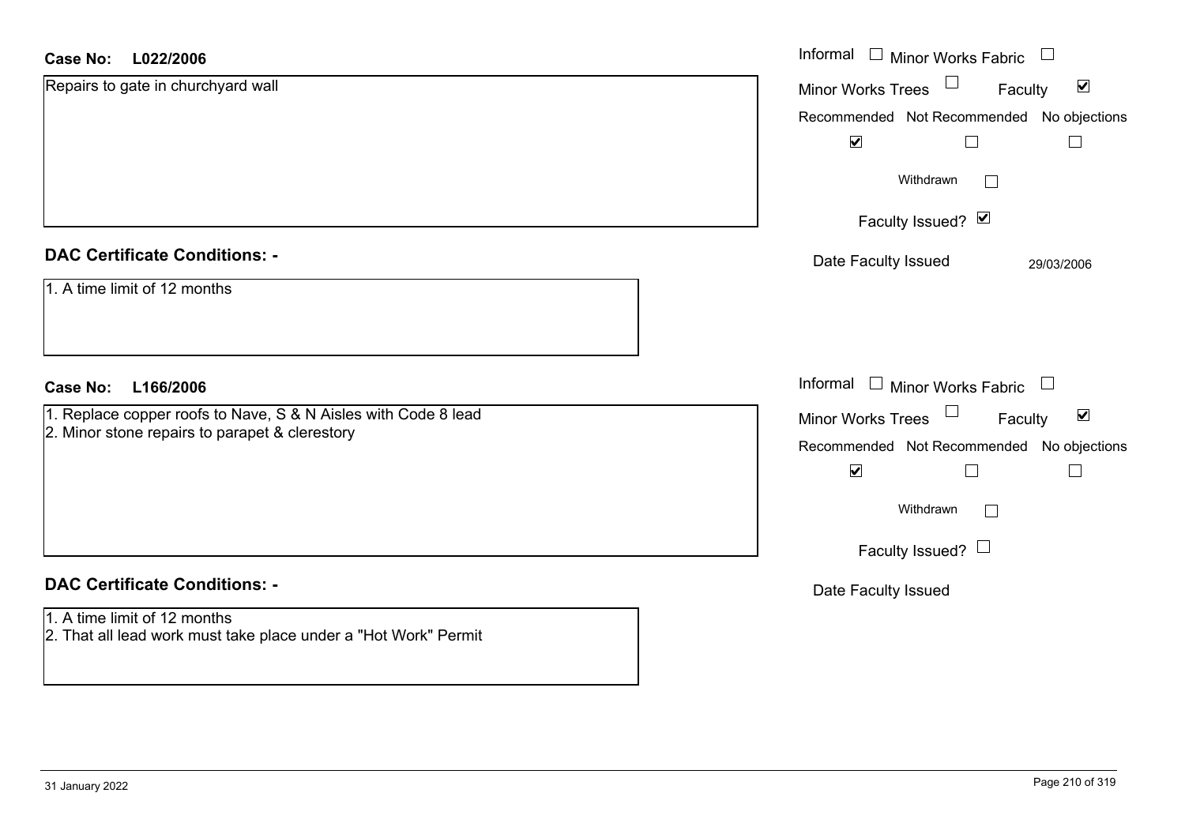**Case No: L022/2006**

Repairs to gate in churchyard wall

Informal ☐ Minor Works Fabric ☐
Minor Works Trees ☐ Faculty ☑

| Recommended | Not Recommended | No objections |
| --- | --- | --- |
| ☑ | ☐ | ☐ |

Withdrawn ☐

Faculty Issued? ☑

Date Faculty Issued 29/03/2006

**DAC Certificate Conditions: -**

1. A time limit of 12 months

**Case No: L166/2006**

1. Replace copper roofs to Nave, S & N Aisles with Code 8 lead
2. Minor stone repairs to parapet & clerestory

Informal ☐ Minor Works Fabric ☐
Minor Works Trees ☐ Faculty ☑

| Recommended | Not Recommended | No objections |
| --- | --- | --- |
| ☑ | ☐ | ☐ |

Withdrawn ☐

Faculty Issued? ☐

Date Faculty Issued

**DAC Certificate Conditions: -**

1. A time limit of 12 months
2. That all lead work must take place under a "Hot Work" Permit

31 January 2022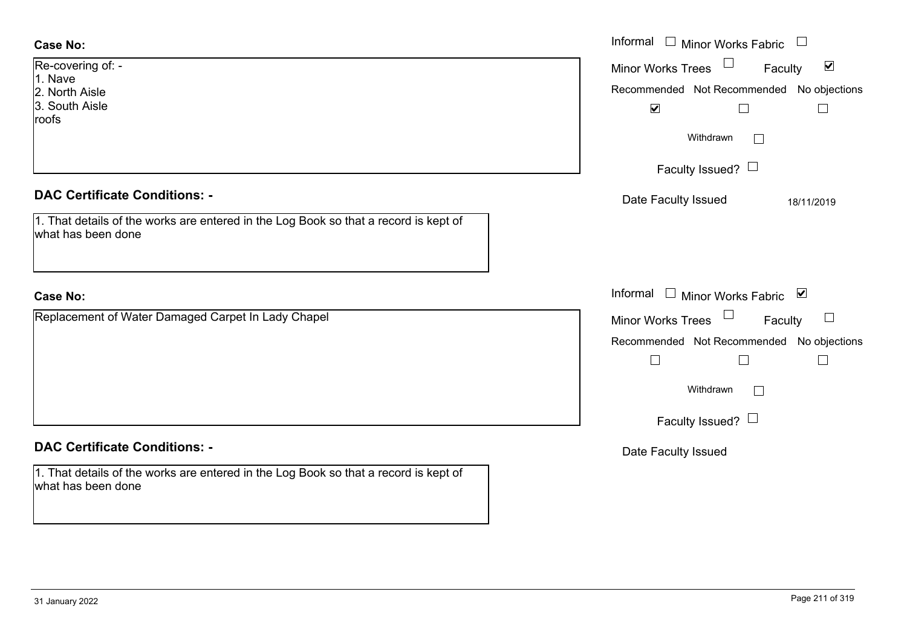**Case No:**

Re-covering of: -
1. Nave
2. North Aisle
3. South Aisle
roofs

Informal ☐ Minor Works Fabric ☐
Minor Works Trees ☐ Faculty ☑
Recommended ☑ Not Recommended ☐ No objections ☐
Withdrawn ☐
Faculty Issued? ☐
Date Faculty Issued 18/11/2019

**DAC Certificate Conditions: -**

1. That details of the works are entered in the Log Book so that a record is kept of what has been done

**Case No:**

Replacement of Water Damaged Carpet In Lady Chapel

Informal ☐ Minor Works Fabric ☑
Minor Works Trees ☐ Faculty ☐
Recommended ☐ Not Recommended ☐ No objections ☐
Withdrawn ☐
Faculty Issued? ☐
Date Faculty Issued

**DAC Certificate Conditions: -**

1. That details of the works are entered in the Log Book so that a record is kept of what has been done

31 January 2022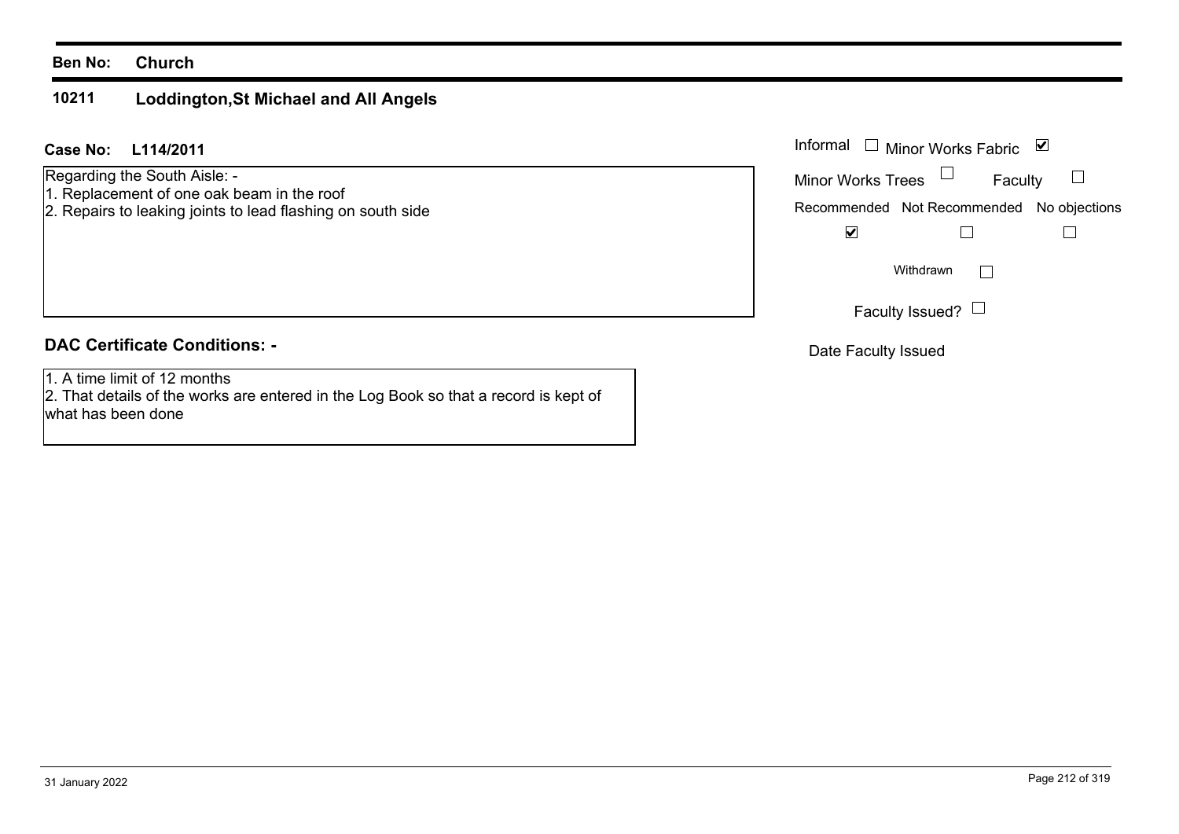**Ben No:** **Church**

## 10211 Loddington,St Michael and All Angels

**Case No:** **L114/2011**

Regarding the South Aisle: -
1. Replacement of one oak beam in the roof
2. Repairs to leaking joints to lead flashing on south side

Informal ☐ Minor Works Fabric ☑

Minor Works Trees ☐ Faculty ☐

Recommended ☑ Not Recommended ☐ No objections ☐

Withdrawn ☐

Faculty Issued? ☐

Date Faculty Issued

### DAC Certificate Conditions: -

1. A time limit of 12 months
2. That details of the works are entered in the Log Book so that a record is kept of what has been done

31 January 2022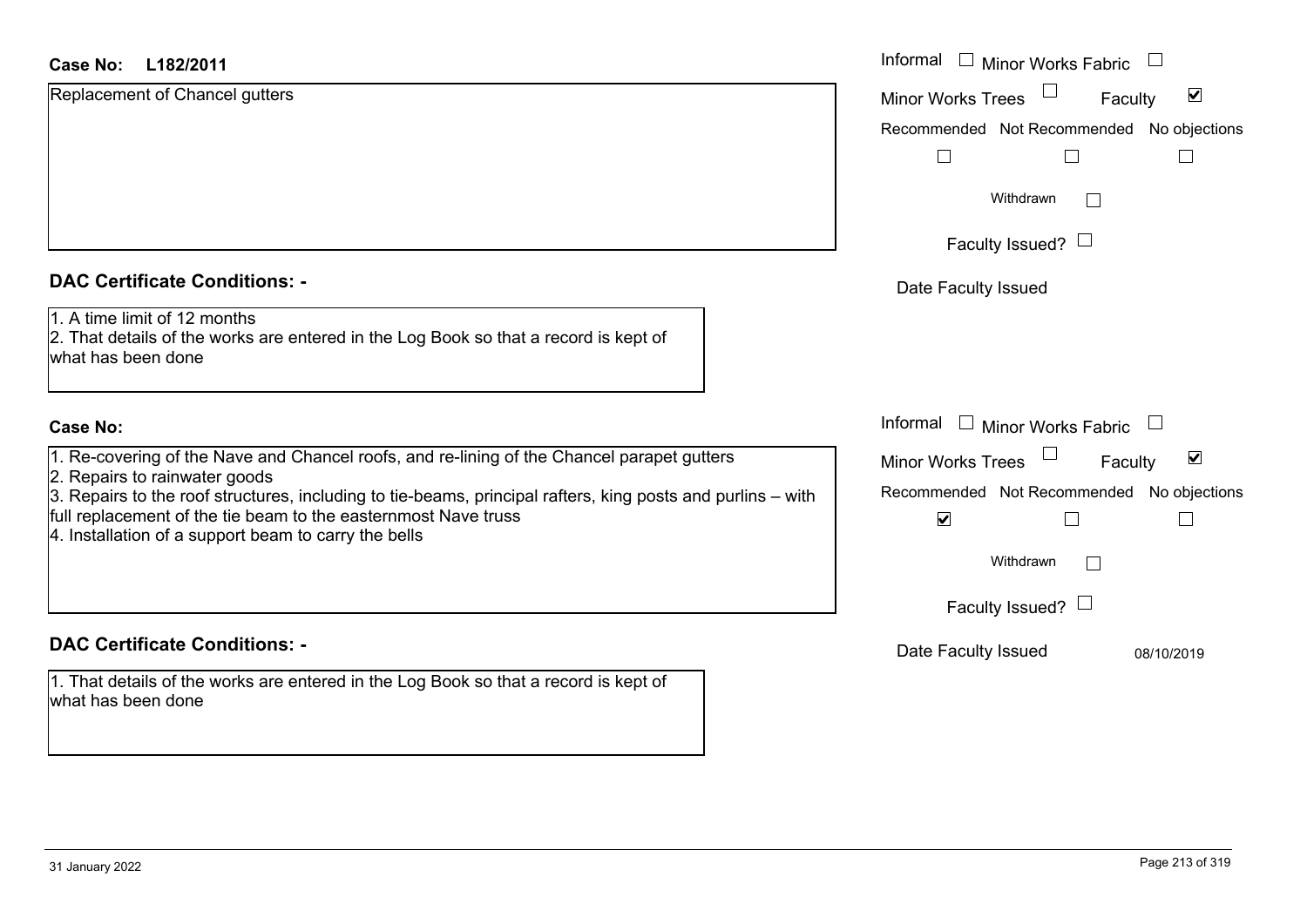**Case No:** L182/2011

Replacement of Chancel gutters

Informal ☐ Minor Works Fabric ☐

Minor Works Trees ☐ Faculty ☑

Recommended ☐ Not Recommended ☐ No objections ☐

Withdrawn ☐

Faculty Issued? ☐

Date Faculty Issued

## DAC Certificate Conditions: -

1. A time limit of 12 months
2. That details of the works are entered in the Log Book so that a record is kept of what has been done

**Case No:**

1. Re-covering of the Nave and Chancel roofs, and re-lining of the Chancel parapet gutters
2. Repairs to rainwater goods
3. Repairs to the roof structures, including to tie-beams, principal rafters, king posts and purlins – with full replacement of the tie beam to the easternmost Nave truss
4. Installation of a support beam to carry the bells

Informal ☐ Minor Works Fabric ☐

Minor Works Trees ☐ Faculty ☑

Recommended ☑ Not Recommended ☐ No objections ☐

Withdrawn ☐

Faculty Issued? ☐

Date Faculty Issued 08/10/2019

## DAC Certificate Conditions: -

1. That details of the works are entered in the Log Book so that a record is kept of what has been done

31 January 2022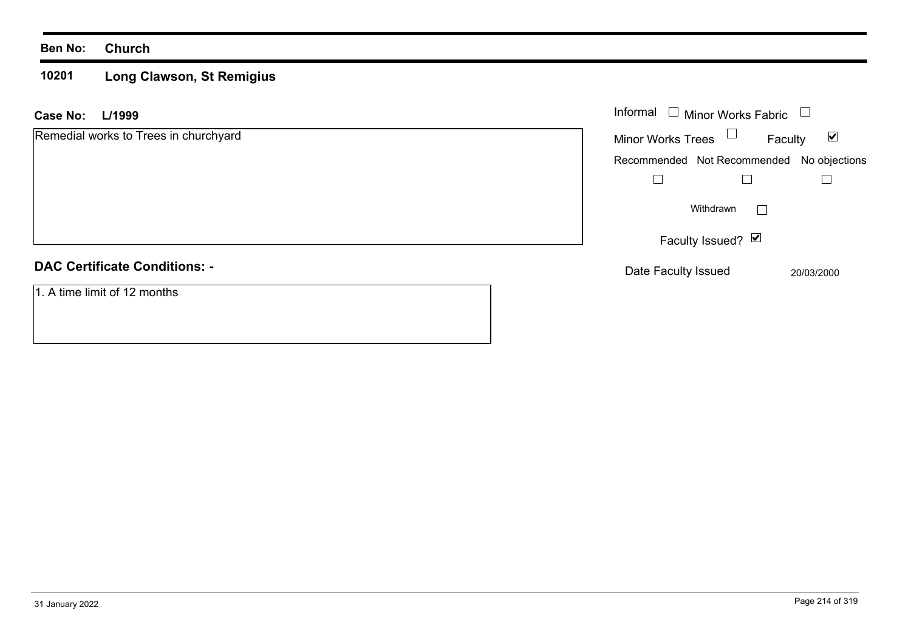**Ben No:** **Church**

**10201** **Long Clawson, St Remigius**

**Case No:** **L/1999**

Remedial works to Trees in churchyard

Informal ☐ Minor Works Fabric ☐

Minor Works Trees ☐ Faculty ☑

Recommended ☐ Not Recommended ☐ No objections ☐

Withdrawn ☐

Faculty Issued? ☑

Date Faculty Issued 20/03/2000

**DAC Certificate Conditions: -**

1. A time limit of 12 months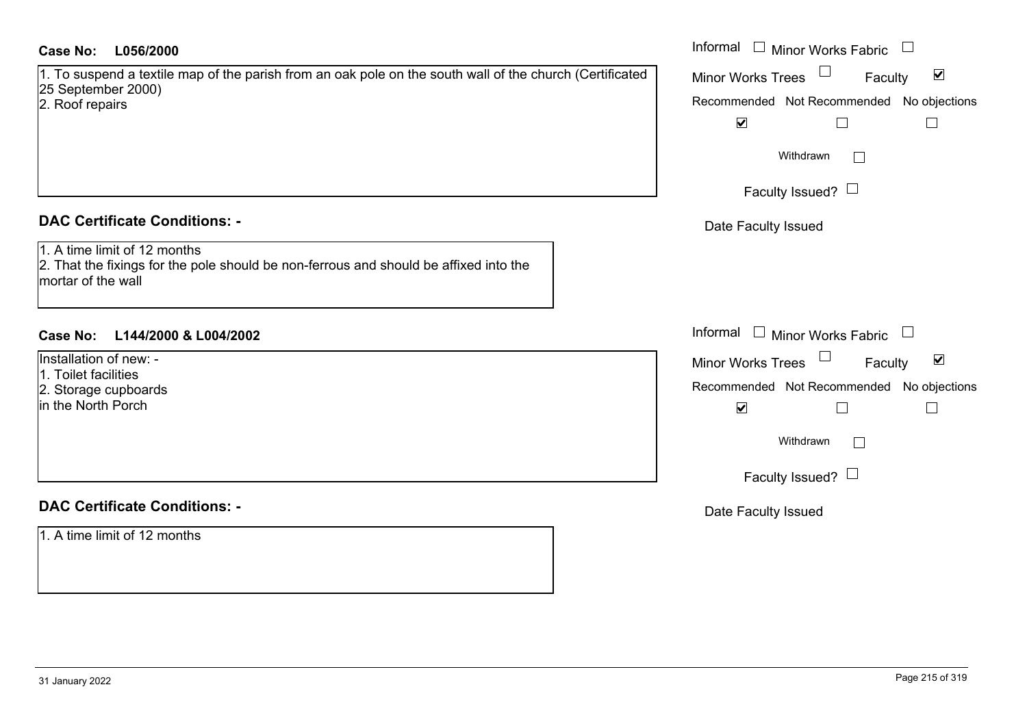**Case No: L056/2000**

1. To suspend a textile map of the parish from an oak pole on the south wall of the church (Certificated 25 September 2000)
2. Roof repairs

Informal ☐ Minor Works Fabric ☐
Minor Works Trees ☐ Faculty ☑
Recommended ☑ Not Recommended ☐ No objections ☐
Withdrawn ☐
Faculty Issued? ☐
Date Faculty Issued

## DAC Certificate Conditions: -

1. A time limit of 12 months
2. That the fixings for the pole should be non-ferrous and should be affixed into the mortar of the wall

**Case No: L144/2000 & L004/2002**

Installation of new: -
1. Toilet facilities
2. Storage cupboards

in the North Porch

Informal ☐ Minor Works Fabric ☐
Minor Works Trees ☐ Faculty ☑
Recommended ☑ Not Recommended ☐ No objections ☐
Withdrawn ☐
Faculty Issued? ☐
Date Faculty Issued

## DAC Certificate Conditions: -

1. A time limit of 12 months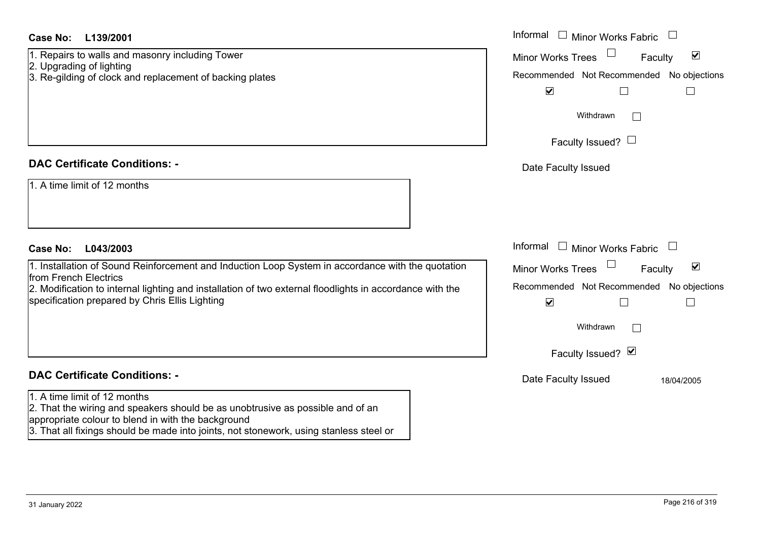**Case No:** L139/2001

Informal ☐ Minor Works Fabric ☐

Minor Works Trees ☐ Faculty ☑

Recommended ☑ Not Recommended ☐ No objections ☐

Withdrawn ☐

Faculty Issued? ☐

Date Faculty Issued

1. Repairs to walls and masonry including Tower
2. Upgrading of lighting
3. Re-gilding of clock and replacement of backing plates

**DAC Certificate Conditions: -**

1. A time limit of 12 months

**Case No:** L043/2003

Informal ☐ Minor Works Fabric ☐

Minor Works Trees ☐ Faculty ☑

Recommended ☑ Not Recommended ☐ No objections ☐

Withdrawn ☐

Faculty Issued? ☑

Date Faculty Issued 18/04/2005

1. Installation of Sound Reinforcement and Induction Loop System in accordance with the quotation from French Electrics
2. Modification to internal lighting and installation of two external floodlights in accordance with the specification prepared by Chris Ellis Lighting

**DAC Certificate Conditions: -**

1. A time limit of 12 months
2. That the wiring and speakers should be as unobtrusive as possible and of an appropriate colour to blend in with the background
3. That all fixings should be made into joints, not stonework, using stanless steel or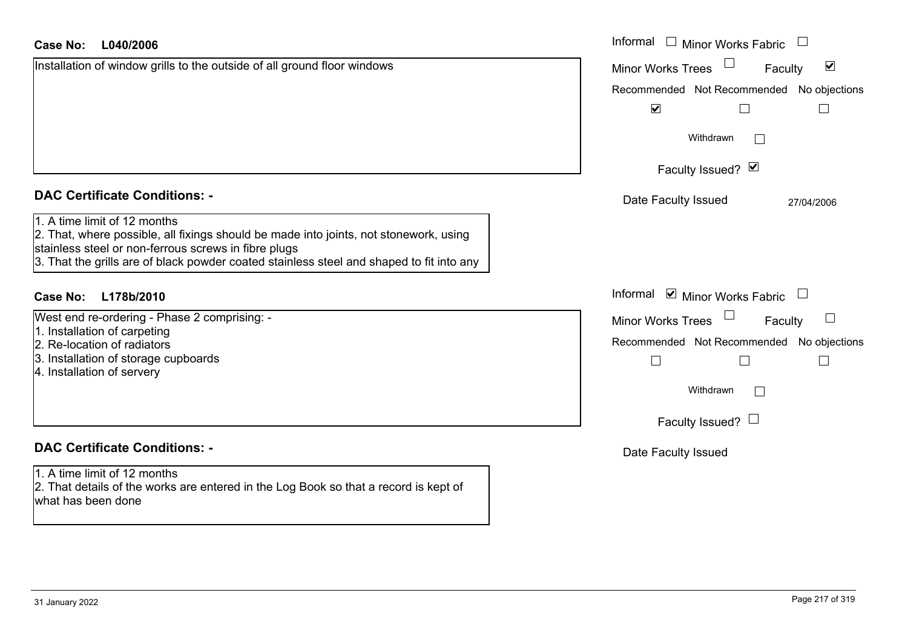**Case No: L040/2006**

Installation of window grills to the outside of all ground floor windows

Informal ☐ Minor Works Fabric ☐
Minor Works Trees ☐ Faculty ☑
Recommended ☑ Not Recommended ☐ No objections ☐
Withdrawn ☐
Faculty Issued? ☑
Date Faculty Issued 27/04/2006

### DAC Certificate Conditions: -

1. A time limit of 12 months
2. That, where possible, all fixings should be made into joints, not stonework, using stainless steel or non-ferrous screws in fibre plugs
3. That the grills are of black powder coated stainless steel and shaped to fit into any

**Case No: L178b/2010**

West end re-ordering - Phase 2 comprising: -
1. Installation of carpeting
2. Re-location of radiators
3. Installation of storage cupboards
4. Installation of servery

Informal ☑ Minor Works Fabric ☐
Minor Works Trees ☐ Faculty ☐
Recommended ☐ Not Recommended ☐ No objections ☐
Withdrawn ☐
Faculty Issued? ☐
Date Faculty Issued

### DAC Certificate Conditions: -

1. A time limit of 12 months
2. That details of the works are entered in the Log Book so that a record is kept of what has been done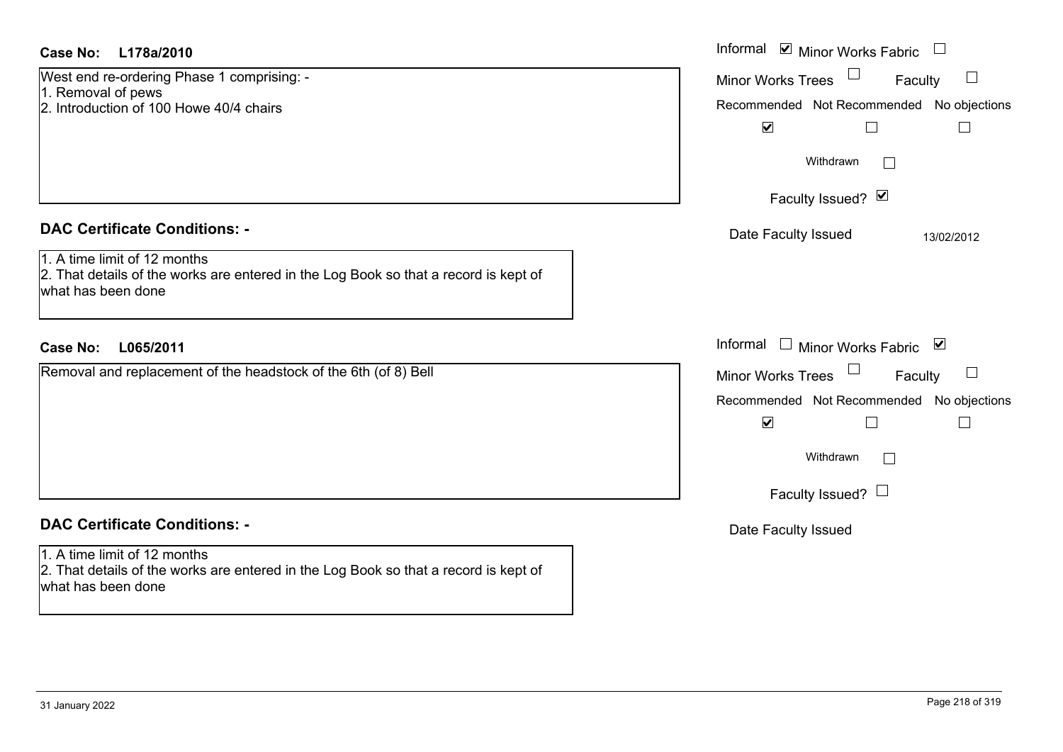**Case No: L178a/2010**

West end re-ordering Phase 1 comprising: -
1. Removal of pews
2. Introduction of 100 Howe 40/4 chairs

Informal ☑ Minor Works Fabric ☐
Minor Works Trees ☐ Faculty ☐

| Recommended | Not Recommended | No objections |
| --- | --- | --- |
| ☑ | ☐ | ☐ |

Withdrawn ☐

Faculty Issued? ☑

Date Faculty Issued 13/02/2012

## DAC Certificate Conditions: -

1. A time limit of 12 months
2. That details of the works are entered in the Log Book so that a record is kept of what has been done

**Case No: L065/2011**

Removal and replacement of the headstock of the 6th (of 8) Bell

Informal ☐ Minor Works Fabric ☑
Minor Works Trees ☐ Faculty ☐

| Recommended | Not Recommended | No objections |
| --- | --- | --- |
| ☑ | ☐ | ☐ |

Withdrawn ☐

Faculty Issued? ☐

Date Faculty Issued

## DAC Certificate Conditions: -

1. A time limit of 12 months
2. That details of the works are entered in the Log Book so that a record is kept of what has been done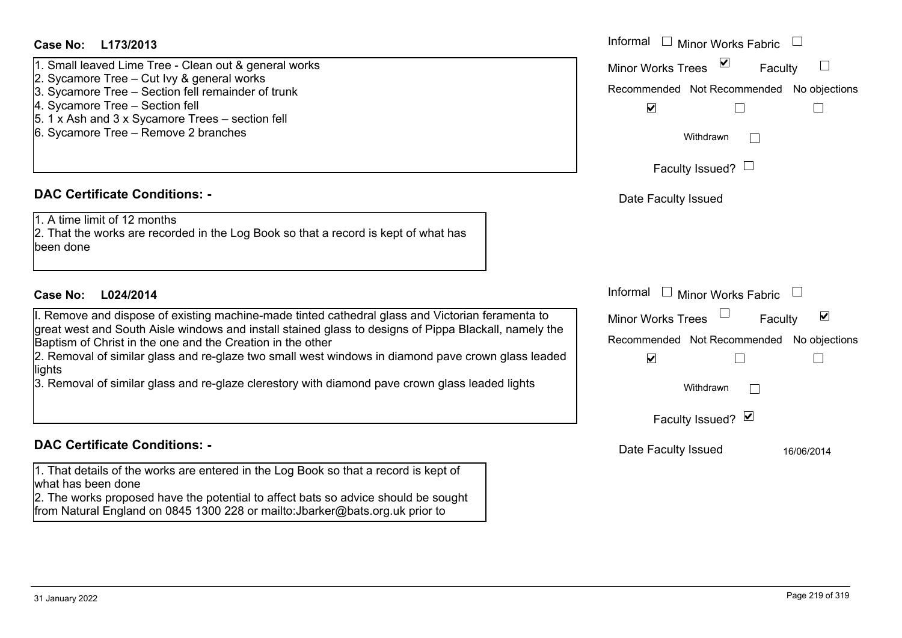**Case No: L173/2013**

1. Small leaved Lime Tree - Clean out & general works
2. Sycamore Tree – Cut Ivy & general works
3. Sycamore Tree – Section fell remainder of trunk
4. Sycamore Tree – Section fell
5. 1 x Ash and 3 x Sycamore Trees – section fell
6. Sycamore Tree – Remove 2 branches

Informal ☐ Minor Works Fabric ☐

Minor Works Trees ☑ Faculty ☐

Recommended ☑ Not Recommended ☐ No objections ☐

Withdrawn ☐

Faculty Issued? ☐

Date Faculty Issued

**DAC Certificate Conditions: -**

1. A time limit of 12 months
2. That the works are recorded in the Log Book so that a record is kept of what has been done

**Case No: L024/2014**

I. Remove and dispose of existing machine-made tinted cathedral glass and Victorian feramenta to great west and South Aisle windows and install stained glass to designs of Pippa Blackall, namely the Baptism of Christ in the one and the Creation in the other
2. Removal of similar glass and re-glaze two small west windows in diamond pave crown glass leaded lights
3. Removal of similar glass and re-glaze clerestory with diamond pave crown glass leaded lights

Informal ☐ Minor Works Fabric ☐

Minor Works Trees ☐ Faculty ☑

Recommended ☑ Not Recommended ☐ No objections ☐

Withdrawn ☐

Faculty Issued? ☑

Date Faculty Issued 16/06/2014

**DAC Certificate Conditions: -**

1. That details of the works are entered in the Log Book so that a record is kept of what has been done
2. The works proposed have the potential to affect bats so advice should be sought from Natural England on 0845 1300 228 or mailto:Jbarker@bats.org.uk prior to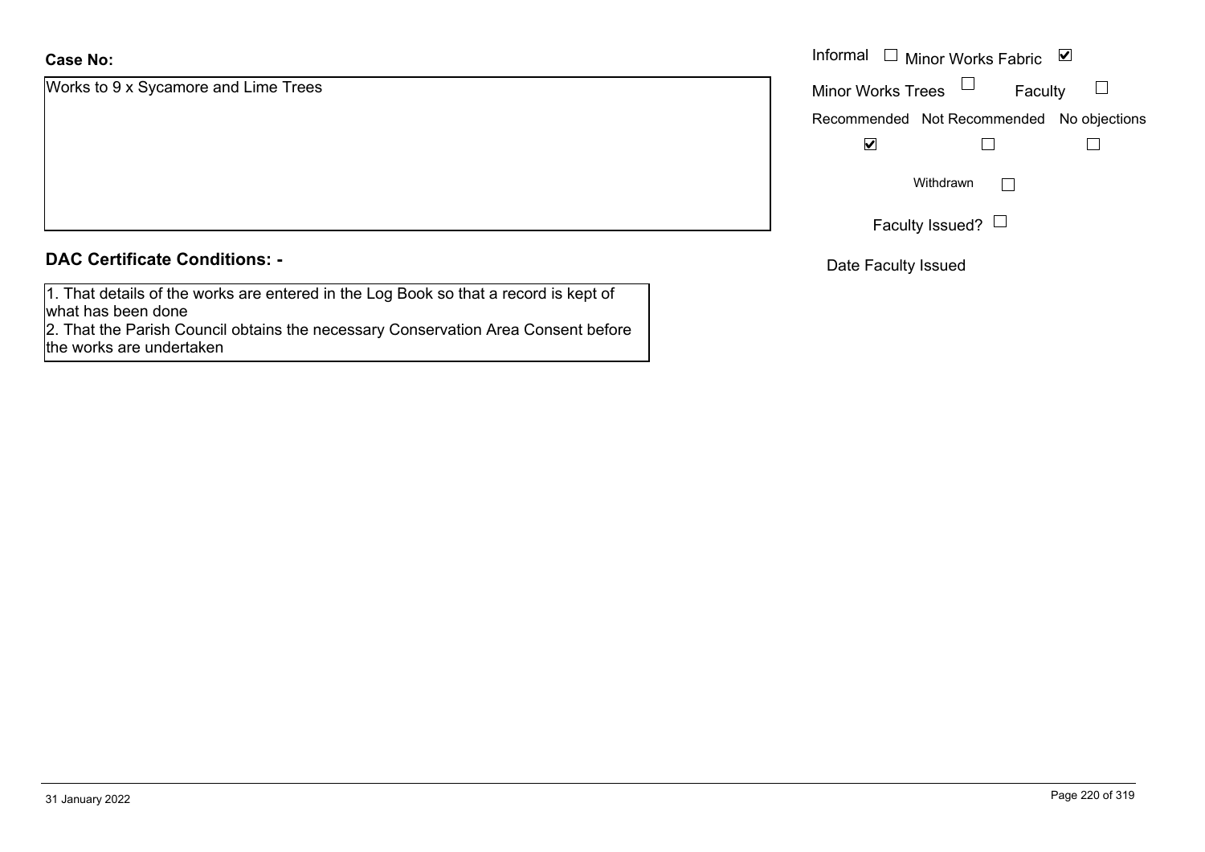**Case No:**

Works to 9 x Sycamore and Lime Trees

Informal ☐ Minor Works Fabric ☑

Minor Works Trees ☐ Faculty ☐

Recommended ☑ Not Recommended ☐ No objections ☐

Withdrawn ☐

Faculty Issued? ☐

Date Faculty Issued

**DAC Certificate Conditions: -**

1. That details of the works are entered in the Log Book so that a record is kept of what has been done
2. That the Parish Council obtains the necessary Conservation Area Consent before the works are undertaken

31 January 2022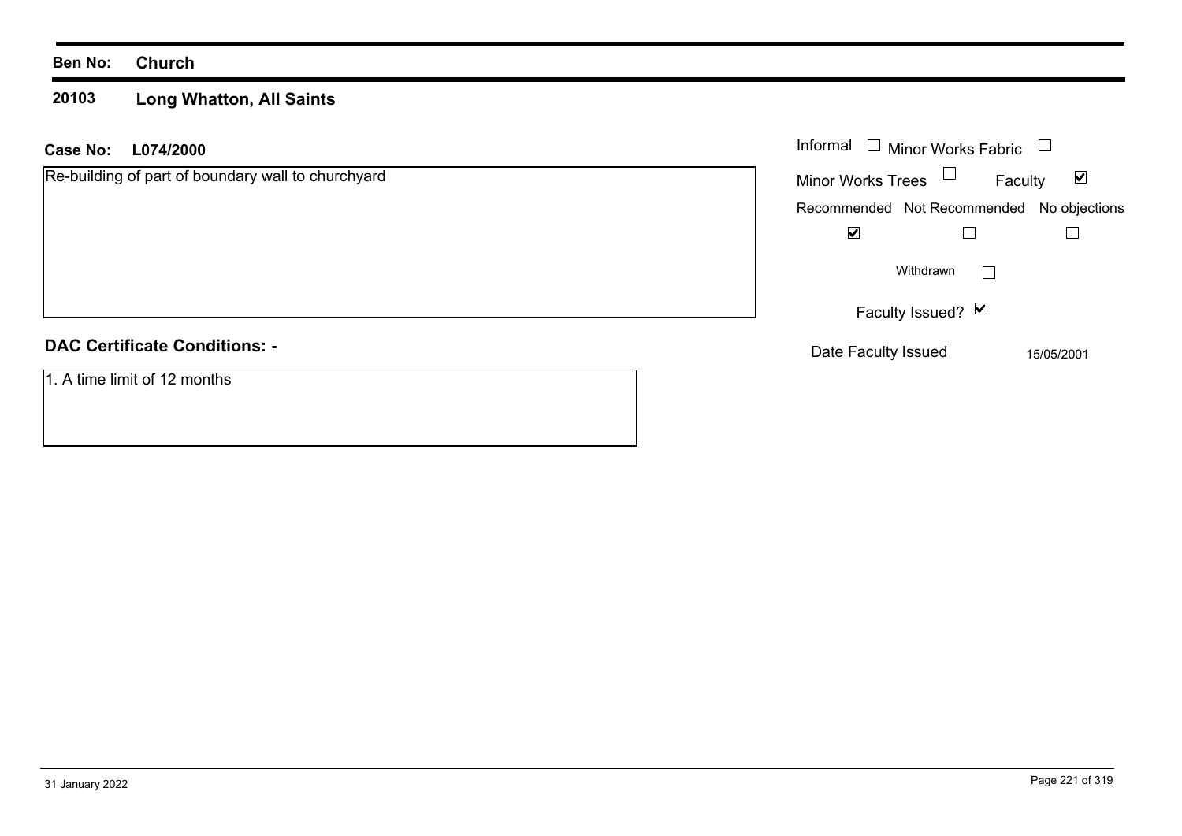**Ben No:** **Church**

## 20103 Long Whatton, All Saints

**Case No:** **L074/2000**

Re-building of part of boundary wall to churchyard

Informal ☐ Minor Works Fabric ☐

Minor Works Trees ☐ Faculty ☑

| Recommended | Not Recommended | No objections |
| --- | --- | --- |
| ☑ | ☐ | ☐ |

Withdrawn ☐

Faculty Issued? ☑

Date Faculty Issued 15/05/2001

**DAC Certificate Conditions: -**

1. A time limit of 12 months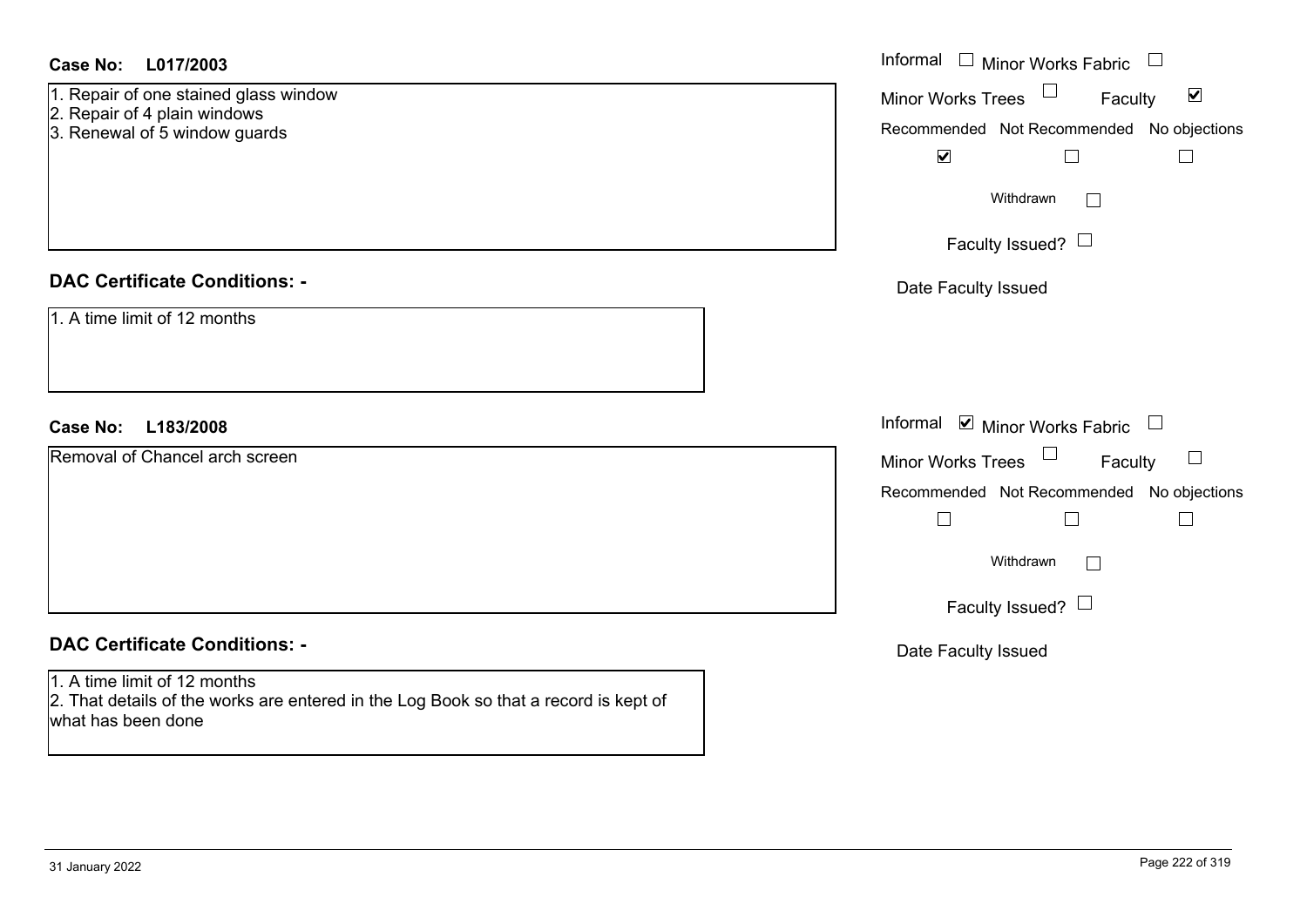**Case No: L017/2003**

1. Repair of one stained glass window
2. Repair of 4 plain windows
3. Renewal of 5 window guards

Informal ☐ Minor Works Fabric ☐
Minor Works Trees ☐ Faculty ☑
Recommended ☑ Not Recommended ☐ No objections ☐
Withdrawn ☐
Faculty Issued? ☐
Date Faculty Issued

**DAC Certificate Conditions: -**

1. A time limit of 12 months

**Case No: L183/2008**

Removal of Chancel arch screen

Informal ☑ Minor Works Fabric ☐
Minor Works Trees ☐ Faculty ☐
Recommended ☐ Not Recommended ☐ No objections ☐
Withdrawn ☐
Faculty Issued? ☐
Date Faculty Issued

**DAC Certificate Conditions: -**

1. A time limit of 12 months
2. That details of the works are entered in the Log Book so that a record is kept of what has been done

31 January 2022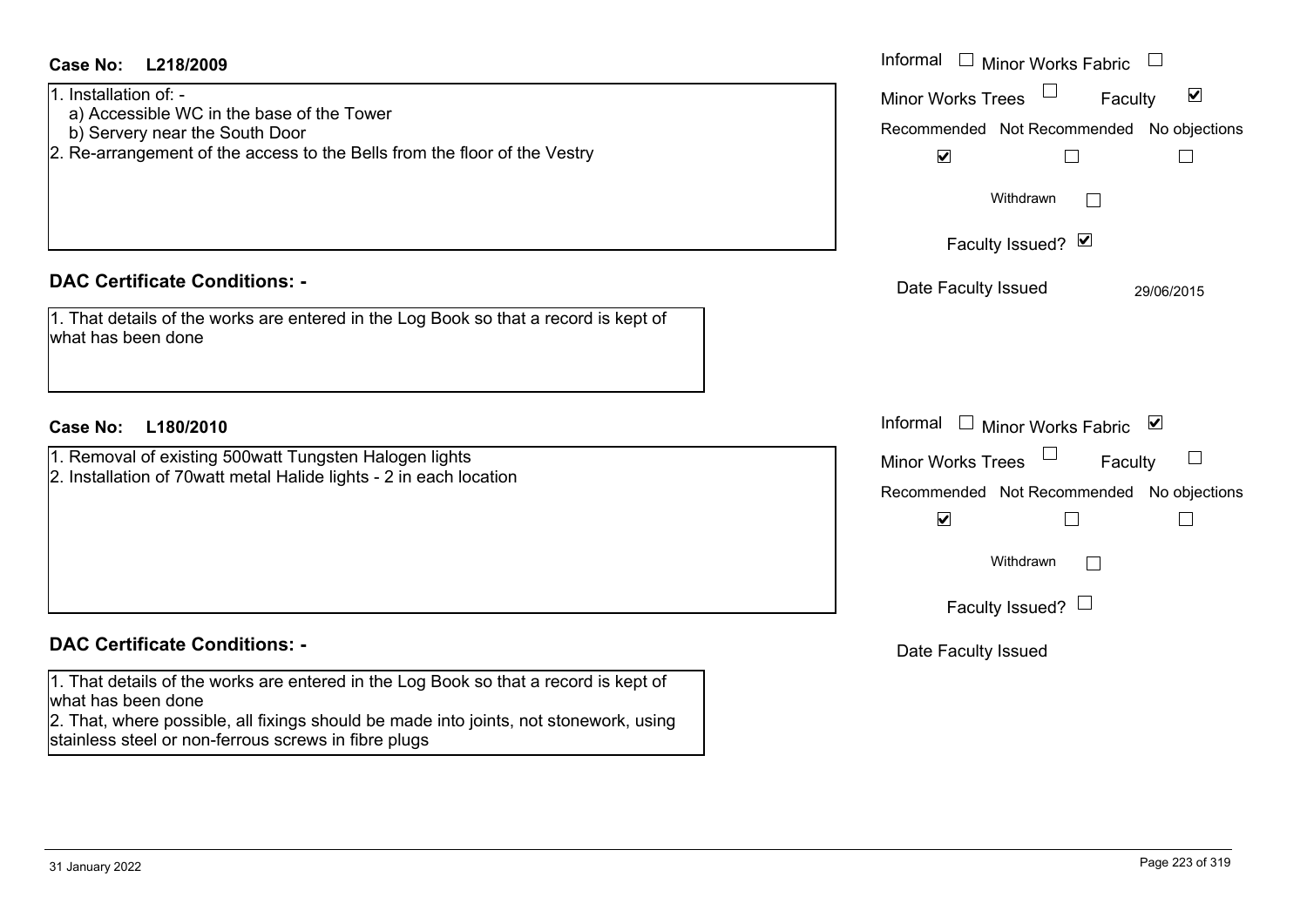**Case No: L218/2009**

1. Installation of: -
   a) Accessible WC in the base of the Tower
   b) Servery near the South Door
2. Re-arrangement of the access to the Bells from the floor of the Vestry

Informal ☐ Minor Works Fabric ☐
Minor Works Trees ☐ Faculty ☑
Recommended ☑ Not Recommended ☐ No objections ☐
Withdrawn ☐
Faculty Issued? ☑
Date Faculty Issued 29/06/2015

**DAC Certificate Conditions: -**

1. That details of the works are entered in the Log Book so that a record is kept of what has been done

**Case No: L180/2010**

1. Removal of existing 500watt Tungsten Halogen lights
2. Installation of 70watt metal Halide lights - 2 in each location

Informal ☐ Minor Works Fabric ☑
Minor Works Trees ☐ Faculty ☐
Recommended ☑ Not Recommended ☐ No objections ☐
Withdrawn ☐
Faculty Issued? ☐
Date Faculty Issued

**DAC Certificate Conditions: -**

1. That details of the works are entered in the Log Book so that a record is kept of what has been done
2. That, where possible, all fixings should be made into joints, not stonework, using stainless steel or non-ferrous screws in fibre plugs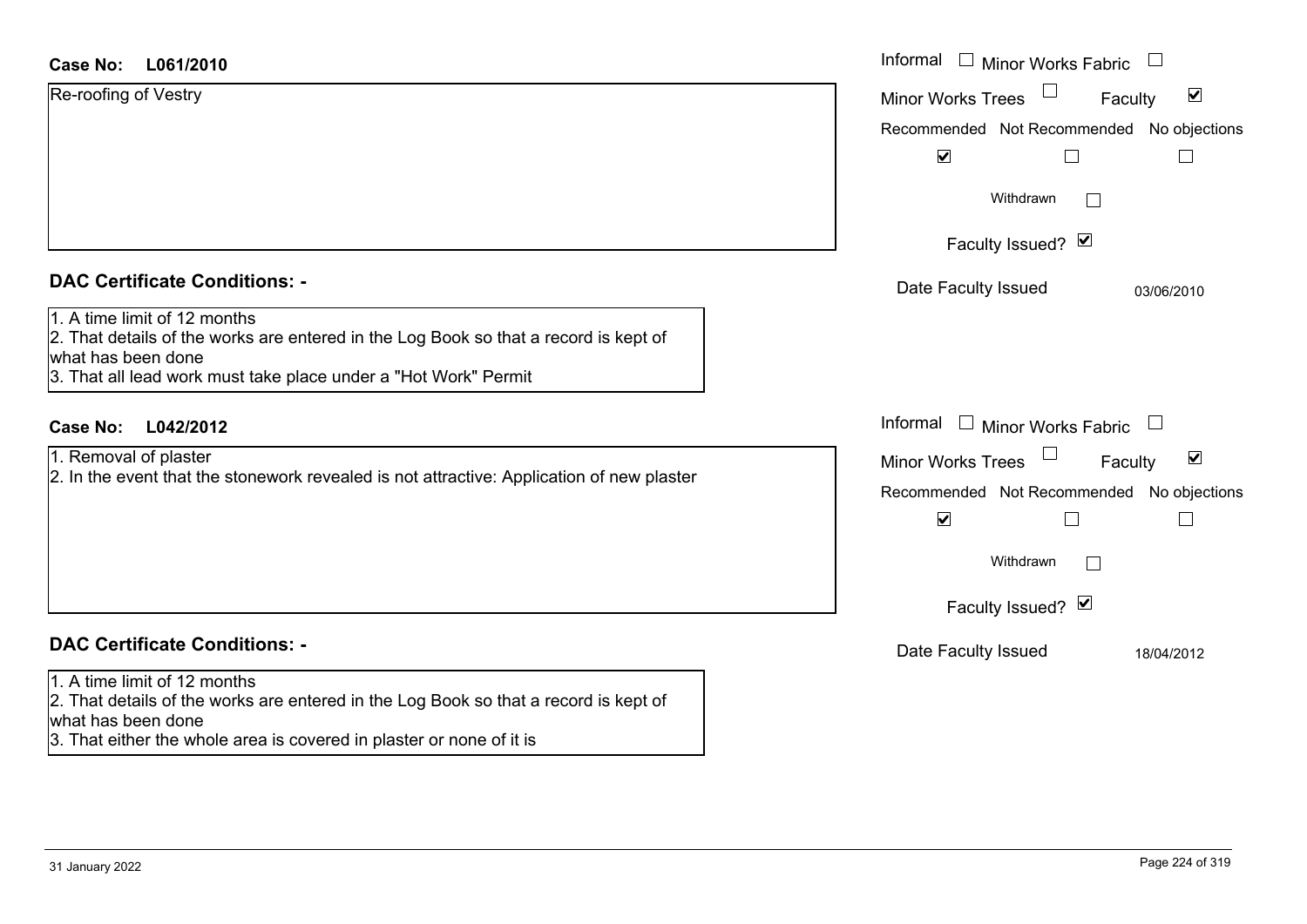**Case No: L061/2010**

Re-roofing of Vestry

Informal ☐ Minor Works Fabric ☐

Minor Works Trees ☐ Faculty ☑

Recommended ☑ Not Recommended ☐ No objections ☐

Withdrawn ☐

Faculty Issued? ☑

Date Faculty Issued 03/06/2010

## DAC Certificate Conditions: -

1. A time limit of 12 months
2. That details of the works are entered in the Log Book so that a record is kept of what has been done
3. That all lead work must take place under a "Hot Work" Permit

**Case No: L042/2012**

1. Removal of plaster
2. In the event that the stonework revealed is not attractive: Application of new plaster

Informal ☐ Minor Works Fabric ☐

Minor Works Trees ☐ Faculty ☑

Recommended ☑ Not Recommended ☐ No objections ☐

Withdrawn ☐

Faculty Issued? ☑

Date Faculty Issued 18/04/2012

## DAC Certificate Conditions: -

1. A time limit of 12 months
2. That details of the works are entered in the Log Book so that a record is kept of what has been done
3. That either the whole area is covered in plaster or none of it is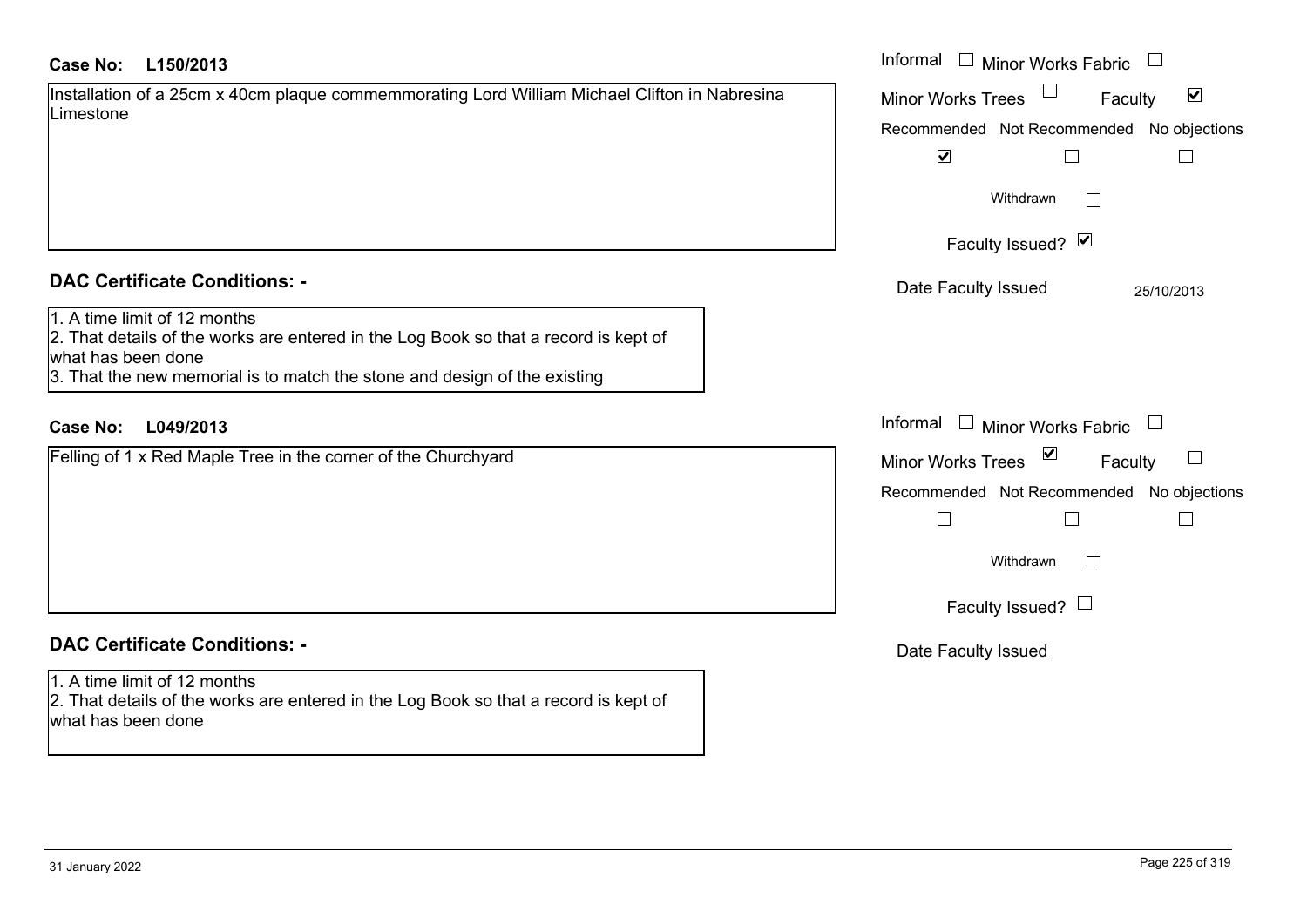**Case No: L150/2013**

Installation of a 25cm x 40cm plaque commemmorating Lord William Michael Clifton in Nabresina Limestone

Informal ☐ Minor Works Fabric ☐

Minor Works Trees ☐ Faculty ☑

Recommended ☑ Not Recommended ☐ No objections ☐

Withdrawn ☐

Faculty Issued? ☑

Date Faculty Issued 25/10/2013

## DAC Certificate Conditions: -

1. A time limit of 12 months
2. That details of the works are entered in the Log Book so that a record is kept of what has been done
3. That the new memorial is to match the stone and design of the existing

**Case No: L049/2013**

Felling of 1 x Red Maple Tree in the corner of the Churchyard

Informal ☐ Minor Works Fabric ☐

Minor Works Trees ☑ Faculty ☐

Recommended ☐ Not Recommended ☐ No objections ☐

Withdrawn ☐

Faculty Issued? ☐

Date Faculty Issued

## DAC Certificate Conditions: -

1. A time limit of 12 months
2. That details of the works are entered in the Log Book so that a record is kept of what has been done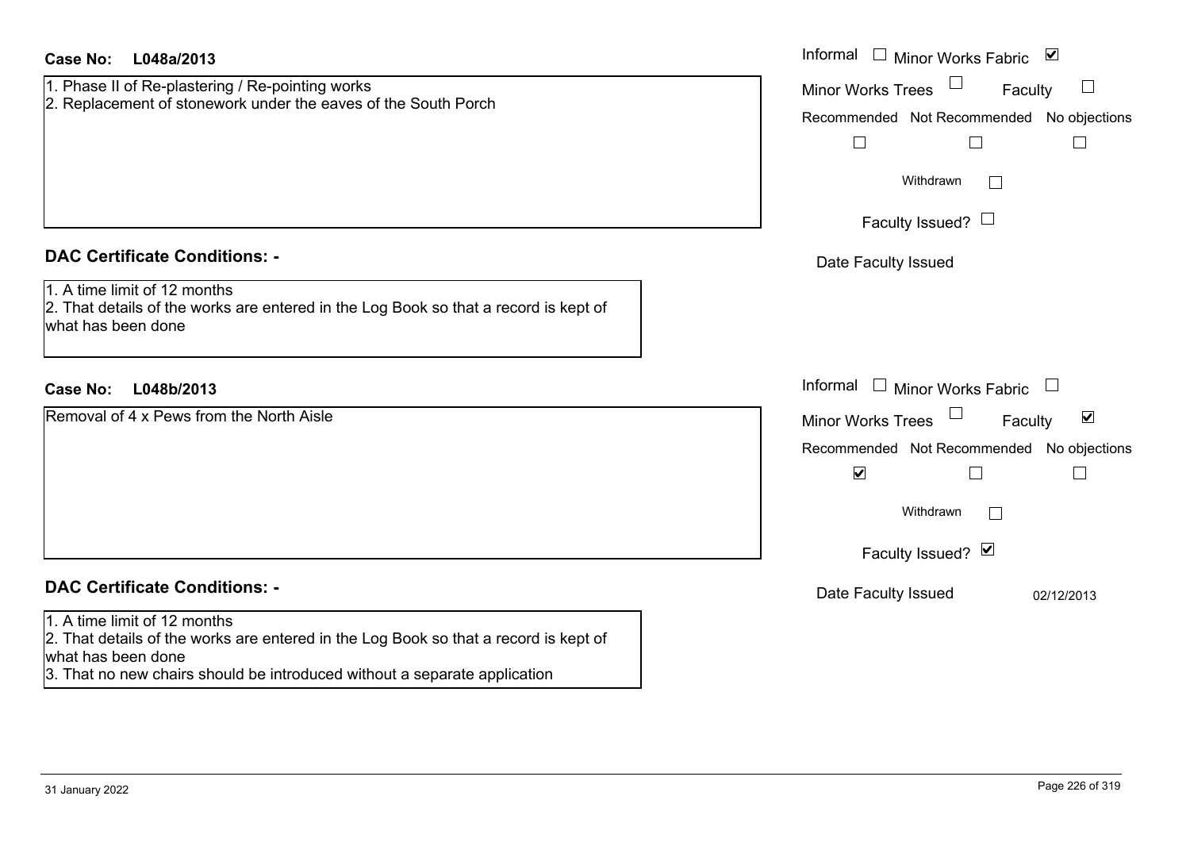**Case No: L048a/2013**

1. Phase II of Re-plastering / Re-pointing works
2. Replacement of stonework under the eaves of the South Porch

Informal ☐ Minor Works Fabric ☑
Minor Works Trees ☐ Faculty ☐
Recommended ☐ Not Recommended ☐ No objections ☐
Withdrawn ☐
Faculty Issued? ☐
Date Faculty Issued

**DAC Certificate Conditions: -**

1. A time limit of 12 months
2. That details of the works are entered in the Log Book so that a record is kept of what has been done

**Case No: L048b/2013**

Removal of 4 x Pews from the North Aisle

Informal ☐ Minor Works Fabric ☐
Minor Works Trees ☐ Faculty ☑
Recommended ☑ Not Recommended ☐ No objections ☐
Withdrawn ☐
Faculty Issued? ☑
Date Faculty Issued 02/12/2013

**DAC Certificate Conditions: -**

1. A time limit of 12 months
2. That details of the works are entered in the Log Book so that a record is kept of what has been done
3. That no new chairs should be introduced without a separate application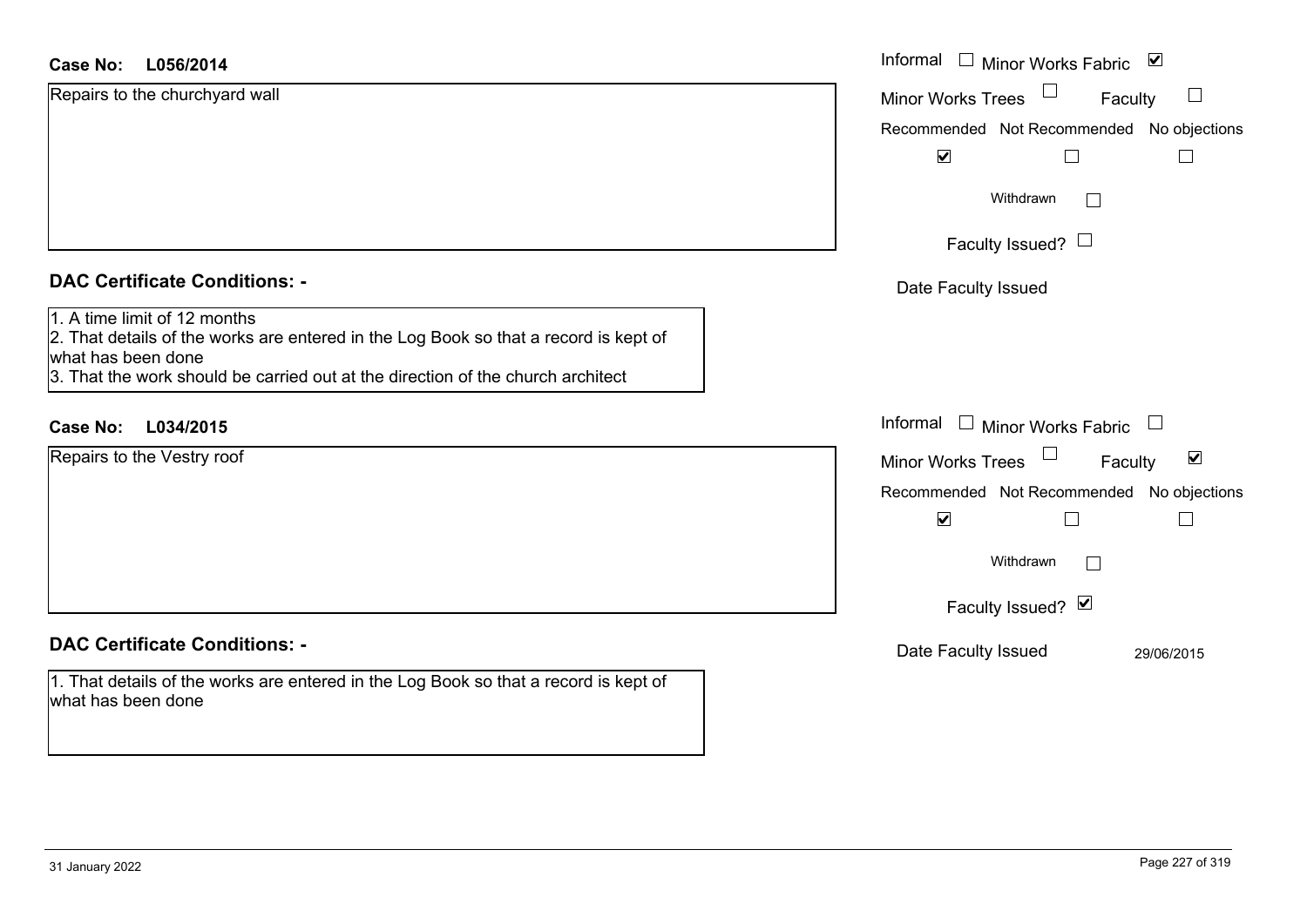**Case No: L056/2014**

Repairs to the churchyard wall

Informal ☐ Minor Works Fabric ☑

Minor Works Trees ☐ Faculty ☐

Recommended ☑ Not Recommended ☐ No objections ☐

Withdrawn ☐

Faculty Issued? ☐

Date Faculty Issued

## DAC Certificate Conditions: -

1. A time limit of 12 months
2. That details of the works are entered in the Log Book so that a record is kept of what has been done
3. That the work should be carried out at the direction of the church architect

**Case No: L034/2015**

Repairs to the Vestry roof

Informal ☐ Minor Works Fabric ☐

Minor Works Trees ☐ Faculty ☑

Recommended ☑ Not Recommended ☐ No objections ☐

Withdrawn ☐

Faculty Issued? ☑

Date Faculty Issued 29/06/2015

## DAC Certificate Conditions: -

1. That details of the works are entered in the Log Book so that a record is kept of what has been done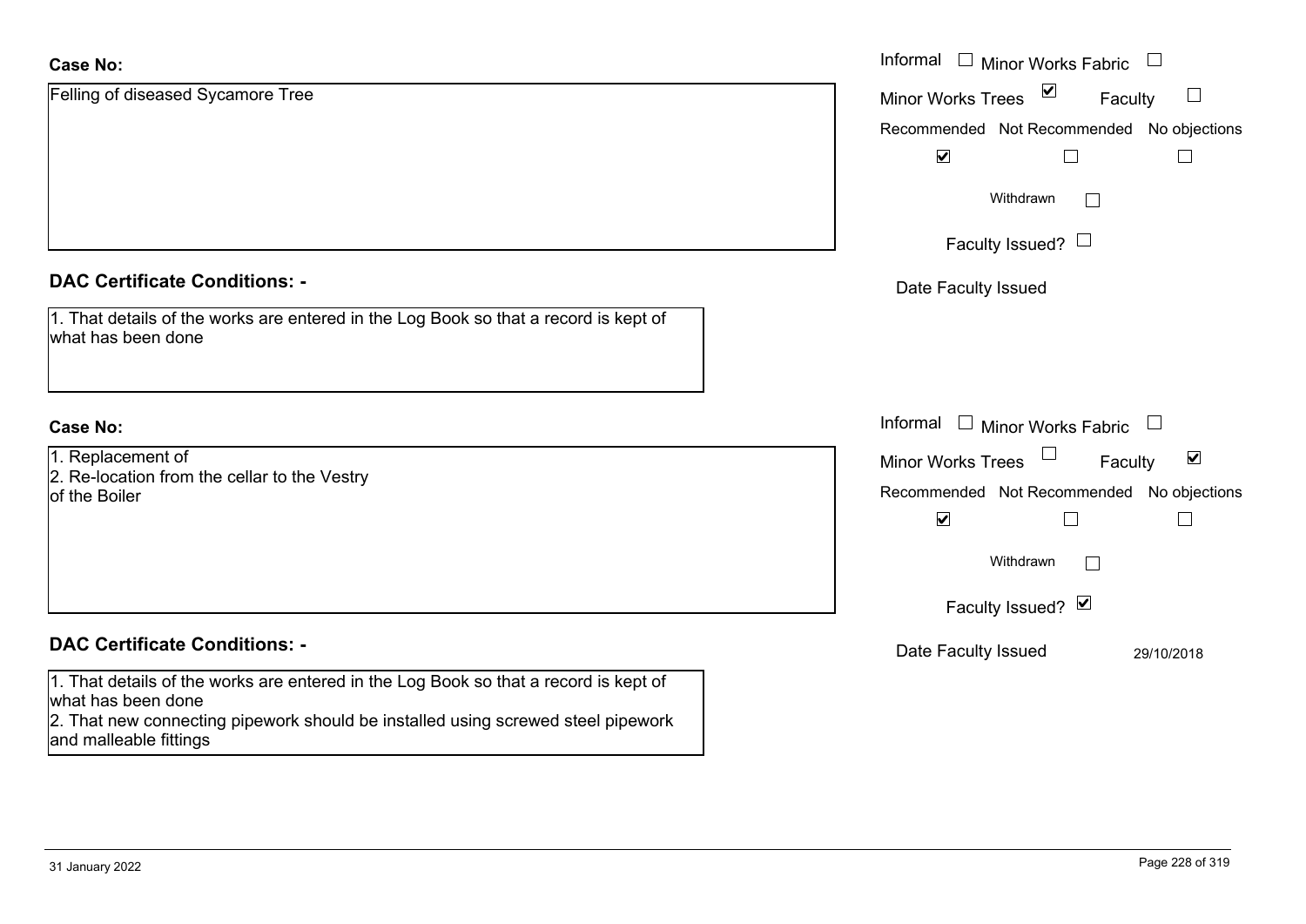**Case No:**

Felling of diseased Sycamore Tree

Informal ☐ Minor Works Fabric ☐

Minor Works Trees ☑ Faculty ☐

Recommended ☑ Not Recommended ☐ No objections ☐

Withdrawn ☐

Faculty Issued? ☐

Date Faculty Issued

**DAC Certificate Conditions: -**

1. That details of the works are entered in the Log Book so that a record is kept of what has been done

**Case No:**

1. Replacement of
2. Re-location from the cellar to the Vestry
of the Boiler

Informal ☐ Minor Works Fabric ☐

Minor Works Trees ☐ Faculty ☑

Recommended ☑ Not Recommended ☐ No objections ☐

Withdrawn ☐

Faculty Issued? ☑

Date Faculty Issued 29/10/2018

**DAC Certificate Conditions: -**

1. That details of the works are entered in the Log Book so that a record is kept of what has been done
2. That new connecting pipework should be installed using screwed steel pipework and malleable fittings

31 January 2022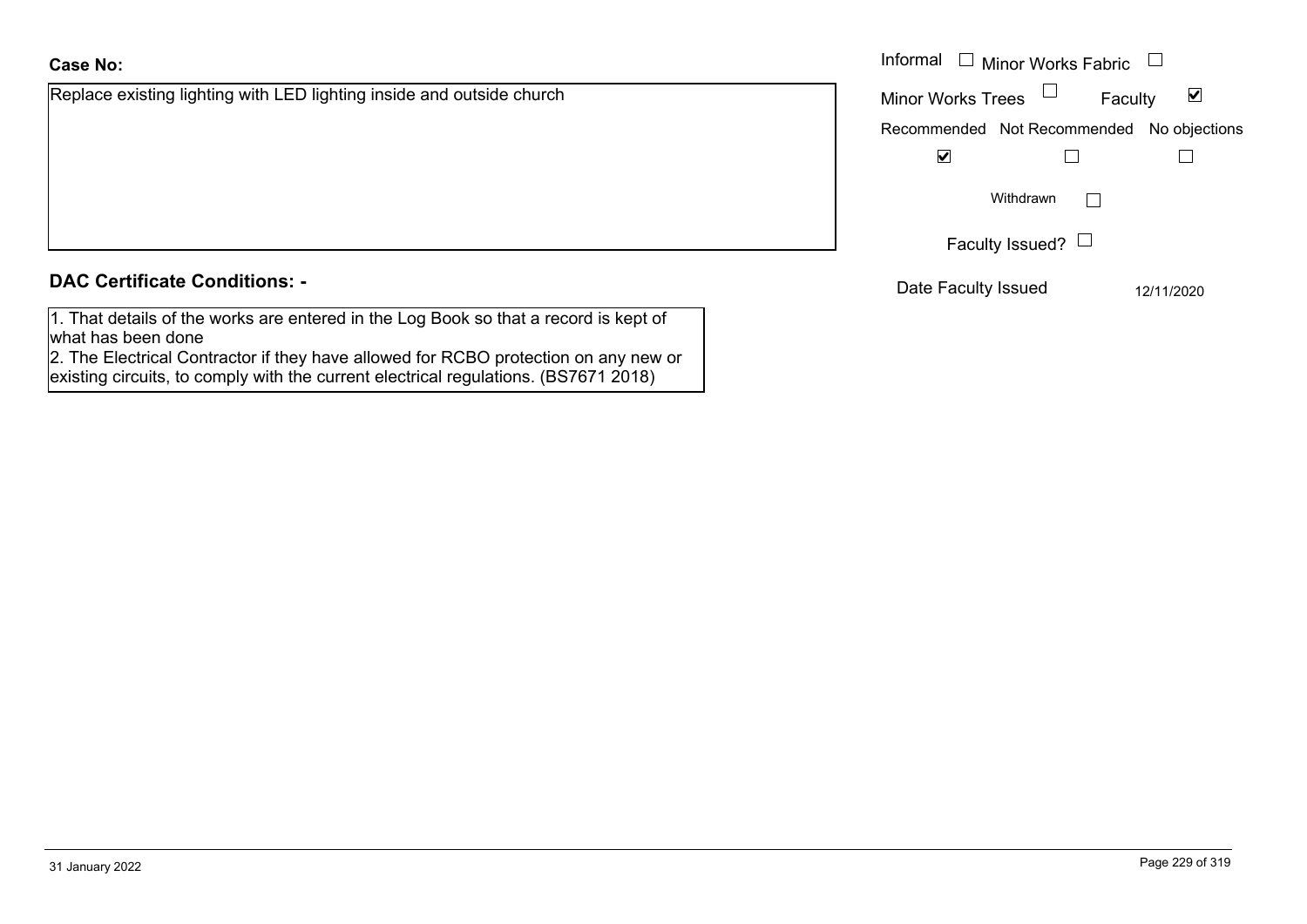**Case No:**

Replace existing lighting with LED lighting inside and outside church

Informal ☐ Minor Works Fabric ☐

Minor Works Trees ☐ Faculty ☑

| Recommended | Not Recommended | No objections |
| --- | --- | --- |
| ☑ | ☐ | ☐ |

Withdrawn ☐

Faculty Issued? ☐

Date Faculty Issued 12/11/2020

**DAC Certificate Conditions: -**

1. That details of the works are entered in the Log Book so that a record is kept of what has been done
2. The Electrical Contractor if they have allowed for RCBO protection on any new or existing circuits, to comply with the current electrical regulations. (BS7671 2018)

31 January 2022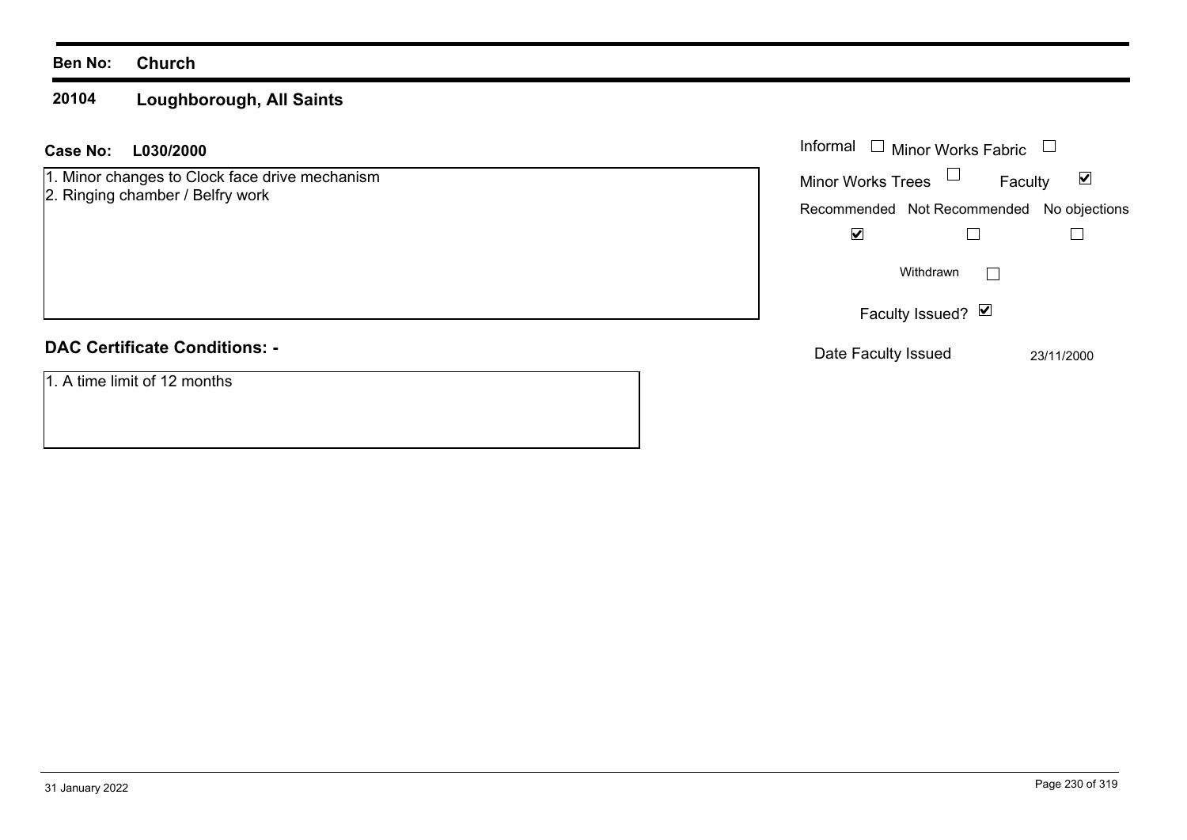**Ben No: Church**

## 20104 Loughborough, All Saints

**Case No: L030/2000**

1. Minor changes to Clock face drive mechanism
2. Ringing chamber / Belfry work

Informal ☐ Minor Works Fabric ☐

Minor Works Trees ☐ Faculty ☑

Recommended ☑ Not Recommended ☐ No objections ☐

Withdrawn ☐

Faculty Issued? ☑

Date Faculty Issued 23/11/2000

**DAC Certificate Conditions: -**

1. A time limit of 12 months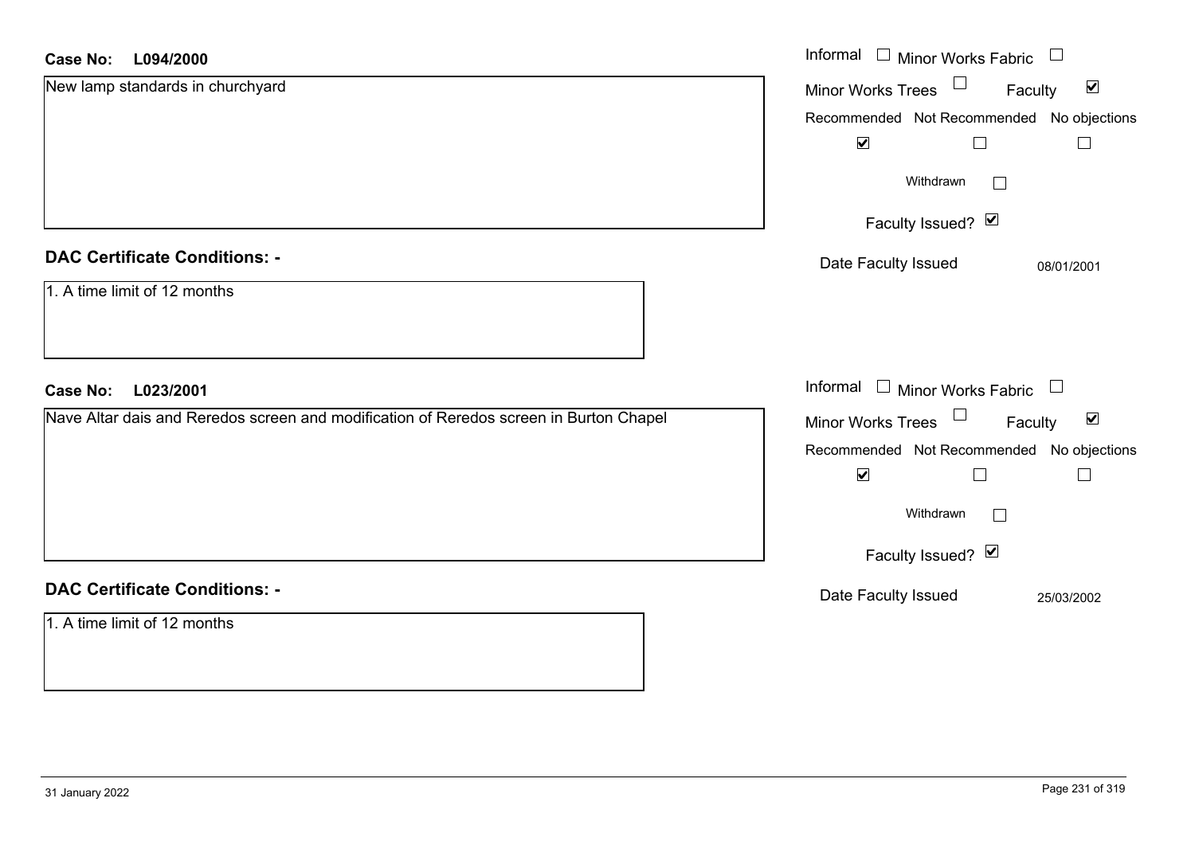**Case No:** **L094/2000**

New lamp standards in churchyard

Informal ☐ Minor Works Fabric ☐

Minor Works Trees ☐ Faculty ☑

Recommended ☑ Not Recommended ☐ No objections ☐

Withdrawn ☐

Faculty Issued? ☑

Date Faculty Issued 08/01/2001

## DAC Certificate Conditions: -

1. A time limit of 12 months

**Case No:** **L023/2001**

Nave Altar dais and Reredos screen and modification of Reredos screen in Burton Chapel

Informal ☐ Minor Works Fabric ☐

Minor Works Trees ☐ Faculty ☑

Recommended ☑ Not Recommended ☐ No objections ☐

Withdrawn ☐

Faculty Issued? ☑

Date Faculty Issued 25/03/2002

## DAC Certificate Conditions: -

1. A time limit of 12 months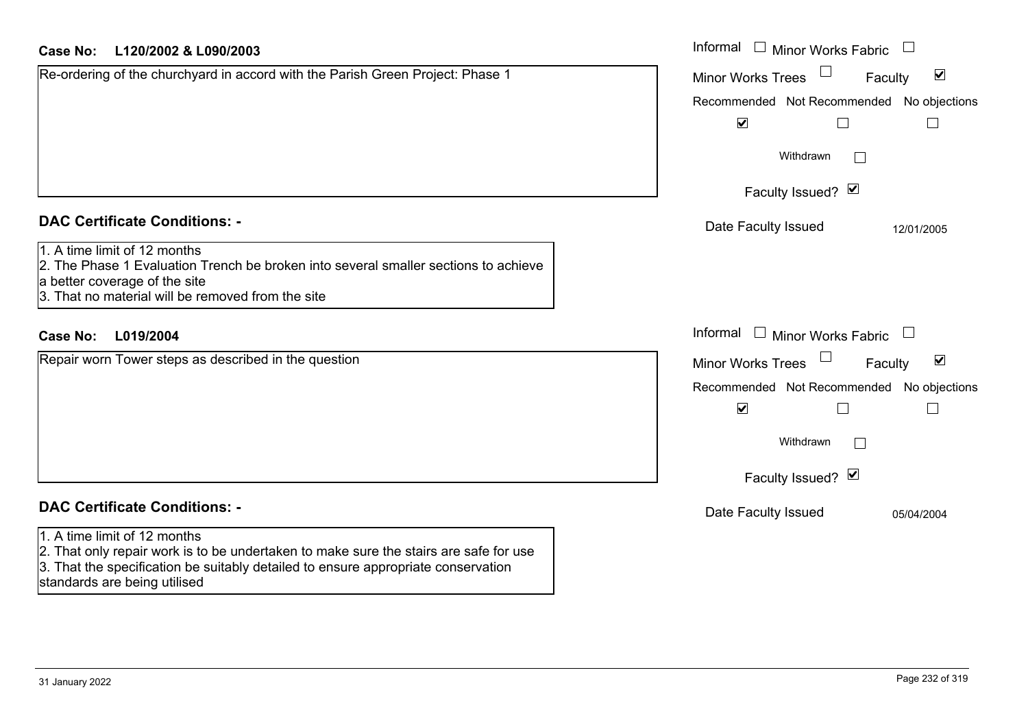**Case No:** **L120/2002 & L090/2003**

Re-ordering of the churchyard in accord with the Parish Green Project: Phase 1

Informal ☐ Minor Works Fabric ☐
Minor Works Trees ☐ Faculty ☑

| Recommended | Not Recommended | No objections |
|---|---|---|
| ☑ | ☐ | ☐ |

Withdrawn ☐

Faculty Issued? ☑

Date Faculty Issued: 12/01/2005

## DAC Certificate Conditions: -

1. A time limit of 12 months
2. The Phase 1 Evaluation Trench be broken into several smaller sections to achieve a better coverage of the site
3. That no material will be removed from the site

**Case No:** **L019/2004**

Repair worn Tower steps as described in the question

Informal ☐ Minor Works Fabric ☐
Minor Works Trees ☐ Faculty ☑

| Recommended | Not Recommended | No objections |
|---|---|---|
| ☑ | ☐ | ☐ |

Withdrawn ☐

Faculty Issued? ☑

Date Faculty Issued: 05/04/2004

## DAC Certificate Conditions: -

1. A time limit of 12 months
2. That only repair work is to be undertaken to make sure the stairs are safe for use
3. That the specification be suitably detailed to ensure appropriate conservation standards are being utilised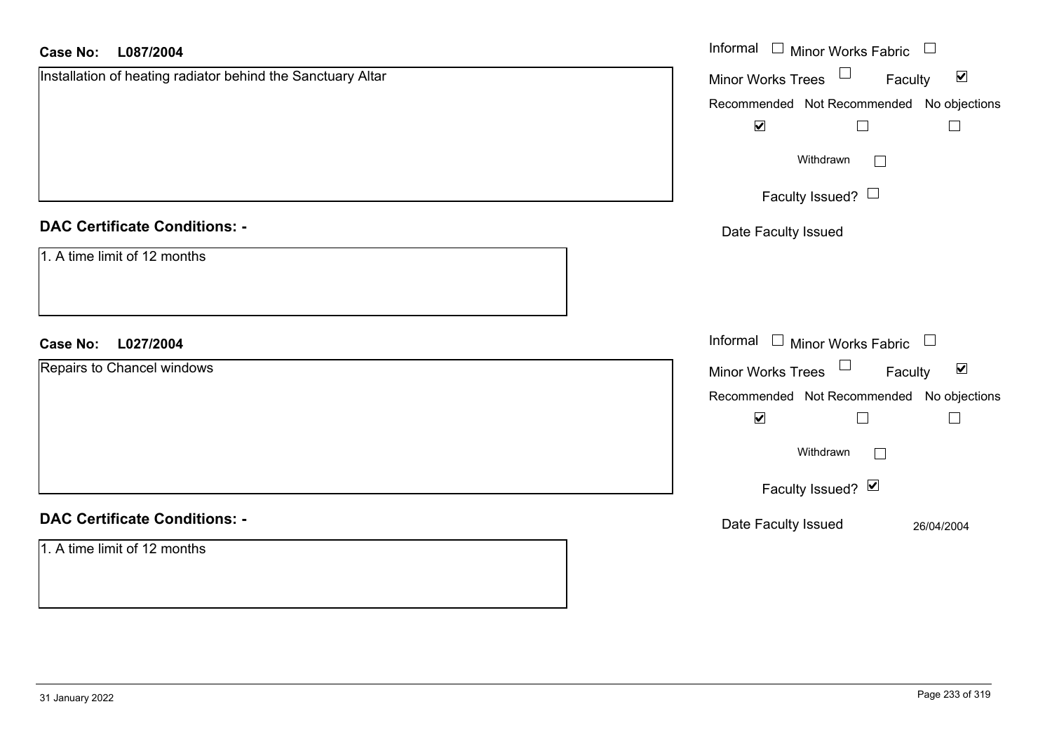**Case No: L087/2004**

Installation of heating radiator behind the Sanctuary Altar

Informal ☐ Minor Works Fabric ☐
Minor Works Trees ☐ Faculty ☑

| Recommended | Not Recommended | No objections |
|---|---|---|
| ☑ | ☐ | ☐ |

Withdrawn ☐

Faculty Issued? ☐

Date Faculty Issued

### DAC Certificate Conditions: -

1. A time limit of 12 months

**Case No: L027/2004**

Repairs to Chancel windows

Informal ☐ Minor Works Fabric ☐
Minor Works Trees ☐ Faculty ☑

| Recommended | Not Recommended | No objections |
|---|---|---|
| ☑ | ☐ | ☐ |

Withdrawn ☐

Faculty Issued? ☑

Date Faculty Issued 26/04/2004

### DAC Certificate Conditions: -

1. A time limit of 12 months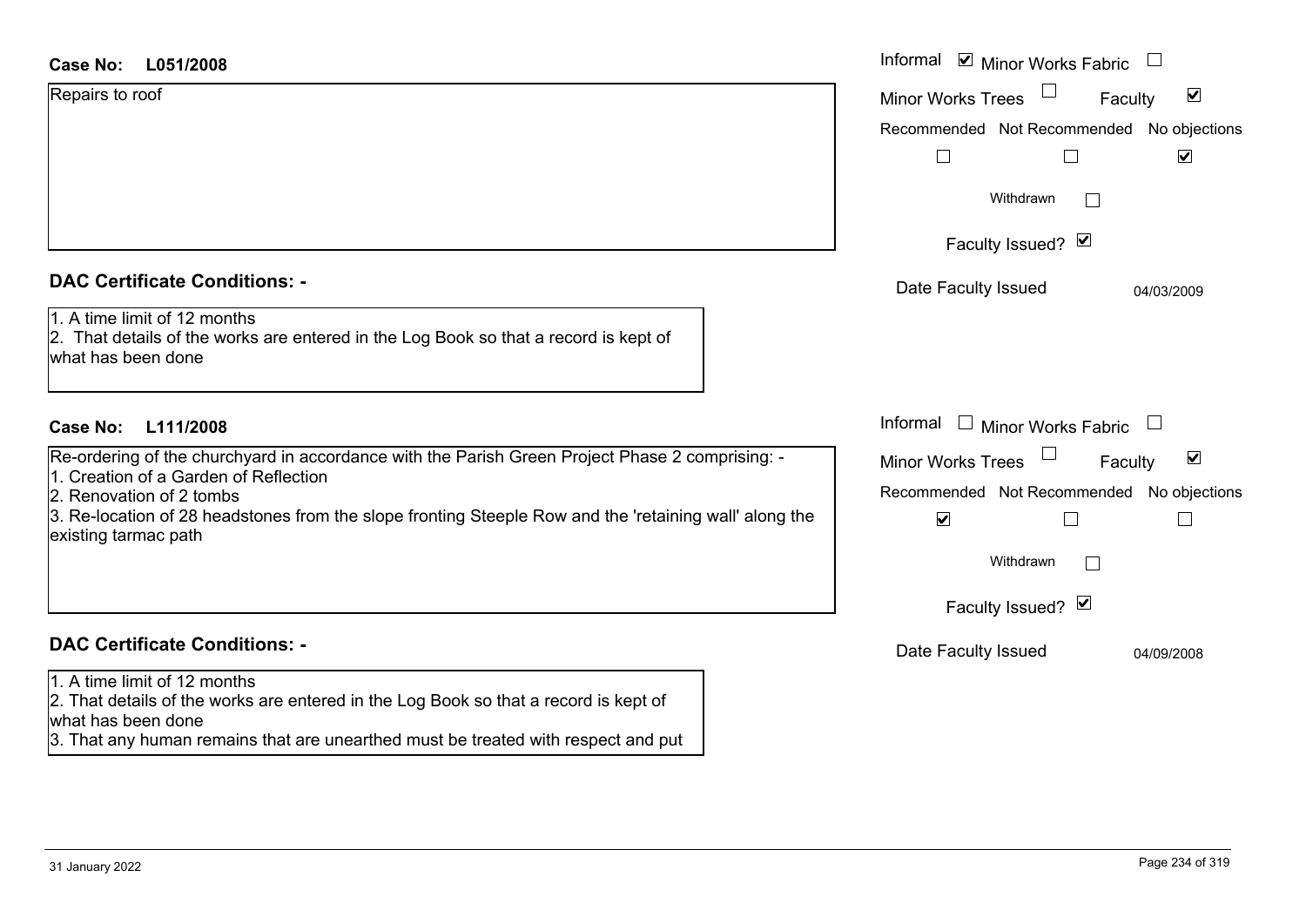**Case No: L051/2008**

Repairs to roof

Informal ☑ Minor Works Fabric ☐

Minor Works Trees ☐ Faculty ☑

Recommended ☐ Not Recommended ☐ No objections ☑

Withdrawn ☐

Faculty Issued? ☑

Date Faculty Issued 04/03/2009

## DAC Certificate Conditions: -

1. A time limit of 12 months
2. That details of the works are entered in the Log Book so that a record is kept of what has been done

**Case No: L111/2008**

Re-ordering of the churchyard in accordance with the Parish Green Project Phase 2 comprising: -
1. Creation of a Garden of Reflection
2. Renovation of 2 tombs
3. Re-location of 28 headstones from the slope fronting Steeple Row and the 'retaining wall' along the existing tarmac path

Informal ☐ Minor Works Fabric ☐

Minor Works Trees ☐ Faculty ☑

Recommended ☑ Not Recommended ☐ No objections ☐

Withdrawn ☐

Faculty Issued? ☑

Date Faculty Issued 04/09/2008

## DAC Certificate Conditions: -

1. A time limit of 12 months
2. That details of the works are entered in the Log Book so that a record is kept of what has been done
3. That any human remains that are unearthed must be treated with respect and put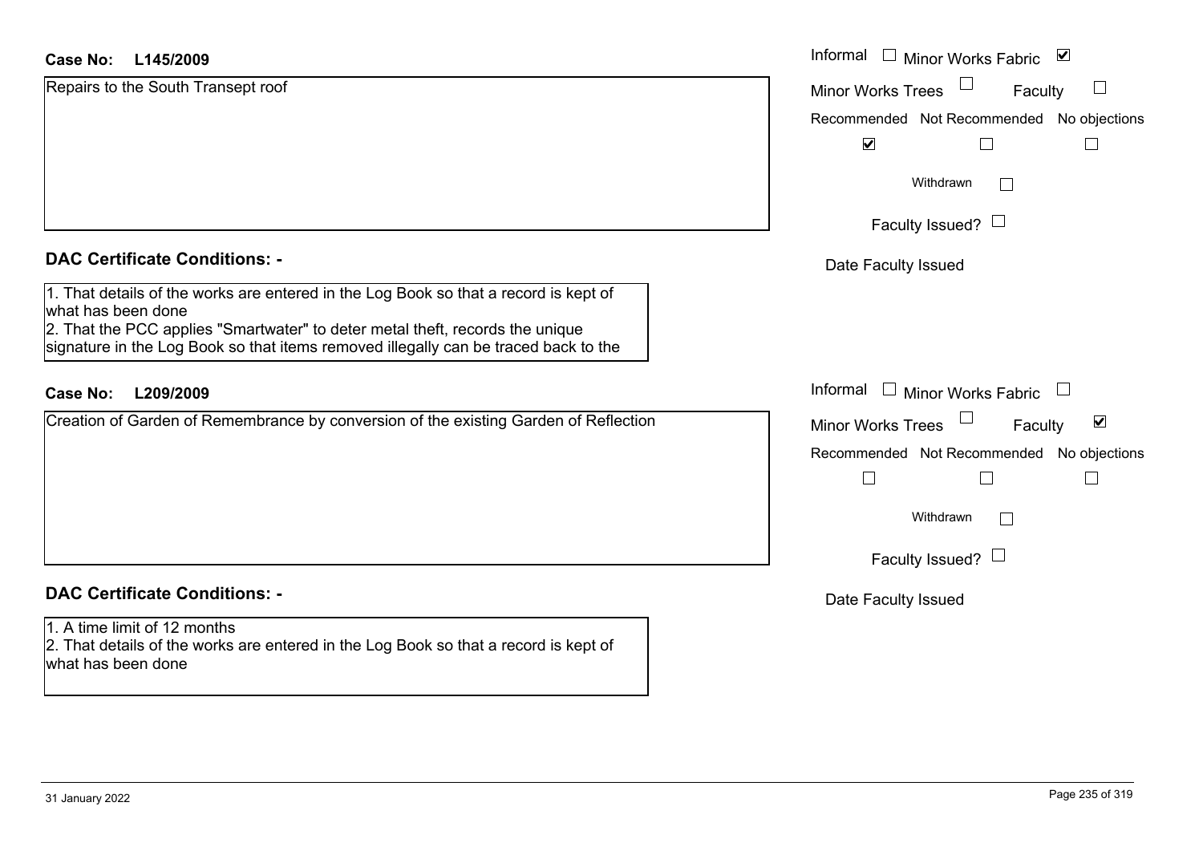**Case No: L145/2009**

Repairs to the South Transept roof

Informal ☐ Minor Works Fabric ☑

Minor Works Trees ☐ Faculty ☐

Recommended ☑ Not Recommended ☐ No objections ☐

Withdrawn ☐

Faculty Issued? ☐

Date Faculty Issued

**DAC Certificate Conditions: -**

1. That details of the works are entered in the Log Book so that a record is kept of what has been done
2. That the PCC applies "Smartwater" to deter metal theft, records the unique signature in the Log Book so that items removed illegally can be traced back to the

**Case No: L209/2009**

Creation of Garden of Remembrance by conversion of the existing Garden of Reflection

Informal ☐ Minor Works Fabric ☐

Minor Works Trees ☐ Faculty ☑

Recommended ☐ Not Recommended ☐ No objections ☐

Withdrawn ☐

Faculty Issued? ☐

Date Faculty Issued

**DAC Certificate Conditions: -**

1. A time limit of 12 months
2. That details of the works are entered in the Log Book so that a record is kept of what has been done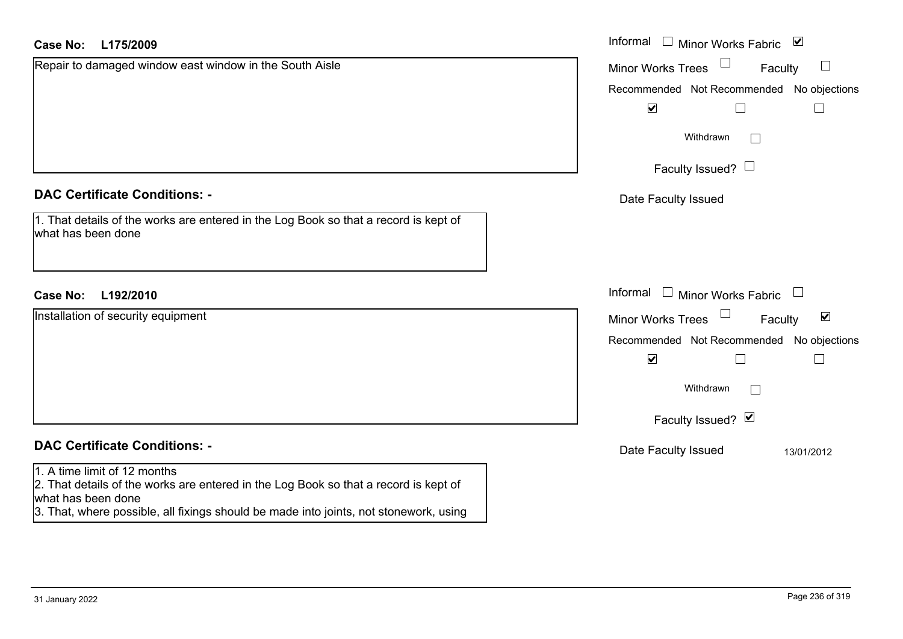**Case No: L175/2009**

Repair to damaged window east window in the South Aisle

Informal ☐ Minor Works Fabric ☑

Minor Works Trees ☐ Faculty ☐

Recommended ☑ Not Recommended ☐ No objections ☐

Withdrawn ☐

Faculty Issued? ☐

Date Faculty Issued

**DAC Certificate Conditions: -**

1. That details of the works are entered in the Log Book so that a record is kept of what has been done

**Case No: L192/2010**

Installation of security equipment

Informal ☐ Minor Works Fabric ☐

Minor Works Trees ☐ Faculty ☑

Recommended ☑ Not Recommended ☐ No objections ☐

Withdrawn ☐

Faculty Issued? ☑

Date Faculty Issued 13/01/2012

**DAC Certificate Conditions: -**

1. A time limit of 12 months
2. That details of the works are entered in the Log Book so that a record is kept of what has been done
3. That, where possible, all fixings should be made into joints, not stonework, using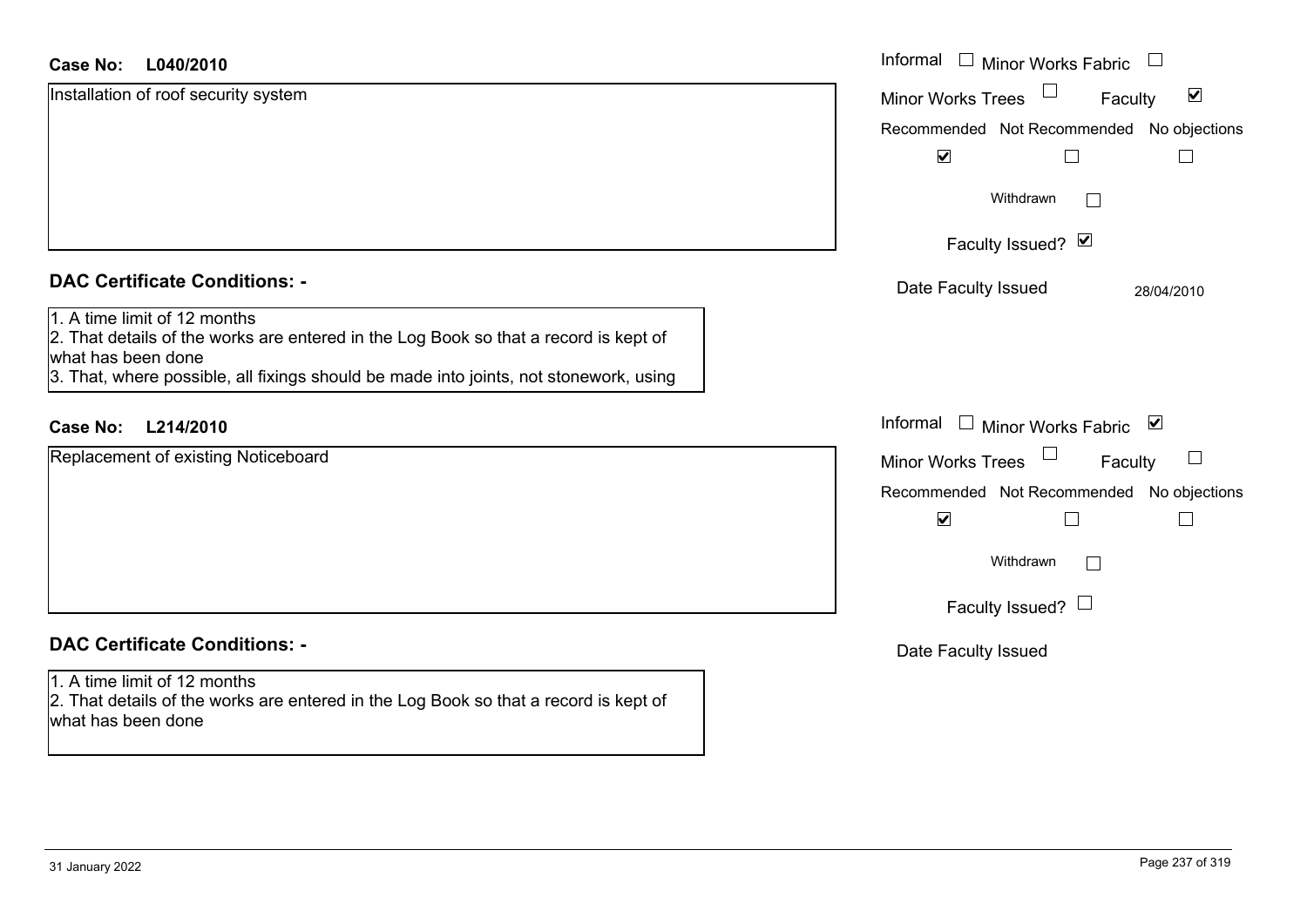**Case No:** **L040/2010**

Installation of roof security system

Informal ☐ Minor Works Fabric ☐

Minor Works Trees ☐ Faculty ☑

Recommended ☑ Not Recommended ☐ No objections ☐

Withdrawn ☐

Faculty Issued? ☑

Date Faculty Issued 28/04/2010

## DAC Certificate Conditions: -

1. A time limit of 12 months
2. That details of the works are entered in the Log Book so that a record is kept of what has been done
3. That, where possible, all fixings should be made into joints, not stonework, using

**Case No:** **L214/2010**

Replacement of existing Noticeboard

Informal ☐ Minor Works Fabric ☑

Minor Works Trees ☐ Faculty ☐

Recommended ☑ Not Recommended ☐ No objections ☐

Withdrawn ☐

Faculty Issued? ☐

Date Faculty Issued

## DAC Certificate Conditions: -

1. A time limit of 12 months
2. That details of the works are entered in the Log Book so that a record is kept of what has been done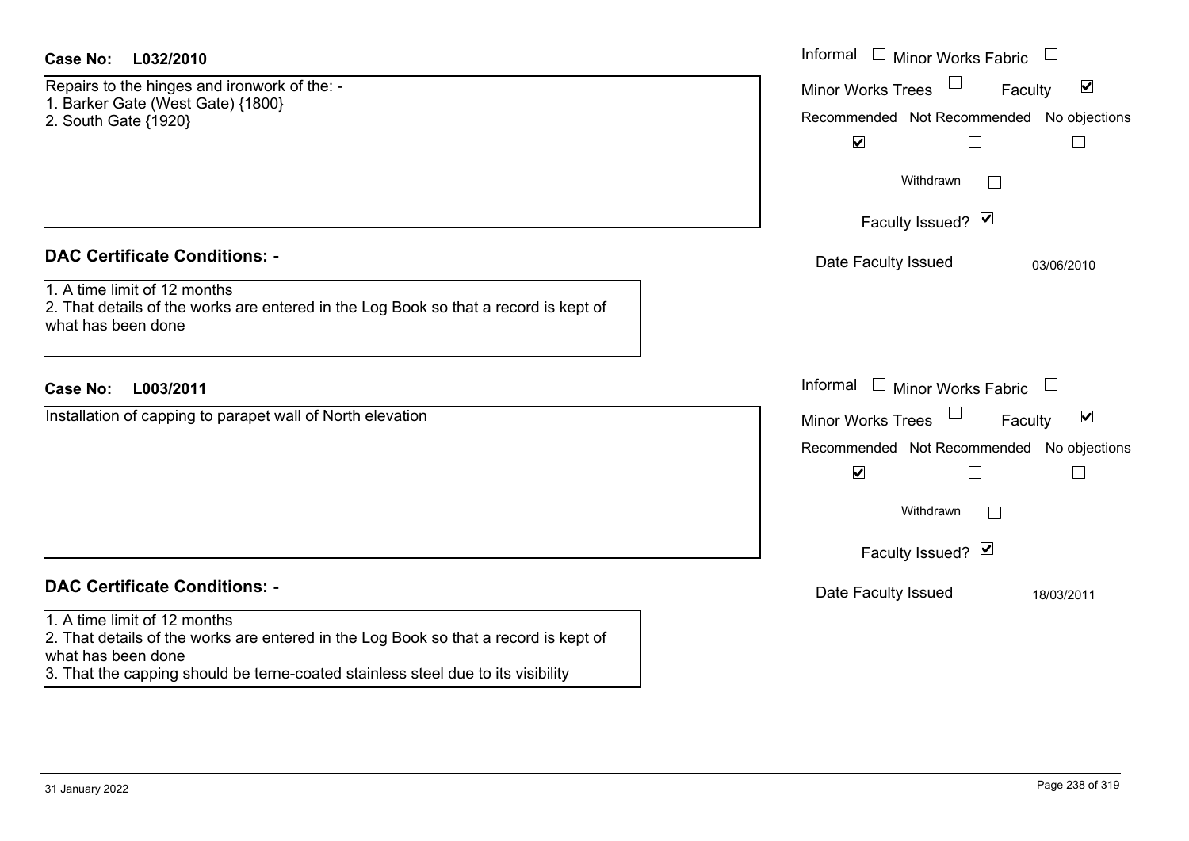**Case No: L032/2010**

Repairs to the hinges and ironwork of the: -
1. Barker Gate (West Gate) {1800}
2. South Gate {1920}

Informal ☐ Minor Works Fabric ☐
Minor Works Trees ☐ Faculty ☑
Recommended ☑ Not Recommended ☐ No objections ☐
Withdrawn ☐
Faculty Issued? ☑
Date Faculty Issued 03/06/2010

**DAC Certificate Conditions: -**

1. A time limit of 12 months
2. That details of the works are entered in the Log Book so that a record is kept of what has been done

**Case No: L003/2011**

Installation of capping to parapet wall of North elevation

Informal ☐ Minor Works Fabric ☐
Minor Works Trees ☐ Faculty ☑
Recommended ☑ Not Recommended ☐ No objections ☐
Withdrawn ☐
Faculty Issued? ☑
Date Faculty Issued 18/03/2011

**DAC Certificate Conditions: -**

1. A time limit of 12 months
2. That details of the works are entered in the Log Book so that a record is kept of what has been done
3. That the capping should be terne-coated stainless steel due to its visibility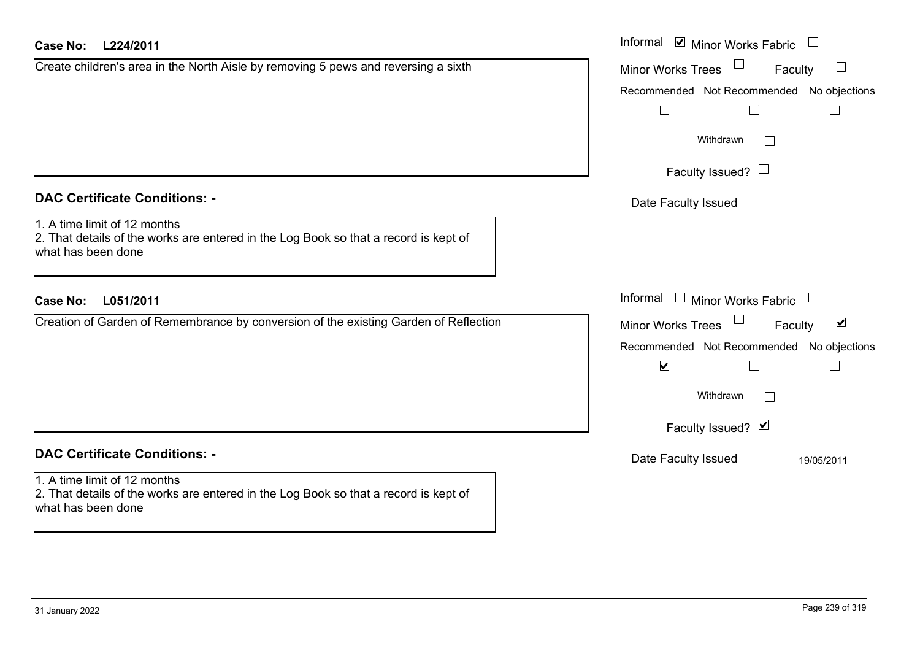**Case No: L224/2011**

Create children's area in the North Aisle by removing 5 pews and reversing a sixth

Informal ☑ Minor Works Fabric ☐

Minor Works Trees ☐ Faculty ☐

Recommended ☐ Not Recommended ☐ No objections ☐

Withdrawn ☐

Faculty Issued? ☐

Date Faculty Issued

## DAC Certificate Conditions: -

1. A time limit of 12 months
2. That details of the works are entered in the Log Book so that a record is kept of what has been done

**Case No: L051/2011**

Creation of Garden of Remembrance by conversion of the existing Garden of Reflection

Informal ☐ Minor Works Fabric ☐

Minor Works Trees ☐ Faculty ☑

Recommended ☑ Not Recommended ☐ No objections ☐

Withdrawn ☐

Faculty Issued? ☑

Date Faculty Issued 19/05/2011

## DAC Certificate Conditions: -

1. A time limit of 12 months
2. That details of the works are entered in the Log Book so that a record is kept of what has been done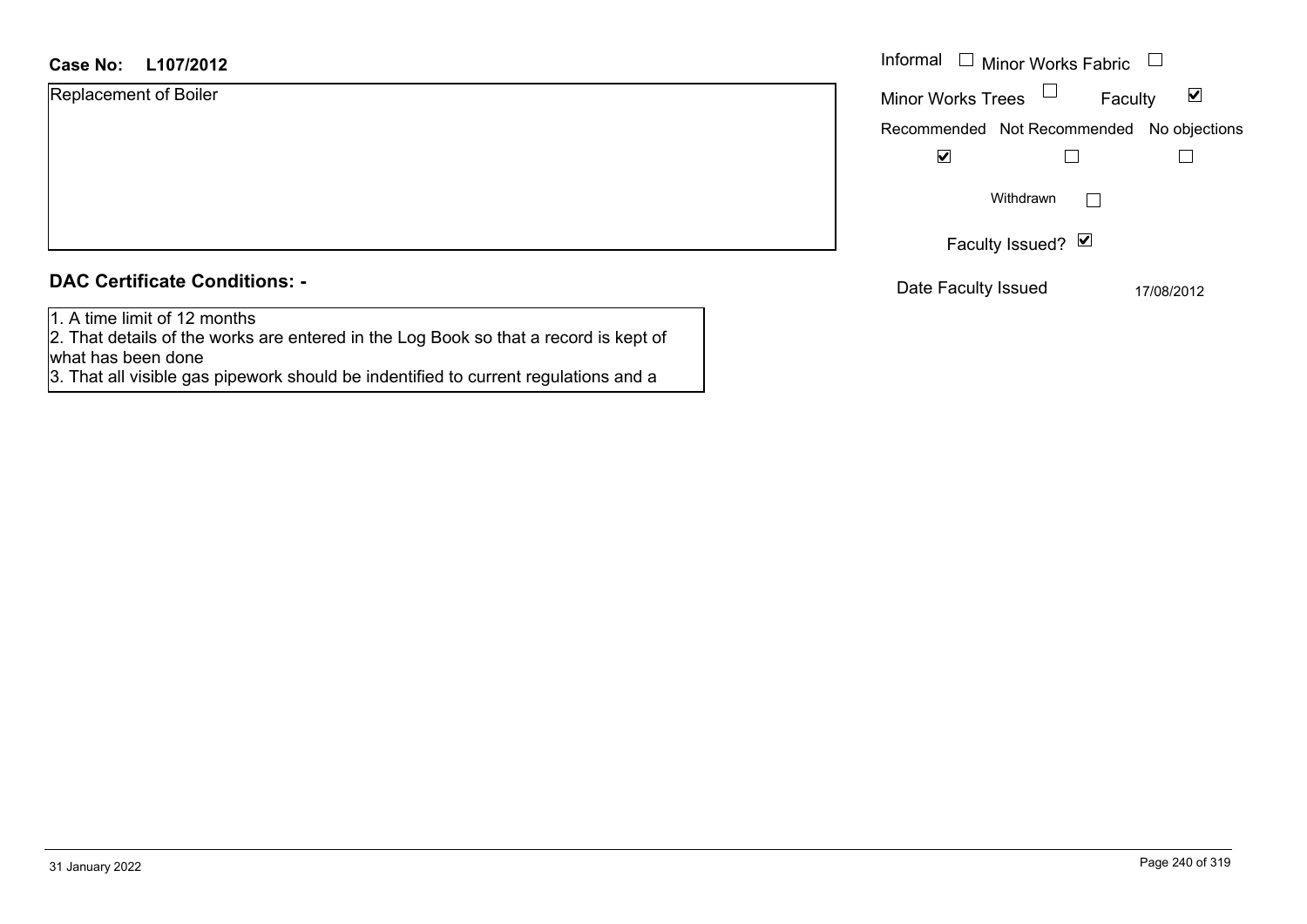**Case No: L107/2012**

Replacement of Boiler

Informal ☐ Minor Works Fabric ☐

Minor Works Trees ☐ Faculty ☑

| Recommended | Not Recommended | No objections |
|---|---|---|
| ☑ | ☐ | ☐ |

Withdrawn ☐

Faculty Issued? ☑

Date Faculty Issued 17/08/2012

**DAC Certificate Conditions: -**

1. A time limit of 12 months
2. That details of the works are entered in the Log Book so that a record is kept of what has been done
3. That all visible gas pipework should be indentified to current regulations and a

31 January 2022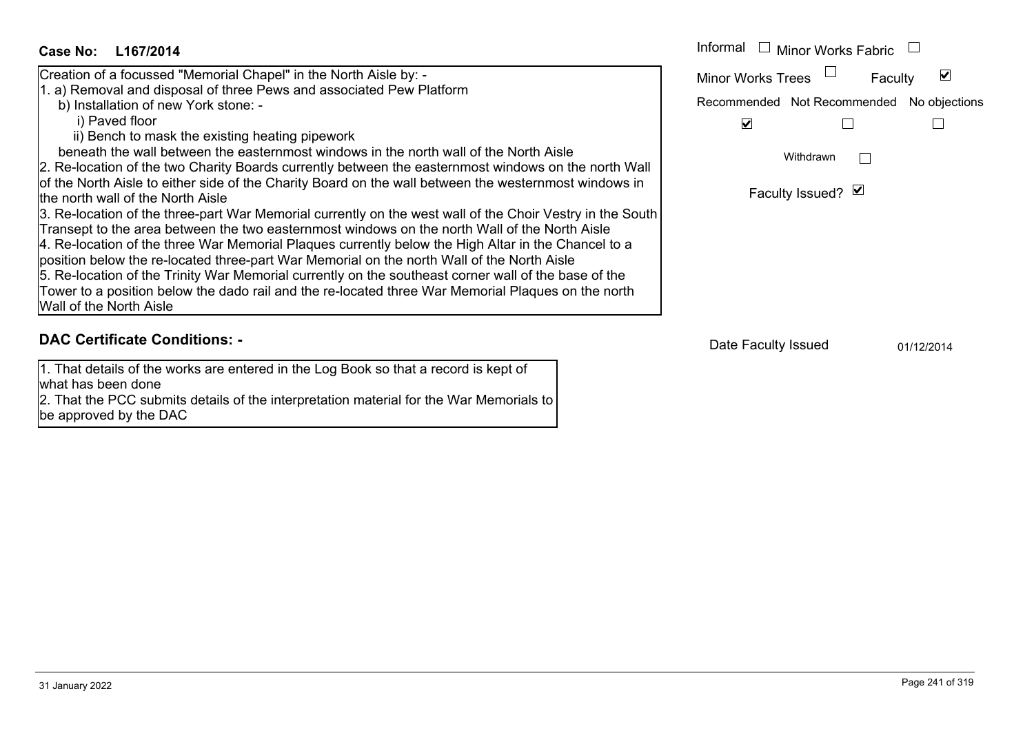**Case No: L167/2014**

Creation of a focussed "Memorial Chapel" in the North Aisle by: -

1. a) Removal and disposal of three Pews and associated Pew Platform
   b) Installation of new York stone: -
      i) Paved floor
      ii) Bench to mask the existing heating pipework
   beneath the wall between the easternmost windows in the north wall of the North Aisle
2. Re-location of the two Charity Boards currently between the easternmost windows on the north Wall of the North Aisle to either side of the Charity Board on the wall between the westernmost windows in the north wall of the North Aisle
3. Re-location of the three-part War Memorial currently on the west wall of the Choir Vestry in the South Transept to the area between the two easternmost windows on the north Wall of the North Aisle
4. Re-location of the three War Memorial Plaques currently below the High Altar in the Chancel to a position below the re-located three-part War Memorial on the north Wall of the North Aisle
5. Re-location of the Trinity War Memorial currently on the southeast corner wall of the base of the Tower to a position below the dado rail and the re-located three War Memorial Plaques on the north Wall of the North Aisle

Informal ☐ Minor Works Fabric ☐

Minor Works Trees ☐ Faculty ☑

| Recommended | Not Recommended | No objections |
|---|---|---|
| ☑ | ☐ | ☐ |

Withdrawn ☐

Faculty Issued? ☑

## DAC Certificate Conditions: -

1. That details of the works are entered in the Log Book so that a record is kept of what has been done
2. That the PCC submits details of the interpretation material for the War Memorials to be approved by the DAC

Date Faculty Issued 01/12/2014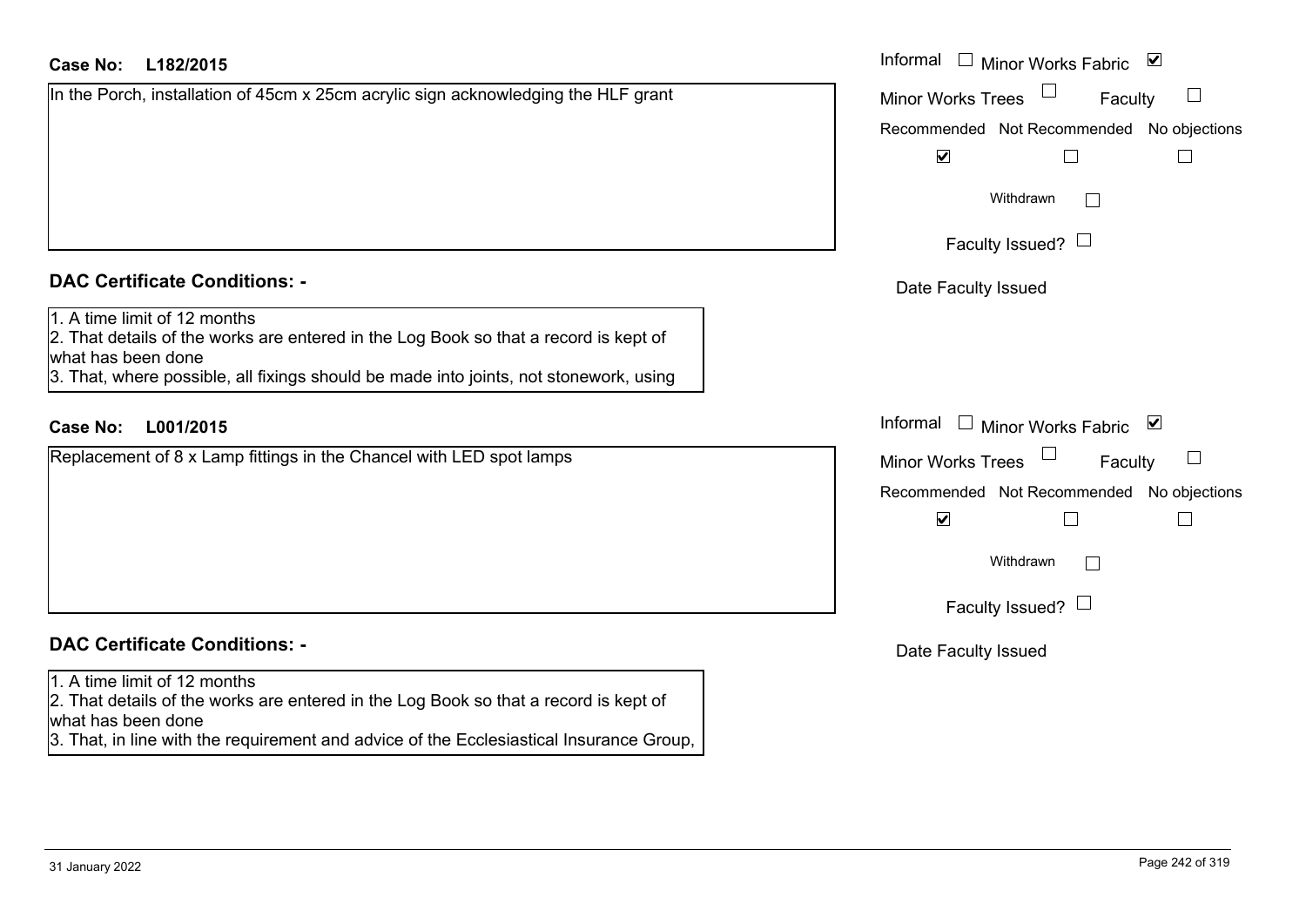**Case No: L182/2015**

In the Porch, installation of 45cm x 25cm acrylic sign acknowledging the HLF grant

Informal ☐ Minor Works Fabric ☑

Minor Works Trees ☐ Faculty ☐

| Recommended | Not Recommended | No objections |
| --- | --- | --- |
| ☑ | ☐ | ☐ |

Withdrawn ☐

Faculty Issued? ☐

Date Faculty Issued

## DAC Certificate Conditions: -

1. A time limit of 12 months
2. That details of the works are entered in the Log Book so that a record is kept of what has been done
3. That, where possible, all fixings should be made into joints, not stonework, using

**Case No: L001/2015**

Replacement of 8 x Lamp fittings in the Chancel with LED spot lamps

Informal ☐ Minor Works Fabric ☑

Minor Works Trees ☐ Faculty ☐

| Recommended | Not Recommended | No objections |
| --- | --- | --- |
| ☑ | ☐ | ☐ |

Withdrawn ☐

Faculty Issued? ☐

Date Faculty Issued

## DAC Certificate Conditions: -

1. A time limit of 12 months
2. That details of the works are entered in the Log Book so that a record is kept of what has been done
3. That, in line with the requirement and advice of the Ecclesiastical Insurance Group,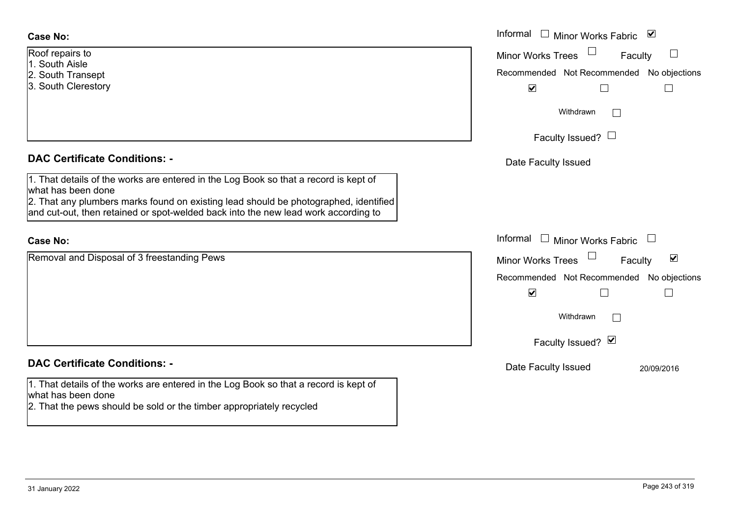**Case No:**

Roof repairs to
1. South Aisle
2. South Transept
3. South Clerestory

Informal ☐ Minor Works Fabric ☑

Minor Works Trees ☐ Faculty ☐

Recommended ☑ Not Recommended ☐ No objections ☐

Withdrawn ☐

Faculty Issued? ☐

Date Faculty Issued

**DAC Certificate Conditions: -**

1. That details of the works are entered in the Log Book so that a record is kept of what has been done
2. That any plumbers marks found on existing lead should be photographed, identified and cut-out, then retained or spot-welded back into the new lead work according to

**Case No:**

Removal and Disposal of 3 freestanding Pews

Informal ☐ Minor Works Fabric ☐

Minor Works Trees ☐ Faculty ☑

Recommended ☑ Not Recommended ☐ No objections ☐

Withdrawn ☐

Faculty Issued? ☑

Date Faculty Issued 20/09/2016

**DAC Certificate Conditions: -**

1. That details of the works are entered in the Log Book so that a record is kept of what has been done
2. That the pews should be sold or the timber appropriately recycled

31 January 2022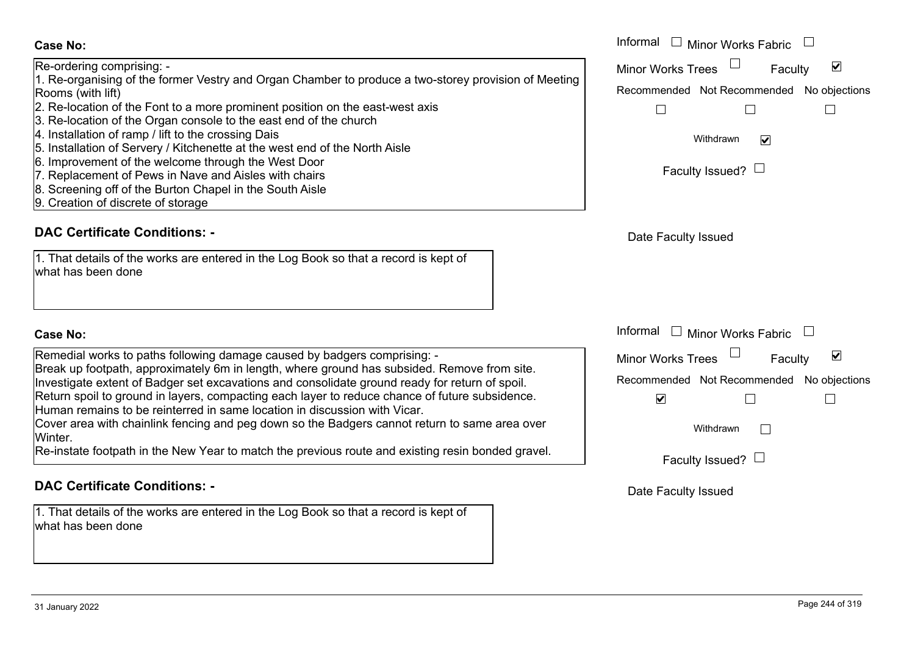**Case No:**

Re-ordering comprising: -
1. Re-organising of the former Vestry and Organ Chamber to produce a two-storey provision of Meeting Rooms (with lift)
2. Re-location of the Font to a more prominent position on the east-west axis
3. Re-location of the Organ console to the east end of the church
4. Installation of ramp / lift to the crossing Dais
5. Installation of Servery / Kitchenette at the west end of the North Aisle
6. Improvement of the welcome through the West Door
7. Replacement of Pews in Nave and Aisles with chairs
8. Screening off of the Burton Chapel in the South Aisle
9. Creation of discrete of storage

Informal ☐ Minor Works Fabric ☐
Minor Works Trees ☐ Faculty ☑
Recommended ☐ Not Recommended ☐ No objections ☐
Withdrawn ☑
Faculty Issued? ☐
Date Faculty Issued

## DAC Certificate Conditions: -

1. That details of the works are entered in the Log Book so that a record is kept of what has been done

**Case No:**

Remedial works to paths following damage caused by badgers comprising: -
Break up footpath, approximately 6m in length, where ground has subsided. Remove from site.
Investigate extent of Badger set excavations and consolidate ground ready for return of spoil.
Return spoil to ground in layers, compacting each layer to reduce chance of future subsidence.
Human remains to be reinterred in same location in discussion with Vicar.
Cover area with chainlink fencing and peg down so the Badgers cannot return to same area over Winter.
Re-instate footpath in the New Year to match the previous route and existing resin bonded gravel.

Informal ☐ Minor Works Fabric ☐
Minor Works Trees ☐ Faculty ☑
Recommended ☑ Not Recommended ☐ No objections ☐
Withdrawn ☐
Faculty Issued? ☐
Date Faculty Issued

## DAC Certificate Conditions: -

1. That details of the works are entered in the Log Book so that a record is kept of what has been done

31 January 2022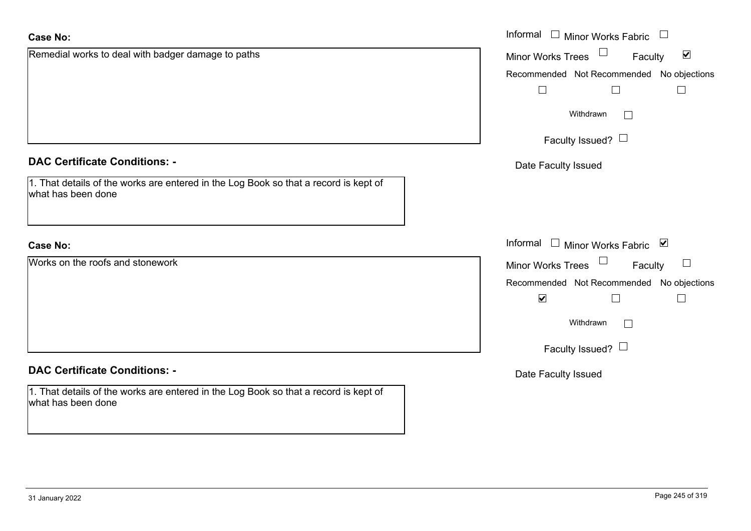**Case No:**

Remedial works to deal with badger damage to paths

Informal ☐ Minor Works Fabric ☐
Minor Works Trees ☐ Faculty ☑
Recommended ☐ Not Recommended ☐ No objections ☐
Withdrawn ☐
Faculty Issued? ☐
Date Faculty Issued

**DAC Certificate Conditions: -**

1. That details of the works are entered in the Log Book so that a record is kept of what has been done

**Case No:**

Works on the roofs and stonework

Informal ☐ Minor Works Fabric ☑
Minor Works Trees ☐ Faculty ☐
Recommended ☑ Not Recommended ☐ No objections ☐
Withdrawn ☐
Faculty Issued? ☐
Date Faculty Issued

**DAC Certificate Conditions: -**

1. That details of the works are entered in the Log Book so that a record is kept of what has been done

31 January 2022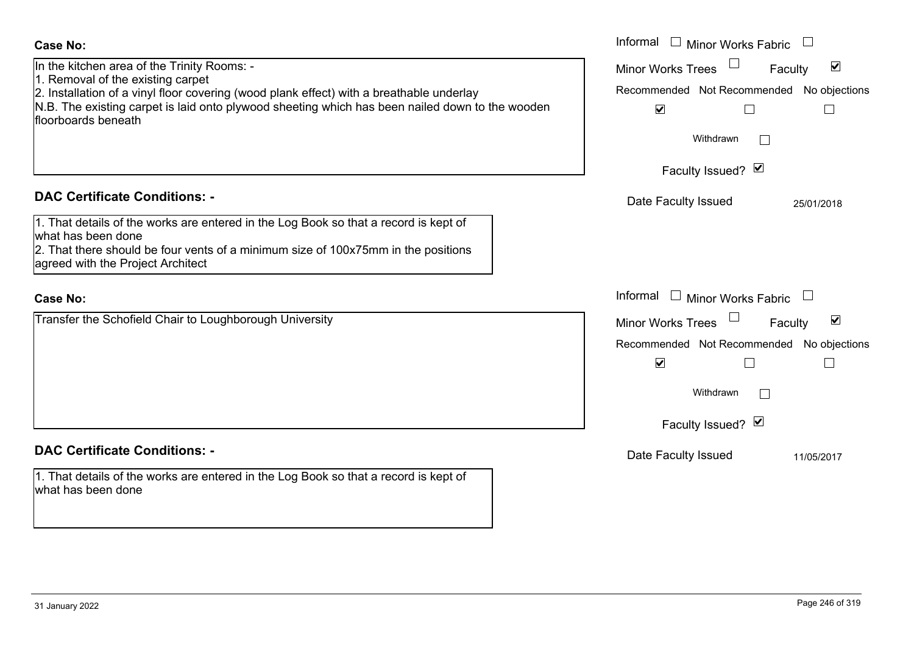**Case No:**

In the kitchen area of the Trinity Rooms: -
1. Removal of the existing carpet
2. Installation of a vinyl floor covering (wood plank effect) with a breathable underlay
N.B. The existing carpet is laid onto plywood sheeting which has been nailed down to the wooden floorboards beneath

Informal ☐ Minor Works Fabric ☐
Minor Works Trees ☐ Faculty ☑
Recommended ☑ Not Recommended ☐ No objections ☐
Withdrawn ☐
Faculty Issued? ☑
Date Faculty Issued 25/01/2018

**DAC Certificate Conditions: -**

1. That details of the works are entered in the Log Book so that a record is kept of what has been done
2. That there should be four vents of a minimum size of 100x75mm in the positions agreed with the Project Architect

**Case No:**

Transfer the Schofield Chair to Loughborough University

Informal ☐ Minor Works Fabric ☐
Minor Works Trees ☐ Faculty ☑
Recommended ☑ Not Recommended ☐ No objections ☐
Withdrawn ☐
Faculty Issued? ☑
Date Faculty Issued 11/05/2017

**DAC Certificate Conditions: -**

1. That details of the works are entered in the Log Book so that a record is kept of what has been done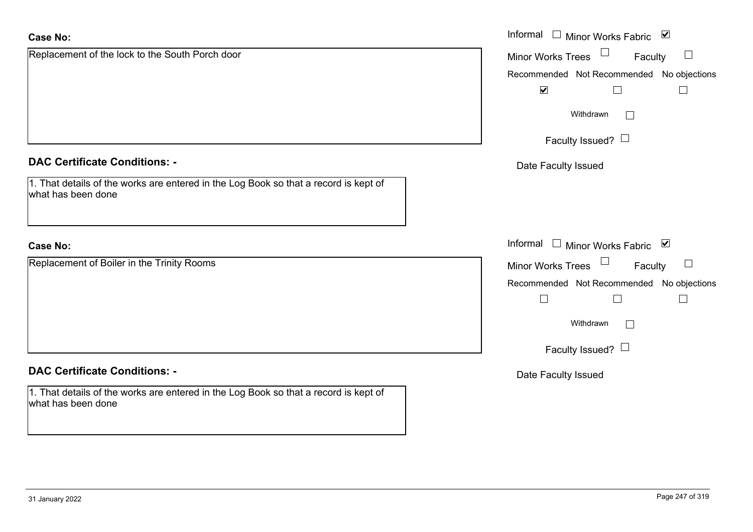**Case No:**

Replacement of the lock to the South Porch door

Informal ☐ Minor Works Fabric ☑

Minor Works Trees ☐ Faculty ☐

Recommended ☑ Not Recommended ☐ No objections ☐

Withdrawn ☐

Faculty Issued? ☐

Date Faculty Issued

**DAC Certificate Conditions: -**

1. That details of the works are entered in the Log Book so that a record is kept of what has been done

**Case No:**

Replacement of Boiler in the Trinity Rooms

Informal ☐ Minor Works Fabric ☑

Minor Works Trees ☐ Faculty ☐

Recommended ☐ Not Recommended ☐ No objections ☐

Withdrawn ☐

Faculty Issued? ☐

Date Faculty Issued

**DAC Certificate Conditions: -**

1. That details of the works are entered in the Log Book so that a record is kept of what has been done

31 January 2022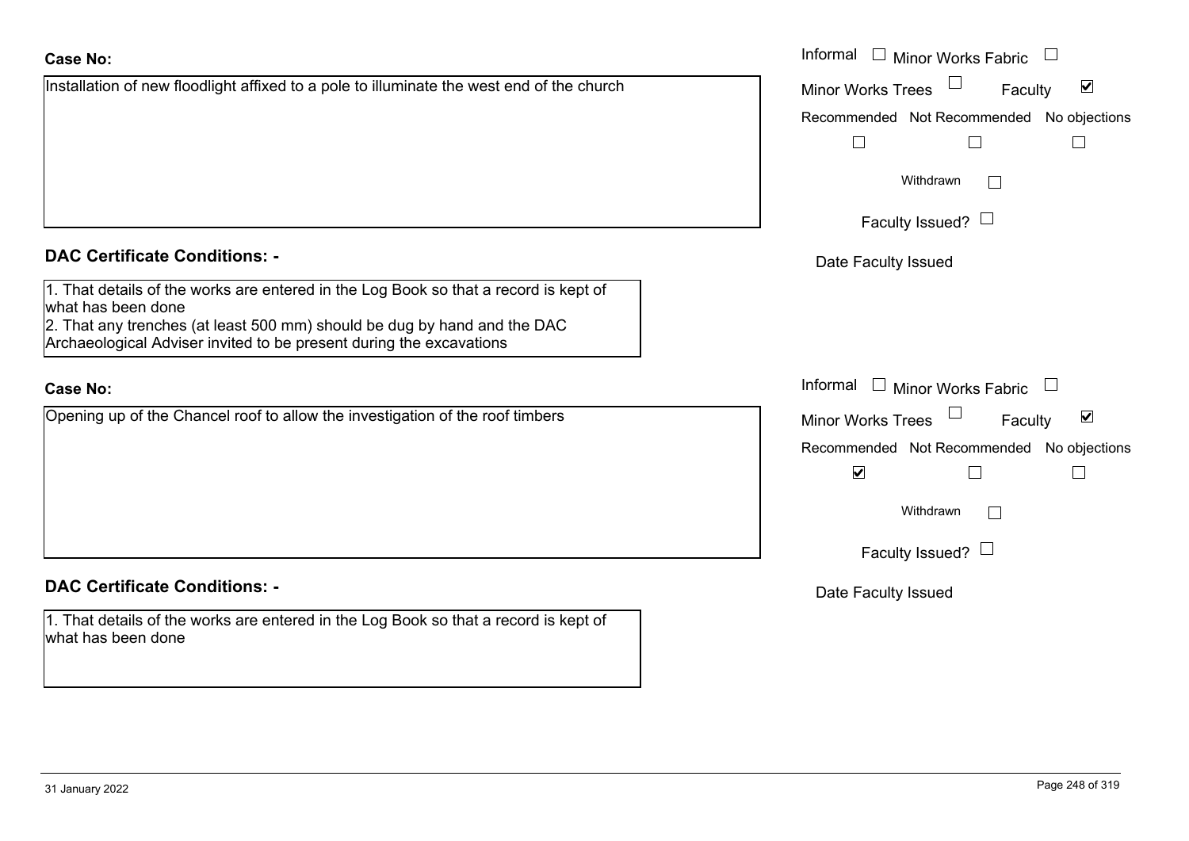**Case No:**

Installation of new floodlight affixed to a pole to illuminate the west end of the church

Informal ☐ Minor Works Fabric ☐

Minor Works Trees ☐ Faculty ☑

Recommended ☐ Not Recommended ☐ No objections ☐

Withdrawn ☐

Faculty Issued? ☐

Date Faculty Issued

**DAC Certificate Conditions: -**

1. That details of the works are entered in the Log Book so that a record is kept of what has been done
2. That any trenches (at least 500 mm) should be dug by hand and the DAC Archaeological Adviser invited to be present during the excavations

**Case No:**

Opening up of the Chancel roof to allow the investigation of the roof timbers

Informal ☐ Minor Works Fabric ☐

Minor Works Trees ☐ Faculty ☑

Recommended ☑ Not Recommended ☐ No objections ☐

Withdrawn ☐

Faculty Issued? ☐

Date Faculty Issued

**DAC Certificate Conditions: -**

1. That details of the works are entered in the Log Book so that a record is kept of what has been done

31 January 2022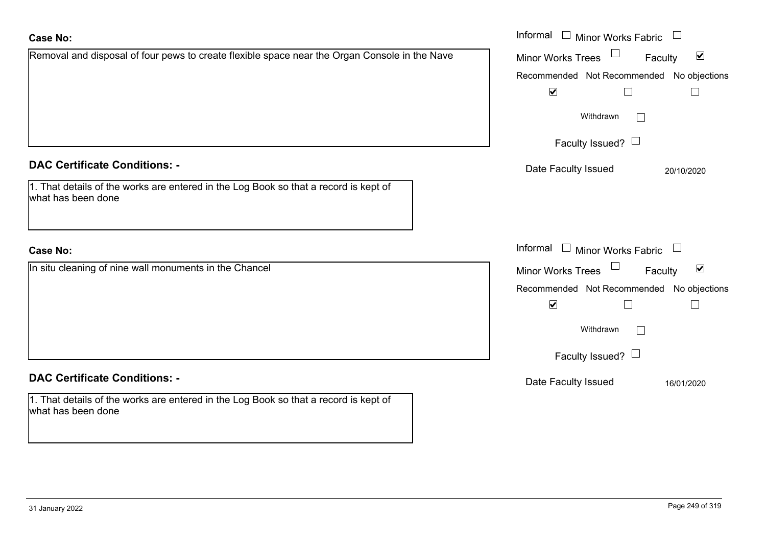**Case No:**

Removal and disposal of four pews to create flexible space near the Organ Console in the Nave

Informal ☐ Minor Works Fabric ☐
Minor Works Trees ☐ Faculty ☑
Recommended ☑ Not Recommended ☐ No objections ☐
Withdrawn ☐
Faculty Issued? ☐
Date Faculty Issued 20/10/2020

**DAC Certificate Conditions: -**

1. That details of the works are entered in the Log Book so that a record is kept of what has been done

**Case No:**

In situ cleaning of nine wall monuments in the Chancel

Informal ☐ Minor Works Fabric ☐
Minor Works Trees ☐ Faculty ☑
Recommended ☑ Not Recommended ☐ No objections ☐
Withdrawn ☐
Faculty Issued? ☐
Date Faculty Issued 16/01/2020

**DAC Certificate Conditions: -**

1. That details of the works are entered in the Log Book so that a record is kept of what has been done

31 January 2022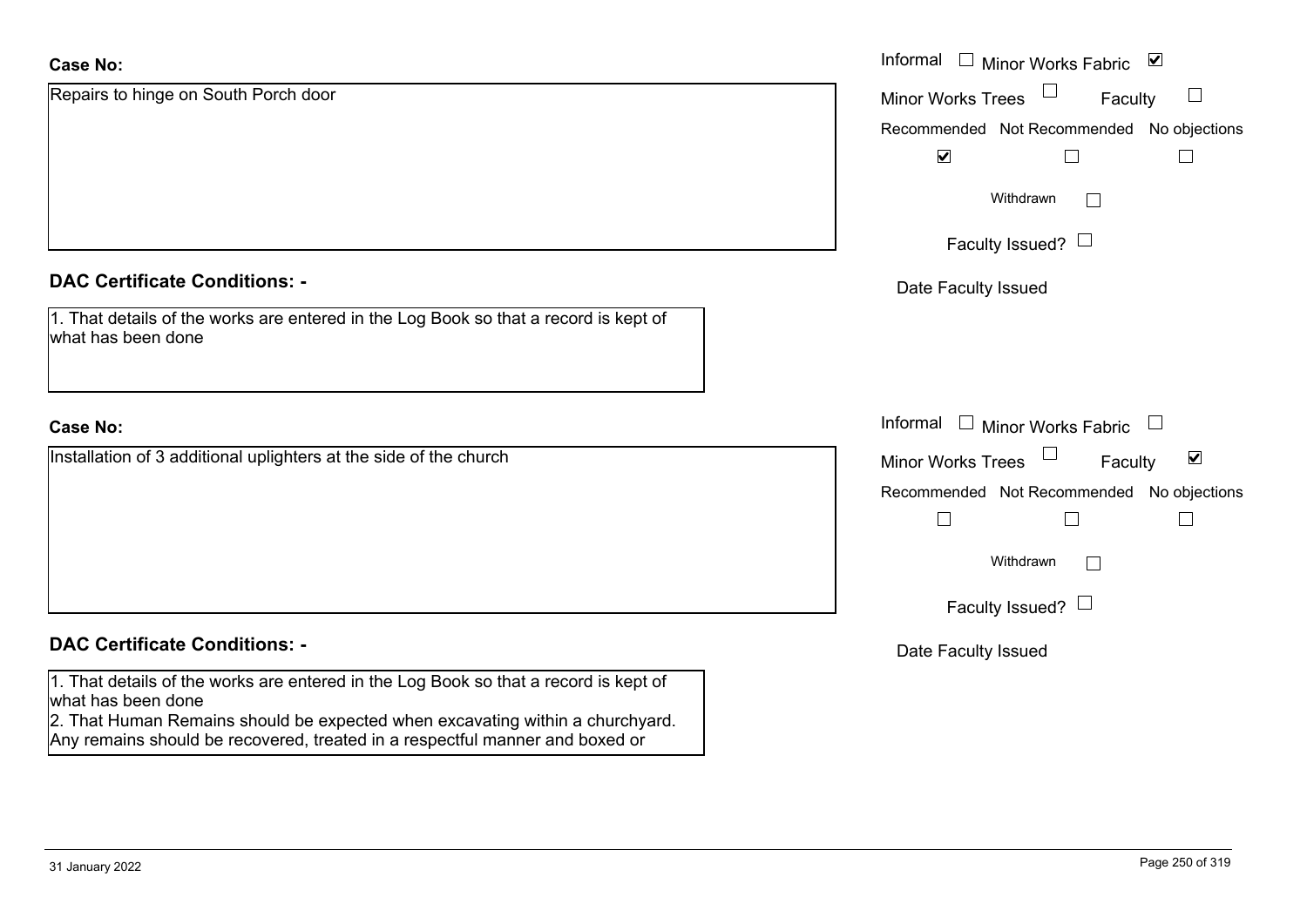**Case No:**

Repairs to hinge on South Porch door

Informal ☐ Minor Works Fabric ☑

Minor Works Trees ☐ Faculty ☐

Recommended ☑ Not Recommended ☐ No objections ☐

Withdrawn ☐

Faculty Issued? ☐

Date Faculty Issued

**DAC Certificate Conditions: -**

1. That details of the works are entered in the Log Book so that a record is kept of what has been done

**Case No:**

Installation of 3 additional uplighters at the side of the church

Informal ☐ Minor Works Fabric ☐

Minor Works Trees ☐ Faculty ☑

Recommended ☐ Not Recommended ☐ No objections ☐

Withdrawn ☐

Faculty Issued? ☐

Date Faculty Issued

**DAC Certificate Conditions: -**

1. That details of the works are entered in the Log Book so that a record is kept of what has been done
2. That Human Remains should be expected when excavating within a churchyard. Any remains should be recovered, treated in a respectful manner and boxed or

31 January 2022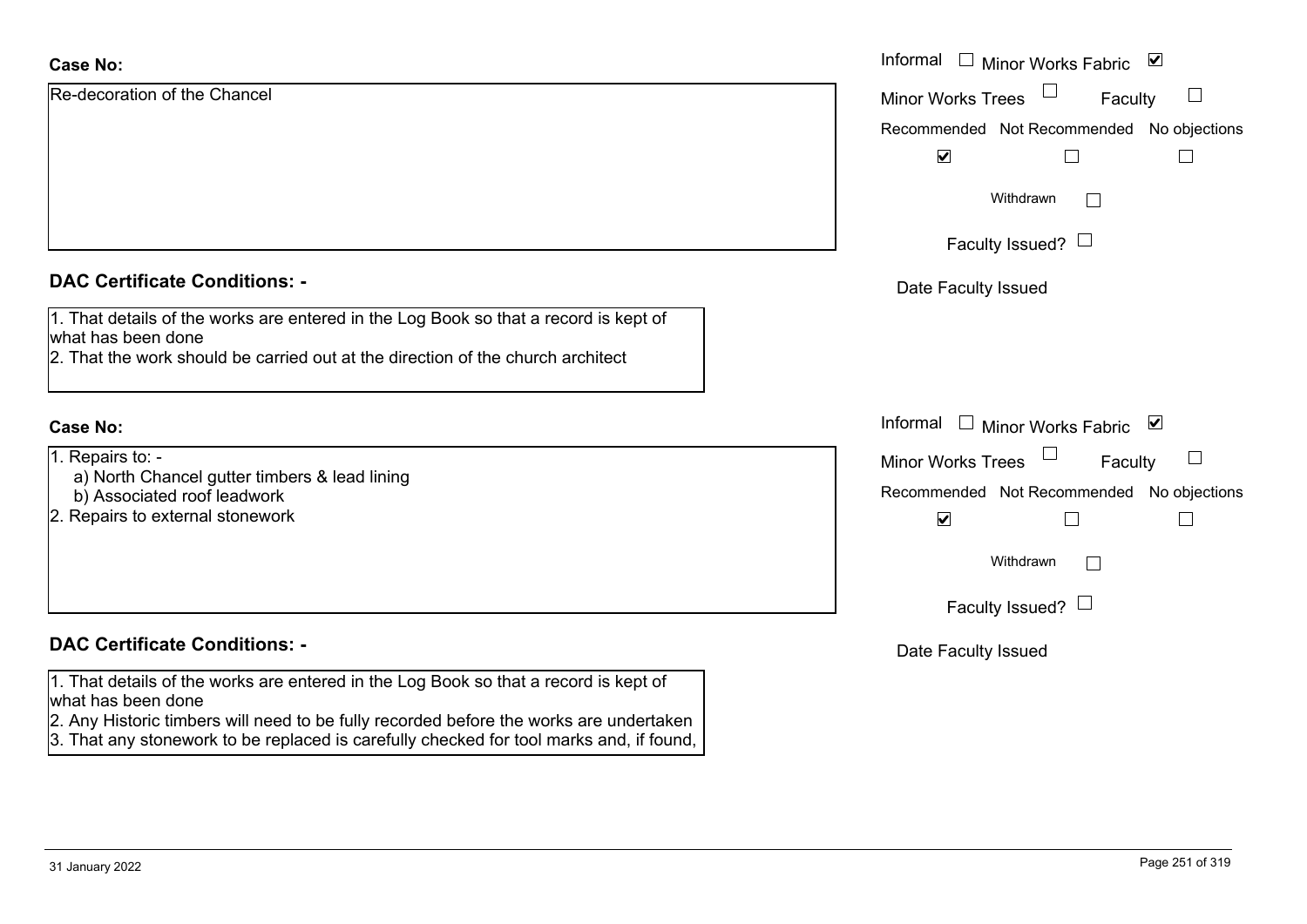**Case No:**

Re-decoration of the Chancel

Informal ☐ Minor Works Fabric ☑

Minor Works Trees ☐ Faculty ☐

Recommended ☑ Not Recommended ☐ No objections ☐

Withdrawn ☐

Faculty Issued? ☐

Date Faculty Issued

**DAC Certificate Conditions: -**

1. That details of the works are entered in the Log Book so that a record is kept of what has been done
2. That the work should be carried out at the direction of the church architect

**Case No:**

1. Repairs to: -
   a) North Chancel gutter timbers & lead lining
   b) Associated roof leadwork
2. Repairs to external stonework

Informal ☐ Minor Works Fabric ☑

Minor Works Trees ☐ Faculty ☐

Recommended ☑ Not Recommended ☐ No objections ☐

Withdrawn ☐

Faculty Issued? ☐

Date Faculty Issued

**DAC Certificate Conditions: -**

1. That details of the works are entered in the Log Book so that a record is kept of what has been done
2. Any Historic timbers will need to be fully recorded before the works are undertaken
3. That any stonework to be replaced is carefully checked for tool marks and, if found,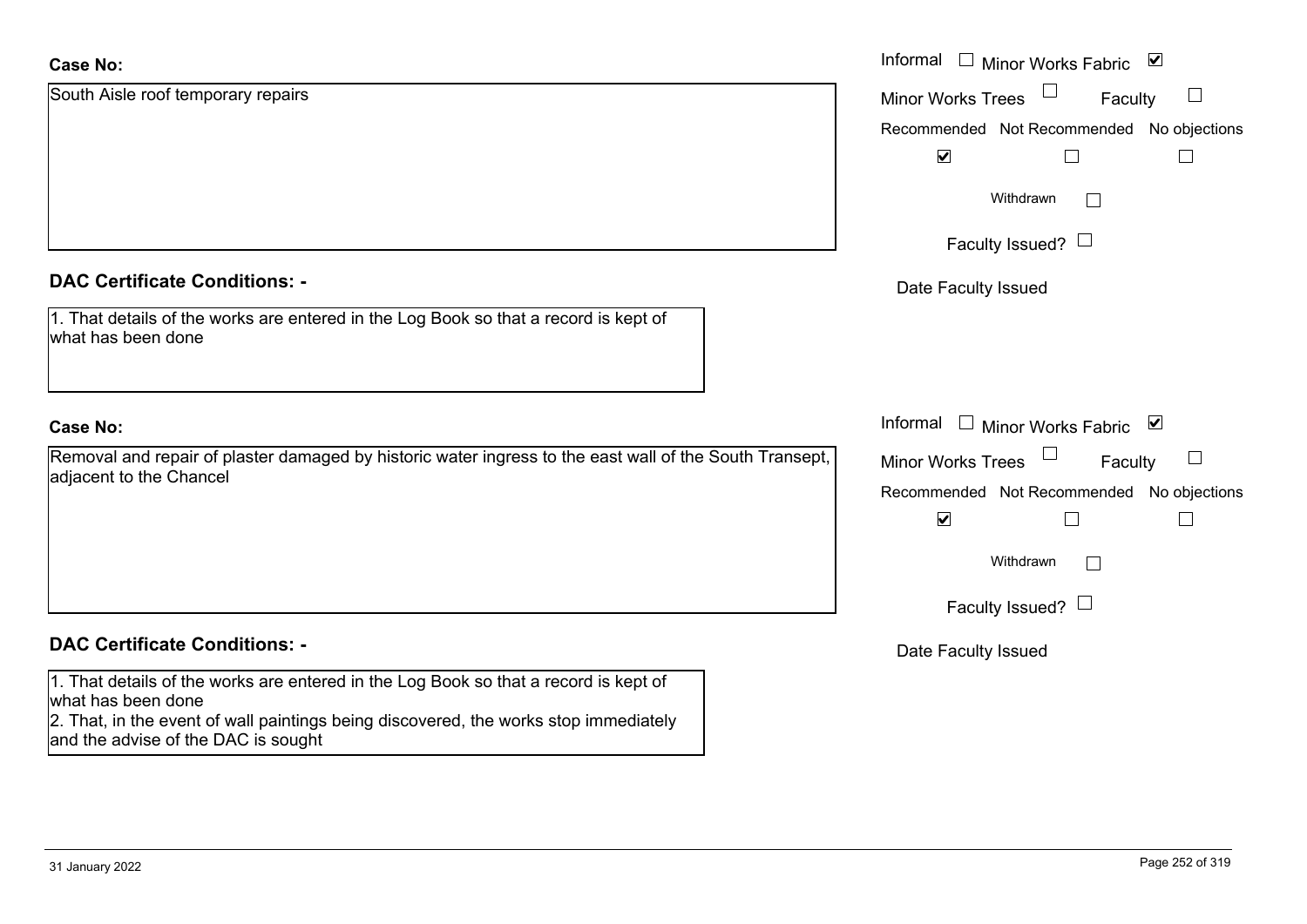**Case No:**

South Aisle roof temporary repairs

Informal ☐ Minor Works Fabric ☑

Minor Works Trees ☐ Faculty ☐

Recommended ☑ Not Recommended ☐ No objections ☐

Withdrawn ☐

Faculty Issued? ☐

Date Faculty Issued

**DAC Certificate Conditions: -**

1. That details of the works are entered in the Log Book so that a record is kept of what has been done

**Case No:**

Removal and repair of plaster damaged by historic water ingress to the east wall of the South Transept, adjacent to the Chancel

Informal ☐ Minor Works Fabric ☑

Minor Works Trees ☐ Faculty ☐

Recommended ☑ Not Recommended ☐ No objections ☐

Withdrawn ☐

Faculty Issued? ☐

Date Faculty Issued

**DAC Certificate Conditions: -**

1. That details of the works are entered in the Log Book so that a record is kept of what has been done
2. That, in the event of wall paintings being discovered, the works stop immediately and the advise of the DAC is sought

31 January 2022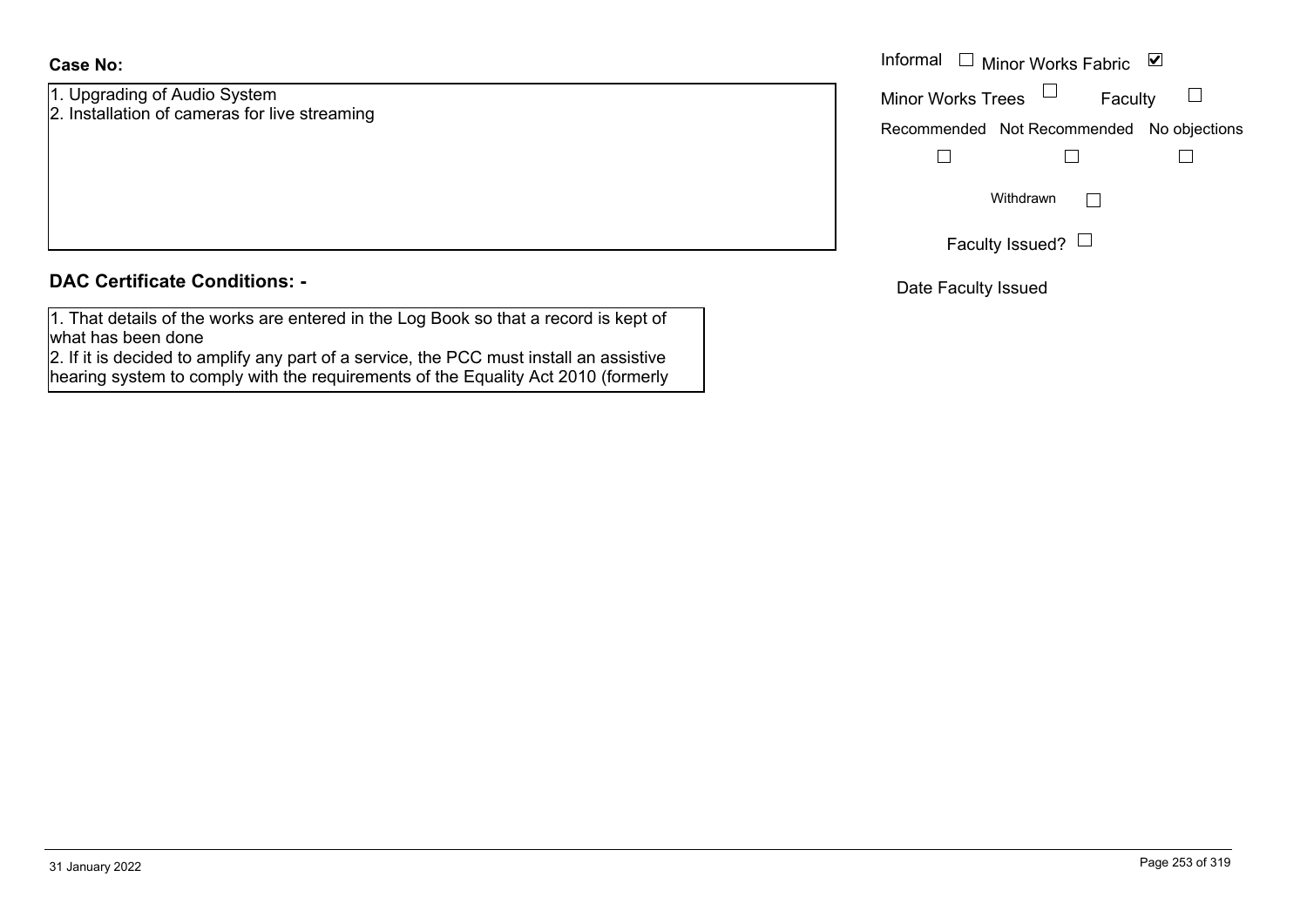**Case No:**

1. Upgrading of Audio System
2. Installation of cameras for live streaming

Informal ☐ Minor Works Fabric ☑

Minor Works Trees ☐ Faculty ☐

Recommended ☐ Not Recommended ☐ No objections ☐

Withdrawn ☐

Faculty Issued? ☐

Date Faculty Issued

**DAC Certificate Conditions: -**

1. That details of the works are entered in the Log Book so that a record is kept of what has been done
2. If it is decided to amplify any part of a service, the PCC must install an assistive hearing system to comply with the requirements of the Equality Act 2010 (formerly

31 January 2022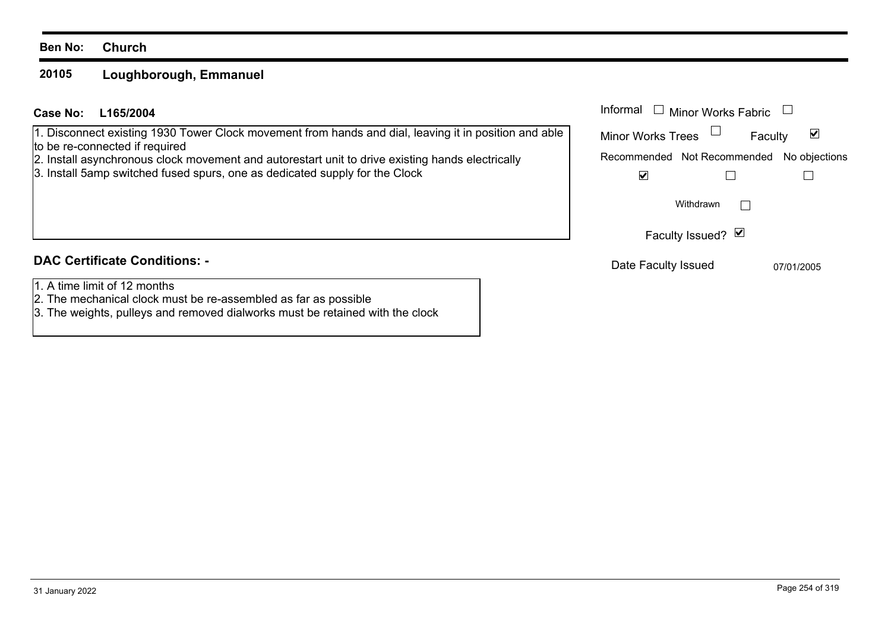**Ben No: Church**

## 20105 Loughborough, Emmanuel

**Case No: L165/2004**

1. Disconnect existing 1930 Tower Clock movement from hands and dial, leaving it in position and able to be re-connected if required
2. Install asynchronous clock movement and autorestart unit to drive existing hands electrically
3. Install 5amp switched fused spurs, one as dedicated supply for the Clock

Informal ☐ Minor Works Fabric ☐

Minor Works Trees ☐ Faculty ☑

| Recommended | Not Recommended | No objections |
|---|---|---|
| ☑ | ☐ | ☐ |

Withdrawn ☐

Faculty Issued? ☑

Date Faculty Issued 07/01/2005

**DAC Certificate Conditions: -**

1. A time limit of 12 months
2. The mechanical clock must be re-assembled as far as possible
3. The weights, pulleys and removed dialworks must be retained with the clock

31 January 2022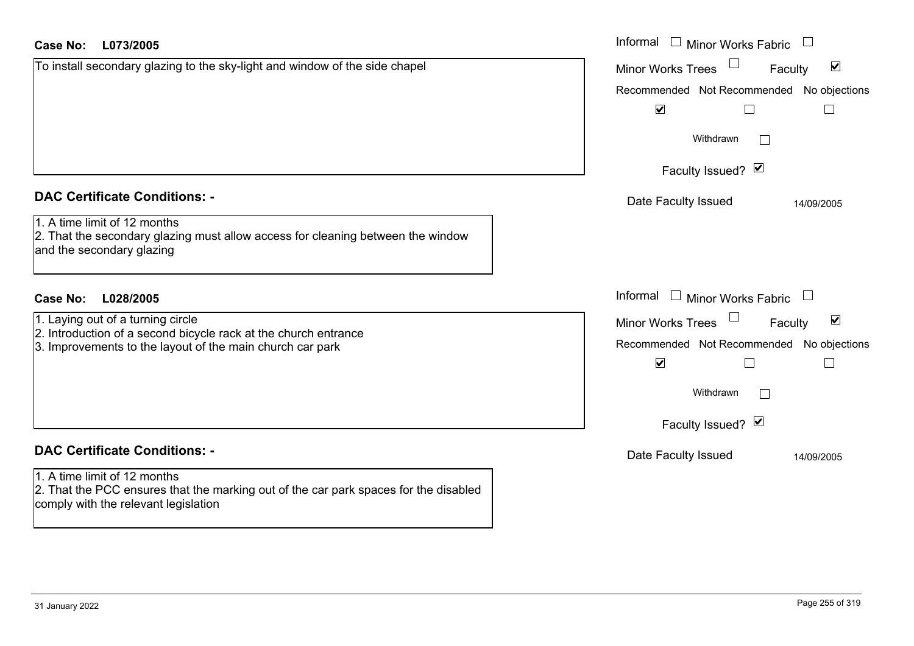**Case No: L073/2005**

To install secondary glazing to the sky-light and window of the side chapel

Informal ☐ Minor Works Fabric ☐

Minor Works Trees ☐ Faculty ☑

Recommended ☑ Not Recommended ☐ No objections ☐

Withdrawn ☐

Faculty Issued? ☑

Date Faculty Issued 14/09/2005

**DAC Certificate Conditions: -**

1. A time limit of 12 months
2. That the secondary glazing must allow access for cleaning between the window and the secondary glazing

**Case No: L028/2005**

1. Laying out of a turning circle
2. Introduction of a second bicycle rack at the church entrance
3. Improvements to the layout of the main church car park

Informal ☐ Minor Works Fabric ☐

Minor Works Trees ☐ Faculty ☑

Recommended ☑ Not Recommended ☐ No objections ☐

Withdrawn ☐

Faculty Issued? ☑

Date Faculty Issued 14/09/2005

**DAC Certificate Conditions: -**

1. A time limit of 12 months
2. That the PCC ensures that the marking out of the car park spaces for the disabled comply with the relevant legislation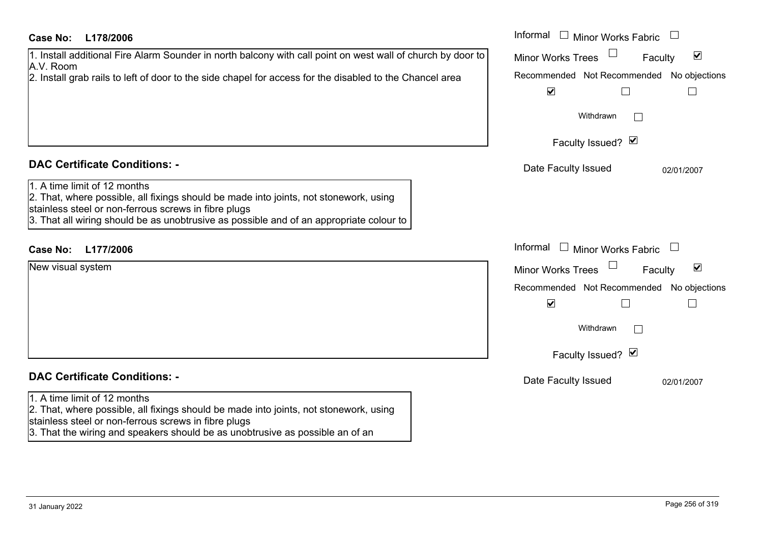**Case No: L178/2006**

1. Install additional Fire Alarm Sounder in north balcony with call point on west wall of church by door to A.V. Room
2. Install grab rails to left of door to the side chapel for access for the disabled to the Chancel area

Informal ☐ Minor Works Fabric ☐
Minor Works Trees ☐ Faculty ☑

Recommended ☑ Not Recommended ☐ No objections ☐

Withdrawn ☐

Faculty Issued? ☑

Date Faculty Issued 02/01/2007

## DAC Certificate Conditions: -

1. A time limit of 12 months
2. That, where possible, all fixings should be made into joints, not stonework, using stainless steel or non-ferrous screws in fibre plugs
3. That all wiring should be as unobtrusive as possible and of an appropriate colour to

**Case No: L177/2006**

New visual system

Informal ☐ Minor Works Fabric ☐
Minor Works Trees ☐ Faculty ☑

Recommended ☑ Not Recommended ☐ No objections ☐

Withdrawn ☐

Faculty Issued? ☑

Date Faculty Issued 02/01/2007

## DAC Certificate Conditions: -

1. A time limit of 12 months
2. That, where possible, all fixings should be made into joints, not stonework, using stainless steel or non-ferrous screws in fibre plugs
3. That the wiring and speakers should be as unobtrusive as possible an of an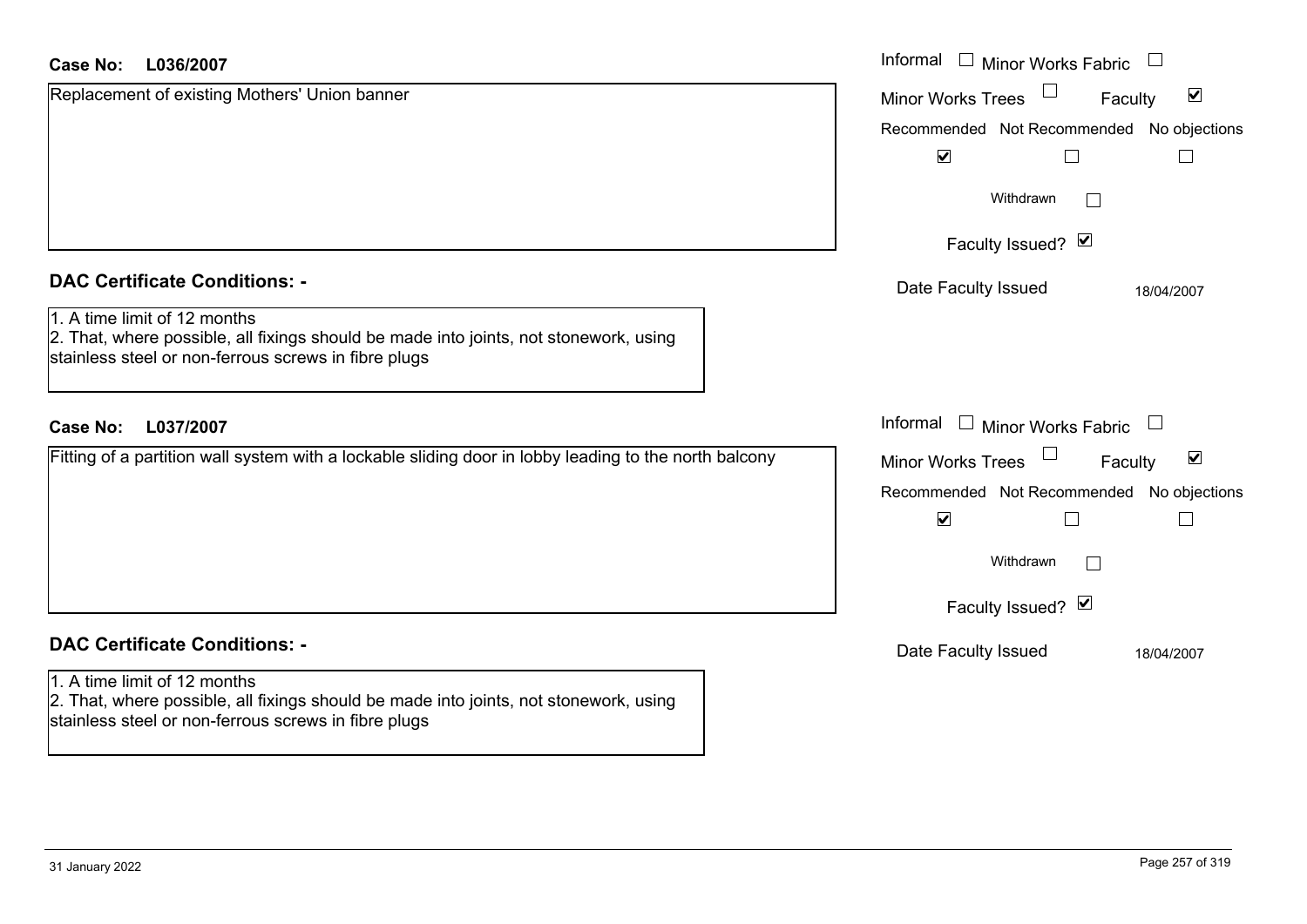**Case No:** L036/2007

Replacement of existing Mothers' Union banner

Informal ☐ Minor Works Fabric ☐

Minor Works Trees ☐ Faculty ☑

Recommended ☑ Not Recommended ☐ No objections ☐

Withdrawn ☐

Faculty Issued? ☑

Date Faculty Issued 18/04/2007

## DAC Certificate Conditions: -

1. A time limit of 12 months
2. That, where possible, all fixings should be made into joints, not stonework, using stainless steel or non-ferrous screws in fibre plugs

**Case No:** L037/2007

Fitting of a partition wall system with a lockable sliding door in lobby leading to the north balcony

Informal ☐ Minor Works Fabric ☐

Minor Works Trees ☐ Faculty ☑

Recommended ☑ Not Recommended ☐ No objections ☐

Withdrawn ☐

Faculty Issued? ☑

Date Faculty Issued 18/04/2007

## DAC Certificate Conditions: -

1. A time limit of 12 months
2. That, where possible, all fixings should be made into joints, not stonework, using stainless steel or non-ferrous screws in fibre plugs

31 January 2022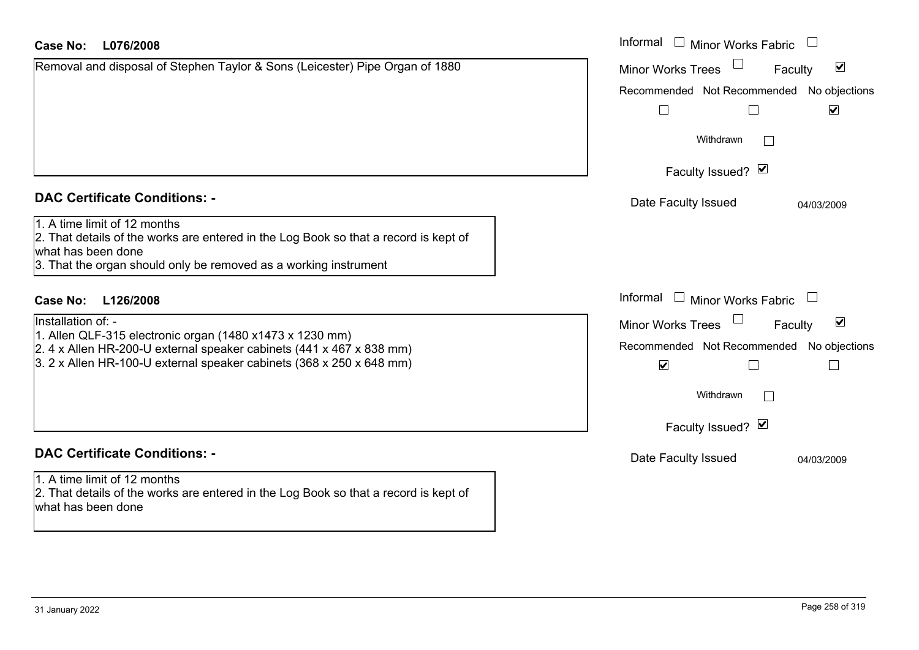**Case No: L076/2008**

Removal and disposal of Stephen Taylor & Sons (Leicester) Pipe Organ of 1880

Informal ☐ Minor Works Fabric ☐

Minor Works Trees ☐ Faculty ☑

Recommended ☐ Not Recommended ☐ No objections ☑

Withdrawn ☐

Faculty Issued? ☑

Date Faculty Issued 04/03/2009

## DAC Certificate Conditions: -

1. A time limit of 12 months
2. That details of the works are entered in the Log Book so that a record is kept of what has been done
3. That the organ should only be removed as a working instrument

**Case No: L126/2008**

Installation of: -
1. Allen QLF-315 electronic organ (1480 x1473 x 1230 mm)
2. 4 x Allen HR-200-U external speaker cabinets (441 x 467 x 838 mm)
3. 2 x Allen HR-100-U external speaker cabinets (368 x 250 x 648 mm)

Informal ☐ Minor Works Fabric ☐

Minor Works Trees ☐ Faculty ☑

Recommended ☑ Not Recommended ☐ No objections ☐

Withdrawn ☐

Faculty Issued? ☑

Date Faculty Issued 04/03/2009

## DAC Certificate Conditions: -

1. A time limit of 12 months
2. That details of the works are entered in the Log Book so that a record is kept of what has been done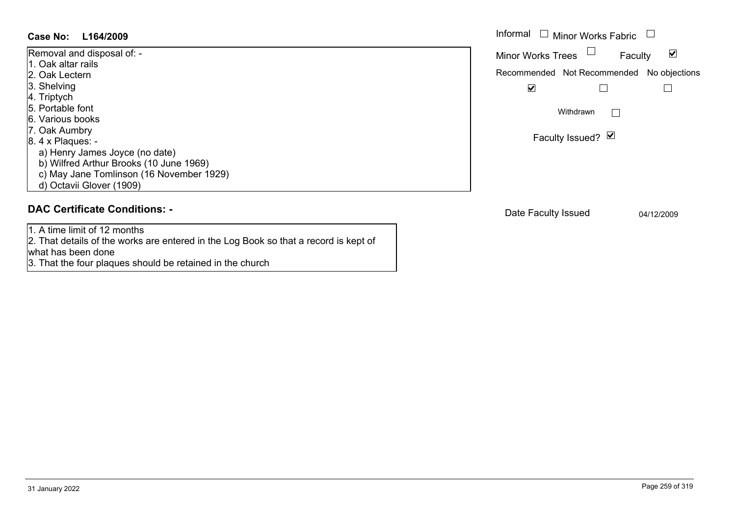**Case No: L164/2009**

Removal and disposal of: -
1. Oak altar rails
2. Oak Lectern
3. Shelving
4. Triptych
5. Portable font
6. Various books
7. Oak Aumbry
8. 4 x Plaques: -
   a) Henry James Joyce (no date)
   b) Wilfred Arthur Brooks (10 June 1969)
   c) May Jane Tomlinson (16 November 1929)
   d) Octavii Glover (1909)

Informal ☐ Minor Works Fabric ☐

Minor Works Trees ☐ Faculty ☑

Recommended ☑ Not Recommended ☐ No objections ☐

Withdrawn ☐

Faculty Issued? ☑

Date Faculty Issued 04/12/2009

## DAC Certificate Conditions: -

1. A time limit of 12 months
2. That details of the works are entered in the Log Book so that a record is kept of what has been done
3. That the four plaques should be retained in the church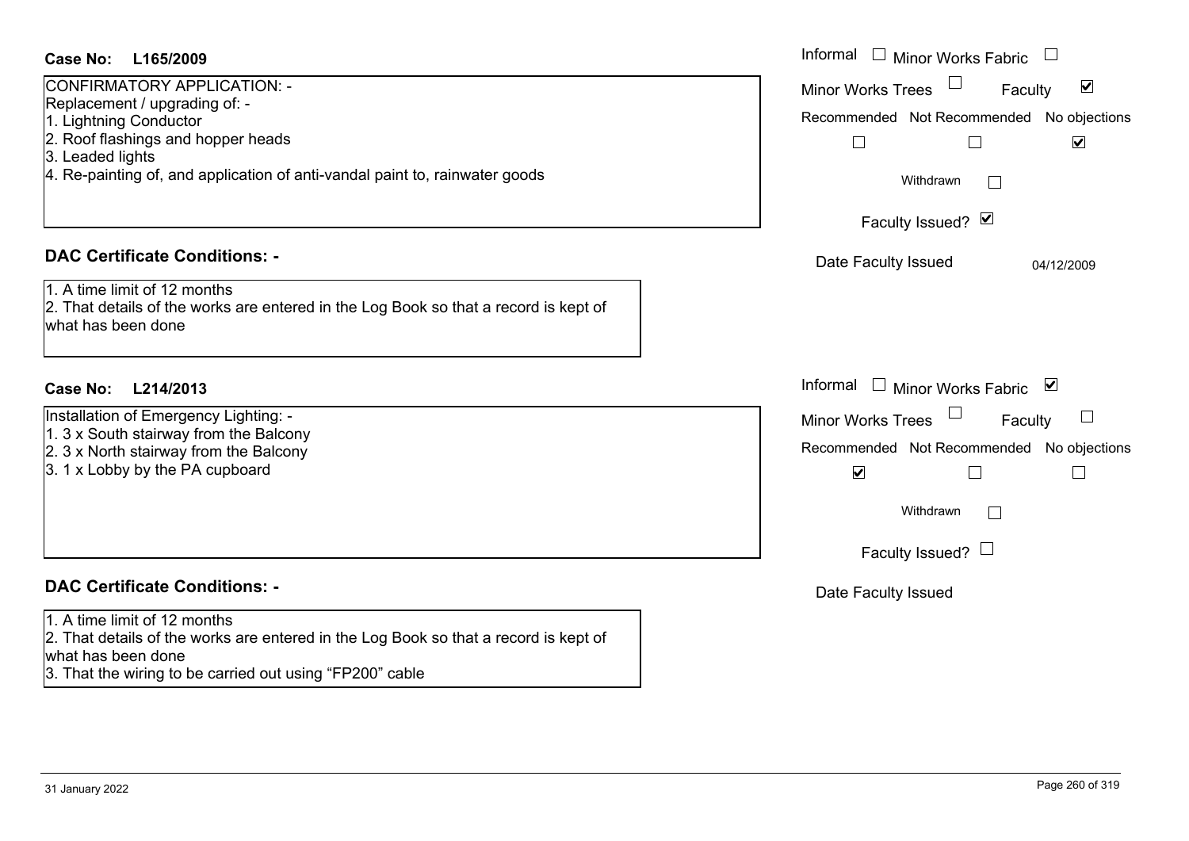**Case No: L165/2009**

CONFIRMATORY APPLICATION: -
Replacement / upgrading of: -
1. Lightning Conductor
2. Roof flashings and hopper heads
3. Leaded lights
4. Re-painting of, and application of anti-vandal paint to, rainwater goods

Informal ☐ Minor Works Fabric ☐
Minor Works Trees ☐ Faculty ☑
Recommended ☐ Not Recommended ☐ No objections ☑
Withdrawn ☐
Faculty Issued? ☑
Date Faculty Issued: 04/12/2009

**DAC Certificate Conditions: -**

1. A time limit of 12 months
2. That details of the works are entered in the Log Book so that a record is kept of what has been done

**Case No: L214/2013**

Installation of Emergency Lighting: -
1. 3 x South stairway from the Balcony
2. 3 x North stairway from the Balcony
3. 1 x Lobby by the PA cupboard

Informal ☐ Minor Works Fabric ☑
Minor Works Trees ☐ Faculty ☐
Recommended ☑ Not Recommended ☐ No objections ☐
Withdrawn ☐
Faculty Issued? ☐
Date Faculty Issued:

**DAC Certificate Conditions: -**

1. A time limit of 12 months
2. That details of the works are entered in the Log Book so that a record is kept of what has been done
3. That the wiring to be carried out using "FP200" cable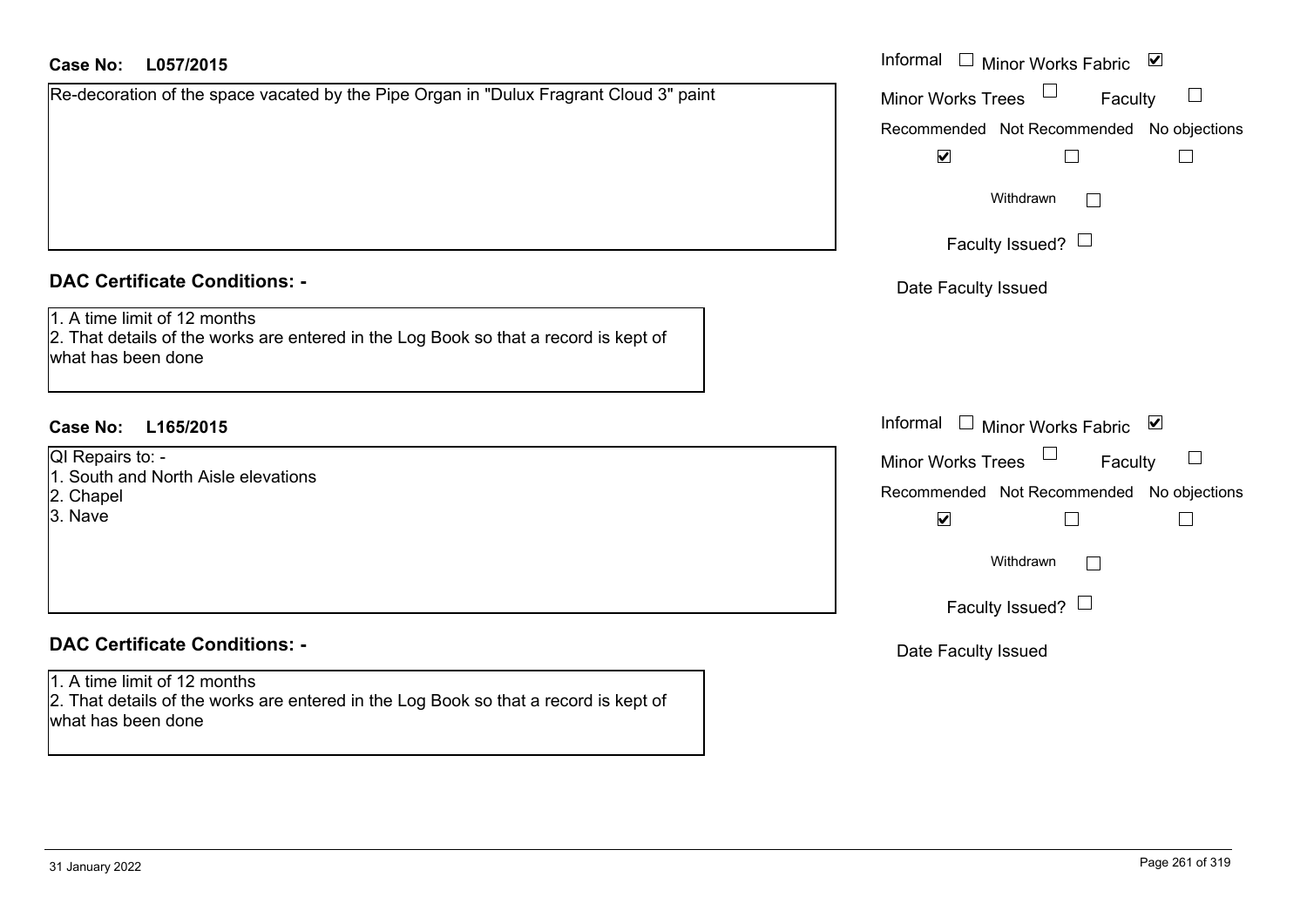**Case No: L057/2015**

Re-decoration of the space vacated by the Pipe Organ in "Dulux Fragrant Cloud 3" paint

Informal ☐ Minor Works Fabric ☑

Minor Works Trees ☐ Faculty ☐

Recommended ☑ Not Recommended ☐ No objections ☐

Withdrawn ☐

Faculty Issued? ☐

Date Faculty Issued

**DAC Certificate Conditions: -**

1. A time limit of 12 months
2. That details of the works are entered in the Log Book so that a record is kept of what has been done

**Case No: L165/2015**

QI Repairs to: -
1. South and North Aisle elevations
2. Chapel
3. Nave

Informal ☐ Minor Works Fabric ☑

Minor Works Trees ☐ Faculty ☐

Recommended ☑ Not Recommended ☐ No objections ☐

Withdrawn ☐

Faculty Issued? ☐

Date Faculty Issued

**DAC Certificate Conditions: -**

1. A time limit of 12 months
2. That details of the works are entered in the Log Book so that a record is kept of what has been done

31 January 2022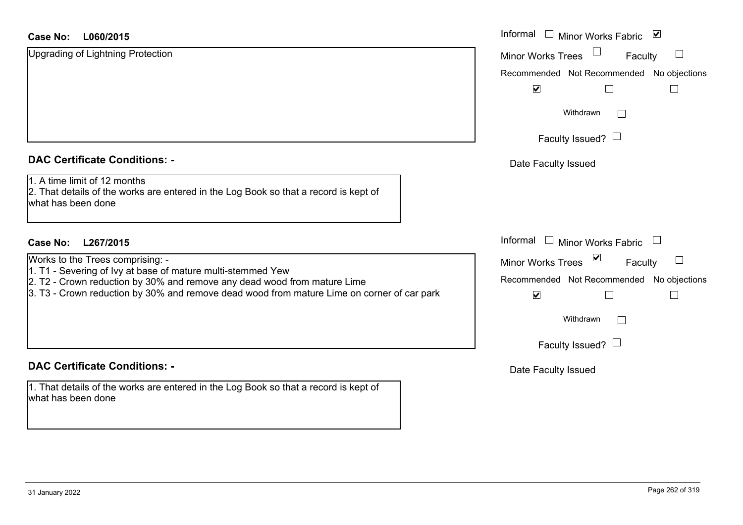**Case No: L060/2015**

Upgrading of Lightning Protection

Informal ☐ Minor Works Fabric ☑

Minor Works Trees ☐ Faculty ☐

Recommended ☑ Not Recommended ☐ No objections ☐

Withdrawn ☐

Faculty Issued? ☐

Date Faculty Issued

**DAC Certificate Conditions: -**

1. A time limit of 12 months
2. That details of the works are entered in the Log Book so that a record is kept of what has been done

**Case No: L267/2015**

Works to the Trees comprising: -
1. T1 - Severing of Ivy at base of mature multi-stemmed Yew
2. T2 - Crown reduction by 30% and remove any dead wood from mature Lime
3. T3 - Crown reduction by 30% and remove dead wood from mature Lime on corner of car park

Informal ☐ Minor Works Fabric ☐

Minor Works Trees ☑ Faculty ☐

Recommended ☑ Not Recommended ☐ No objections ☐

Withdrawn ☐

Faculty Issued? ☐

Date Faculty Issued

**DAC Certificate Conditions: -**

1. That details of the works are entered in the Log Book so that a record is kept of what has been done

31 January 2022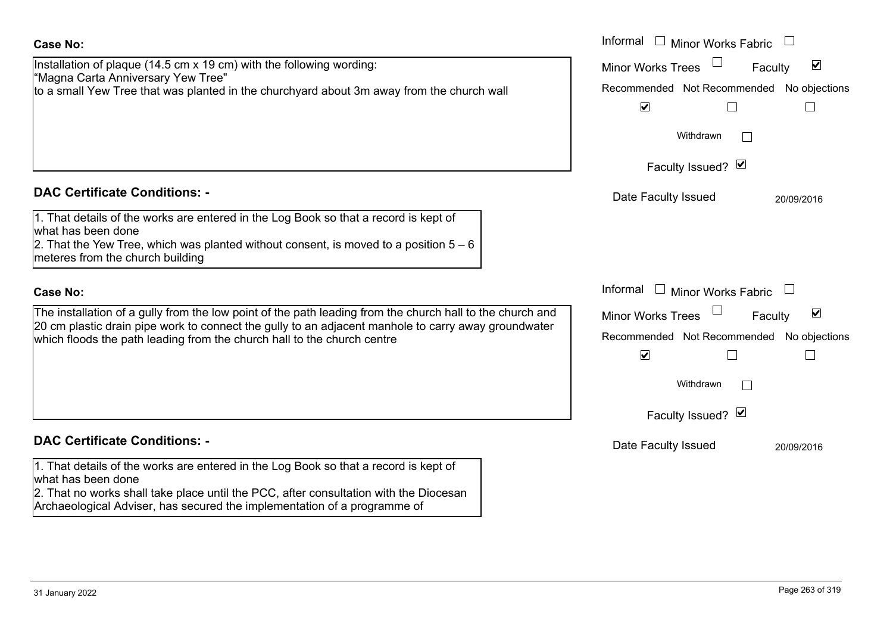**Case No:**

Installation of plaque (14.5 cm x 19 cm) with the following wording:
"Magna Carta Anniversary Yew Tree"
to a small Yew Tree that was planted in the churchyard about 3m away from the church wall

Informal ☐ Minor Works Fabric ☐
Minor Works Trees ☐ Faculty ☑
Recommended ☑ Not Recommended ☐ No objections ☐
Withdrawn ☐
Faculty Issued? ☑
Date Faculty Issued 20/09/2016

**DAC Certificate Conditions: -**

1. That details of the works are entered in the Log Book so that a record is kept of what has been done
2. That the Yew Tree, which was planted without consent, is moved to a position 5 – 6 meteres from the church building

**Case No:**

The installation of a gully from the low point of the path leading from the church hall to the church and 20 cm plastic drain pipe work to connect the gully to an adjacent manhole to carry away groundwater which floods the path leading from the church hall to the church centre

Informal ☐ Minor Works Fabric ☐
Minor Works Trees ☐ Faculty ☑
Recommended ☑ Not Recommended ☐ No objections ☐
Withdrawn ☐
Faculty Issued? ☑
Date Faculty Issued 20/09/2016

**DAC Certificate Conditions: -**

1. That details of the works are entered in the Log Book so that a record is kept of what has been done
2. That no works shall take place until the PCC, after consultation with the Diocesan Archaeological Adviser, has secured the implementation of a programme of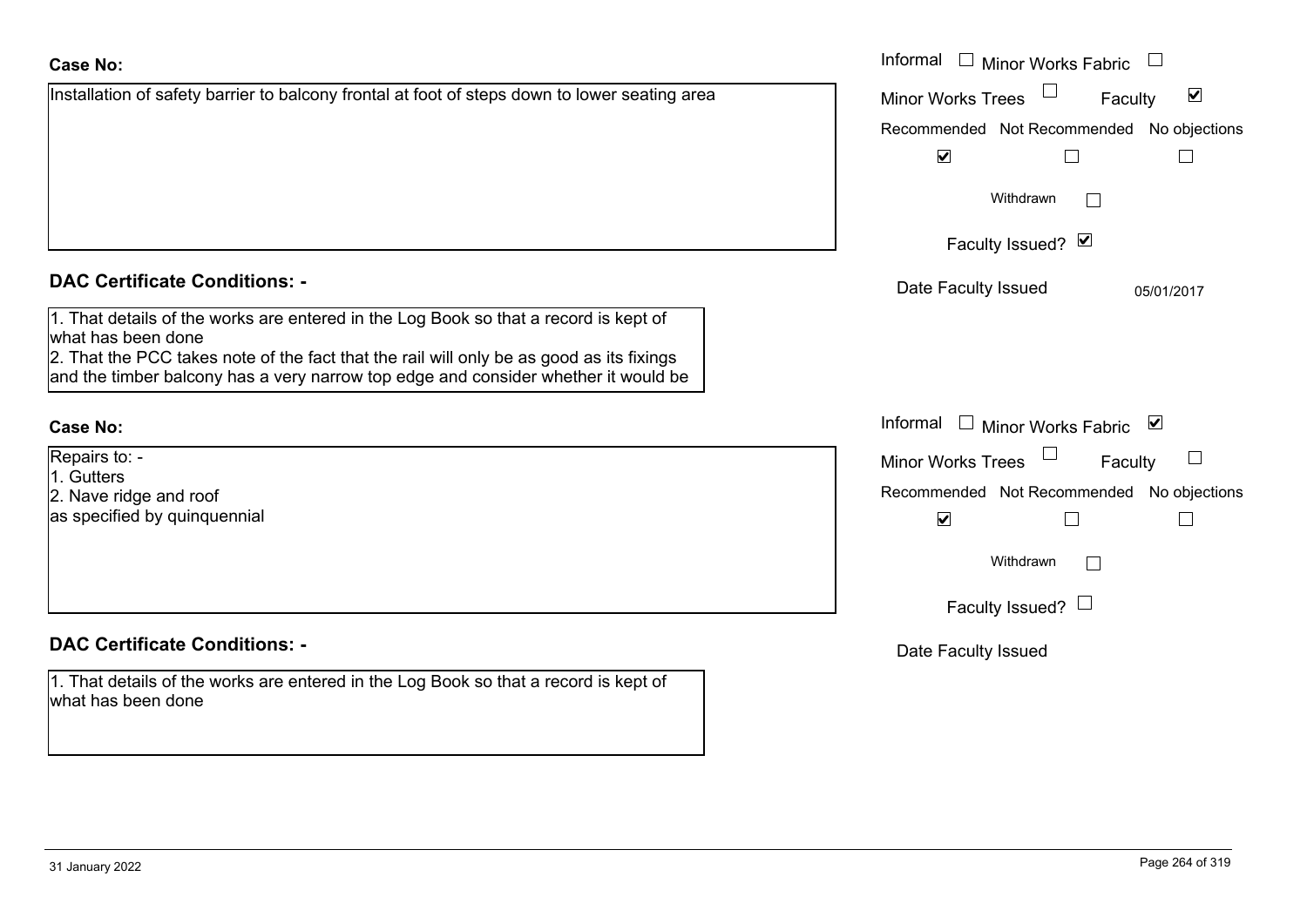**Case No:**

Installation of safety barrier to balcony frontal at foot of steps down to lower seating area

Informal ☐ Minor Works Fabric ☐

Minor Works Trees ☐ Faculty ☑

Recommended ☑ Not Recommended ☐ No objections ☐

Withdrawn ☐

Faculty Issued? ☑

Date Faculty Issued 05/01/2017

**DAC Certificate Conditions: -**

1. That details of the works are entered in the Log Book so that a record is kept of what has been done
2. That the PCC takes note of the fact that the rail will only be as good as its fixings and the timber balcony has a very narrow top edge and consider whether it would be

**Case No:**

Repairs to: -
1. Gutters
2. Nave ridge and roof
as specified by quinquennial

Informal ☐ Minor Works Fabric ☑

Minor Works Trees ☐ Faculty ☐

Recommended ☑ Not Recommended ☐ No objections ☐

Withdrawn ☐

Faculty Issued? ☐

Date Faculty Issued

**DAC Certificate Conditions: -**

1. That details of the works are entered in the Log Book so that a record is kept of what has been done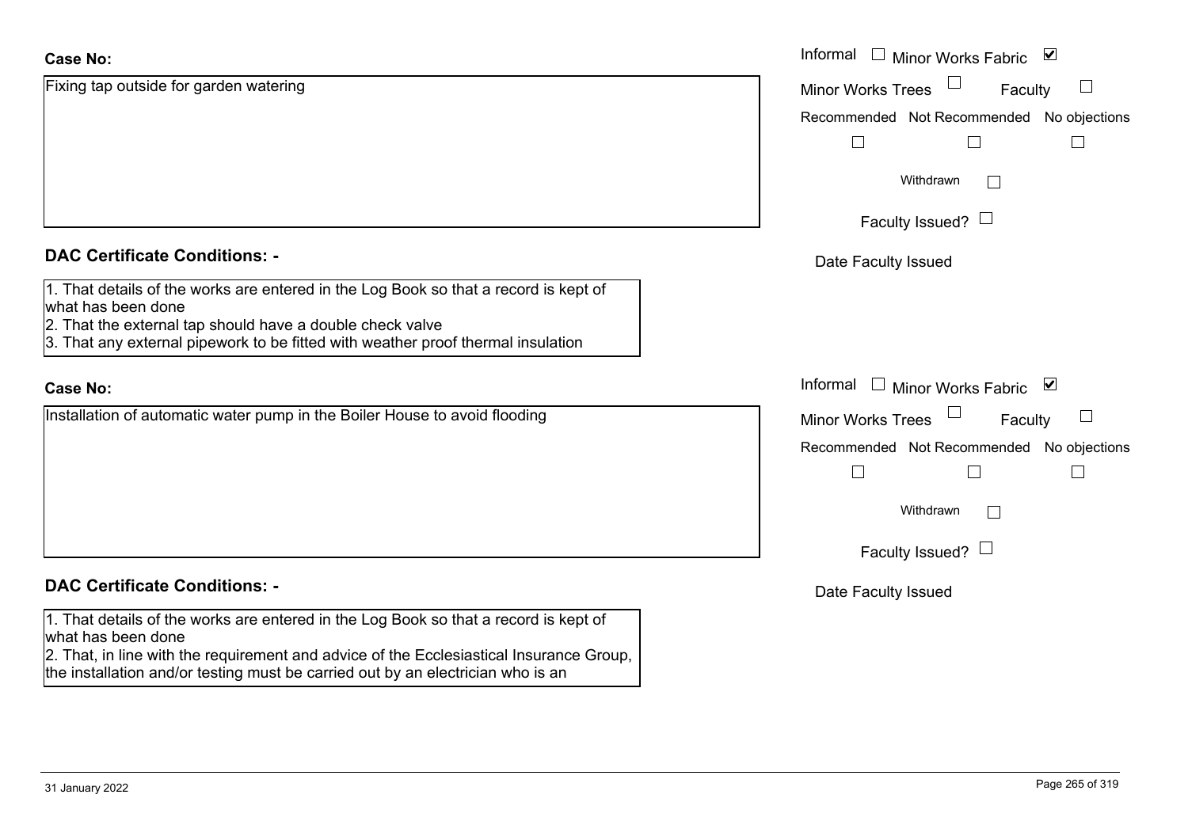**Case No:**

Fixing tap outside for garden watering

Informal ☐ Minor Works Fabric ☑

Minor Works Trees ☐ Faculty ☐

Recommended ☐ Not Recommended ☐ No objections ☐

Withdrawn ☐

Faculty Issued? ☐

Date Faculty Issued

## DAC Certificate Conditions: -

1. That details of the works are entered in the Log Book so that a record is kept of what has been done
2. That the external tap should have a double check valve
3. That any external pipework to be fitted with weather proof thermal insulation

**Case No:**

Installation of automatic water pump in the Boiler House to avoid flooding

Informal ☐ Minor Works Fabric ☑

Minor Works Trees ☐ Faculty ☐

Recommended ☐ Not Recommended ☐ No objections ☐

Withdrawn ☐

Faculty Issued? ☐

Date Faculty Issued

## DAC Certificate Conditions: -

1. That details of the works are entered in the Log Book so that a record is kept of what has been done
2. That, in line with the requirement and advice of the Ecclesiastical Insurance Group, the installation and/or testing must be carried out by an electrician who is an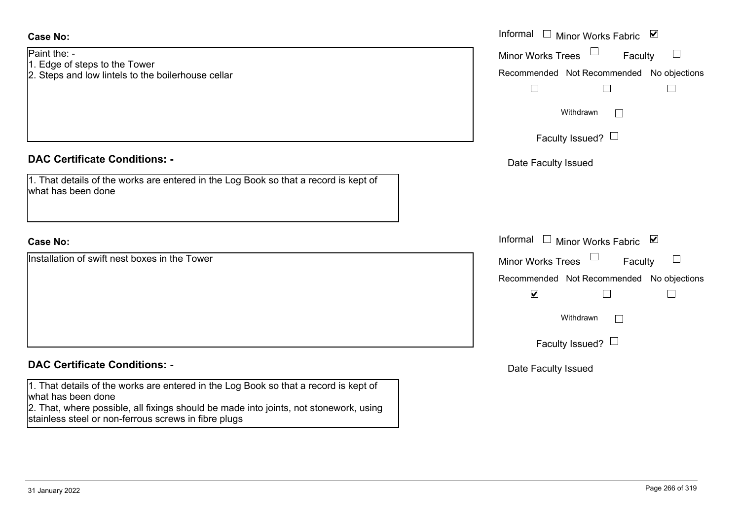**Case No:**

Paint the: -
1. Edge of steps to the Tower
2. Steps and low lintels to the boilerhouse cellar

Informal ☐ Minor Works Fabric ☑
Minor Works Trees ☐ Faculty ☐
Recommended ☐ Not Recommended ☐ No objections ☐
Withdrawn ☐
Faculty Issued? ☐
Date Faculty Issued

**DAC Certificate Conditions: -**

1. That details of the works are entered in the Log Book so that a record is kept of what has been done

**Case No:**

Installation of swift nest boxes in the Tower

Informal ☐ Minor Works Fabric ☑
Minor Works Trees ☐ Faculty ☐
Recommended ☑ Not Recommended ☐ No objections ☐
Withdrawn ☐
Faculty Issued? ☐
Date Faculty Issued

**DAC Certificate Conditions: -**

1. That details of the works are entered in the Log Book so that a record is kept of what has been done
2. That, where possible, all fixings should be made into joints, not stonework, using stainless steel or non-ferrous screws in fibre plugs

31 January 2022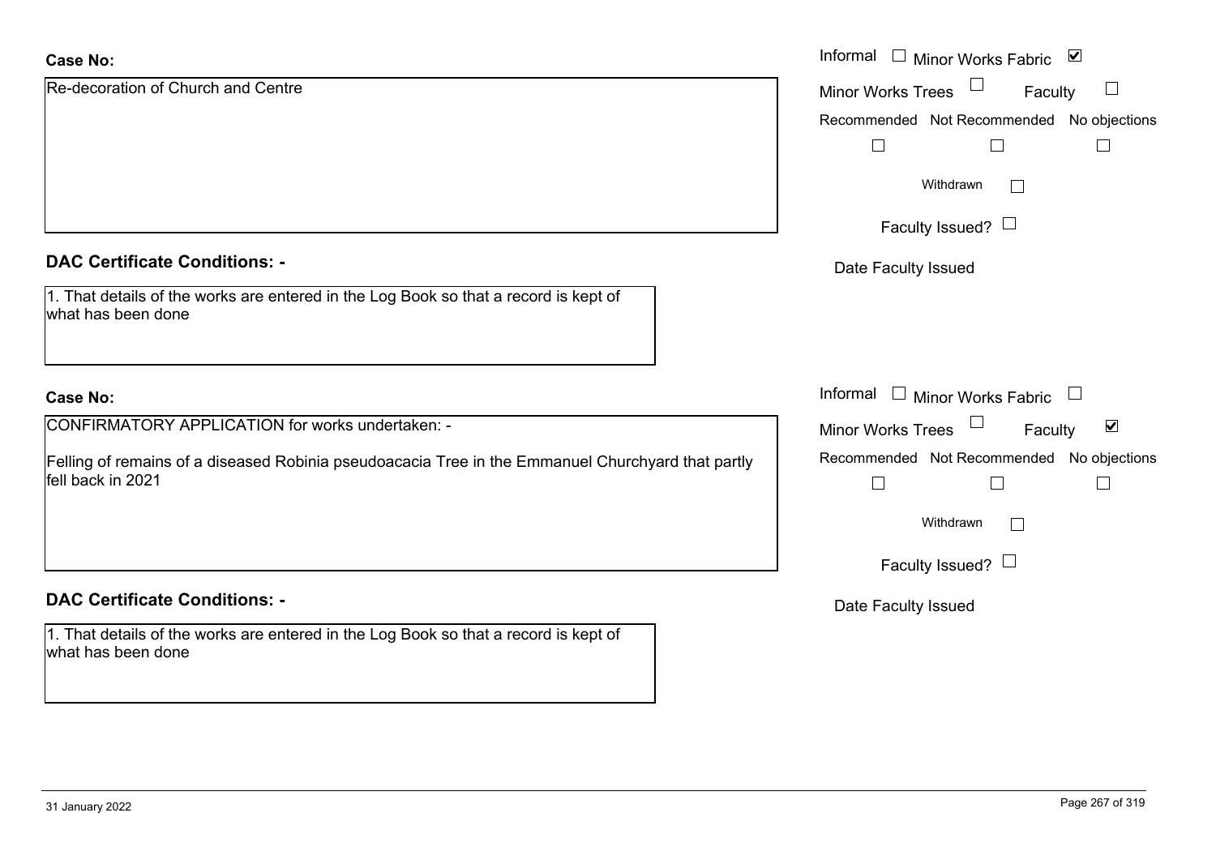**Case No:**

Re-decoration of Church and Centre

Informal ☐ Minor Works Fabric ☑

Minor Works Trees ☐ Faculty ☐

Recommended ☐ Not Recommended ☐ No objections ☐

Withdrawn ☐

Faculty Issued? ☐

Date Faculty Issued

**DAC Certificate Conditions: -**

1. That details of the works are entered in the Log Book so that a record is kept of what has been done

**Case No:**

CONFIRMATORY APPLICATION for works undertaken: -

Felling of remains of a diseased Robinia pseudoacacia Tree in the Emmanuel Churchyard that partly fell back in 2021

Informal ☐ Minor Works Fabric ☐

Minor Works Trees ☐ Faculty ☑

Recommended ☐ Not Recommended ☐ No objections ☐

Withdrawn ☐

Faculty Issued? ☐

Date Faculty Issued

**DAC Certificate Conditions: -**

1. That details of the works are entered in the Log Book so that a record is kept of what has been done

31 January 2022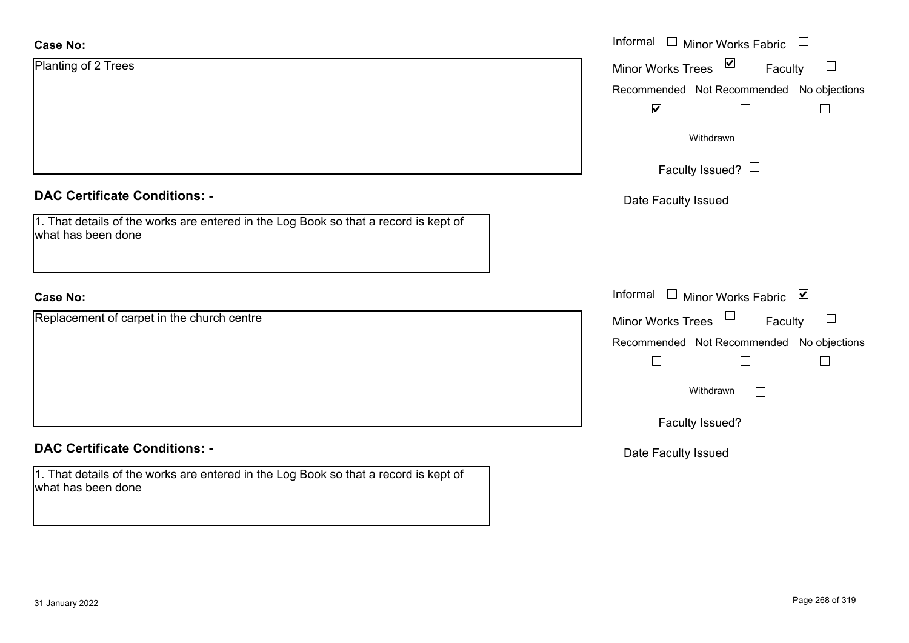**Case No:**

Planting of 2 Trees

Informal ☐ Minor Works Fabric ☐
Minor Works Trees ☑ Faculty ☐

Recommended ☑ Not Recommended ☐ No objections ☐

Withdrawn ☐

Faculty Issued? ☐

Date Faculty Issued

**DAC Certificate Conditions: -**

1. That details of the works are entered in the Log Book so that a record is kept of what has been done

**Case No:**

Replacement of carpet in the church centre

Informal ☐ Minor Works Fabric ☑
Minor Works Trees ☐ Faculty ☐

Recommended ☐ Not Recommended ☐ No objections ☐

Withdrawn ☐

Faculty Issued? ☐

Date Faculty Issued

**DAC Certificate Conditions: -**

1. That details of the works are entered in the Log Book so that a record is kept of what has been done

31 January 2022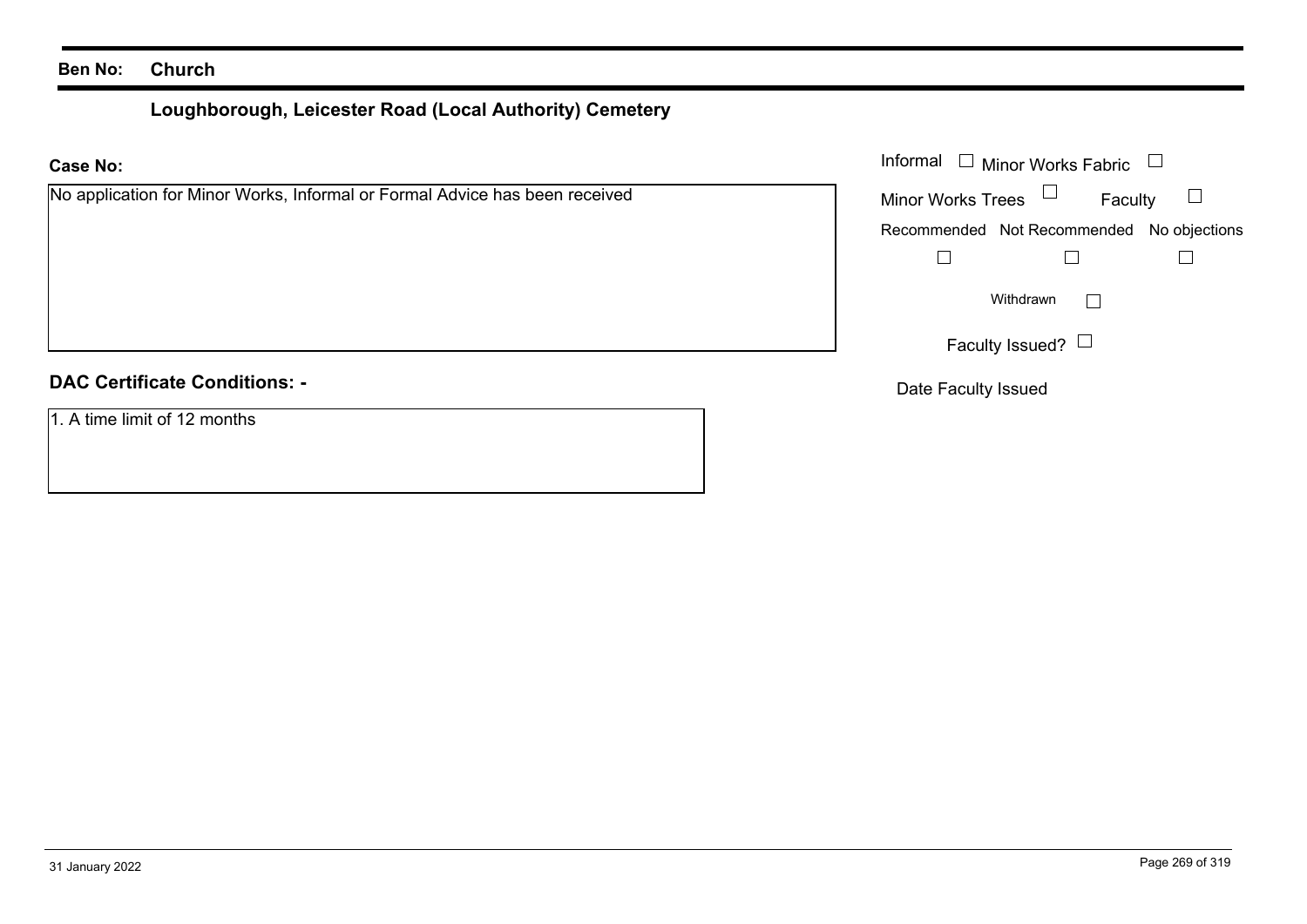**Ben No:** **Church**

## Loughborough, Leicester Road (Local Authority) Cemetery

**Case No:**

No application for Minor Works, Informal or Formal Advice has been received

Informal ☐ Minor Works Fabric ☐

Minor Works Trees ☐ Faculty ☐

Recommended ☐ Not Recommended ☐ No objections ☐

Withdrawn ☐

Faculty Issued? ☐

Date Faculty Issued

**DAC Certificate Conditions: -**

1. A time limit of 12 months

31 January 2022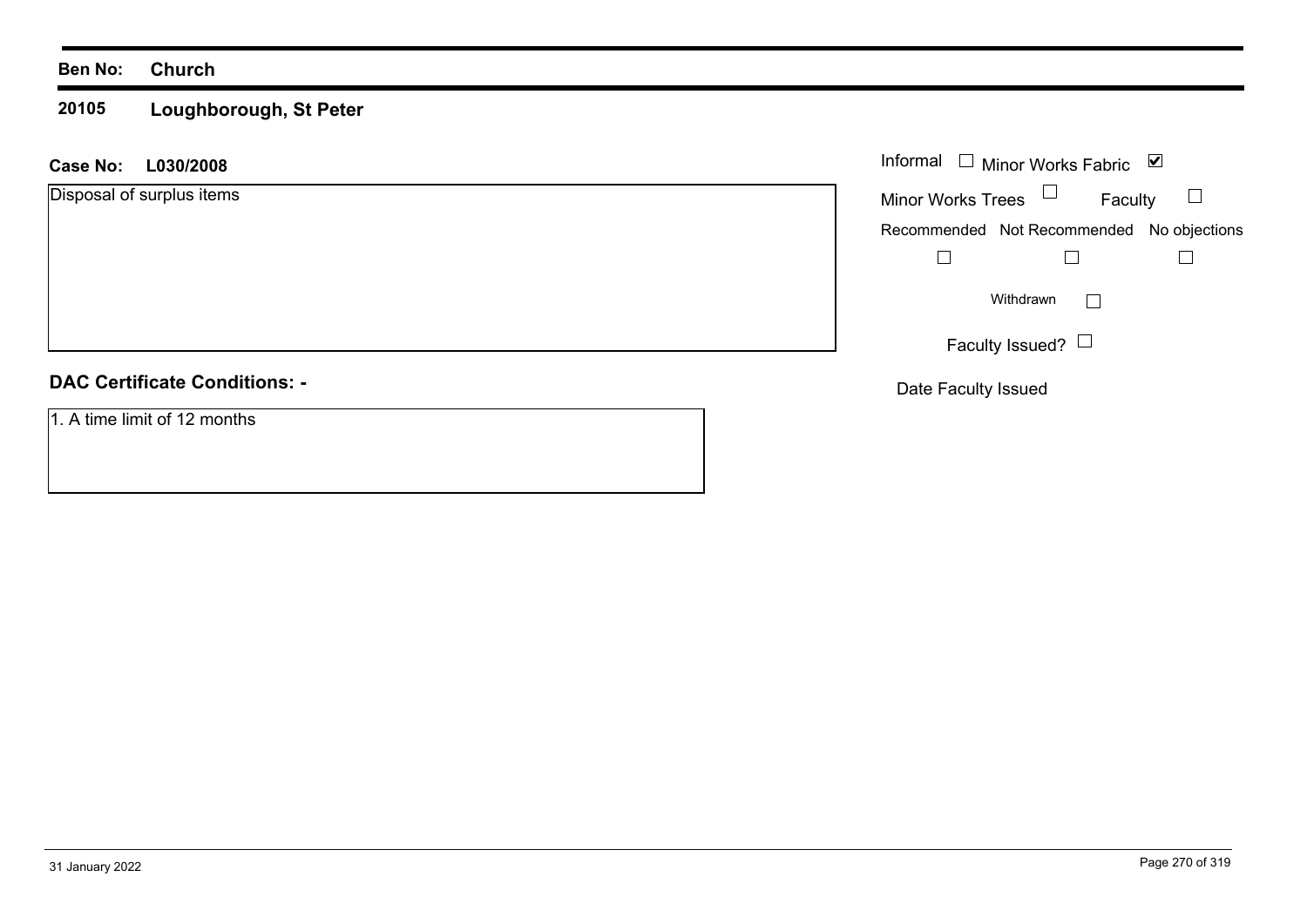**Ben No:** **Church**

## 20105 Loughborough, St Peter

**Case No:** **L030/2008**

Disposal of surplus items

Informal ☐ Minor Works Fabric ☑

Minor Works Trees ☐ Faculty ☐

Recommended ☐ Not Recommended ☐ No objections ☐

Withdrawn ☐

Faculty Issued? ☐

Date Faculty Issued

### DAC Certificate Conditions: -

1. A time limit of 12 months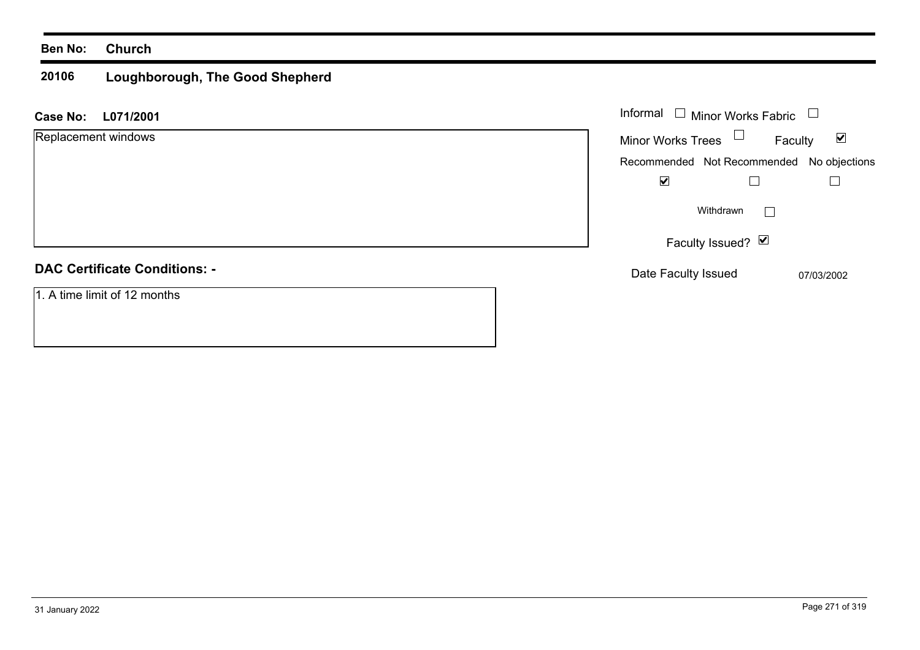**Ben No:** **Church**

**20106** **Loughborough, The Good Shepherd**

**Case No:** **L071/2001**

Replacement windows

Informal ☐ Minor Works Fabric ☐

Minor Works Trees ☐ Faculty ☑

| Recommended | Not Recommended | No objections |
| --- | --- | --- |
| ☑ | ☐ | ☐ |

Withdrawn ☐

Faculty Issued? ☑

Date Faculty Issued 07/03/2002

**DAC Certificate Conditions: -**

1. A time limit of 12 months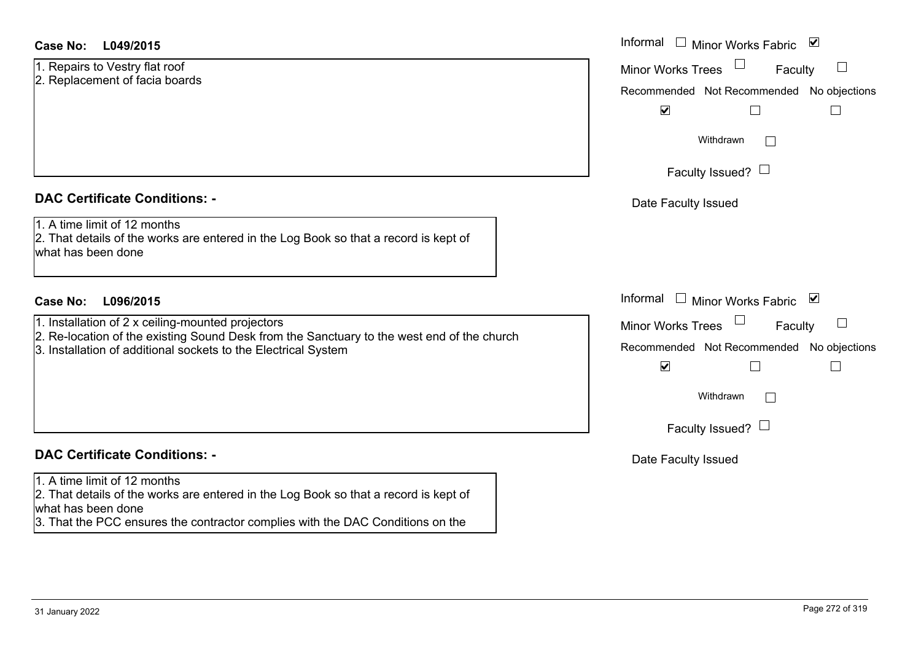**Case No: L049/2015**

Informal ☐ Minor Works Fabric ☑

Minor Works Trees ☐ Faculty ☐

1. Repairs to Vestry flat roof
2. Replacement of facia boards

| Recommended | Not Recommended | No objections |
|---|---|---|
| ☑ | ☐ | ☐ |

Withdrawn ☐

Faculty Issued? ☐

Date Faculty Issued

**DAC Certificate Conditions: -**

1. A time limit of 12 months
2. That details of the works are entered in the Log Book so that a record is kept of what has been done

**Case No: L096/2015**

Informal ☐ Minor Works Fabric ☑

Minor Works Trees ☐ Faculty ☐

1. Installation of 2 x ceiling-mounted projectors
2. Re-location of the existing Sound Desk from the Sanctuary to the west end of the church
3. Installation of additional sockets to the Electrical System

| Recommended | Not Recommended | No objections |
|---|---|---|
| ☑ | ☐ | ☐ |

Withdrawn ☐

Faculty Issued? ☐

Date Faculty Issued

**DAC Certificate Conditions: -**

1. A time limit of 12 months
2. That details of the works are entered in the Log Book so that a record is kept of what has been done
3. That the PCC ensures the contractor complies with the DAC Conditions on the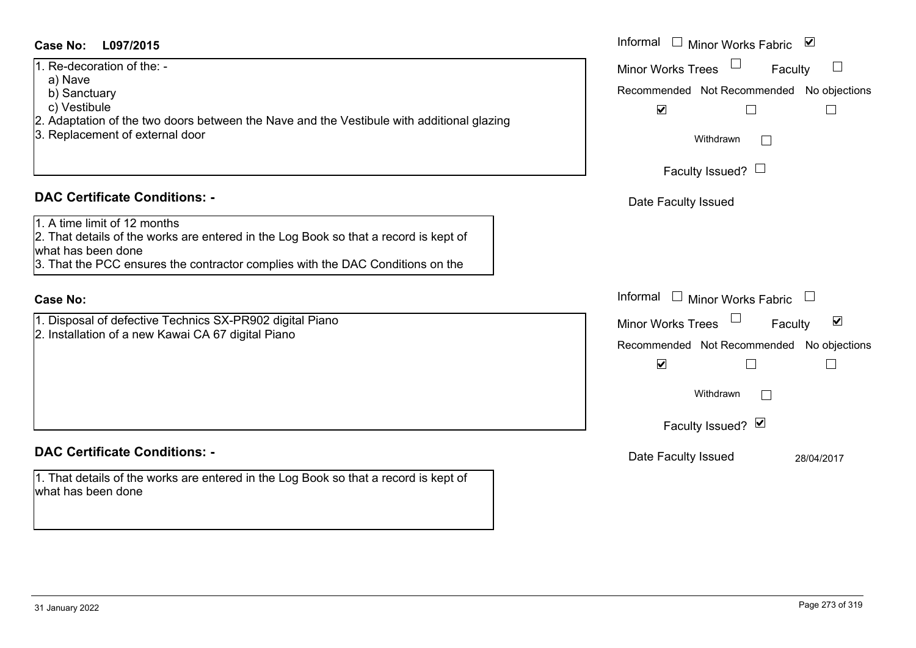**Case No:** **L097/2015**

Informal ☐ Minor Works Fabric ☑

Minor Works Trees ☐ Faculty ☐

Recommended ☑ Not Recommended ☐ No objections ☐

Withdrawn ☐

Faculty Issued? ☐

Date Faculty Issued

1. Re-decoration of the: -
   a) Nave
   b) Sanctuary
   c) Vestibule
2. Adaptation of the two doors between the Nave and the Vestibule with additional glazing
3. Replacement of external door

## DAC Certificate Conditions: -

1. A time limit of 12 months
2. That details of the works are entered in the Log Book so that a record is kept of what has been done
3. That the PCC ensures the contractor complies with the DAC Conditions on the

**Case No:**

Informal ☐ Minor Works Fabric ☐

Minor Works Trees ☐ Faculty ☑

Recommended ☑ Not Recommended ☐ No objections ☐

Withdrawn ☐

Faculty Issued? ☑

Date Faculty Issued 28/04/2017

1. Disposal of defective Technics SX-PR902 digital Piano
2. Installation of a new Kawai CA 67 digital Piano

## DAC Certificate Conditions: -

1. That details of the works are entered in the Log Book so that a record is kept of what has been done

31 January 2022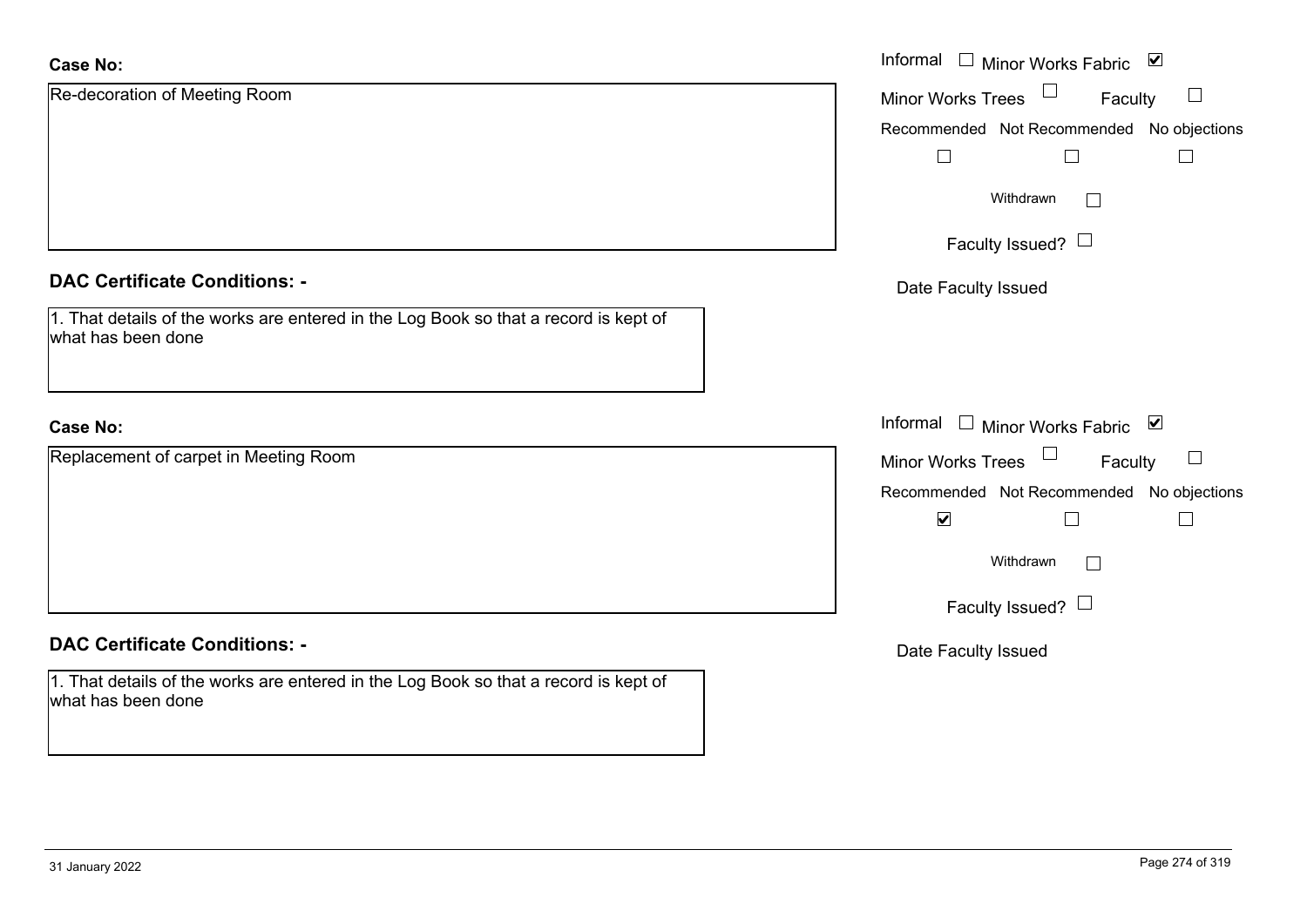**Case No:**

Re-decoration of Meeting Room

Informal ☐ Minor Works Fabric ☑

Minor Works Trees ☐ Faculty ☐

Recommended ☐ Not Recommended ☐ No objections ☐

Withdrawn ☐

Faculty Issued? ☐

Date Faculty Issued

**DAC Certificate Conditions: -**

1. That details of the works are entered in the Log Book so that a record is kept of what has been done

**Case No:**

Replacement of carpet in Meeting Room

Informal ☐ Minor Works Fabric ☑

Minor Works Trees ☐ Faculty ☐

Recommended ☑ Not Recommended ☐ No objections ☐

Withdrawn ☐

Faculty Issued? ☐

Date Faculty Issued

**DAC Certificate Conditions: -**

1. That details of the works are entered in the Log Book so that a record is kept of what has been done

31 January 2022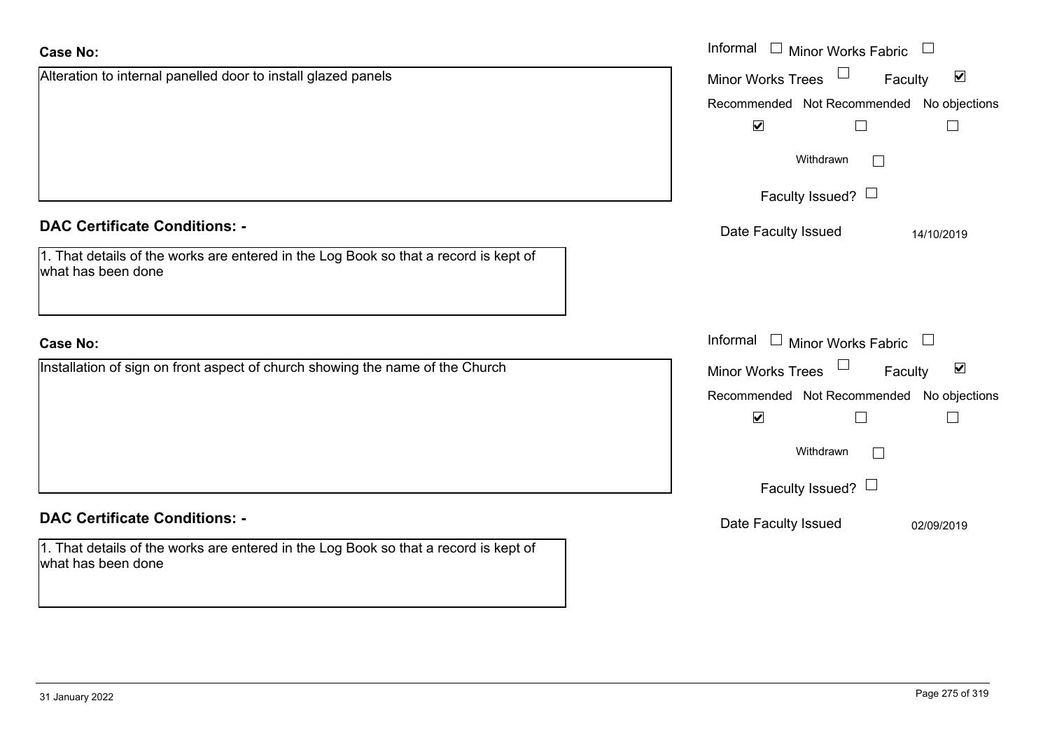**Case No:**

Alteration to internal panelled door to install glazed panels

Informal ☐ Minor Works Fabric ☐

Minor Works Trees ☐ Faculty ☑

Recommended ☑ Not Recommended ☐ No objections ☐

Withdrawn ☐

Faculty Issued? ☐

Date Faculty Issued 14/10/2019

**DAC Certificate Conditions: -**

1. That details of the works are entered in the Log Book so that a record is kept of what has been done

**Case No:**

Installation of sign on front aspect of church showing the name of the Church

Informal ☐ Minor Works Fabric ☐

Minor Works Trees ☐ Faculty ☑

Recommended ☑ Not Recommended ☐ No objections ☐

Withdrawn ☐

Faculty Issued? ☐

Date Faculty Issued 02/09/2019

**DAC Certificate Conditions: -**

1. That details of the works are entered in the Log Book so that a record is kept of what has been done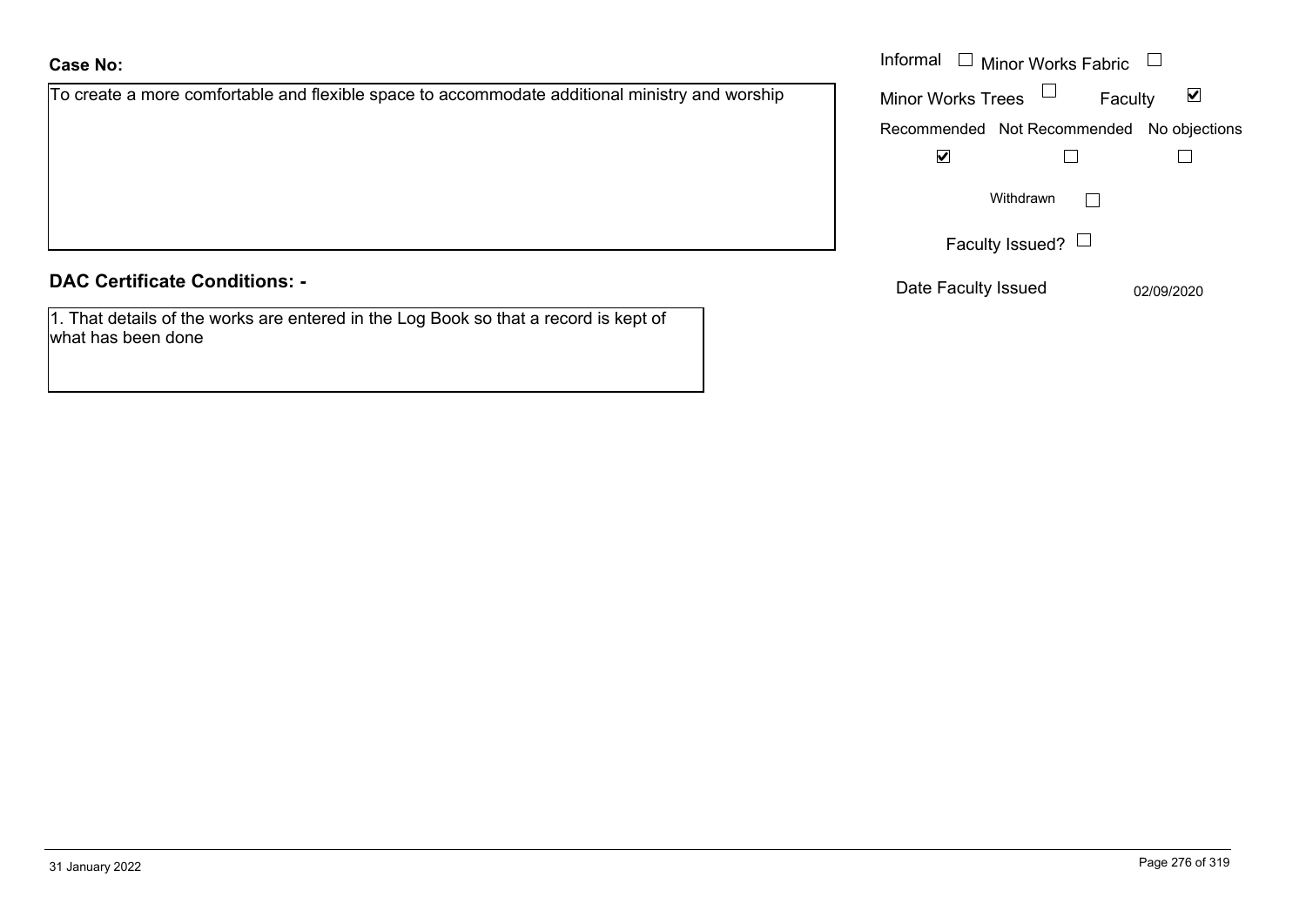**Case No:**

To create a more comfortable and flexible space to accommodate additional ministry and worship

Informal ☐ Minor Works Fabric ☐

Minor Works Trees ☐ Faculty ☑

Recommended ☑ Not Recommended ☐ No objections ☐

Withdrawn ☐

Faculty Issued? ☐

Date Faculty Issued 02/09/2020

## DAC Certificate Conditions: -

1. That details of the works are entered in the Log Book so that a record is kept of what has been done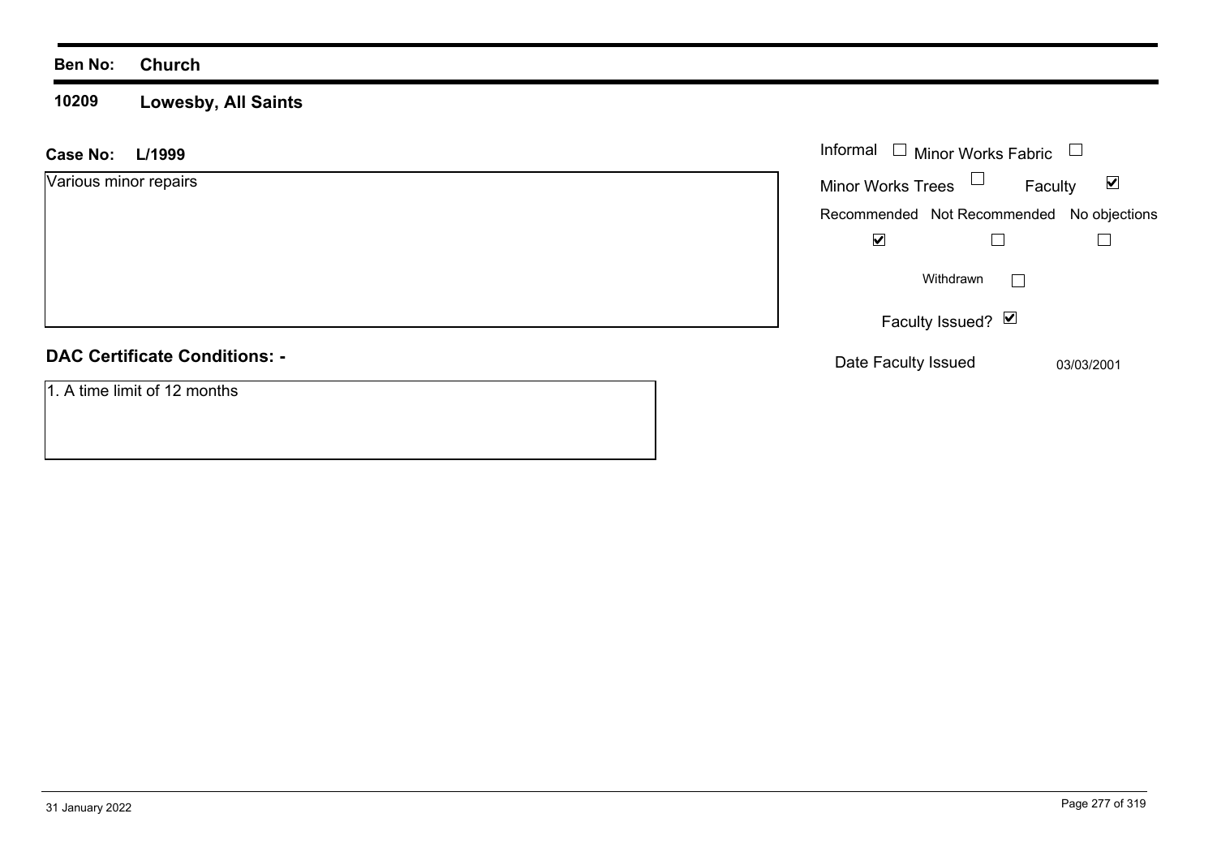**Ben No: Church**

**10209 Lowesby, All Saints**

**Case No: L/1999**

Various minor repairs

Informal ☐ Minor Works Fabric ☐

Minor Works Trees ☐ Faculty ☑

Recommended ☑ Not Recommended ☐ No objections ☐

Withdrawn ☐

Faculty Issued? ☑

Date Faculty Issued 03/03/2001

**DAC Certificate Conditions: -**

1. A time limit of 12 months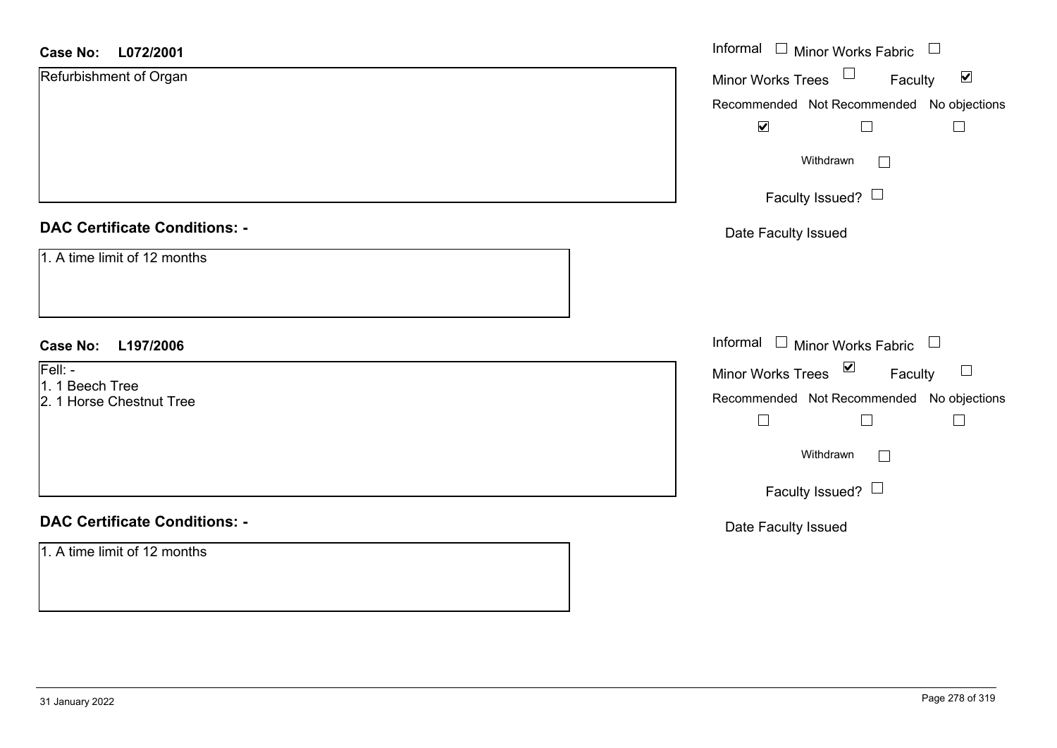**Case No: L072/2001**

Refurbishment of Organ

Informal ☐ Minor Works Fabric ☐

Minor Works Trees ☐ Faculty ☑

Recommended ☑ Not Recommended ☐ No objections ☐

Withdrawn ☐

Faculty Issued? ☐

Date Faculty Issued

**DAC Certificate Conditions: -**

1. A time limit of 12 months

**Case No: L197/2006**

Fell: -
1. 1 Beech Tree
2. 1 Horse Chestnut Tree

Informal ☐ Minor Works Fabric ☐

Minor Works Trees ☑ Faculty ☐

Recommended ☐ Not Recommended ☐ No objections ☐

Withdrawn ☐

Faculty Issued? ☐

Date Faculty Issued

**DAC Certificate Conditions: -**

1. A time limit of 12 months

31 January 2022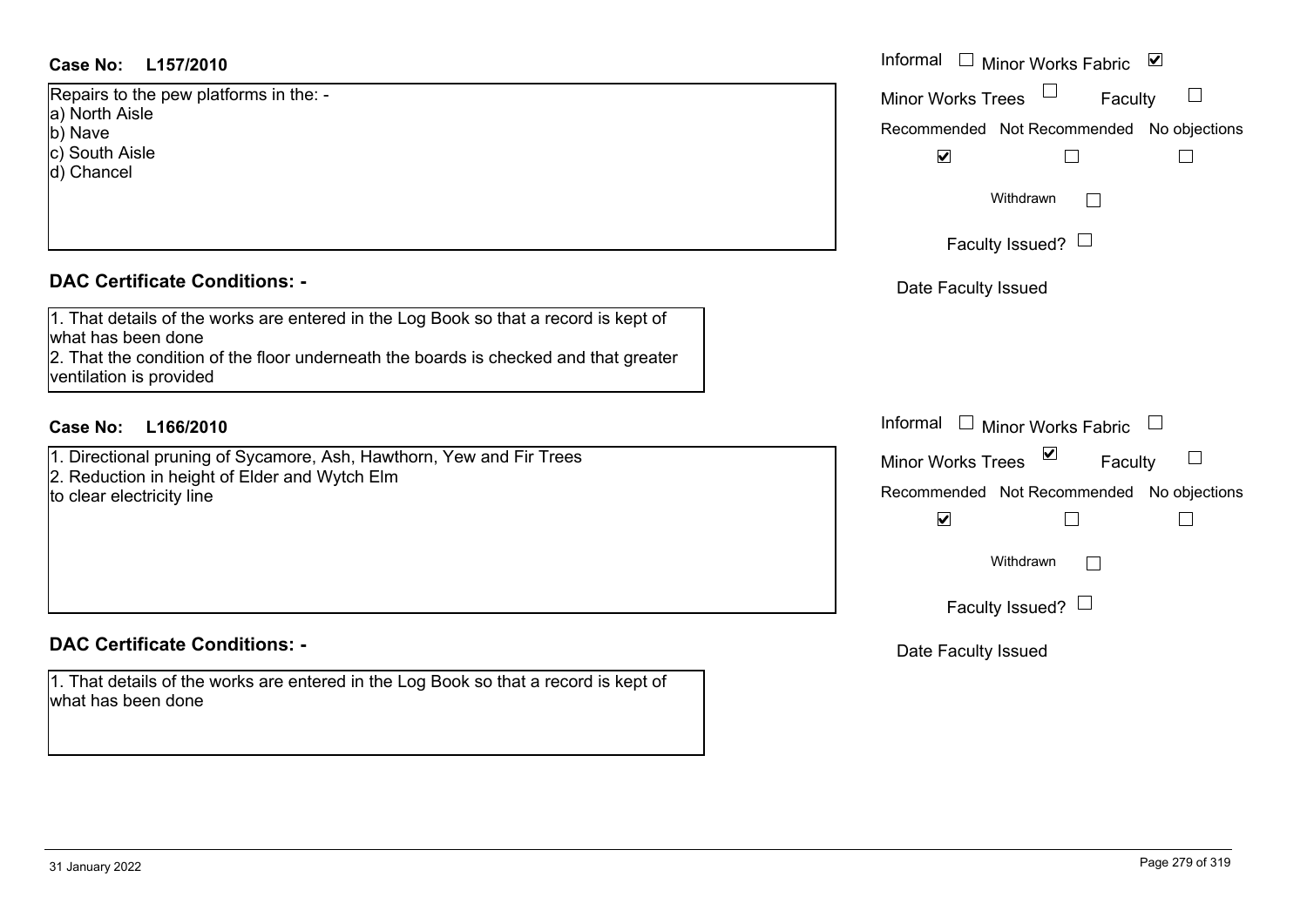**Case No: L157/2010**

Repairs to the pew platforms in the: -
a) North Aisle
b) Nave
c) South Aisle
d) Chancel

Informal ☐ Minor Works Fabric ☑
Minor Works Trees ☐ Faculty ☐

| Recommended | Not Recommended | No objections |
|---|---|---|
| ☑ | ☐ | ☐ |

Withdrawn ☐

Faculty Issued? ☐

Date Faculty Issued

**DAC Certificate Conditions: -**

1. That details of the works are entered in the Log Book so that a record is kept of what has been done
2. That the condition of the floor underneath the boards is checked and that greater ventilation is provided

**Case No: L166/2010**

1. Directional pruning of Sycamore, Ash, Hawthorn, Yew and Fir Trees
2. Reduction in height of Elder and Wytch Elm
to clear electricity line

Informal ☐ Minor Works Fabric ☐
Minor Works Trees ☑ Faculty ☐

| Recommended | Not Recommended | No objections |
|---|---|---|
| ☑ | ☐ | ☐ |

Withdrawn ☐

Faculty Issued? ☐

Date Faculty Issued

**DAC Certificate Conditions: -**

1. That details of the works are entered in the Log Book so that a record is kept of what has been done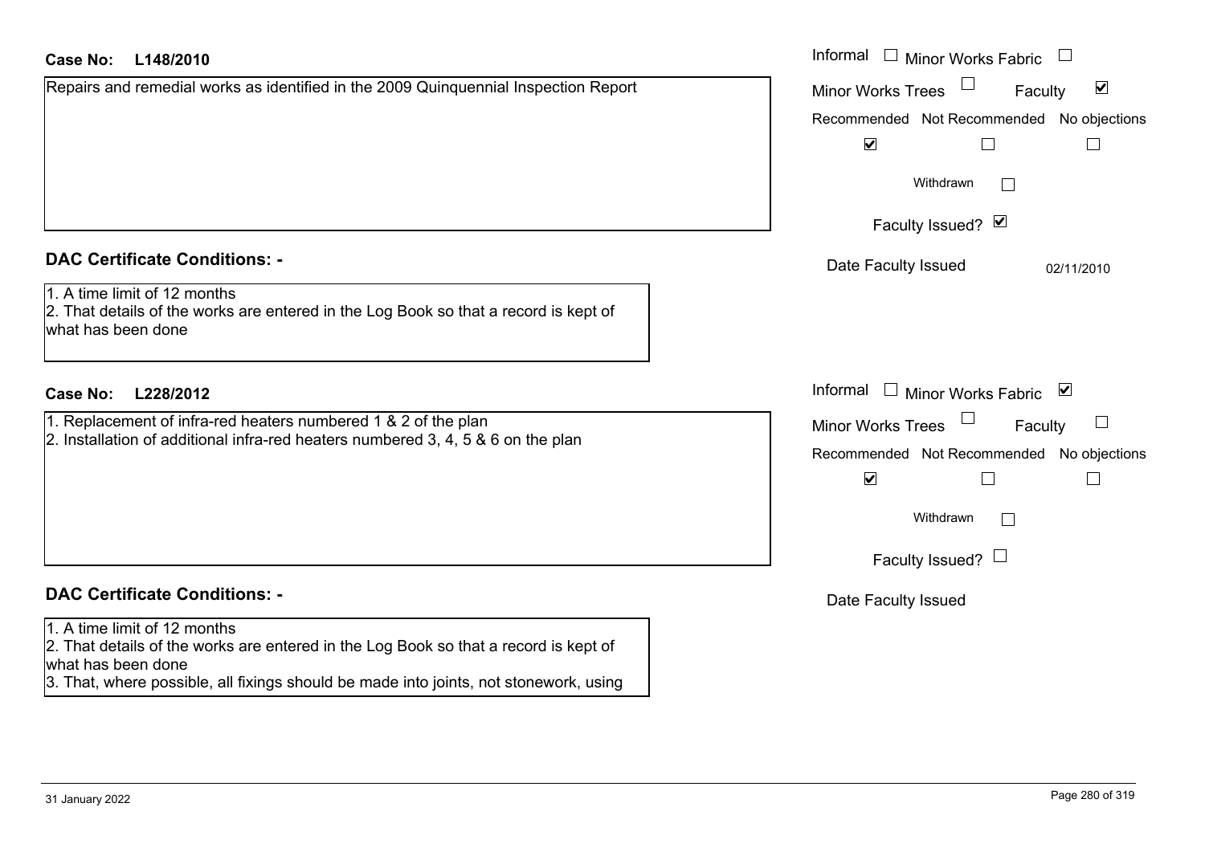**Case No: L148/2010**

Repairs and remedial works as identified in the 2009 Quinquennial Inspection Report

Informal ☐ Minor Works Fabric ☐
Minor Works Trees ☐ Faculty ☑

| Recommended | Not Recommended | No objections |
|---|---|---|
| ☑ | ☐ | ☐ |

Withdrawn ☐

Faculty Issued? ☑

Date Faculty Issued 02/11/2010

## DAC Certificate Conditions: -

1. A time limit of 12 months
2. That details of the works are entered in the Log Book so that a record is kept of what has been done

**Case No: L228/2012**

1. Replacement of infra-red heaters numbered 1 & 2 of the plan
2. Installation of additional infra-red heaters numbered 3, 4, 5 & 6 on the plan

Informal ☐ Minor Works Fabric ☑
Minor Works Trees ☐ Faculty ☐

| Recommended | Not Recommended | No objections |
|---|---|---|
| ☑ | ☐ | ☐ |

Withdrawn ☐

Faculty Issued? ☐

Date Faculty Issued

## DAC Certificate Conditions: -

1. A time limit of 12 months
2. That details of the works are entered in the Log Book so that a record is kept of what has been done
3. That, where possible, all fixings should be made into joints, not stonework, using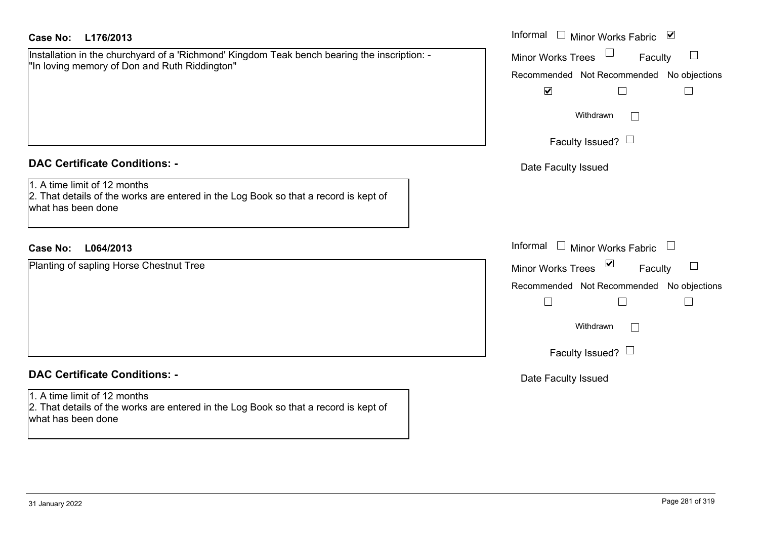**Case No: L176/2013**

Installation in the churchyard of a 'Richmond' Kingdom Teak bench bearing the inscription: - "In loving memory of Don and Ruth Riddington"

Informal ☐ Minor Works Fabric ☑
Minor Works Trees ☐ Faculty ☐

| Recommended | Not Recommended | No objections |
|---|---|---|
| ☑ | ☐ | ☐ |

Withdrawn ☐

Faculty Issued? ☐

Date Faculty Issued

**DAC Certificate Conditions: -**

1. A time limit of 12 months
2. That details of the works are entered in the Log Book so that a record is kept of what has been done

**Case No: L064/2013**

Planting of sapling Horse Chestnut Tree

Informal ☐ Minor Works Fabric ☐
Minor Works Trees ☑ Faculty ☐

| Recommended | Not Recommended | No objections |
|---|---|---|
| ☐ | ☐ | ☐ |

Withdrawn ☐

Faculty Issued? ☐

Date Faculty Issued

**DAC Certificate Conditions: -**

1. A time limit of 12 months
2. That details of the works are entered in the Log Book so that a record is kept of what has been done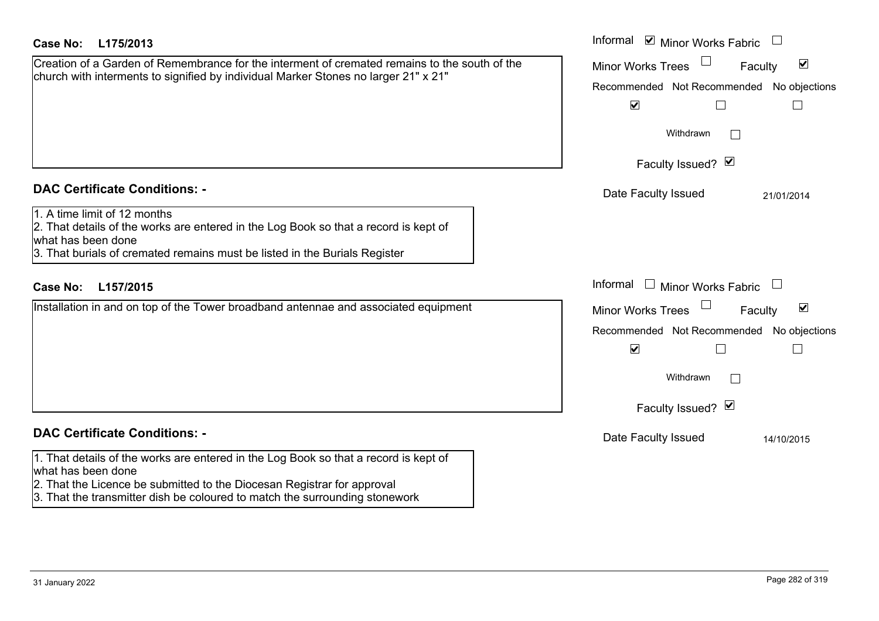**Case No:** **L175/2013**

Creation of a Garden of Remembrance for the interment of cremated remains to the south of the church with interments to signified by individual Marker Stones no larger 21" x 21"

Informal ☑ Minor Works Fabric ☐
Minor Works Trees ☐ Faculty ☑
Recommended ☑ Not Recommended ☐ No objections ☐
Withdrawn ☐
Faculty Issued? ☑
Date Faculty Issued 21/01/2014

## DAC Certificate Conditions: -

1. A time limit of 12 months
2. That details of the works are entered in the Log Book so that a record is kept of what has been done
3. That burials of cremated remains must be listed in the Burials Register

**Case No:** **L157/2015**

Installation in and on top of the Tower broadband antennae and associated equipment

Informal ☐ Minor Works Fabric ☐
Minor Works Trees ☐ Faculty ☑
Recommended ☑ Not Recommended ☐ No objections ☐
Withdrawn ☐
Faculty Issued? ☑
Date Faculty Issued 14/10/2015

## DAC Certificate Conditions: -

1. That details of the works are entered in the Log Book so that a record is kept of what has been done
2. That the Licence be submitted to the Diocesan Registrar for approval
3. That the transmitter dish be coloured to match the surrounding stonework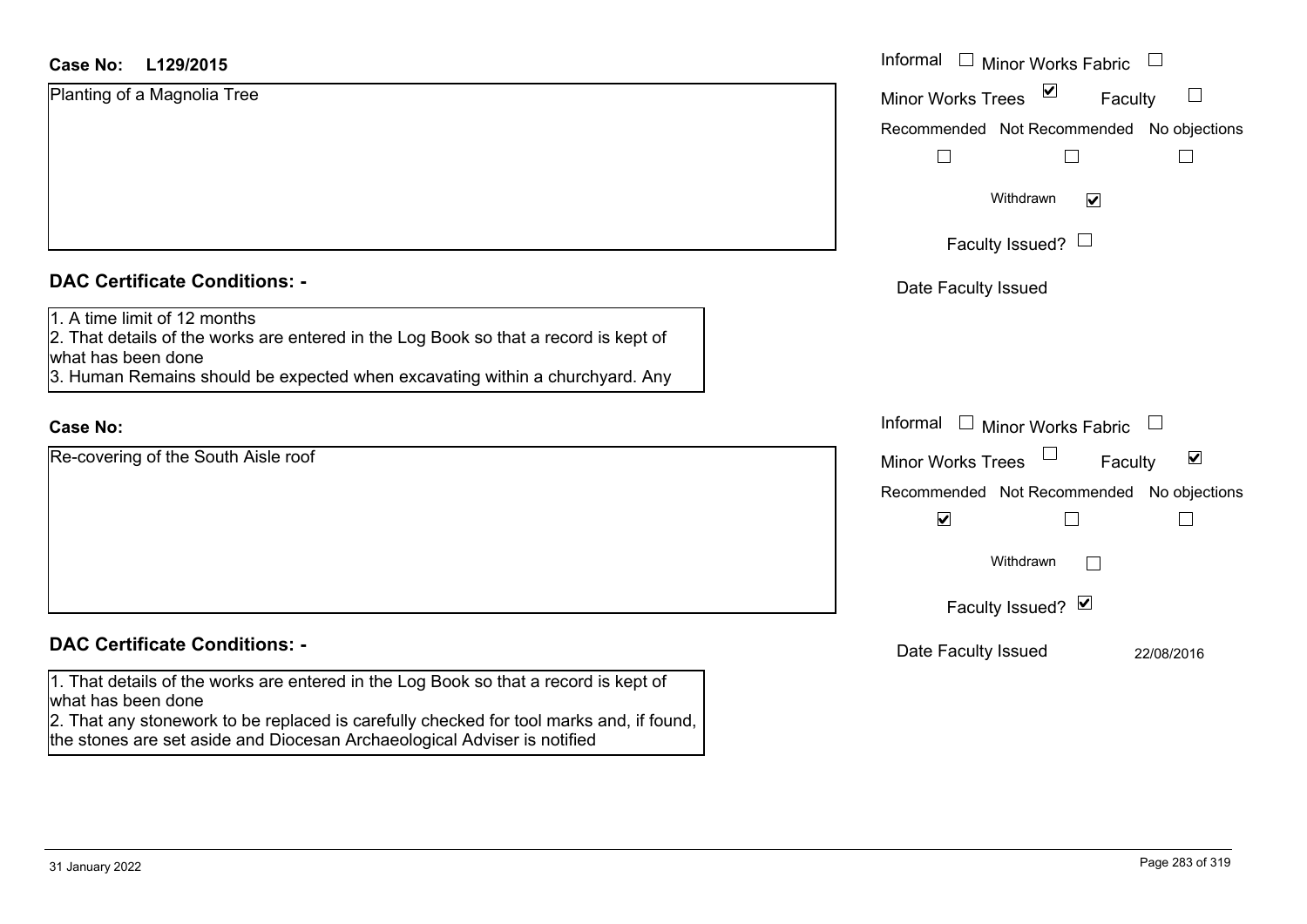**Case No: L129/2015**

Planting of a Magnolia Tree

Informal ☐ Minor Works Fabric ☐

Minor Works Trees ☑ Faculty ☐

Recommended ☐ Not Recommended ☐ No objections ☐

Withdrawn ☑

Faculty Issued? ☐

Date Faculty Issued

## DAC Certificate Conditions: -

1. A time limit of 12 months
2. That details of the works are entered in the Log Book so that a record is kept of what has been done
3. Human Remains should be expected when excavating within a churchyard. Any

**Case No:**

Re-covering of the South Aisle roof

Informal ☐ Minor Works Fabric ☐

Minor Works Trees ☐ Faculty ☑

Recommended ☑ Not Recommended ☐ No objections ☐

Withdrawn ☐

Faculty Issued? ☑

Date Faculty Issued 22/08/2016

## DAC Certificate Conditions: -

1. That details of the works are entered in the Log Book so that a record is kept of what has been done
2. That any stonework to be replaced is carefully checked for tool marks and, if found, the stones are set aside and Diocesan Archaeological Adviser is notified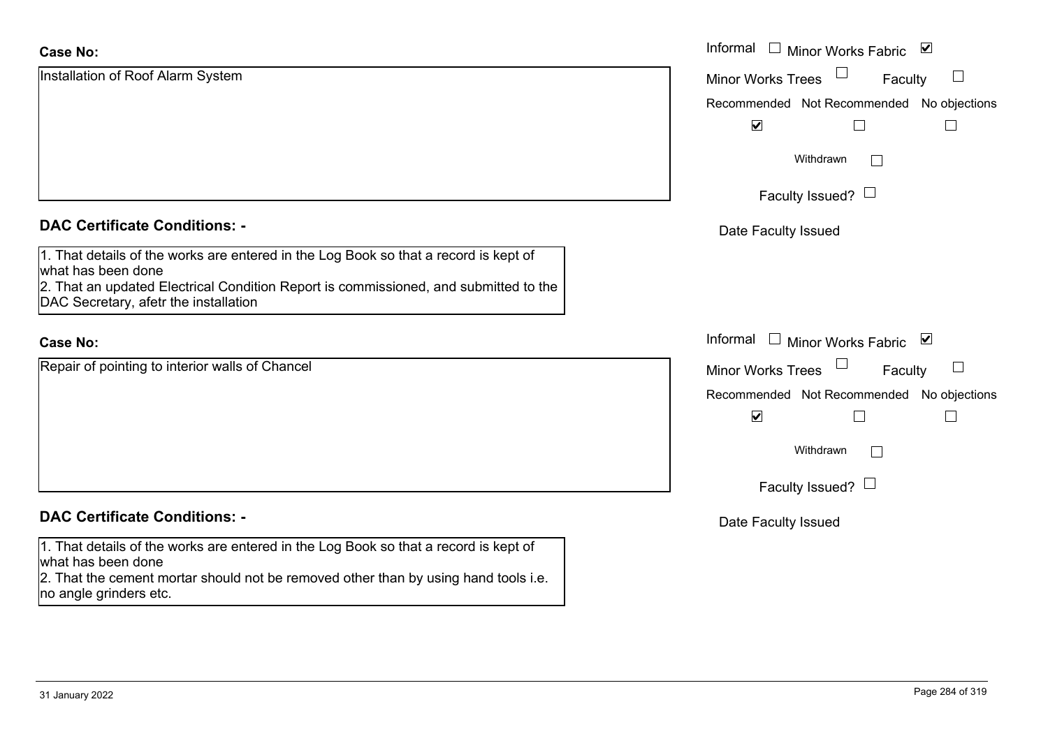**Case No:**

Installation of Roof Alarm System

Informal ☐ Minor Works Fabric ☑

Minor Works Trees ☐ Faculty ☐

Recommended ☑ Not Recommended ☐ No objections ☐

Withdrawn ☐

Faculty Issued? ☐

Date Faculty Issued

**DAC Certificate Conditions: -**

1. That details of the works are entered in the Log Book so that a record is kept of what has been done
2. That an updated Electrical Condition Report is commissioned, and submitted to the DAC Secretary, afetr the installation

**Case No:**

Repair of pointing to interior walls of Chancel

Informal ☐ Minor Works Fabric ☑

Minor Works Trees ☐ Faculty ☐

Recommended ☑ Not Recommended ☐ No objections ☐

Withdrawn ☐

Faculty Issued? ☐

Date Faculty Issued

**DAC Certificate Conditions: -**

1. That details of the works are entered in the Log Book so that a record is kept of what has been done
2. That the cement mortar should not be removed other than by using hand tools i.e. no angle grinders etc.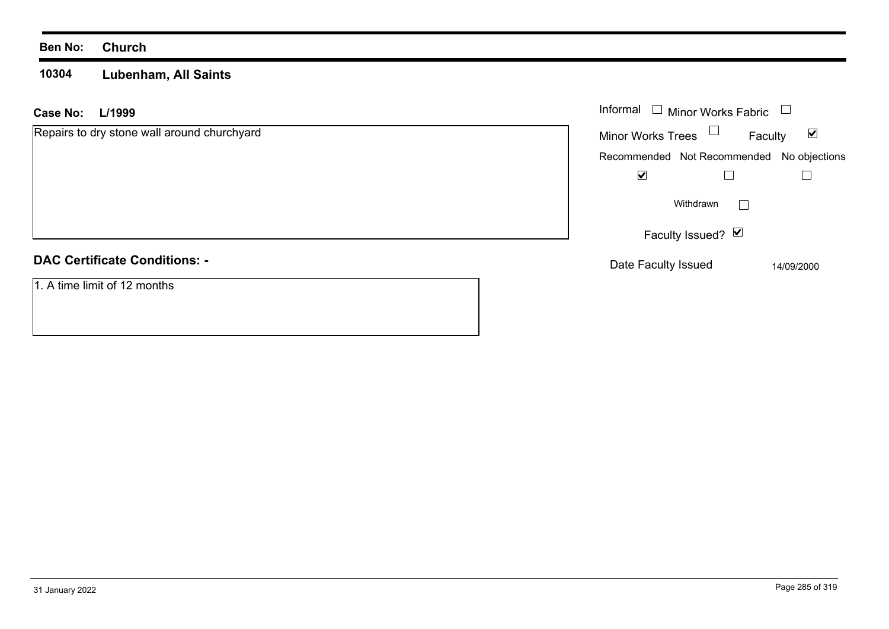**Ben No:** **Church**

## 10304 Lubenham, All Saints

**Case No:** **L/1999**

Repairs to dry stone wall around churchyard

Informal ☐ Minor Works Fabric ☐

Minor Works Trees ☐ Faculty ☑

Recommended ☑ Not Recommended ☐ No objections ☐

Withdrawn ☐

Faculty Issued? ☑

Date Faculty Issued 14/09/2000

**DAC Certificate Conditions: -**

1. A time limit of 12 months

31 January 2022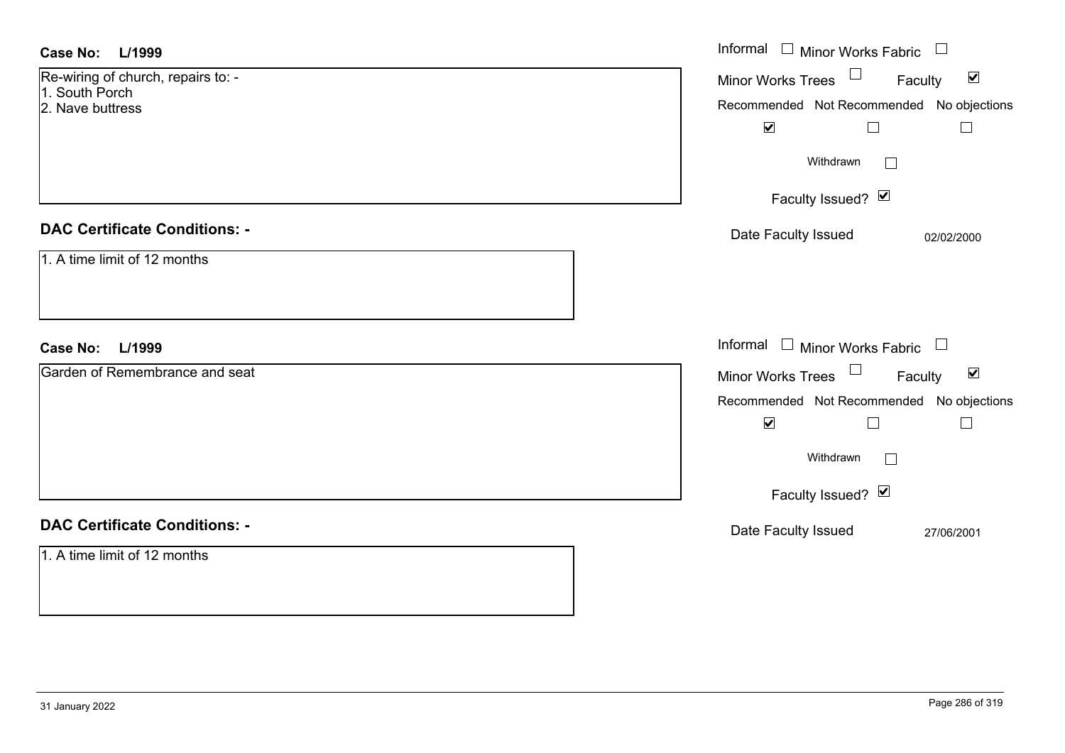**Case No: L/1999**

Re-wiring of church, repairs to: -
1. South Porch
2. Nave buttress

Informal ☐ Minor Works Fabric ☐
Minor Works Trees ☐ Faculty ☑
Recommended ☑ Not Recommended ☐ No objections ☐
Withdrawn ☐
Faculty Issued? ☑
Date Faculty Issued 02/02/2000

**DAC Certificate Conditions: -**

1. A time limit of 12 months

**Case No: L/1999**

Garden of Remembrance and seat

Informal ☐ Minor Works Fabric ☐
Minor Works Trees ☐ Faculty ☑
Recommended ☑ Not Recommended ☐ No objections ☐
Withdrawn ☐
Faculty Issued? ☑
Date Faculty Issued 27/06/2001

**DAC Certificate Conditions: -**

1. A time limit of 12 months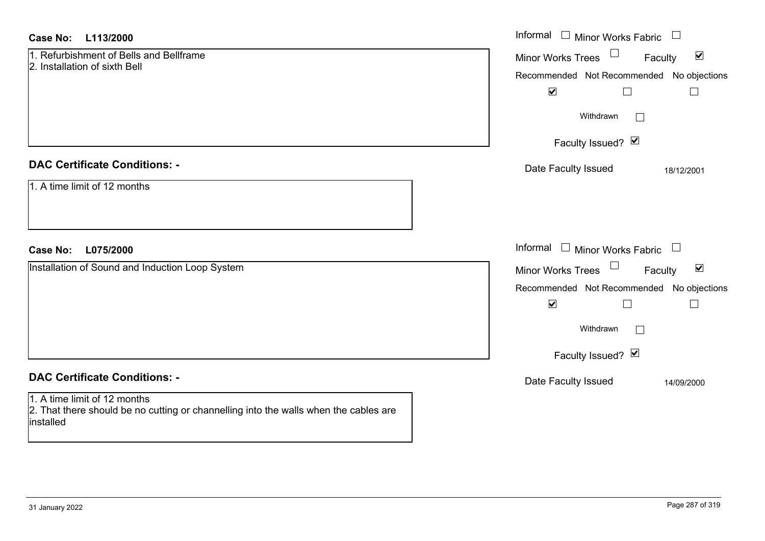**Case No: L113/2000**

1. Refurbishment of Bells and Bellframe
2. Installation of sixth Bell

Informal ☐ Minor Works Fabric ☐
Minor Works Trees ☐ Faculty ☑
Recommended ☑ Not Recommended ☐ No objections ☐
Withdrawn ☐
Faculty Issued? ☑
Date Faculty Issued 18/12/2001

**DAC Certificate Conditions: -**

1. A time limit of 12 months

**Case No: L075/2000**

Installation of Sound and Induction Loop System

Informal ☐ Minor Works Fabric ☐
Minor Works Trees ☐ Faculty ☑
Recommended ☑ Not Recommended ☐ No objections ☐
Withdrawn ☐
Faculty Issued? ☑
Date Faculty Issued 14/09/2000

**DAC Certificate Conditions: -**

1. A time limit of 12 months
2. That there should be no cutting or channelling into the walls when the cables are installed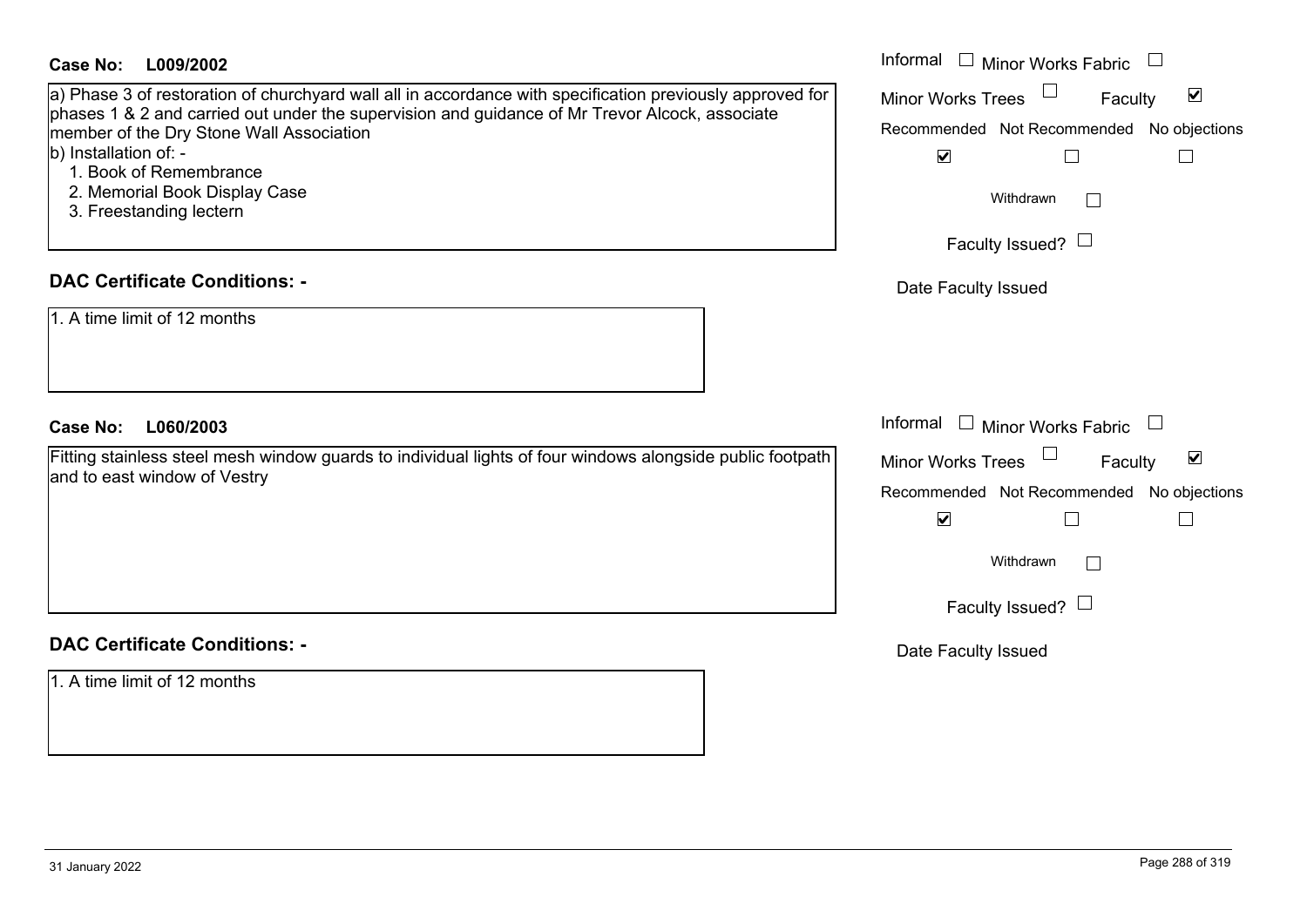**Case No: L009/2002**

a) Phase 3 of restoration of churchyard wall all in accordance with specification previously approved for phases 1 & 2 and carried out under the supervision and guidance of Mr Trevor Alcock, associate member of the Dry Stone Wall Association
b) Installation of: -
1. Book of Remembrance
2. Memorial Book Display Case
3. Freestanding lectern

Informal ☐ Minor Works Fabric ☐
Minor Works Trees ☐ Faculty ☑
Recommended ☑ Not Recommended ☐ No objections ☐
Withdrawn ☐
Faculty Issued? ☐
Date Faculty Issued

## DAC Certificate Conditions: -

1. A time limit of 12 months

**Case No: L060/2003**

Fitting stainless steel mesh window guards to individual lights of four windows alongside public footpath and to east window of Vestry

Informal ☐ Minor Works Fabric ☐
Minor Works Trees ☐ Faculty ☑
Recommended ☑ Not Recommended ☐ No objections ☐
Withdrawn ☐
Faculty Issued? ☐
Date Faculty Issued

## DAC Certificate Conditions: -

1. A time limit of 12 months

31 January 2022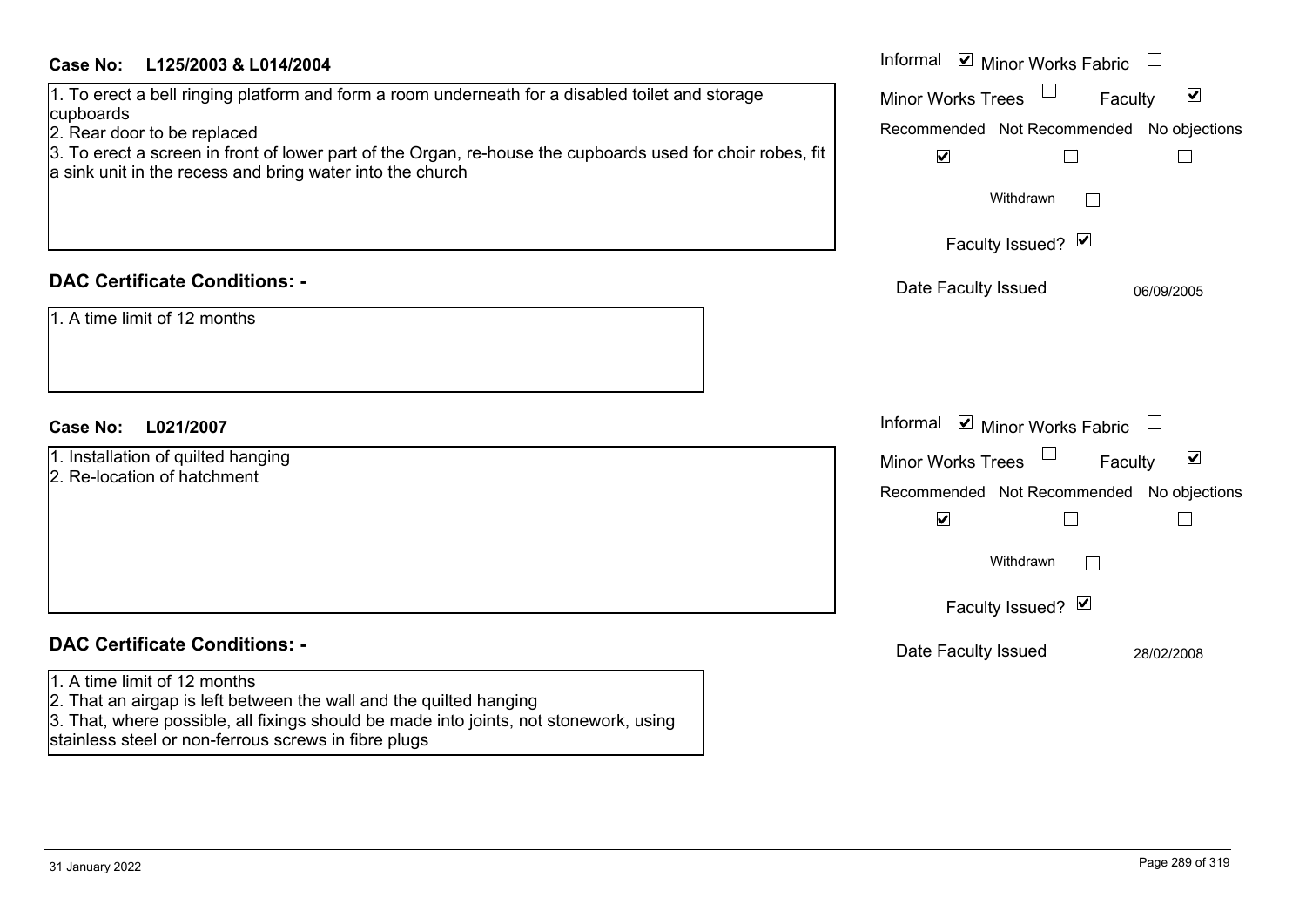**Case No: L125/2003 & L014/2004**

1. To erect a bell ringing platform and form a room underneath for a disabled toilet and storage cupboards
2. Rear door to be replaced
3. To erect a screen in front of lower part of the Organ, re-house the cupboards used for choir robes, fit a sink unit in the recess and bring water into the church

Informal ☑ Minor Works Fabric ☐
Minor Works Trees ☐ Faculty ☑

| Recommended | Not Recommended | No objections |
|---|---|---|
| ☑ | ☐ | ☐ |

Withdrawn ☐

Faculty Issued? ☑

Date Faculty Issued 06/09/2005

**DAC Certificate Conditions: -**

1. A time limit of 12 months

**Case No: L021/2007**

1. Installation of quilted hanging
2. Re-location of hatchment

Informal ☑ Minor Works Fabric ☐
Minor Works Trees ☐ Faculty ☑

| Recommended | Not Recommended | No objections |
|---|---|---|
| ☑ | ☐ | ☐ |

Withdrawn ☐

Faculty Issued? ☑

Date Faculty Issued 28/02/2008

**DAC Certificate Conditions: -**

1. A time limit of 12 months
2. That an airgap is left between the wall and the quilted hanging
3. That, where possible, all fixings should be made into joints, not stonework, using stainless steel or non-ferrous screws in fibre plugs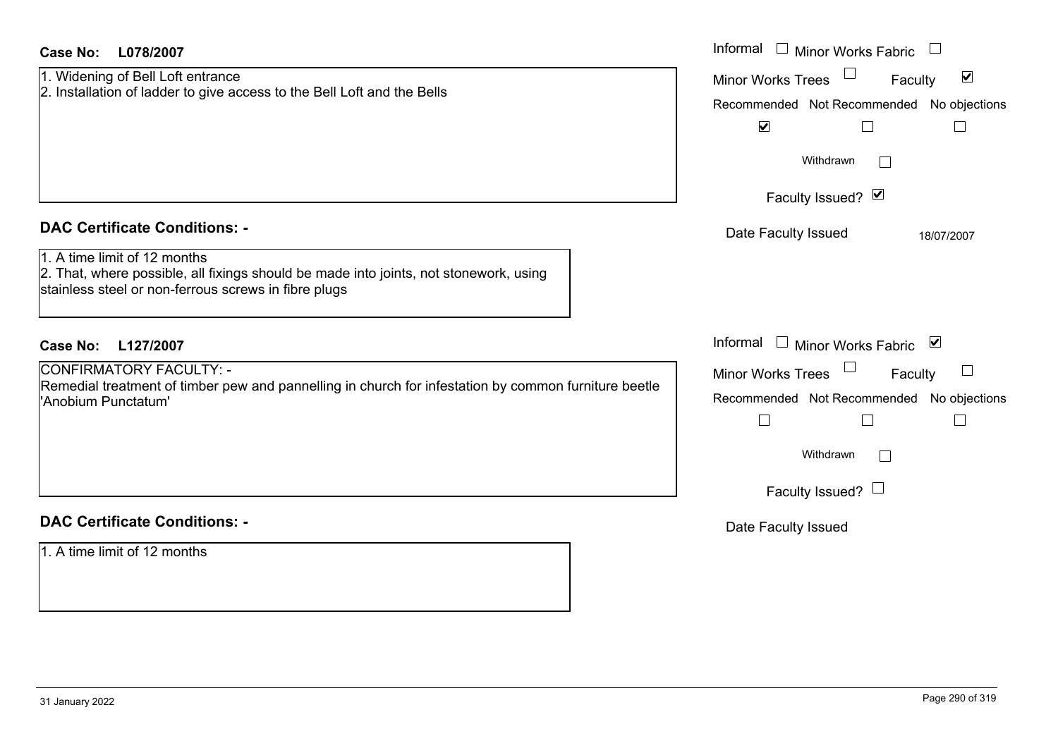**Case No: L078/2007**

1. Widening of Bell Loft entrance
2. Installation of ladder to give access to the Bell Loft and the Bells

Informal ☐ Minor Works Fabric ☐
Minor Works Trees ☐ Faculty ☑
Recommended ☑ Not Recommended ☐ No objections ☐
Withdrawn ☐
Faculty Issued? ☑
Date Faculty Issued 18/07/2007

**DAC Certificate Conditions: -**

1. A time limit of 12 months
2. That, where possible, all fixings should be made into joints, not stonework, using stainless steel or non-ferrous screws in fibre plugs

**Case No: L127/2007**

CONFIRMATORY FACULTY: -
Remedial treatment of timber pew and pannelling in church for infestation by common furniture beetle 'Anobium Punctatum'

Informal ☐ Minor Works Fabric ☑
Minor Works Trees ☐ Faculty ☐
Recommended ☐ Not Recommended ☐ No objections ☐
Withdrawn ☐
Faculty Issued? ☐
Date Faculty Issued

**DAC Certificate Conditions: -**

1. A time limit of 12 months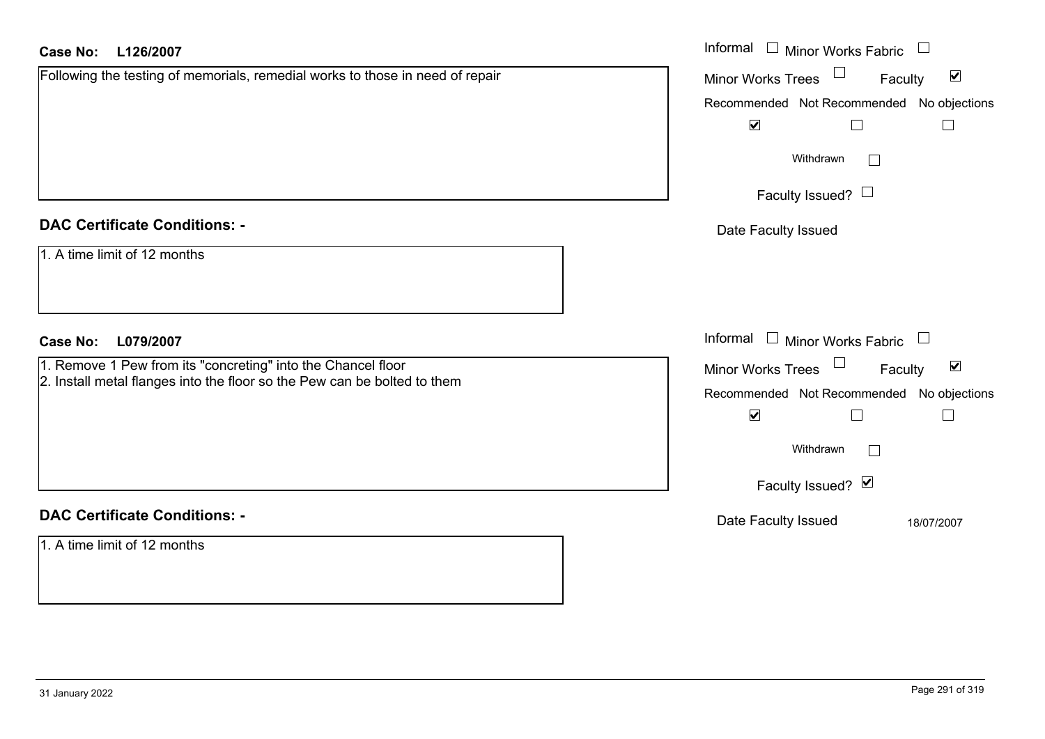**Case No: L126/2007**

Following the testing of memorials, remedial works to those in need of repair

Informal ☐ Minor Works Fabric ☐
Minor Works Trees ☐ Faculty ☑

| Recommended | Not Recommended | No objections |
|---|---|---|
| ☑ | ☐ | ☐ |

Withdrawn ☐

Faculty Issued? ☐

Date Faculty Issued

**DAC Certificate Conditions: -**

1. A time limit of 12 months

**Case No: L079/2007**

1. Remove 1 Pew from its "concreting" into the Chancel floor
2. Install metal flanges into the floor so the Pew can be bolted to them

Informal ☐ Minor Works Fabric ☐
Minor Works Trees ☐ Faculty ☑

| Recommended | Not Recommended | No objections |
|---|---|---|
| ☑ | ☐ | ☐ |

Withdrawn ☐

Faculty Issued? ☑

Date Faculty Issued 18/07/2007

**DAC Certificate Conditions: -**

1. A time limit of 12 months

31 January 2022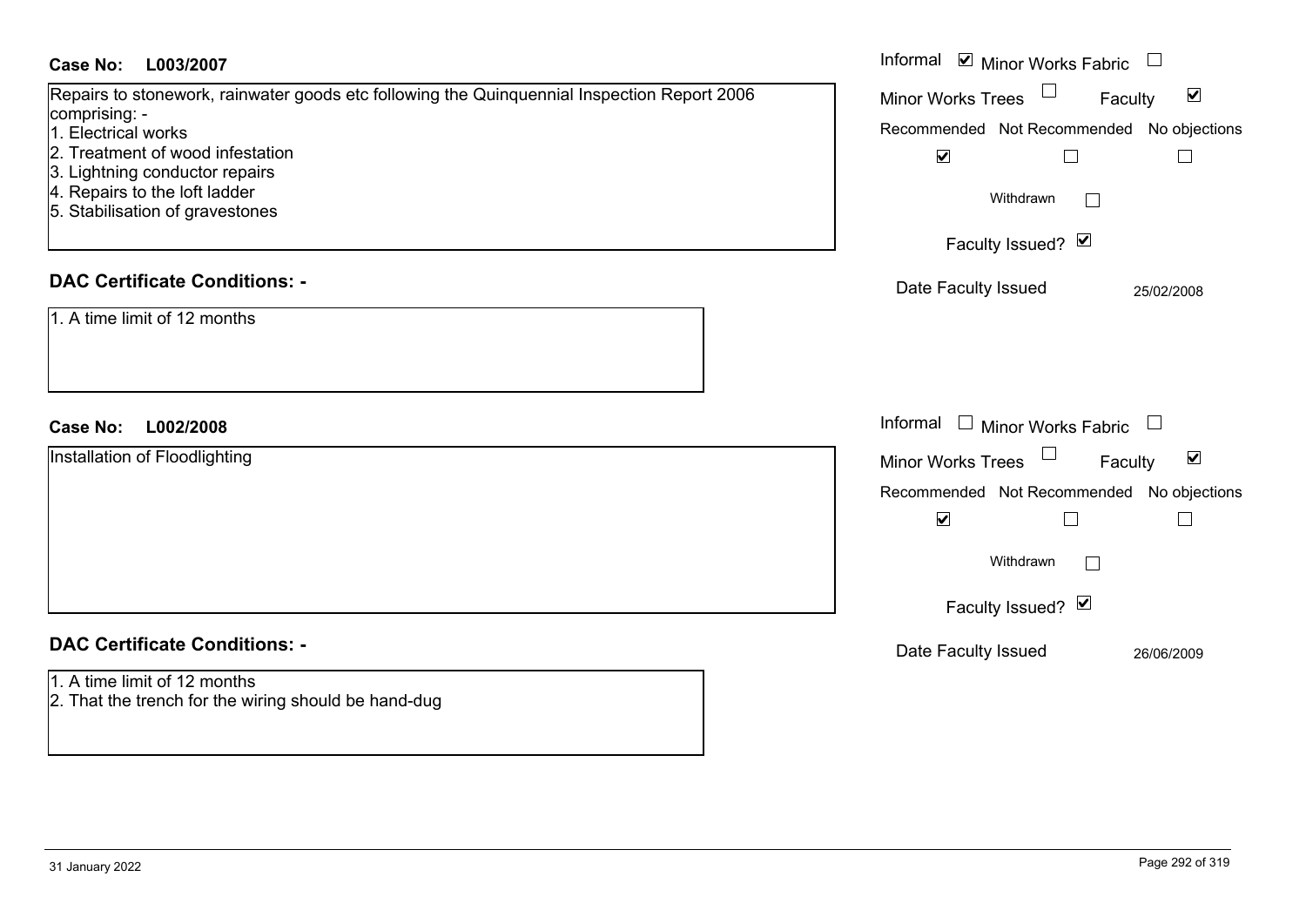**Case No: L003/2007**

Informal ☑ Minor Works Fabric ☐
Minor Works Trees ☐ Faculty ☑

Recommended ☑ Not Recommended ☐ No objections ☐

Withdrawn ☐

Faculty Issued? ☑

Date Faculty Issued 25/02/2008

Repairs to stonework, rainwater goods etc following the Quinquennial Inspection Report 2006 comprising: -

1. Electrical works
2. Treatment of wood infestation
3. Lightning conductor repairs
4. Repairs to the loft ladder
5. Stabilisation of gravestones

## DAC Certificate Conditions: -

1. A time limit of 12 months

**Case No: L002/2008**

Informal ☐ Minor Works Fabric ☐
Minor Works Trees ☐ Faculty ☑

Recommended ☑ Not Recommended ☐ No objections ☐

Withdrawn ☐

Faculty Issued? ☑

Date Faculty Issued 26/06/2009

Installation of Floodlighting

## DAC Certificate Conditions: -

1. A time limit of 12 months
2. That the trench for the wiring should be hand-dug

31 January 2022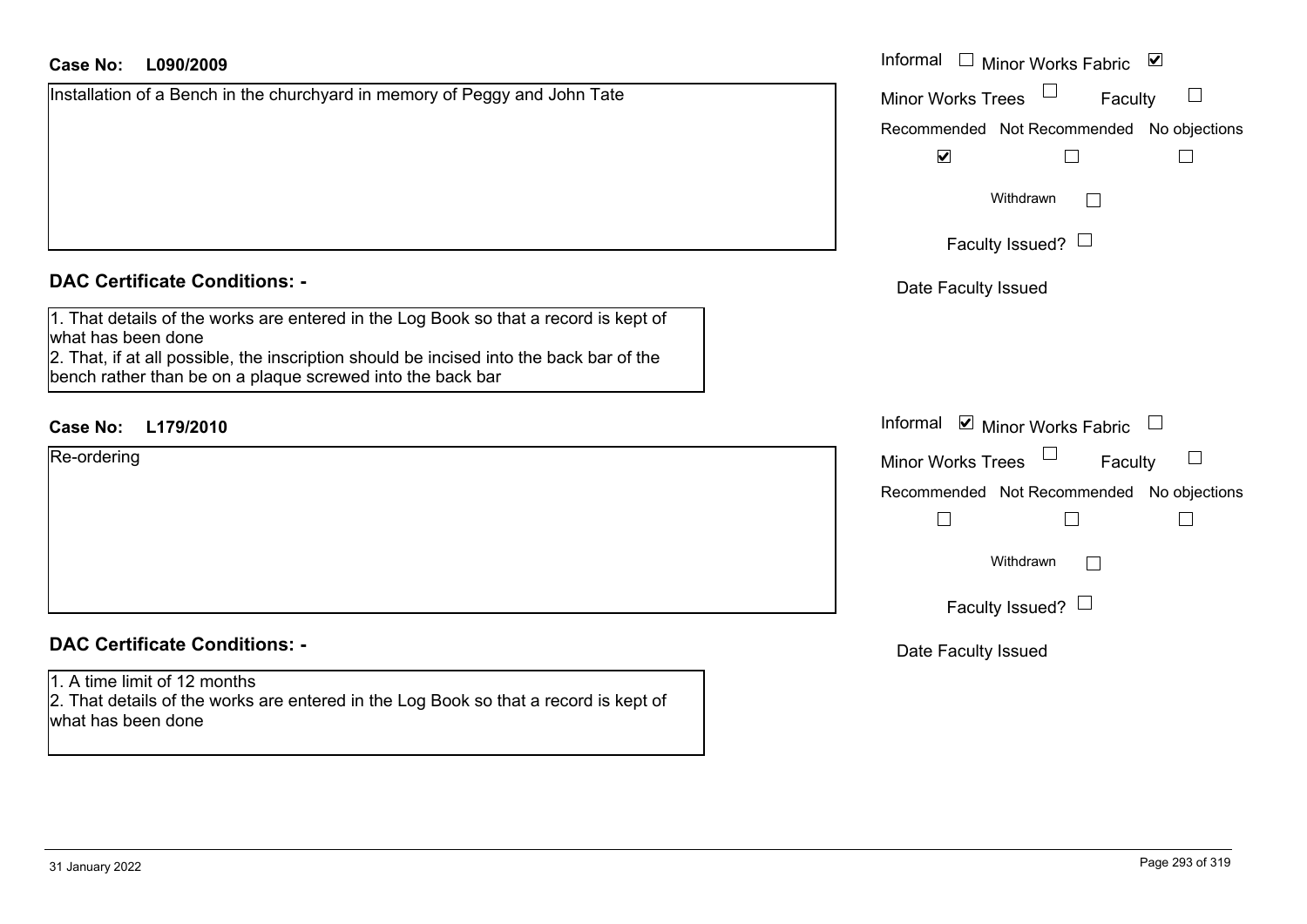**Case No: L090/2009**

Informal ☐ Minor Works Fabric ☑

Minor Works Trees ☐ Faculty ☐

Recommended ☑ Not Recommended ☐ No objections ☐

Withdrawn ☐

Faculty Issued? ☐

Date Faculty Issued

Installation of a Bench in the churchyard in memory of Peggy and John Tate

**DAC Certificate Conditions: -**

1. That details of the works are entered in the Log Book so that a record is kept of what has been done
2. That, if at all possible, the inscription should be incised into the back bar of the bench rather than be on a plaque screwed into the back bar

**Case No: L179/2010**

Informal ☑ Minor Works Fabric ☐

Minor Works Trees ☐ Faculty ☐

Recommended ☐ Not Recommended ☐ No objections ☐

Withdrawn ☐

Faculty Issued? ☐

Date Faculty Issued

Re-ordering

**DAC Certificate Conditions: -**

1. A time limit of 12 months
2. That details of the works are entered in the Log Book so that a record is kept of what has been done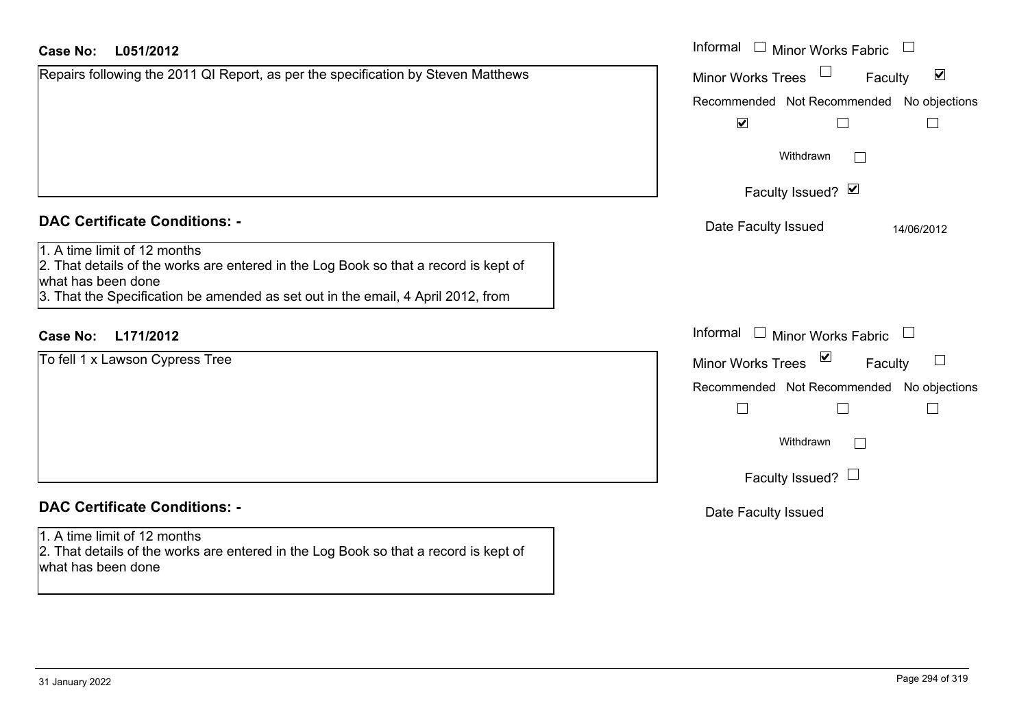**Case No:** **L051/2012**

Repairs following the 2011 QI Report, as per the specification by Steven Matthews

Informal ☐ Minor Works Fabric ☐

Minor Works Trees ☐ Faculty ☑

| Recommended | Not Recommended | No objections |
|---|---|---|
| ☑ | ☐ | ☐ |

Withdrawn ☐

Faculty Issued? ☑

Date Faculty Issued 14/06/2012

## DAC Certificate Conditions: -

1. A time limit of 12 months
2. That details of the works are entered in the Log Book so that a record is kept of what has been done
3. That the Specification be amended as set out in the email, 4 April 2012, from

**Case No:** **L171/2012**

To fell 1 x Lawson Cypress Tree

Informal ☐ Minor Works Fabric ☐

Minor Works Trees ☑ Faculty ☐

| Recommended | Not Recommended | No objections |
|---|---|---|
| ☐ | ☐ | ☐ |

Withdrawn ☐

Faculty Issued? ☐

Date Faculty Issued

## DAC Certificate Conditions: -

1. A time limit of 12 months
2. That details of the works are entered in the Log Book so that a record is kept of what has been done

31 January 2022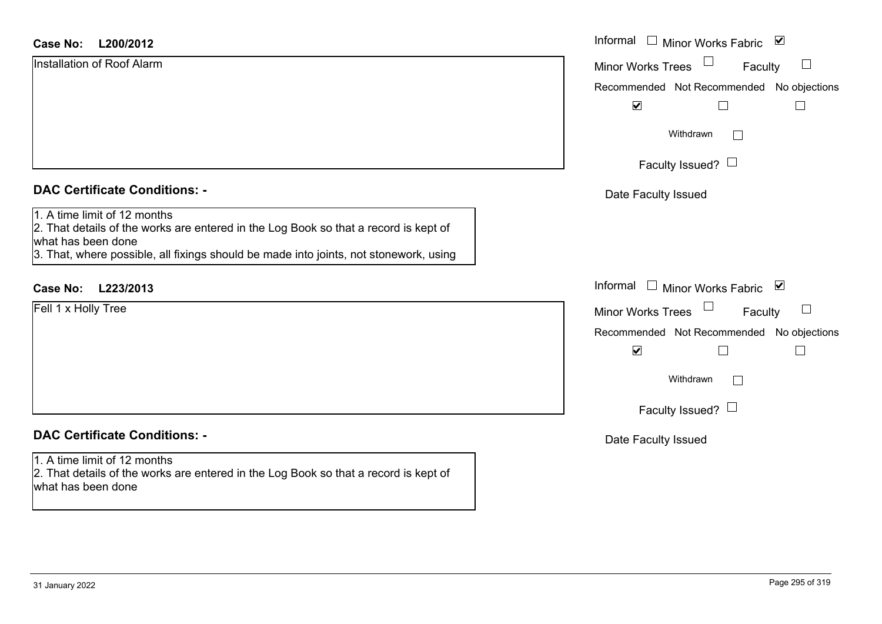**Case No: L200/2012**

Installation of Roof Alarm

Informal ☐ Minor Works Fabric ☑

Minor Works Trees ☐ Faculty ☐

Recommended ☑ Not Recommended ☐ No objections ☐

Withdrawn ☐

Faculty Issued? ☐

Date Faculty Issued

## DAC Certificate Conditions: -

1. A time limit of 12 months
2. That details of the works are entered in the Log Book so that a record is kept of what has been done
3. That, where possible, all fixings should be made into joints, not stonework, using

**Case No: L223/2013**

Fell 1 x Holly Tree

Informal ☐ Minor Works Fabric ☑

Minor Works Trees ☐ Faculty ☐

Recommended ☑ Not Recommended ☐ No objections ☐

Withdrawn ☐

Faculty Issued? ☐

Date Faculty Issued

## DAC Certificate Conditions: -

1. A time limit of 12 months
2. That details of the works are entered in the Log Book so that a record is kept of what has been done

31 January 2022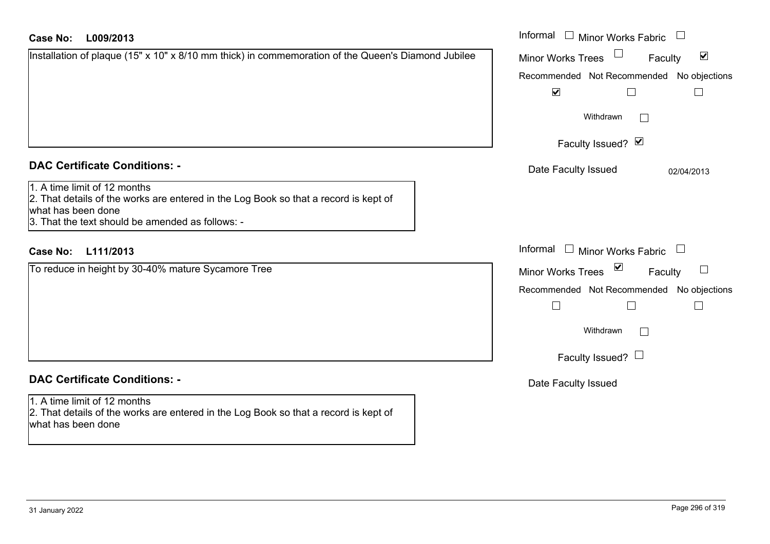**Case No:** **L009/2013**

Installation of plaque (15" x 10" x 8/10 mm thick) in commemoration of the Queen's Diamond Jubilee

Informal ☐ Minor Works Fabric ☐

Minor Works Trees ☐ Faculty ☑

Recommended ☑ Not Recommended ☐ No objections ☐

Withdrawn ☐

Faculty Issued? ☑

Date Faculty Issued 02/04/2013

## DAC Certificate Conditions: -

1. A time limit of 12 months
2. That details of the works are entered in the Log Book so that a record is kept of what has been done
3. That the text should be amended as follows: -

**Case No:** **L111/2013**

To reduce in height by 30-40% mature Sycamore Tree

Informal ☐ Minor Works Fabric ☐

Minor Works Trees ☑ Faculty ☐

Recommended ☐ Not Recommended ☐ No objections ☐

Withdrawn ☐

Faculty Issued? ☐

Date Faculty Issued

## DAC Certificate Conditions: -

1. A time limit of 12 months
2. That details of the works are entered in the Log Book so that a record is kept of what has been done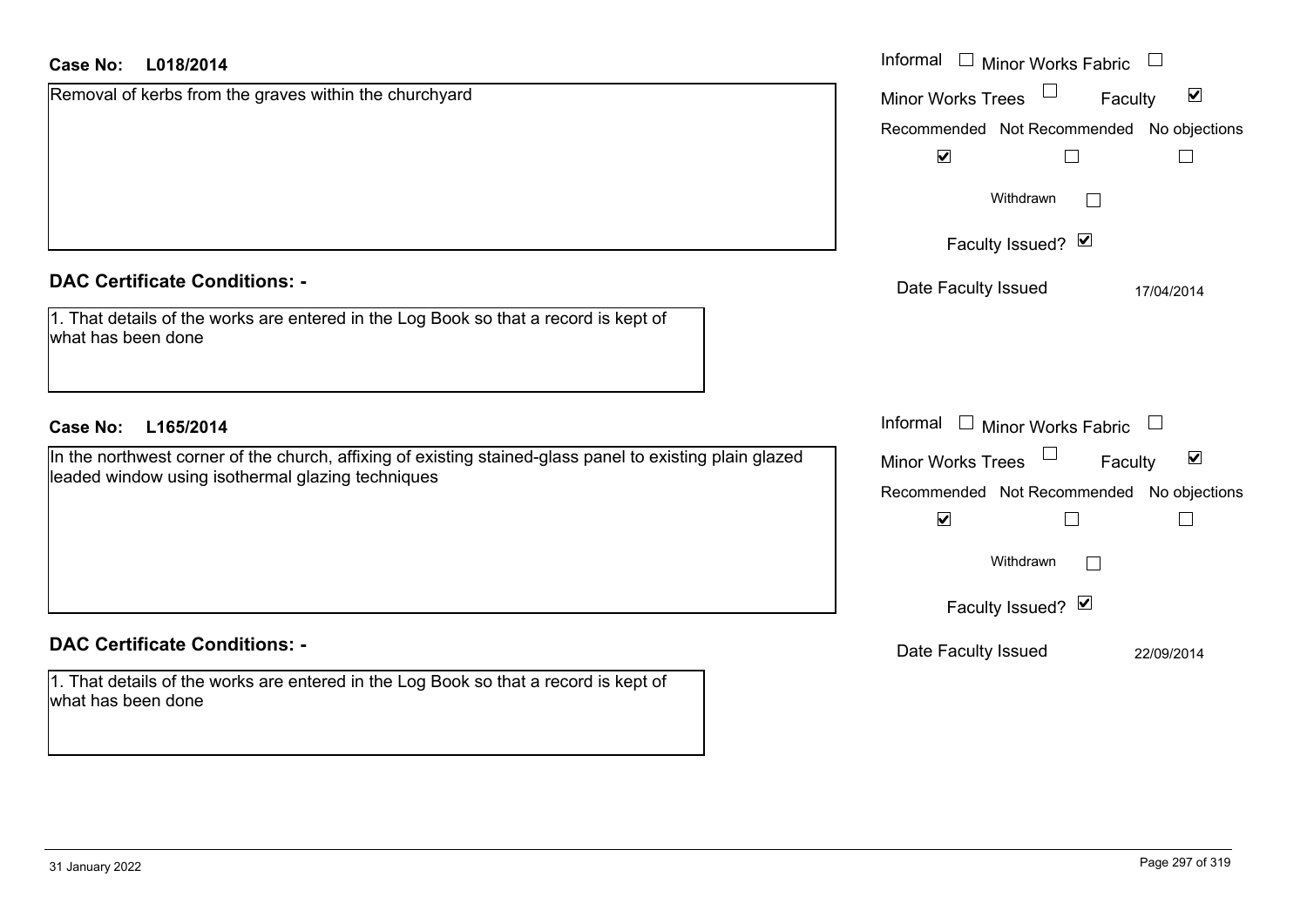**Case No: L018/2014**

Removal of kerbs from the graves within the churchyard

Informal ☐ Minor Works Fabric ☐

Minor Works Trees ☐ Faculty ☑

Recommended ☑ Not Recommended ☐ No objections ☐

Withdrawn ☐

Faculty Issued? ☑

Date Faculty Issued 17/04/2014

**DAC Certificate Conditions: -**

1. That details of the works are entered in the Log Book so that a record is kept of what has been done

**Case No: L165/2014**

In the northwest corner of the church, affixing of existing stained-glass panel to existing plain glazed leaded window using isothermal glazing techniques

Informal ☐ Minor Works Fabric ☐

Minor Works Trees ☐ Faculty ☑

Recommended ☑ Not Recommended ☐ No objections ☐

Withdrawn ☐

Faculty Issued? ☑

Date Faculty Issued 22/09/2014

**DAC Certificate Conditions: -**

1. That details of the works are entered in the Log Book so that a record is kept of what has been done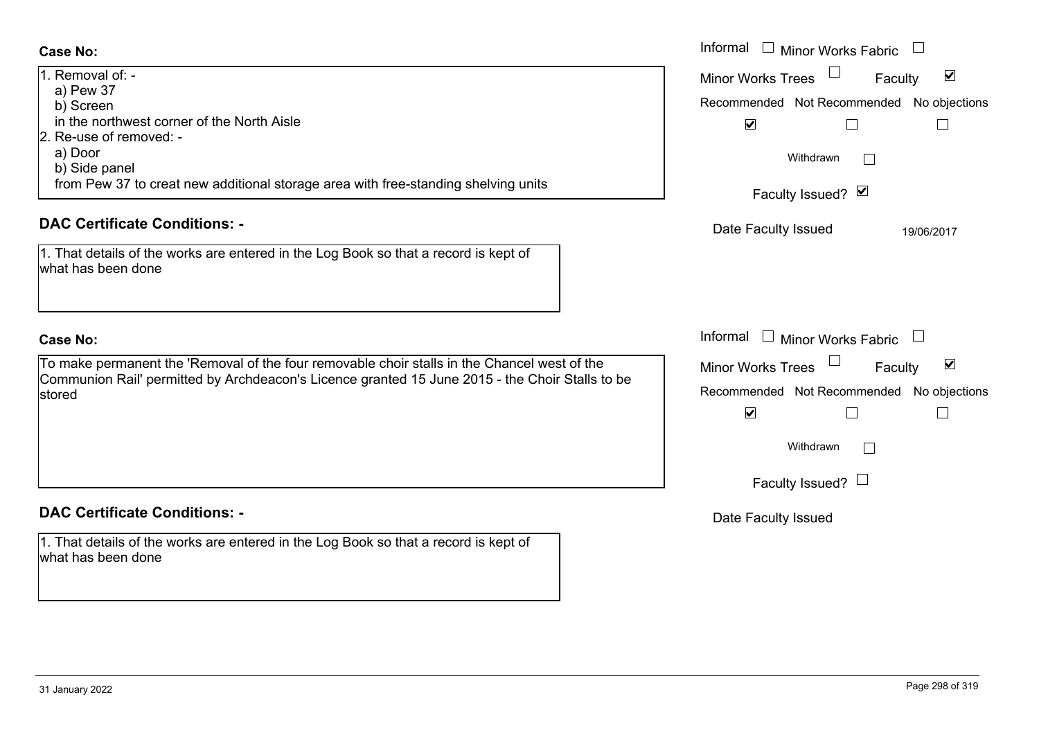**Case No:**

1. Removal of: -
   a) Pew 37
   b) Screen
   in the northwest corner of the North Aisle
2. Re-use of removed: -
   a) Door
   b) Side panel
   from Pew 37 to creat new additional storage area with free-standing shelving units

Informal ☐ Minor Works Fabric ☐
Minor Works Trees ☐ Faculty ☑
Recommended ☑ Not Recommended ☐ No objections ☐
Withdrawn ☐
Faculty Issued? ☑
Date Faculty Issued 19/06/2017

**DAC Certificate Conditions: -**

1. That details of the works are entered in the Log Book so that a record is kept of what has been done

**Case No:**

To make permanent the 'Removal of the four removable choir stalls in the Chancel west of the Communion Rail' permitted by Archdeacon's Licence granted 15 June 2015 - the Choir Stalls to be stored

Informal ☐ Minor Works Fabric ☐
Minor Works Trees ☐ Faculty ☑
Recommended ☑ Not Recommended ☐ No objections ☐
Withdrawn ☐
Faculty Issued? ☐
Date Faculty Issued

**DAC Certificate Conditions: -**

1. That details of the works are entered in the Log Book so that a record is kept of what has been done

31 January 2022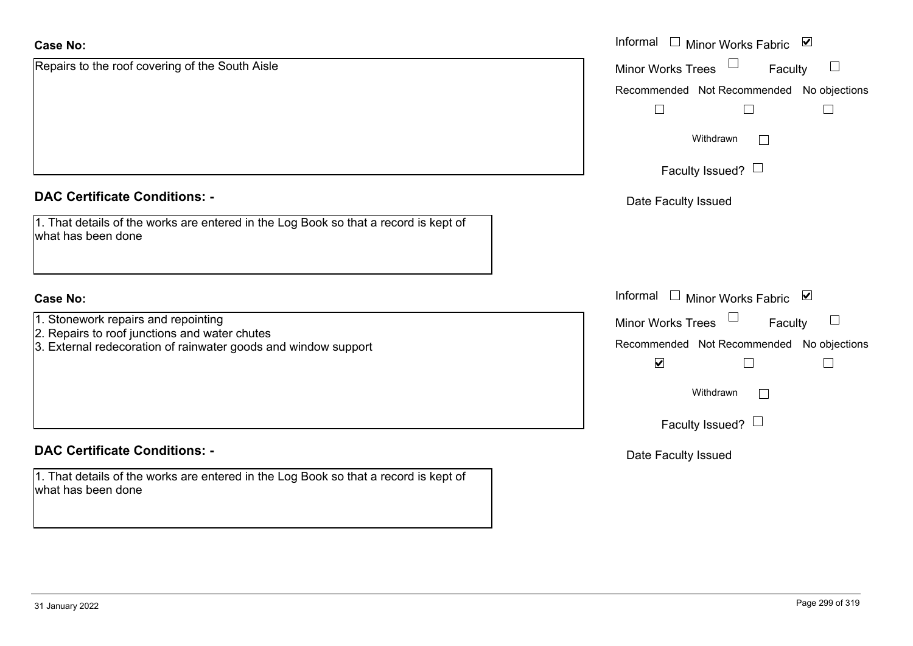**Case No:**

Repairs to the roof covering of the South Aisle

Informal ☐ Minor Works Fabric ☑

Minor Works Trees ☐ Faculty ☐

Recommended ☐ Not Recommended ☐ No objections ☐

Withdrawn ☐

Faculty Issued? ☐

Date Faculty Issued

**DAC Certificate Conditions: -**

1. That details of the works are entered in the Log Book so that a record is kept of what has been done

**Case No:**

1. Stonework repairs and repointing
2. Repairs to roof junctions and water chutes
3. External redecoration of rainwater goods and window support

Informal ☐ Minor Works Fabric ☑

Minor Works Trees ☐ Faculty ☐

Recommended ☑ Not Recommended ☐ No objections ☐

Withdrawn ☐

Faculty Issued? ☐

Date Faculty Issued

**DAC Certificate Conditions: -**

1. That details of the works are entered in the Log Book so that a record is kept of what has been done

31 January 2022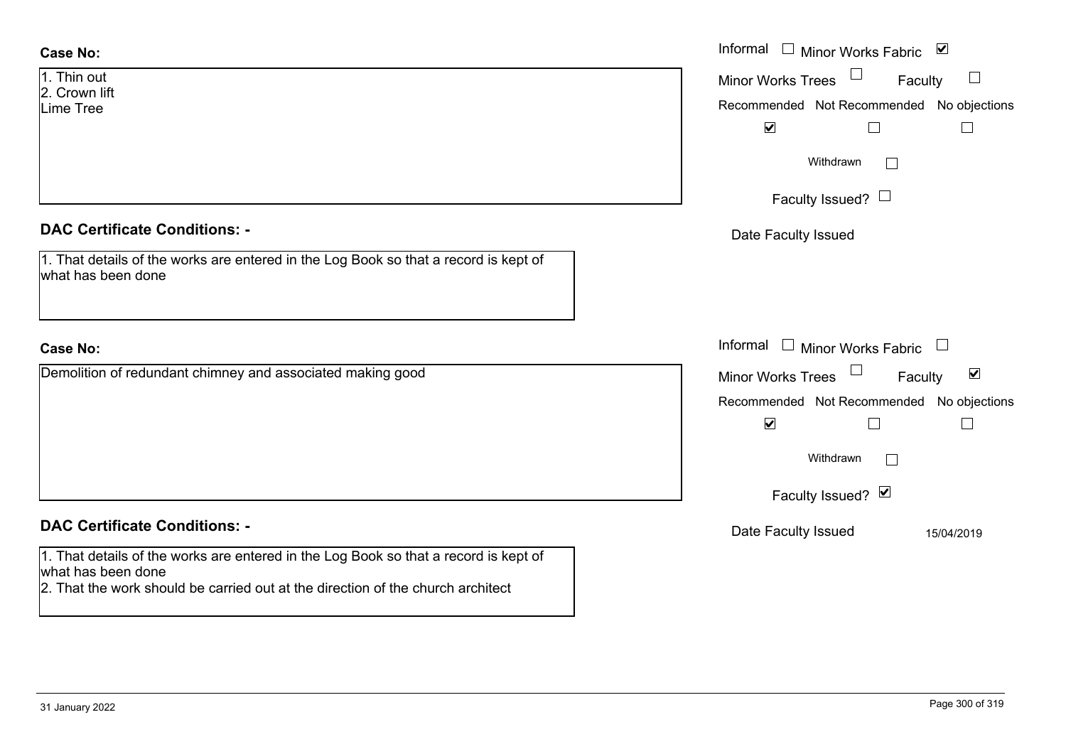**Case No:**

1. Thin out
2. Crown lift
Lime Tree

Informal ☐ Minor Works Fabric ☑
Minor Works Trees ☐ Faculty ☐
Recommended ☑ Not Recommended ☐ No objections ☐
Withdrawn ☐
Faculty Issued? ☐
Date Faculty Issued

**DAC Certificate Conditions: -**

1. That details of the works are entered in the Log Book so that a record is kept of what has been done

**Case No:**

Demolition of redundant chimney and associated making good

Informal ☐ Minor Works Fabric ☐
Minor Works Trees ☐ Faculty ☑
Recommended ☑ Not Recommended ☐ No objections ☐
Withdrawn ☐
Faculty Issued? ☑
Date Faculty Issued 15/04/2019

**DAC Certificate Conditions: -**

1. That details of the works are entered in the Log Book so that a record is kept of what has been done
2. That the work should be carried out at the direction of the church architect

31 January 2022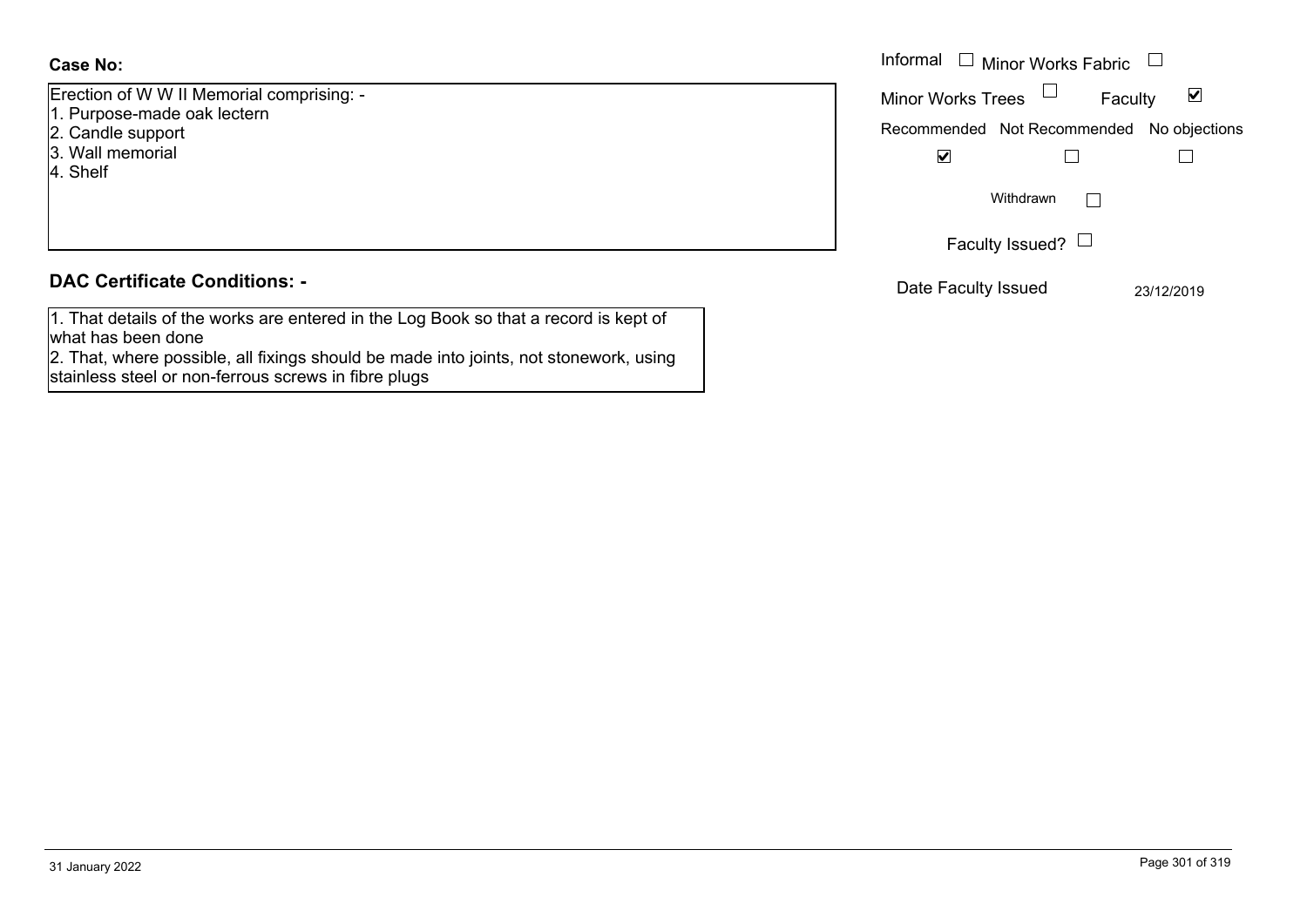**Case No:**

Erection of W W II Memorial comprising: -
1. Purpose-made oak lectern
2. Candle support
3. Wall memorial
4. Shelf

Informal ☐ Minor Works Fabric ☐

Minor Works Trees ☐ Faculty ☑

Recommended ☑ Not Recommended ☐ No objections ☐

Withdrawn ☐

Faculty Issued? ☐

Date Faculty Issued 23/12/2019

**DAC Certificate Conditions: -**

1. That details of the works are entered in the Log Book so that a record is kept of what has been done
2. That, where possible, all fixings should be made into joints, not stonework, using stainless steel or non-ferrous screws in fibre plugs

31 January 2022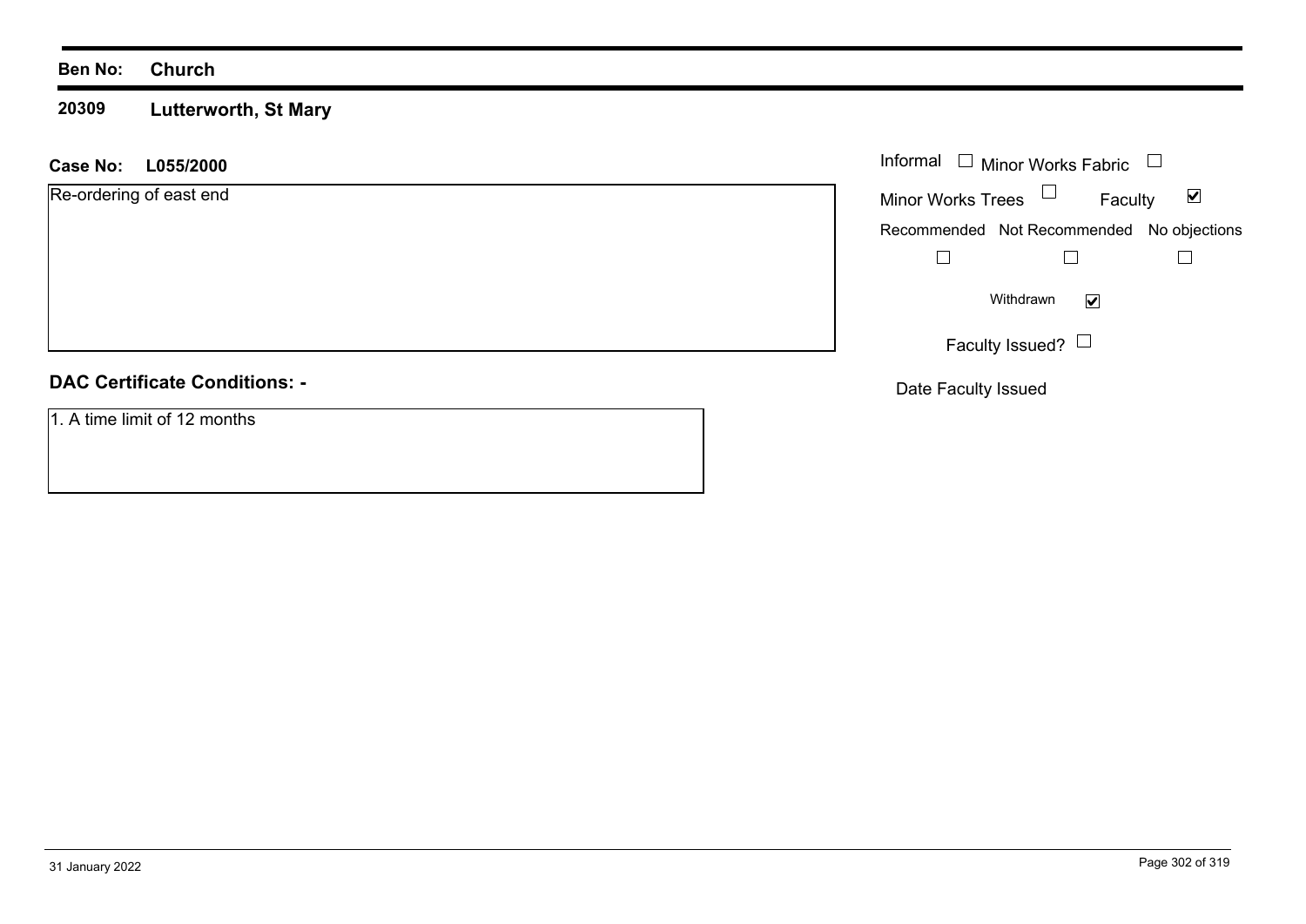**Ben No:** **Church**

**20309** **Lutterworth, St Mary**

**Case No:** **L055/2000**

Re-ordering of east end

Informal ☐ Minor Works Fabric ☐

Minor Works Trees ☐ Faculty ☑

Recommended ☐ Not Recommended ☐ No objections ☐

Withdrawn ☑

Faculty Issued? ☐

Date Faculty Issued

## DAC Certificate Conditions: -

1. A time limit of 12 months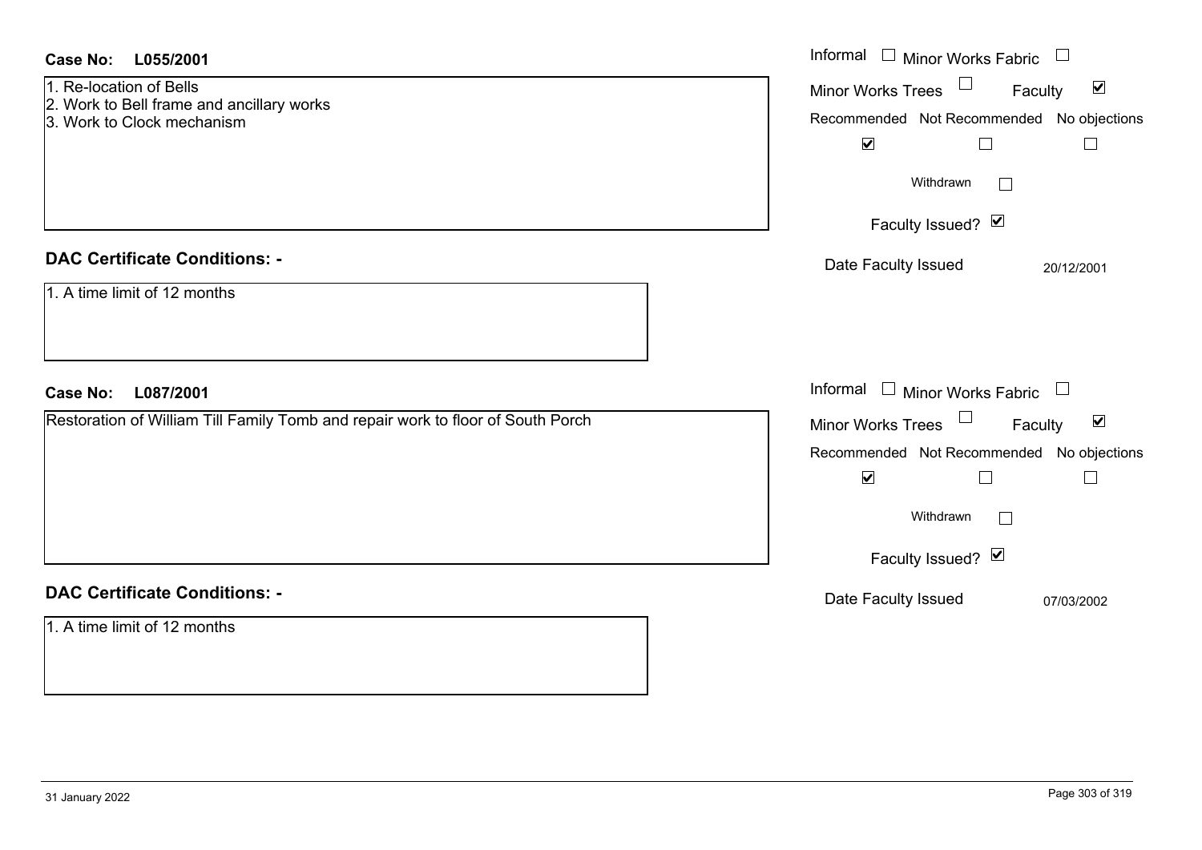**Case No:** L055/2001

1. Re-location of Bells
2. Work to Bell frame and ancillary works
3. Work to Clock mechanism

Informal ☐ Minor Works Fabric ☐

Minor Works Trees ☐ Faculty ☑

Recommended ☑ Not Recommended ☐ No objections ☐

Withdrawn ☐

Faculty Issued? ☑

Date Faculty Issued 20/12/2001

## DAC Certificate Conditions: -

1. A time limit of 12 months

**Case No:** L087/2001

Restoration of William Till Family Tomb and repair work to floor of South Porch

Informal ☐ Minor Works Fabric ☐

Minor Works Trees ☐ Faculty ☑

Recommended ☑ Not Recommended ☐ No objections ☐

Withdrawn ☐

Faculty Issued? ☑

Date Faculty Issued 07/03/2002

## DAC Certificate Conditions: -

1. A time limit of 12 months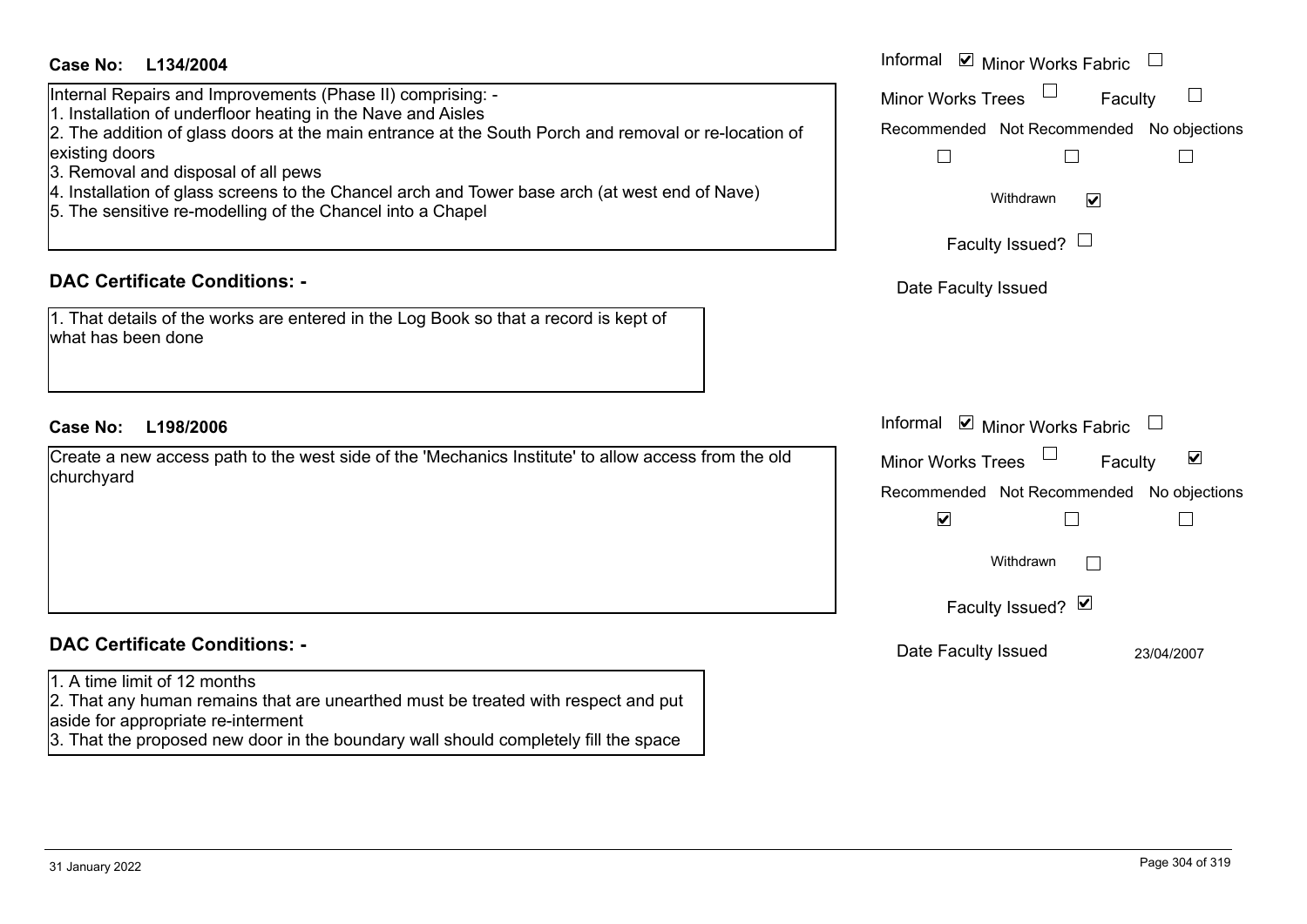**Case No: L134/2004**

Informal ☑ Minor Works Fabric ☐

Minor Works Trees ☐ Faculty ☐

Recommended ☐ Not Recommended ☐ No objections ☐

Withdrawn ☑

Faculty Issued? ☐

Date Faculty Issued

Internal Repairs and Improvements (Phase II) comprising: -

1. Installation of underfloor heating in the Nave and Aisles
2. The addition of glass doors at the main entrance at the South Porch and removal or re-location of existing doors
3. Removal and disposal of all pews
4. Installation of glass screens to the Chancel arch and Tower base arch (at west end of Nave)
5. The sensitive re-modelling of the Chancel into a Chapel

**DAC Certificate Conditions: -**

1. That details of the works are entered in the Log Book so that a record is kept of what has been done

**Case No: L198/2006**

Informal ☑ Minor Works Fabric ☐

Minor Works Trees ☐ Faculty ☑

Recommended ☑ Not Recommended ☐ No objections ☐

Withdrawn ☐

Faculty Issued? ☑

Date Faculty Issued 23/04/2007

Create a new access path to the west side of the 'Mechanics Institute' to allow access from the old churchyard

**DAC Certificate Conditions: -**

1. A time limit of 12 months
2. That any human remains that are unearthed must be treated with respect and put aside for appropriate re-interment
3. That the proposed new door in the boundary wall should completely fill the space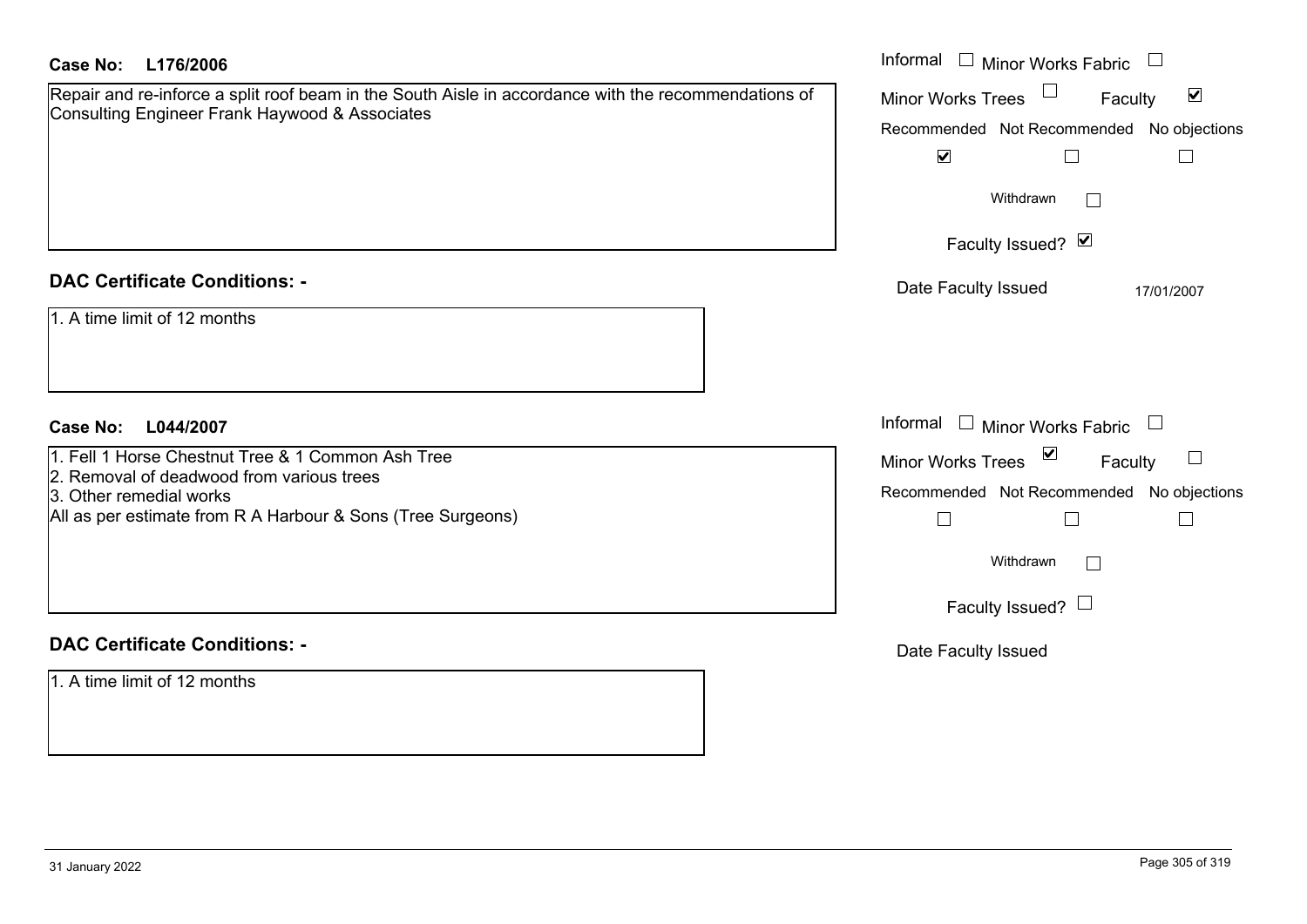**Case No: L176/2006**

Repair and re-inforce a split roof beam in the South Aisle in accordance with the recommendations of Consulting Engineer Frank Haywood & Associates

Informal ☐ Minor Works Fabric ☐
Minor Works Trees ☐ Faculty ☑
Recommended ☑ Not Recommended ☐ No objections ☐
Withdrawn ☐
Faculty Issued? ☑
Date Faculty Issued 17/01/2007

## DAC Certificate Conditions: -

1. A time limit of 12 months

**Case No: L044/2007**

1. Fell 1 Horse Chestnut Tree & 1 Common Ash Tree
2. Removal of deadwood from various trees
3. Other remedial works

All as per estimate from R A Harbour & Sons (Tree Surgeons)

Informal ☐ Minor Works Fabric ☐
Minor Works Trees ☑ Faculty ☐
Recommended ☐ Not Recommended ☐ No objections ☐
Withdrawn ☐
Faculty Issued? ☐
Date Faculty Issued

## DAC Certificate Conditions: -

1. A time limit of 12 months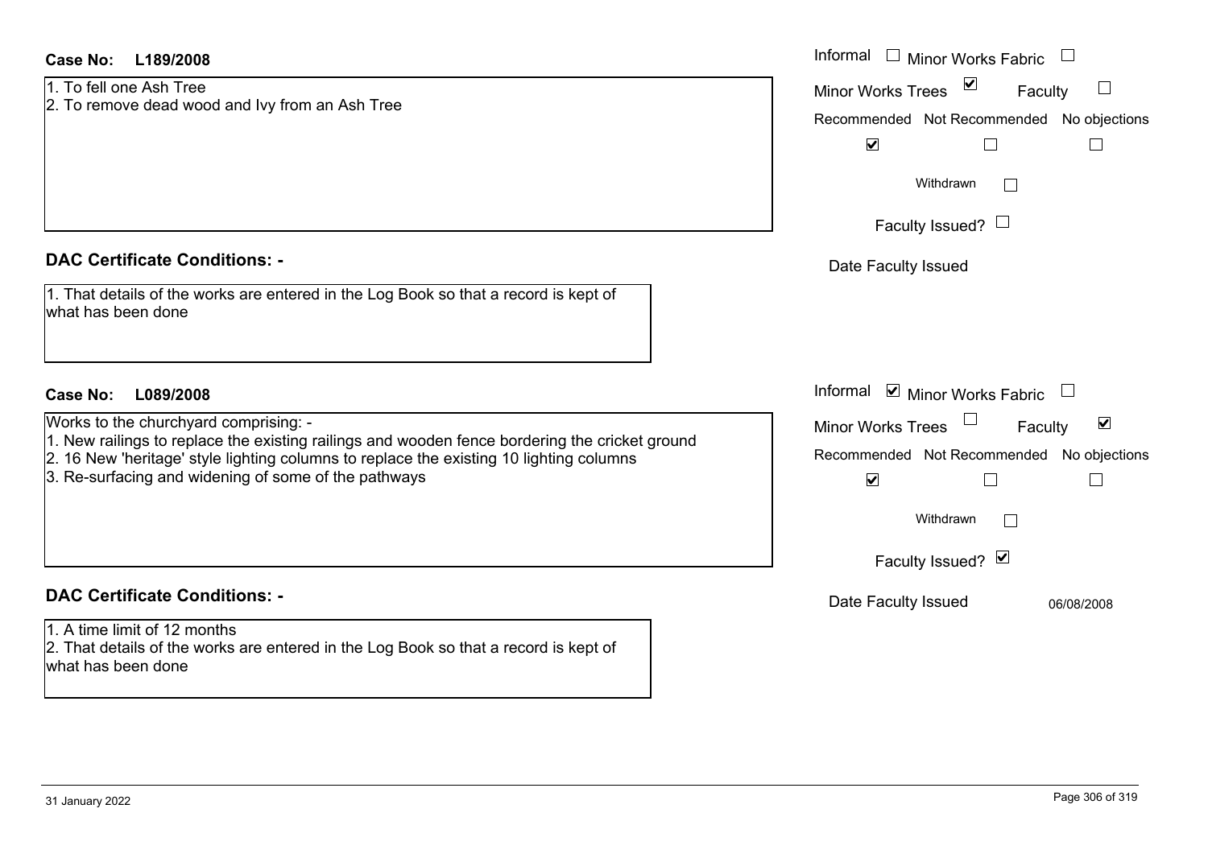**Case No: L189/2008**

Informal ☐ Minor Works Fabric ☐

Minor Works Trees ☑ Faculty ☐

1. To fell one Ash Tree
2. To remove dead wood and Ivy from an Ash Tree

| Recommended | Not Recommended | No objections |
|---|---|---|
| ☑ | ☐ | ☐ |

Withdrawn ☐

Faculty Issued? ☐

Date Faculty Issued

**DAC Certificate Conditions: -**

1. That details of the works are entered in the Log Book so that a record is kept of what has been done

**Case No: L089/2008**

Informal ☑ Minor Works Fabric ☐

Minor Works Trees ☐ Faculty ☑

Works to the churchyard comprising: -

1. New railings to replace the existing railings and wooden fence bordering the cricket ground
2. 16 New 'heritage' style lighting columns to replace the existing 10 lighting columns
3. Re-surfacing and widening of some of the pathways

| Recommended | Not Recommended | No objections |
|---|---|---|
| ☑ | ☐ | ☐ |

Withdrawn ☐

Faculty Issued? ☑

Date Faculty Issued 06/08/2008

**DAC Certificate Conditions: -**

1. A time limit of 12 months
2. That details of the works are entered in the Log Book so that a record is kept of what has been done

31 January 2022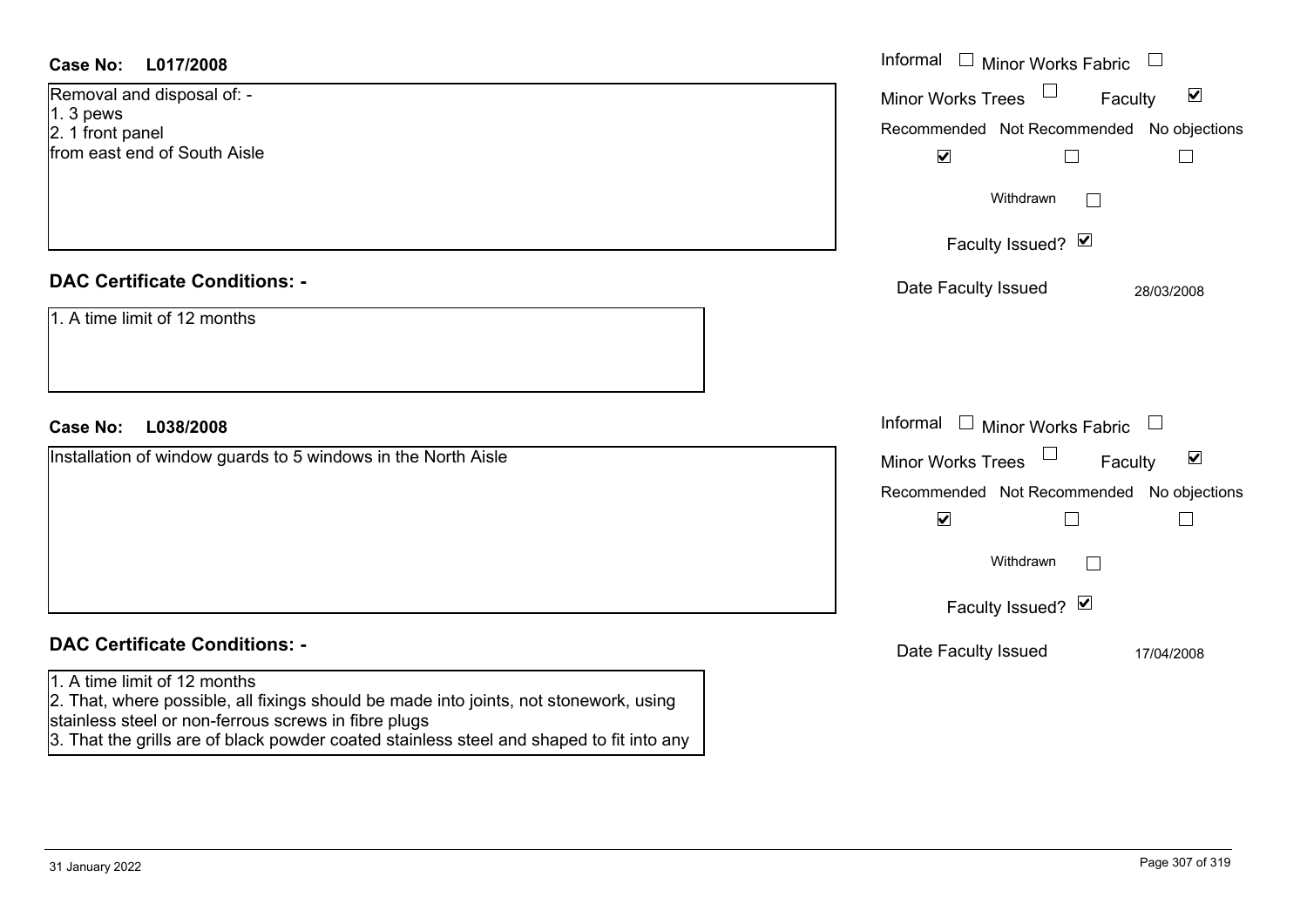**Case No: L017/2008**

Removal and disposal of: -
1. 3 pews
2. 1 front panel
from east end of South Aisle

Informal ☐ Minor Works Fabric ☐
Minor Works Trees ☐ Faculty ☑
Recommended ☑ Not Recommended ☐ No objections ☐
Withdrawn ☐
Faculty Issued? ☑
Date Faculty Issued 28/03/2008

## DAC Certificate Conditions: -

1. A time limit of 12 months

**Case No: L038/2008**

Installation of window guards to 5 windows in the North Aisle

Informal ☐ Minor Works Fabric ☐
Minor Works Trees ☐ Faculty ☑
Recommended ☑ Not Recommended ☐ No objections ☐
Withdrawn ☐
Faculty Issued? ☑
Date Faculty Issued 17/04/2008

## DAC Certificate Conditions: -

1. A time limit of 12 months
2. That, where possible, all fixings should be made into joints, not stonework, using stainless steel or non-ferrous screws in fibre plugs
3. That the grills are of black powder coated stainless steel and shaped to fit into any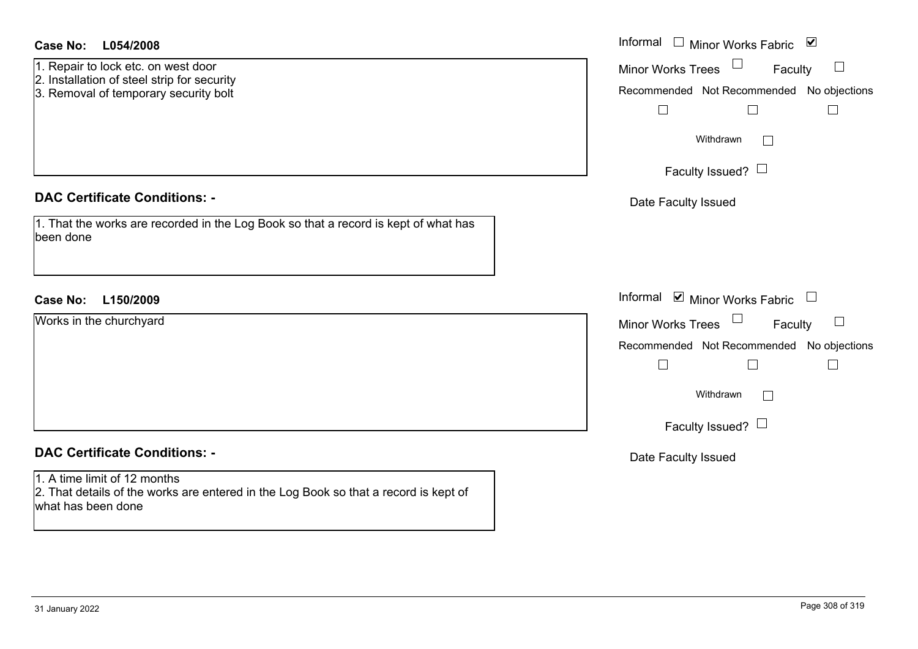**Case No:** **L054/2008**

1. Repair to lock etc. on west door
2. Installation of steel strip for security
3. Removal of temporary security bolt

Informal ☐ Minor Works Fabric ☑

Minor Works Trees ☐ Faculty ☐

Recommended ☐ Not Recommended ☐ No objections ☐

Withdrawn ☐

Faculty Issued? ☐

Date Faculty Issued

**DAC Certificate Conditions: -**

1. That the works are recorded in the Log Book so that a record is kept of what has been done

**Case No:** **L150/2009**

Works in the churchyard

Informal ☑ Minor Works Fabric ☐

Minor Works Trees ☐ Faculty ☐

Recommended ☐ Not Recommended ☐ No objections ☐

Withdrawn ☐

Faculty Issued? ☐

Date Faculty Issued

**DAC Certificate Conditions: -**

1. A time limit of 12 months
2. That details of the works are entered in the Log Book so that a record is kept of what has been done

31 January 2022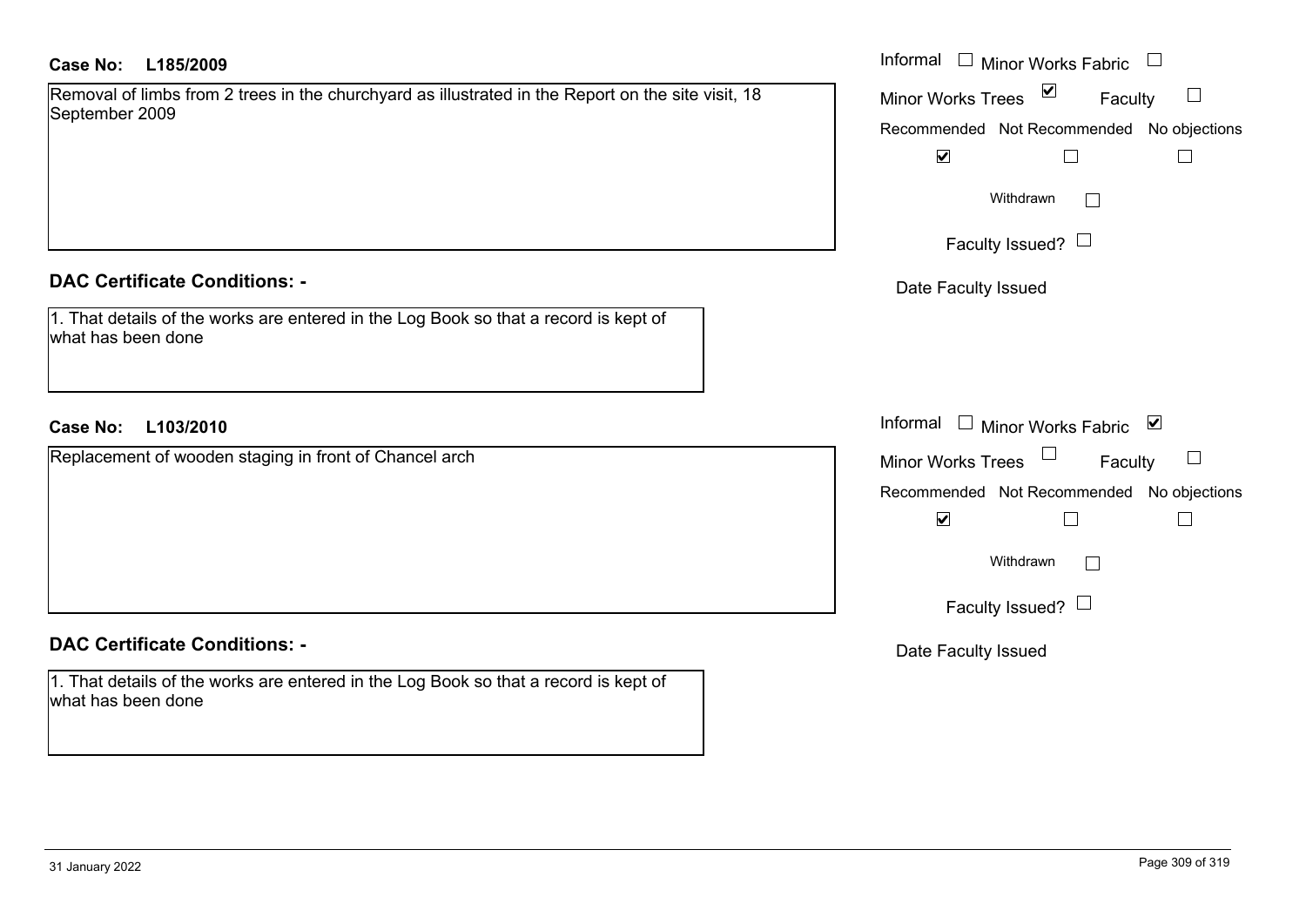**Case No:** **L185/2009**

Removal of limbs from 2 trees in the churchyard as illustrated in the Report on the site visit, 18 September 2009

Informal ☐ Minor Works Fabric ☐
Minor Works Trees ☑ Faculty ☐

Recommended ☑ Not Recommended ☐ No objections ☐

Withdrawn ☐

Faculty Issued? ☐

Date Faculty Issued

## DAC Certificate Conditions: -

1. That details of the works are entered in the Log Book so that a record is kept of what has been done

**Case No:** **L103/2010**

Replacement of wooden staging in front of Chancel arch

Informal ☐ Minor Works Fabric ☑
Minor Works Trees ☐ Faculty ☐

Recommended ☑ Not Recommended ☐ No objections ☐

Withdrawn ☐

Faculty Issued? ☐

Date Faculty Issued

## DAC Certificate Conditions: -

1. That details of the works are entered in the Log Book so that a record is kept of what has been done

31 January 2022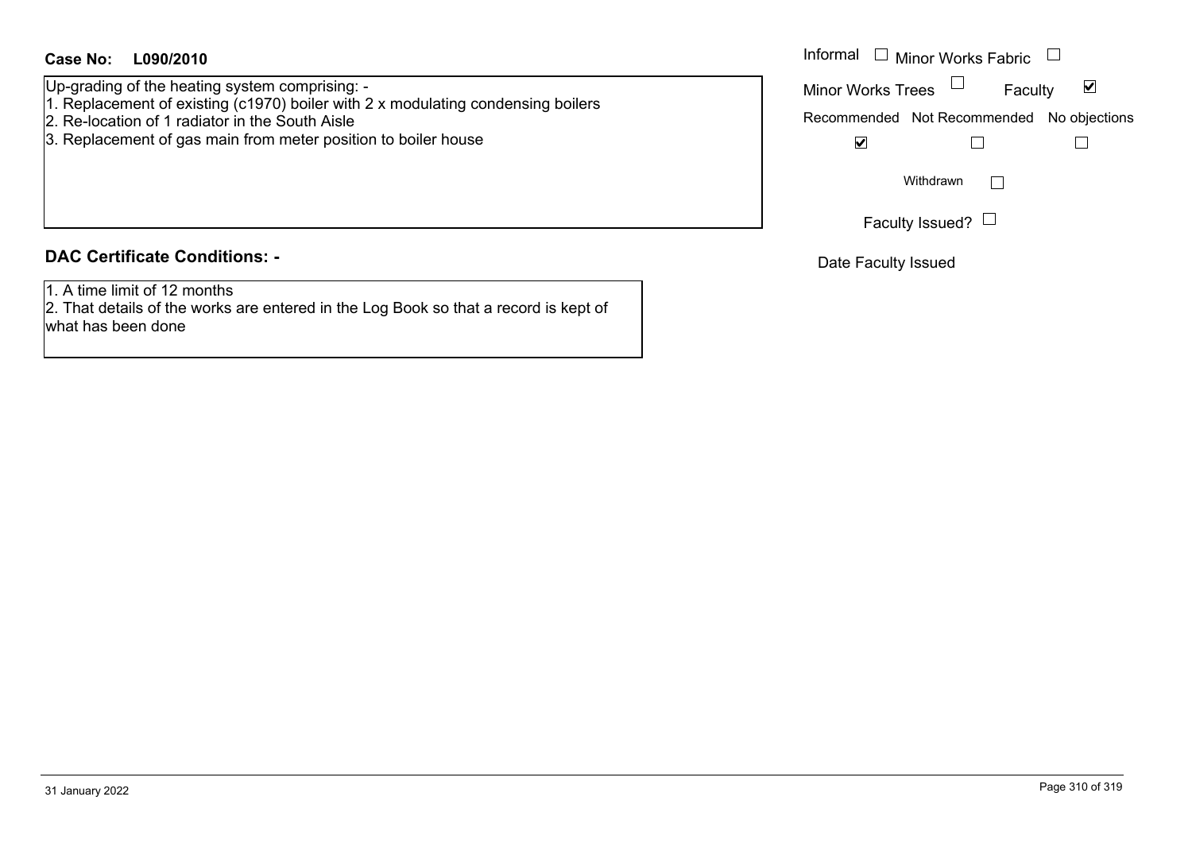**Case No: L090/2010**

Up-grading of the heating system comprising: -
1. Replacement of existing (c1970) boiler with 2 x modulating condensing boilers
2. Re-location of 1 radiator in the South Aisle
3. Replacement of gas main from meter position to boiler house

Informal ☐ Minor Works Fabric ☐
Minor Works Trees ☐ Faculty ☑

| Recommended | Not Recommended | No objections |
| --- | --- | --- |
| ☑ | ☐ | ☐ |

Withdrawn ☐

Faculty Issued? ☐

Date Faculty Issued

## DAC Certificate Conditions: -

1. A time limit of 12 months
2. That details of the works are entered in the Log Book so that a record is kept of what has been done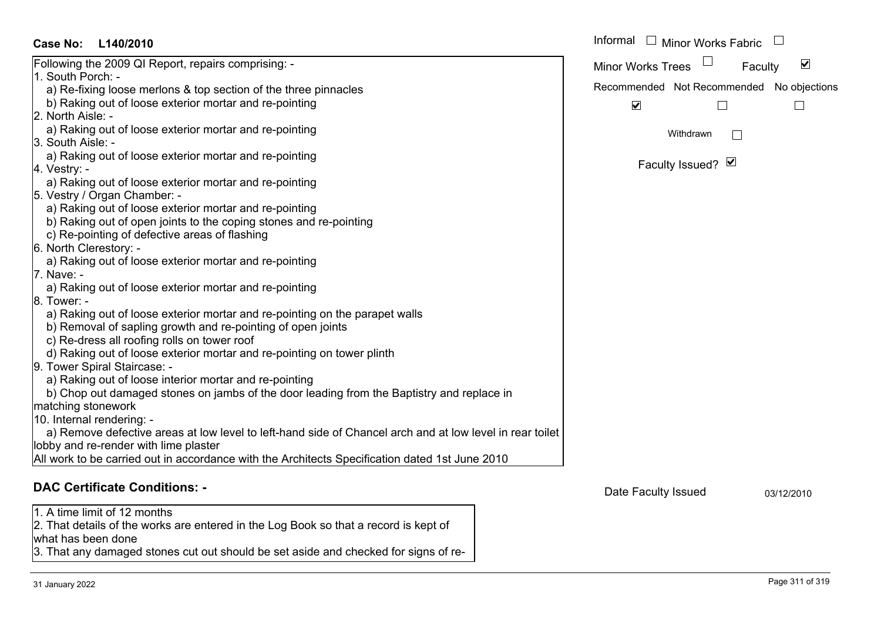**Case No: L140/2010**

Informal ☐ Minor Works Fabric ☐

Minor Works Trees ☐ Faculty ☑

| Recommended | Not Recommended | No objections |
|---|---|---|
| ☑ | ☐ | ☐ |

Withdrawn ☐

Faculty Issued? ☑

Following the 2009 QI Report, repairs comprising: -

1. South Porch: -
   a) Re-fixing loose merlons & top section of the three pinnacles
   b) Raking out of loose exterior mortar and re-pointing
2. North Aisle: -
   a) Raking out of loose exterior mortar and re-pointing
3. South Aisle: -
   a) Raking out of loose exterior mortar and re-pointing
4. Vestry: -
   a) Raking out of loose exterior mortar and re-pointing
5. Vestry / Organ Chamber: -
   a) Raking out of loose exterior mortar and re-pointing
   b) Raking out of open joints to the coping stones and re-pointing
   c) Re-pointing of defective areas of flashing
6. North Clerestory: -
   a) Raking out of loose exterior mortar and re-pointing
7. Nave: -
   a) Raking out of loose exterior mortar and re-pointing
8. Tower: -
   a) Raking out of loose exterior mortar and re-pointing on the parapet walls
   b) Removal of sapling growth and re-pointing of open joints
   c) Re-dress all roofing rolls on tower roof
   d) Raking out of loose exterior mortar and re-pointing on tower plinth
9. Tower Spiral Staircase: -
   a) Raking out of loose interior mortar and re-pointing
   b) Chop out damaged stones on jambs of the door leading from the Baptistry and replace in matching stonework
10. Internal rendering: -
   a) Remove defective areas at low level to left-hand side of Chancel arch and at low level in rear toilet lobby and re-render with lime plaster

All work to be carried out in accordance with the Architects Specification dated 1st June 2010

## DAC Certificate Conditions: -

Date Faculty Issued 03/12/2010

1. A time limit of 12 months
2. That details of the works are entered in the Log Book so that a record is kept of what has been done
3. That any damaged stones cut out should be set aside and checked for signs of re-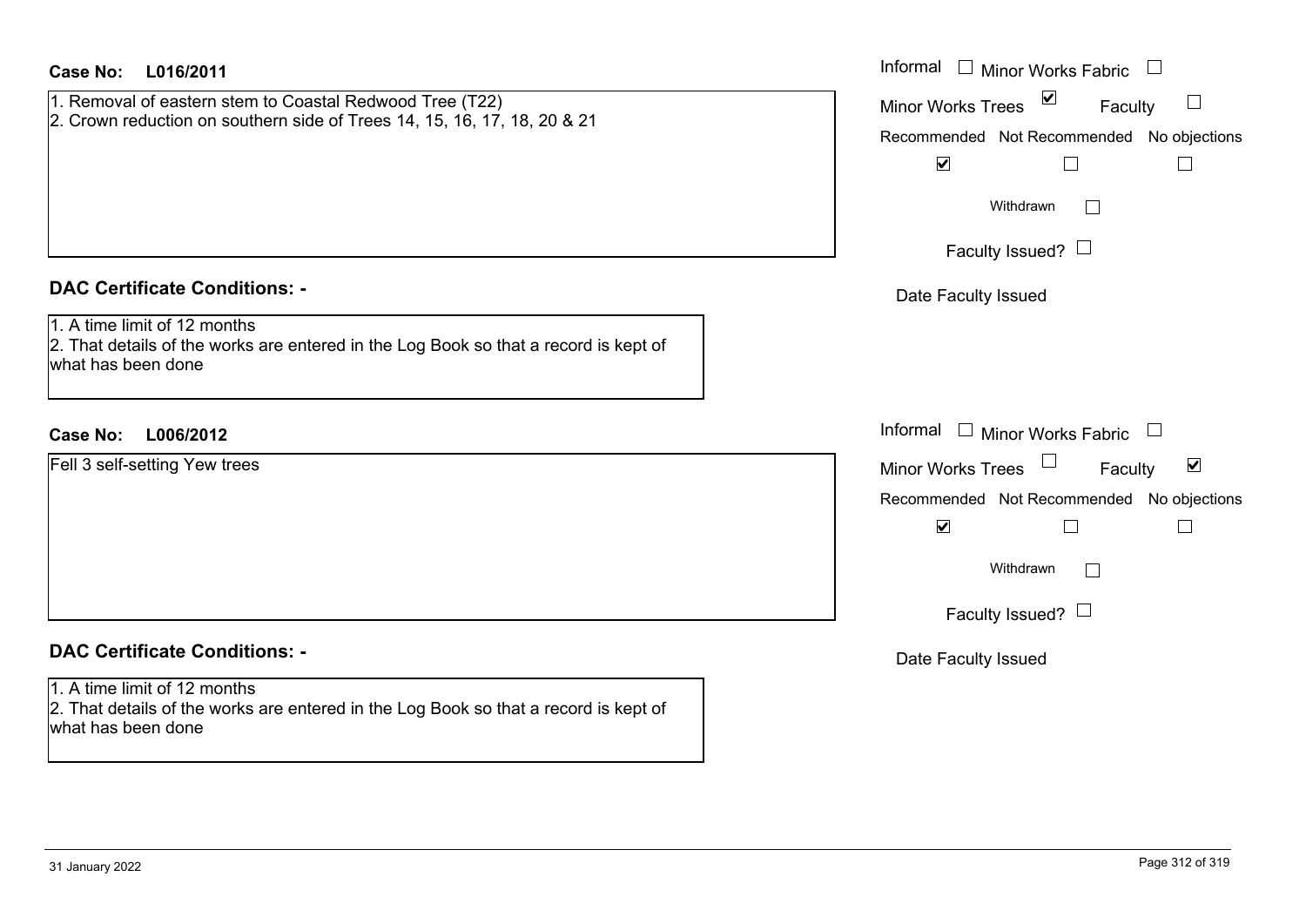**Case No: L016/2011**

1. Removal of eastern stem to Coastal Redwood Tree (T22)
2. Crown reduction on southern side of Trees 14, 15, 16, 17, 18, 20 & 21

Informal ☐ Minor Works Fabric ☐

Minor Works Trees ☑ Faculty ☐

Recommended ☑ Not Recommended ☐ No objections ☐

Withdrawn ☐

Faculty Issued? ☐

Date Faculty Issued

**DAC Certificate Conditions: -**

1. A time limit of 12 months
2. That details of the works are entered in the Log Book so that a record is kept of what has been done

**Case No: L006/2012**

Fell 3 self-setting Yew trees

Informal ☐ Minor Works Fabric ☐

Minor Works Trees ☐ Faculty ☑

Recommended ☑ Not Recommended ☐ No objections ☐

Withdrawn ☐

Faculty Issued? ☐

Date Faculty Issued

**DAC Certificate Conditions: -**

1. A time limit of 12 months
2. That details of the works are entered in the Log Book so that a record is kept of what has been done

31 January 2022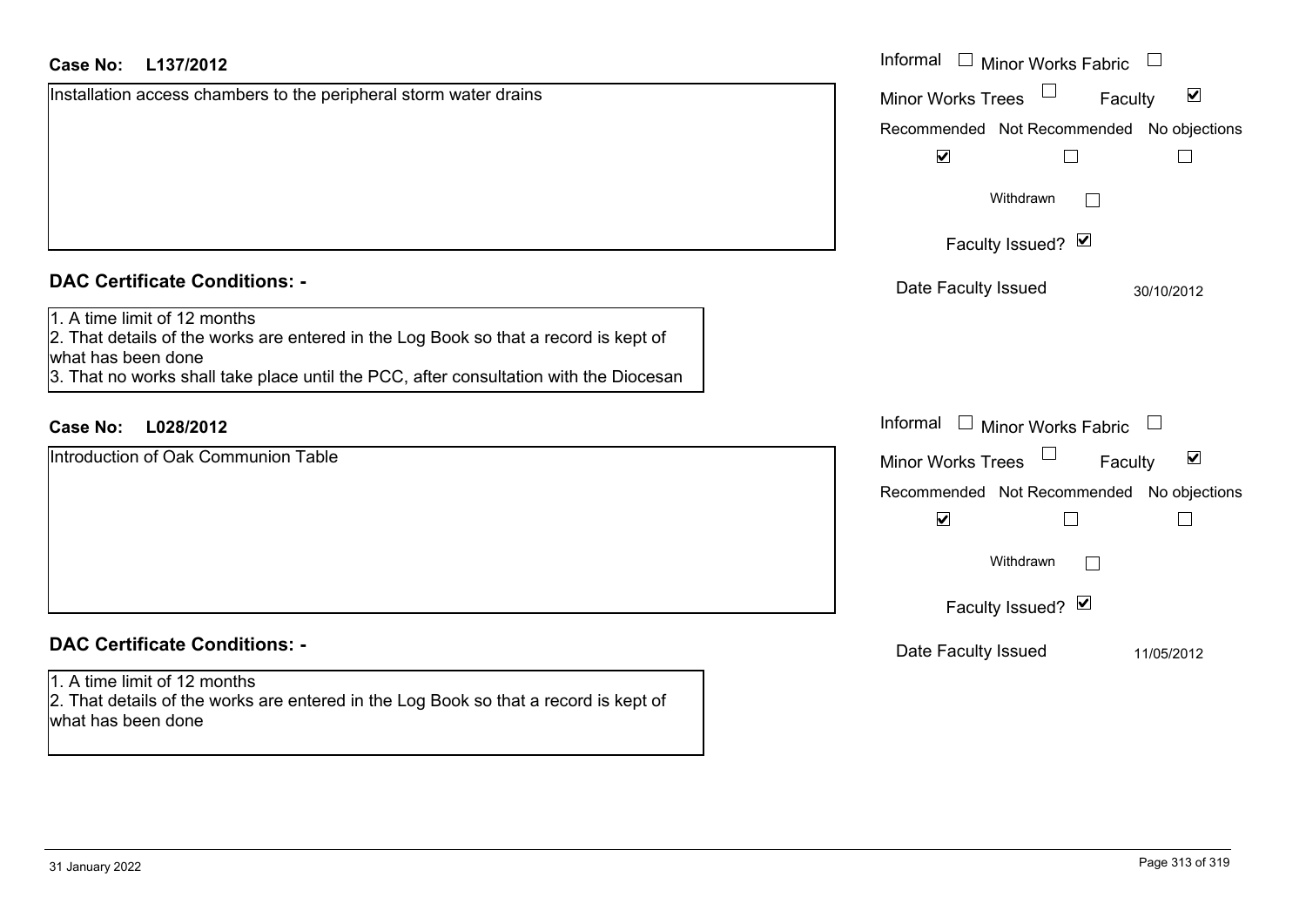**Case No: L137/2012**

Installation access chambers to the peripheral storm water drains

Informal ☐ Minor Works Fabric ☐
Minor Works Trees ☐ Faculty ☑
Recommended ☑ Not Recommended ☐ No objections ☐
Withdrawn ☐
Faculty Issued? ☑
Date Faculty Issued 30/10/2012

## DAC Certificate Conditions: -

1. A time limit of 12 months
2. That details of the works are entered in the Log Book so that a record is kept of what has been done
3. That no works shall take place until the PCC, after consultation with the Diocesan

**Case No: L028/2012**

Introduction of Oak Communion Table

Informal ☐ Minor Works Fabric ☐
Minor Works Trees ☐ Faculty ☑
Recommended ☑ Not Recommended ☐ No objections ☐
Withdrawn ☐
Faculty Issued? ☑
Date Faculty Issued 11/05/2012

## DAC Certificate Conditions: -

1. A time limit of 12 months
2. That details of the works are entered in the Log Book so that a record is kept of what has been done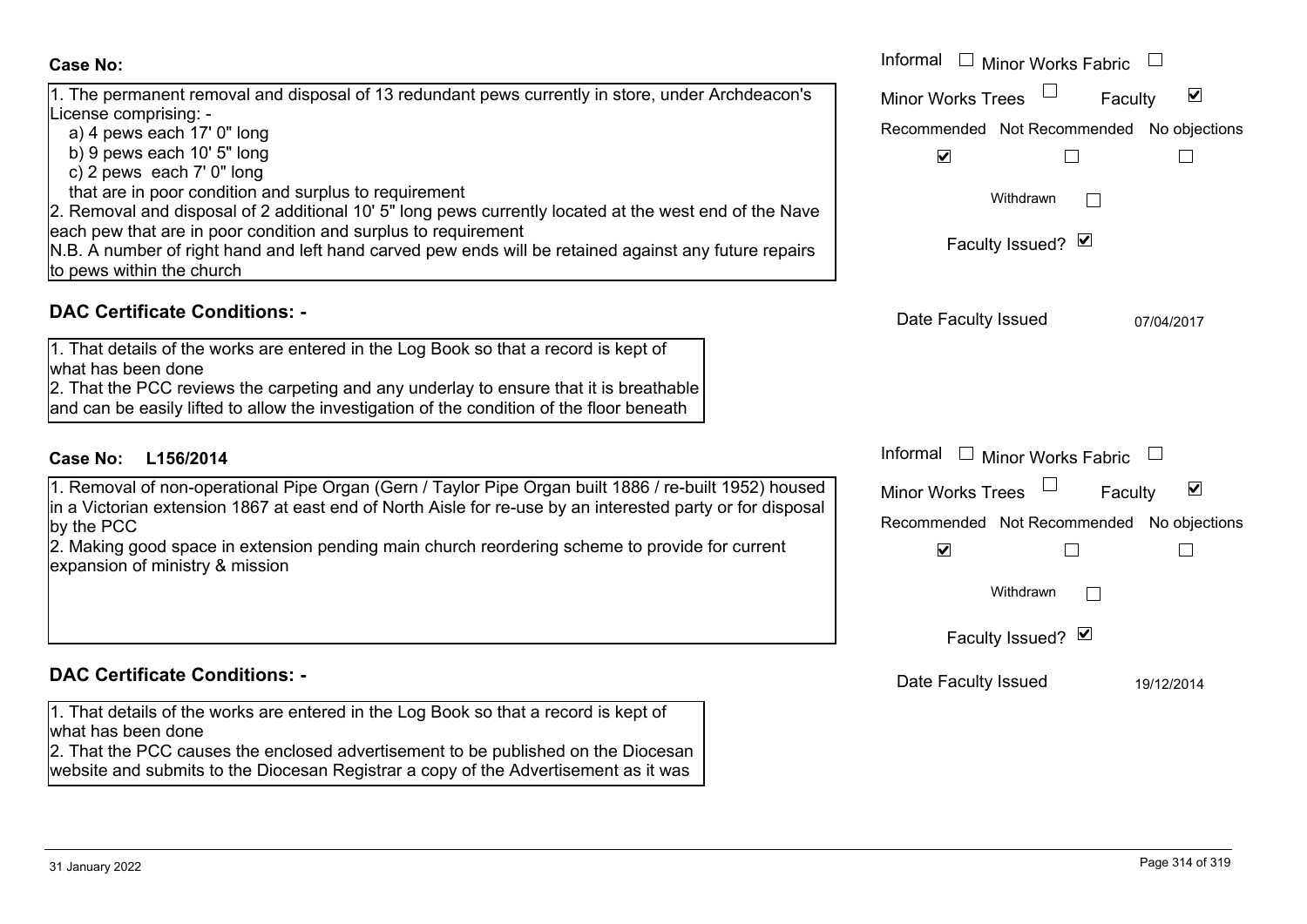**Case No:**

1. The permanent removal and disposal of 13 redundant pews currently in store, under Archdeacon's License comprising: -
   a) 4 pews each 17' 0" long
   b) 9 pews each 10' 5" long
   c) 2 pews each 7' 0" long
   that are in poor condition and surplus to requirement
2. Removal and disposal of 2 additional 10' 5" long pews currently located at the west end of the Nave each pew that are in poor condition and surplus to requirement

N.B. A number of right hand and left hand carved pew ends will be retained against any future repairs to pews within the church

Informal ☐ Minor Works Fabric ☐
Minor Works Trees ☐ Faculty ☑
Recommended ☑ Not Recommended ☐ No objections ☐
Withdrawn ☐
Faculty Issued? ☑
Date Faculty Issued 07/04/2017

## DAC Certificate Conditions: -

1. That details of the works are entered in the Log Book so that a record is kept of what has been done
2. That the PCC reviews the carpeting and any underlay to ensure that it is breathable and can be easily lifted to allow the investigation of the condition of the floor beneath

**Case No: L156/2014**

1. Removal of non-operational Pipe Organ (Gern / Taylor Pipe Organ built 1886 / re-built 1952) housed in a Victorian extension 1867 at east end of North Aisle for re-use by an interested party or for disposal by the PCC
2. Making good space in extension pending main church reordering scheme to provide for current expansion of ministry & mission

Informal ☐ Minor Works Fabric ☐
Minor Works Trees ☐ Faculty ☑
Recommended ☑ Not Recommended ☐ No objections ☐
Withdrawn ☐
Faculty Issued? ☑
Date Faculty Issued 19/12/2014

## DAC Certificate Conditions: -

1. That details of the works are entered in the Log Book so that a record is kept of what has been done
2. That the PCC causes the enclosed advertisement to be published on the Diocesan website and submits to the Diocesan Registrar a copy of the Advertisement as it was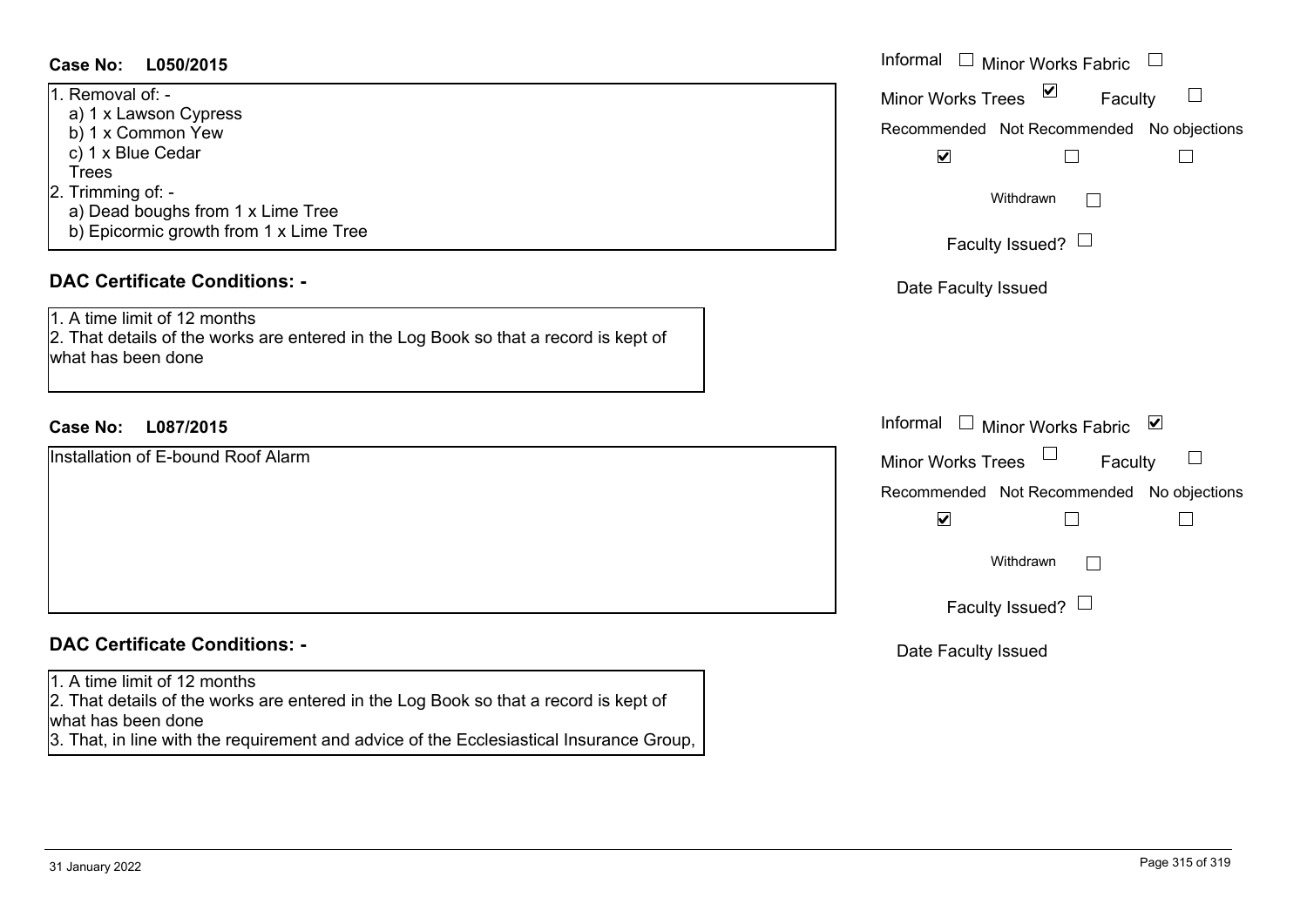**Case No: L050/2015**

Informal ☐ Minor Works Fabric ☐

Minor Works Trees ☑ Faculty ☐

Recommended ☑ Not Recommended ☐ No objections ☐

Withdrawn ☐

Faculty Issued? ☐

Date Faculty Issued

1. Removal of: -
   a) 1 x Lawson Cypress
   b) 1 x Common Yew
   c) 1 x Blue Cedar
   Trees
2. Trimming of: -
   a) Dead boughs from 1 x Lime Tree
   b) Epicormic growth from 1 x Lime Tree

## DAC Certificate Conditions: -

1. A time limit of 12 months
2. That details of the works are entered in the Log Book so that a record is kept of what has been done

**Case No: L087/2015**

Informal ☐ Minor Works Fabric ☑

Minor Works Trees ☐ Faculty ☐

Recommended ☑ Not Recommended ☐ No objections ☐

Withdrawn ☐

Faculty Issued? ☐

Date Faculty Issued

Installation of E-bound Roof Alarm

## DAC Certificate Conditions: -

1. A time limit of 12 months
2. That details of the works are entered in the Log Book so that a record is kept of what has been done
3. That, in line with the requirement and advice of the Ecclesiastical Insurance Group,

31 January 2022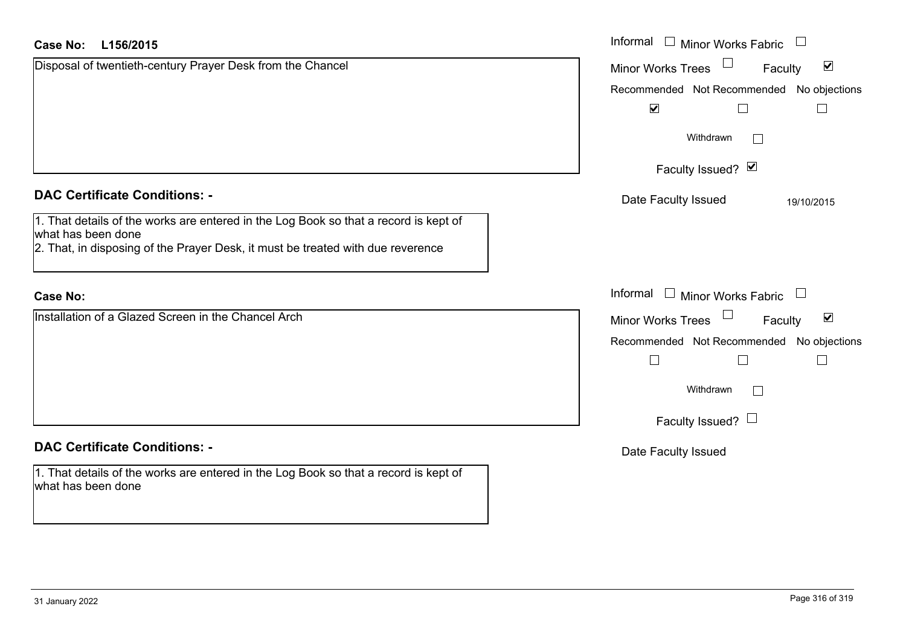**Case No:** L156/2015

Disposal of twentieth-century Prayer Desk from the Chancel

Informal ☐ Minor Works Fabric ☐

Minor Works Trees ☐ Faculty ☑

Recommended ☑ Not Recommended ☐ No objections ☐

Withdrawn ☐

Faculty Issued? ☑

Date Faculty Issued 19/10/2015

**DAC Certificate Conditions: -**

1. That details of the works are entered in the Log Book so that a record is kept of what has been done
2. That, in disposing of the Prayer Desk, it must be treated with due reverence

**Case No:**

Installation of a Glazed Screen in the Chancel Arch

Informal ☐ Minor Works Fabric ☐

Minor Works Trees ☐ Faculty ☑

Recommended ☐ Not Recommended ☐ No objections ☐

Withdrawn ☐

Faculty Issued? ☐

Date Faculty Issued

**DAC Certificate Conditions: -**

1. That details of the works are entered in the Log Book so that a record is kept of what has been done

31 January 2022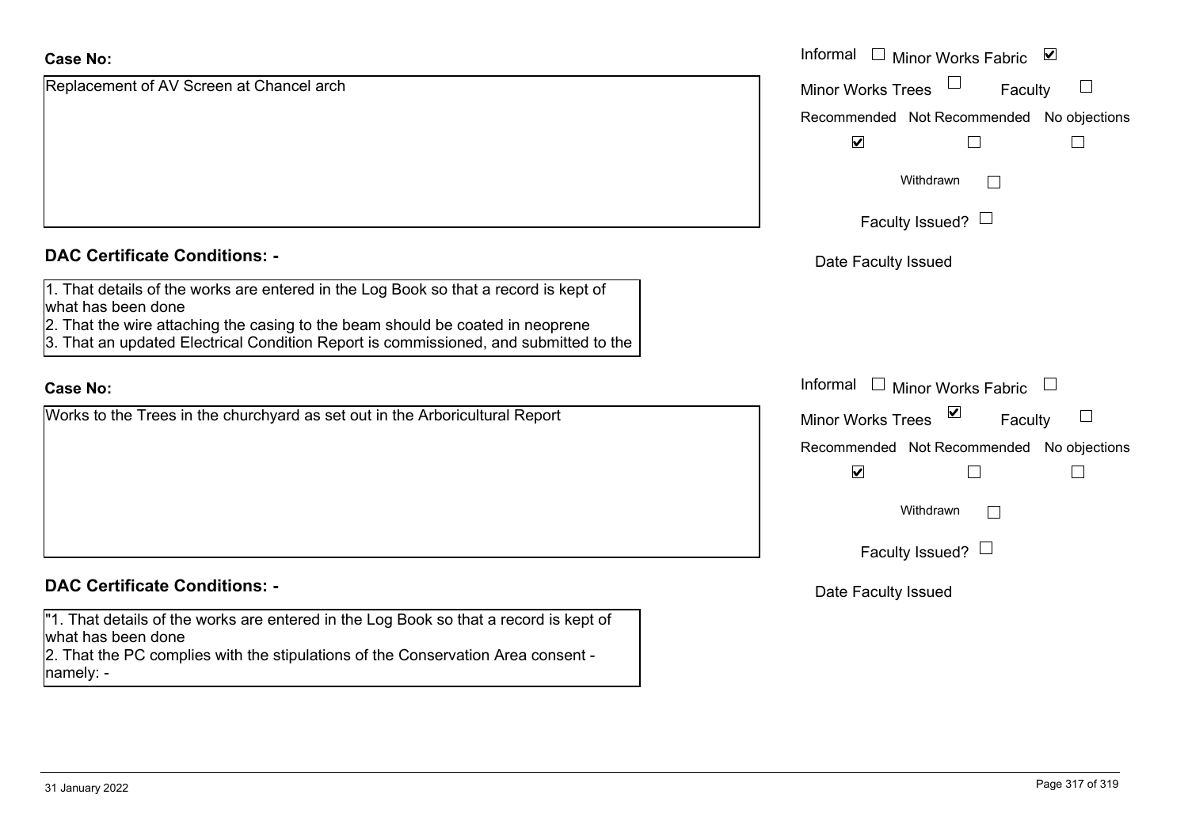**Case No:**

Replacement of AV Screen at Chancel arch

Informal ☐ Minor Works Fabric ☑

Minor Works Trees ☐ Faculty ☐

| Recommended | Not Recommended | No objections |
|---|---|---|
| ☑ | ☐ | ☐ |

Withdrawn ☐

Faculty Issued? ☐

Date Faculty Issued

**DAC Certificate Conditions: -**

1. That details of the works are entered in the Log Book so that a record is kept of what has been done
2. That the wire attaching the casing to the beam should be coated in neoprene
3. That an updated Electrical Condition Report is commissioned, and submitted to the

**Case No:**

Works to the Trees in the churchyard as set out in the Arboricultural Report

Informal ☐ Minor Works Fabric ☐

Minor Works Trees ☑ Faculty ☐

| Recommended | Not Recommended | No objections |
|---|---|---|
| ☑ | ☐ | ☐ |

Withdrawn ☐

Faculty Issued? ☐

Date Faculty Issued

**DAC Certificate Conditions: -**

"1. That details of the works are entered in the Log Book so that a record is kept of what has been done
2. That the PC complies with the stipulations of the Conservation Area consent - namely: -

31 January 2022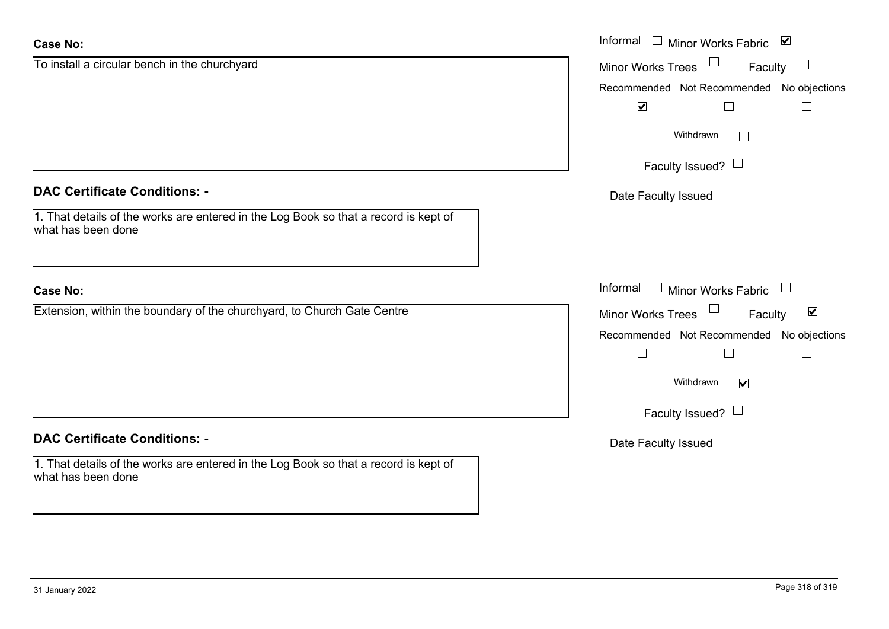**Case No:**

To install a circular bench in the churchyard

Informal ☐ Minor Works Fabric ☑

Minor Works Trees ☐ Faculty ☐

Recommended ☑ Not Recommended ☐ No objections ☐

Withdrawn ☐

Faculty Issued? ☐

Date Faculty Issued

**DAC Certificate Conditions: -**

1. That details of the works are entered in the Log Book so that a record is kept of what has been done

**Case No:**

Extension, within the boundary of the churchyard, to Church Gate Centre

Informal ☐ Minor Works Fabric ☐

Minor Works Trees ☐ Faculty ☑

Recommended ☐ Not Recommended ☐ No objections ☐

Withdrawn ☑

Faculty Issued? ☐

Date Faculty Issued

**DAC Certificate Conditions: -**

1. That details of the works are entered in the Log Book so that a record is kept of what has been done

31 January 2022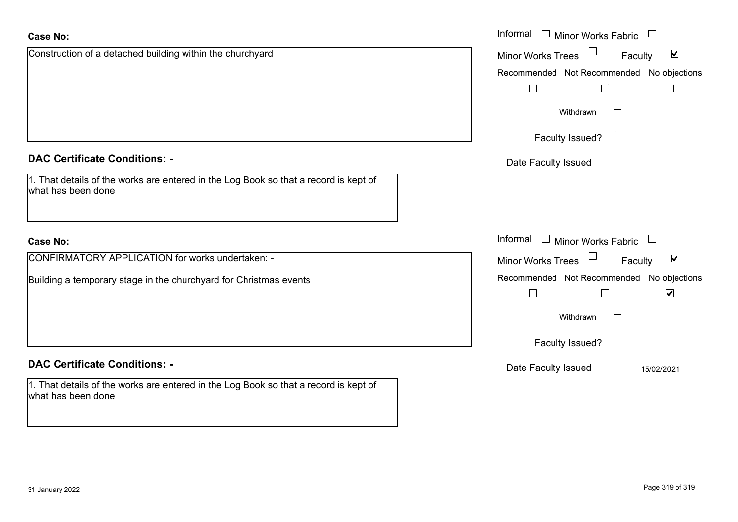**Case No:**

Construction of a detached building within the churchyard

Informal ☐ Minor Works Fabric ☐

Minor Works Trees ☐ Faculty ☑

Recommended ☐ Not Recommended ☐ No objections ☐

Withdrawn ☐

Faculty Issued? ☐

Date Faculty Issued

**DAC Certificate Conditions: -**

1. That details of the works are entered in the Log Book so that a record is kept of what has been done

**Case No:**

CONFIRMATORY APPLICATION for works undertaken: -

Building a temporary stage in the churchyard for Christmas events

Informal ☐ Minor Works Fabric ☐

Minor Works Trees ☐ Faculty ☑

Recommended ☐ Not Recommended ☐ No objections ☑

Withdrawn ☐

Faculty Issued? ☐

Date Faculty Issued 15/02/2021

**DAC Certificate Conditions: -**

1. That details of the works are entered in the Log Book so that a record is kept of what has been done